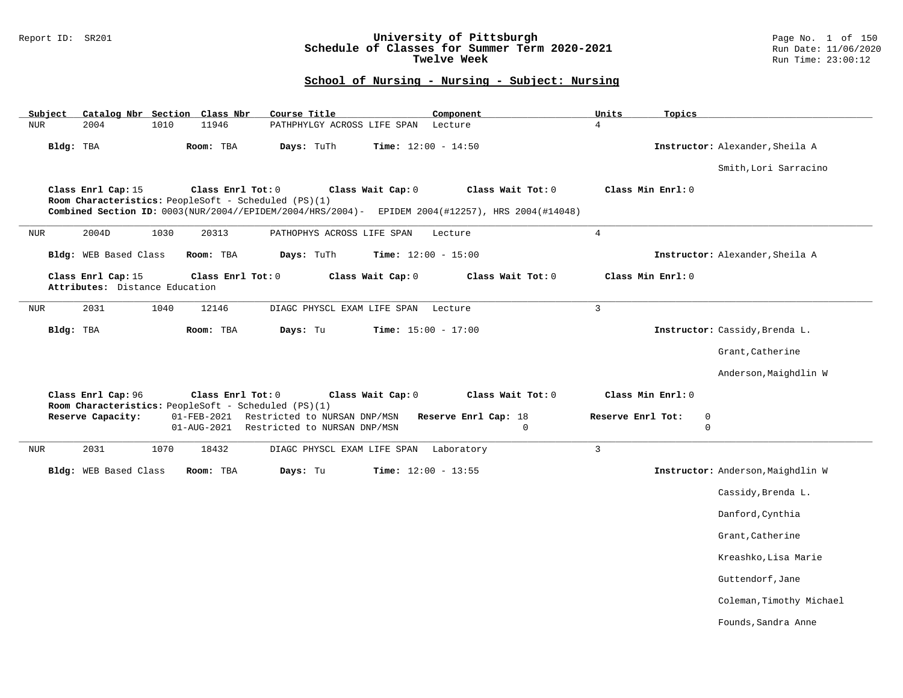# University of Pittsburgh
## Schedule of Classes for Summer Term 2020-2021
## Twelve Week

Report ID: SR201

Run Date: 11/06/2020
Run Time: 23:00:12

## School of Nursing - Nursing - Subject: Nursing

| Subject | Catalog Nbr | Section | Class Nbr | Course Title | Component | Units | Topics |
|---|---|---|---|---|---|---|---|
| NUR | 2004 | 1010 | 11946 | PATHPHYLGY ACROSS LIFE SPAN | Lecture | 4 | |

**Bldg:** TBA **Room:** TBA **Days:** TuTh **Time:** 12:00 - 14:50 **Instructor:** Alexander,Sheila A; Smith,Lori Sarracino

**Class Enrl Cap:** 15 **Class Enrl Tot:** 0 **Class Wait Cap:** 0 **Class Wait Tot:** 0 **Class Min Enrl:** 0

**Room Characteristics:** PeopleSoft - Scheduled (PS)(1)

**Combined Section ID:** 0003(NUR/2004//EPIDEM/2004/HRS/2004)- EPIDEM 2004(#12257), HRS 2004(#14048)

---

| Subject | Catalog Nbr | Section | Class Nbr | Course Title | Component | Units | Topics |
|---|---|---|---|---|---|---|---|
| NUR | 2004D | 1030 | 20313 | PATHOPHYS ACROSS LIFE SPAN | Lecture | 4 | |

**Bldg:** WEB Based Class **Room:** TBA **Days:** TuTh **Time:** 12:00 - 15:00 **Instructor:** Alexander,Sheila A

**Class Enrl Cap:** 15 **Class Enrl Tot:** 0 **Class Wait Cap:** 0 **Class Wait Tot:** 0 **Class Min Enrl:** 0

**Attributes:** Distance Education

---

| Subject | Catalog Nbr | Section | Class Nbr | Course Title | Component | Units | Topics |
|---|---|---|---|---|---|---|---|
| NUR | 2031 | 1040 | 12146 | DIAGC PHYSCL EXAM LIFE SPAN | Lecture | 3 | |

**Bldg:** TBA **Room:** TBA **Days:** Tu **Time:** 15:00 - 17:00 **Instructor:** Cassidy,Brenda L.; Grant,Catherine; Anderson,Maighdlin W

**Class Enrl Cap:** 96 **Class Enrl Tot:** 0 **Class Wait Cap:** 0 **Class Wait Tot:** 0 **Class Min Enrl:** 0

**Room Characteristics:** PeopleSoft - Scheduled (PS)(1)

| Reserve Capacity: | Restriction | Reserve Enrl Cap | Reserve Enrl Tot |
|---|---|---|---|
| 01-FEB-2021 | Restricted to NURSAN DNP/MSN | 18 | 0 |
| 01-AUG-2021 | Restricted to NURSAN DNP/MSN | 0 | 0 |

---

| Subject | Catalog Nbr | Section | Class Nbr | Course Title | Component | Units | Topics |
|---|---|---|---|---|---|---|---|
| NUR | 2031 | 1070 | 18432 | DIAGC PHYSCL EXAM LIFE SPAN | Laboratory | 3 | |

**Bldg:** WEB Based Class **Room:** TBA **Days:** Tu **Time:** 12:00 - 13:55 **Instructor:** Anderson,Maighdlin W; Cassidy,Brenda L.; Danford,Cynthia; Grant,Catherine; Kreashko,Lisa Marie; Guttendorf,Jane; Coleman,Timothy Michael; Founds,Sandra Anne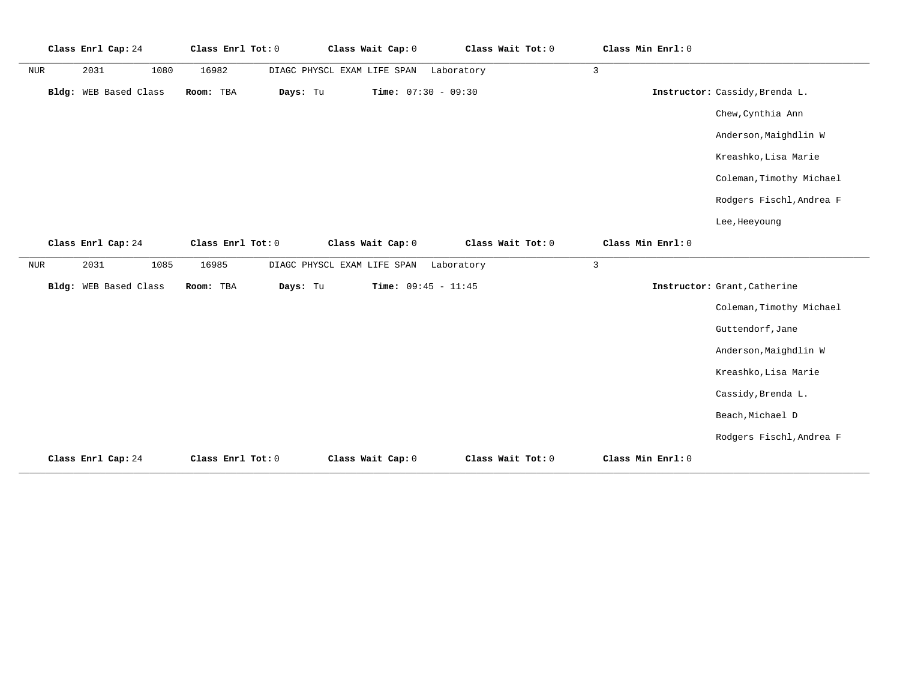**Class Enrl Cap:** 24 **Class Enrl Tot:** 0 **Class Wait Cap:** 0 **Class Wait Tot:** 0 **Class Min Enrl:** 0

---

NUR 2031 1080 16982 DIAGC PHYSCL EXAM LIFE SPAN Laboratory 3

**Bldg:** WEB Based Class **Room:** TBA **Days:** Tu **Time:** 07:30 - 09:30 **Instructor:** Cassidy,Brenda L.

Chew,Cynthia Ann

Anderson,Maighdlin W

Kreashko,Lisa Marie

Coleman,Timothy Michael

Rodgers Fischl,Andrea F

Lee,Heeyoung

**Class Enrl Cap:** 24 **Class Enrl Tot:** 0 **Class Wait Cap:** 0 **Class Wait Tot:** 0 **Class Min Enrl:** 0

---

NUR 2031 1085 16985 DIAGC PHYSCL EXAM LIFE SPAN Laboratory 3

**Bldg:** WEB Based Class **Room:** TBA **Days:** Tu **Time:** 09:45 - 11:45 **Instructor:** Grant,Catherine

Coleman,Timothy Michael

Guttendorf,Jane

Anderson,Maighdlin W

Kreashko,Lisa Marie

Cassidy,Brenda L.

Beach,Michael D

Rodgers Fischl,Andrea F

**Class Enrl Cap:** 24 **Class Enrl Tot:** 0 **Class Wait Cap:** 0 **Class Wait Tot:** 0 **Class Min Enrl:** 0

---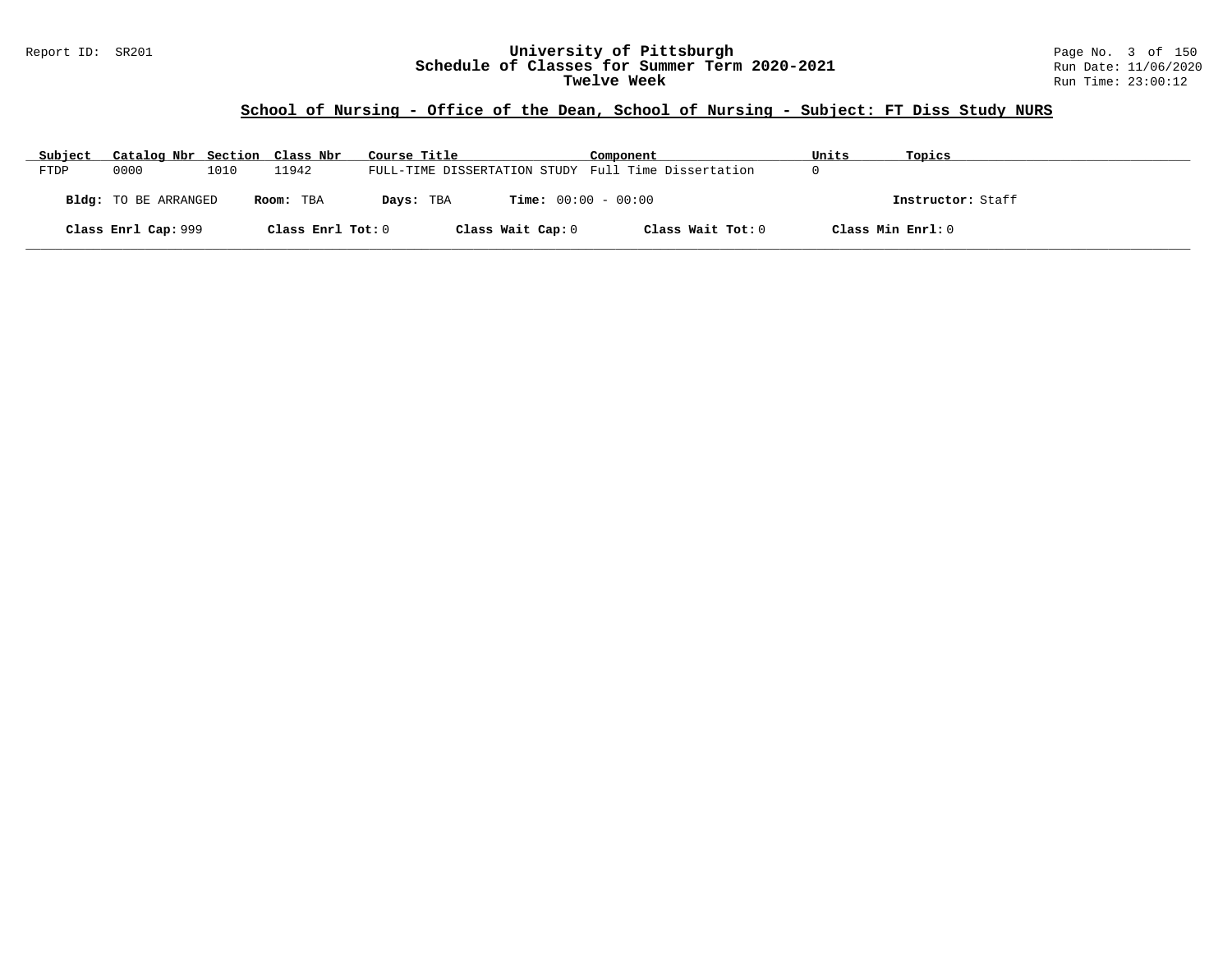## School of Nursing - Office of the Dean, School of Nursing - Subject: FT Diss Study NURS

| Subject | Catalog Nbr | Section | Class Nbr | Course Title | Component | Units | Topics |
|---|---|---|---|---|---|---|---|
| FTDP | 0000 | 1010 | 11942 | FULL-TIME DISSERTATION STUDY | Full Time Dissertation | 0 | |

**Bldg:** TO BE ARRANGED **Room:** TBA **Days:** TBA **Time:** 00:00 - 00:00 **Instructor:** Staff

**Class Enrl Cap:** 999 **Class Enrl Tot:** 0 **Class Wait Cap:** 0 **Class Wait Tot:** 0 **Class Min Enrl:** 0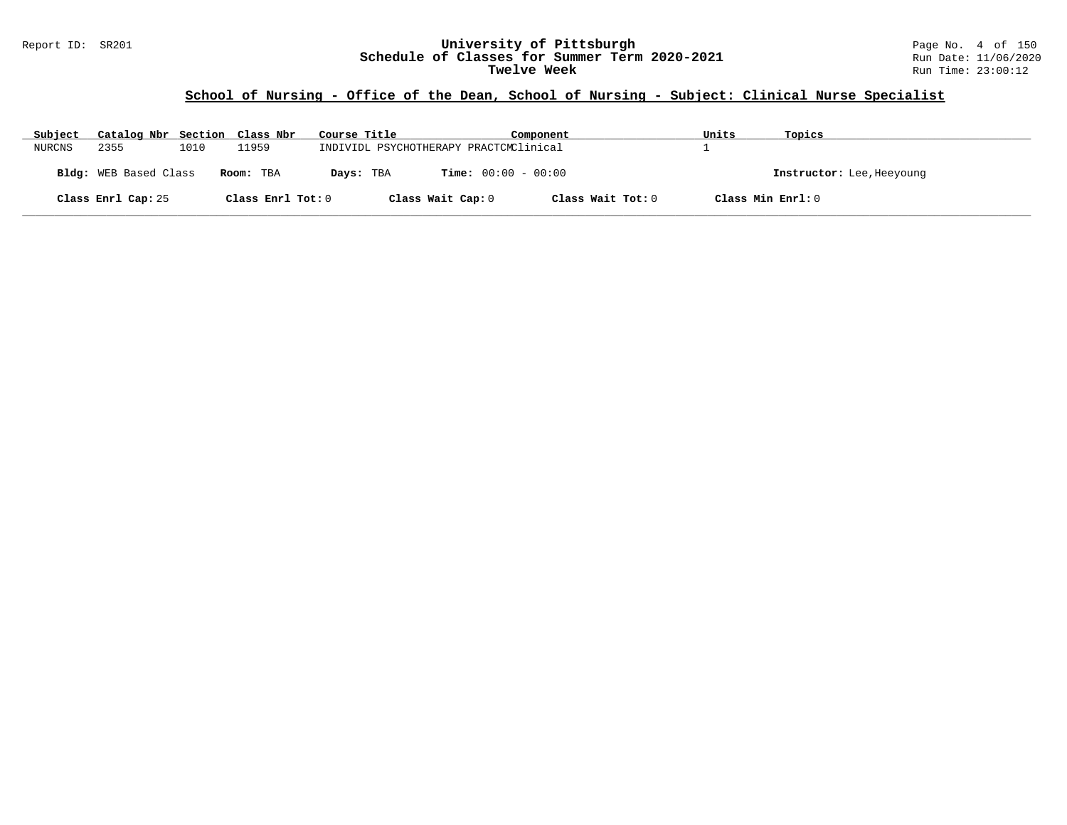## School of Nursing - Office of the Dean, School of Nursing - Subject: Clinical Nurse Specialist

| Subject | Catalog Nbr | Section | Class Nbr | Course Title | Component | Units | Topics |
|---|---|---|---|---|---|---|---|
| NURCNS | 2355 | 1010 | 11959 | INDIVIDL PSYCHOTHERAPY PRACTCM | Clinical | 1 | |

**Bldg:** WEB Based Class **Room:** TBA **Days:** TBA **Time:** 00:00 - 00:00 **Instructor:** Lee,Heeyoung

**Class Enrl Cap:** 25 **Class Enrl Tot:** 0 **Class Wait Cap:** 0 **Class Wait Tot:** 0 **Class Min Enrl:** 0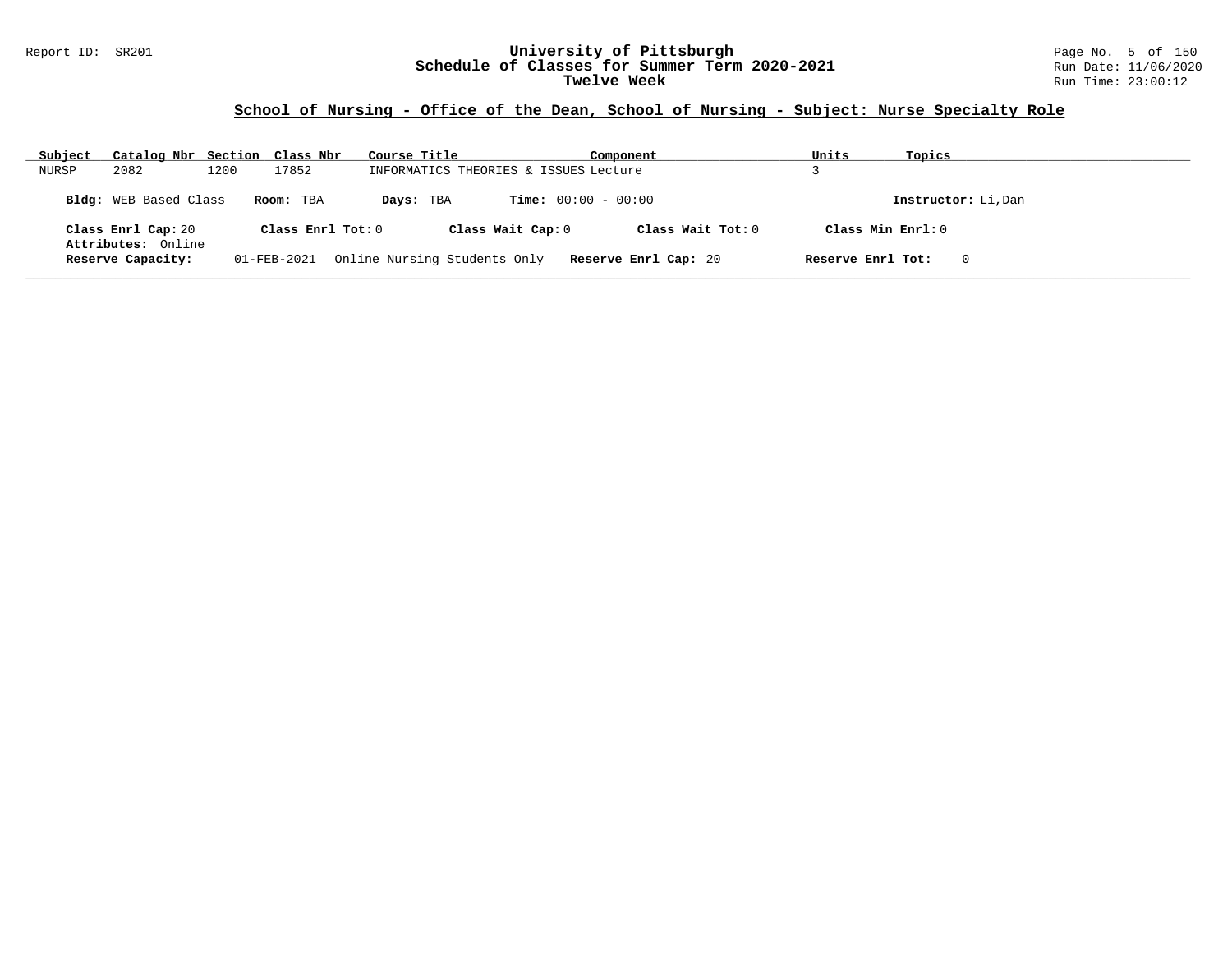University of Pittsburgh
Schedule of Classes for Summer Term 2020-2021
Twelve Week

Report ID: SR201
Run Date: 11/06/2020
Run Time: 23:00:12

## School of Nursing - Office of the Dean, School of Nursing - Subject: Nurse Specialty Role

| Subject | Catalog Nbr | Section | Class Nbr | Course Title | Component | Units | Topics |
|---|---|---|---|---|---|---|---|
| NURSP | 2082 | 1200 | 17852 | INFORMATICS THEORIES & ISSUES | Lecture | 3 | |

**Bldg:** WEB Based Class **Room:** TBA **Days:** TBA **Time:** 00:00 - 00:00 **Instructor:** Li,Dan

**Class Enrl Cap:** 20 **Class Enrl Tot:** 0 **Class Wait Cap:** 0 **Class Wait Tot:** 0 **Class Min Enrl:** 0

**Attributes:** Online

**Reserve Capacity:** 01-FEB-2021 Online Nursing Students Only **Reserve Enrl Cap:** 20 **Reserve Enrl Tot:** 0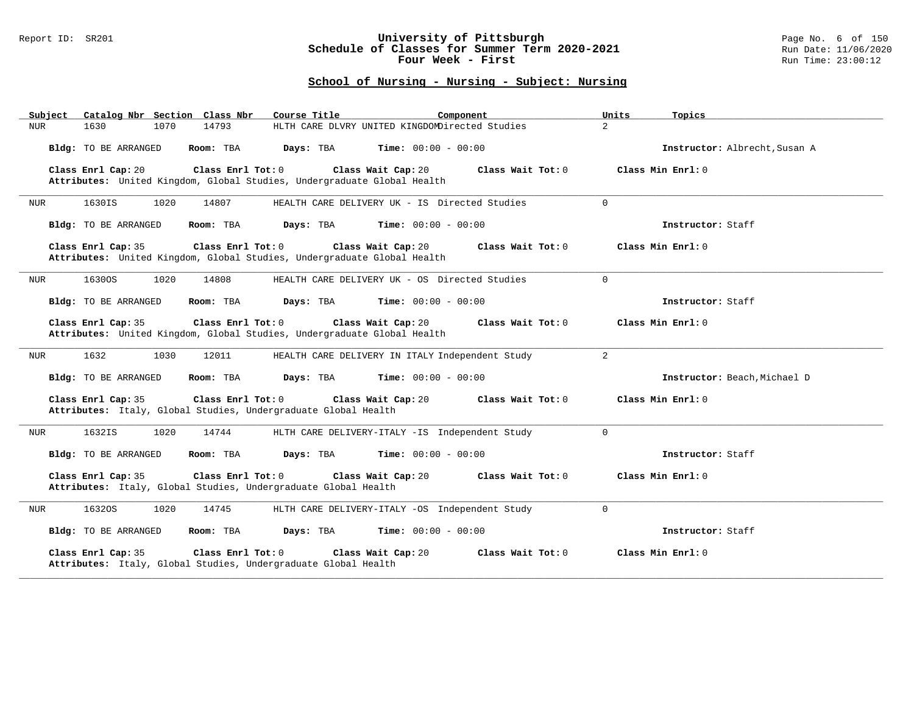## School of Nursing - Nursing - Subject: Nursing

| Subject | Catalog Nbr | Section | Class Nbr | Course Title | Component | Units | Topics |
|---|---|---|---|---|---|---|---|
| NUR | 1630 | 1070 | 14793 | HLTH CARE DLVRY UNITED KINGDOM | Directed Studies | 2 | |

**Bldg:** TO BE ARRANGED **Room:** TBA **Days:** TBA **Time:** 00:00 - 00:00 **Instructor:** Albrecht,Susan A

**Class Enrl Cap:** 20 **Class Enrl Tot:** 0 **Class Wait Cap:** 20 **Class Wait Tot:** 0 **Class Min Enrl:** 0

**Attributes:** United Kingdom, Global Studies, Undergraduate Global Health

---

| Subject | Catalog Nbr | Section | Class Nbr | Course Title | Component | Units | Topics |
|---|---|---|---|---|---|---|---|
| NUR | 1630IS | 1020 | 14807 | HEALTH CARE DELIVERY UK - IS | Directed Studies | 0 | |

**Bldg:** TO BE ARRANGED **Room:** TBA **Days:** TBA **Time:** 00:00 - 00:00 **Instructor:** Staff

**Class Enrl Cap:** 35 **Class Enrl Tot:** 0 **Class Wait Cap:** 20 **Class Wait Tot:** 0 **Class Min Enrl:** 0

**Attributes:** United Kingdom, Global Studies, Undergraduate Global Health

---

| Subject | Catalog Nbr | Section | Class Nbr | Course Title | Component | Units | Topics |
|---|---|---|---|---|---|---|---|
| NUR | 1630OS | 1020 | 14808 | HEALTH CARE DELIVERY UK - OS | Directed Studies | 0 | |

**Bldg:** TO BE ARRANGED **Room:** TBA **Days:** TBA **Time:** 00:00 - 00:00 **Instructor:** Staff

**Class Enrl Cap:** 35 **Class Enrl Tot:** 0 **Class Wait Cap:** 20 **Class Wait Tot:** 0 **Class Min Enrl:** 0

**Attributes:** United Kingdom, Global Studies, Undergraduate Global Health

---

| Subject | Catalog Nbr | Section | Class Nbr | Course Title | Component | Units | Topics |
|---|---|---|---|---|---|---|---|
| NUR | 1632 | 1030 | 12011 | HEALTH CARE DELIVERY IN ITALY | Independent Study | 2 | |

**Bldg:** TO BE ARRANGED **Room:** TBA **Days:** TBA **Time:** 00:00 - 00:00 **Instructor:** Beach,Michael D

**Class Enrl Cap:** 35 **Class Enrl Tot:** 0 **Class Wait Cap:** 20 **Class Wait Tot:** 0 **Class Min Enrl:** 0

**Attributes:** Italy, Global Studies, Undergraduate Global Health

---

| Subject | Catalog Nbr | Section | Class Nbr | Course Title | Component | Units | Topics |
|---|---|---|---|---|---|---|---|
| NUR | 1632IS | 1020 | 14744 | HLTH CARE DELIVERY-ITALY -IS | Independent Study | 0 | |

**Bldg:** TO BE ARRANGED **Room:** TBA **Days:** TBA **Time:** 00:00 - 00:00 **Instructor:** Staff

**Class Enrl Cap:** 35 **Class Enrl Tot:** 0 **Class Wait Cap:** 20 **Class Wait Tot:** 0 **Class Min Enrl:** 0

**Attributes:** Italy, Global Studies, Undergraduate Global Health

---

| Subject | Catalog Nbr | Section | Class Nbr | Course Title | Component | Units | Topics |
|---|---|---|---|---|---|---|---|
| NUR | 1632OS | 1020 | 14745 | HLTH CARE DELIVERY-ITALY -OS | Independent Study | 0 | |

**Bldg:** TO BE ARRANGED **Room:** TBA **Days:** TBA **Time:** 00:00 - 00:00 **Instructor:** Staff

**Class Enrl Cap:** 35 **Class Enrl Tot:** 0 **Class Wait Cap:** 20 **Class Wait Tot:** 0 **Class Min Enrl:** 0

**Attributes:** Italy, Global Studies, Undergraduate Global Health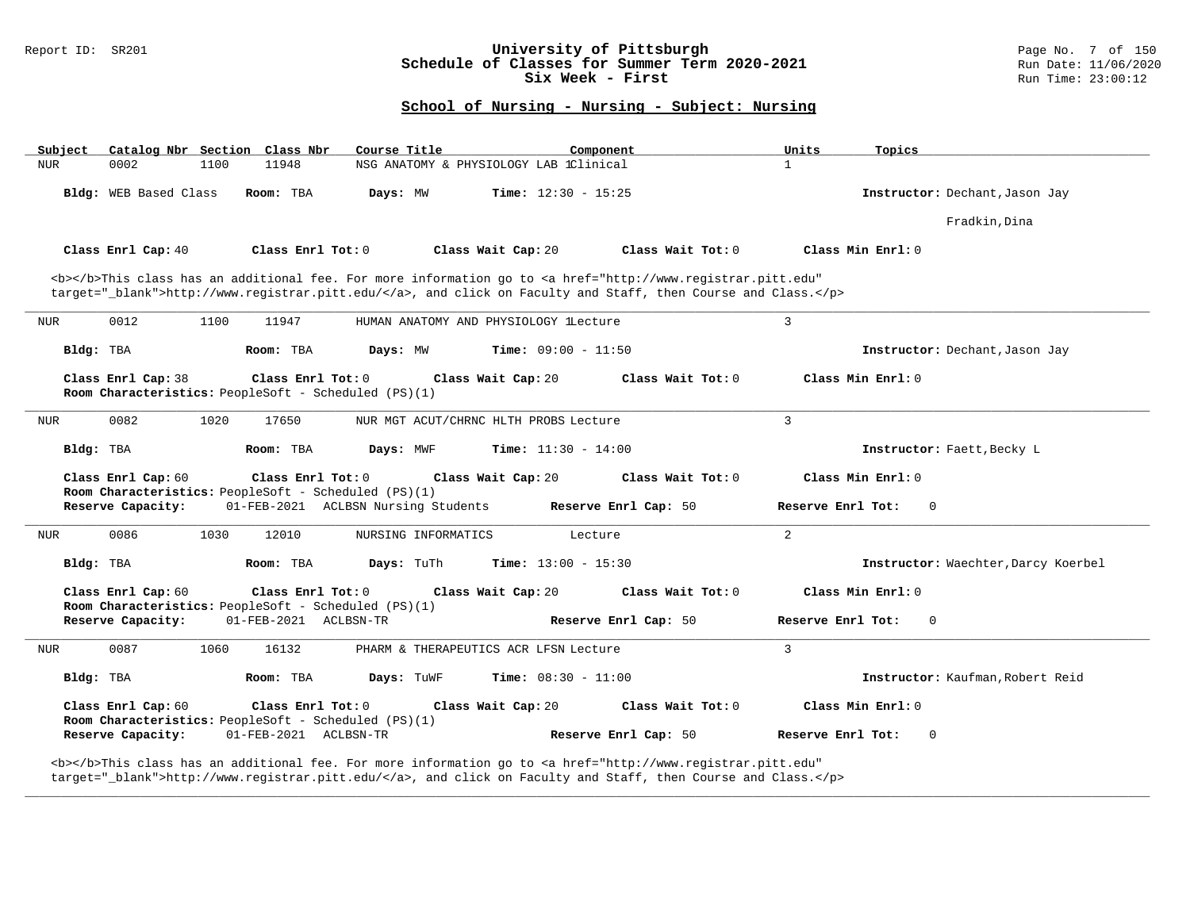University of Pittsburgh
Schedule of Classes for Summer Term 2020-2021
Six Week - First

## School of Nursing - Nursing - Subject: Nursing

| Subject | Catalog Nbr | Section | Class Nbr | Course Title | Component | Units | Topics |
|---|---|---|---|---|---|---|---|
| NUR | 0002 | 1100 | 11948 | NSG ANATOMY & PHYSIOLOGY LAB 1 | Clinical | 1 | |

**Bldg:** WEB Based Class **Room:** TBA **Days:** MW **Time:** 12:30 - 15:25 **Instructor:** Dechant,Jason Jay; Fradkin,Dina

**Class Enrl Cap:** 40 **Class Enrl Tot:** 0 **Class Wait Cap:** 20 **Class Wait Tot:** 0 **Class Min Enrl:** 0

<b></b>This class has an additional fee. For more information go to <a href="http://www.registrar.pitt.edu" target="_blank">http://www.registrar.pitt.edu/</a>, and click on Faculty and Staff, then Course and Class.</p>

---

| Subject | Catalog Nbr | Section | Class Nbr | Course Title | Component | Units | Topics |
|---|---|---|---|---|---|---|---|
| NUR | 0012 | 1100 | 11947 | HUMAN ANATOMY AND PHYSIOLOGY 1 | Lecture | 3 | |

**Bldg:** TBA **Room:** TBA **Days:** MW **Time:** 09:00 - 11:50 **Instructor:** Dechant,Jason Jay

**Class Enrl Cap:** 38 **Class Enrl Tot:** 0 **Class Wait Cap:** 20 **Class Wait Tot:** 0 **Class Min Enrl:** 0
**Room Characteristics:** PeopleSoft - Scheduled (PS)(1)

---

| Subject | Catalog Nbr | Section | Class Nbr | Course Title | Component | Units | Topics |
|---|---|---|---|---|---|---|---|
| NUR | 0082 | 1020 | 17650 | NUR MGT ACUT/CHRNC HLTH PROBS | Lecture | 3 | |

**Bldg:** TBA **Room:** TBA **Days:** MWF **Time:** 11:30 - 14:00 **Instructor:** Faett,Becky L

**Class Enrl Cap:** 60 **Class Enrl Tot:** 0 **Class Wait Cap:** 20 **Class Wait Tot:** 0 **Class Min Enrl:** 0
**Room Characteristics:** PeopleSoft - Scheduled (PS)(1)
**Reserve Capacity:** 01-FEB-2021 ACLBSN Nursing Students **Reserve Enrl Cap:** 50 **Reserve Enrl Tot:** 0

---

| Subject | Catalog Nbr | Section | Class Nbr | Course Title | Component | Units | Topics |
|---|---|---|---|---|---|---|---|
| NUR | 0086 | 1030 | 12010 | NURSING INFORMATICS | Lecture | 2 | |

**Bldg:** TBA **Room:** TBA **Days:** TuTh **Time:** 13:00 - 15:30 **Instructor:** Waechter,Darcy Koerbel

**Class Enrl Cap:** 60 **Class Enrl Tot:** 0 **Class Wait Cap:** 20 **Class Wait Tot:** 0 **Class Min Enrl:** 0
**Room Characteristics:** PeopleSoft - Scheduled (PS)(1)
**Reserve Capacity:** 01-FEB-2021 ACLBSN-TR **Reserve Enrl Cap:** 50 **Reserve Enrl Tot:** 0

---

| Subject | Catalog Nbr | Section | Class Nbr | Course Title | Component | Units | Topics |
|---|---|---|---|---|---|---|---|
| NUR | 0087 | 1060 | 16132 | PHARM & THERAPEUTICS ACR LFSN | Lecture | 3 | |

**Bldg:** TBA **Room:** TBA **Days:** TuWF **Time:** 08:30 - 11:00 **Instructor:** Kaufman,Robert Reid

**Class Enrl Cap:** 60 **Class Enrl Tot:** 0 **Class Wait Cap:** 20 **Class Wait Tot:** 0 **Class Min Enrl:** 0
**Room Characteristics:** PeopleSoft - Scheduled (PS)(1)
**Reserve Capacity:** 01-FEB-2021 ACLBSN-TR **Reserve Enrl Cap:** 50 **Reserve Enrl Tot:** 0

<b></b>This class has an additional fee. For more information go to <a href="http://www.registrar.pitt.edu" target="_blank">http://www.registrar.pitt.edu/</a>, and click on Faculty and Staff, then Course and Class.</p>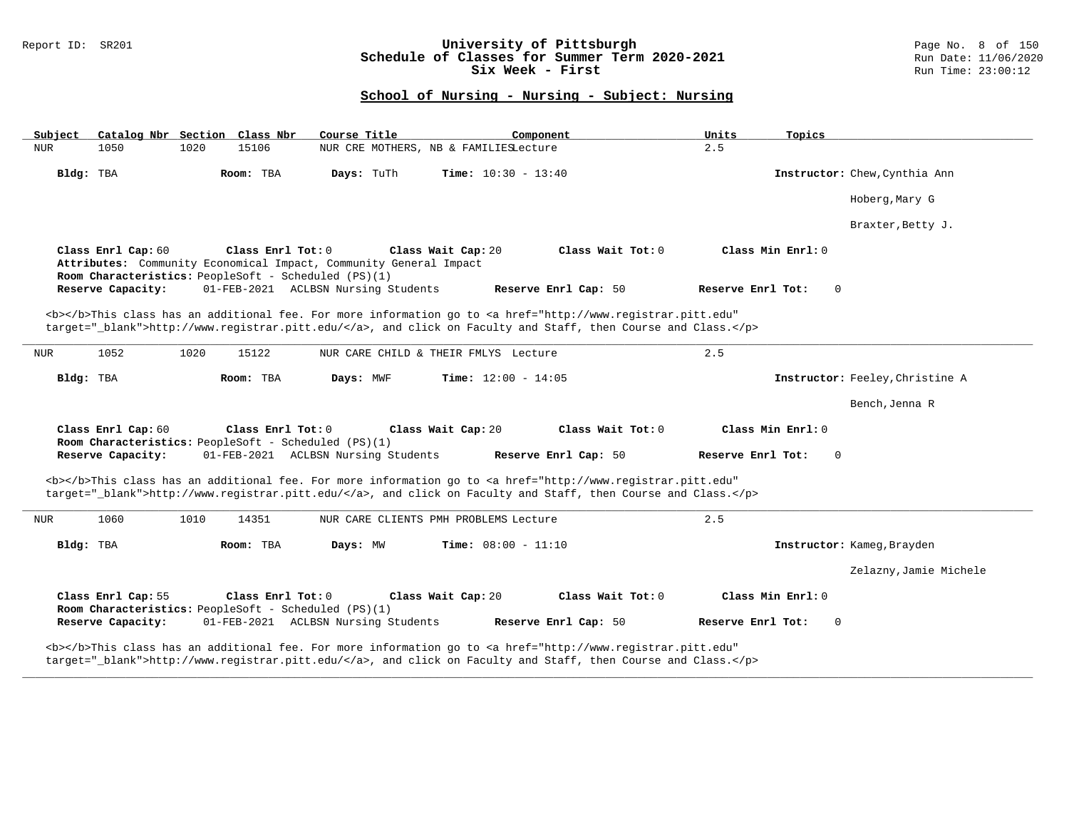## School of Nursing - Nursing - Subject: Nursing

| Subject | Catalog Nbr | Section | Class Nbr | Course Title | Component | Units | Topics |
|---|---|---|---|---|---|---|---|
| NUR | 1050 | 1020 | 15106 | NUR CRE MOTHERS, NB & FAMILIES | Lecture | 2.5 | |

**Bldg:** TBA **Room:** TBA **Days:** TuTh **Time:** 10:30 - 13:40 **Instructor:** Chew,Cynthia Ann

Hoberg,Mary G

Braxter,Betty J.

**Class Enrl Cap:** 60 **Class Enrl Tot:** 0 **Class Wait Cap:** 20 **Class Wait Tot:** 0 **Class Min Enrl:** 0

**Attributes:** Community Economical Impact, Community General Impact

**Room Characteristics:** PeopleSoft - Scheduled (PS)(1)

**Reserve Capacity:** 01-FEB-2021 ACLBSN Nursing Students **Reserve Enrl Cap:** 50 **Reserve Enrl Tot:** 0

<b></b>This class has an additional fee. For more information go to <a href="http://www.registrar.pitt.edu" target="_blank">http://www.registrar.pitt.edu/</a>, and click on Faculty and Staff, then Course and Class.</p>

---

| Subject | Catalog Nbr | Section | Class Nbr | Course Title | Component | Units | Topics |
|---|---|---|---|---|---|---|---|
| NUR | 1052 | 1020 | 15122 | NUR CARE CHILD & THEIR FMLYS | Lecture | 2.5 | |

**Bldg:** TBA **Room:** TBA **Days:** MWF **Time:** 12:00 - 14:05 **Instructor:** Feeley,Christine A

Bench,Jenna R

**Class Enrl Cap:** 60 **Class Enrl Tot:** 0 **Class Wait Cap:** 20 **Class Wait Tot:** 0 **Class Min Enrl:** 0

**Room Characteristics:** PeopleSoft - Scheduled (PS)(1)

**Reserve Capacity:** 01-FEB-2021 ACLBSN Nursing Students **Reserve Enrl Cap:** 50 **Reserve Enrl Tot:** 0

<b></b>This class has an additional fee. For more information go to <a href="http://www.registrar.pitt.edu" target="_blank">http://www.registrar.pitt.edu/</a>, and click on Faculty and Staff, then Course and Class.</p>

---

| Subject | Catalog Nbr | Section | Class Nbr | Course Title | Component | Units | Topics |
|---|---|---|---|---|---|---|---|
| NUR | 1060 | 1010 | 14351 | NUR CARE CLIENTS PMH PROBLEMS | Lecture | 2.5 | |

**Bldg:** TBA **Room:** TBA **Days:** MW **Time:** 08:00 - 11:10 **Instructor:** Kameg,Brayden

Zelazny,Jamie Michele

**Class Enrl Cap:** 55 **Class Enrl Tot:** 0 **Class Wait Cap:** 20 **Class Wait Tot:** 0 **Class Min Enrl:** 0

**Room Characteristics:** PeopleSoft - Scheduled (PS)(1)

**Reserve Capacity:** 01-FEB-2021 ACLBSN Nursing Students **Reserve Enrl Cap:** 50 **Reserve Enrl Tot:** 0

<b></b>This class has an additional fee. For more information go to <a href="http://www.registrar.pitt.edu" target="_blank">http://www.registrar.pitt.edu/</a>, and click on Faculty and Staff, then Course and Class.</p>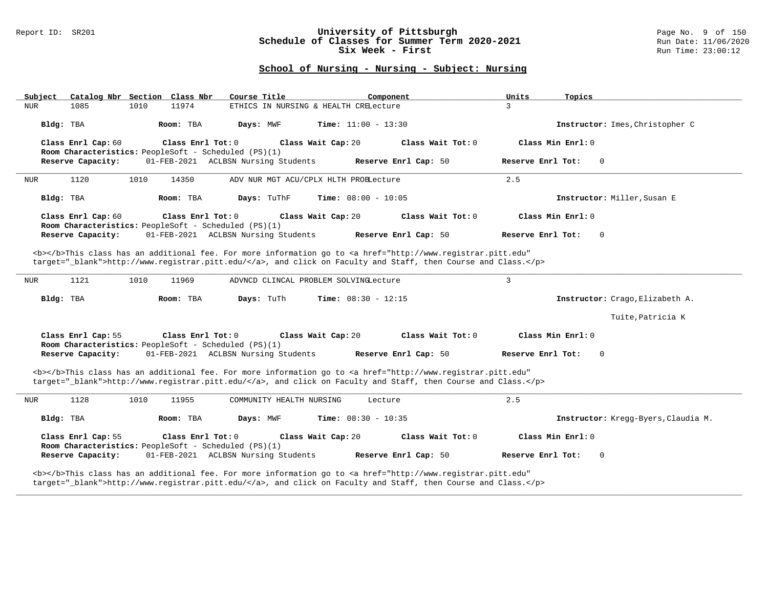# University of Pittsburgh
## Schedule of Classes for Summer Term 2020-2021
## Six Week - First

Report ID: SR201

Run Date: 11/06/2020
Run Time: 23:00:12

### School of Nursing - Nursing - Subject: Nursing

| Subject | Catalog Nbr | Section | Class Nbr | Course Title | Component | Units | Topics |
|---|---|---|---|---|---|---|---|
| NUR | 1085 | 1010 | 11974 | ETHICS IN NURSING & HEALTH CRE | Lecture | 3 | |

**Bldg:** TBA **Room:** TBA **Days:** MWF **Time:** 11:00 - 13:30 **Instructor:** Imes,Christopher C

**Class Enrl Cap:** 60 **Class Enrl Tot:** 0 **Class Wait Cap:** 20 **Class Wait Tot:** 0 **Class Min Enrl:** 0
**Room Characteristics:** PeopleSoft - Scheduled (PS)(1)
**Reserve Capacity:** 01-FEB-2021 ACLBSN Nursing Students **Reserve Enrl Cap:** 50 **Reserve Enrl Tot:** 0

---

| Subject | Catalog Nbr | Section | Class Nbr | Course Title | Component | Units | Topics |
|---|---|---|---|---|---|---|---|
| NUR | 1120 | 1010 | 14350 | ADV NUR MGT ACU/CPLX HLTH PROB | Lecture | 2.5 | |

**Bldg:** TBA **Room:** TBA **Days:** TuThF **Time:** 08:00 - 10:05 **Instructor:** Miller,Susan E

**Class Enrl Cap:** 60 **Class Enrl Tot:** 0 **Class Wait Cap:** 20 **Class Wait Tot:** 0 **Class Min Enrl:** 0
**Room Characteristics:** PeopleSoft - Scheduled (PS)(1)
**Reserve Capacity:** 01-FEB-2021 ACLBSN Nursing Students **Reserve Enrl Cap:** 50 **Reserve Enrl Tot:** 0

<b></b>This class has an additional fee. For more information go to <a href="http://www.registrar.pitt.edu" target="_blank">http://www.registrar.pitt.edu/</a>, and click on Faculty and Staff, then Course and Class.</p>

---

| Subject | Catalog Nbr | Section | Class Nbr | Course Title | Component | Units | Topics |
|---|---|---|---|---|---|---|---|
| NUR | 1121 | 1010 | 11969 | ADVNCD CLINCAL PROBLEM SOLVING | Lecture | 3 | |

**Bldg:** TBA **Room:** TBA **Days:** TuTh **Time:** 08:30 - 12:15 **Instructor:** Crago,Elizabeth A.
Tuite,Patricia K

**Class Enrl Cap:** 55 **Class Enrl Tot:** 0 **Class Wait Cap:** 20 **Class Wait Tot:** 0 **Class Min Enrl:** 0
**Room Characteristics:** PeopleSoft - Scheduled (PS)(1)
**Reserve Capacity:** 01-FEB-2021 ACLBSN Nursing Students **Reserve Enrl Cap:** 50 **Reserve Enrl Tot:** 0

<b></b>This class has an additional fee. For more information go to <a href="http://www.registrar.pitt.edu" target="_blank">http://www.registrar.pitt.edu/</a>, and click on Faculty and Staff, then Course and Class.</p>

---

| Subject | Catalog Nbr | Section | Class Nbr | Course Title | Component | Units | Topics |
|---|---|---|---|---|---|---|---|
| NUR | 1128 | 1010 | 11955 | COMMUNITY HEALTH NURSING | Lecture | 2.5 | |

**Bldg:** TBA **Room:** TBA **Days:** MWF **Time:** 08:30 - 10:35 **Instructor:** Kregg-Byers,Claudia M.

**Class Enrl Cap:** 55 **Class Enrl Tot:** 0 **Class Wait Cap:** 20 **Class Wait Tot:** 0 **Class Min Enrl:** 0
**Room Characteristics:** PeopleSoft - Scheduled (PS)(1)
**Reserve Capacity:** 01-FEB-2021 ACLBSN Nursing Students **Reserve Enrl Cap:** 50 **Reserve Enrl Tot:** 0

<b></b>This class has an additional fee. For more information go to <a href="http://www.registrar.pitt.edu" target="_blank">http://www.registrar.pitt.edu/</a>, and click on Faculty and Staff, then Course and Class.</p>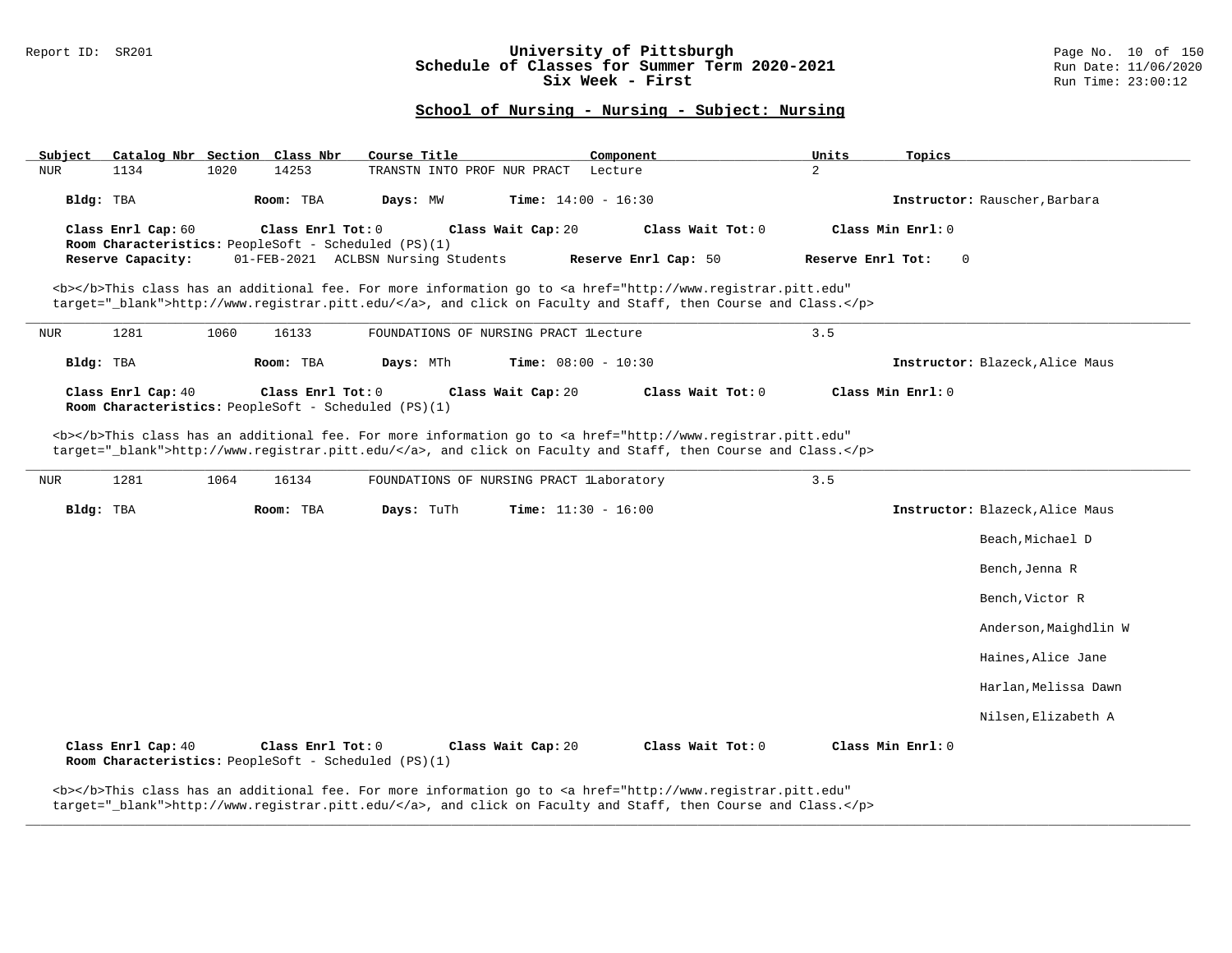# University of Pittsburgh
## Schedule of Classes for Summer Term 2020-2021
## Six Week - First

Report ID: SR201

Run Date: 11/06/2020
Run Time: 23:00:12

### School of Nursing - Nursing - Subject: Nursing

| Subject | Catalog Nbr | Section | Class Nbr | Course Title | Component | Units | Topics |
|---|---|---|---|---|---|---|---|
| NUR | 1134 | 1020 | 14253 | TRANSTN INTO PROF NUR PRACT | Lecture | 2 | |

**Bldg:** TBA **Room:** TBA **Days:** MW **Time:** 14:00 - 16:30 **Instructor:** Rauscher,Barbara

**Class Enrl Cap:** 60 **Class Enrl Tot:** 0 **Class Wait Cap:** 20 **Class Wait Tot:** 0 **Class Min Enrl:** 0
**Room Characteristics:** PeopleSoft - Scheduled (PS)(1)
**Reserve Capacity:** 01-FEB-2021 ACLBSN Nursing Students **Reserve Enrl Cap:** 50 **Reserve Enrl Tot:** 0

<b></b>This class has an additional fee. For more information go to <a href="http://www.registrar.pitt.edu" target="_blank">http://www.registrar.pitt.edu/</a>, and click on Faculty and Staff, then Course and Class.</p>

---

| Subject | Catalog Nbr | Section | Class Nbr | Course Title | Component | Units | Topics |
|---|---|---|---|---|---|---|---|
| NUR | 1281 | 1060 | 16133 | FOUNDATIONS OF NURSING PRACT 1 | Lecture | 3.5 | |

**Bldg:** TBA **Room:** TBA **Days:** MTh **Time:** 08:00 - 10:30 **Instructor:** Blazeck,Alice Maus

**Class Enrl Cap:** 40 **Class Enrl Tot:** 0 **Class Wait Cap:** 20 **Class Wait Tot:** 0 **Class Min Enrl:** 0
**Room Characteristics:** PeopleSoft - Scheduled (PS)(1)

<b></b>This class has an additional fee. For more information go to <a href="http://www.registrar.pitt.edu" target="_blank">http://www.registrar.pitt.edu/</a>, and click on Faculty and Staff, then Course and Class.</p>

---

| Subject | Catalog Nbr | Section | Class Nbr | Course Title | Component | Units | Topics |
|---|---|---|---|---|---|---|---|
| NUR | 1281 | 1064 | 16134 | FOUNDATIONS OF NURSING PRACT 1 | Laboratory | 3.5 | |

**Bldg:** TBA **Room:** TBA **Days:** TuTh **Time:** 11:30 - 16:00 **Instructor:** Blazeck,Alice Maus
Beach,Michael D
Bench,Jenna R
Bench,Victor R
Anderson,Maighdlin W
Haines,Alice Jane
Harlan,Melissa Dawn
Nilsen,Elizabeth A

**Class Enrl Cap:** 40 **Class Enrl Tot:** 0 **Class Wait Cap:** 20 **Class Wait Tot:** 0 **Class Min Enrl:** 0
**Room Characteristics:** PeopleSoft - Scheduled (PS)(1)

<b></b>This class has an additional fee. For more information go to <a href="http://www.registrar.pitt.edu" target="_blank">http://www.registrar.pitt.edu/</a>, and click on Faculty and Staff, then Course and Class.</p>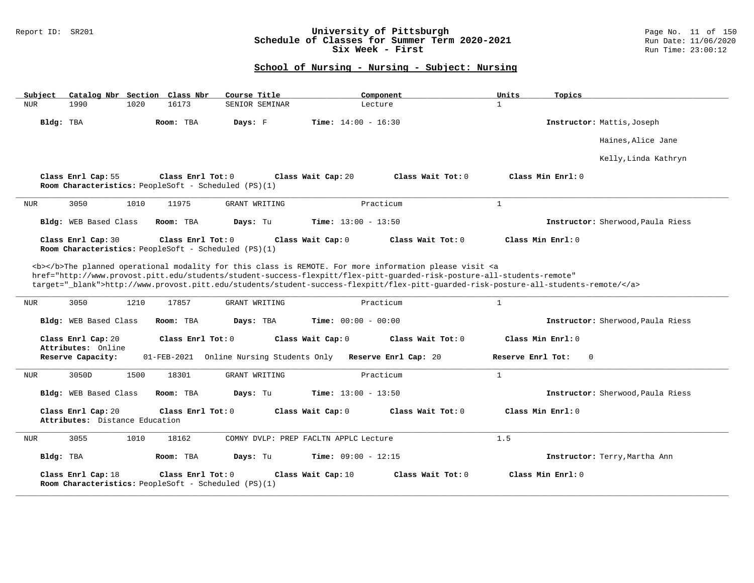## School of Nursing - Nursing - Subject: Nursing

| Subject | Catalog Nbr | Section | Class Nbr | Course Title | Component | Units | Topics |
|---|---|---|---|---|---|---|---|
| NUR | 1990 | 1020 | 16173 | SENIOR SEMINAR | Lecture | 1 | |

**Bldg:** TBA **Room:** TBA **Days:** F **Time:** 14:00 - 16:30 **Instructor:** Mattis,Joseph

Haines,Alice Jane

Kelly,Linda Kathryn

**Class Enrl Cap:** 55 **Class Enrl Tot:** 0 **Class Wait Cap:** 20 **Class Wait Tot:** 0 **Class Min Enrl:** 0

**Room Characteristics:** PeopleSoft - Scheduled (PS)(1)

---

| Subject | Catalog Nbr | Section | Class Nbr | Course Title | Component | Units | Topics |
|---|---|---|---|---|---|---|---|
| NUR | 3050 | 1010 | 11975 | GRANT WRITING | Practicum | 1 | |

**Bldg:** WEB Based Class **Room:** TBA **Days:** Tu **Time:** 13:00 - 13:50 **Instructor:** Sherwood,Paula Riess

**Class Enrl Cap:** 30 **Class Enrl Tot:** 0 **Class Wait Cap:** 0 **Class Wait Tot:** 0 **Class Min Enrl:** 0

**Room Characteristics:** PeopleSoft - Scheduled (PS)(1)

<b></b>The planned operational modality for this class is REMOTE. For more information please visit <a href="http://www.provost.pitt.edu/students/student-success-flexpitt/flex-pitt-guarded-risk-posture-all-students-remote" target="_blank">http://www.provost.pitt.edu/students/student-success-flexpitt/flex-pitt-guarded-risk-posture-all-students-remote/</a>

---

| Subject | Catalog Nbr | Section | Class Nbr | Course Title | Component | Units | Topics |
|---|---|---|---|---|---|---|---|
| NUR | 3050 | 1210 | 17857 | GRANT WRITING | Practicum | 1 | |

**Bldg:** WEB Based Class **Room:** TBA **Days:** TBA **Time:** 00:00 - 00:00 **Instructor:** Sherwood,Paula Riess

**Class Enrl Cap:** 20 **Class Enrl Tot:** 0 **Class Wait Cap:** 0 **Class Wait Tot:** 0 **Class Min Enrl:** 0

**Attributes:** Online

**Reserve Capacity:** 01-FEB-2021 Online Nursing Students Only **Reserve Enrl Cap:** 20 **Reserve Enrl Tot:** 0

---

| Subject | Catalog Nbr | Section | Class Nbr | Course Title | Component | Units | Topics |
|---|---|---|---|---|---|---|---|
| NUR | 3050D | 1500 | 18301 | GRANT WRITING | Practicum | 1 | |

**Bldg:** WEB Based Class **Room:** TBA **Days:** Tu **Time:** 13:00 - 13:50 **Instructor:** Sherwood,Paula Riess

**Class Enrl Cap:** 20 **Class Enrl Tot:** 0 **Class Wait Cap:** 0 **Class Wait Tot:** 0 **Class Min Enrl:** 0

**Attributes:** Distance Education

---

| Subject | Catalog Nbr | Section | Class Nbr | Course Title | Component | Units | Topics |
|---|---|---|---|---|---|---|---|
| NUR | 3055 | 1010 | 18162 | COMNY DVLP: PREP FACLTN APPLC | Lecture | 1.5 | |

**Bldg:** TBA **Room:** TBA **Days:** Tu **Time:** 09:00 - 12:15 **Instructor:** Terry,Martha Ann

**Class Enrl Cap:** 18 **Class Enrl Tot:** 0 **Class Wait Cap:** 10 **Class Wait Tot:** 0 **Class Min Enrl:** 0

**Room Characteristics:** PeopleSoft - Scheduled (PS)(1)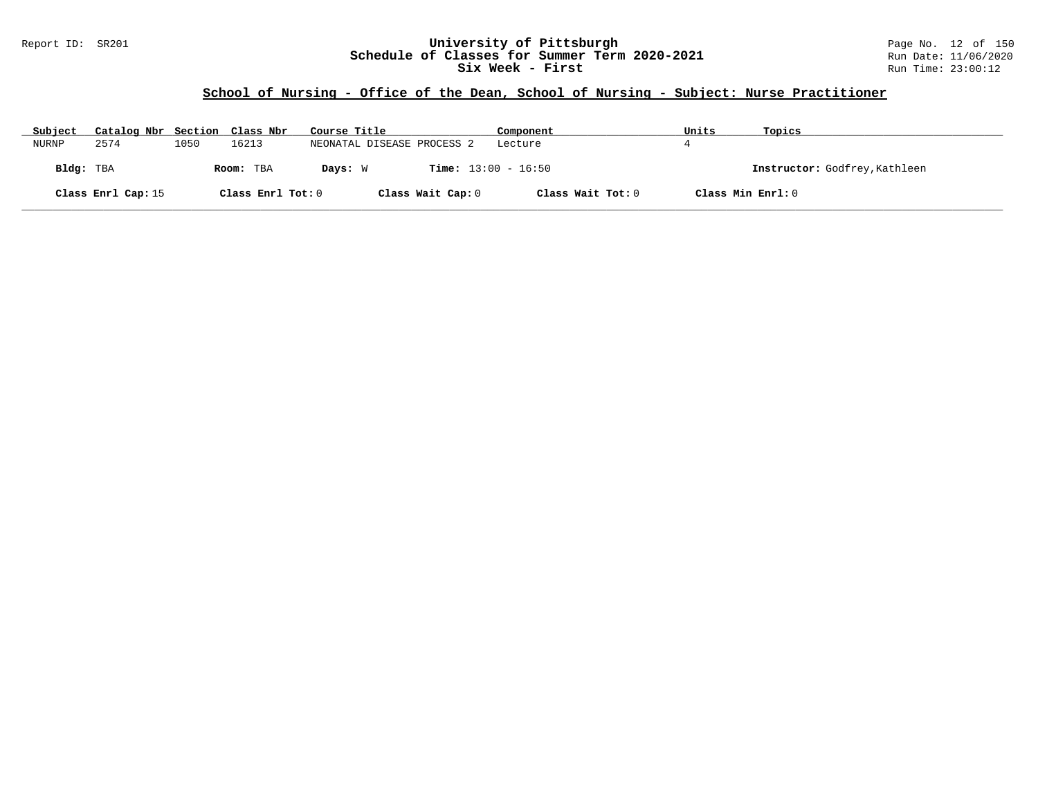# University of Pittsburgh
## Schedule of Classes for Summer Term 2020-2021
## Six Week - First

Report ID: SR201

Run Date: 11/06/2020
Run Time: 23:00:12

### School of Nursing - Office of the Dean, School of Nursing - Subject: Nurse Practitioner

| Subject | Catalog Nbr | Section | Class Nbr | Course Title | Component | Units | Topics |
|---|---|---|---|---|---|---|---|
| NURNP | 2574 | 1050 | 16213 | NEONATAL DISEASE PROCESS 2 | Lecture | 4 | |

**Bldg:** TBA  **Room:** TBA  **Days:** W  **Time:** 13:00 - 16:50  **Instructor:** Godfrey,Kathleen

**Class Enrl Cap:** 15  **Class Enrl Tot:** 0  **Class Wait Cap:** 0  **Class Wait Tot:** 0  **Class Min Enrl:** 0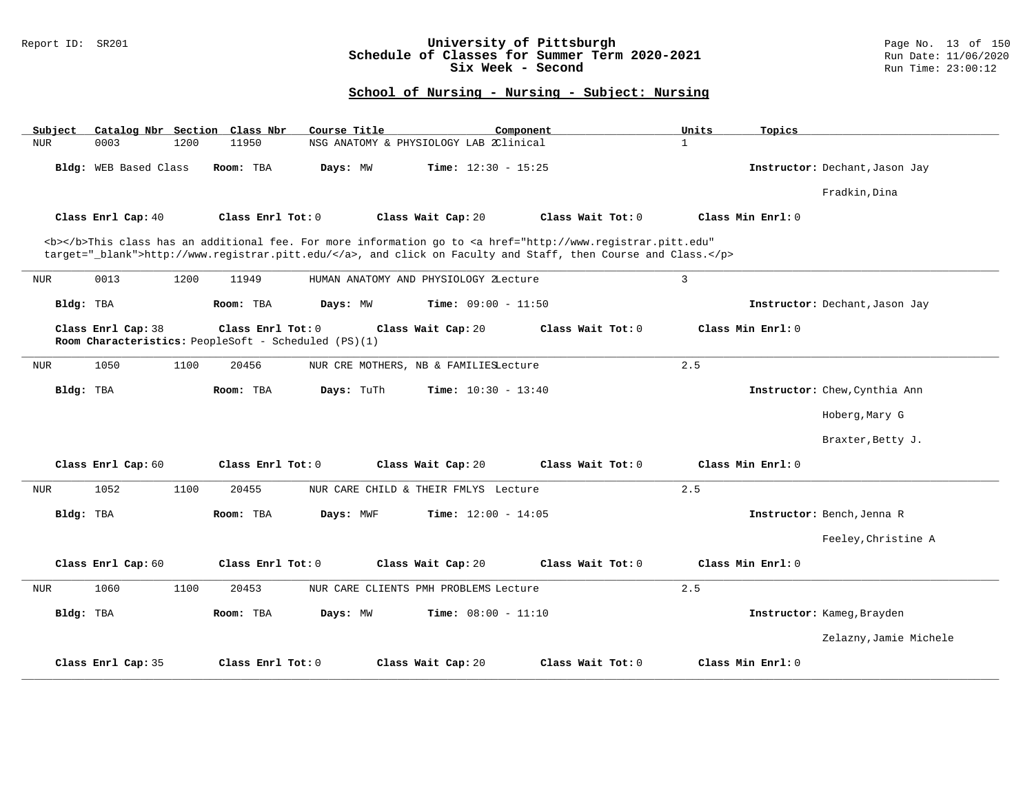# University of Pittsburgh
## Schedule of Classes for Summer Term 2020-2021
### Six Week - Second

Report ID: SR201 | Run Date: 11/06/2020 | Run Time: 23:00:12

## School of Nursing - Nursing - Subject: Nursing

| Subject | Catalog Nbr | Section | Class Nbr | Course Title | Component | Units | Topics |
|---|---|---|---|---|---|---|---|
| NUR | 0003 | 1200 | 11950 | NSG ANATOMY & PHYSIOLOGY LAB 2 | Clinical | 1 | |

**Bldg:** WEB Based Class **Room:** TBA **Days:** MW **Time:** 12:30 - 15:25 **Instructor:** Dechant,Jason Jay; Fradkin,Dina

**Class Enrl Cap:** 40 **Class Enrl Tot:** 0 **Class Wait Cap:** 20 **Class Wait Tot:** 0 **Class Min Enrl:** 0

<b></b>This class has an additional fee. For more information go to <a href="http://www.registrar.pitt.edu" target="_blank">http://www.registrar.pitt.edu/</a>, and click on Faculty and Staff, then Course and Class.</p>

---

| Subject | Catalog Nbr | Section | Class Nbr | Course Title | Component | Units | Topics |
|---|---|---|---|---|---|---|---|
| NUR | 0013 | 1200 | 11949 | HUMAN ANATOMY AND PHYSIOLOGY 2 | Lecture | 3 | |

**Bldg:** TBA **Room:** TBA **Days:** MW **Time:** 09:00 - 11:50 **Instructor:** Dechant,Jason Jay

**Class Enrl Cap:** 38 **Class Enrl Tot:** 0 **Class Wait Cap:** 20 **Class Wait Tot:** 0 **Class Min Enrl:** 0

**Room Characteristics:** PeopleSoft - Scheduled (PS)(1)

---

| Subject | Catalog Nbr | Section | Class Nbr | Course Title | Component | Units | Topics |
|---|---|---|---|---|---|---|---|
| NUR | 1050 | 1100 | 20456 | NUR CRE MOTHERS, NB & FAMILIES | Lecture | 2.5 | |

**Bldg:** TBA **Room:** TBA **Days:** TuTh **Time:** 10:30 - 13:40 **Instructor:** Chew,Cynthia Ann; Hoberg,Mary G; Braxter,Betty J.

**Class Enrl Cap:** 60 **Class Enrl Tot:** 0 **Class Wait Cap:** 20 **Class Wait Tot:** 0 **Class Min Enrl:** 0

---

| Subject | Catalog Nbr | Section | Class Nbr | Course Title | Component | Units | Topics |
|---|---|---|---|---|---|---|---|
| NUR | 1052 | 1100 | 20455 | NUR CARE CHILD & THEIR FMLYS | Lecture | 2.5 | |

**Bldg:** TBA **Room:** TBA **Days:** MWF **Time:** 12:00 - 14:05 **Instructor:** Bench,Jenna R; Feeley,Christine A

**Class Enrl Cap:** 60 **Class Enrl Tot:** 0 **Class Wait Cap:** 20 **Class Wait Tot:** 0 **Class Min Enrl:** 0

---

| Subject | Catalog Nbr | Section | Class Nbr | Course Title | Component | Units | Topics |
|---|---|---|---|---|---|---|---|
| NUR | 1060 | 1100 | 20453 | NUR CARE CLIENTS PMH PROBLEMS | Lecture | 2.5 | |

**Bldg:** TBA **Room:** TBA **Days:** MW **Time:** 08:00 - 11:10 **Instructor:** Kameg,Brayden; Zelazny,Jamie Michele

**Class Enrl Cap:** 35 **Class Enrl Tot:** 0 **Class Wait Cap:** 20 **Class Wait Tot:** 0 **Class Min Enrl:** 0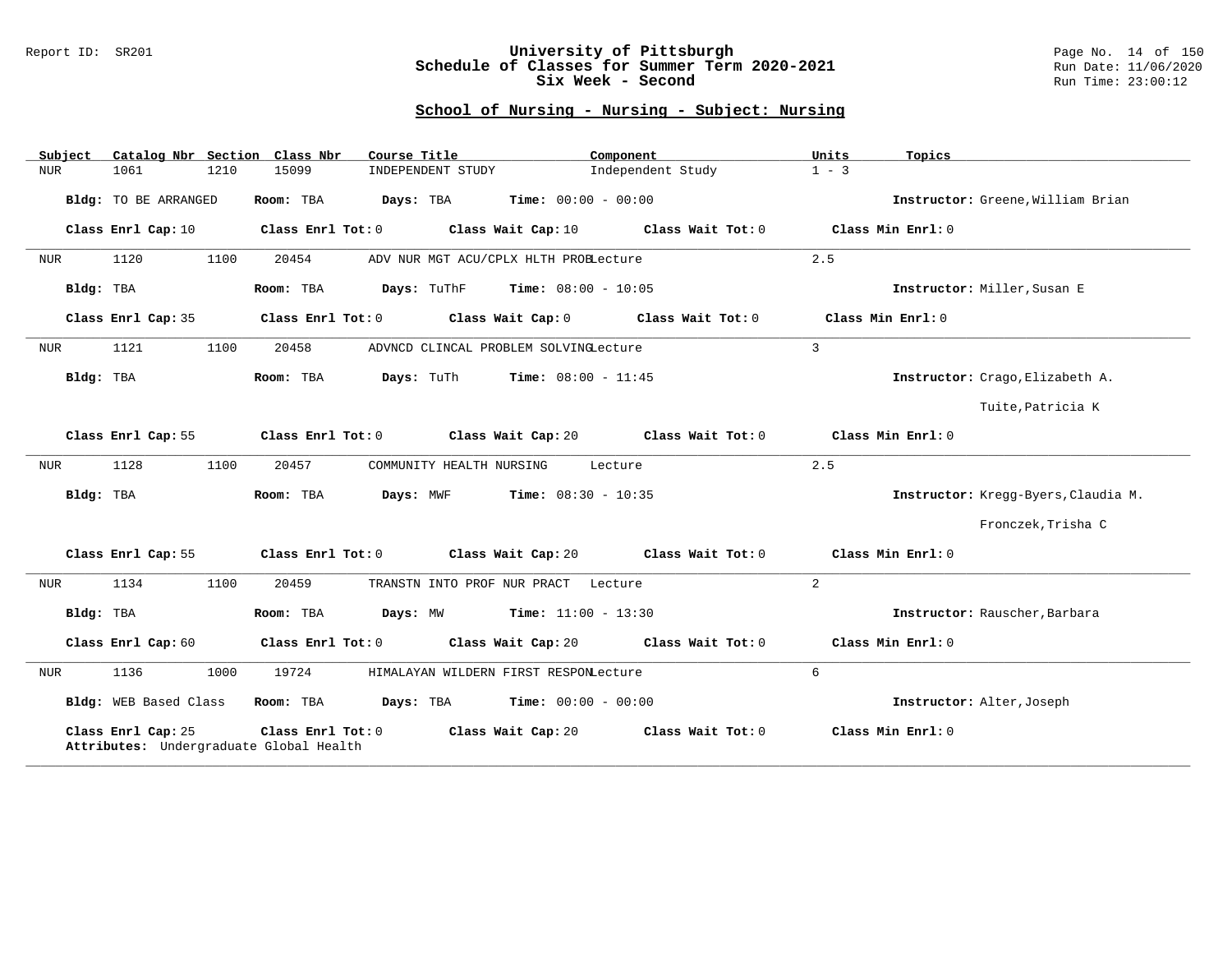# University of Pittsburgh
## Schedule of Classes for Summer Term 2020-2021
## Six Week - Second

Report ID: SR201

Run Date: 11/06/2020
Run Time: 23:00:12

### School of Nursing - Nursing - Subject: Nursing

| Subject | Catalog Nbr | Section | Class Nbr | Course Title | Component | Units | Topics |
|---|---|---|---|---|---|---|---|
| NUR | 1061 | 1210 | 15099 | INDEPENDENT STUDY | Independent Study | 1 - 3 | |

**Bldg:** TO BE ARRANGED **Room:** TBA **Days:** TBA **Time:** 00:00 - 00:00 **Instructor:** Greene,William Brian

**Class Enrl Cap:** 10 **Class Enrl Tot:** 0 **Class Wait Cap:** 10 **Class Wait Tot:** 0 **Class Min Enrl:** 0

---

| Subject | Catalog Nbr | Section | Class Nbr | Course Title | Component | Units | Topics |
|---|---|---|---|---|---|---|---|
| NUR | 1120 | 1100 | 20454 | ADV NUR MGT ACU/CPLX HLTH PROB | Lecture | 2.5 | |

**Bldg:** TBA **Room:** TBA **Days:** TuThF **Time:** 08:00 - 10:05 **Instructor:** Miller,Susan E

**Class Enrl Cap:** 35 **Class Enrl Tot:** 0 **Class Wait Cap:** 0 **Class Wait Tot:** 0 **Class Min Enrl:** 0

---

| Subject | Catalog Nbr | Section | Class Nbr | Course Title | Component | Units | Topics |
|---|---|---|---|---|---|---|---|
| NUR | 1121 | 1100 | 20458 | ADVNCD CLINCAL PROBLEM SOLVING | Lecture | 3 | |

**Bldg:** TBA **Room:** TBA **Days:** TuTh **Time:** 08:00 - 11:45 **Instructor:** Crago,Elizabeth A.; Tuite,Patricia K

**Class Enrl Cap:** 55 **Class Enrl Tot:** 0 **Class Wait Cap:** 20 **Class Wait Tot:** 0 **Class Min Enrl:** 0

---

| Subject | Catalog Nbr | Section | Class Nbr | Course Title | Component | Units | Topics |
|---|---|---|---|---|---|---|---|
| NUR | 1128 | 1100 | 20457 | COMMUNITY HEALTH NURSING | Lecture | 2.5 | |

**Bldg:** TBA **Room:** TBA **Days:** MWF **Time:** 08:30 - 10:35 **Instructor:** Kregg-Byers,Claudia M.; Fronczek,Trisha C

**Class Enrl Cap:** 55 **Class Enrl Tot:** 0 **Class Wait Cap:** 20 **Class Wait Tot:** 0 **Class Min Enrl:** 0

---

| Subject | Catalog Nbr | Section | Class Nbr | Course Title | Component | Units | Topics |
|---|---|---|---|---|---|---|---|
| NUR | 1134 | 1100 | 20459 | TRANSTN INTO PROF NUR PRACT | Lecture | 2 | |

**Bldg:** TBA **Room:** TBA **Days:** MW **Time:** 11:00 - 13:30 **Instructor:** Rauscher,Barbara

**Class Enrl Cap:** 60 **Class Enrl Tot:** 0 **Class Wait Cap:** 20 **Class Wait Tot:** 0 **Class Min Enrl:** 0

---

| Subject | Catalog Nbr | Section | Class Nbr | Course Title | Component | Units | Topics |
|---|---|---|---|---|---|---|---|
| NUR | 1136 | 1000 | 19724 | HIMALAYAN WILDERN FIRST RESPON | Lecture | 6 | |

**Bldg:** WEB Based Class **Room:** TBA **Days:** TBA **Time:** 00:00 - 00:00 **Instructor:** Alter,Joseph

**Class Enrl Cap:** 25 **Class Enrl Tot:** 0 **Class Wait Cap:** 20 **Class Wait Tot:** 0 **Class Min Enrl:** 0

**Attributes:** Undergraduate Global Health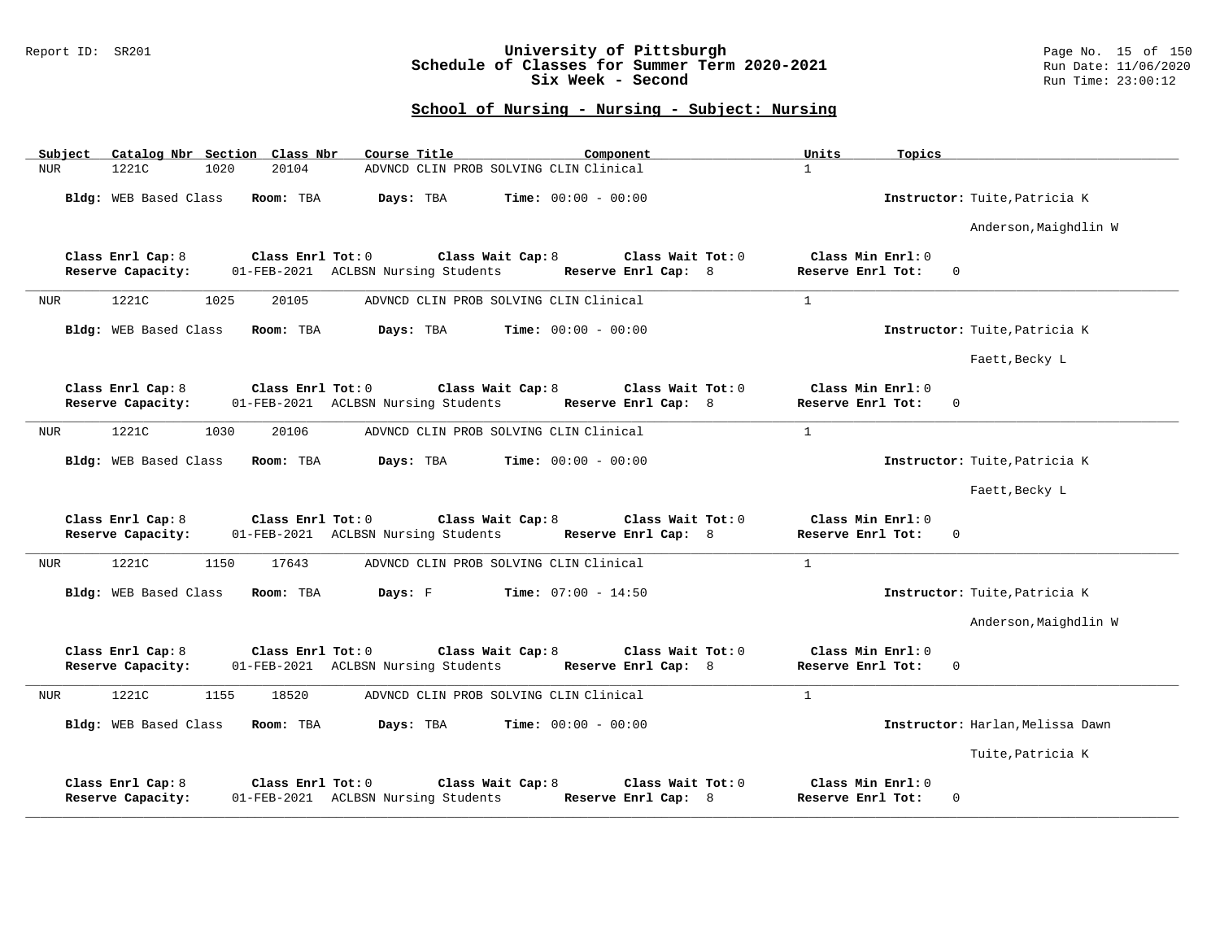## School of Nursing - Nursing - Subject: Nursing

| Subject | Catalog Nbr | Section | Class Nbr | Course Title | Component | Units | Topics |
|---|---|---|---|---|---|---|---|
| NUR | 1221C | 1020 | 20104 | ADVNCD CLIN PROB SOLVING CLIN | Clinical | 1 | |

**Bldg:** WEB Based Class **Room:** TBA **Days:** TBA **Time:** 00:00 - 00:00 **Instructor:** Tuite,Patricia K; Anderson,Maighdlin W

**Class Enrl Cap:** 8 **Class Enrl Tot:** 0 **Class Wait Cap:** 8 **Class Wait Tot:** 0 **Class Min Enrl:** 0
**Reserve Capacity:** 01-FEB-2021 ACLBSN Nursing Students **Reserve Enrl Cap:** 8 **Reserve Enrl Tot:** 0

---

| Subject | Catalog Nbr | Section | Class Nbr | Course Title | Component | Units | Topics |
|---|---|---|---|---|---|---|---|
| NUR | 1221C | 1025 | 20105 | ADVNCD CLIN PROB SOLVING CLIN | Clinical | 1 | |

**Bldg:** WEB Based Class **Room:** TBA **Days:** TBA **Time:** 00:00 - 00:00 **Instructor:** Tuite,Patricia K; Faett,Becky L

**Class Enrl Cap:** 8 **Class Enrl Tot:** 0 **Class Wait Cap:** 8 **Class Wait Tot:** 0 **Class Min Enrl:** 0
**Reserve Capacity:** 01-FEB-2021 ACLBSN Nursing Students **Reserve Enrl Cap:** 8 **Reserve Enrl Tot:** 0

---

| Subject | Catalog Nbr | Section | Class Nbr | Course Title | Component | Units | Topics |
|---|---|---|---|---|---|---|---|
| NUR | 1221C | 1030 | 20106 | ADVNCD CLIN PROB SOLVING CLIN | Clinical | 1 | |

**Bldg:** WEB Based Class **Room:** TBA **Days:** TBA **Time:** 00:00 - 00:00 **Instructor:** Tuite,Patricia K; Faett,Becky L

**Class Enrl Cap:** 8 **Class Enrl Tot:** 0 **Class Wait Cap:** 8 **Class Wait Tot:** 0 **Class Min Enrl:** 0
**Reserve Capacity:** 01-FEB-2021 ACLBSN Nursing Students **Reserve Enrl Cap:** 8 **Reserve Enrl Tot:** 0

---

| Subject | Catalog Nbr | Section | Class Nbr | Course Title | Component | Units | Topics |
|---|---|---|---|---|---|---|---|
| NUR | 1221C | 1150 | 17643 | ADVNCD CLIN PROB SOLVING CLIN | Clinical | 1 | |

**Bldg:** WEB Based Class **Room:** TBA **Days:** F **Time:** 07:00 - 14:50 **Instructor:** Tuite,Patricia K; Anderson,Maighdlin W

**Class Enrl Cap:** 8 **Class Enrl Tot:** 0 **Class Wait Cap:** 8 **Class Wait Tot:** 0 **Class Min Enrl:** 0
**Reserve Capacity:** 01-FEB-2021 ACLBSN Nursing Students **Reserve Enrl Cap:** 8 **Reserve Enrl Tot:** 0

---

| Subject | Catalog Nbr | Section | Class Nbr | Course Title | Component | Units | Topics |
|---|---|---|---|---|---|---|---|
| NUR | 1221C | 1155 | 18520 | ADVNCD CLIN PROB SOLVING CLIN | Clinical | 1 | |

**Bldg:** WEB Based Class **Room:** TBA **Days:** TBA **Time:** 00:00 - 00:00 **Instructor:** Harlan,Melissa Dawn; Tuite,Patricia K

**Class Enrl Cap:** 8 **Class Enrl Tot:** 0 **Class Wait Cap:** 8 **Class Wait Tot:** 0 **Class Min Enrl:** 0
**Reserve Capacity:** 01-FEB-2021 ACLBSN Nursing Students **Reserve Enrl Cap:** 8 **Reserve Enrl Tot:** 0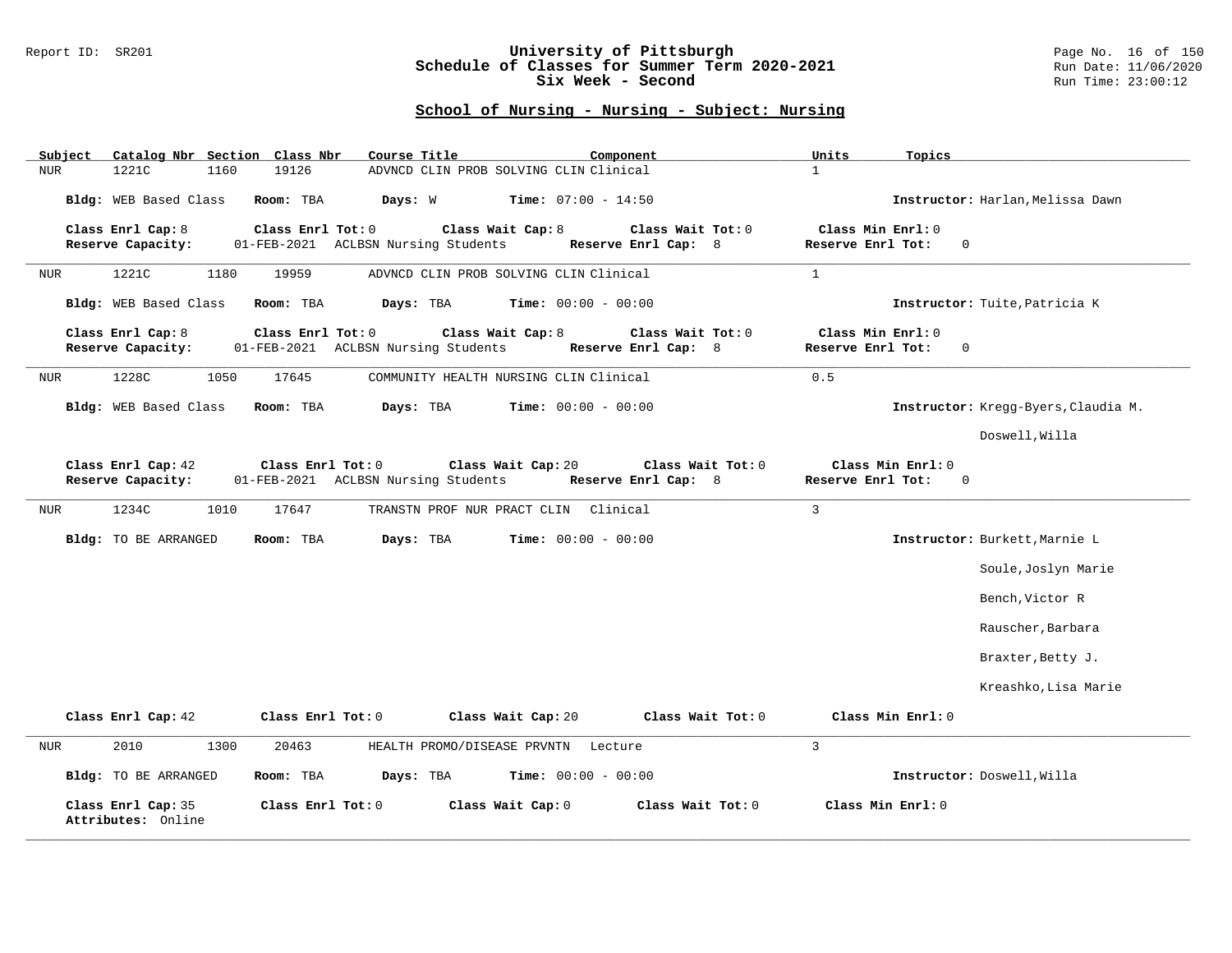## School of Nursing - Nursing - Subject: Nursing

| Subject | Catalog Nbr | Section | Class Nbr | Course Title | Component | Units | Topics |
|---|---|---|---|---|---|---|---|
| NUR | 1221C | 1160 | 19126 | ADVNCD CLIN PROB SOLVING CLIN | Clinical | 1 | |

**Bldg:** WEB Based Class **Room:** TBA **Days:** W **Time:** 07:00 - 14:50 **Instructor:** Harlan,Melissa Dawn

**Class Enrl Cap:** 8 **Class Enrl Tot:** 0 **Class Wait Cap:** 8 **Class Wait Tot:** 0 **Class Min Enrl:** 0
**Reserve Capacity:** 01-FEB-2021 ACLBSN Nursing Students **Reserve Enrl Cap:** 8 **Reserve Enrl Tot:** 0

---

| Subject | Catalog Nbr | Section | Class Nbr | Course Title | Component | Units | Topics |
|---|---|---|---|---|---|---|---|
| NUR | 1221C | 1180 | 19959 | ADVNCD CLIN PROB SOLVING CLIN | Clinical | 1 | |

**Bldg:** WEB Based Class **Room:** TBA **Days:** TBA **Time:** 00:00 - 00:00 **Instructor:** Tuite,Patricia K

**Class Enrl Cap:** 8 **Class Enrl Tot:** 0 **Class Wait Cap:** 8 **Class Wait Tot:** 0 **Class Min Enrl:** 0
**Reserve Capacity:** 01-FEB-2021 ACLBSN Nursing Students **Reserve Enrl Cap:** 8 **Reserve Enrl Tot:** 0

---

| Subject | Catalog Nbr | Section | Class Nbr | Course Title | Component | Units | Topics |
|---|---|---|---|---|---|---|---|
| NUR | 1228C | 1050 | 17645 | COMMUNITY HEALTH NURSING CLIN | Clinical | 0.5 | |

**Bldg:** WEB Based Class **Room:** TBA **Days:** TBA **Time:** 00:00 - 00:00 **Instructor:** Kregg-Byers,Claudia M.; Doswell,Willa

**Class Enrl Cap:** 42 **Class Enrl Tot:** 0 **Class Wait Cap:** 20 **Class Wait Tot:** 0 **Class Min Enrl:** 0
**Reserve Capacity:** 01-FEB-2021 ACLBSN Nursing Students **Reserve Enrl Cap:** 8 **Reserve Enrl Tot:** 0

---

| Subject | Catalog Nbr | Section | Class Nbr | Course Title | Component | Units | Topics |
|---|---|---|---|---|---|---|---|
| NUR | 1234C | 1010 | 17647 | TRANSTN PROF NUR PRACT CLIN | Clinical | 3 | |

**Bldg:** TO BE ARRANGED **Room:** TBA **Days:** TBA **Time:** 00:00 - 00:00 **Instructor:** Burkett,Marnie L; Soule,Joslyn Marie; Bench,Victor R; Rauscher,Barbara; Braxter,Betty J.; Kreashko,Lisa Marie

**Class Enrl Cap:** 42 **Class Enrl Tot:** 0 **Class Wait Cap:** 20 **Class Wait Tot:** 0 **Class Min Enrl:** 0

---

| Subject | Catalog Nbr | Section | Class Nbr | Course Title | Component | Units | Topics |
|---|---|---|---|---|---|---|---|
| NUR | 2010 | 1300 | 20463 | HEALTH PROMO/DISEASE PRVNTN | Lecture | 3 | |

**Bldg:** TO BE ARRANGED **Room:** TBA **Days:** TBA **Time:** 00:00 - 00:00 **Instructor:** Doswell,Willa

**Class Enrl Cap:** 35 **Class Enrl Tot:** 0 **Class Wait Cap:** 0 **Class Wait Tot:** 0 **Class Min Enrl:** 0
**Attributes:** Online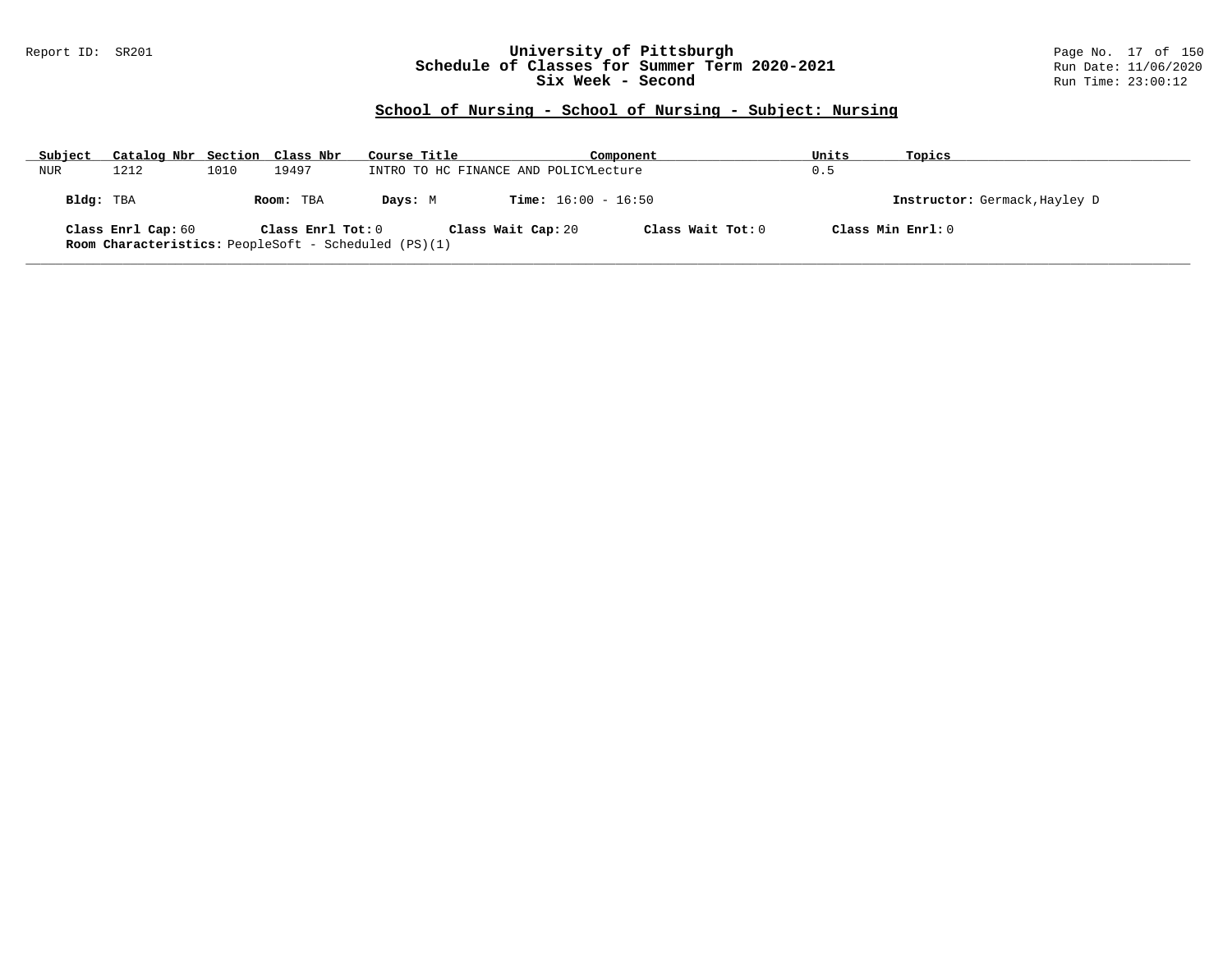# University of Pittsburgh
## Schedule of Classes for Summer Term 2020-2021
## Six Week - Second

Report ID: SR201

Run Date: 11/06/2020
Run Time: 23:00:12

### School of Nursing - School of Nursing - Subject: Nursing

| Subject | Catalog Nbr | Section | Class Nbr | Course Title | Component | Units | Topics |
|---|---|---|---|---|---|---|---|
| NUR | 1212 | 1010 | 19497 | INTRO TO HC FINANCE AND POLICY | Lecture | 0.5 | |

**Bldg:** TBA **Room:** TBA **Days:** M **Time:** 16:00 - 16:50 **Instructor:** Germack,Hayley D

**Class Enrl Cap:** 60 **Class Enrl Tot:** 0 **Class Wait Cap:** 20 **Class Wait Tot:** 0 **Class Min Enrl:** 0

**Room Characteristics:** PeopleSoft - Scheduled (PS)(1)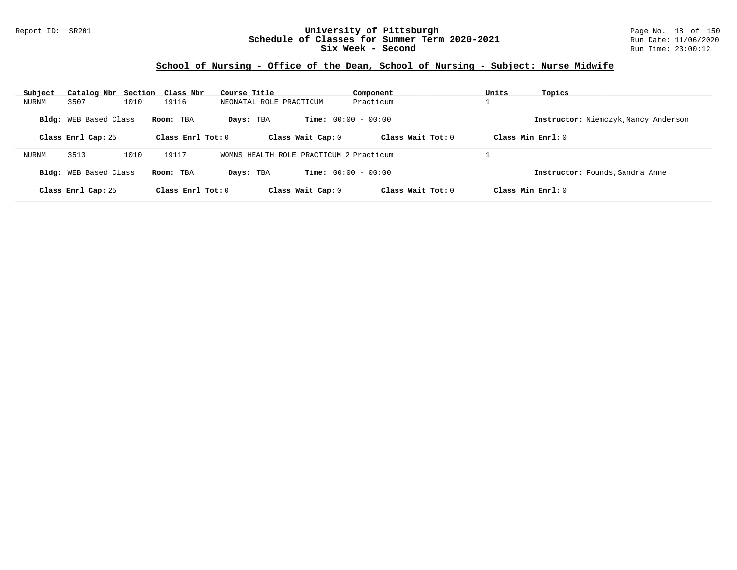**University of Pittsburgh**
**Schedule of Classes for Summer Term 2020-2021**
**Six Week - Second**

Report ID: SR201

Run Date: 11/06/2020
Run Time: 23:00:12

## School of Nursing - Office of the Dean, School of Nursing - Subject: Nurse Midwife

| Subject | Catalog Nbr | Section | Class Nbr | Course Title | Component | Units | Topics |
|---|---|---|---|---|---|---|---|
| NURNM | 3507 | 1010 | 19116 | NEONATAL ROLE PRACTICUM | Practicum | 1 | |

**Bldg:** WEB Based Class **Room:** TBA **Days:** TBA **Time:** 00:00 - 00:00 **Instructor:** Niemczyk,Nancy Anderson

**Class Enrl Cap:** 25 **Class Enrl Tot:** 0 **Class Wait Cap:** 0 **Class Wait Tot:** 0 **Class Min Enrl:** 0

| Subject | Catalog Nbr | Section | Class Nbr | Course Title | Component | Units | Topics |
|---|---|---|---|---|---|---|---|
| NURNM | 3513 | 1010 | 19117 | WOMNS HEALTH ROLE PRACTICUM 2 | Practicum | 1 | |

**Bldg:** WEB Based Class **Room:** TBA **Days:** TBA **Time:** 00:00 - 00:00 **Instructor:** Founds,Sandra Anne

**Class Enrl Cap:** 25 **Class Enrl Tot:** 0 **Class Wait Cap:** 0 **Class Wait Tot:** 0 **Class Min Enrl:** 0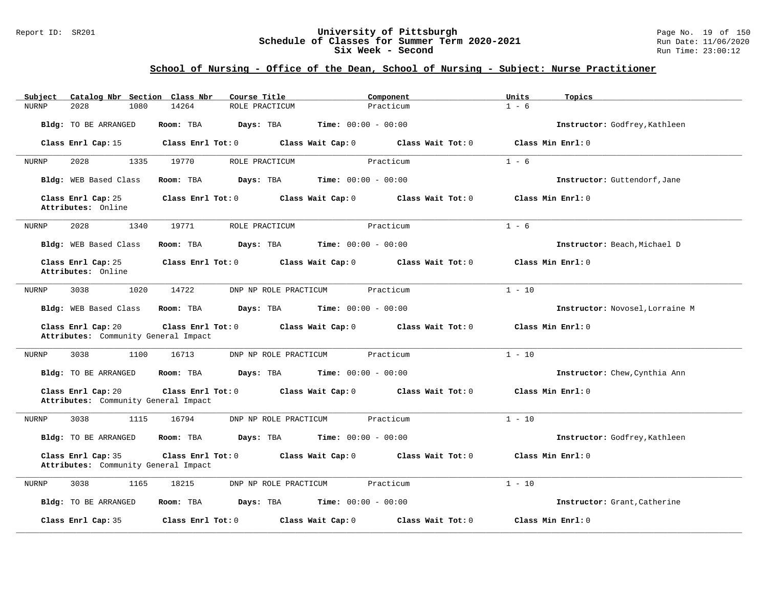## University of Pittsburgh
## Schedule of Classes for Summer Term 2020-2021
## Six Week - Second

### School of Nursing - Office of the Dean, School of Nursing - Subject: Nurse Practitioner

| Subject | Catalog Nbr | Section | Class Nbr | Course Title | Component | Units | Topics |
|---|---|---|---|---|---|---|---|
| NURNP | 2028 | 1080 | 14264 | ROLE PRACTICUM | Practicum | 1 - 6 | |

**Bldg:** TO BE ARRANGED **Room:** TBA **Days:** TBA **Time:** 00:00 - 00:00 **Instructor:** Godfrey,Kathleen

**Class Enrl Cap:** 15 **Class Enrl Tot:** 0 **Class Wait Cap:** 0 **Class Wait Tot:** 0 **Class Min Enrl:** 0

---

| Subject | Catalog Nbr | Section | Class Nbr | Course Title | Component | Units | Topics |
|---|---|---|---|---|---|---|---|
| NURNP | 2028 | 1335 | 19770 | ROLE PRACTICUM | Practicum | 1 - 6 | |

**Bldg:** WEB Based Class **Room:** TBA **Days:** TBA **Time:** 00:00 - 00:00 **Instructor:** Guttendorf,Jane

**Class Enrl Cap:** 25 **Class Enrl Tot:** 0 **Class Wait Cap:** 0 **Class Wait Tot:** 0 **Class Min Enrl:** 0
**Attributes:** Online

---

| Subject | Catalog Nbr | Section | Class Nbr | Course Title | Component | Units | Topics |
|---|---|---|---|---|---|---|---|
| NURNP | 2028 | 1340 | 19771 | ROLE PRACTICUM | Practicum | 1 - 6 | |

**Bldg:** WEB Based Class **Room:** TBA **Days:** TBA **Time:** 00:00 - 00:00 **Instructor:** Beach,Michael D

**Class Enrl Cap:** 25 **Class Enrl Tot:** 0 **Class Wait Cap:** 0 **Class Wait Tot:** 0 **Class Min Enrl:** 0
**Attributes:** Online

---

| Subject | Catalog Nbr | Section | Class Nbr | Course Title | Component | Units | Topics |
|---|---|---|---|---|---|---|---|
| NURNP | 3038 | 1020 | 14722 | DNP NP ROLE PRACTICUM | Practicum | 1 - 10 | |

**Bldg:** WEB Based Class **Room:** TBA **Days:** TBA **Time:** 00:00 - 00:00 **Instructor:** Novosel,Lorraine M

**Class Enrl Cap:** 20 **Class Enrl Tot:** 0 **Class Wait Cap:** 0 **Class Wait Tot:** 0 **Class Min Enrl:** 0
**Attributes:** Community General Impact

---

| Subject | Catalog Nbr | Section | Class Nbr | Course Title | Component | Units | Topics |
|---|---|---|---|---|---|---|---|
| NURNP | 3038 | 1100 | 16713 | DNP NP ROLE PRACTICUM | Practicum | 1 - 10 | |

**Bldg:** TO BE ARRANGED **Room:** TBA **Days:** TBA **Time:** 00:00 - 00:00 **Instructor:** Chew,Cynthia Ann

**Class Enrl Cap:** 20 **Class Enrl Tot:** 0 **Class Wait Cap:** 0 **Class Wait Tot:** 0 **Class Min Enrl:** 0
**Attributes:** Community General Impact

---

| Subject | Catalog Nbr | Section | Class Nbr | Course Title | Component | Units | Topics |
|---|---|---|---|---|---|---|---|
| NURNP | 3038 | 1115 | 16794 | DNP NP ROLE PRACTICUM | Practicum | 1 - 10 | |

**Bldg:** TO BE ARRANGED **Room:** TBA **Days:** TBA **Time:** 00:00 - 00:00 **Instructor:** Godfrey,Kathleen

**Class Enrl Cap:** 35 **Class Enrl Tot:** 0 **Class Wait Cap:** 0 **Class Wait Tot:** 0 **Class Min Enrl:** 0
**Attributes:** Community General Impact

---

| Subject | Catalog Nbr | Section | Class Nbr | Course Title | Component | Units | Topics |
|---|---|---|---|---|---|---|---|
| NURNP | 3038 | 1165 | 18215 | DNP NP ROLE PRACTICUM | Practicum | 1 - 10 | |

**Bldg:** TO BE ARRANGED **Room:** TBA **Days:** TBA **Time:** 00:00 - 00:00 **Instructor:** Grant,Catherine

**Class Enrl Cap:** 35 **Class Enrl Tot:** 0 **Class Wait Cap:** 0 **Class Wait Tot:** 0 **Class Min Enrl:** 0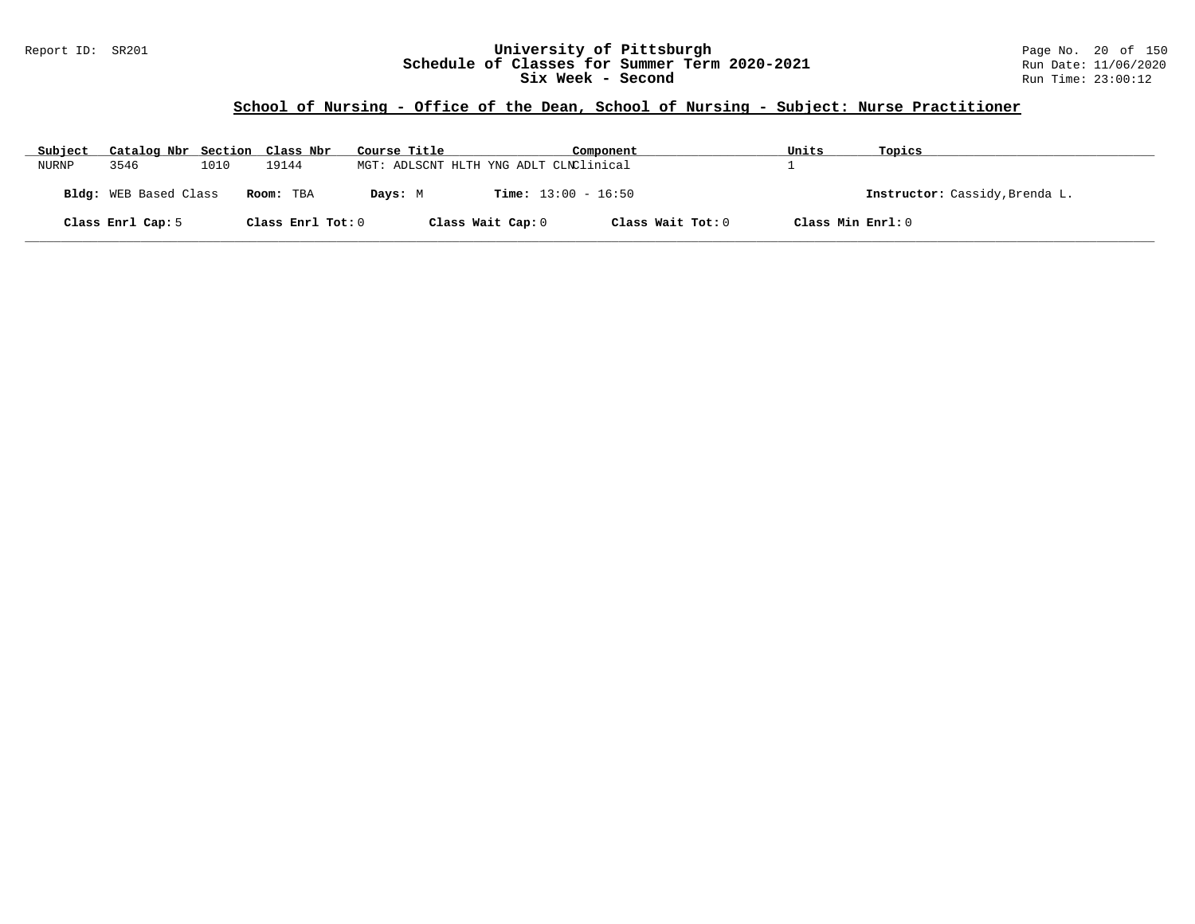# University of Pittsburgh
## Schedule of Classes for Summer Term 2020-2021
### Six Week - Second

Report ID: SR201

Run Date: 11/06/2020
Run Time: 23:00:12

## School of Nursing - Office of the Dean, School of Nursing - Subject: Nurse Practitioner

| Subject | Catalog Nbr | Section | Class Nbr | Course Title | Component | Units | Topics |
|---|---|---|---|---|---|---|---|
| NURNP | 3546 | 1010 | 19144 | MGT: ADLSCNT HLTH YNG ADLT CLN | Clinical | 1 | |

**Bldg:** WEB Based Class **Room:** TBA **Days:** M **Time:** 13:00 - 16:50 **Instructor:** Cassidy,Brenda L.

**Class Enrl Cap:** 5 **Class Enrl Tot:** 0 **Class Wait Cap:** 0 **Class Wait Tot:** 0 **Class Min Enrl:** 0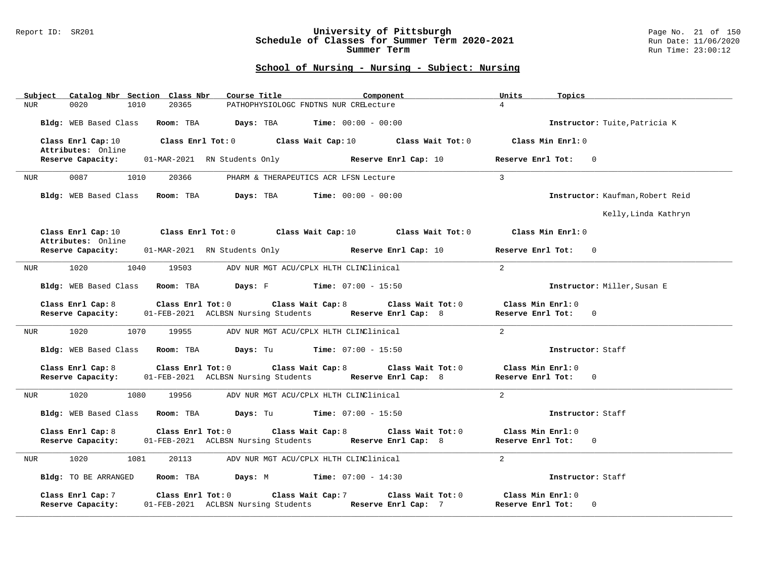## School of Nursing - Nursing - Subject: Nursing

| Subject | Catalog Nbr | Section | Class Nbr | Course Title | Component | Units | Topics |
|---|---|---|---|---|---|---|---|
| NUR | 0020 | 1010 | 20365 | PATHOPHYSIOLOGC FNDTNS NUR CRE | Lecture | 4 | |

**Bldg:** WEB Based Class **Room:** TBA **Days:** TBA **Time:** 00:00 - 00:00 **Instructor:** Tuite,Patricia K

**Class Enrl Cap:** 10 **Class Enrl Tot:** 0 **Class Wait Cap:** 10 **Class Wait Tot:** 0 **Class Min Enrl:** 0
**Attributes:** Online
**Reserve Capacity:** 01-MAR-2021 RN Students Only **Reserve Enrl Cap:** 10 **Reserve Enrl Tot:** 0

---

| Subject | Catalog Nbr | Section | Class Nbr | Course Title | Component | Units | Topics |
|---|---|---|---|---|---|---|---|
| NUR | 0087 | 1010 | 20366 | PHARM & THERAPEUTICS ACR LFSN | Lecture | 3 | |

**Bldg:** WEB Based Class **Room:** TBA **Days:** TBA **Time:** 00:00 - 00:00 **Instructor:** Kaufman,Robert Reid
Kelly,Linda Kathryn

**Class Enrl Cap:** 10 **Class Enrl Tot:** 0 **Class Wait Cap:** 10 **Class Wait Tot:** 0 **Class Min Enrl:** 0
**Attributes:** Online
**Reserve Capacity:** 01-MAR-2021 RN Students Only **Reserve Enrl Cap:** 10 **Reserve Enrl Tot:** 0

---

| Subject | Catalog Nbr | Section | Class Nbr | Course Title | Component | Units | Topics |
|---|---|---|---|---|---|---|---|
| NUR | 1020 | 1040 | 19503 | ADV NUR MGT ACU/CPLX HLTH CLIN | Clinical | 2 | |

**Bldg:** WEB Based Class **Room:** TBA **Days:** F **Time:** 07:00 - 15:50 **Instructor:** Miller,Susan E

**Class Enrl Cap:** 8 **Class Enrl Tot:** 0 **Class Wait Cap:** 8 **Class Wait Tot:** 0 **Class Min Enrl:** 0
**Reserve Capacity:** 01-FEB-2021 ACLBSN Nursing Students **Reserve Enrl Cap:** 8 **Reserve Enrl Tot:** 0

---

| Subject | Catalog Nbr | Section | Class Nbr | Course Title | Component | Units | Topics |
|---|---|---|---|---|---|---|---|
| NUR | 1020 | 1070 | 19955 | ADV NUR MGT ACU/CPLX HLTH CLIN | Clinical | 2 | |

**Bldg:** WEB Based Class **Room:** TBA **Days:** Tu **Time:** 07:00 - 15:50 **Instructor:** Staff

**Class Enrl Cap:** 8 **Class Enrl Tot:** 0 **Class Wait Cap:** 8 **Class Wait Tot:** 0 **Class Min Enrl:** 0
**Reserve Capacity:** 01-FEB-2021 ACLBSN Nursing Students **Reserve Enrl Cap:** 8 **Reserve Enrl Tot:** 0

---

| Subject | Catalog Nbr | Section | Class Nbr | Course Title | Component | Units | Topics |
|---|---|---|---|---|---|---|---|
| NUR | 1020 | 1080 | 19956 | ADV NUR MGT ACU/CPLX HLTH CLIN | Clinical | 2 | |

**Bldg:** WEB Based Class **Room:** TBA **Days:** Tu **Time:** 07:00 - 15:50 **Instructor:** Staff

**Class Enrl Cap:** 8 **Class Enrl Tot:** 0 **Class Wait Cap:** 8 **Class Wait Tot:** 0 **Class Min Enrl:** 0
**Reserve Capacity:** 01-FEB-2021 ACLBSN Nursing Students **Reserve Enrl Cap:** 8 **Reserve Enrl Tot:** 0

---

| Subject | Catalog Nbr | Section | Class Nbr | Course Title | Component | Units | Topics |
|---|---|---|---|---|---|---|---|
| NUR | 1020 | 1081 | 20113 | ADV NUR MGT ACU/CPLX HLTH CLIN | Clinical | 2 | |

**Bldg:** TO BE ARRANGED **Room:** TBA **Days:** M **Time:** 07:00 - 14:30 **Instructor:** Staff

**Class Enrl Cap:** 7 **Class Enrl Tot:** 0 **Class Wait Cap:** 7 **Class Wait Tot:** 0 **Class Min Enrl:** 0
**Reserve Capacity:** 01-FEB-2021 ACLBSN Nursing Students **Reserve Enrl Cap:** 7 **Reserve Enrl Tot:** 0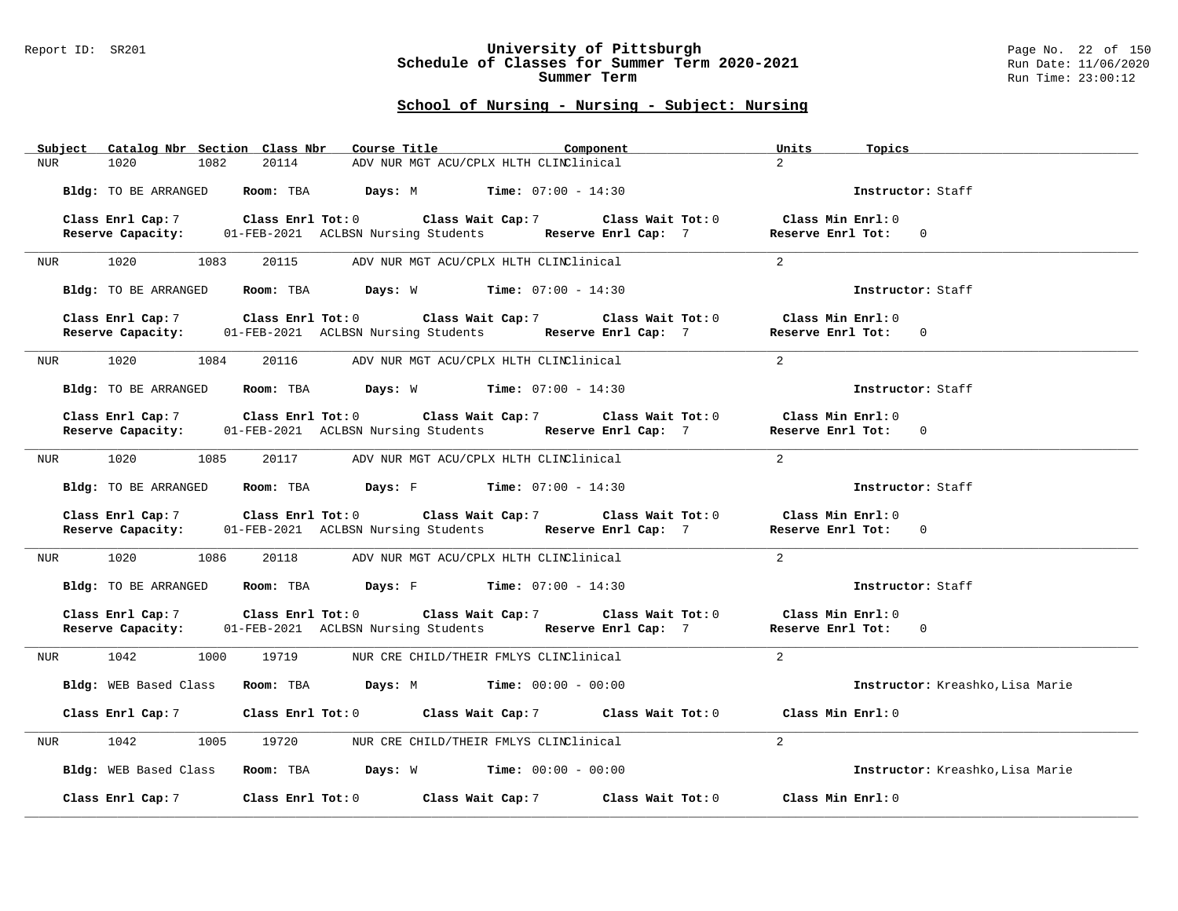# University of Pittsburgh
## Schedule of Classes for Summer Term 2020-2021
### Summer Term

Report ID: SR201
Run Date: 11/06/2020
Run Time: 23:00:12

## School of Nursing - Nursing - Subject: Nursing

| Subject | Catalog Nbr | Section | Class Nbr | Course Title | Component | Units | Topics |
|---|---|---|---|---|---|---|---|
| NUR | 1020 | 1082 | 20114 | ADV NUR MGT ACU/CPLX HLTH CLIN | Clinical | 2 | |

**Bldg:** TO BE ARRANGED **Room:** TBA **Days:** M **Time:** 07:00 - 14:30 **Instructor:** Staff

**Class Enrl Cap:** 7 **Class Enrl Tot:** 0 **Class Wait Cap:** 7 **Class Wait Tot:** 0 **Class Min Enrl:** 0
**Reserve Capacity:** 01-FEB-2021 ACLBSN Nursing Students **Reserve Enrl Cap:** 7 **Reserve Enrl Tot:** 0

---

| Subject | Catalog Nbr | Section | Class Nbr | Course Title | Component | Units | Topics |
|---|---|---|---|---|---|---|---|
| NUR | 1020 | 1083 | 20115 | ADV NUR MGT ACU/CPLX HLTH CLIN | Clinical | 2 | |

**Bldg:** TO BE ARRANGED **Room:** TBA **Days:** W **Time:** 07:00 - 14:30 **Instructor:** Staff

**Class Enrl Cap:** 7 **Class Enrl Tot:** 0 **Class Wait Cap:** 7 **Class Wait Tot:** 0 **Class Min Enrl:** 0
**Reserve Capacity:** 01-FEB-2021 ACLBSN Nursing Students **Reserve Enrl Cap:** 7 **Reserve Enrl Tot:** 0

---

| Subject | Catalog Nbr | Section | Class Nbr | Course Title | Component | Units | Topics |
|---|---|---|---|---|---|---|---|
| NUR | 1020 | 1084 | 20116 | ADV NUR MGT ACU/CPLX HLTH CLIN | Clinical | 2 | |

**Bldg:** TO BE ARRANGED **Room:** TBA **Days:** W **Time:** 07:00 - 14:30 **Instructor:** Staff

**Class Enrl Cap:** 7 **Class Enrl Tot:** 0 **Class Wait Cap:** 7 **Class Wait Tot:** 0 **Class Min Enrl:** 0
**Reserve Capacity:** 01-FEB-2021 ACLBSN Nursing Students **Reserve Enrl Cap:** 7 **Reserve Enrl Tot:** 0

---

| Subject | Catalog Nbr | Section | Class Nbr | Course Title | Component | Units | Topics |
|---|---|---|---|---|---|---|---|
| NUR | 1020 | 1085 | 20117 | ADV NUR MGT ACU/CPLX HLTH CLIN | Clinical | 2 | |

**Bldg:** TO BE ARRANGED **Room:** TBA **Days:** F **Time:** 07:00 - 14:30 **Instructor:** Staff

**Class Enrl Cap:** 7 **Class Enrl Tot:** 0 **Class Wait Cap:** 7 **Class Wait Tot:** 0 **Class Min Enrl:** 0
**Reserve Capacity:** 01-FEB-2021 ACLBSN Nursing Students **Reserve Enrl Cap:** 7 **Reserve Enrl Tot:** 0

---

| Subject | Catalog Nbr | Section | Class Nbr | Course Title | Component | Units | Topics |
|---|---|---|---|---|---|---|---|
| NUR | 1020 | 1086 | 20118 | ADV NUR MGT ACU/CPLX HLTH CLIN | Clinical | 2 | |

**Bldg:** TO BE ARRANGED **Room:** TBA **Days:** F **Time:** 07:00 - 14:30 **Instructor:** Staff

**Class Enrl Cap:** 7 **Class Enrl Tot:** 0 **Class Wait Cap:** 7 **Class Wait Tot:** 0 **Class Min Enrl:** 0
**Reserve Capacity:** 01-FEB-2021 ACLBSN Nursing Students **Reserve Enrl Cap:** 7 **Reserve Enrl Tot:** 0

---

| Subject | Catalog Nbr | Section | Class Nbr | Course Title | Component | Units | Topics |
|---|---|---|---|---|---|---|---|
| NUR | 1042 | 1000 | 19719 | NUR CRE CHILD/THEIR FMLYS CLIN | Clinical | 2 | |

**Bldg:** WEB Based Class **Room:** TBA **Days:** M **Time:** 00:00 - 00:00 **Instructor:** Kreashko,Lisa Marie

**Class Enrl Cap:** 7 **Class Enrl Tot:** 0 **Class Wait Cap:** 7 **Class Wait Tot:** 0 **Class Min Enrl:** 0

---

| Subject | Catalog Nbr | Section | Class Nbr | Course Title | Component | Units | Topics |
|---|---|---|---|---|---|---|---|
| NUR | 1042 | 1005 | 19720 | NUR CRE CHILD/THEIR FMLYS CLIN | Clinical | 2 | |

**Bldg:** WEB Based Class **Room:** TBA **Days:** W **Time:** 00:00 - 00:00 **Instructor:** Kreashko,Lisa Marie

**Class Enrl Cap:** 7 **Class Enrl Tot:** 0 **Class Wait Cap:** 7 **Class Wait Tot:** 0 **Class Min Enrl:** 0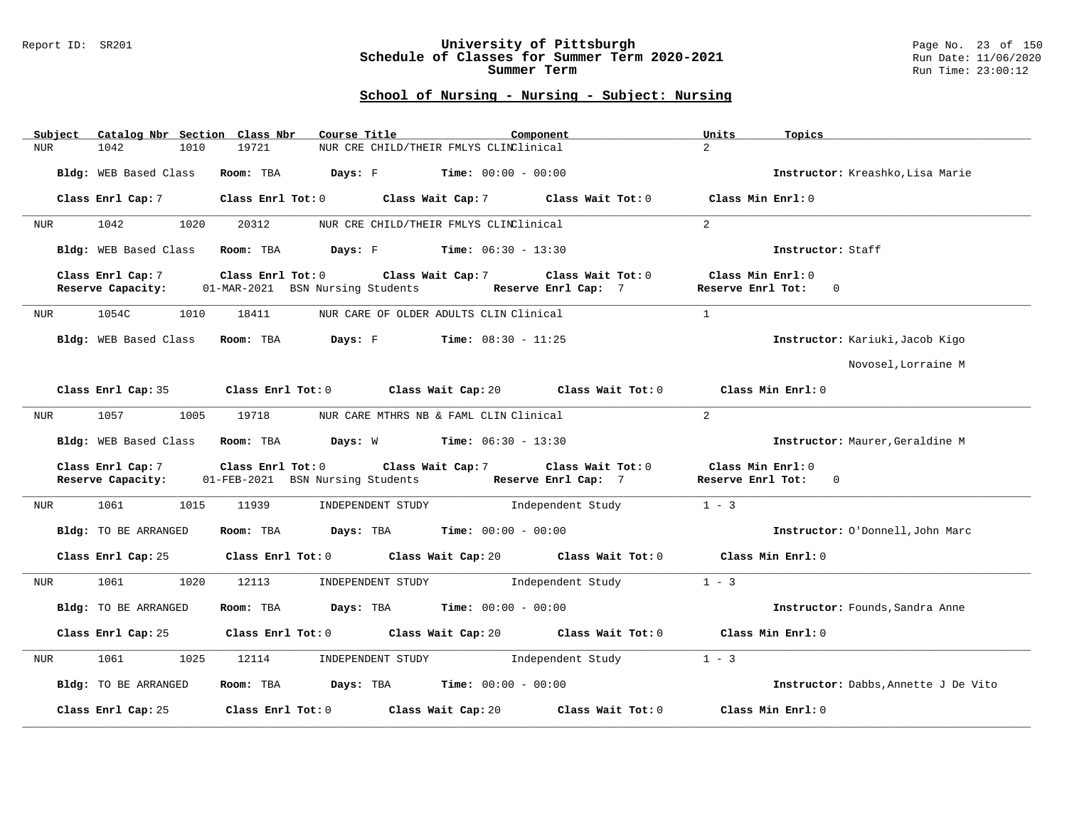# University of Pittsburgh
## Schedule of Classes for Summer Term 2020-2021
## Summer Term

Report ID: SR201

Run Date: 11/06/2020
Run Time: 23:00:12

### School of Nursing - Nursing - Subject: Nursing

| Subject | Catalog Nbr | Section | Class Nbr | Course Title | Component | Units | Topics |
|---|---|---|---|---|---|---|---|
| NUR | 1042 | 1010 | 19721 | NUR CRE CHILD/THEIR FMLYS CLIN | Clinical | 2 | |

**Bldg:** WEB Based Class **Room:** TBA **Days:** F **Time:** 00:00 - 00:00 **Instructor:** Kreashko,Lisa Marie

**Class Enrl Cap:** 7 **Class Enrl Tot:** 0 **Class Wait Cap:** 7 **Class Wait Tot:** 0 **Class Min Enrl:** 0

---

| Subject | Catalog Nbr | Section | Class Nbr | Course Title | Component | Units | Topics |
|---|---|---|---|---|---|---|---|
| NUR | 1042 | 1020 | 20312 | NUR CRE CHILD/THEIR FMLYS CLIN | Clinical | 2 | |

**Bldg:** WEB Based Class **Room:** TBA **Days:** F **Time:** 06:30 - 13:30 **Instructor:** Staff

**Class Enrl Cap:** 7 **Class Enrl Tot:** 0 **Class Wait Cap:** 7 **Class Wait Tot:** 0 **Class Min Enrl:** 0
**Reserve Capacity:** 01-MAR-2021 BSN Nursing Students **Reserve Enrl Cap:** 7 **Reserve Enrl Tot:** 0

---

| Subject | Catalog Nbr | Section | Class Nbr | Course Title | Component | Units | Topics |
|---|---|---|---|---|---|---|---|
| NUR | 1054C | 1010 | 18411 | NUR CARE OF OLDER ADULTS CLIN | Clinical | 1 | |

**Bldg:** WEB Based Class **Room:** TBA **Days:** F **Time:** 08:30 - 11:25 **Instructor:** Kariuki,Jacob Kigo; Novosel,Lorraine M

**Class Enrl Cap:** 35 **Class Enrl Tot:** 0 **Class Wait Cap:** 20 **Class Wait Tot:** 0 **Class Min Enrl:** 0

---

| Subject | Catalog Nbr | Section | Class Nbr | Course Title | Component | Units | Topics |
|---|---|---|---|---|---|---|---|
| NUR | 1057 | 1005 | 19718 | NUR CARE MTHRS NB & FAML CLIN | Clinical | 2 | |

**Bldg:** WEB Based Class **Room:** TBA **Days:** W **Time:** 06:30 - 13:30 **Instructor:** Maurer,Geraldine M

**Class Enrl Cap:** 7 **Class Enrl Tot:** 0 **Class Wait Cap:** 7 **Class Wait Tot:** 0 **Class Min Enrl:** 0
**Reserve Capacity:** 01-FEB-2021 BSN Nursing Students **Reserve Enrl Cap:** 7 **Reserve Enrl Tot:** 0

---

| Subject | Catalog Nbr | Section | Class Nbr | Course Title | Component | Units | Topics |
|---|---|---|---|---|---|---|---|
| NUR | 1061 | 1015 | 11939 | INDEPENDENT STUDY | Independent Study | 1 - 3 | |

**Bldg:** TO BE ARRANGED **Room:** TBA **Days:** TBA **Time:** 00:00 - 00:00 **Instructor:** O'Donnell,John Marc

**Class Enrl Cap:** 25 **Class Enrl Tot:** 0 **Class Wait Cap:** 20 **Class Wait Tot:** 0 **Class Min Enrl:** 0

---

| Subject | Catalog Nbr | Section | Class Nbr | Course Title | Component | Units | Topics |
|---|---|---|---|---|---|---|---|
| NUR | 1061 | 1020 | 12113 | INDEPENDENT STUDY | Independent Study | 1 - 3 | |

**Bldg:** TO BE ARRANGED **Room:** TBA **Days:** TBA **Time:** 00:00 - 00:00 **Instructor:** Founds,Sandra Anne

**Class Enrl Cap:** 25 **Class Enrl Tot:** 0 **Class Wait Cap:** 20 **Class Wait Tot:** 0 **Class Min Enrl:** 0

---

| Subject | Catalog Nbr | Section | Class Nbr | Course Title | Component | Units | Topics |
|---|---|---|---|---|---|---|---|
| NUR | 1061 | 1025 | 12114 | INDEPENDENT STUDY | Independent Study | 1 - 3 | |

**Bldg:** TO BE ARRANGED **Room:** TBA **Days:** TBA **Time:** 00:00 - 00:00 **Instructor:** Dabbs,Annette J De Vito

**Class Enrl Cap:** 25 **Class Enrl Tot:** 0 **Class Wait Cap:** 20 **Class Wait Tot:** 0 **Class Min Enrl:** 0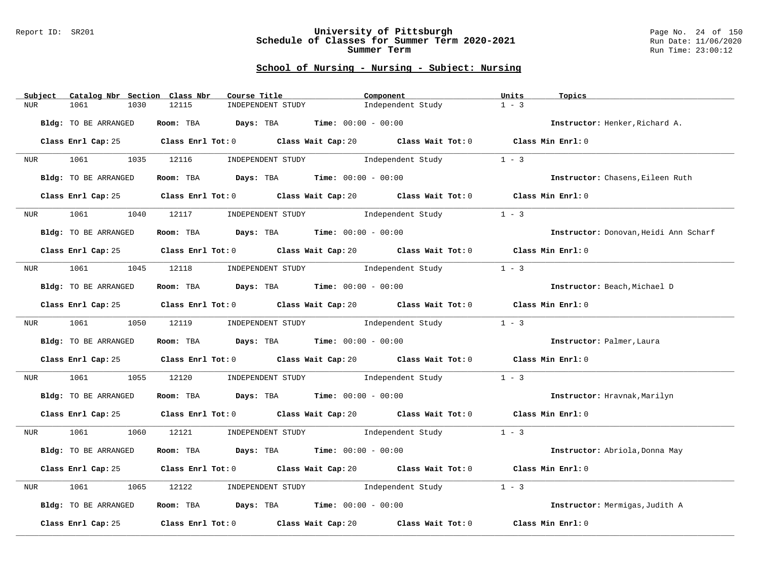## School of Nursing - Nursing - Subject: Nursing

| Subject | Catalog Nbr | Section | Class Nbr | Course Title | Component | Units | Topics |
|---|---|---|---|---|---|---|---|
| NUR | 1061 | 1030 | 12115 | INDEPENDENT STUDY | Independent Study | 1 - 3 | |

**Bldg:** TO BE ARRANGED **Room:** TBA **Days:** TBA **Time:** 00:00 - 00:00 **Instructor:** Henker,Richard A.

**Class Enrl Cap:** 25 **Class Enrl Tot:** 0 **Class Wait Cap:** 20 **Class Wait Tot:** 0 **Class Min Enrl:** 0

| Subject | Catalog Nbr | Section | Class Nbr | Course Title | Component | Units | Topics |
|---|---|---|---|---|---|---|---|
| NUR | 1061 | 1035 | 12116 | INDEPENDENT STUDY | Independent Study | 1 - 3 | |

**Bldg:** TO BE ARRANGED **Room:** TBA **Days:** TBA **Time:** 00:00 - 00:00 **Instructor:** Chasens,Eileen Ruth

**Class Enrl Cap:** 25 **Class Enrl Tot:** 0 **Class Wait Cap:** 20 **Class Wait Tot:** 0 **Class Min Enrl:** 0

| Subject | Catalog Nbr | Section | Class Nbr | Course Title | Component | Units | Topics |
|---|---|---|---|---|---|---|---|
| NUR | 1061 | 1040 | 12117 | INDEPENDENT STUDY | Independent Study | 1 - 3 | |

**Bldg:** TO BE ARRANGED **Room:** TBA **Days:** TBA **Time:** 00:00 - 00:00 **Instructor:** Donovan,Heidi Ann Scharf

**Class Enrl Cap:** 25 **Class Enrl Tot:** 0 **Class Wait Cap:** 20 **Class Wait Tot:** 0 **Class Min Enrl:** 0

| Subject | Catalog Nbr | Section | Class Nbr | Course Title | Component | Units | Topics |
|---|---|---|---|---|---|---|---|
| NUR | 1061 | 1045 | 12118 | INDEPENDENT STUDY | Independent Study | 1 - 3 | |

**Bldg:** TO BE ARRANGED **Room:** TBA **Days:** TBA **Time:** 00:00 - 00:00 **Instructor:** Beach,Michael D

**Class Enrl Cap:** 25 **Class Enrl Tot:** 0 **Class Wait Cap:** 20 **Class Wait Tot:** 0 **Class Min Enrl:** 0

| Subject | Catalog Nbr | Section | Class Nbr | Course Title | Component | Units | Topics |
|---|---|---|---|---|---|---|---|
| NUR | 1061 | 1050 | 12119 | INDEPENDENT STUDY | Independent Study | 1 - 3 | |

**Bldg:** TO BE ARRANGED **Room:** TBA **Days:** TBA **Time:** 00:00 - 00:00 **Instructor:** Palmer,Laura

**Class Enrl Cap:** 25 **Class Enrl Tot:** 0 **Class Wait Cap:** 20 **Class Wait Tot:** 0 **Class Min Enrl:** 0

| Subject | Catalog Nbr | Section | Class Nbr | Course Title | Component | Units | Topics |
|---|---|---|---|---|---|---|---|
| NUR | 1061 | 1055 | 12120 | INDEPENDENT STUDY | Independent Study | 1 - 3 | |

**Bldg:** TO BE ARRANGED **Room:** TBA **Days:** TBA **Time:** 00:00 - 00:00 **Instructor:** Hravnak,Marilyn

**Class Enrl Cap:** 25 **Class Enrl Tot:** 0 **Class Wait Cap:** 20 **Class Wait Tot:** 0 **Class Min Enrl:** 0

| Subject | Catalog Nbr | Section | Class Nbr | Course Title | Component | Units | Topics |
|---|---|---|---|---|---|---|---|
| NUR | 1061 | 1060 | 12121 | INDEPENDENT STUDY | Independent Study | 1 - 3 | |

**Bldg:** TO BE ARRANGED **Room:** TBA **Days:** TBA **Time:** 00:00 - 00:00 **Instructor:** Abriola,Donna May

**Class Enrl Cap:** 25 **Class Enrl Tot:** 0 **Class Wait Cap:** 20 **Class Wait Tot:** 0 **Class Min Enrl:** 0

| Subject | Catalog Nbr | Section | Class Nbr | Course Title | Component | Units | Topics |
|---|---|---|---|---|---|---|---|
| NUR | 1061 | 1065 | 12122 | INDEPENDENT STUDY | Independent Study | 1 - 3 | |

**Bldg:** TO BE ARRANGED **Room:** TBA **Days:** TBA **Time:** 00:00 - 00:00 **Instructor:** Mermigas,Judith A

**Class Enrl Cap:** 25 **Class Enrl Tot:** 0 **Class Wait Cap:** 20 **Class Wait Tot:** 0 **Class Min Enrl:** 0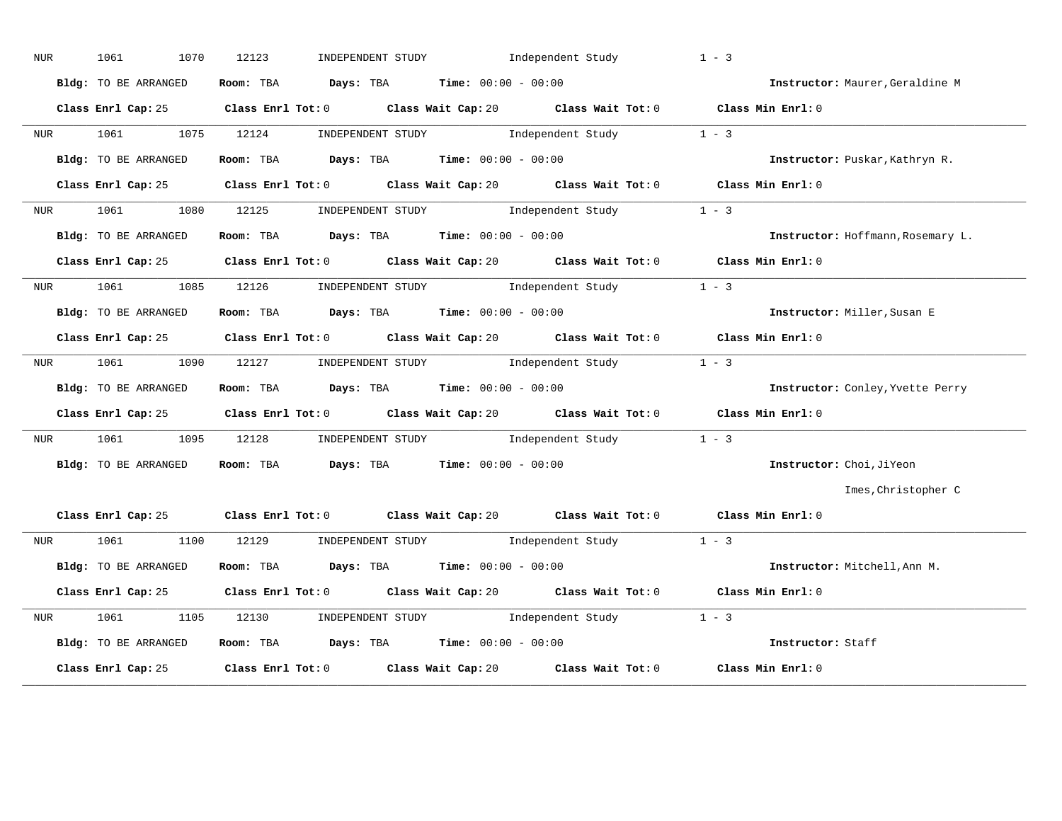NUR 1061 1070 12123 INDEPENDENT STUDY Independent Study 1 - 3

**Bldg:** TO BE ARRANGED **Room:** TBA **Days:** TBA **Time:** 00:00 - 00:00 **Instructor:** Maurer,Geraldine M

**Class Enrl Cap:** 25 **Class Enrl Tot:** 0 **Class Wait Cap:** 20 **Class Wait Tot:** 0 **Class Min Enrl:** 0

---

NUR 1061 1075 12124 INDEPENDENT STUDY Independent Study 1 - 3

**Bldg:** TO BE ARRANGED **Room:** TBA **Days:** TBA **Time:** 00:00 - 00:00 **Instructor:** Puskar,Kathryn R.

**Class Enrl Cap:** 25 **Class Enrl Tot:** 0 **Class Wait Cap:** 20 **Class Wait Tot:** 0 **Class Min Enrl:** 0

---

NUR 1061 1080 12125 INDEPENDENT STUDY Independent Study 1 - 3

**Bldg:** TO BE ARRANGED **Room:** TBA **Days:** TBA **Time:** 00:00 - 00:00 **Instructor:** Hoffmann,Rosemary L.

**Class Enrl Cap:** 25 **Class Enrl Tot:** 0 **Class Wait Cap:** 20 **Class Wait Tot:** 0 **Class Min Enrl:** 0

---

NUR 1061 1085 12126 INDEPENDENT STUDY Independent Study 1 - 3

**Bldg:** TO BE ARRANGED **Room:** TBA **Days:** TBA **Time:** 00:00 - 00:00 **Instructor:** Miller,Susan E

**Class Enrl Cap:** 25 **Class Enrl Tot:** 0 **Class Wait Cap:** 20 **Class Wait Tot:** 0 **Class Min Enrl:** 0

---

NUR 1061 1090 12127 INDEPENDENT STUDY Independent Study 1 - 3

**Bldg:** TO BE ARRANGED **Room:** TBA **Days:** TBA **Time:** 00:00 - 00:00 **Instructor:** Conley,Yvette Perry

**Class Enrl Cap:** 25 **Class Enrl Tot:** 0 **Class Wait Cap:** 20 **Class Wait Tot:** 0 **Class Min Enrl:** 0

---

NUR 1061 1095 12128 INDEPENDENT STUDY Independent Study 1 - 3

**Bldg:** TO BE ARRANGED **Room:** TBA **Days:** TBA **Time:** 00:00 - 00:00 **Instructor:** Choi,JiYeon
Imes,Christopher C

**Class Enrl Cap:** 25 **Class Enrl Tot:** 0 **Class Wait Cap:** 20 **Class Wait Tot:** 0 **Class Min Enrl:** 0

---

NUR 1061 1100 12129 INDEPENDENT STUDY Independent Study 1 - 3

**Bldg:** TO BE ARRANGED **Room:** TBA **Days:** TBA **Time:** 00:00 - 00:00 **Instructor:** Mitchell,Ann M.

**Class Enrl Cap:** 25 **Class Enrl Tot:** 0 **Class Wait Cap:** 20 **Class Wait Tot:** 0 **Class Min Enrl:** 0

---

NUR 1061 1105 12130 INDEPENDENT STUDY Independent Study 1 - 3

**Bldg:** TO BE ARRANGED **Room:** TBA **Days:** TBA **Time:** 00:00 - 00:00 **Instructor:** Staff

**Class Enrl Cap:** 25 **Class Enrl Tot:** 0 **Class Wait Cap:** 20 **Class Wait Tot:** 0 **Class Min Enrl:** 0

---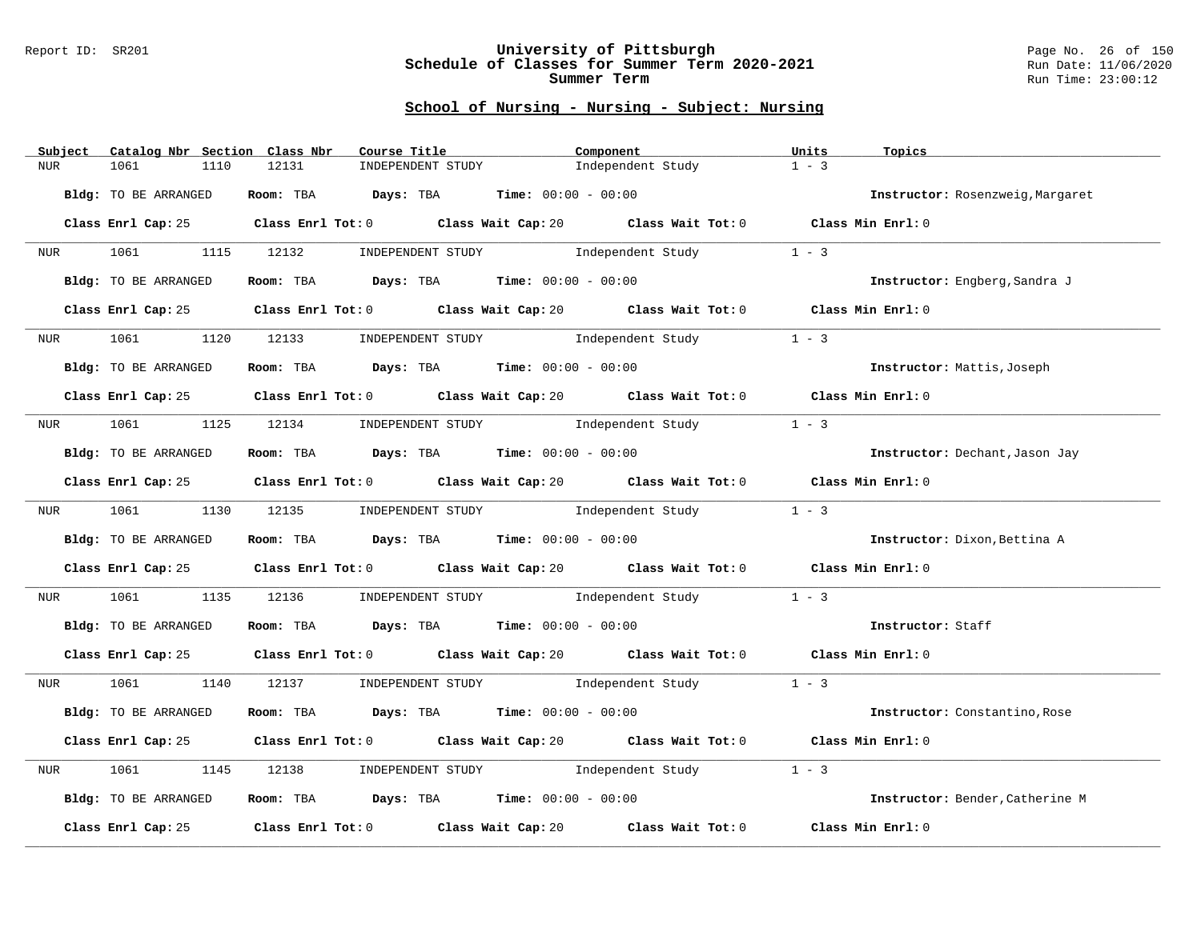## School of Nursing - Nursing - Subject: Nursing

| Subject | Catalog Nbr | Section | Class Nbr | Course Title | Component | Units | Topics |
|---|---|---|---|---|---|---|---|
| NUR | 1061 | 1110 | 12131 | INDEPENDENT STUDY | Independent Study | 1 - 3 | |

**Bldg:** TO BE ARRANGED **Room:** TBA **Days:** TBA **Time:** 00:00 - 00:00 **Instructor:** Rosenzweig,Margaret

**Class Enrl Cap:** 25 **Class Enrl Tot:** 0 **Class Wait Cap:** 20 **Class Wait Tot:** 0 **Class Min Enrl:** 0

| Subject | Catalog Nbr | Section | Class Nbr | Course Title | Component | Units | Topics |
|---|---|---|---|---|---|---|---|
| NUR | 1061 | 1115 | 12132 | INDEPENDENT STUDY | Independent Study | 1 - 3 | |

**Bldg:** TO BE ARRANGED **Room:** TBA **Days:** TBA **Time:** 00:00 - 00:00 **Instructor:** Engberg,Sandra J

**Class Enrl Cap:** 25 **Class Enrl Tot:** 0 **Class Wait Cap:** 20 **Class Wait Tot:** 0 **Class Min Enrl:** 0

| Subject | Catalog Nbr | Section | Class Nbr | Course Title | Component | Units | Topics |
|---|---|---|---|---|---|---|---|
| NUR | 1061 | 1120 | 12133 | INDEPENDENT STUDY | Independent Study | 1 - 3 | |

**Bldg:** TO BE ARRANGED **Room:** TBA **Days:** TBA **Time:** 00:00 - 00:00 **Instructor:** Mattis,Joseph

**Class Enrl Cap:** 25 **Class Enrl Tot:** 0 **Class Wait Cap:** 20 **Class Wait Tot:** 0 **Class Min Enrl:** 0

| Subject | Catalog Nbr | Section | Class Nbr | Course Title | Component | Units | Topics |
|---|---|---|---|---|---|---|---|
| NUR | 1061 | 1125 | 12134 | INDEPENDENT STUDY | Independent Study | 1 - 3 | |

**Bldg:** TO BE ARRANGED **Room:** TBA **Days:** TBA **Time:** 00:00 - 00:00 **Instructor:** Dechant,Jason Jay

**Class Enrl Cap:** 25 **Class Enrl Tot:** 0 **Class Wait Cap:** 20 **Class Wait Tot:** 0 **Class Min Enrl:** 0

| Subject | Catalog Nbr | Section | Class Nbr | Course Title | Component | Units | Topics |
|---|---|---|---|---|---|---|---|
| NUR | 1061 | 1130 | 12135 | INDEPENDENT STUDY | Independent Study | 1 - 3 | |

**Bldg:** TO BE ARRANGED **Room:** TBA **Days:** TBA **Time:** 00:00 - 00:00 **Instructor:** Dixon,Bettina A

**Class Enrl Cap:** 25 **Class Enrl Tot:** 0 **Class Wait Cap:** 20 **Class Wait Tot:** 0 **Class Min Enrl:** 0

| Subject | Catalog Nbr | Section | Class Nbr | Course Title | Component | Units | Topics |
|---|---|---|---|---|---|---|---|
| NUR | 1061 | 1135 | 12136 | INDEPENDENT STUDY | Independent Study | 1 - 3 | |

**Bldg:** TO BE ARRANGED **Room:** TBA **Days:** TBA **Time:** 00:00 - 00:00 **Instructor:** Staff

**Class Enrl Cap:** 25 **Class Enrl Tot:** 0 **Class Wait Cap:** 20 **Class Wait Tot:** 0 **Class Min Enrl:** 0

| Subject | Catalog Nbr | Section | Class Nbr | Course Title | Component | Units | Topics |
|---|---|---|---|---|---|---|---|
| NUR | 1061 | 1140 | 12137 | INDEPENDENT STUDY | Independent Study | 1 - 3 | |

**Bldg:** TO BE ARRANGED **Room:** TBA **Days:** TBA **Time:** 00:00 - 00:00 **Instructor:** Constantino,Rose

**Class Enrl Cap:** 25 **Class Enrl Tot:** 0 **Class Wait Cap:** 20 **Class Wait Tot:** 0 **Class Min Enrl:** 0

| Subject | Catalog Nbr | Section | Class Nbr | Course Title | Component | Units | Topics |
|---|---|---|---|---|---|---|---|
| NUR | 1061 | 1145 | 12138 | INDEPENDENT STUDY | Independent Study | 1 - 3 | |

**Bldg:** TO BE ARRANGED **Room:** TBA **Days:** TBA **Time:** 00:00 - 00:00 **Instructor:** Bender,Catherine M

**Class Enrl Cap:** 25 **Class Enrl Tot:** 0 **Class Wait Cap:** 20 **Class Wait Tot:** 0 **Class Min Enrl:** 0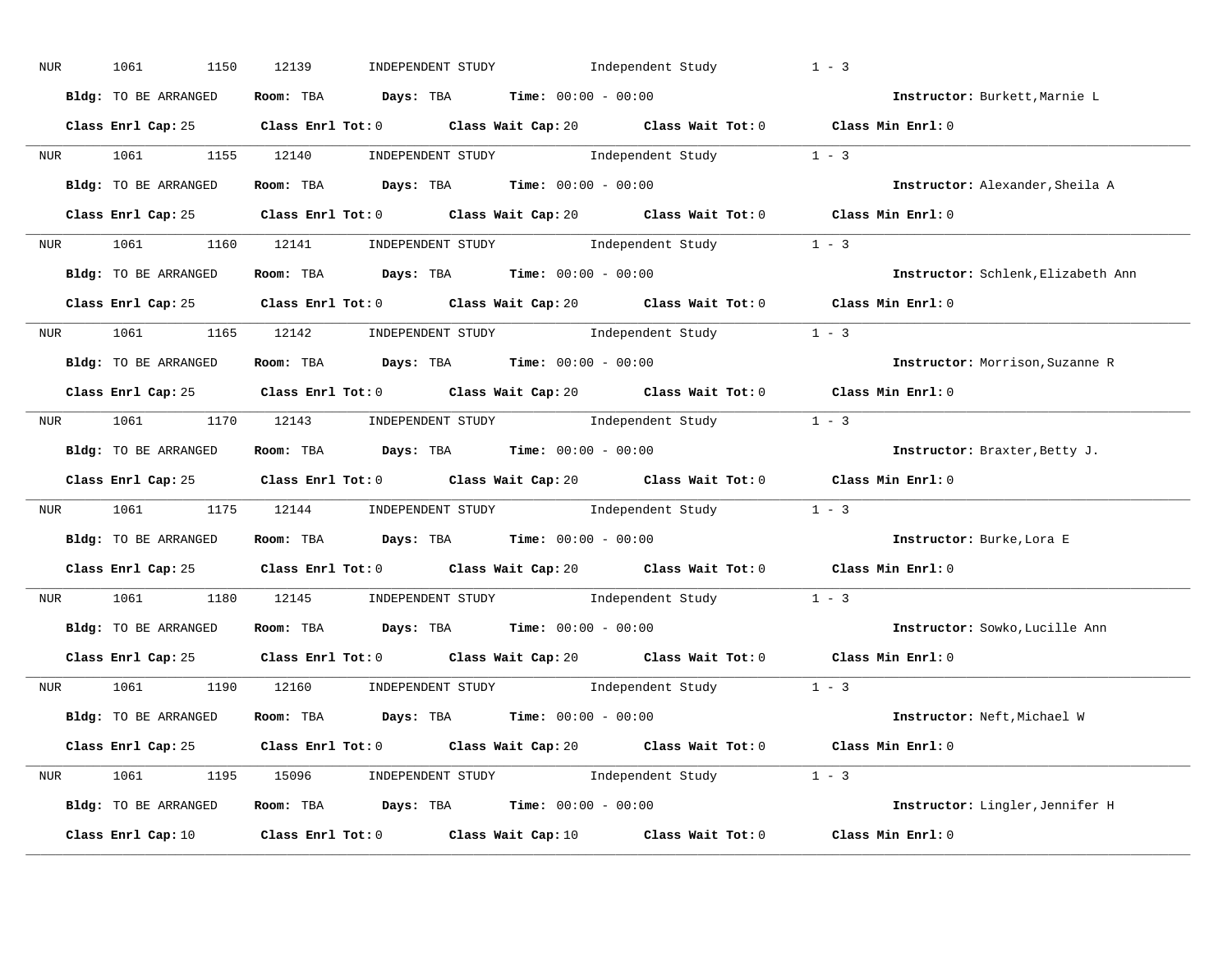NUR 1061 1150 12139 INDEPENDENT STUDY Independent Study 1 - 3

**Bldg:** TO BE ARRANGED **Room:** TBA **Days:** TBA **Time:** 00:00 - 00:00 **Instructor:** Burkett,Marnie L

**Class Enrl Cap:** 25 **Class Enrl Tot:** 0 **Class Wait Cap:** 20 **Class Wait Tot:** 0 **Class Min Enrl:** 0

---

NUR 1061 1155 12140 INDEPENDENT STUDY Independent Study 1 - 3

**Bldg:** TO BE ARRANGED **Room:** TBA **Days:** TBA **Time:** 00:00 - 00:00 **Instructor:** Alexander,Sheila A

**Class Enrl Cap:** 25 **Class Enrl Tot:** 0 **Class Wait Cap:** 20 **Class Wait Tot:** 0 **Class Min Enrl:** 0

---

NUR 1061 1160 12141 INDEPENDENT STUDY Independent Study 1 - 3

**Bldg:** TO BE ARRANGED **Room:** TBA **Days:** TBA **Time:** 00:00 - 00:00 **Instructor:** Schlenk,Elizabeth Ann

**Class Enrl Cap:** 25 **Class Enrl Tot:** 0 **Class Wait Cap:** 20 **Class Wait Tot:** 0 **Class Min Enrl:** 0

---

NUR 1061 1165 12142 INDEPENDENT STUDY Independent Study 1 - 3

**Bldg:** TO BE ARRANGED **Room:** TBA **Days:** TBA **Time:** 00:00 - 00:00 **Instructor:** Morrison,Suzanne R

**Class Enrl Cap:** 25 **Class Enrl Tot:** 0 **Class Wait Cap:** 20 **Class Wait Tot:** 0 **Class Min Enrl:** 0

---

NUR 1061 1170 12143 INDEPENDENT STUDY Independent Study 1 - 3

**Bldg:** TO BE ARRANGED **Room:** TBA **Days:** TBA **Time:** 00:00 - 00:00 **Instructor:** Braxter,Betty J.

**Class Enrl Cap:** 25 **Class Enrl Tot:** 0 **Class Wait Cap:** 20 **Class Wait Tot:** 0 **Class Min Enrl:** 0

---

NUR 1061 1175 12144 INDEPENDENT STUDY Independent Study 1 - 3

**Bldg:** TO BE ARRANGED **Room:** TBA **Days:** TBA **Time:** 00:00 - 00:00 **Instructor:** Burke,Lora E

**Class Enrl Cap:** 25 **Class Enrl Tot:** 0 **Class Wait Cap:** 20 **Class Wait Tot:** 0 **Class Min Enrl:** 0

---

NUR 1061 1180 12145 INDEPENDENT STUDY Independent Study 1 - 3

**Bldg:** TO BE ARRANGED **Room:** TBA **Days:** TBA **Time:** 00:00 - 00:00 **Instructor:** Sowko,Lucille Ann

**Class Enrl Cap:** 25 **Class Enrl Tot:** 0 **Class Wait Cap:** 20 **Class Wait Tot:** 0 **Class Min Enrl:** 0

---

NUR 1061 1190 12160 INDEPENDENT STUDY Independent Study 1 - 3

**Bldg:** TO BE ARRANGED **Room:** TBA **Days:** TBA **Time:** 00:00 - 00:00 **Instructor:** Neft,Michael W

**Class Enrl Cap:** 25 **Class Enrl Tot:** 0 **Class Wait Cap:** 20 **Class Wait Tot:** 0 **Class Min Enrl:** 0

---

NUR 1061 1195 15096 INDEPENDENT STUDY Independent Study 1 - 3

**Bldg:** TO BE ARRANGED **Room:** TBA **Days:** TBA **Time:** 00:00 - 00:00 **Instructor:** Lingler,Jennifer H

**Class Enrl Cap:** 10 **Class Enrl Tot:** 0 **Class Wait Cap:** 10 **Class Wait Tot:** 0 **Class Min Enrl:** 0

---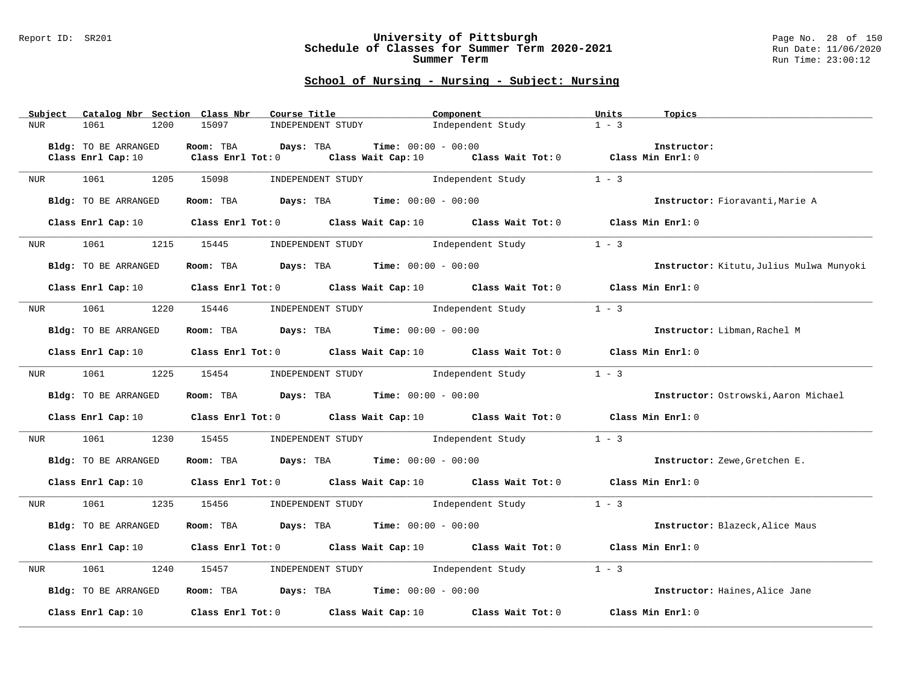## School of Nursing - Nursing - Subject: Nursing

| Subject | Catalog Nbr | Section | Class Nbr | Course Title | Component | Units | Topics |
|---|---|---|---|---|---|---|---|
| NUR | 1061 | 1200 | 15097 | INDEPENDENT STUDY | Independent Study | 1 - 3 | |

**Bldg:** TO BE ARRANGED **Room:** TBA **Days:** TBA **Time:** 00:00 - 00:00 **Instructor:**
**Class Enrl Cap:** 10 **Class Enrl Tot:** 0 **Class Wait Cap:** 10 **Class Wait Tot:** 0 **Class Min Enrl:** 0

| Subject | Catalog Nbr | Section | Class Nbr | Course Title | Component | Units | Topics |
|---|---|---|---|---|---|---|---|
| NUR | 1061 | 1205 | 15098 | INDEPENDENT STUDY | Independent Study | 1 - 3 | |

**Bldg:** TO BE ARRANGED **Room:** TBA **Days:** TBA **Time:** 00:00 - 00:00 **Instructor:** Fioravanti,Marie A
**Class Enrl Cap:** 10 **Class Enrl Tot:** 0 **Class Wait Cap:** 10 **Class Wait Tot:** 0 **Class Min Enrl:** 0

| Subject | Catalog Nbr | Section | Class Nbr | Course Title | Component | Units | Topics |
|---|---|---|---|---|---|---|---|
| NUR | 1061 | 1215 | 15445 | INDEPENDENT STUDY | Independent Study | 1 - 3 | |

**Bldg:** TO BE ARRANGED **Room:** TBA **Days:** TBA **Time:** 00:00 - 00:00 **Instructor:** Kitutu,Julius Mulwa Munyoki
**Class Enrl Cap:** 10 **Class Enrl Tot:** 0 **Class Wait Cap:** 10 **Class Wait Tot:** 0 **Class Min Enrl:** 0

| Subject | Catalog Nbr | Section | Class Nbr | Course Title | Component | Units | Topics |
|---|---|---|---|---|---|---|---|
| NUR | 1061 | 1220 | 15446 | INDEPENDENT STUDY | Independent Study | 1 - 3 | |

**Bldg:** TO BE ARRANGED **Room:** TBA **Days:** TBA **Time:** 00:00 - 00:00 **Instructor:** Libman,Rachel M
**Class Enrl Cap:** 10 **Class Enrl Tot:** 0 **Class Wait Cap:** 10 **Class Wait Tot:** 0 **Class Min Enrl:** 0

| Subject | Catalog Nbr | Section | Class Nbr | Course Title | Component | Units | Topics |
|---|---|---|---|---|---|---|---|
| NUR | 1061 | 1225 | 15454 | INDEPENDENT STUDY | Independent Study | 1 - 3 | |

**Bldg:** TO BE ARRANGED **Room:** TBA **Days:** TBA **Time:** 00:00 - 00:00 **Instructor:** Ostrowski,Aaron Michael
**Class Enrl Cap:** 10 **Class Enrl Tot:** 0 **Class Wait Cap:** 10 **Class Wait Tot:** 0 **Class Min Enrl:** 0

| Subject | Catalog Nbr | Section | Class Nbr | Course Title | Component | Units | Topics |
|---|---|---|---|---|---|---|---|
| NUR | 1061 | 1230 | 15455 | INDEPENDENT STUDY | Independent Study | 1 - 3 | |

**Bldg:** TO BE ARRANGED **Room:** TBA **Days:** TBA **Time:** 00:00 - 00:00 **Instructor:** Zewe,Gretchen E.
**Class Enrl Cap:** 10 **Class Enrl Tot:** 0 **Class Wait Cap:** 10 **Class Wait Tot:** 0 **Class Min Enrl:** 0

| Subject | Catalog Nbr | Section | Class Nbr | Course Title | Component | Units | Topics |
|---|---|---|---|---|---|---|---|
| NUR | 1061 | 1235 | 15456 | INDEPENDENT STUDY | Independent Study | 1 - 3 | |

**Bldg:** TO BE ARRANGED **Room:** TBA **Days:** TBA **Time:** 00:00 - 00:00 **Instructor:** Blazeck,Alice Maus
**Class Enrl Cap:** 10 **Class Enrl Tot:** 0 **Class Wait Cap:** 10 **Class Wait Tot:** 0 **Class Min Enrl:** 0

| Subject | Catalog Nbr | Section | Class Nbr | Course Title | Component | Units | Topics |
|---|---|---|---|---|---|---|---|
| NUR | 1061 | 1240 | 15457 | INDEPENDENT STUDY | Independent Study | 1 - 3 | |

**Bldg:** TO BE ARRANGED **Room:** TBA **Days:** TBA **Time:** 00:00 - 00:00 **Instructor:** Haines,Alice Jane
**Class Enrl Cap:** 10 **Class Enrl Tot:** 0 **Class Wait Cap:** 10 **Class Wait Tot:** 0 **Class Min Enrl:** 0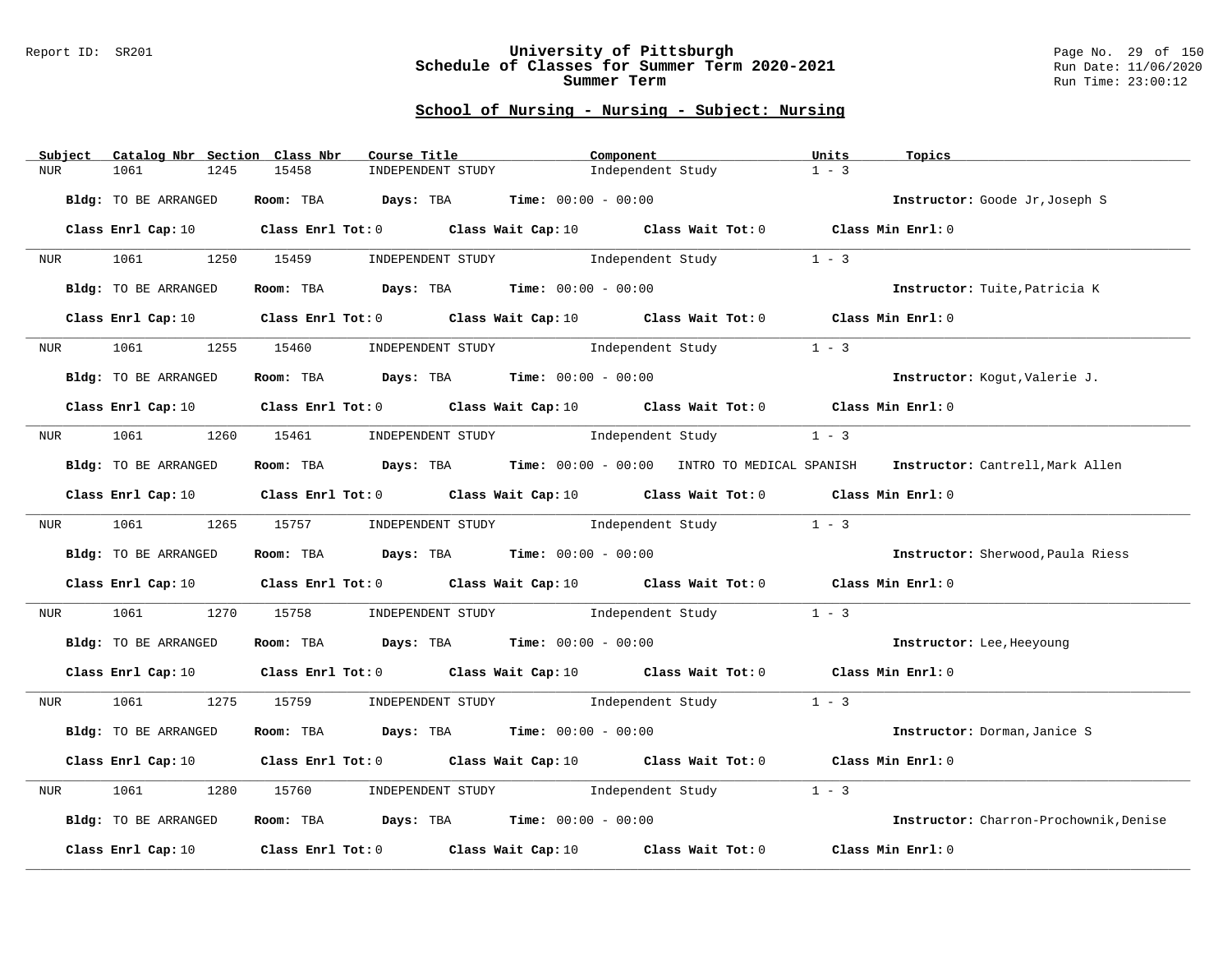# University of Pittsburgh
## Schedule of Classes for Summer Term 2020-2021
### Summer Term

Report ID: SR201

Run Date: 11/06/2020
Run Time: 23:00:12

## School of Nursing - Nursing - Subject: Nursing

| Subject | Catalog Nbr | Section | Class Nbr | Course Title | Component | Units | Topics |
|---|---|---|---|---|---|---|---|
| NUR | 1061 | 1245 | 15458 | INDEPENDENT STUDY | Independent Study | 1 - 3 | |

**Bldg:** TO BE ARRANGED **Room:** TBA **Days:** TBA **Time:** 00:00 - 00:00 **Instructor:** Goode Jr,Joseph S

**Class Enrl Cap:** 10 **Class Enrl Tot:** 0 **Class Wait Cap:** 10 **Class Wait Tot:** 0 **Class Min Enrl:** 0

| Subject | Catalog Nbr | Section | Class Nbr | Course Title | Component | Units | Topics |
|---|---|---|---|---|---|---|---|
| NUR | 1061 | 1250 | 15459 | INDEPENDENT STUDY | Independent Study | 1 - 3 | |

**Bldg:** TO BE ARRANGED **Room:** TBA **Days:** TBA **Time:** 00:00 - 00:00 **Instructor:** Tuite,Patricia K

**Class Enrl Cap:** 10 **Class Enrl Tot:** 0 **Class Wait Cap:** 10 **Class Wait Tot:** 0 **Class Min Enrl:** 0

| Subject | Catalog Nbr | Section | Class Nbr | Course Title | Component | Units | Topics |
|---|---|---|---|---|---|---|---|
| NUR | 1061 | 1255 | 15460 | INDEPENDENT STUDY | Independent Study | 1 - 3 | |

**Bldg:** TO BE ARRANGED **Room:** TBA **Days:** TBA **Time:** 00:00 - 00:00 **Instructor:** Kogut,Valerie J.

**Class Enrl Cap:** 10 **Class Enrl Tot:** 0 **Class Wait Cap:** 10 **Class Wait Tot:** 0 **Class Min Enrl:** 0

| Subject | Catalog Nbr | Section | Class Nbr | Course Title | Component | Units | Topics |
|---|---|---|---|---|---|---|---|
| NUR | 1061 | 1260 | 15461 | INDEPENDENT STUDY | Independent Study | 1 - 3 | INTRO TO MEDICAL SPANISH |

**Bldg:** TO BE ARRANGED **Room:** TBA **Days:** TBA **Time:** 00:00 - 00:00 **Instructor:** Cantrell,Mark Allen

**Class Enrl Cap:** 10 **Class Enrl Tot:** 0 **Class Wait Cap:** 10 **Class Wait Tot:** 0 **Class Min Enrl:** 0

| Subject | Catalog Nbr | Section | Class Nbr | Course Title | Component | Units | Topics |
|---|---|---|---|---|---|---|---|
| NUR | 1061 | 1265 | 15757 | INDEPENDENT STUDY | Independent Study | 1 - 3 | |

**Bldg:** TO BE ARRANGED **Room:** TBA **Days:** TBA **Time:** 00:00 - 00:00 **Instructor:** Sherwood,Paula Riess

**Class Enrl Cap:** 10 **Class Enrl Tot:** 0 **Class Wait Cap:** 10 **Class Wait Tot:** 0 **Class Min Enrl:** 0

| Subject | Catalog Nbr | Section | Class Nbr | Course Title | Component | Units | Topics |
|---|---|---|---|---|---|---|---|
| NUR | 1061 | 1270 | 15758 | INDEPENDENT STUDY | Independent Study | 1 - 3 | |

**Bldg:** TO BE ARRANGED **Room:** TBA **Days:** TBA **Time:** 00:00 - 00:00 **Instructor:** Lee,Heeyoung

**Class Enrl Cap:** 10 **Class Enrl Tot:** 0 **Class Wait Cap:** 10 **Class Wait Tot:** 0 **Class Min Enrl:** 0

| Subject | Catalog Nbr | Section | Class Nbr | Course Title | Component | Units | Topics |
|---|---|---|---|---|---|---|---|
| NUR | 1061 | 1275 | 15759 | INDEPENDENT STUDY | Independent Study | 1 - 3 | |

**Bldg:** TO BE ARRANGED **Room:** TBA **Days:** TBA **Time:** 00:00 - 00:00 **Instructor:** Dorman,Janice S

**Class Enrl Cap:** 10 **Class Enrl Tot:** 0 **Class Wait Cap:** 10 **Class Wait Tot:** 0 **Class Min Enrl:** 0

| Subject | Catalog Nbr | Section | Class Nbr | Course Title | Component | Units | Topics |
|---|---|---|---|---|---|---|---|
| NUR | 1061 | 1280 | 15760 | INDEPENDENT STUDY | Independent Study | 1 - 3 | |

**Bldg:** TO BE ARRANGED **Room:** TBA **Days:** TBA **Time:** 00:00 - 00:00 **Instructor:** Charron-Prochownik,Denise

**Class Enrl Cap:** 10 **Class Enrl Tot:** 0 **Class Wait Cap:** 10 **Class Wait Tot:** 0 **Class Min Enrl:** 0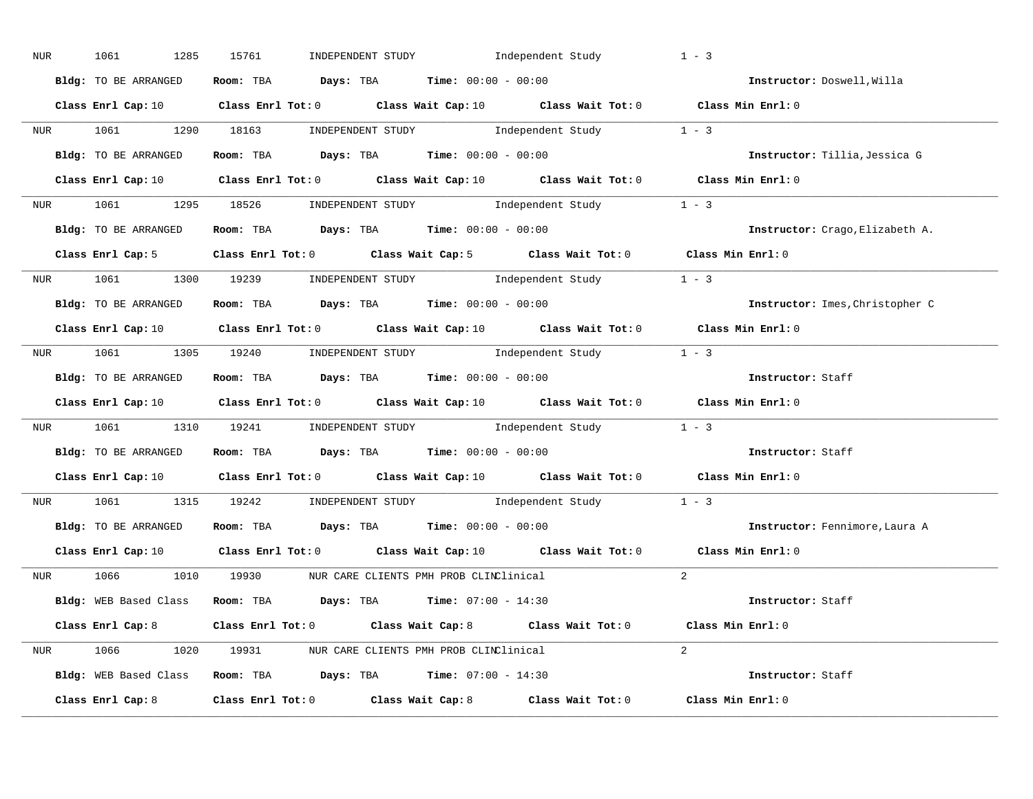NUR 1061 1285 15761 INDEPENDENT STUDY Independent Study 1 - 3

**Bldg:** TO BE ARRANGED **Room:** TBA **Days:** TBA **Time:** 00:00 - 00:00 **Instructor:** Doswell,Willa

**Class Enrl Cap:** 10 **Class Enrl Tot:** 0 **Class Wait Cap:** 10 **Class Wait Tot:** 0 **Class Min Enrl:** 0

---

NUR 1061 1290 18163 INDEPENDENT STUDY Independent Study 1 - 3

**Bldg:** TO BE ARRANGED **Room:** TBA **Days:** TBA **Time:** 00:00 - 00:00 **Instructor:** Tillia,Jessica G

**Class Enrl Cap:** 10 **Class Enrl Tot:** 0 **Class Wait Cap:** 10 **Class Wait Tot:** 0 **Class Min Enrl:** 0

---

NUR 1061 1295 18526 INDEPENDENT STUDY Independent Study 1 - 3

**Bldg:** TO BE ARRANGED **Room:** TBA **Days:** TBA **Time:** 00:00 - 00:00 **Instructor:** Crago,Elizabeth A.

**Class Enrl Cap:** 5 **Class Enrl Tot:** 0 **Class Wait Cap:** 5 **Class Wait Tot:** 0 **Class Min Enrl:** 0

---

NUR 1061 1300 19239 INDEPENDENT STUDY Independent Study 1 - 3

**Bldg:** TO BE ARRANGED **Room:** TBA **Days:** TBA **Time:** 00:00 - 00:00 **Instructor:** Imes,Christopher C

**Class Enrl Cap:** 10 **Class Enrl Tot:** 0 **Class Wait Cap:** 10 **Class Wait Tot:** 0 **Class Min Enrl:** 0

---

NUR 1061 1305 19240 INDEPENDENT STUDY Independent Study 1 - 3

**Bldg:** TO BE ARRANGED **Room:** TBA **Days:** TBA **Time:** 00:00 - 00:00 **Instructor:** Staff

**Class Enrl Cap:** 10 **Class Enrl Tot:** 0 **Class Wait Cap:** 10 **Class Wait Tot:** 0 **Class Min Enrl:** 0

---

NUR 1061 1310 19241 INDEPENDENT STUDY Independent Study 1 - 3

**Bldg:** TO BE ARRANGED **Room:** TBA **Days:** TBA **Time:** 00:00 - 00:00 **Instructor:** Staff

**Class Enrl Cap:** 10 **Class Enrl Tot:** 0 **Class Wait Cap:** 10 **Class Wait Tot:** 0 **Class Min Enrl:** 0

---

NUR 1061 1315 19242 INDEPENDENT STUDY Independent Study 1 - 3

**Bldg:** TO BE ARRANGED **Room:** TBA **Days:** TBA **Time:** 00:00 - 00:00 **Instructor:** Fennimore,Laura A

**Class Enrl Cap:** 10 **Class Enrl Tot:** 0 **Class Wait Cap:** 10 **Class Wait Tot:** 0 **Class Min Enrl:** 0

---

NUR 1066 1010 19930 NUR CARE CLIENTS PMH PROB CLINClinical 2

**Bldg:** WEB Based Class **Room:** TBA **Days:** TBA **Time:** 07:00 - 14:30 **Instructor:** Staff

**Class Enrl Cap:** 8 **Class Enrl Tot:** 0 **Class Wait Cap:** 8 **Class Wait Tot:** 0 **Class Min Enrl:** 0

---

NUR 1066 1020 19931 NUR CARE CLIENTS PMH PROB CLINClinical 2

**Bldg:** WEB Based Class **Room:** TBA **Days:** TBA **Time:** 07:00 - 14:30 **Instructor:** Staff

**Class Enrl Cap:** 8 **Class Enrl Tot:** 0 **Class Wait Cap:** 8 **Class Wait Tot:** 0 **Class Min Enrl:** 0

---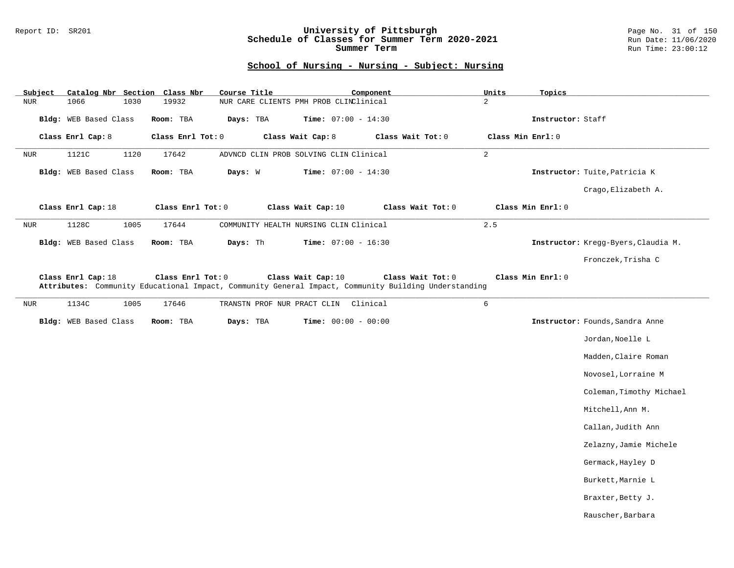## School of Nursing - Nursing - Subject: Nursing

| Subject | Catalog Nbr | Section | Class Nbr | Course Title | Component | Units | Topics |
|---|---|---|---|---|---|---|---|
| NUR | 1066 | 1030 | 19932 | NUR CARE CLIENTS PMH PROB CLIN | Clinical | 2 | |

**Bldg:** WEB Based Class **Room:** TBA **Days:** TBA **Time:** 07:00 - 14:30 **Instructor:** Staff

**Class Enrl Cap:** 8 **Class Enrl Tot:** 0 **Class Wait Cap:** 8 **Class Wait Tot:** 0 **Class Min Enrl:** 0

---

| Subject | Catalog Nbr | Section | Class Nbr | Course Title | Component | Units | Topics |
|---|---|---|---|---|---|---|---|
| NUR | 1121C | 1120 | 17642 | ADVNCD CLIN PROB SOLVING CLIN | Clinical | 2 | |

**Bldg:** WEB Based Class **Room:** TBA **Days:** W **Time:** 07:00 - 14:30 **Instructor:** Tuite,Patricia K

Crago,Elizabeth A.

**Class Enrl Cap:** 18 **Class Enrl Tot:** 0 **Class Wait Cap:** 10 **Class Wait Tot:** 0 **Class Min Enrl:** 0

---

| Subject | Catalog Nbr | Section | Class Nbr | Course Title | Component | Units | Topics |
|---|---|---|---|---|---|---|---|
| NUR | 1128C | 1005 | 17644 | COMMUNITY HEALTH NURSING CLIN | Clinical | 2.5 | |

**Bldg:** WEB Based Class **Room:** TBA **Days:** Th **Time:** 07:00 - 16:30 **Instructor:** Kregg-Byers,Claudia M.

Fronczek,Trisha C

**Class Enrl Cap:** 18 **Class Enrl Tot:** 0 **Class Wait Cap:** 10 **Class Wait Tot:** 0 **Class Min Enrl:** 0

**Attributes:** Community Educational Impact, Community General Impact, Community Building Understanding

---

| Subject | Catalog Nbr | Section | Class Nbr | Course Title | Component | Units | Topics |
|---|---|---|---|---|---|---|---|
| NUR | 1134C | 1005 | 17646 | TRANSTN PROF NUR PRACT CLIN | Clinical | 6 | |

**Bldg:** WEB Based Class **Room:** TBA **Days:** TBA **Time:** 00:00 - 00:00 **Instructor:** Founds,Sandra Anne

Jordan,Noelle L

Madden,Claire Roman

Novosel,Lorraine M

Coleman,Timothy Michael

Mitchell,Ann M.

Callan,Judith Ann

Zelazny,Jamie Michele

Germack,Hayley D

Burkett,Marnie L

Braxter,Betty J.

Rauscher,Barbara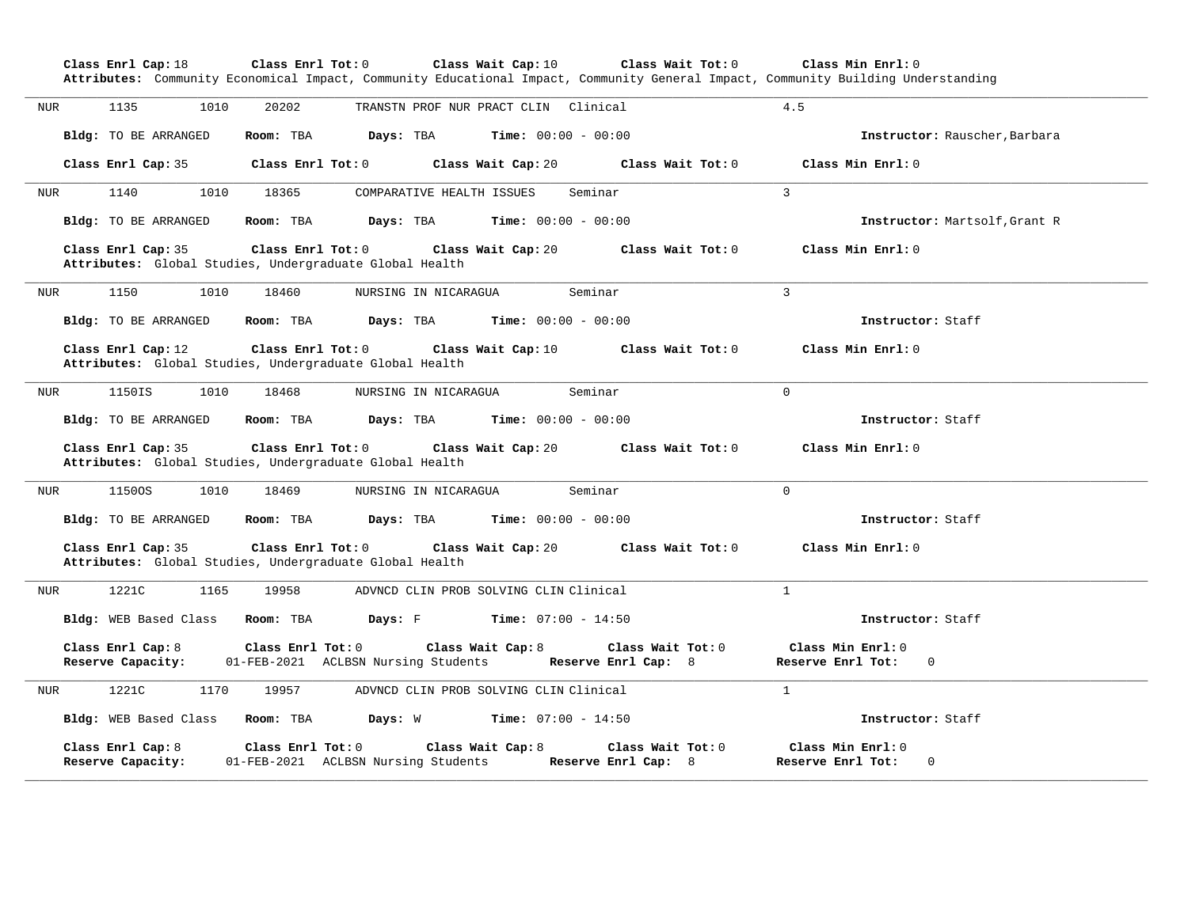**Class Enrl Cap:** 18 **Class Enrl Tot:** 0 **Class Wait Cap:** 10 **Class Wait Tot:** 0 **Class Min Enrl:** 0
**Attributes:** Community Economical Impact, Community Educational Impact, Community General Impact, Community Building Understanding

---

NUR 1135 1010 20202 TRANSTN PROF NUR PRACT CLIN Clinical 4.5

**Bldg:** TO BE ARRANGED **Room:** TBA **Days:** TBA **Time:** 00:00 - 00:00 **Instructor:** Rauscher,Barbara

**Class Enrl Cap:** 35 **Class Enrl Tot:** 0 **Class Wait Cap:** 20 **Class Wait Tot:** 0 **Class Min Enrl:** 0

---

NUR 1140 1010 18365 COMPARATIVE HEALTH ISSUES Seminar 3

**Bldg:** TO BE ARRANGED **Room:** TBA **Days:** TBA **Time:** 00:00 - 00:00 **Instructor:** Martsolf,Grant R

**Class Enrl Cap:** 35 **Class Enrl Tot:** 0 **Class Wait Cap:** 20 **Class Wait Tot:** 0 **Class Min Enrl:** 0
**Attributes:** Global Studies, Undergraduate Global Health

---

NUR 1150 1010 18460 NURSING IN NICARAGUA Seminar 3

**Bldg:** TO BE ARRANGED **Room:** TBA **Days:** TBA **Time:** 00:00 - 00:00 **Instructor:** Staff

**Class Enrl Cap:** 12 **Class Enrl Tot:** 0 **Class Wait Cap:** 10 **Class Wait Tot:** 0 **Class Min Enrl:** 0
**Attributes:** Global Studies, Undergraduate Global Health

---

NUR 1150IS 1010 18468 NURSING IN NICARAGUA Seminar 0

**Bldg:** TO BE ARRANGED **Room:** TBA **Days:** TBA **Time:** 00:00 - 00:00 **Instructor:** Staff

**Class Enrl Cap:** 35 **Class Enrl Tot:** 0 **Class Wait Cap:** 20 **Class Wait Tot:** 0 **Class Min Enrl:** 0
**Attributes:** Global Studies, Undergraduate Global Health

---

NUR 1150OS 1010 18469 NURSING IN NICARAGUA Seminar 0

**Bldg:** TO BE ARRANGED **Room:** TBA **Days:** TBA **Time:** 00:00 - 00:00 **Instructor:** Staff

**Class Enrl Cap:** 35 **Class Enrl Tot:** 0 **Class Wait Cap:** 20 **Class Wait Tot:** 0 **Class Min Enrl:** 0
**Attributes:** Global Studies, Undergraduate Global Health

---

NUR 1221C 1165 19958 ADVNCD CLIN PROB SOLVING CLIN Clinical 1

**Bldg:** WEB Based Class **Room:** TBA **Days:** F **Time:** 07:00 - 14:50 **Instructor:** Staff

**Class Enrl Cap:** 8 **Class Enrl Tot:** 0 **Class Wait Cap:** 8 **Class Wait Tot:** 0 **Class Min Enrl:** 0
**Reserve Capacity:** 01-FEB-2021 ACLBSN Nursing Students **Reserve Enrl Cap:** 8 **Reserve Enrl Tot:** 0

---

NUR 1221C 1170 19957 ADVNCD CLIN PROB SOLVING CLIN Clinical 1

**Bldg:** WEB Based Class **Room:** TBA **Days:** W **Time:** 07:00 - 14:50 **Instructor:** Staff

**Class Enrl Cap:** 8 **Class Enrl Tot:** 0 **Class Wait Cap:** 8 **Class Wait Tot:** 0 **Class Min Enrl:** 0
**Reserve Capacity:** 01-FEB-2021 ACLBSN Nursing Students **Reserve Enrl Cap:** 8 **Reserve Enrl Tot:** 0

---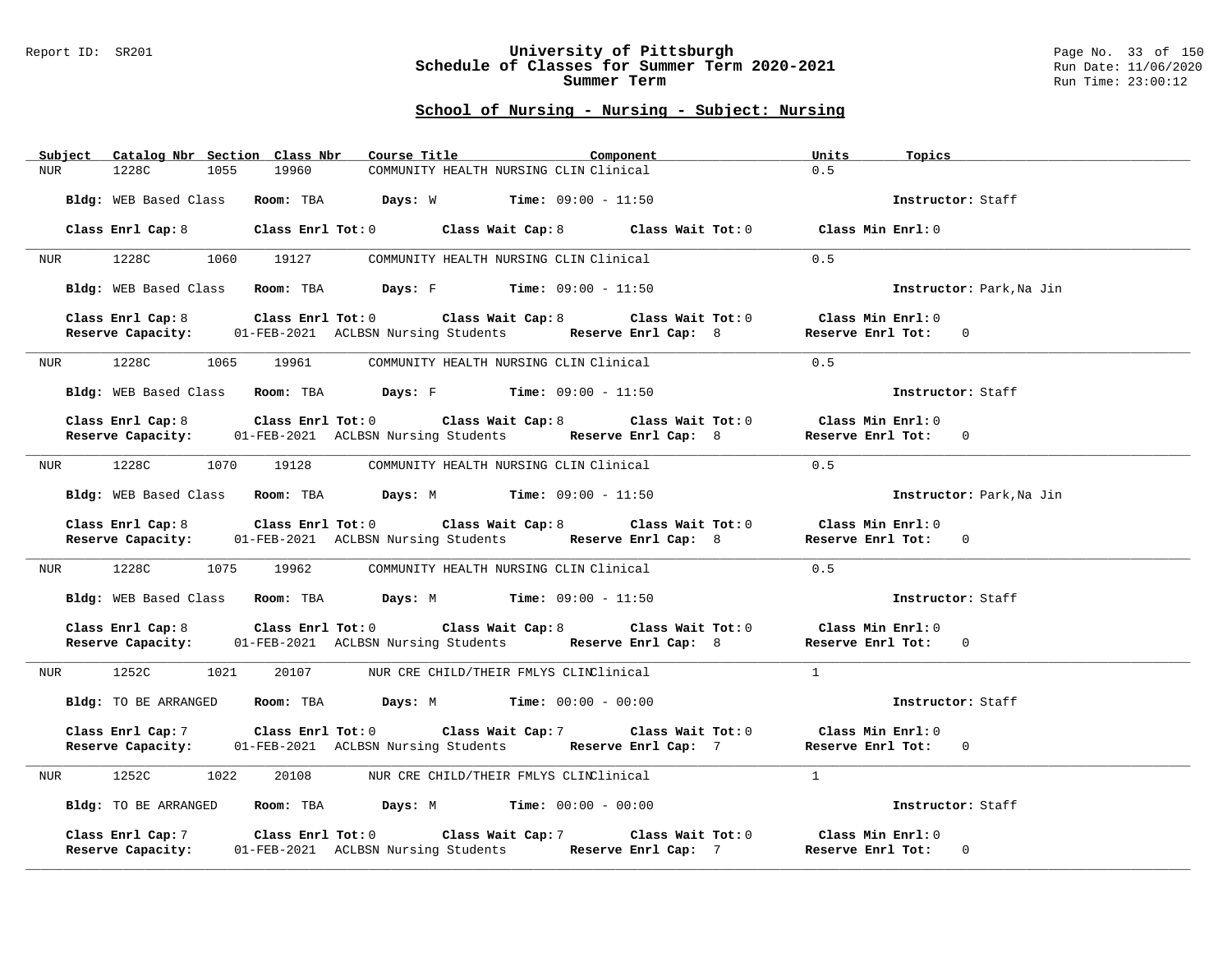Report ID: SR201

# University of Pittsburgh
## Schedule of Classes for Summer Term 2020-2021
### Summer Term

Run Date: 11/06/2020
Run Time: 23:00:12

## School of Nursing - Nursing - Subject: Nursing

| Subject | Catalog Nbr | Section | Class Nbr | Course Title | Component | Units | Topics |
|---|---|---|---|---|---|---|---|
| NUR | 1228C | 1055 | 19960 | COMMUNITY HEALTH NURSING CLIN | Clinical | 0.5 | |

**Bldg:** WEB Based Class **Room:** TBA **Days:** W **Time:** 09:00 - 11:50 **Instructor:** Staff

**Class Enrl Cap:** 8 **Class Enrl Tot:** 0 **Class Wait Cap:** 8 **Class Wait Tot:** 0 **Class Min Enrl:** 0

---

| NUR | 1228C | 1060 | 19127 | COMMUNITY HEALTH NURSING CLIN | Clinical | 0.5 | |
|---|---|---|---|---|---|---|---|

**Bldg:** WEB Based Class **Room:** TBA **Days:** F **Time:** 09:00 - 11:50 **Instructor:** Park,Na Jin

**Class Enrl Cap:** 8 **Class Enrl Tot:** 0 **Class Wait Cap:** 8 **Class Wait Tot:** 0 **Class Min Enrl:** 0
**Reserve Capacity:** 01-FEB-2021 ACLBSN Nursing Students **Reserve Enrl Cap:** 8 **Reserve Enrl Tot:** 0

---

| NUR | 1228C | 1065 | 19961 | COMMUNITY HEALTH NURSING CLIN | Clinical | 0.5 | |
|---|---|---|---|---|---|---|---|

**Bldg:** WEB Based Class **Room:** TBA **Days:** F **Time:** 09:00 - 11:50 **Instructor:** Staff

**Class Enrl Cap:** 8 **Class Enrl Tot:** 0 **Class Wait Cap:** 8 **Class Wait Tot:** 0 **Class Min Enrl:** 0
**Reserve Capacity:** 01-FEB-2021 ACLBSN Nursing Students **Reserve Enrl Cap:** 8 **Reserve Enrl Tot:** 0

---

| NUR | 1228C | 1070 | 19128 | COMMUNITY HEALTH NURSING CLIN | Clinical | 0.5 | |
|---|---|---|---|---|---|---|---|

**Bldg:** WEB Based Class **Room:** TBA **Days:** M **Time:** 09:00 - 11:50 **Instructor:** Park,Na Jin

**Class Enrl Cap:** 8 **Class Enrl Tot:** 0 **Class Wait Cap:** 8 **Class Wait Tot:** 0 **Class Min Enrl:** 0
**Reserve Capacity:** 01-FEB-2021 ACLBSN Nursing Students **Reserve Enrl Cap:** 8 **Reserve Enrl Tot:** 0

---

| NUR | 1228C | 1075 | 19962 | COMMUNITY HEALTH NURSING CLIN | Clinical | 0.5 | |
|---|---|---|---|---|---|---|---|

**Bldg:** WEB Based Class **Room:** TBA **Days:** M **Time:** 09:00 - 11:50 **Instructor:** Staff

**Class Enrl Cap:** 8 **Class Enrl Tot:** 0 **Class Wait Cap:** 8 **Class Wait Tot:** 0 **Class Min Enrl:** 0
**Reserve Capacity:** 01-FEB-2021 ACLBSN Nursing Students **Reserve Enrl Cap:** 8 **Reserve Enrl Tot:** 0

---

| NUR | 1252C | 1021 | 20107 | NUR CRE CHILD/THEIR FMLYS CLIN | Clinical | 1 | |
|---|---|---|---|---|---|---|---|

**Bldg:** TO BE ARRANGED **Room:** TBA **Days:** M **Time:** 00:00 - 00:00 **Instructor:** Staff

**Class Enrl Cap:** 7 **Class Enrl Tot:** 0 **Class Wait Cap:** 7 **Class Wait Tot:** 0 **Class Min Enrl:** 0
**Reserve Capacity:** 01-FEB-2021 ACLBSN Nursing Students **Reserve Enrl Cap:** 7 **Reserve Enrl Tot:** 0

---

| NUR | 1252C | 1022 | 20108 | NUR CRE CHILD/THEIR FMLYS CLIN | Clinical | 1 | |
|---|---|---|---|---|---|---|---|

**Bldg:** TO BE ARRANGED **Room:** TBA **Days:** M **Time:** 00:00 - 00:00 **Instructor:** Staff

**Class Enrl Cap:** 7 **Class Enrl Tot:** 0 **Class Wait Cap:** 7 **Class Wait Tot:** 0 **Class Min Enrl:** 0
**Reserve Capacity:** 01-FEB-2021 ACLBSN Nursing Students **Reserve Enrl Cap:** 7 **Reserve Enrl Tot:** 0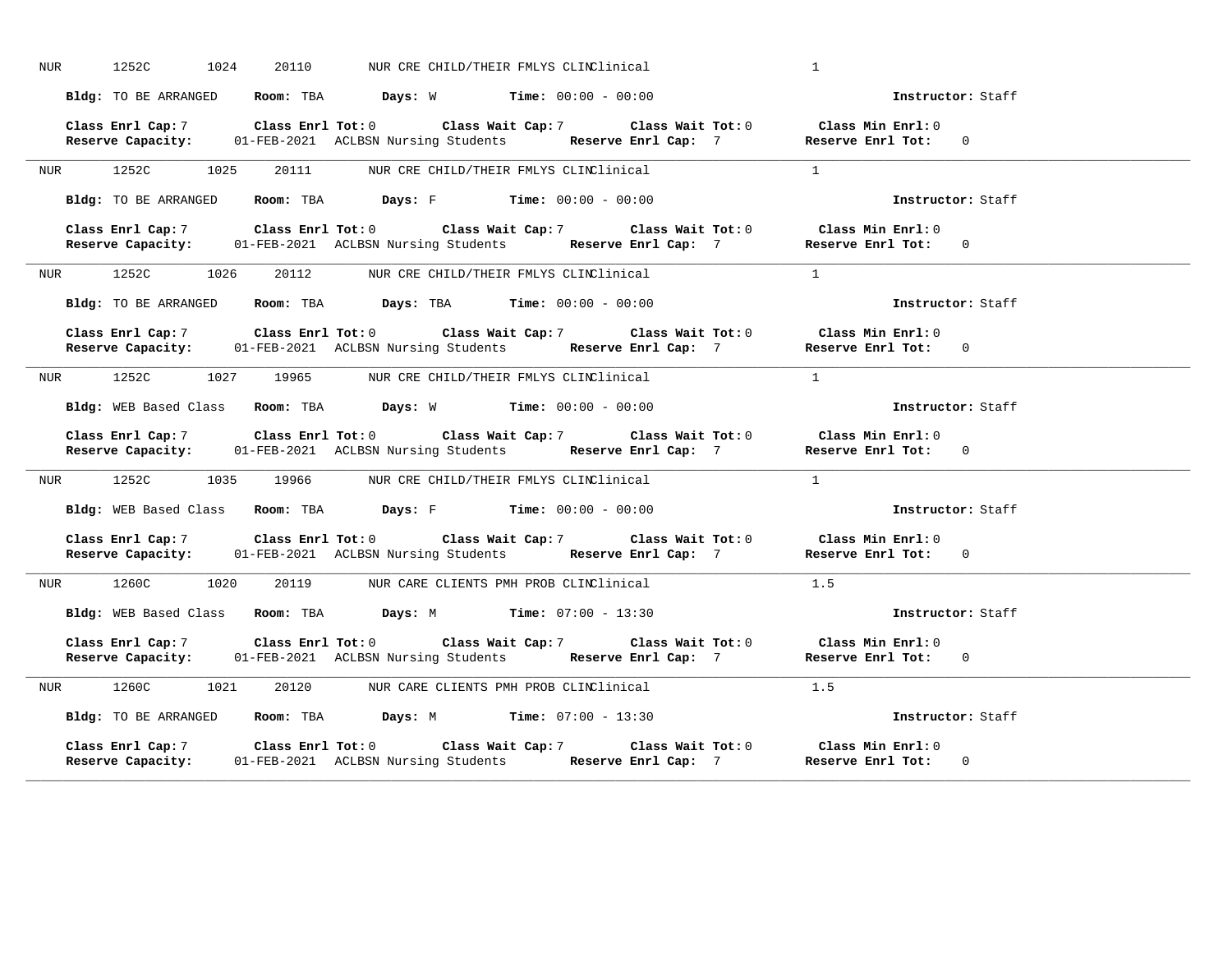NUR 1252C 1024 20110 NUR CRE CHILD/THEIR FMLYS CLINClinical 1

**Bldg:** TO BE ARRANGED **Room:** TBA **Days:** W **Time:** 00:00 - 00:00 **Instructor:** Staff

**Class Enrl Cap:** 7 **Class Enrl Tot:** 0 **Class Wait Cap:** 7 **Class Wait Tot:** 0 **Class Min Enrl:** 0
**Reserve Capacity:** 01-FEB-2021 ACLBSN Nursing Students **Reserve Enrl Cap:** 7 **Reserve Enrl Tot:** 0

---

NUR 1252C 1025 20111 NUR CRE CHILD/THEIR FMLYS CLINClinical 1

**Bldg:** TO BE ARRANGED **Room:** TBA **Days:** F **Time:** 00:00 - 00:00 **Instructor:** Staff

**Class Enrl Cap:** 7 **Class Enrl Tot:** 0 **Class Wait Cap:** 7 **Class Wait Tot:** 0 **Class Min Enrl:** 0
**Reserve Capacity:** 01-FEB-2021 ACLBSN Nursing Students **Reserve Enrl Cap:** 7 **Reserve Enrl Tot:** 0

---

NUR 1252C 1026 20112 NUR CRE CHILD/THEIR FMLYS CLINClinical 1

**Bldg:** TO BE ARRANGED **Room:** TBA **Days:** TBA **Time:** 00:00 - 00:00 **Instructor:** Staff

**Class Enrl Cap:** 7 **Class Enrl Tot:** 0 **Class Wait Cap:** 7 **Class Wait Tot:** 0 **Class Min Enrl:** 0
**Reserve Capacity:** 01-FEB-2021 ACLBSN Nursing Students **Reserve Enrl Cap:** 7 **Reserve Enrl Tot:** 0

---

NUR 1252C 1027 19965 NUR CRE CHILD/THEIR FMLYS CLINClinical 1

**Bldg:** WEB Based Class **Room:** TBA **Days:** W **Time:** 00:00 - 00:00 **Instructor:** Staff

**Class Enrl Cap:** 7 **Class Enrl Tot:** 0 **Class Wait Cap:** 7 **Class Wait Tot:** 0 **Class Min Enrl:** 0
**Reserve Capacity:** 01-FEB-2021 ACLBSN Nursing Students **Reserve Enrl Cap:** 7 **Reserve Enrl Tot:** 0

---

NUR 1252C 1035 19966 NUR CRE CHILD/THEIR FMLYS CLINClinical 1

**Bldg:** WEB Based Class **Room:** TBA **Days:** F **Time:** 00:00 - 00:00 **Instructor:** Staff

**Class Enrl Cap:** 7 **Class Enrl Tot:** 0 **Class Wait Cap:** 7 **Class Wait Tot:** 0 **Class Min Enrl:** 0
**Reserve Capacity:** 01-FEB-2021 ACLBSN Nursing Students **Reserve Enrl Cap:** 7 **Reserve Enrl Tot:** 0

---

NUR 1260C 1020 20119 NUR CARE CLIENTS PMH PROB CLINClinical 1.5

**Bldg:** WEB Based Class **Room:** TBA **Days:** M **Time:** 07:00 - 13:30 **Instructor:** Staff

**Class Enrl Cap:** 7 **Class Enrl Tot:** 0 **Class Wait Cap:** 7 **Class Wait Tot:** 0 **Class Min Enrl:** 0
**Reserve Capacity:** 01-FEB-2021 ACLBSN Nursing Students **Reserve Enrl Cap:** 7 **Reserve Enrl Tot:** 0

---

NUR 1260C 1021 20120 NUR CARE CLIENTS PMH PROB CLINClinical 1.5

**Bldg:** TO BE ARRANGED **Room:** TBA **Days:** M **Time:** 07:00 - 13:30 **Instructor:** Staff

**Class Enrl Cap:** 7 **Class Enrl Tot:** 0 **Class Wait Cap:** 7 **Class Wait Tot:** 0 **Class Min Enrl:** 0
**Reserve Capacity:** 01-FEB-2021 ACLBSN Nursing Students **Reserve Enrl Cap:** 7 **Reserve Enrl Tot:** 0

---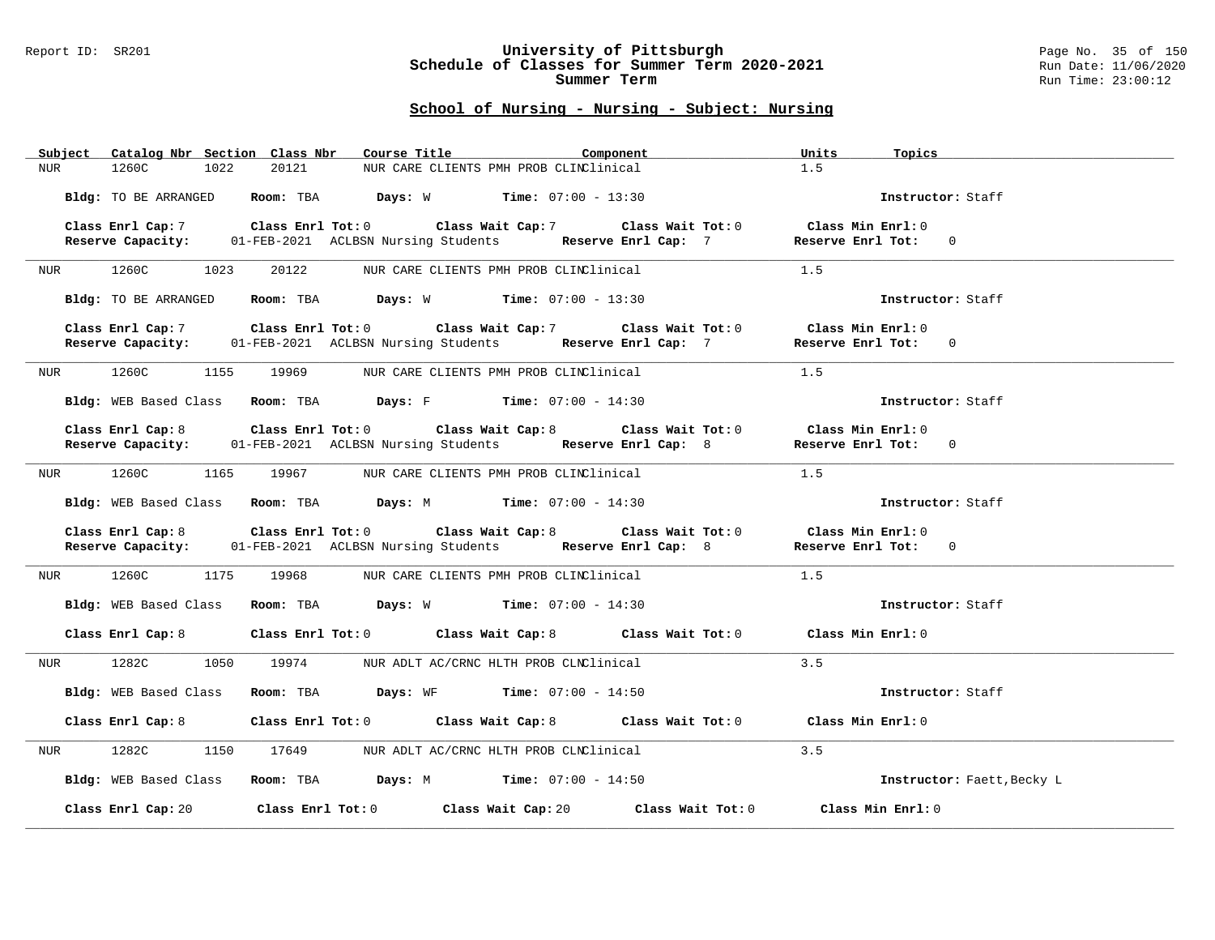## School of Nursing - Nursing - Subject: Nursing

| Subject | Catalog Nbr | Section | Class Nbr | Course Title | Component | Units | Topics |
|---|---|---|---|---|---|---|---|
| NUR | 1260C | 1022 | 20121 | NUR CARE CLIENTS PMH PROB CLIN | Clinical | 1.5 | |

**Bldg:** TO BE ARRANGED **Room:** TBA **Days:** W **Time:** 07:00 - 13:30 **Instructor:** Staff

**Class Enrl Cap:** 7 **Class Enrl Tot:** 0 **Class Wait Cap:** 7 **Class Wait Tot:** 0 **Class Min Enrl:** 0
**Reserve Capacity:** 01-FEB-2021 ACLBSN Nursing Students **Reserve Enrl Cap:** 7 **Reserve Enrl Tot:** 0

---

| Subject | Catalog Nbr | Section | Class Nbr | Course Title | Component | Units | Topics |
|---|---|---|---|---|---|---|---|
| NUR | 1260C | 1023 | 20122 | NUR CARE CLIENTS PMH PROB CLIN | Clinical | 1.5 | |

**Bldg:** TO BE ARRANGED **Room:** TBA **Days:** W **Time:** 07:00 - 13:30 **Instructor:** Staff

**Class Enrl Cap:** 7 **Class Enrl Tot:** 0 **Class Wait Cap:** 7 **Class Wait Tot:** 0 **Class Min Enrl:** 0
**Reserve Capacity:** 01-FEB-2021 ACLBSN Nursing Students **Reserve Enrl Cap:** 7 **Reserve Enrl Tot:** 0

---

| Subject | Catalog Nbr | Section | Class Nbr | Course Title | Component | Units | Topics |
|---|---|---|---|---|---|---|---|
| NUR | 1260C | 1155 | 19969 | NUR CARE CLIENTS PMH PROB CLIN | Clinical | 1.5 | |

**Bldg:** WEB Based Class **Room:** TBA **Days:** F **Time:** 07:00 - 14:30 **Instructor:** Staff

**Class Enrl Cap:** 8 **Class Enrl Tot:** 0 **Class Wait Cap:** 8 **Class Wait Tot:** 0 **Class Min Enrl:** 0
**Reserve Capacity:** 01-FEB-2021 ACLBSN Nursing Students **Reserve Enrl Cap:** 8 **Reserve Enrl Tot:** 0

---

| Subject | Catalog Nbr | Section | Class Nbr | Course Title | Component | Units | Topics |
|---|---|---|---|---|---|---|---|
| NUR | 1260C | 1165 | 19967 | NUR CARE CLIENTS PMH PROB CLIN | Clinical | 1.5 | |

**Bldg:** WEB Based Class **Room:** TBA **Days:** M **Time:** 07:00 - 14:30 **Instructor:** Staff

**Class Enrl Cap:** 8 **Class Enrl Tot:** 0 **Class Wait Cap:** 8 **Class Wait Tot:** 0 **Class Min Enrl:** 0
**Reserve Capacity:** 01-FEB-2021 ACLBSN Nursing Students **Reserve Enrl Cap:** 8 **Reserve Enrl Tot:** 0

---

| Subject | Catalog Nbr | Section | Class Nbr | Course Title | Component | Units | Topics |
|---|---|---|---|---|---|---|---|
| NUR | 1260C | 1175 | 19968 | NUR CARE CLIENTS PMH PROB CLIN | Clinical | 1.5 | |

**Bldg:** WEB Based Class **Room:** TBA **Days:** W **Time:** 07:00 - 14:30 **Instructor:** Staff

**Class Enrl Cap:** 8 **Class Enrl Tot:** 0 **Class Wait Cap:** 8 **Class Wait Tot:** 0 **Class Min Enrl:** 0

---

| Subject | Catalog Nbr | Section | Class Nbr | Course Title | Component | Units | Topics |
|---|---|---|---|---|---|---|---|
| NUR | 1282C | 1050 | 19974 | NUR ADLT AC/CRNC HLTH PROB CLN | Clinical | 3.5 | |

**Bldg:** WEB Based Class **Room:** TBA **Days:** WF **Time:** 07:00 - 14:50 **Instructor:** Staff

**Class Enrl Cap:** 8 **Class Enrl Tot:** 0 **Class Wait Cap:** 8 **Class Wait Tot:** 0 **Class Min Enrl:** 0

---

| Subject | Catalog Nbr | Section | Class Nbr | Course Title | Component | Units | Topics |
|---|---|---|---|---|---|---|---|
| NUR | 1282C | 1150 | 17649 | NUR ADLT AC/CRNC HLTH PROB CLN | Clinical | 3.5 | |

**Bldg:** WEB Based Class **Room:** TBA **Days:** M **Time:** 07:00 - 14:50 **Instructor:** Faett,Becky L

**Class Enrl Cap:** 20 **Class Enrl Tot:** 0 **Class Wait Cap:** 20 **Class Wait Tot:** 0 **Class Min Enrl:** 0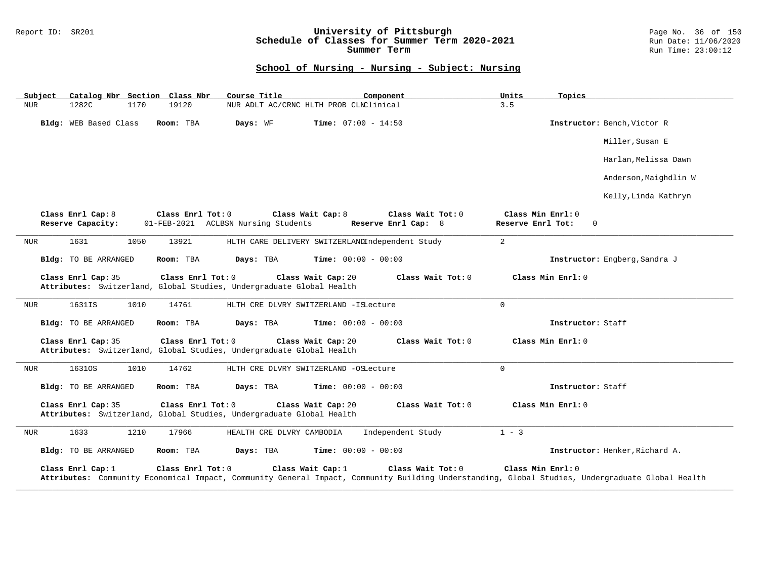## School of Nursing - Nursing - Subject: Nursing

| Subject | Catalog Nbr | Section | Class Nbr | Course Title | Component | Units | Topics |
|---|---|---|---|---|---|---|---|
| NUR | 1282C | 1170 | 19120 | NUR ADLT AC/CRNC HLTH PROB CLN | Clinical | 3.5 | |

**Bldg:** WEB Based Class **Room:** TBA **Days:** WF **Time:** 07:00 - 14:50 **Instructor:** Bench,Victor R

Miller,Susan E

Harlan,Melissa Dawn

Anderson,Maighdlin W

Kelly,Linda Kathryn

**Class Enrl Cap:** 8 **Class Enrl Tot:** 0 **Class Wait Cap:** 8 **Class Wait Tot:** 0 **Class Min Enrl:** 0
**Reserve Capacity:** 01-FEB-2021 ACLBSN Nursing Students **Reserve Enrl Cap:** 8 **Reserve Enrl Tot:** 0

---

| Subject | Catalog Nbr | Section | Class Nbr | Course Title | Component | Units | Topics |
|---|---|---|---|---|---|---|---|
| NUR | 1631 | 1050 | 13921 | HLTH CARE DELIVERY SWITZERLAND | Independent Study | 2 | |

**Bldg:** TO BE ARRANGED **Room:** TBA **Days:** TBA **Time:** 00:00 - 00:00 **Instructor:** Engberg,Sandra J

**Class Enrl Cap:** 35 **Class Enrl Tot:** 0 **Class Wait Cap:** 20 **Class Wait Tot:** 0 **Class Min Enrl:** 0
**Attributes:** Switzerland, Global Studies, Undergraduate Global Health

---

| Subject | Catalog Nbr | Section | Class Nbr | Course Title | Component | Units | Topics |
|---|---|---|---|---|---|---|---|
| NUR | 1631IS | 1010 | 14761 | HLTH CRE DLVRY SWITZERLAND -IS | Lecture | 0 | |

**Bldg:** TO BE ARRANGED **Room:** TBA **Days:** TBA **Time:** 00:00 - 00:00 **Instructor:** Staff

**Class Enrl Cap:** 35 **Class Enrl Tot:** 0 **Class Wait Cap:** 20 **Class Wait Tot:** 0 **Class Min Enrl:** 0
**Attributes:** Switzerland, Global Studies, Undergraduate Global Health

---

| Subject | Catalog Nbr | Section | Class Nbr | Course Title | Component | Units | Topics |
|---|---|---|---|---|---|---|---|
| NUR | 1631OS | 1010 | 14762 | HLTH CRE DLVRY SWITZERLAND -OS | Lecture | 0 | |

**Bldg:** TO BE ARRANGED **Room:** TBA **Days:** TBA **Time:** 00:00 - 00:00 **Instructor:** Staff

**Class Enrl Cap:** 35 **Class Enrl Tot:** 0 **Class Wait Cap:** 20 **Class Wait Tot:** 0 **Class Min Enrl:** 0
**Attributes:** Switzerland, Global Studies, Undergraduate Global Health

---

| Subject | Catalog Nbr | Section | Class Nbr | Course Title | Component | Units | Topics |
|---|---|---|---|---|---|---|---|
| NUR | 1633 | 1210 | 17966 | HEALTH CRE DLVRY CAMBODIA | Independent Study | 1 - 3 | |

**Bldg:** TO BE ARRANGED **Room:** TBA **Days:** TBA **Time:** 00:00 - 00:00 **Instructor:** Henker,Richard A.

**Class Enrl Cap:** 1 **Class Enrl Tot:** 0 **Class Wait Cap:** 1 **Class Wait Tot:** 0 **Class Min Enrl:** 0
**Attributes:** Community Economical Impact, Community General Impact, Community Building Understanding, Global Studies, Undergraduate Global Health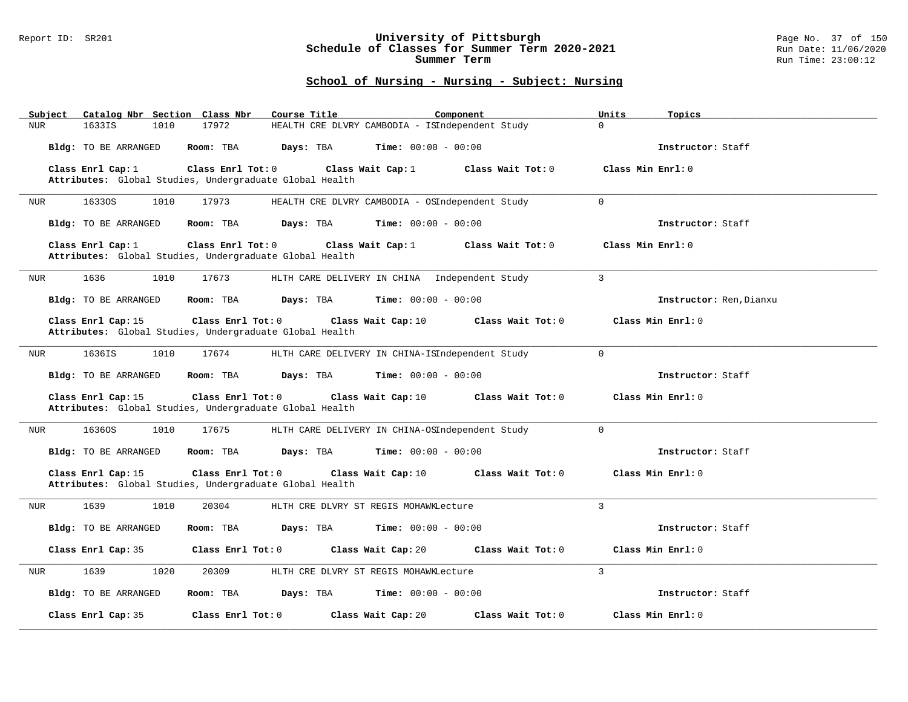# University of Pittsburgh
## Schedule of Classes for Summer Term 2020-2021
### Summer Term

Report ID: SR201 | Run Date: 11/06/2020 | Run Time: 23:00:12

## School of Nursing - Nursing - Subject: Nursing

| Subject | Catalog Nbr | Section | Class Nbr | Course Title | Component | Units | Topics |
|---|---|---|---|---|---|---|---|
| NUR | 1633IS | 1010 | 17972 | HEALTH CRE DLVRY CAMBODIA - IS | Independent Study | 0 | |

**Bldg:** TO BE ARRANGED **Room:** TBA **Days:** TBA **Time:** 00:00 - 00:00 **Instructor:** Staff

**Class Enrl Cap:** 1 **Class Enrl Tot:** 0 **Class Wait Cap:** 1 **Class Wait Tot:** 0 **Class Min Enrl:** 0
**Attributes:** Global Studies, Undergraduate Global Health

---

| Subject | Catalog Nbr | Section | Class Nbr | Course Title | Component | Units | Topics |
|---|---|---|---|---|---|---|---|
| NUR | 1633OS | 1010 | 17973 | HEALTH CRE DLVRY CAMBODIA - OS | Independent Study | 0 | |

**Bldg:** TO BE ARRANGED **Room:** TBA **Days:** TBA **Time:** 00:00 - 00:00 **Instructor:** Staff

**Class Enrl Cap:** 1 **Class Enrl Tot:** 0 **Class Wait Cap:** 1 **Class Wait Tot:** 0 **Class Min Enrl:** 0
**Attributes:** Global Studies, Undergraduate Global Health

---

| Subject | Catalog Nbr | Section | Class Nbr | Course Title | Component | Units | Topics |
|---|---|---|---|---|---|---|---|
| NUR | 1636 | 1010 | 17673 | HLTH CARE DELIVERY IN CHINA | Independent Study | 3 | |

**Bldg:** TO BE ARRANGED **Room:** TBA **Days:** TBA **Time:** 00:00 - 00:00 **Instructor:** Ren,Dianxu

**Class Enrl Cap:** 15 **Class Enrl Tot:** 0 **Class Wait Cap:** 10 **Class Wait Tot:** 0 **Class Min Enrl:** 0
**Attributes:** Global Studies, Undergraduate Global Health

---

| Subject | Catalog Nbr | Section | Class Nbr | Course Title | Component | Units | Topics |
|---|---|---|---|---|---|---|---|
| NUR | 1636IS | 1010 | 17674 | HLTH CARE DELIVERY IN CHINA-IS | Independent Study | 0 | |

**Bldg:** TO BE ARRANGED **Room:** TBA **Days:** TBA **Time:** 00:00 - 00:00 **Instructor:** Staff

**Class Enrl Cap:** 15 **Class Enrl Tot:** 0 **Class Wait Cap:** 10 **Class Wait Tot:** 0 **Class Min Enrl:** 0
**Attributes:** Global Studies, Undergraduate Global Health

---

| Subject | Catalog Nbr | Section | Class Nbr | Course Title | Component | Units | Topics |
|---|---|---|---|---|---|---|---|
| NUR | 1636OS | 1010 | 17675 | HLTH CARE DELIVERY IN CHINA-OS | Independent Study | 0 | |

**Bldg:** TO BE ARRANGED **Room:** TBA **Days:** TBA **Time:** 00:00 - 00:00 **Instructor:** Staff

**Class Enrl Cap:** 15 **Class Enrl Tot:** 0 **Class Wait Cap:** 10 **Class Wait Tot:** 0 **Class Min Enrl:** 0
**Attributes:** Global Studies, Undergraduate Global Health

---

| Subject | Catalog Nbr | Section | Class Nbr | Course Title | Component | Units | Topics |
|---|---|---|---|---|---|---|---|
| NUR | 1639 | 1010 | 20304 | HLTH CRE DLVRY ST REGIS MOHAWK | Lecture | 3 | |

**Bldg:** TO BE ARRANGED **Room:** TBA **Days:** TBA **Time:** 00:00 - 00:00 **Instructor:** Staff

**Class Enrl Cap:** 35 **Class Enrl Tot:** 0 **Class Wait Cap:** 20 **Class Wait Tot:** 0 **Class Min Enrl:** 0

---

| Subject | Catalog Nbr | Section | Class Nbr | Course Title | Component | Units | Topics |
|---|---|---|---|---|---|---|---|
| NUR | 1639 | 1020 | 20309 | HLTH CRE DLVRY ST REGIS MOHAWK | Lecture | 3 | |

**Bldg:** TO BE ARRANGED **Room:** TBA **Days:** TBA **Time:** 00:00 - 00:00 **Instructor:** Staff

**Class Enrl Cap:** 35 **Class Enrl Tot:** 0 **Class Wait Cap:** 20 **Class Wait Tot:** 0 **Class Min Enrl:** 0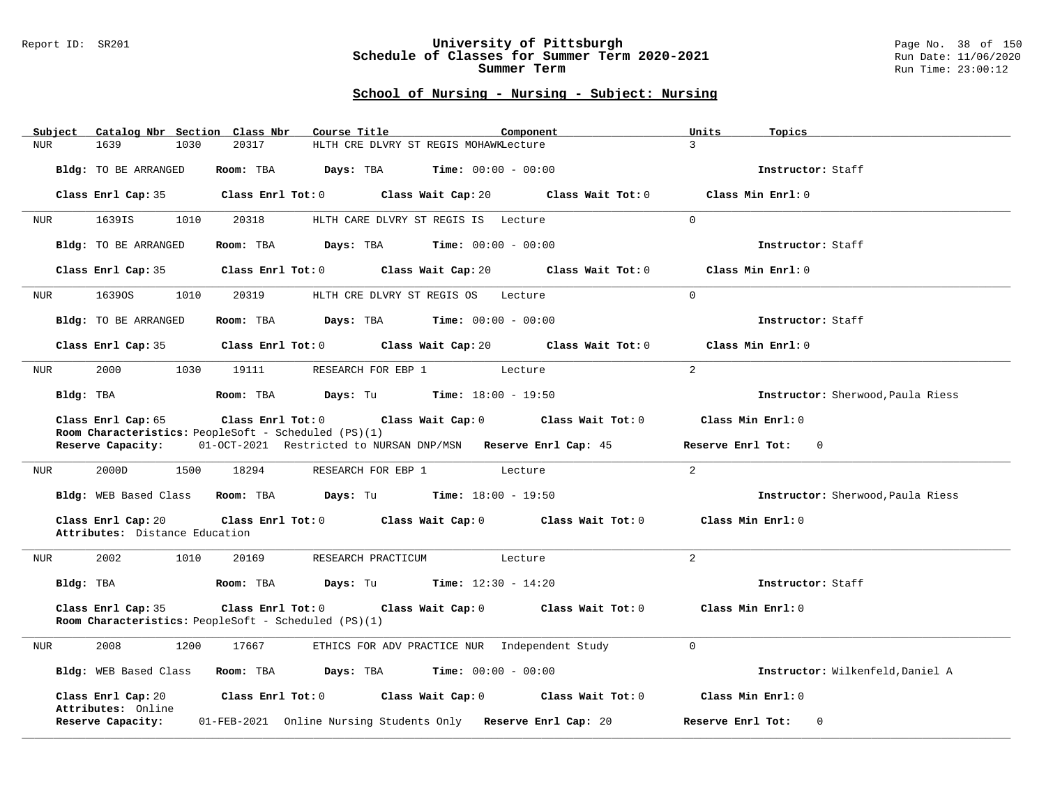## School of Nursing - Nursing - Subject: Nursing

| Subject | Catalog Nbr | Section | Class Nbr | Course Title | Component | Units | Topics |
|---|---|---|---|---|---|---|---|
| NUR | 1639 | 1030 | 20317 | HLTH CRE DLVRY ST REGIS MOHAWK | Lecture | 3 | |

**Bldg:** TO BE ARRANGED **Room:** TBA **Days:** TBA **Time:** 00:00 - 00:00 **Instructor:** Staff

**Class Enrl Cap:** 35 **Class Enrl Tot:** 0 **Class Wait Cap:** 20 **Class Wait Tot:** 0 **Class Min Enrl:** 0

---

| Subject | Catalog Nbr | Section | Class Nbr | Course Title | Component | Units | Topics |
|---|---|---|---|---|---|---|---|
| NUR | 1639IS | 1010 | 20318 | HLTH CARE DLVRY ST REGIS IS | Lecture | 0 | |

**Bldg:** TO BE ARRANGED **Room:** TBA **Days:** TBA **Time:** 00:00 - 00:00 **Instructor:** Staff

**Class Enrl Cap:** 35 **Class Enrl Tot:** 0 **Class Wait Cap:** 20 **Class Wait Tot:** 0 **Class Min Enrl:** 0

---

| Subject | Catalog Nbr | Section | Class Nbr | Course Title | Component | Units | Topics |
|---|---|---|---|---|---|---|---|
| NUR | 1639OS | 1010 | 20319 | HLTH CRE DLVRY ST REGIS OS | Lecture | 0 | |

**Bldg:** TO BE ARRANGED **Room:** TBA **Days:** TBA **Time:** 00:00 - 00:00 **Instructor:** Staff

**Class Enrl Cap:** 35 **Class Enrl Tot:** 0 **Class Wait Cap:** 20 **Class Wait Tot:** 0 **Class Min Enrl:** 0

---

| Subject | Catalog Nbr | Section | Class Nbr | Course Title | Component | Units | Topics |
|---|---|---|---|---|---|---|---|
| NUR | 2000 | 1030 | 19111 | RESEARCH FOR EBP 1 | Lecture | 2 | |

**Bldg:** TBA **Room:** TBA **Days:** Tu **Time:** 18:00 - 19:50 **Instructor:** Sherwood,Paula Riess

**Class Enrl Cap:** 65 **Class Enrl Tot:** 0 **Class Wait Cap:** 0 **Class Wait Tot:** 0 **Class Min Enrl:** 0
**Room Characteristics:** PeopleSoft - Scheduled (PS)(1)
**Reserve Capacity:** 01-OCT-2021 Restricted to NURSAN DNP/MSN **Reserve Enrl Cap:** 45 **Reserve Enrl Tot:** 0

---

| Subject | Catalog Nbr | Section | Class Nbr | Course Title | Component | Units | Topics |
|---|---|---|---|---|---|---|---|
| NUR | 2000D | 1500 | 18294 | RESEARCH FOR EBP 1 | Lecture | 2 | |

**Bldg:** WEB Based Class **Room:** TBA **Days:** Tu **Time:** 18:00 - 19:50 **Instructor:** Sherwood,Paula Riess

**Class Enrl Cap:** 20 **Class Enrl Tot:** 0 **Class Wait Cap:** 0 **Class Wait Tot:** 0 **Class Min Enrl:** 0
**Attributes:** Distance Education

---

| Subject | Catalog Nbr | Section | Class Nbr | Course Title | Component | Units | Topics |
|---|---|---|---|---|---|---|---|
| NUR | 2002 | 1010 | 20169 | RESEARCH PRACTICUM | Lecture | 2 | |

**Bldg:** TBA **Room:** TBA **Days:** Tu **Time:** 12:30 - 14:20 **Instructor:** Staff

**Class Enrl Cap:** 35 **Class Enrl Tot:** 0 **Class Wait Cap:** 0 **Class Wait Tot:** 0 **Class Min Enrl:** 0
**Room Characteristics:** PeopleSoft - Scheduled (PS)(1)

---

| Subject | Catalog Nbr | Section | Class Nbr | Course Title | Component | Units | Topics |
|---|---|---|---|---|---|---|---|
| NUR | 2008 | 1200 | 17667 | ETHICS FOR ADV PRACTICE NUR | Independent Study | 0 | |

**Bldg:** WEB Based Class **Room:** TBA **Days:** TBA **Time:** 00:00 - 00:00 **Instructor:** Wilkenfeld,Daniel A

**Class Enrl Cap:** 20 **Class Enrl Tot:** 0 **Class Wait Cap:** 0 **Class Wait Tot:** 0 **Class Min Enrl:** 0
**Attributes:** Online
**Reserve Capacity:** 01-FEB-2021 Online Nursing Students Only **Reserve Enrl Cap:** 20 **Reserve Enrl Tot:** 0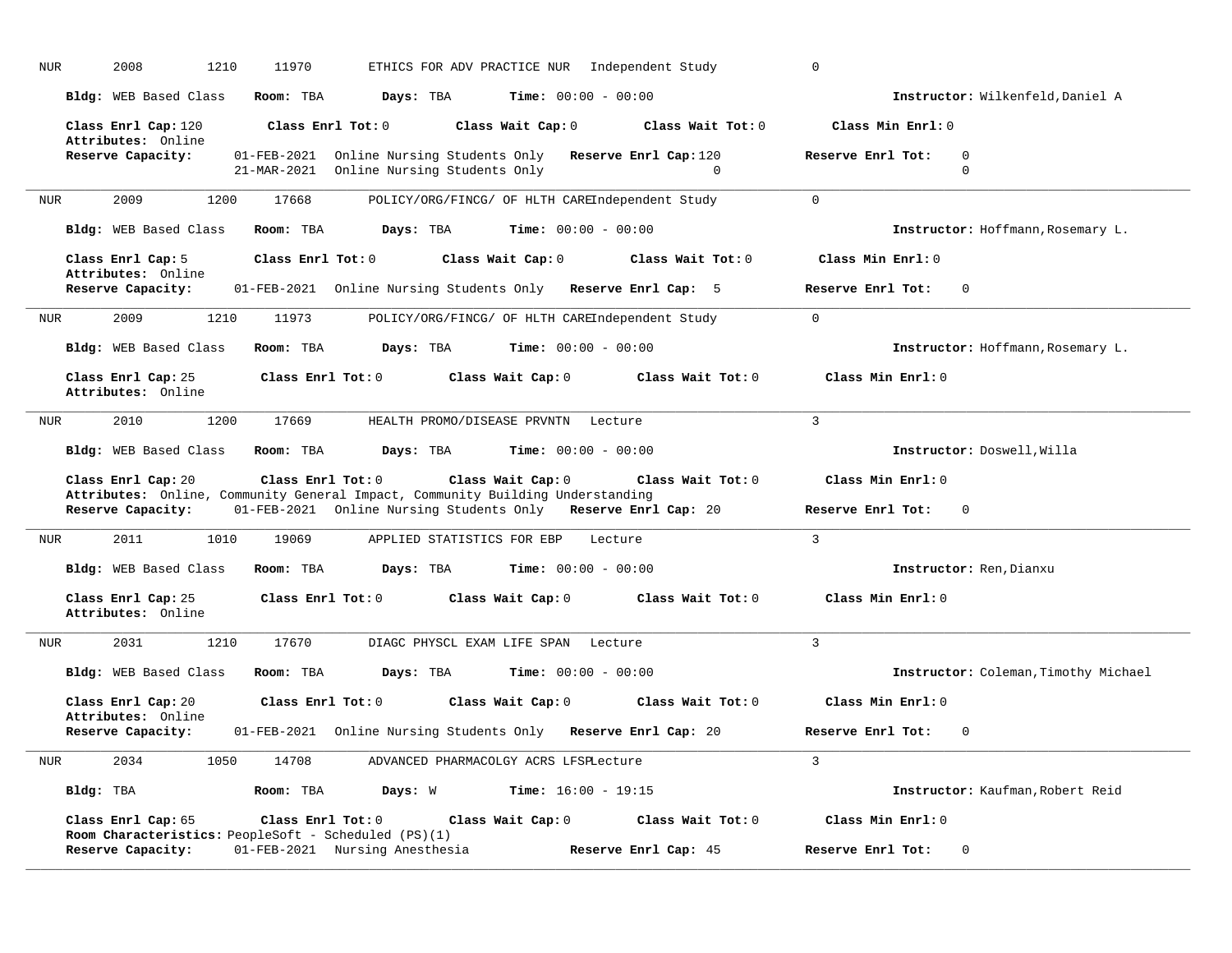NUR 2008 1210 11970 ETHICS FOR ADV PRACTICE NUR Independent Study 0

**Bldg:** WEB Based Class **Room:** TBA **Days:** TBA **Time:** 00:00 - 00:00 **Instructor:** Wilkenfeld,Daniel A

**Class Enrl Cap:** 120 **Class Enrl Tot:** 0 **Class Wait Cap:** 0 **Class Wait Tot:** 0 **Class Min Enrl:** 0
**Attributes:** Online
**Reserve Capacity:** 01-FEB-2021 Online Nursing Students Only **Reserve Enrl Cap:** 120 **Reserve Enrl Tot:** 0
21-MAR-2021 Online Nursing Students Only 0 0

---

NUR 2009 1200 17668 POLICY/ORG/FINCG/ OF HLTH CARE Independent Study 0

**Bldg:** WEB Based Class **Room:** TBA **Days:** TBA **Time:** 00:00 - 00:00 **Instructor:** Hoffmann,Rosemary L.

**Class Enrl Cap:** 5 **Class Enrl Tot:** 0 **Class Wait Cap:** 0 **Class Wait Tot:** 0 **Class Min Enrl:** 0
**Attributes:** Online
**Reserve Capacity:** 01-FEB-2021 Online Nursing Students Only **Reserve Enrl Cap:** 5 **Reserve Enrl Tot:** 0

---

NUR 2009 1210 11973 POLICY/ORG/FINCG/ OF HLTH CARE Independent Study 0

**Bldg:** WEB Based Class **Room:** TBA **Days:** TBA **Time:** 00:00 - 00:00 **Instructor:** Hoffmann,Rosemary L.

**Class Enrl Cap:** 25 **Class Enrl Tot:** 0 **Class Wait Cap:** 0 **Class Wait Tot:** 0 **Class Min Enrl:** 0
**Attributes:** Online

---

NUR 2010 1200 17669 HEALTH PROMO/DISEASE PRVNTN Lecture 3

**Bldg:** WEB Based Class **Room:** TBA **Days:** TBA **Time:** 00:00 - 00:00 **Instructor:** Doswell,Willa

**Class Enrl Cap:** 20 **Class Enrl Tot:** 0 **Class Wait Cap:** 0 **Class Wait Tot:** 0 **Class Min Enrl:** 0
**Attributes:** Online, Community General Impact, Community Building Understanding
**Reserve Capacity:** 01-FEB-2021 Online Nursing Students Only **Reserve Enrl Cap:** 20 **Reserve Enrl Tot:** 0

---

NUR 2011 1010 19069 APPLIED STATISTICS FOR EBP Lecture 3

**Bldg:** WEB Based Class **Room:** TBA **Days:** TBA **Time:** 00:00 - 00:00 **Instructor:** Ren,Dianxu

**Class Enrl Cap:** 25 **Class Enrl Tot:** 0 **Class Wait Cap:** 0 **Class Wait Tot:** 0 **Class Min Enrl:** 0
**Attributes:** Online

---

NUR 2031 1210 17670 DIAGC PHYSCL EXAM LIFE SPAN Lecture 3

**Bldg:** WEB Based Class **Room:** TBA **Days:** TBA **Time:** 00:00 - 00:00 **Instructor:** Coleman,Timothy Michael

**Class Enrl Cap:** 20 **Class Enrl Tot:** 0 **Class Wait Cap:** 0 **Class Wait Tot:** 0 **Class Min Enrl:** 0
**Attributes:** Online
**Reserve Capacity:** 01-FEB-2021 Online Nursing Students Only **Reserve Enrl Cap:** 20 **Reserve Enrl Tot:** 0

---

NUR 2034 1050 14708 ADVANCED PHARMACOLGY ACRS LFSP Lecture 3

**Bldg:** TBA **Room:** TBA **Days:** W **Time:** 16:00 - 19:15 **Instructor:** Kaufman,Robert Reid

**Class Enrl Cap:** 65 **Class Enrl Tot:** 0 **Class Wait Cap:** 0 **Class Wait Tot:** 0 **Class Min Enrl:** 0
**Room Characteristics:** PeopleSoft - Scheduled (PS)(1)
**Reserve Capacity:** 01-FEB-2021 Nursing Anesthesia **Reserve Enrl Cap:** 45 **Reserve Enrl Tot:** 0

---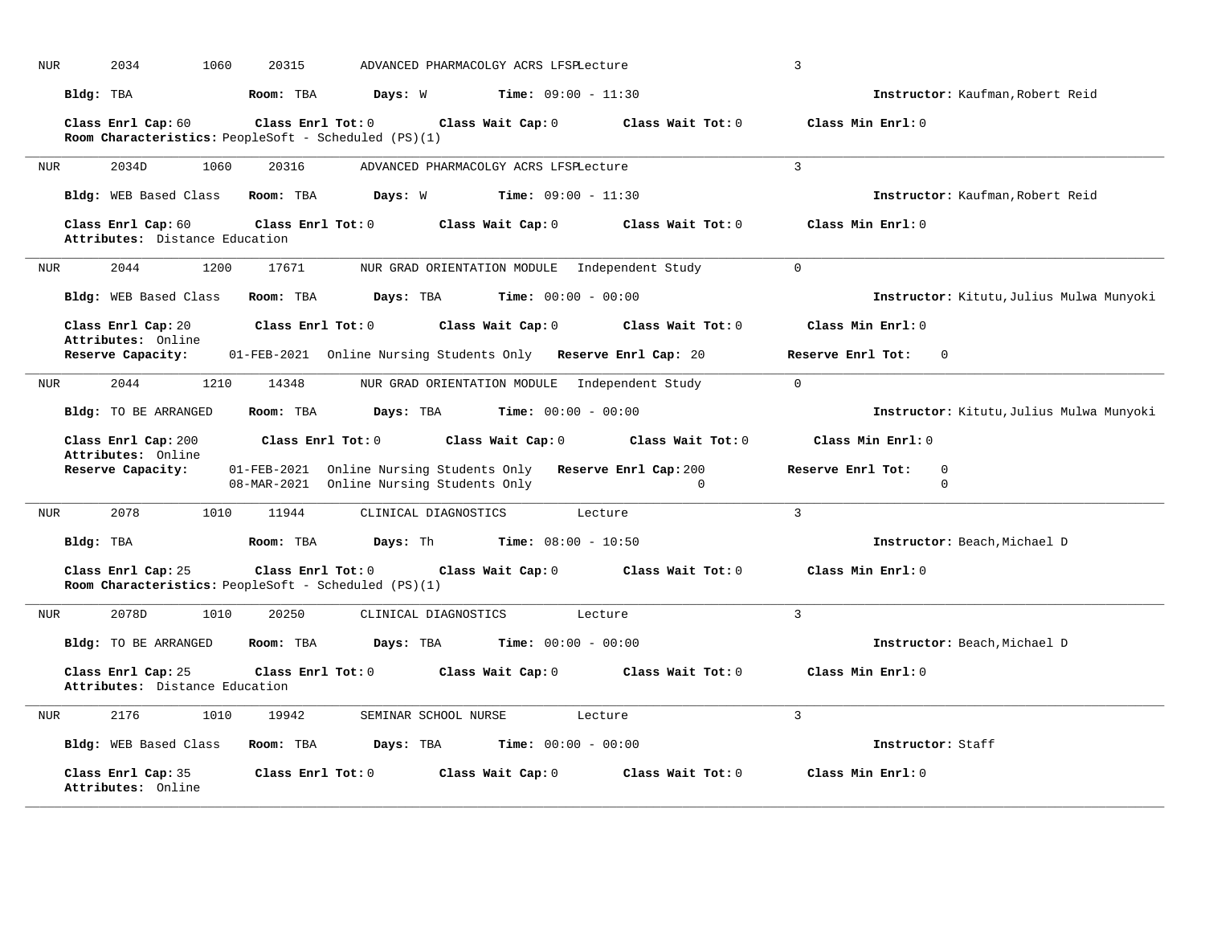NUR 2034 1060 20315 ADVANCED PHARMACOLGY ACRS LFSPLecture 3

**Bldg:** TBA **Room:** TBA **Days:** W **Time:** 09:00 - 11:30 **Instructor:** Kaufman,Robert Reid

**Class Enrl Cap:** 60 **Class Enrl Tot:** 0 **Class Wait Cap:** 0 **Class Wait Tot:** 0 **Class Min Enrl:** 0
**Room Characteristics:** PeopleSoft - Scheduled (PS)(1)

---

NUR 2034D 1060 20316 ADVANCED PHARMACOLGY ACRS LFSPLecture 3

**Bldg:** WEB Based Class **Room:** TBA **Days:** W **Time:** 09:00 - 11:30 **Instructor:** Kaufman,Robert Reid

**Class Enrl Cap:** 60 **Class Enrl Tot:** 0 **Class Wait Cap:** 0 **Class Wait Tot:** 0 **Class Min Enrl:** 0
**Attributes:** Distance Education

---

NUR 2044 1200 17671 NUR GRAD ORIENTATION MODULE Independent Study 0

**Bldg:** WEB Based Class **Room:** TBA **Days:** TBA **Time:** 00:00 - 00:00 **Instructor:** Kitutu,Julius Mulwa Munyoki

**Class Enrl Cap:** 20 **Class Enrl Tot:** 0 **Class Wait Cap:** 0 **Class Wait Tot:** 0 **Class Min Enrl:** 0
**Attributes:** Online
**Reserve Capacity:** 01-FEB-2021 Online Nursing Students Only **Reserve Enrl Cap:** 20 **Reserve Enrl Tot:** 0

---

NUR 2044 1210 14348 NUR GRAD ORIENTATION MODULE Independent Study 0

**Bldg:** TO BE ARRANGED **Room:** TBA **Days:** TBA **Time:** 00:00 - 00:00 **Instructor:** Kitutu,Julius Mulwa Munyoki

**Class Enrl Cap:** 200 **Class Enrl Tot:** 0 **Class Wait Cap:** 0 **Class Wait Tot:** 0 **Class Min Enrl:** 0
**Attributes:** Online
**Reserve Capacity:** 01-FEB-2021 Online Nursing Students Only **Reserve Enrl Cap:** 200 **Reserve Enrl Tot:** 0
08-MAR-2021 Online Nursing Students Only 0 0

---

NUR 2078 1010 11944 CLINICAL DIAGNOSTICS Lecture 3

**Bldg:** TBA **Room:** TBA **Days:** Th **Time:** 08:00 - 10:50 **Instructor:** Beach,Michael D

**Class Enrl Cap:** 25 **Class Enrl Tot:** 0 **Class Wait Cap:** 0 **Class Wait Tot:** 0 **Class Min Enrl:** 0
**Room Characteristics:** PeopleSoft - Scheduled (PS)(1)

---

NUR 2078D 1010 20250 CLINICAL DIAGNOSTICS Lecture 3

**Bldg:** TO BE ARRANGED **Room:** TBA **Days:** TBA **Time:** 00:00 - 00:00 **Instructor:** Beach,Michael D

**Class Enrl Cap:** 25 **Class Enrl Tot:** 0 **Class Wait Cap:** 0 **Class Wait Tot:** 0 **Class Min Enrl:** 0
**Attributes:** Distance Education

---

NUR 2176 1010 19942 SEMINAR SCHOOL NURSE Lecture 3

**Bldg:** WEB Based Class **Room:** TBA **Days:** TBA **Time:** 00:00 - 00:00 **Instructor:** Staff

**Class Enrl Cap:** 35 **Class Enrl Tot:** 0 **Class Wait Cap:** 0 **Class Wait Tot:** 0 **Class Min Enrl:** 0
**Attributes:** Online

---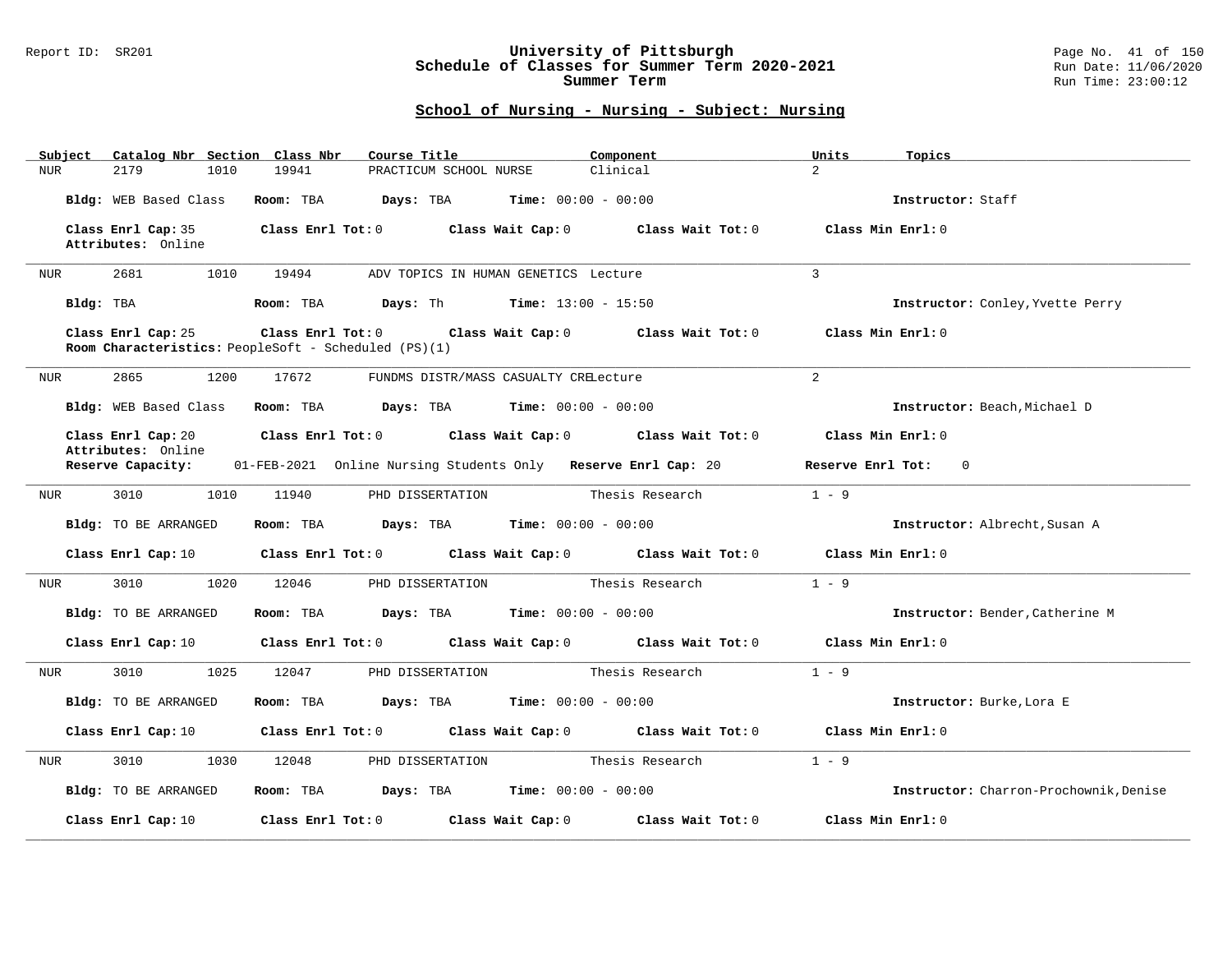## School of Nursing - Nursing - Subject: Nursing

| Subject | Catalog Nbr | Section | Class Nbr | Course Title | Component | Units | Topics |
|---|---|---|---|---|---|---|---|
| NUR | 2179 | 1010 | 19941 | PRACTICUM SCHOOL NURSE | Clinical | 2 | |

**Bldg:** WEB Based Class **Room:** TBA **Days:** TBA **Time:** 00:00 - 00:00 **Instructor:** Staff

**Class Enrl Cap:** 35 **Class Enrl Tot:** 0 **Class Wait Cap:** 0 **Class Wait Tot:** 0 **Class Min Enrl:** 0
**Attributes:** Online

---

| Subject | Catalog Nbr | Section | Class Nbr | Course Title | Component | Units | Topics |
|---|---|---|---|---|---|---|---|
| NUR | 2681 | 1010 | 19494 | ADV TOPICS IN HUMAN GENETICS | Lecture | 3 | |

**Bldg:** TBA **Room:** TBA **Days:** Th **Time:** 13:00 - 15:50 **Instructor:** Conley,Yvette Perry

**Class Enrl Cap:** 25 **Class Enrl Tot:** 0 **Class Wait Cap:** 0 **Class Wait Tot:** 0 **Class Min Enrl:** 0
**Room Characteristics:** PeopleSoft - Scheduled (PS)(1)

---

| Subject | Catalog Nbr | Section | Class Nbr | Course Title | Component | Units | Topics |
|---|---|---|---|---|---|---|---|
| NUR | 2865 | 1200 | 17672 | FUNDMS DISTR/MASS CASUALTY CRE | Lecture | 2 | |

**Bldg:** WEB Based Class **Room:** TBA **Days:** TBA **Time:** 00:00 - 00:00 **Instructor:** Beach,Michael D

**Class Enrl Cap:** 20 **Class Enrl Tot:** 0 **Class Wait Cap:** 0 **Class Wait Tot:** 0 **Class Min Enrl:** 0
**Attributes:** Online
**Reserve Capacity:** 01-FEB-2021 Online Nursing Students Only **Reserve Enrl Cap:** 20 **Reserve Enrl Tot:** 0

---

| Subject | Catalog Nbr | Section | Class Nbr | Course Title | Component | Units | Topics |
|---|---|---|---|---|---|---|---|
| NUR | 3010 | 1010 | 11940 | PHD DISSERTATION | Thesis Research | 1 - 9 | |

**Bldg:** TO BE ARRANGED **Room:** TBA **Days:** TBA **Time:** 00:00 - 00:00 **Instructor:** Albrecht,Susan A

**Class Enrl Cap:** 10 **Class Enrl Tot:** 0 **Class Wait Cap:** 0 **Class Wait Tot:** 0 **Class Min Enrl:** 0

---

| Subject | Catalog Nbr | Section | Class Nbr | Course Title | Component | Units | Topics |
|---|---|---|---|---|---|---|---|
| NUR | 3010 | 1020 | 12046 | PHD DISSERTATION | Thesis Research | 1 - 9 | |

**Bldg:** TO BE ARRANGED **Room:** TBA **Days:** TBA **Time:** 00:00 - 00:00 **Instructor:** Bender,Catherine M

**Class Enrl Cap:** 10 **Class Enrl Tot:** 0 **Class Wait Cap:** 0 **Class Wait Tot:** 0 **Class Min Enrl:** 0

---

| Subject | Catalog Nbr | Section | Class Nbr | Course Title | Component | Units | Topics |
|---|---|---|---|---|---|---|---|
| NUR | 3010 | 1025 | 12047 | PHD DISSERTATION | Thesis Research | 1 - 9 | |

**Bldg:** TO BE ARRANGED **Room:** TBA **Days:** TBA **Time:** 00:00 - 00:00 **Instructor:** Burke,Lora E

**Class Enrl Cap:** 10 **Class Enrl Tot:** 0 **Class Wait Cap:** 0 **Class Wait Tot:** 0 **Class Min Enrl:** 0

---

| Subject | Catalog Nbr | Section | Class Nbr | Course Title | Component | Units | Topics |
|---|---|---|---|---|---|---|---|
| NUR | 3010 | 1030 | 12048 | PHD DISSERTATION | Thesis Research | 1 - 9 | |

**Bldg:** TO BE ARRANGED **Room:** TBA **Days:** TBA **Time:** 00:00 - 00:00 **Instructor:** Charron-Prochownik,Denise

**Class Enrl Cap:** 10 **Class Enrl Tot:** 0 **Class Wait Cap:** 0 **Class Wait Tot:** 0 **Class Min Enrl:** 0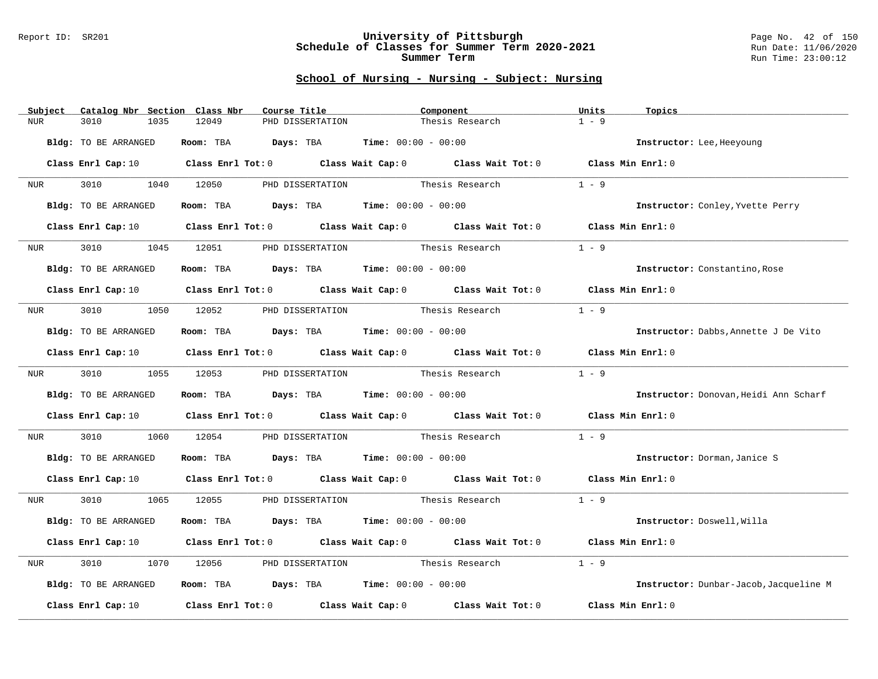## School of Nursing - Nursing - Subject: Nursing

| Subject | Catalog Nbr | Section | Class Nbr | Course Title | Component | Units | Topics |
|---|---|---|---|---|---|---|---|
| NUR | 3010 | 1035 | 12049 | PHD DISSERTATION | Thesis Research | 1 - 9 | |

**Bldg:** TO BE ARRANGED **Room:** TBA **Days:** TBA **Time:** 00:00 - 00:00 **Instructor:** Lee,Heeyoung

**Class Enrl Cap:** 10 **Class Enrl Tot:** 0 **Class Wait Cap:** 0 **Class Wait Tot:** 0 **Class Min Enrl:** 0

| Subject | Catalog Nbr | Section | Class Nbr | Course Title | Component | Units | Topics |
|---|---|---|---|---|---|---|---|
| NUR | 3010 | 1040 | 12050 | PHD DISSERTATION | Thesis Research | 1 - 9 | |

**Bldg:** TO BE ARRANGED **Room:** TBA **Days:** TBA **Time:** 00:00 - 00:00 **Instructor:** Conley,Yvette Perry

**Class Enrl Cap:** 10 **Class Enrl Tot:** 0 **Class Wait Cap:** 0 **Class Wait Tot:** 0 **Class Min Enrl:** 0

| Subject | Catalog Nbr | Section | Class Nbr | Course Title | Component | Units | Topics |
|---|---|---|---|---|---|---|---|
| NUR | 3010 | 1045 | 12051 | PHD DISSERTATION | Thesis Research | 1 - 9 | |

**Bldg:** TO BE ARRANGED **Room:** TBA **Days:** TBA **Time:** 00:00 - 00:00 **Instructor:** Constantino,Rose

**Class Enrl Cap:** 10 **Class Enrl Tot:** 0 **Class Wait Cap:** 0 **Class Wait Tot:** 0 **Class Min Enrl:** 0

| Subject | Catalog Nbr | Section | Class Nbr | Course Title | Component | Units | Topics |
|---|---|---|---|---|---|---|---|
| NUR | 3010 | 1050 | 12052 | PHD DISSERTATION | Thesis Research | 1 - 9 | |

**Bldg:** TO BE ARRANGED **Room:** TBA **Days:** TBA **Time:** 00:00 - 00:00 **Instructor:** Dabbs,Annette J De Vito

**Class Enrl Cap:** 10 **Class Enrl Tot:** 0 **Class Wait Cap:** 0 **Class Wait Tot:** 0 **Class Min Enrl:** 0

| Subject | Catalog Nbr | Section | Class Nbr | Course Title | Component | Units | Topics |
|---|---|---|---|---|---|---|---|
| NUR | 3010 | 1055 | 12053 | PHD DISSERTATION | Thesis Research | 1 - 9 | |

**Bldg:** TO BE ARRANGED **Room:** TBA **Days:** TBA **Time:** 00:00 - 00:00 **Instructor:** Donovan,Heidi Ann Scharf

**Class Enrl Cap:** 10 **Class Enrl Tot:** 0 **Class Wait Cap:** 0 **Class Wait Tot:** 0 **Class Min Enrl:** 0

| Subject | Catalog Nbr | Section | Class Nbr | Course Title | Component | Units | Topics |
|---|---|---|---|---|---|---|---|
| NUR | 3010 | 1060 | 12054 | PHD DISSERTATION | Thesis Research | 1 - 9 | |

**Bldg:** TO BE ARRANGED **Room:** TBA **Days:** TBA **Time:** 00:00 - 00:00 **Instructor:** Dorman,Janice S

**Class Enrl Cap:** 10 **Class Enrl Tot:** 0 **Class Wait Cap:** 0 **Class Wait Tot:** 0 **Class Min Enrl:** 0

| Subject | Catalog Nbr | Section | Class Nbr | Course Title | Component | Units | Topics |
|---|---|---|---|---|---|---|---|
| NUR | 3010 | 1065 | 12055 | PHD DISSERTATION | Thesis Research | 1 - 9 | |

**Bldg:** TO BE ARRANGED **Room:** TBA **Days:** TBA **Time:** 00:00 - 00:00 **Instructor:** Doswell,Willa

**Class Enrl Cap:** 10 **Class Enrl Tot:** 0 **Class Wait Cap:** 0 **Class Wait Tot:** 0 **Class Min Enrl:** 0

| Subject | Catalog Nbr | Section | Class Nbr | Course Title | Component | Units | Topics |
|---|---|---|---|---|---|---|---|
| NUR | 3010 | 1070 | 12056 | PHD DISSERTATION | Thesis Research | 1 - 9 | |

**Bldg:** TO BE ARRANGED **Room:** TBA **Days:** TBA **Time:** 00:00 - 00:00 **Instructor:** Dunbar-Jacob,Jacqueline M

**Class Enrl Cap:** 10 **Class Enrl Tot:** 0 **Class Wait Cap:** 0 **Class Wait Tot:** 0 **Class Min Enrl:** 0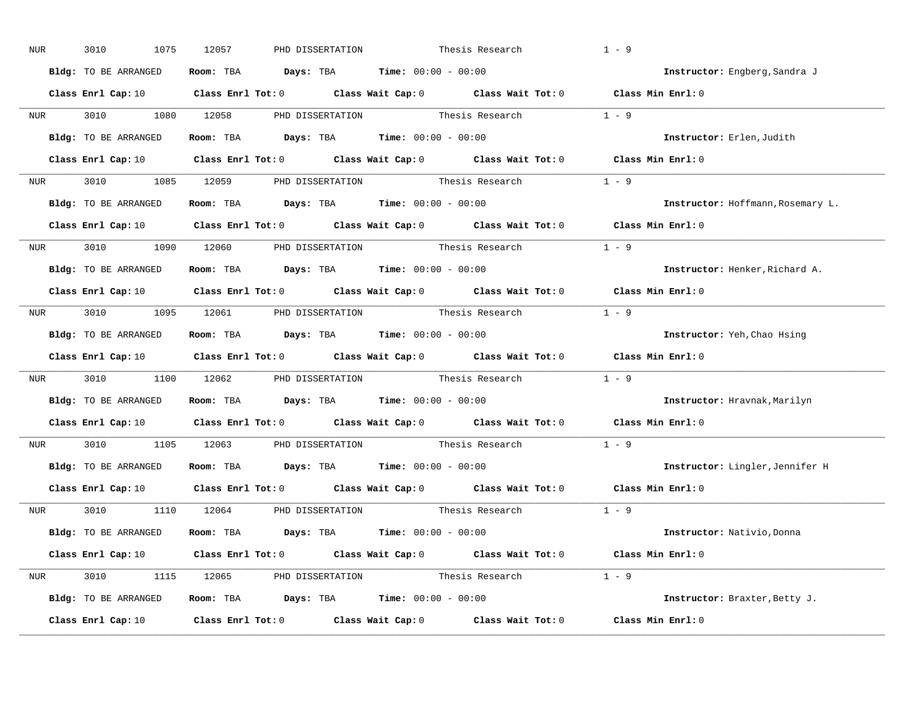NUR 3010 1075 12057 PHD DISSERTATION Thesis Research 1 - 9

**Bldg:** TO BE ARRANGED **Room:** TBA **Days:** TBA **Time:** 00:00 - 00:00 **Instructor:** Engberg,Sandra J

**Class Enrl Cap:** 10 **Class Enrl Tot:** 0 **Class Wait Cap:** 0 **Class Wait Tot:** 0 **Class Min Enrl:** 0

---

NUR 3010 1080 12058 PHD DISSERTATION Thesis Research 1 - 9

**Bldg:** TO BE ARRANGED **Room:** TBA **Days:** TBA **Time:** 00:00 - 00:00 **Instructor:** Erlen,Judith

**Class Enrl Cap:** 10 **Class Enrl Tot:** 0 **Class Wait Cap:** 0 **Class Wait Tot:** 0 **Class Min Enrl:** 0

---

NUR 3010 1085 12059 PHD DISSERTATION Thesis Research 1 - 9

**Bldg:** TO BE ARRANGED **Room:** TBA **Days:** TBA **Time:** 00:00 - 00:00 **Instructor:** Hoffmann,Rosemary L.

**Class Enrl Cap:** 10 **Class Enrl Tot:** 0 **Class Wait Cap:** 0 **Class Wait Tot:** 0 **Class Min Enrl:** 0

---

NUR 3010 1090 12060 PHD DISSERTATION Thesis Research 1 - 9

**Bldg:** TO BE ARRANGED **Room:** TBA **Days:** TBA **Time:** 00:00 - 00:00 **Instructor:** Henker,Richard A.

**Class Enrl Cap:** 10 **Class Enrl Tot:** 0 **Class Wait Cap:** 0 **Class Wait Tot:** 0 **Class Min Enrl:** 0

---

NUR 3010 1095 12061 PHD DISSERTATION Thesis Research 1 - 9

**Bldg:** TO BE ARRANGED **Room:** TBA **Days:** TBA **Time:** 00:00 - 00:00 **Instructor:** Yeh,Chao Hsing

**Class Enrl Cap:** 10 **Class Enrl Tot:** 0 **Class Wait Cap:** 0 **Class Wait Tot:** 0 **Class Min Enrl:** 0

---

NUR 3010 1100 12062 PHD DISSERTATION Thesis Research 1 - 9

**Bldg:** TO BE ARRANGED **Room:** TBA **Days:** TBA **Time:** 00:00 - 00:00 **Instructor:** Hravnak,Marilyn

**Class Enrl Cap:** 10 **Class Enrl Tot:** 0 **Class Wait Cap:** 0 **Class Wait Tot:** 0 **Class Min Enrl:** 0

---

NUR 3010 1105 12063 PHD DISSERTATION Thesis Research 1 - 9

**Bldg:** TO BE ARRANGED **Room:** TBA **Days:** TBA **Time:** 00:00 - 00:00 **Instructor:** Lingler,Jennifer H

**Class Enrl Cap:** 10 **Class Enrl Tot:** 0 **Class Wait Cap:** 0 **Class Wait Tot:** 0 **Class Min Enrl:** 0

---

NUR 3010 1110 12064 PHD DISSERTATION Thesis Research 1 - 9

**Bldg:** TO BE ARRANGED **Room:** TBA **Days:** TBA **Time:** 00:00 - 00:00 **Instructor:** Nativio,Donna

**Class Enrl Cap:** 10 **Class Enrl Tot:** 0 **Class Wait Cap:** 0 **Class Wait Tot:** 0 **Class Min Enrl:** 0

---

NUR 3010 1115 12065 PHD DISSERTATION Thesis Research 1 - 9

**Bldg:** TO BE ARRANGED **Room:** TBA **Days:** TBA **Time:** 00:00 - 00:00 **Instructor:** Braxter,Betty J.

**Class Enrl Cap:** 10 **Class Enrl Tot:** 0 **Class Wait Cap:** 0 **Class Wait Tot:** 0 **Class Min Enrl:** 0

---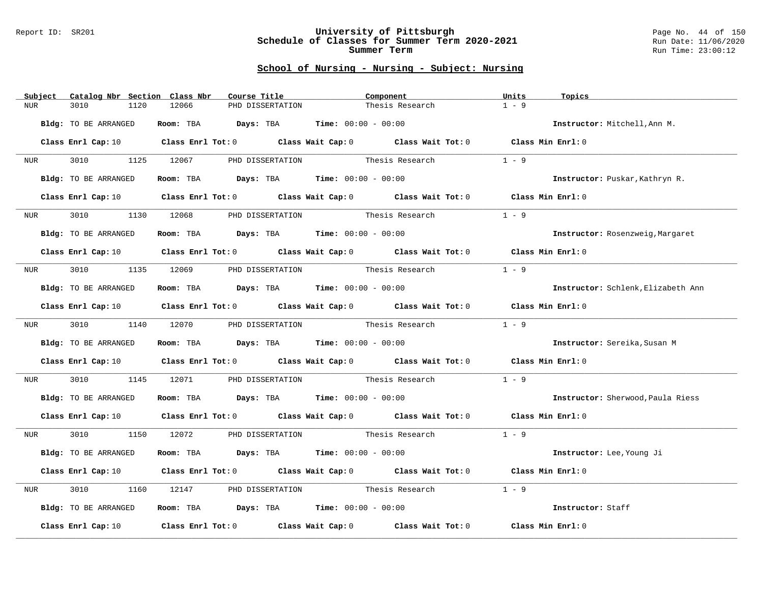## School of Nursing - Nursing - Subject: Nursing

| Subject | Catalog Nbr | Section | Class Nbr | Course Title | Component | Units | Topics |
|---|---|---|---|---|---|---|---|
| NUR | 3010 | 1120 | 12066 | PHD DISSERTATION | Thesis Research | 1 - 9 | |

**Bldg:** TO BE ARRANGED **Room:** TBA **Days:** TBA **Time:** 00:00 - 00:00 **Instructor:** Mitchell,Ann M.

**Class Enrl Cap:** 10 **Class Enrl Tot:** 0 **Class Wait Cap:** 0 **Class Wait Tot:** 0 **Class Min Enrl:** 0

| Subject | Catalog Nbr | Section | Class Nbr | Course Title | Component | Units | Topics |
|---|---|---|---|---|---|---|---|
| NUR | 3010 | 1125 | 12067 | PHD DISSERTATION | Thesis Research | 1 - 9 | |

**Bldg:** TO BE ARRANGED **Room:** TBA **Days:** TBA **Time:** 00:00 - 00:00 **Instructor:** Puskar,Kathryn R.

**Class Enrl Cap:** 10 **Class Enrl Tot:** 0 **Class Wait Cap:** 0 **Class Wait Tot:** 0 **Class Min Enrl:** 0

| Subject | Catalog Nbr | Section | Class Nbr | Course Title | Component | Units | Topics |
|---|---|---|---|---|---|---|---|
| NUR | 3010 | 1130 | 12068 | PHD DISSERTATION | Thesis Research | 1 - 9 | |

**Bldg:** TO BE ARRANGED **Room:** TBA **Days:** TBA **Time:** 00:00 - 00:00 **Instructor:** Rosenzweig,Margaret

**Class Enrl Cap:** 10 **Class Enrl Tot:** 0 **Class Wait Cap:** 0 **Class Wait Tot:** 0 **Class Min Enrl:** 0

| Subject | Catalog Nbr | Section | Class Nbr | Course Title | Component | Units | Topics |
|---|---|---|---|---|---|---|---|
| NUR | 3010 | 1135 | 12069 | PHD DISSERTATION | Thesis Research | 1 - 9 | |

**Bldg:** TO BE ARRANGED **Room:** TBA **Days:** TBA **Time:** 00:00 - 00:00 **Instructor:** Schlenk,Elizabeth Ann

**Class Enrl Cap:** 10 **Class Enrl Tot:** 0 **Class Wait Cap:** 0 **Class Wait Tot:** 0 **Class Min Enrl:** 0

| Subject | Catalog Nbr | Section | Class Nbr | Course Title | Component | Units | Topics |
|---|---|---|---|---|---|---|---|
| NUR | 3010 | 1140 | 12070 | PHD DISSERTATION | Thesis Research | 1 - 9 | |

**Bldg:** TO BE ARRANGED **Room:** TBA **Days:** TBA **Time:** 00:00 - 00:00 **Instructor:** Sereika,Susan M

**Class Enrl Cap:** 10 **Class Enrl Tot:** 0 **Class Wait Cap:** 0 **Class Wait Tot:** 0 **Class Min Enrl:** 0

| Subject | Catalog Nbr | Section | Class Nbr | Course Title | Component | Units | Topics |
|---|---|---|---|---|---|---|---|
| NUR | 3010 | 1145 | 12071 | PHD DISSERTATION | Thesis Research | 1 - 9 | |

**Bldg:** TO BE ARRANGED **Room:** TBA **Days:** TBA **Time:** 00:00 - 00:00 **Instructor:** Sherwood,Paula Riess

**Class Enrl Cap:** 10 **Class Enrl Tot:** 0 **Class Wait Cap:** 0 **Class Wait Tot:** 0 **Class Min Enrl:** 0

| Subject | Catalog Nbr | Section | Class Nbr | Course Title | Component | Units | Topics |
|---|---|---|---|---|---|---|---|
| NUR | 3010 | 1150 | 12072 | PHD DISSERTATION | Thesis Research | 1 - 9 | |

**Bldg:** TO BE ARRANGED **Room:** TBA **Days:** TBA **Time:** 00:00 - 00:00 **Instructor:** Lee,Young Ji

**Class Enrl Cap:** 10 **Class Enrl Tot:** 0 **Class Wait Cap:** 0 **Class Wait Tot:** 0 **Class Min Enrl:** 0

| Subject | Catalog Nbr | Section | Class Nbr | Course Title | Component | Units | Topics |
|---|---|---|---|---|---|---|---|
| NUR | 3010 | 1160 | 12147 | PHD DISSERTATION | Thesis Research | 1 - 9 | |

**Bldg:** TO BE ARRANGED **Room:** TBA **Days:** TBA **Time:** 00:00 - 00:00 **Instructor:** Staff

**Class Enrl Cap:** 10 **Class Enrl Tot:** 0 **Class Wait Cap:** 0 **Class Wait Tot:** 0 **Class Min Enrl:** 0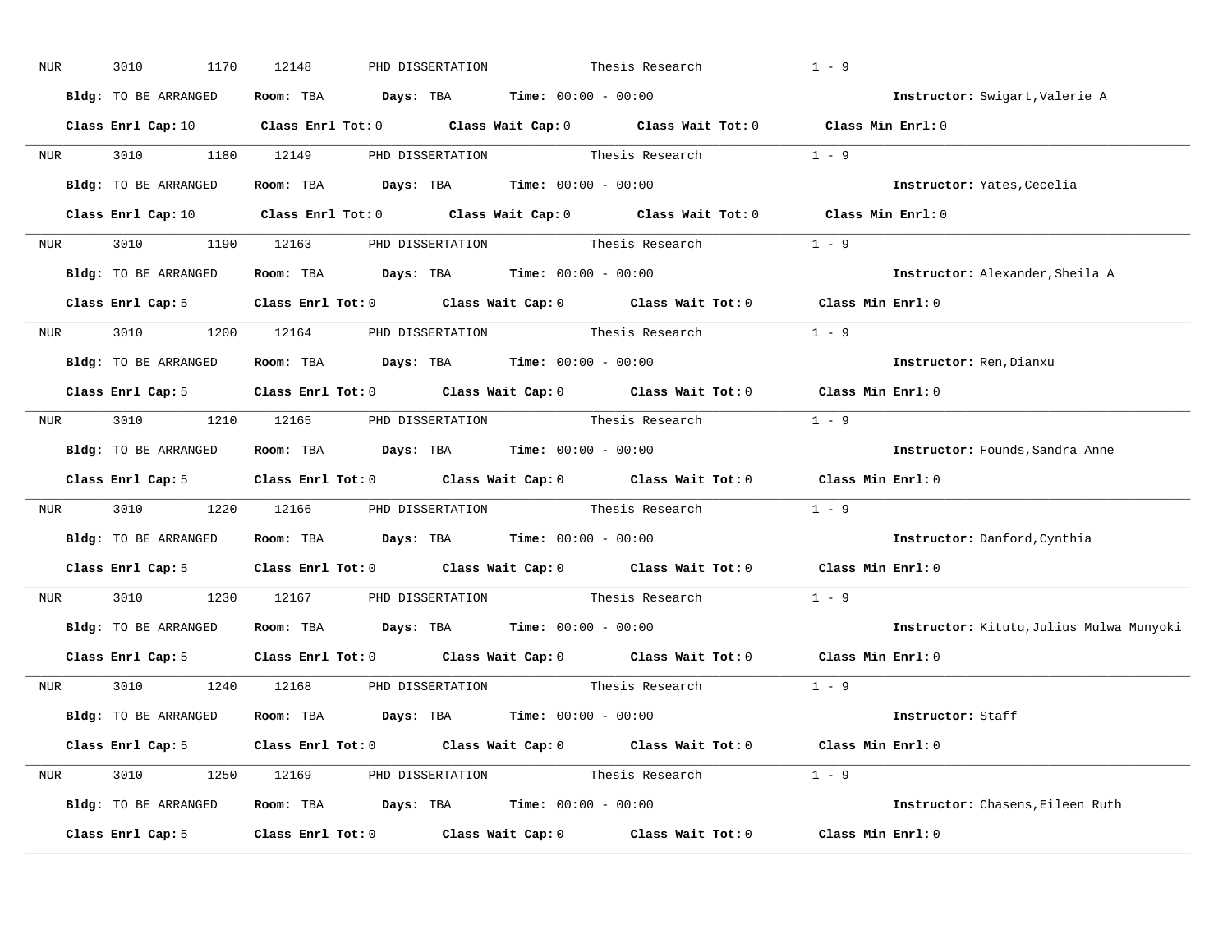NUR 3010 1170 12148 PHD DISSERTATION Thesis Research 1 - 9

**Bldg:** TO BE ARRANGED **Room:** TBA **Days:** TBA **Time:** 00:00 - 00:00 **Instructor:** Swigart,Valerie A

**Class Enrl Cap:** 10 **Class Enrl Tot:** 0 **Class Wait Cap:** 0 **Class Wait Tot:** 0 **Class Min Enrl:** 0

---

NUR 3010 1180 12149 PHD DISSERTATION Thesis Research 1 - 9

**Bldg:** TO BE ARRANGED **Room:** TBA **Days:** TBA **Time:** 00:00 - 00:00 **Instructor:** Yates,Cecelia

**Class Enrl Cap:** 10 **Class Enrl Tot:** 0 **Class Wait Cap:** 0 **Class Wait Tot:** 0 **Class Min Enrl:** 0

---

NUR 3010 1190 12163 PHD DISSERTATION Thesis Research 1 - 9

**Bldg:** TO BE ARRANGED **Room:** TBA **Days:** TBA **Time:** 00:00 - 00:00 **Instructor:** Alexander,Sheila A

**Class Enrl Cap:** 5 **Class Enrl Tot:** 0 **Class Wait Cap:** 0 **Class Wait Tot:** 0 **Class Min Enrl:** 0

---

NUR 3010 1200 12164 PHD DISSERTATION Thesis Research 1 - 9

**Bldg:** TO BE ARRANGED **Room:** TBA **Days:** TBA **Time:** 00:00 - 00:00 **Instructor:** Ren,Dianxu

**Class Enrl Cap:** 5 **Class Enrl Tot:** 0 **Class Wait Cap:** 0 **Class Wait Tot:** 0 **Class Min Enrl:** 0

---

NUR 3010 1210 12165 PHD DISSERTATION Thesis Research 1 - 9

**Bldg:** TO BE ARRANGED **Room:** TBA **Days:** TBA **Time:** 00:00 - 00:00 **Instructor:** Founds,Sandra Anne

**Class Enrl Cap:** 5 **Class Enrl Tot:** 0 **Class Wait Cap:** 0 **Class Wait Tot:** 0 **Class Min Enrl:** 0

---

NUR 3010 1220 12166 PHD DISSERTATION Thesis Research 1 - 9

**Bldg:** TO BE ARRANGED **Room:** TBA **Days:** TBA **Time:** 00:00 - 00:00 **Instructor:** Danford,Cynthia

**Class Enrl Cap:** 5 **Class Enrl Tot:** 0 **Class Wait Cap:** 0 **Class Wait Tot:** 0 **Class Min Enrl:** 0

---

NUR 3010 1230 12167 PHD DISSERTATION Thesis Research 1 - 9

**Bldg:** TO BE ARRANGED **Room:** TBA **Days:** TBA **Time:** 00:00 - 00:00 **Instructor:** Kitutu,Julius Mulwa Munyoki

**Class Enrl Cap:** 5 **Class Enrl Tot:** 0 **Class Wait Cap:** 0 **Class Wait Tot:** 0 **Class Min Enrl:** 0

---

NUR 3010 1240 12168 PHD DISSERTATION Thesis Research 1 - 9

**Bldg:** TO BE ARRANGED **Room:** TBA **Days:** TBA **Time:** 00:00 - 00:00 **Instructor:** Staff

**Class Enrl Cap:** 5 **Class Enrl Tot:** 0 **Class Wait Cap:** 0 **Class Wait Tot:** 0 **Class Min Enrl:** 0

---

NUR 3010 1250 12169 PHD DISSERTATION Thesis Research 1 - 9

**Bldg:** TO BE ARRANGED **Room:** TBA **Days:** TBA **Time:** 00:00 - 00:00 **Instructor:** Chasens,Eileen Ruth

**Class Enrl Cap:** 5 **Class Enrl Tot:** 0 **Class Wait Cap:** 0 **Class Wait Tot:** 0 **Class Min Enrl:** 0

---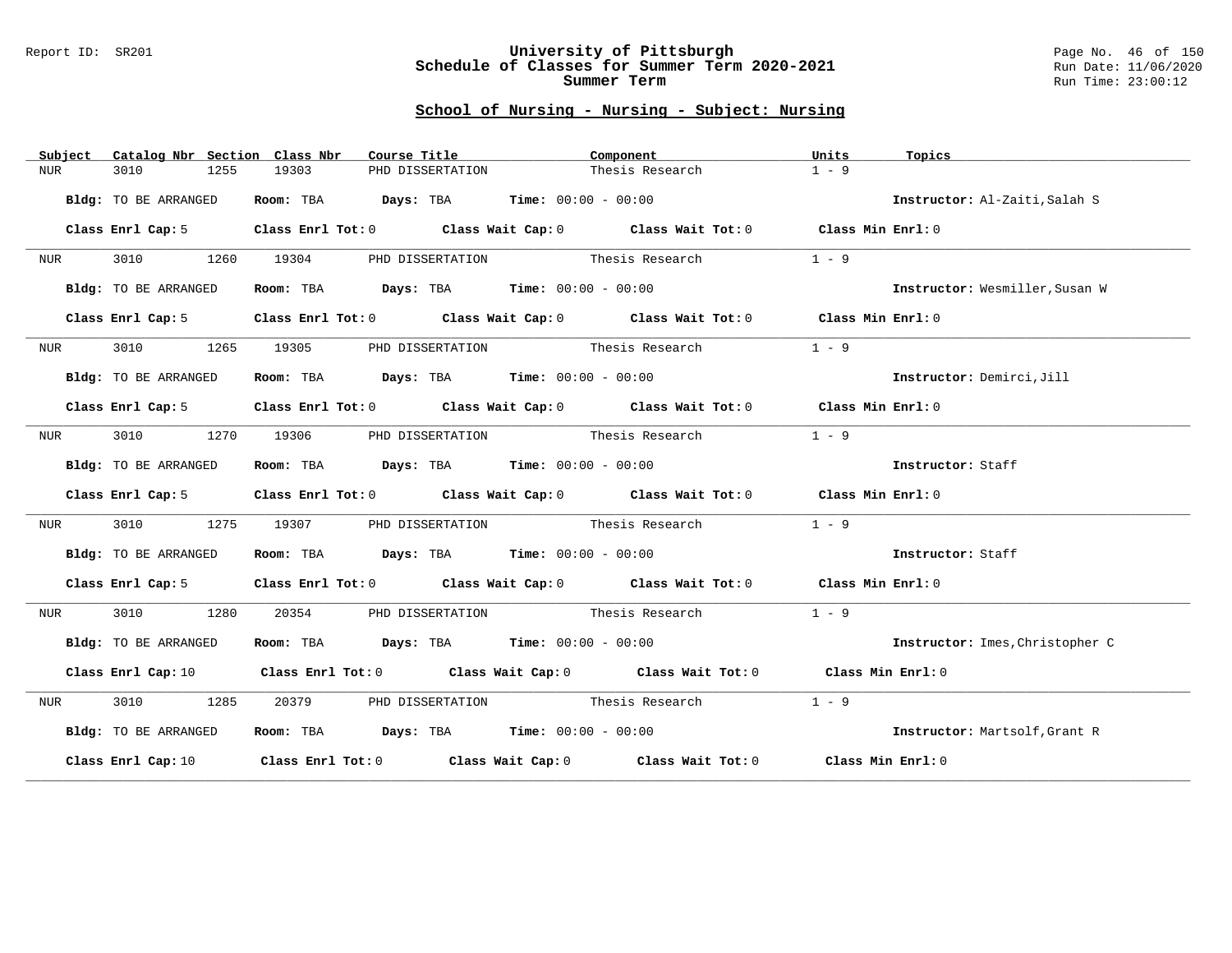## School of Nursing - Nursing - Subject: Nursing

| Subject | Catalog Nbr | Section | Class Nbr | Course Title | Component | Units | Topics |
|---|---|---|---|---|---|---|---|
| NUR | 3010 | 1255 | 19303 | PHD DISSERTATION | Thesis Research | 1 - 9 | |

**Bldg:** TO BE ARRANGED **Room:** TBA **Days:** TBA **Time:** 00:00 - 00:00 **Instructor:** Al-Zaiti,Salah S

**Class Enrl Cap:** 5 **Class Enrl Tot:** 0 **Class Wait Cap:** 0 **Class Wait Tot:** 0 **Class Min Enrl:** 0

---

| Subject | Catalog Nbr | Section | Class Nbr | Course Title | Component | Units | Topics |
|---|---|---|---|---|---|---|---|
| NUR | 3010 | 1260 | 19304 | PHD DISSERTATION | Thesis Research | 1 - 9 | |

**Bldg:** TO BE ARRANGED **Room:** TBA **Days:** TBA **Time:** 00:00 - 00:00 **Instructor:** Wesmiller,Susan W

**Class Enrl Cap:** 5 **Class Enrl Tot:** 0 **Class Wait Cap:** 0 **Class Wait Tot:** 0 **Class Min Enrl:** 0

---

| Subject | Catalog Nbr | Section | Class Nbr | Course Title | Component | Units | Topics |
|---|---|---|---|---|---|---|---|
| NUR | 3010 | 1265 | 19305 | PHD DISSERTATION | Thesis Research | 1 - 9 | |

**Bldg:** TO BE ARRANGED **Room:** TBA **Days:** TBA **Time:** 00:00 - 00:00 **Instructor:** Demirci,Jill

**Class Enrl Cap:** 5 **Class Enrl Tot:** 0 **Class Wait Cap:** 0 **Class Wait Tot:** 0 **Class Min Enrl:** 0

---

| Subject | Catalog Nbr | Section | Class Nbr | Course Title | Component | Units | Topics |
|---|---|---|---|---|---|---|---|
| NUR | 3010 | 1270 | 19306 | PHD DISSERTATION | Thesis Research | 1 - 9 | |

**Bldg:** TO BE ARRANGED **Room:** TBA **Days:** TBA **Time:** 00:00 - 00:00 **Instructor:** Staff

**Class Enrl Cap:** 5 **Class Enrl Tot:** 0 **Class Wait Cap:** 0 **Class Wait Tot:** 0 **Class Min Enrl:** 0

---

| Subject | Catalog Nbr | Section | Class Nbr | Course Title | Component | Units | Topics |
|---|---|---|---|---|---|---|---|
| NUR | 3010 | 1275 | 19307 | PHD DISSERTATION | Thesis Research | 1 - 9 | |

**Bldg:** TO BE ARRANGED **Room:** TBA **Days:** TBA **Time:** 00:00 - 00:00 **Instructor:** Staff

**Class Enrl Cap:** 5 **Class Enrl Tot:** 0 **Class Wait Cap:** 0 **Class Wait Tot:** 0 **Class Min Enrl:** 0

---

| Subject | Catalog Nbr | Section | Class Nbr | Course Title | Component | Units | Topics |
|---|---|---|---|---|---|---|---|
| NUR | 3010 | 1280 | 20354 | PHD DISSERTATION | Thesis Research | 1 - 9 | |

**Bldg:** TO BE ARRANGED **Room:** TBA **Days:** TBA **Time:** 00:00 - 00:00 **Instructor:** Imes,Christopher C

**Class Enrl Cap:** 10 **Class Enrl Tot:** 0 **Class Wait Cap:** 0 **Class Wait Tot:** 0 **Class Min Enrl:** 0

---

| Subject | Catalog Nbr | Section | Class Nbr | Course Title | Component | Units | Topics |
|---|---|---|---|---|---|---|---|
| NUR | 3010 | 1285 | 20379 | PHD DISSERTATION | Thesis Research | 1 - 9 | |

**Bldg:** TO BE ARRANGED **Room:** TBA **Days:** TBA **Time:** 00:00 - 00:00 **Instructor:** Martsolf,Grant R

**Class Enrl Cap:** 10 **Class Enrl Tot:** 0 **Class Wait Cap:** 0 **Class Wait Tot:** 0 **Class Min Enrl:** 0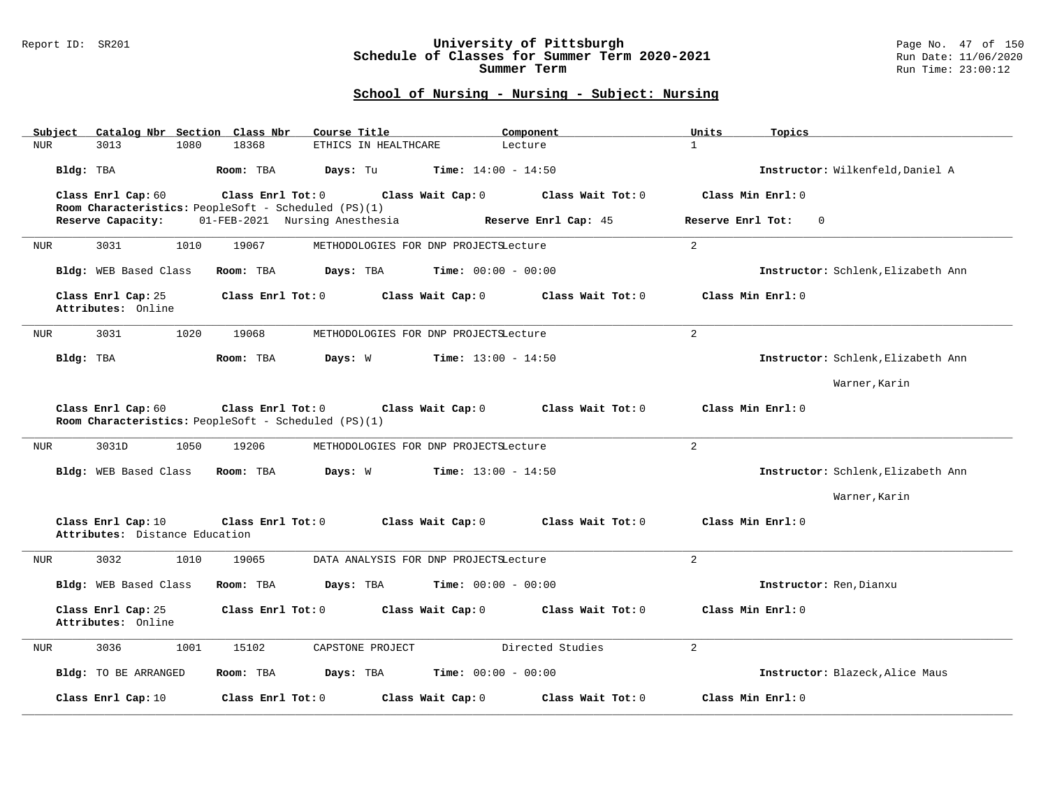# University of Pittsburgh
## Schedule of Classes for Summer Term 2020-2021
### Summer Term

Report ID: SR201

Run Date: 11/06/2020
Run Time: 23:00:12

## School of Nursing - Nursing - Subject: Nursing

| Subject | Catalog Nbr | Section | Class Nbr | Course Title | Component | Units | Topics |
|---|---|---|---|---|---|---|---|
| NUR | 3013 | 1080 | 18368 | ETHICS IN HEALTHCARE | Lecture | 1 | |

**Bldg:** TBA **Room:** TBA **Days:** Tu **Time:** 14:00 - 14:50 **Instructor:** Wilkenfeld,Daniel A

**Class Enrl Cap:** 60 **Class Enrl Tot:** 0 **Class Wait Cap:** 0 **Class Wait Tot:** 0 **Class Min Enrl:** 0
**Room Characteristics:** PeopleSoft - Scheduled (PS)(1)
**Reserve Capacity:** 01-FEB-2021 Nursing Anesthesia **Reserve Enrl Cap:** 45 **Reserve Enrl Tot:** 0

---

| Subject | Catalog Nbr | Section | Class Nbr | Course Title | Component | Units | Topics |
|---|---|---|---|---|---|---|---|
| NUR | 3031 | 1010 | 19067 | METHODOLOGIES FOR DNP PROJECTS | Lecture | 2 | |

**Bldg:** WEB Based Class **Room:** TBA **Days:** TBA **Time:** 00:00 - 00:00 **Instructor:** Schlenk,Elizabeth Ann

**Class Enrl Cap:** 25 **Class Enrl Tot:** 0 **Class Wait Cap:** 0 **Class Wait Tot:** 0 **Class Min Enrl:** 0
**Attributes:** Online

---

| Subject | Catalog Nbr | Section | Class Nbr | Course Title | Component | Units | Topics |
|---|---|---|---|---|---|---|---|
| NUR | 3031 | 1020 | 19068 | METHODOLOGIES FOR DNP PROJECTS | Lecture | 2 | |

**Bldg:** TBA **Room:** TBA **Days:** W **Time:** 13:00 - 14:50 **Instructor:** Schlenk,Elizabeth Ann; Warner,Karin

**Class Enrl Cap:** 60 **Class Enrl Tot:** 0 **Class Wait Cap:** 0 **Class Wait Tot:** 0 **Class Min Enrl:** 0
**Room Characteristics:** PeopleSoft - Scheduled (PS)(1)

---

| Subject | Catalog Nbr | Section | Class Nbr | Course Title | Component | Units | Topics |
|---|---|---|---|---|---|---|---|
| NUR | 3031D | 1050 | 19206 | METHODOLOGIES FOR DNP PROJECTS | Lecture | 2 | |

**Bldg:** WEB Based Class **Room:** TBA **Days:** W **Time:** 13:00 - 14:50 **Instructor:** Schlenk,Elizabeth Ann; Warner,Karin

**Class Enrl Cap:** 10 **Class Enrl Tot:** 0 **Class Wait Cap:** 0 **Class Wait Tot:** 0 **Class Min Enrl:** 0
**Attributes:** Distance Education

---

| Subject | Catalog Nbr | Section | Class Nbr | Course Title | Component | Units | Topics |
|---|---|---|---|---|---|---|---|
| NUR | 3032 | 1010 | 19065 | DATA ANALYSIS FOR DNP PROJECTS | Lecture | 2 | |

**Bldg:** WEB Based Class **Room:** TBA **Days:** TBA **Time:** 00:00 - 00:00 **Instructor:** Ren,Dianxu

**Class Enrl Cap:** 25 **Class Enrl Tot:** 0 **Class Wait Cap:** 0 **Class Wait Tot:** 0 **Class Min Enrl:** 0
**Attributes:** Online

---

| Subject | Catalog Nbr | Section | Class Nbr | Course Title | Component | Units | Topics |
|---|---|---|---|---|---|---|---|
| NUR | 3036 | 1001 | 15102 | CAPSTONE PROJECT | Directed Studies | 2 | |

**Bldg:** TO BE ARRANGED **Room:** TBA **Days:** TBA **Time:** 00:00 - 00:00 **Instructor:** Blazeck,Alice Maus

**Class Enrl Cap:** 10 **Class Enrl Tot:** 0 **Class Wait Cap:** 0 **Class Wait Tot:** 0 **Class Min Enrl:** 0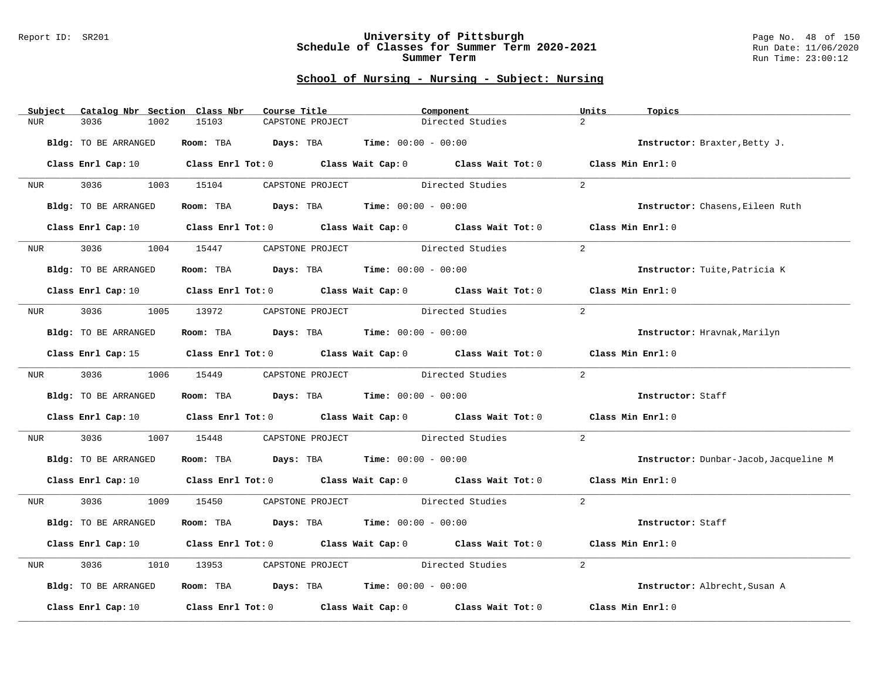## School of Nursing - Nursing - Subject: Nursing

| Subject | Catalog Nbr | Section | Class Nbr | Course Title | Component | Units | Topics |
| --- | --- | --- | --- | --- | --- | --- | --- |
| NUR | 3036 | 1002 | 15103 | CAPSTONE PROJECT | Directed Studies | 2 | |

**Bldg:** TO BE ARRANGED **Room:** TBA **Days:** TBA **Time:** 00:00 - 00:00 **Instructor:** Braxter,Betty J.

**Class Enrl Cap:** 10 **Class Enrl Tot:** 0 **Class Wait Cap:** 0 **Class Wait Tot:** 0 **Class Min Enrl:** 0

---

| Subject | Catalog Nbr | Section | Class Nbr | Course Title | Component | Units | Topics |
| --- | --- | --- | --- | --- | --- | --- | --- |
| NUR | 3036 | 1003 | 15104 | CAPSTONE PROJECT | Directed Studies | 2 | |

**Bldg:** TO BE ARRANGED **Room:** TBA **Days:** TBA **Time:** 00:00 - 00:00 **Instructor:** Chasens,Eileen Ruth

**Class Enrl Cap:** 10 **Class Enrl Tot:** 0 **Class Wait Cap:** 0 **Class Wait Tot:** 0 **Class Min Enrl:** 0

---

| Subject | Catalog Nbr | Section | Class Nbr | Course Title | Component | Units | Topics |
| --- | --- | --- | --- | --- | --- | --- | --- |
| NUR | 3036 | 1004 | 15447 | CAPSTONE PROJECT | Directed Studies | 2 | |

**Bldg:** TO BE ARRANGED **Room:** TBA **Days:** TBA **Time:** 00:00 - 00:00 **Instructor:** Tuite,Patricia K

**Class Enrl Cap:** 10 **Class Enrl Tot:** 0 **Class Wait Cap:** 0 **Class Wait Tot:** 0 **Class Min Enrl:** 0

---

| Subject | Catalog Nbr | Section | Class Nbr | Course Title | Component | Units | Topics |
| --- | --- | --- | --- | --- | --- | --- | --- |
| NUR | 3036 | 1005 | 13972 | CAPSTONE PROJECT | Directed Studies | 2 | |

**Bldg:** TO BE ARRANGED **Room:** TBA **Days:** TBA **Time:** 00:00 - 00:00 **Instructor:** Hravnak,Marilyn

**Class Enrl Cap:** 15 **Class Enrl Tot:** 0 **Class Wait Cap:** 0 **Class Wait Tot:** 0 **Class Min Enrl:** 0

---

| Subject | Catalog Nbr | Section | Class Nbr | Course Title | Component | Units | Topics |
| --- | --- | --- | --- | --- | --- | --- | --- |
| NUR | 3036 | 1006 | 15449 | CAPSTONE PROJECT | Directed Studies | 2 | |

**Bldg:** TO BE ARRANGED **Room:** TBA **Days:** TBA **Time:** 00:00 - 00:00 **Instructor:** Staff

**Class Enrl Cap:** 10 **Class Enrl Tot:** 0 **Class Wait Cap:** 0 **Class Wait Tot:** 0 **Class Min Enrl:** 0

---

| Subject | Catalog Nbr | Section | Class Nbr | Course Title | Component | Units | Topics |
| --- | --- | --- | --- | --- | --- | --- | --- |
| NUR | 3036 | 1007 | 15448 | CAPSTONE PROJECT | Directed Studies | 2 | |

**Bldg:** TO BE ARRANGED **Room:** TBA **Days:** TBA **Time:** 00:00 - 00:00 **Instructor:** Dunbar-Jacob,Jacqueline M

**Class Enrl Cap:** 10 **Class Enrl Tot:** 0 **Class Wait Cap:** 0 **Class Wait Tot:** 0 **Class Min Enrl:** 0

---

| Subject | Catalog Nbr | Section | Class Nbr | Course Title | Component | Units | Topics |
| --- | --- | --- | --- | --- | --- | --- | --- |
| NUR | 3036 | 1009 | 15450 | CAPSTONE PROJECT | Directed Studies | 2 | |

**Bldg:** TO BE ARRANGED **Room:** TBA **Days:** TBA **Time:** 00:00 - 00:00 **Instructor:** Staff

**Class Enrl Cap:** 10 **Class Enrl Tot:** 0 **Class Wait Cap:** 0 **Class Wait Tot:** 0 **Class Min Enrl:** 0

---

| Subject | Catalog Nbr | Section | Class Nbr | Course Title | Component | Units | Topics |
| --- | --- | --- | --- | --- | --- | --- | --- |
| NUR | 3036 | 1010 | 13953 | CAPSTONE PROJECT | Directed Studies | 2 | |

**Bldg:** TO BE ARRANGED **Room:** TBA **Days:** TBA **Time:** 00:00 - 00:00 **Instructor:** Albrecht,Susan A

**Class Enrl Cap:** 10 **Class Enrl Tot:** 0 **Class Wait Cap:** 0 **Class Wait Tot:** 0 **Class Min Enrl:** 0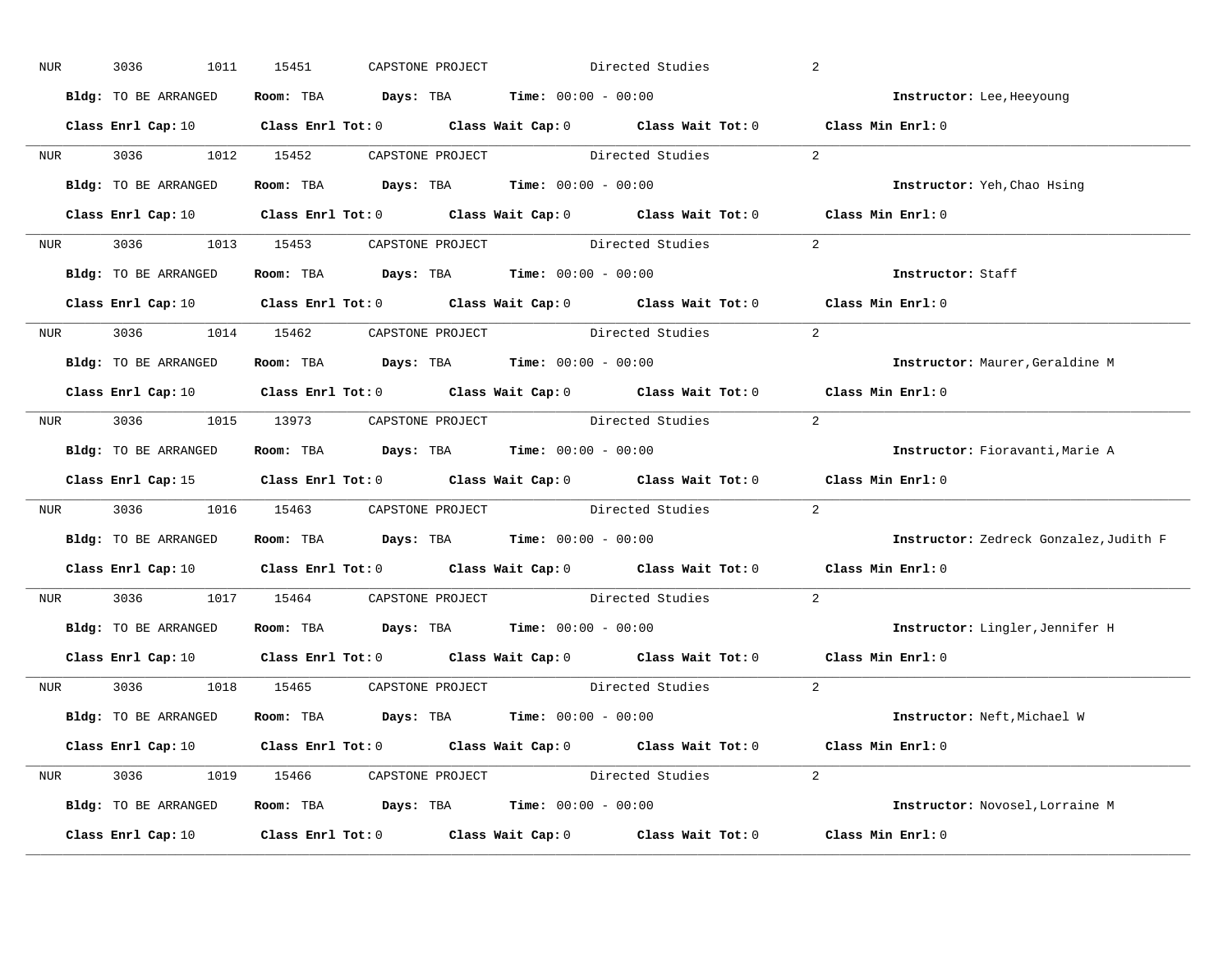NUR 3036 1011 15451 CAPSTONE PROJECT Directed Studies 2

**Bldg:** TO BE ARRANGED **Room:** TBA **Days:** TBA **Time:** 00:00 - 00:00 **Instructor:** Lee,Heeyoung

**Class Enrl Cap:** 10 **Class Enrl Tot:** 0 **Class Wait Cap:** 0 **Class Wait Tot:** 0 **Class Min Enrl:** 0

---

NUR 3036 1012 15452 CAPSTONE PROJECT Directed Studies 2

**Bldg:** TO BE ARRANGED **Room:** TBA **Days:** TBA **Time:** 00:00 - 00:00 **Instructor:** Yeh,Chao Hsing

**Class Enrl Cap:** 10 **Class Enrl Tot:** 0 **Class Wait Cap:** 0 **Class Wait Tot:** 0 **Class Min Enrl:** 0

---

NUR 3036 1013 15453 CAPSTONE PROJECT Directed Studies 2

**Bldg:** TO BE ARRANGED **Room:** TBA **Days:** TBA **Time:** 00:00 - 00:00 **Instructor:** Staff

**Class Enrl Cap:** 10 **Class Enrl Tot:** 0 **Class Wait Cap:** 0 **Class Wait Tot:** 0 **Class Min Enrl:** 0

---

NUR 3036 1014 15462 CAPSTONE PROJECT Directed Studies 2

**Bldg:** TO BE ARRANGED **Room:** TBA **Days:** TBA **Time:** 00:00 - 00:00 **Instructor:** Maurer,Geraldine M

**Class Enrl Cap:** 10 **Class Enrl Tot:** 0 **Class Wait Cap:** 0 **Class Wait Tot:** 0 **Class Min Enrl:** 0

---

NUR 3036 1015 13973 CAPSTONE PROJECT Directed Studies 2

**Bldg:** TO BE ARRANGED **Room:** TBA **Days:** TBA **Time:** 00:00 - 00:00 **Instructor:** Fioravanti,Marie A

**Class Enrl Cap:** 15 **Class Enrl Tot:** 0 **Class Wait Cap:** 0 **Class Wait Tot:** 0 **Class Min Enrl:** 0

---

NUR 3036 1016 15463 CAPSTONE PROJECT Directed Studies 2

**Bldg:** TO BE ARRANGED **Room:** TBA **Days:** TBA **Time:** 00:00 - 00:00 **Instructor:** Zedreck Gonzalez,Judith F

**Class Enrl Cap:** 10 **Class Enrl Tot:** 0 **Class Wait Cap:** 0 **Class Wait Tot:** 0 **Class Min Enrl:** 0

---

NUR 3036 1017 15464 CAPSTONE PROJECT Directed Studies 2

**Bldg:** TO BE ARRANGED **Room:** TBA **Days:** TBA **Time:** 00:00 - 00:00 **Instructor:** Lingler,Jennifer H

**Class Enrl Cap:** 10 **Class Enrl Tot:** 0 **Class Wait Cap:** 0 **Class Wait Tot:** 0 **Class Min Enrl:** 0

---

NUR 3036 1018 15465 CAPSTONE PROJECT Directed Studies 2

**Bldg:** TO BE ARRANGED **Room:** TBA **Days:** TBA **Time:** 00:00 - 00:00 **Instructor:** Neft,Michael W

**Class Enrl Cap:** 10 **Class Enrl Tot:** 0 **Class Wait Cap:** 0 **Class Wait Tot:** 0 **Class Min Enrl:** 0

---

NUR 3036 1019 15466 CAPSTONE PROJECT Directed Studies 2

**Bldg:** TO BE ARRANGED **Room:** TBA **Days:** TBA **Time:** 00:00 - 00:00 **Instructor:** Novosel,Lorraine M

**Class Enrl Cap:** 10 **Class Enrl Tot:** 0 **Class Wait Cap:** 0 **Class Wait Tot:** 0 **Class Min Enrl:** 0

---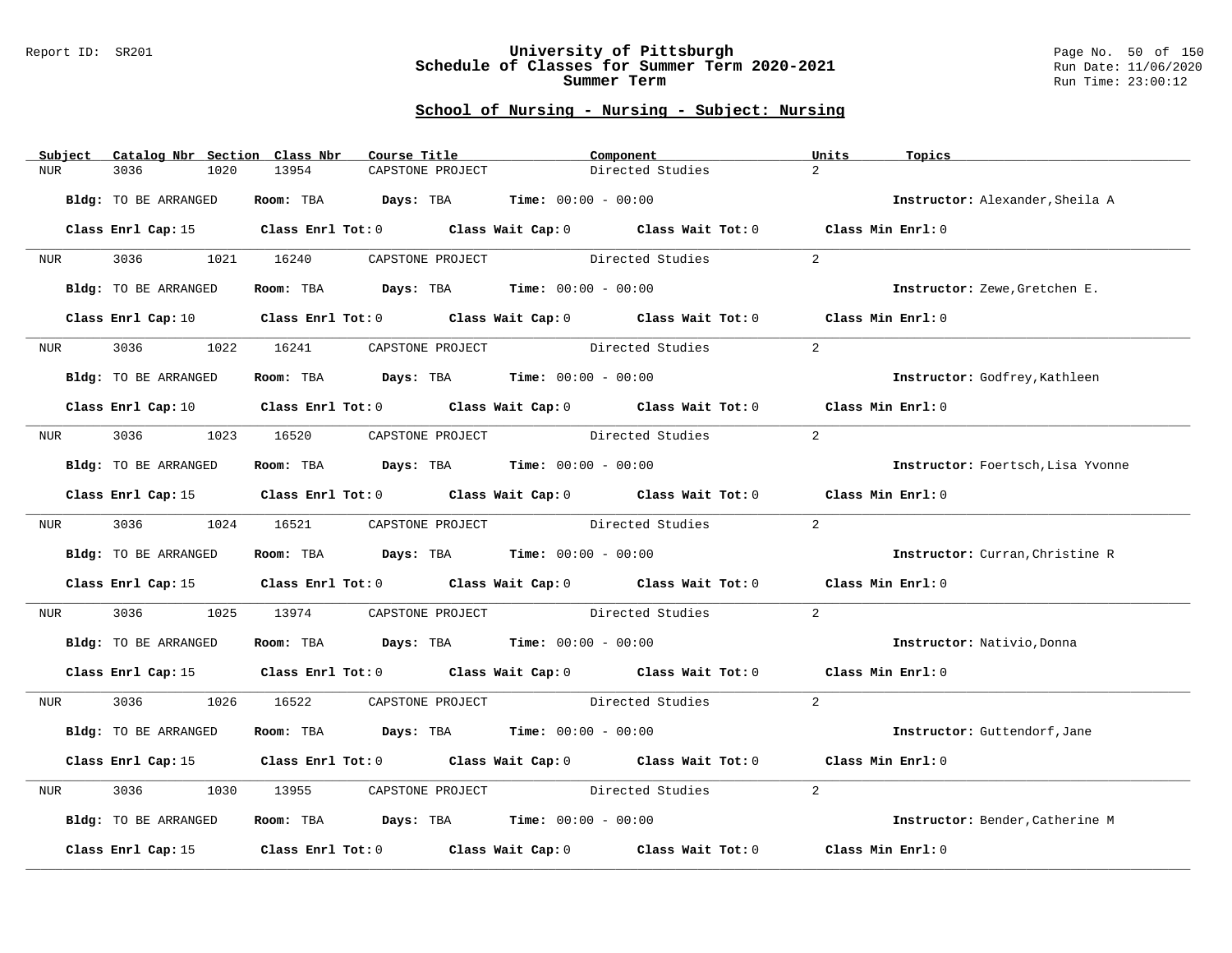## School of Nursing - Nursing - Subject: Nursing

| Subject | Catalog Nbr | Section | Class Nbr | Course Title | Component | Units | Topics |
|---|---|---|---|---|---|---|---|
| NUR | 3036 | 1020 | 13954 | CAPSTONE PROJECT | Directed Studies | 2 | |

**Bldg:** TO BE ARRANGED **Room:** TBA **Days:** TBA **Time:** 00:00 - 00:00 **Instructor:** Alexander,Sheila A

**Class Enrl Cap:** 15 **Class Enrl Tot:** 0 **Class Wait Cap:** 0 **Class Wait Tot:** 0 **Class Min Enrl:** 0

---

| Subject | Catalog Nbr | Section | Class Nbr | Course Title | Component | Units | Topics |
|---|---|---|---|---|---|---|---|
| NUR | 3036 | 1021 | 16240 | CAPSTONE PROJECT | Directed Studies | 2 | |

**Bldg:** TO BE ARRANGED **Room:** TBA **Days:** TBA **Time:** 00:00 - 00:00 **Instructor:** Zewe,Gretchen E.

**Class Enrl Cap:** 10 **Class Enrl Tot:** 0 **Class Wait Cap:** 0 **Class Wait Tot:** 0 **Class Min Enrl:** 0

---

| Subject | Catalog Nbr | Section | Class Nbr | Course Title | Component | Units | Topics |
|---|---|---|---|---|---|---|---|
| NUR | 3036 | 1022 | 16241 | CAPSTONE PROJECT | Directed Studies | 2 | |

**Bldg:** TO BE ARRANGED **Room:** TBA **Days:** TBA **Time:** 00:00 - 00:00 **Instructor:** Godfrey,Kathleen

**Class Enrl Cap:** 10 **Class Enrl Tot:** 0 **Class Wait Cap:** 0 **Class Wait Tot:** 0 **Class Min Enrl:** 0

---

| Subject | Catalog Nbr | Section | Class Nbr | Course Title | Component | Units | Topics |
|---|---|---|---|---|---|---|---|
| NUR | 3036 | 1023 | 16520 | CAPSTONE PROJECT | Directed Studies | 2 | |

**Bldg:** TO BE ARRANGED **Room:** TBA **Days:** TBA **Time:** 00:00 - 00:00 **Instructor:** Foertsch,Lisa Yvonne

**Class Enrl Cap:** 15 **Class Enrl Tot:** 0 **Class Wait Cap:** 0 **Class Wait Tot:** 0 **Class Min Enrl:** 0

---

| Subject | Catalog Nbr | Section | Class Nbr | Course Title | Component | Units | Topics |
|---|---|---|---|---|---|---|---|
| NUR | 3036 | 1024 | 16521 | CAPSTONE PROJECT | Directed Studies | 2 | |

**Bldg:** TO BE ARRANGED **Room:** TBA **Days:** TBA **Time:** 00:00 - 00:00 **Instructor:** Curran,Christine R

**Class Enrl Cap:** 15 **Class Enrl Tot:** 0 **Class Wait Cap:** 0 **Class Wait Tot:** 0 **Class Min Enrl:** 0

---

| Subject | Catalog Nbr | Section | Class Nbr | Course Title | Component | Units | Topics |
|---|---|---|---|---|---|---|---|
| NUR | 3036 | 1025 | 13974 | CAPSTONE PROJECT | Directed Studies | 2 | |

**Bldg:** TO BE ARRANGED **Room:** TBA **Days:** TBA **Time:** 00:00 - 00:00 **Instructor:** Nativio,Donna

**Class Enrl Cap:** 15 **Class Enrl Tot:** 0 **Class Wait Cap:** 0 **Class Wait Tot:** 0 **Class Min Enrl:** 0

---

| Subject | Catalog Nbr | Section | Class Nbr | Course Title | Component | Units | Topics |
|---|---|---|---|---|---|---|---|
| NUR | 3036 | 1026 | 16522 | CAPSTONE PROJECT | Directed Studies | 2 | |

**Bldg:** TO BE ARRANGED **Room:** TBA **Days:** TBA **Time:** 00:00 - 00:00 **Instructor:** Guttendorf,Jane

**Class Enrl Cap:** 15 **Class Enrl Tot:** 0 **Class Wait Cap:** 0 **Class Wait Tot:** 0 **Class Min Enrl:** 0

---

| Subject | Catalog Nbr | Section | Class Nbr | Course Title | Component | Units | Topics |
|---|---|---|---|---|---|---|---|
| NUR | 3036 | 1030 | 13955 | CAPSTONE PROJECT | Directed Studies | 2 | |

**Bldg:** TO BE ARRANGED **Room:** TBA **Days:** TBA **Time:** 00:00 - 00:00 **Instructor:** Bender,Catherine M

**Class Enrl Cap:** 15 **Class Enrl Tot:** 0 **Class Wait Cap:** 0 **Class Wait Tot:** 0 **Class Min Enrl:** 0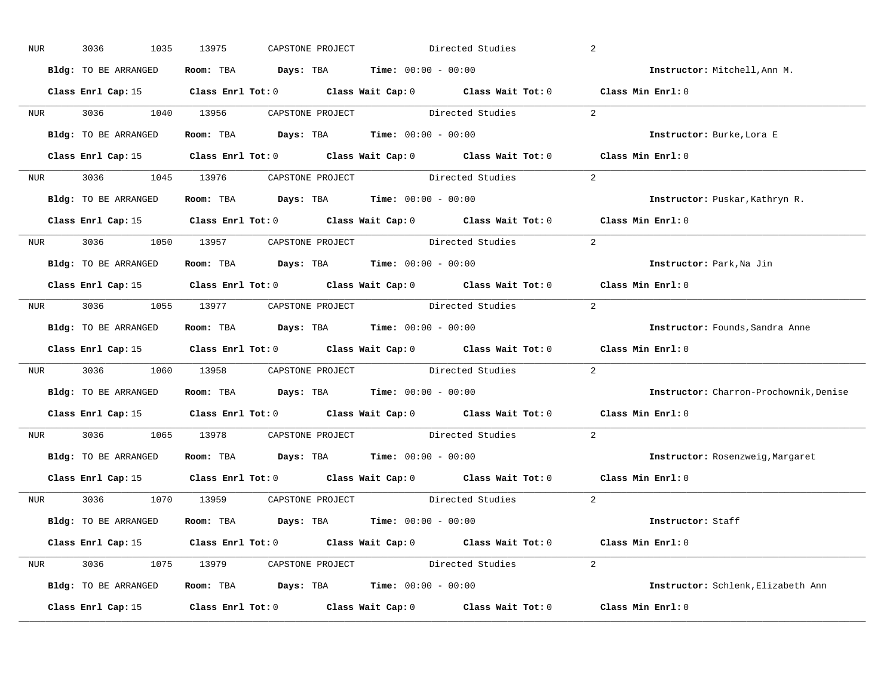NUR 3036 1035 13975 CAPSTONE PROJECT Directed Studies 2

**Bldg:** TO BE ARRANGED **Room:** TBA **Days:** TBA **Time:** 00:00 - 00:00 **Instructor:** Mitchell,Ann M.

**Class Enrl Cap:** 15 **Class Enrl Tot:** 0 **Class Wait Cap:** 0 **Class Wait Tot:** 0 **Class Min Enrl:** 0

---

NUR 3036 1040 13956 CAPSTONE PROJECT Directed Studies 2

**Bldg:** TO BE ARRANGED **Room:** TBA **Days:** TBA **Time:** 00:00 - 00:00 **Instructor:** Burke,Lora E

**Class Enrl Cap:** 15 **Class Enrl Tot:** 0 **Class Wait Cap:** 0 **Class Wait Tot:** 0 **Class Min Enrl:** 0

---

NUR 3036 1045 13976 CAPSTONE PROJECT Directed Studies 2

**Bldg:** TO BE ARRANGED **Room:** TBA **Days:** TBA **Time:** 00:00 - 00:00 **Instructor:** Puskar,Kathryn R.

**Class Enrl Cap:** 15 **Class Enrl Tot:** 0 **Class Wait Cap:** 0 **Class Wait Tot:** 0 **Class Min Enrl:** 0

---

NUR 3036 1050 13957 CAPSTONE PROJECT Directed Studies 2

**Bldg:** TO BE ARRANGED **Room:** TBA **Days:** TBA **Time:** 00:00 - 00:00 **Instructor:** Park,Na Jin

**Class Enrl Cap:** 15 **Class Enrl Tot:** 0 **Class Wait Cap:** 0 **Class Wait Tot:** 0 **Class Min Enrl:** 0

---

NUR 3036 1055 13977 CAPSTONE PROJECT Directed Studies 2

**Bldg:** TO BE ARRANGED **Room:** TBA **Days:** TBA **Time:** 00:00 - 00:00 **Instructor:** Founds,Sandra Anne

**Class Enrl Cap:** 15 **Class Enrl Tot:** 0 **Class Wait Cap:** 0 **Class Wait Tot:** 0 **Class Min Enrl:** 0

---

NUR 3036 1060 13958 CAPSTONE PROJECT Directed Studies 2

**Bldg:** TO BE ARRANGED **Room:** TBA **Days:** TBA **Time:** 00:00 - 00:00 **Instructor:** Charron-Prochownik,Denise

**Class Enrl Cap:** 15 **Class Enrl Tot:** 0 **Class Wait Cap:** 0 **Class Wait Tot:** 0 **Class Min Enrl:** 0

---

NUR 3036 1065 13978 CAPSTONE PROJECT Directed Studies 2

**Bldg:** TO BE ARRANGED **Room:** TBA **Days:** TBA **Time:** 00:00 - 00:00 **Instructor:** Rosenzweig,Margaret

**Class Enrl Cap:** 15 **Class Enrl Tot:** 0 **Class Wait Cap:** 0 **Class Wait Tot:** 0 **Class Min Enrl:** 0

---

NUR 3036 1070 13959 CAPSTONE PROJECT Directed Studies 2

**Bldg:** TO BE ARRANGED **Room:** TBA **Days:** TBA **Time:** 00:00 - 00:00 **Instructor:** Staff

**Class Enrl Cap:** 15 **Class Enrl Tot:** 0 **Class Wait Cap:** 0 **Class Wait Tot:** 0 **Class Min Enrl:** 0

---

NUR 3036 1075 13979 CAPSTONE PROJECT Directed Studies 2

**Bldg:** TO BE ARRANGED **Room:** TBA **Days:** TBA **Time:** 00:00 - 00:00 **Instructor:** Schlenk,Elizabeth Ann

**Class Enrl Cap:** 15 **Class Enrl Tot:** 0 **Class Wait Cap:** 0 **Class Wait Tot:** 0 **Class Min Enrl:** 0

---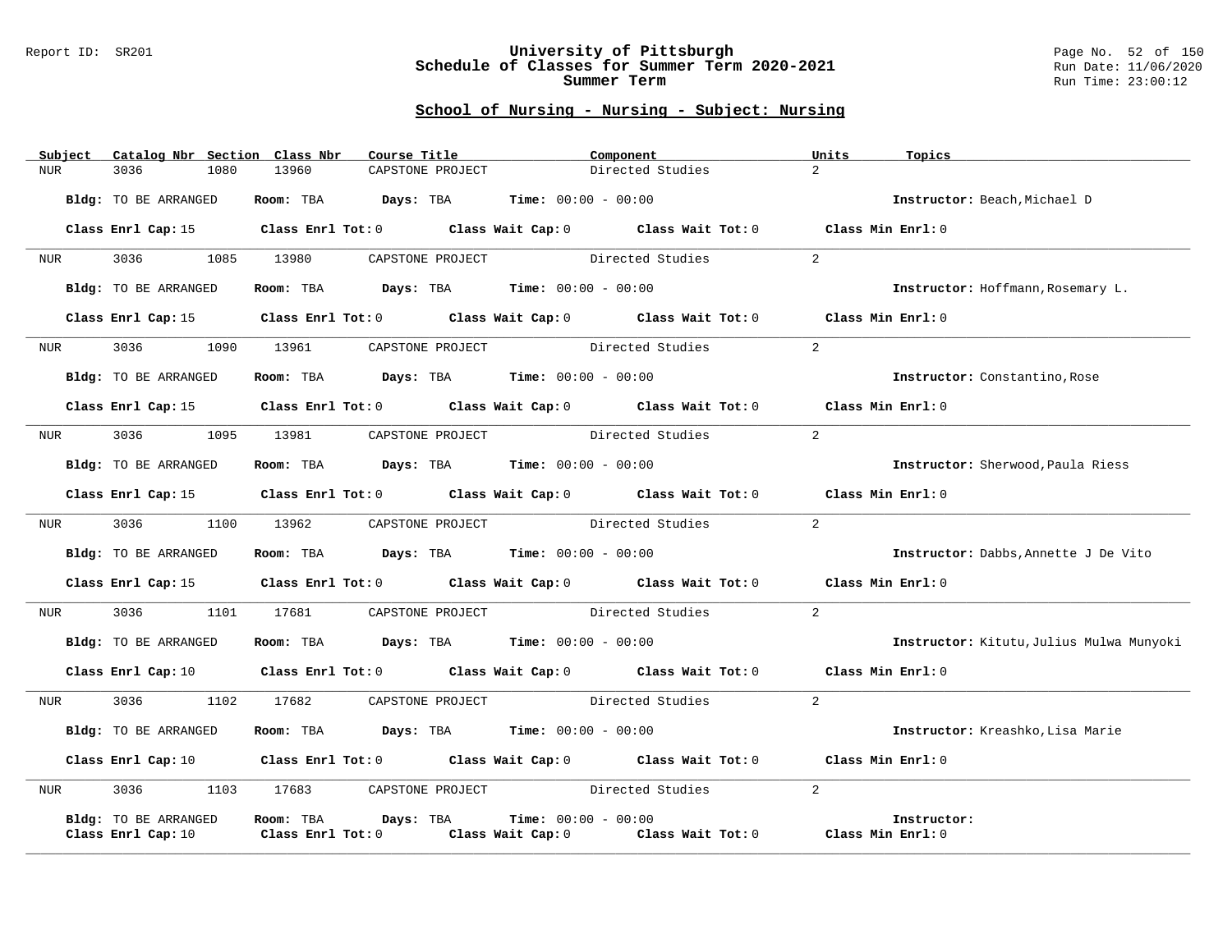## School of Nursing - Nursing - Subject: Nursing

| Subject | Catalog Nbr | Section | Class Nbr | Course Title | Component | Units | Topics |
|---|---|---|---|---|---|---|---|
| NUR | 3036 | 1080 | 13960 | CAPSTONE PROJECT | Directed Studies | 2 | |

**Bldg:** TO BE ARRANGED **Room:** TBA **Days:** TBA **Time:** 00:00 - 00:00 **Instructor:** Beach,Michael D

**Class Enrl Cap:** 15 **Class Enrl Tot:** 0 **Class Wait Cap:** 0 **Class Wait Tot:** 0 **Class Min Enrl:** 0

---

| Subject | Catalog Nbr | Section | Class Nbr | Course Title | Component | Units | Topics |
|---|---|---|---|---|---|---|---|
| NUR | 3036 | 1085 | 13980 | CAPSTONE PROJECT | Directed Studies | 2 | |

**Bldg:** TO BE ARRANGED **Room:** TBA **Days:** TBA **Time:** 00:00 - 00:00 **Instructor:** Hoffmann,Rosemary L.

**Class Enrl Cap:** 15 **Class Enrl Tot:** 0 **Class Wait Cap:** 0 **Class Wait Tot:** 0 **Class Min Enrl:** 0

---

| Subject | Catalog Nbr | Section | Class Nbr | Course Title | Component | Units | Topics |
|---|---|---|---|---|---|---|---|
| NUR | 3036 | 1090 | 13961 | CAPSTONE PROJECT | Directed Studies | 2 | |

**Bldg:** TO BE ARRANGED **Room:** TBA **Days:** TBA **Time:** 00:00 - 00:00 **Instructor:** Constantino,Rose

**Class Enrl Cap:** 15 **Class Enrl Tot:** 0 **Class Wait Cap:** 0 **Class Wait Tot:** 0 **Class Min Enrl:** 0

---

| Subject | Catalog Nbr | Section | Class Nbr | Course Title | Component | Units | Topics |
|---|---|---|---|---|---|---|---|
| NUR | 3036 | 1095 | 13981 | CAPSTONE PROJECT | Directed Studies | 2 | |

**Bldg:** TO BE ARRANGED **Room:** TBA **Days:** TBA **Time:** 00:00 - 00:00 **Instructor:** Sherwood,Paula Riess

**Class Enrl Cap:** 15 **Class Enrl Tot:** 0 **Class Wait Cap:** 0 **Class Wait Tot:** 0 **Class Min Enrl:** 0

---

| Subject | Catalog Nbr | Section | Class Nbr | Course Title | Component | Units | Topics |
|---|---|---|---|---|---|---|---|
| NUR | 3036 | 1100 | 13962 | CAPSTONE PROJECT | Directed Studies | 2 | |

**Bldg:** TO BE ARRANGED **Room:** TBA **Days:** TBA **Time:** 00:00 - 00:00 **Instructor:** Dabbs,Annette J De Vito

**Class Enrl Cap:** 15 **Class Enrl Tot:** 0 **Class Wait Cap:** 0 **Class Wait Tot:** 0 **Class Min Enrl:** 0

---

| Subject | Catalog Nbr | Section | Class Nbr | Course Title | Component | Units | Topics |
|---|---|---|---|---|---|---|---|
| NUR | 3036 | 1101 | 17681 | CAPSTONE PROJECT | Directed Studies | 2 | |

**Bldg:** TO BE ARRANGED **Room:** TBA **Days:** TBA **Time:** 00:00 - 00:00 **Instructor:** Kitutu,Julius Mulwa Munyoki

**Class Enrl Cap:** 10 **Class Enrl Tot:** 0 **Class Wait Cap:** 0 **Class Wait Tot:** 0 **Class Min Enrl:** 0

---

| Subject | Catalog Nbr | Section | Class Nbr | Course Title | Component | Units | Topics |
|---|---|---|---|---|---|---|---|
| NUR | 3036 | 1102 | 17682 | CAPSTONE PROJECT | Directed Studies | 2 | |

**Bldg:** TO BE ARRANGED **Room:** TBA **Days:** TBA **Time:** 00:00 - 00:00 **Instructor:** Kreashko,Lisa Marie

**Class Enrl Cap:** 10 **Class Enrl Tot:** 0 **Class Wait Cap:** 0 **Class Wait Tot:** 0 **Class Min Enrl:** 0

---

| Subject | Catalog Nbr | Section | Class Nbr | Course Title | Component | Units | Topics |
|---|---|---|---|---|---|---|---|
| NUR | 3036 | 1103 | 17683 | CAPSTONE PROJECT | Directed Studies | 2 | |

**Bldg:** TO BE ARRANGED **Room:** TBA **Days:** TBA **Time:** 00:00 - 00:00 **Instructor:**

**Class Enrl Cap:** 10 **Class Enrl Tot:** 0 **Class Wait Cap:** 0 **Class Wait Tot:** 0 **Class Min Enrl:** 0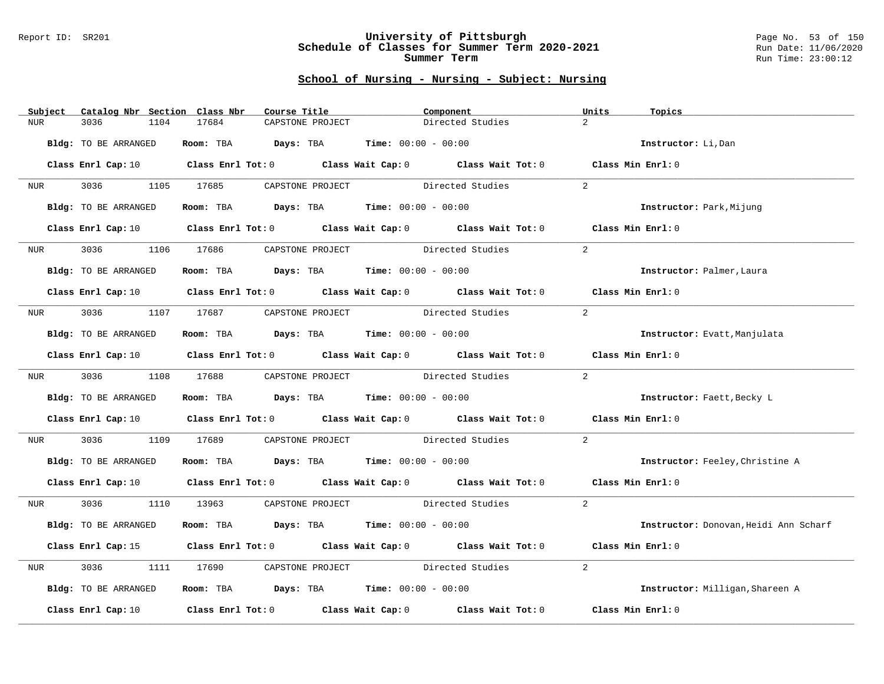## School of Nursing - Nursing - Subject: Nursing

| Subject | Catalog Nbr | Section | Class Nbr | Course Title | Component | Units | Topics |
|---|---|---|---|---|---|---|---|
| NUR | 3036 | 1104 | 17684 | CAPSTONE PROJECT | Directed Studies | 2 | |

**Bldg:** TO BE ARRANGED **Room:** TBA **Days:** TBA **Time:** 00:00 - 00:00 **Instructor:** Li,Dan

**Class Enrl Cap:** 10 **Class Enrl Tot:** 0 **Class Wait Cap:** 0 **Class Wait Tot:** 0 **Class Min Enrl:** 0

---

| Subject | Catalog Nbr | Section | Class Nbr | Course Title | Component | Units | Topics |
|---|---|---|---|---|---|---|---|
| NUR | 3036 | 1105 | 17685 | CAPSTONE PROJECT | Directed Studies | 2 | |

**Bldg:** TO BE ARRANGED **Room:** TBA **Days:** TBA **Time:** 00:00 - 00:00 **Instructor:** Park,Mijung

**Class Enrl Cap:** 10 **Class Enrl Tot:** 0 **Class Wait Cap:** 0 **Class Wait Tot:** 0 **Class Min Enrl:** 0

---

| Subject | Catalog Nbr | Section | Class Nbr | Course Title | Component | Units | Topics |
|---|---|---|---|---|---|---|---|
| NUR | 3036 | 1106 | 17686 | CAPSTONE PROJECT | Directed Studies | 2 | |

**Bldg:** TO BE ARRANGED **Room:** TBA **Days:** TBA **Time:** 00:00 - 00:00 **Instructor:** Palmer,Laura

**Class Enrl Cap:** 10 **Class Enrl Tot:** 0 **Class Wait Cap:** 0 **Class Wait Tot:** 0 **Class Min Enrl:** 0

---

| Subject | Catalog Nbr | Section | Class Nbr | Course Title | Component | Units | Topics |
|---|---|---|---|---|---|---|---|
| NUR | 3036 | 1107 | 17687 | CAPSTONE PROJECT | Directed Studies | 2 | |

**Bldg:** TO BE ARRANGED **Room:** TBA **Days:** TBA **Time:** 00:00 - 00:00 **Instructor:** Evatt,Manjulata

**Class Enrl Cap:** 10 **Class Enrl Tot:** 0 **Class Wait Cap:** 0 **Class Wait Tot:** 0 **Class Min Enrl:** 0

---

| Subject | Catalog Nbr | Section | Class Nbr | Course Title | Component | Units | Topics |
|---|---|---|---|---|---|---|---|
| NUR | 3036 | 1108 | 17688 | CAPSTONE PROJECT | Directed Studies | 2 | |

**Bldg:** TO BE ARRANGED **Room:** TBA **Days:** TBA **Time:** 00:00 - 00:00 **Instructor:** Faett,Becky L

**Class Enrl Cap:** 10 **Class Enrl Tot:** 0 **Class Wait Cap:** 0 **Class Wait Tot:** 0 **Class Min Enrl:** 0

---

| Subject | Catalog Nbr | Section | Class Nbr | Course Title | Component | Units | Topics |
|---|---|---|---|---|---|---|---|
| NUR | 3036 | 1109 | 17689 | CAPSTONE PROJECT | Directed Studies | 2 | |

**Bldg:** TO BE ARRANGED **Room:** TBA **Days:** TBA **Time:** 00:00 - 00:00 **Instructor:** Feeley,Christine A

**Class Enrl Cap:** 10 **Class Enrl Tot:** 0 **Class Wait Cap:** 0 **Class Wait Tot:** 0 **Class Min Enrl:** 0

---

| Subject | Catalog Nbr | Section | Class Nbr | Course Title | Component | Units | Topics |
|---|---|---|---|---|---|---|---|
| NUR | 3036 | 1110 | 13963 | CAPSTONE PROJECT | Directed Studies | 2 | |

**Bldg:** TO BE ARRANGED **Room:** TBA **Days:** TBA **Time:** 00:00 - 00:00 **Instructor:** Donovan,Heidi Ann Scharf

**Class Enrl Cap:** 15 **Class Enrl Tot:** 0 **Class Wait Cap:** 0 **Class Wait Tot:** 0 **Class Min Enrl:** 0

---

| Subject | Catalog Nbr | Section | Class Nbr | Course Title | Component | Units | Topics |
|---|---|---|---|---|---|---|---|
| NUR | 3036 | 1111 | 17690 | CAPSTONE PROJECT | Directed Studies | 2 | |

**Bldg:** TO BE ARRANGED **Room:** TBA **Days:** TBA **Time:** 00:00 - 00:00 **Instructor:** Milligan,Shareen A

**Class Enrl Cap:** 10 **Class Enrl Tot:** 0 **Class Wait Cap:** 0 **Class Wait Tot:** 0 **Class Min Enrl:** 0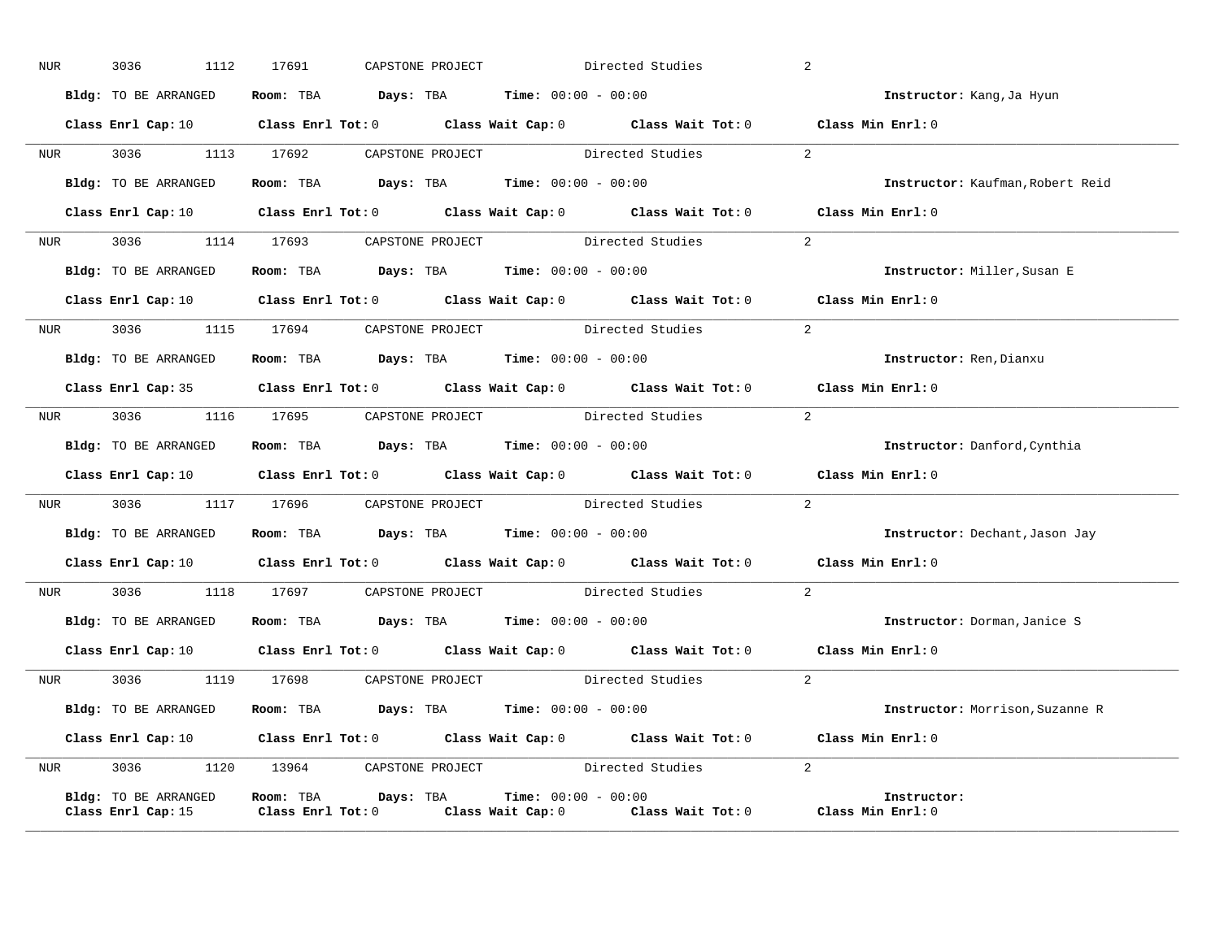NUR 3036 1112 17691 CAPSTONE PROJECT Directed Studies 2

**Bldg:** TO BE ARRANGED **Room:** TBA **Days:** TBA **Time:** 00:00 - 00:00 **Instructor:** Kang,Ja Hyun

**Class Enrl Cap:** 10 **Class Enrl Tot:** 0 **Class Wait Cap:** 0 **Class Wait Tot:** 0 **Class Min Enrl:** 0

---

NUR 3036 1113 17692 CAPSTONE PROJECT Directed Studies 2

**Bldg:** TO BE ARRANGED **Room:** TBA **Days:** TBA **Time:** 00:00 - 00:00 **Instructor:** Kaufman,Robert Reid

**Class Enrl Cap:** 10 **Class Enrl Tot:** 0 **Class Wait Cap:** 0 **Class Wait Tot:** 0 **Class Min Enrl:** 0

---

NUR 3036 1114 17693 CAPSTONE PROJECT Directed Studies 2

**Bldg:** TO BE ARRANGED **Room:** TBA **Days:** TBA **Time:** 00:00 - 00:00 **Instructor:** Miller,Susan E

**Class Enrl Cap:** 10 **Class Enrl Tot:** 0 **Class Wait Cap:** 0 **Class Wait Tot:** 0 **Class Min Enrl:** 0

---

NUR 3036 1115 17694 CAPSTONE PROJECT Directed Studies 2

**Bldg:** TO BE ARRANGED **Room:** TBA **Days:** TBA **Time:** 00:00 - 00:00 **Instructor:** Ren,Dianxu

**Class Enrl Cap:** 35 **Class Enrl Tot:** 0 **Class Wait Cap:** 0 **Class Wait Tot:** 0 **Class Min Enrl:** 0

---

NUR 3036 1116 17695 CAPSTONE PROJECT Directed Studies 2

**Bldg:** TO BE ARRANGED **Room:** TBA **Days:** TBA **Time:** 00:00 - 00:00 **Instructor:** Danford,Cynthia

**Class Enrl Cap:** 10 **Class Enrl Tot:** 0 **Class Wait Cap:** 0 **Class Wait Tot:** 0 **Class Min Enrl:** 0

---

NUR 3036 1117 17696 CAPSTONE PROJECT Directed Studies 2

**Bldg:** TO BE ARRANGED **Room:** TBA **Days:** TBA **Time:** 00:00 - 00:00 **Instructor:** Dechant,Jason Jay

**Class Enrl Cap:** 10 **Class Enrl Tot:** 0 **Class Wait Cap:** 0 **Class Wait Tot:** 0 **Class Min Enrl:** 0

---

NUR 3036 1118 17697 CAPSTONE PROJECT Directed Studies 2

**Bldg:** TO BE ARRANGED **Room:** TBA **Days:** TBA **Time:** 00:00 - 00:00 **Instructor:** Dorman,Janice S

**Class Enrl Cap:** 10 **Class Enrl Tot:** 0 **Class Wait Cap:** 0 **Class Wait Tot:** 0 **Class Min Enrl:** 0

---

NUR 3036 1119 17698 CAPSTONE PROJECT Directed Studies 2

**Bldg:** TO BE ARRANGED **Room:** TBA **Days:** TBA **Time:** 00:00 - 00:00 **Instructor:** Morrison,Suzanne R

**Class Enrl Cap:** 10 **Class Enrl Tot:** 0 **Class Wait Cap:** 0 **Class Wait Tot:** 0 **Class Min Enrl:** 0

---

NUR 3036 1120 13964 CAPSTONE PROJECT Directed Studies 2

**Bldg:** TO BE ARRANGED **Room:** TBA **Days:** TBA **Time:** 00:00 - 00:00 **Instructor:**

**Class Enrl Cap:** 15 **Class Enrl Tot:** 0 **Class Wait Cap:** 0 **Class Wait Tot:** 0 **Class Min Enrl:** 0

---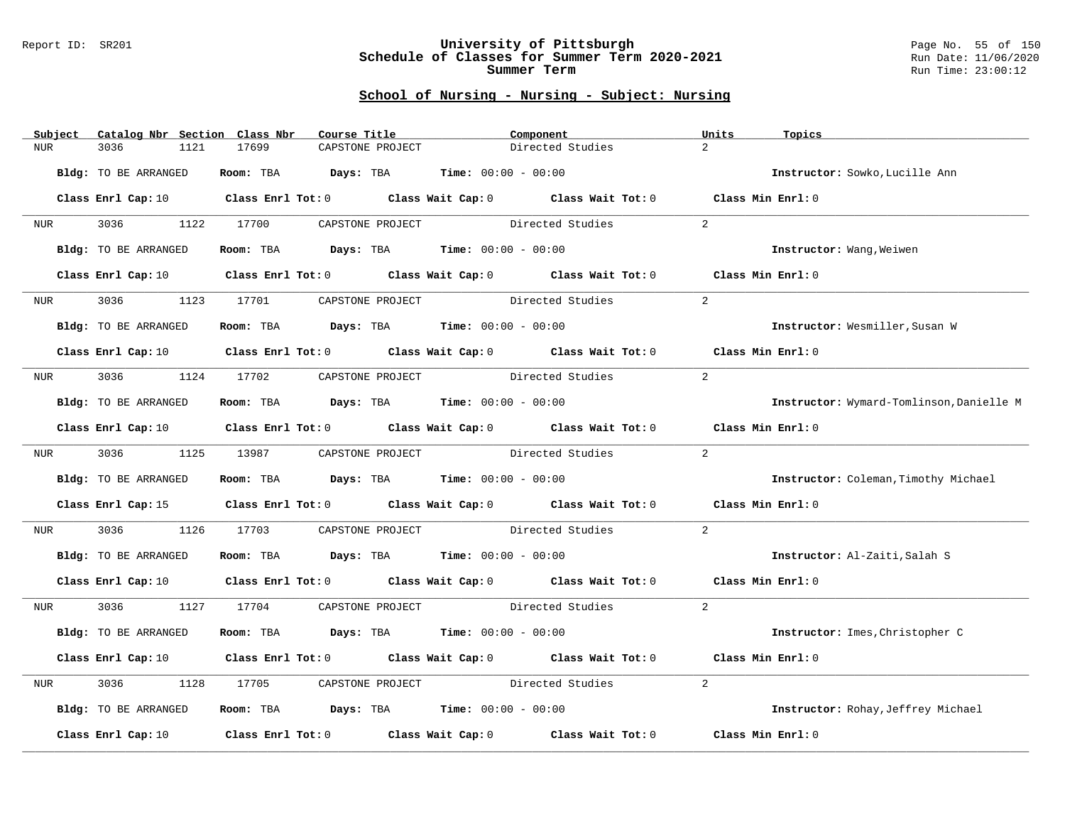## School of Nursing - Nursing - Subject: Nursing

| Subject | Catalog Nbr | Section | Class Nbr | Course Title | Component | Units | Topics |
|---|---|---|---|---|---|---|---|
| NUR | 3036 | 1121 | 17699 | CAPSTONE PROJECT | Directed Studies | 2 | |

**Bldg:** TO BE ARRANGED **Room:** TBA **Days:** TBA **Time:** 00:00 - 00:00 **Instructor:** Sowko,Lucille Ann

**Class Enrl Cap:** 10 **Class Enrl Tot:** 0 **Class Wait Cap:** 0 **Class Wait Tot:** 0 **Class Min Enrl:** 0

---

| Subject | Catalog Nbr | Section | Class Nbr | Course Title | Component | Units | Topics |
|---|---|---|---|---|---|---|---|
| NUR | 3036 | 1122 | 17700 | CAPSTONE PROJECT | Directed Studies | 2 | |

**Bldg:** TO BE ARRANGED **Room:** TBA **Days:** TBA **Time:** 00:00 - 00:00 **Instructor:** Wang,Weiwen

**Class Enrl Cap:** 10 **Class Enrl Tot:** 0 **Class Wait Cap:** 0 **Class Wait Tot:** 0 **Class Min Enrl:** 0

---

| Subject | Catalog Nbr | Section | Class Nbr | Course Title | Component | Units | Topics |
|---|---|---|---|---|---|---|---|
| NUR | 3036 | 1123 | 17701 | CAPSTONE PROJECT | Directed Studies | 2 | |

**Bldg:** TO BE ARRANGED **Room:** TBA **Days:** TBA **Time:** 00:00 - 00:00 **Instructor:** Wesmiller,Susan W

**Class Enrl Cap:** 10 **Class Enrl Tot:** 0 **Class Wait Cap:** 0 **Class Wait Tot:** 0 **Class Min Enrl:** 0

---

| Subject | Catalog Nbr | Section | Class Nbr | Course Title | Component | Units | Topics |
|---|---|---|---|---|---|---|---|
| NUR | 3036 | 1124 | 17702 | CAPSTONE PROJECT | Directed Studies | 2 | |

**Bldg:** TO BE ARRANGED **Room:** TBA **Days:** TBA **Time:** 00:00 - 00:00 **Instructor:** Wymard-Tomlinson,Danielle M

**Class Enrl Cap:** 10 **Class Enrl Tot:** 0 **Class Wait Cap:** 0 **Class Wait Tot:** 0 **Class Min Enrl:** 0

---

| Subject | Catalog Nbr | Section | Class Nbr | Course Title | Component | Units | Topics |
|---|---|---|---|---|---|---|---|
| NUR | 3036 | 1125 | 13987 | CAPSTONE PROJECT | Directed Studies | 2 | |

**Bldg:** TO BE ARRANGED **Room:** TBA **Days:** TBA **Time:** 00:00 - 00:00 **Instructor:** Coleman,Timothy Michael

**Class Enrl Cap:** 15 **Class Enrl Tot:** 0 **Class Wait Cap:** 0 **Class Wait Tot:** 0 **Class Min Enrl:** 0

---

| Subject | Catalog Nbr | Section | Class Nbr | Course Title | Component | Units | Topics |
|---|---|---|---|---|---|---|---|
| NUR | 3036 | 1126 | 17703 | CAPSTONE PROJECT | Directed Studies | 2 | |

**Bldg:** TO BE ARRANGED **Room:** TBA **Days:** TBA **Time:** 00:00 - 00:00 **Instructor:** Al-Zaiti,Salah S

**Class Enrl Cap:** 10 **Class Enrl Tot:** 0 **Class Wait Cap:** 0 **Class Wait Tot:** 0 **Class Min Enrl:** 0

---

| Subject | Catalog Nbr | Section | Class Nbr | Course Title | Component | Units | Topics |
|---|---|---|---|---|---|---|---|
| NUR | 3036 | 1127 | 17704 | CAPSTONE PROJECT | Directed Studies | 2 | |

**Bldg:** TO BE ARRANGED **Room:** TBA **Days:** TBA **Time:** 00:00 - 00:00 **Instructor:** Imes,Christopher C

**Class Enrl Cap:** 10 **Class Enrl Tot:** 0 **Class Wait Cap:** 0 **Class Wait Tot:** 0 **Class Min Enrl:** 0

---

| Subject | Catalog Nbr | Section | Class Nbr | Course Title | Component | Units | Topics |
|---|---|---|---|---|---|---|---|
| NUR | 3036 | 1128 | 17705 | CAPSTONE PROJECT | Directed Studies | 2 | |

**Bldg:** TO BE ARRANGED **Room:** TBA **Days:** TBA **Time:** 00:00 - 00:00 **Instructor:** Rohay,Jeffrey Michael

**Class Enrl Cap:** 10 **Class Enrl Tot:** 0 **Class Wait Cap:** 0 **Class Wait Tot:** 0 **Class Min Enrl:** 0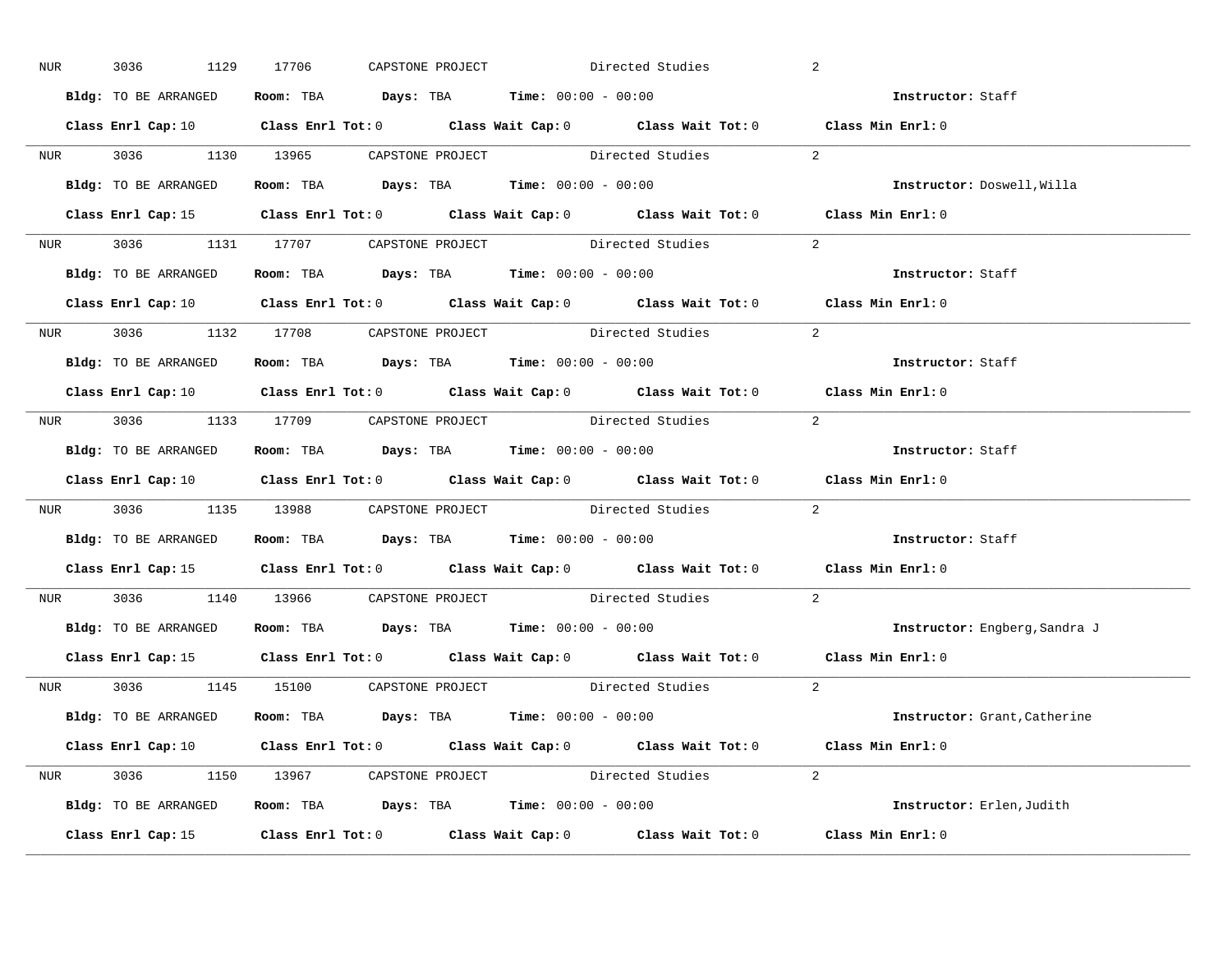NUR 3036 1129 17706 CAPSTONE PROJECT Directed Studies 2

**Bldg:** TO BE ARRANGED **Room:** TBA **Days:** TBA **Time:** 00:00 - 00:00 **Instructor:** Staff

**Class Enrl Cap:** 10 **Class Enrl Tot:** 0 **Class Wait Cap:** 0 **Class Wait Tot:** 0 **Class Min Enrl:** 0

---

NUR 3036 1130 13965 CAPSTONE PROJECT Directed Studies 2

**Bldg:** TO BE ARRANGED **Room:** TBA **Days:** TBA **Time:** 00:00 - 00:00 **Instructor:** Doswell,Willa

**Class Enrl Cap:** 15 **Class Enrl Tot:** 0 **Class Wait Cap:** 0 **Class Wait Tot:** 0 **Class Min Enrl:** 0

---

NUR 3036 1131 17707 CAPSTONE PROJECT Directed Studies 2

**Bldg:** TO BE ARRANGED **Room:** TBA **Days:** TBA **Time:** 00:00 - 00:00 **Instructor:** Staff

**Class Enrl Cap:** 10 **Class Enrl Tot:** 0 **Class Wait Cap:** 0 **Class Wait Tot:** 0 **Class Min Enrl:** 0

---

NUR 3036 1132 17708 CAPSTONE PROJECT Directed Studies 2

**Bldg:** TO BE ARRANGED **Room:** TBA **Days:** TBA **Time:** 00:00 - 00:00 **Instructor:** Staff

**Class Enrl Cap:** 10 **Class Enrl Tot:** 0 **Class Wait Cap:** 0 **Class Wait Tot:** 0 **Class Min Enrl:** 0

---

NUR 3036 1133 17709 CAPSTONE PROJECT Directed Studies 2

**Bldg:** TO BE ARRANGED **Room:** TBA **Days:** TBA **Time:** 00:00 - 00:00 **Instructor:** Staff

**Class Enrl Cap:** 10 **Class Enrl Tot:** 0 **Class Wait Cap:** 0 **Class Wait Tot:** 0 **Class Min Enrl:** 0

---

NUR 3036 1135 13988 CAPSTONE PROJECT Directed Studies 2

**Bldg:** TO BE ARRANGED **Room:** TBA **Days:** TBA **Time:** 00:00 - 00:00 **Instructor:** Staff

**Class Enrl Cap:** 15 **Class Enrl Tot:** 0 **Class Wait Cap:** 0 **Class Wait Tot:** 0 **Class Min Enrl:** 0

---

NUR 3036 1140 13966 CAPSTONE PROJECT Directed Studies 2

**Bldg:** TO BE ARRANGED **Room:** TBA **Days:** TBA **Time:** 00:00 - 00:00 **Instructor:** Engberg,Sandra J

**Class Enrl Cap:** 15 **Class Enrl Tot:** 0 **Class Wait Cap:** 0 **Class Wait Tot:** 0 **Class Min Enrl:** 0

---

NUR 3036 1145 15100 CAPSTONE PROJECT Directed Studies 2

**Bldg:** TO BE ARRANGED **Room:** TBA **Days:** TBA **Time:** 00:00 - 00:00 **Instructor:** Grant,Catherine

**Class Enrl Cap:** 10 **Class Enrl Tot:** 0 **Class Wait Cap:** 0 **Class Wait Tot:** 0 **Class Min Enrl:** 0

---

NUR 3036 1150 13967 CAPSTONE PROJECT Directed Studies 2

**Bldg:** TO BE ARRANGED **Room:** TBA **Days:** TBA **Time:** 00:00 - 00:00 **Instructor:** Erlen,Judith

**Class Enrl Cap:** 15 **Class Enrl Tot:** 0 **Class Wait Cap:** 0 **Class Wait Tot:** 0 **Class Min Enrl:** 0

---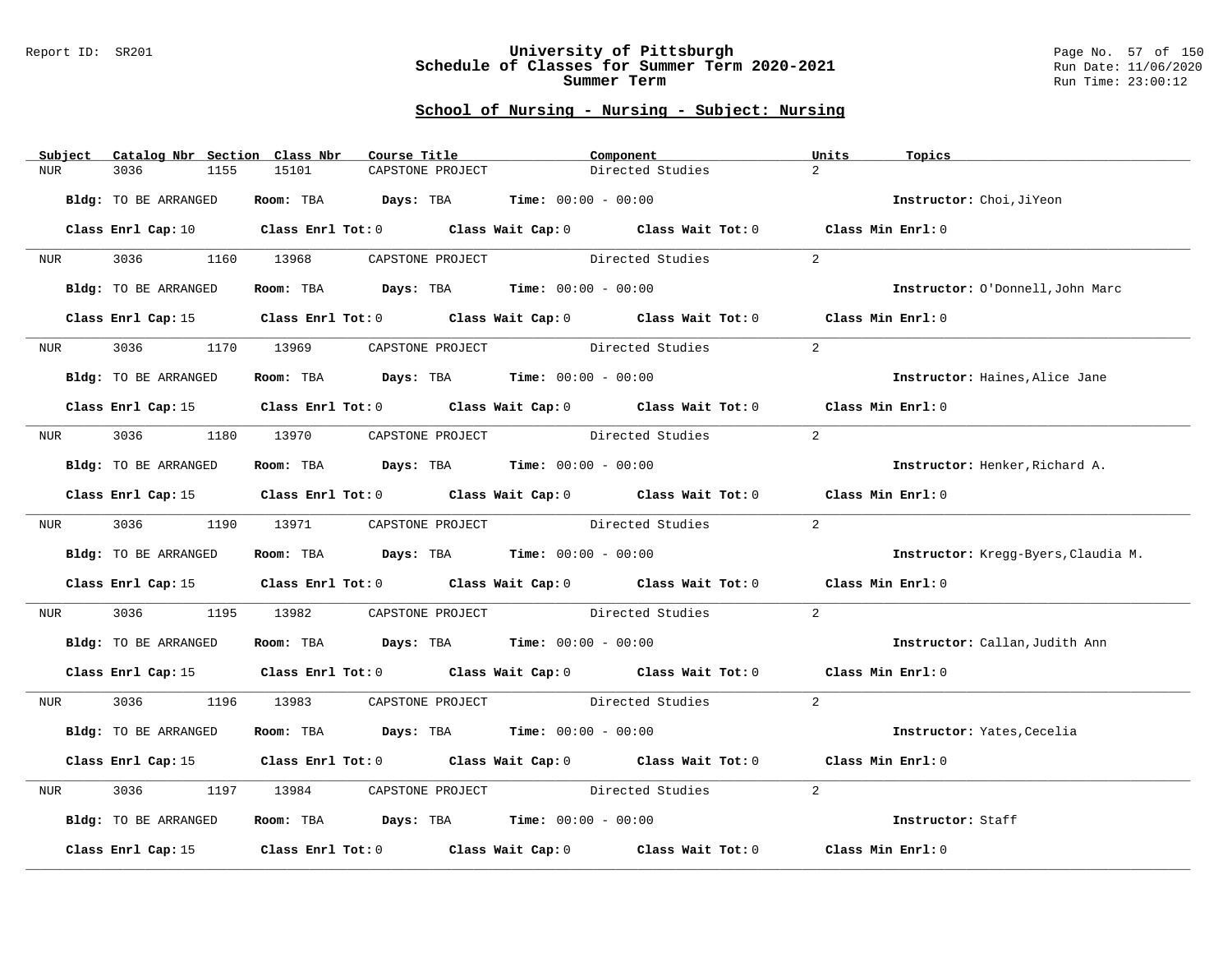## School of Nursing - Nursing - Subject: Nursing

| Subject | Catalog Nbr | Section | Class Nbr | Course Title | Component | Units | Topics |
|---|---|---|---|---|---|---|---|
| NUR | 3036 | 1155 | 15101 | CAPSTONE PROJECT | Directed Studies | 2 | |

**Bldg:** TO BE ARRANGED **Room:** TBA **Days:** TBA **Time:** 00:00 - 00:00 **Instructor:** Choi,JiYeon

**Class Enrl Cap:** 10 **Class Enrl Tot:** 0 **Class Wait Cap:** 0 **Class Wait Tot:** 0 **Class Min Enrl:** 0

---

| Subject | Catalog Nbr | Section | Class Nbr | Course Title | Component | Units | Topics |
|---|---|---|---|---|---|---|---|
| NUR | 3036 | 1160 | 13968 | CAPSTONE PROJECT | Directed Studies | 2 | |

**Bldg:** TO BE ARRANGED **Room:** TBA **Days:** TBA **Time:** 00:00 - 00:00 **Instructor:** O'Donnell,John Marc

**Class Enrl Cap:** 15 **Class Enrl Tot:** 0 **Class Wait Cap:** 0 **Class Wait Tot:** 0 **Class Min Enrl:** 0

---

| Subject | Catalog Nbr | Section | Class Nbr | Course Title | Component | Units | Topics |
|---|---|---|---|---|---|---|---|
| NUR | 3036 | 1170 | 13969 | CAPSTONE PROJECT | Directed Studies | 2 | |

**Bldg:** TO BE ARRANGED **Room:** TBA **Days:** TBA **Time:** 00:00 - 00:00 **Instructor:** Haines,Alice Jane

**Class Enrl Cap:** 15 **Class Enrl Tot:** 0 **Class Wait Cap:** 0 **Class Wait Tot:** 0 **Class Min Enrl:** 0

---

| Subject | Catalog Nbr | Section | Class Nbr | Course Title | Component | Units | Topics |
|---|---|---|---|---|---|---|---|
| NUR | 3036 | 1180 | 13970 | CAPSTONE PROJECT | Directed Studies | 2 | |

**Bldg:** TO BE ARRANGED **Room:** TBA **Days:** TBA **Time:** 00:00 - 00:00 **Instructor:** Henker,Richard A.

**Class Enrl Cap:** 15 **Class Enrl Tot:** 0 **Class Wait Cap:** 0 **Class Wait Tot:** 0 **Class Min Enrl:** 0

---

| Subject | Catalog Nbr | Section | Class Nbr | Course Title | Component | Units | Topics |
|---|---|---|---|---|---|---|---|
| NUR | 3036 | 1190 | 13971 | CAPSTONE PROJECT | Directed Studies | 2 | |

**Bldg:** TO BE ARRANGED **Room:** TBA **Days:** TBA **Time:** 00:00 - 00:00 **Instructor:** Kregg-Byers,Claudia M.

**Class Enrl Cap:** 15 **Class Enrl Tot:** 0 **Class Wait Cap:** 0 **Class Wait Tot:** 0 **Class Min Enrl:** 0

---

| Subject | Catalog Nbr | Section | Class Nbr | Course Title | Component | Units | Topics |
|---|---|---|---|---|---|---|---|
| NUR | 3036 | 1195 | 13982 | CAPSTONE PROJECT | Directed Studies | 2 | |

**Bldg:** TO BE ARRANGED **Room:** TBA **Days:** TBA **Time:** 00:00 - 00:00 **Instructor:** Callan,Judith Ann

**Class Enrl Cap:** 15 **Class Enrl Tot:** 0 **Class Wait Cap:** 0 **Class Wait Tot:** 0 **Class Min Enrl:** 0

---

| Subject | Catalog Nbr | Section | Class Nbr | Course Title | Component | Units | Topics |
|---|---|---|---|---|---|---|---|
| NUR | 3036 | 1196 | 13983 | CAPSTONE PROJECT | Directed Studies | 2 | |

**Bldg:** TO BE ARRANGED **Room:** TBA **Days:** TBA **Time:** 00:00 - 00:00 **Instructor:** Yates,Cecelia

**Class Enrl Cap:** 15 **Class Enrl Tot:** 0 **Class Wait Cap:** 0 **Class Wait Tot:** 0 **Class Min Enrl:** 0

---

| Subject | Catalog Nbr | Section | Class Nbr | Course Title | Component | Units | Topics |
|---|---|---|---|---|---|---|---|
| NUR | 3036 | 1197 | 13984 | CAPSTONE PROJECT | Directed Studies | 2 | |

**Bldg:** TO BE ARRANGED **Room:** TBA **Days:** TBA **Time:** 00:00 - 00:00 **Instructor:** Staff

**Class Enrl Cap:** 15 **Class Enrl Tot:** 0 **Class Wait Cap:** 0 **Class Wait Tot:** 0 **Class Min Enrl:** 0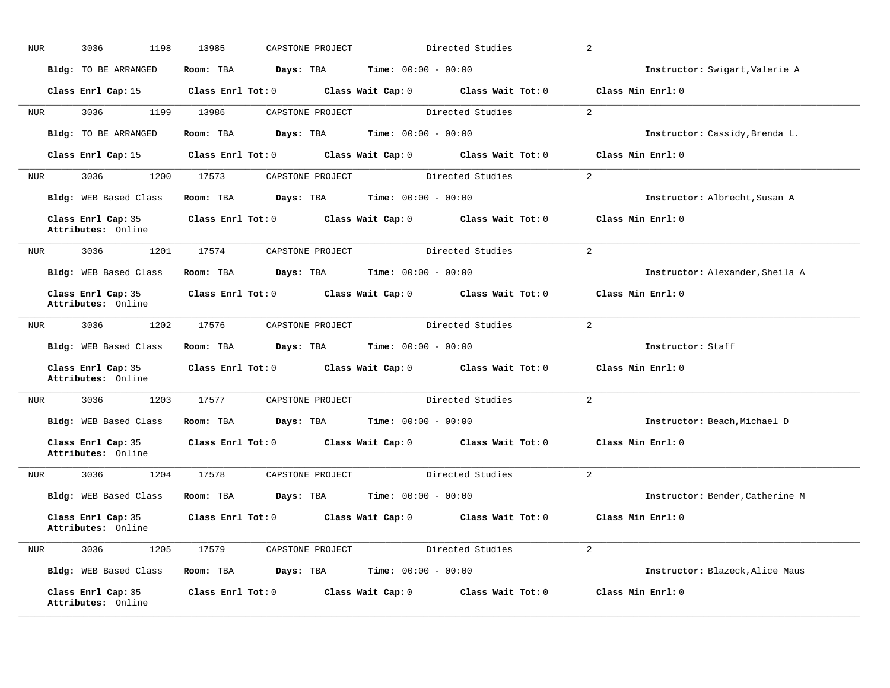NUR 3036 1198 13985 CAPSTONE PROJECT Directed Studies 2

**Bldg:** TO BE ARRANGED **Room:** TBA **Days:** TBA **Time:** 00:00 - 00:00 **Instructor:** Swigart,Valerie A

**Class Enrl Cap:** 15 **Class Enrl Tot:** 0 **Class Wait Cap:** 0 **Class Wait Tot:** 0 **Class Min Enrl:** 0

---

NUR 3036 1199 13986 CAPSTONE PROJECT Directed Studies 2

**Bldg:** TO BE ARRANGED **Room:** TBA **Days:** TBA **Time:** 00:00 - 00:00 **Instructor:** Cassidy,Brenda L.

**Class Enrl Cap:** 15 **Class Enrl Tot:** 0 **Class Wait Cap:** 0 **Class Wait Tot:** 0 **Class Min Enrl:** 0

---

NUR 3036 1200 17573 CAPSTONE PROJECT Directed Studies 2

**Bldg:** WEB Based Class **Room:** TBA **Days:** TBA **Time:** 00:00 - 00:00 **Instructor:** Albrecht,Susan A

**Class Enrl Cap:** 35 **Class Enrl Tot:** 0 **Class Wait Cap:** 0 **Class Wait Tot:** 0 **Class Min Enrl:** 0
**Attributes:** Online

---

NUR 3036 1201 17574 CAPSTONE PROJECT Directed Studies 2

**Bldg:** WEB Based Class **Room:** TBA **Days:** TBA **Time:** 00:00 - 00:00 **Instructor:** Alexander,Sheila A

**Class Enrl Cap:** 35 **Class Enrl Tot:** 0 **Class Wait Cap:** 0 **Class Wait Tot:** 0 **Class Min Enrl:** 0
**Attributes:** Online

---

NUR 3036 1202 17576 CAPSTONE PROJECT Directed Studies 2

**Bldg:** WEB Based Class **Room:** TBA **Days:** TBA **Time:** 00:00 - 00:00 **Instructor:** Staff

**Class Enrl Cap:** 35 **Class Enrl Tot:** 0 **Class Wait Cap:** 0 **Class Wait Tot:** 0 **Class Min Enrl:** 0
**Attributes:** Online

---

NUR 3036 1203 17577 CAPSTONE PROJECT Directed Studies 2

**Bldg:** WEB Based Class **Room:** TBA **Days:** TBA **Time:** 00:00 - 00:00 **Instructor:** Beach,Michael D

**Class Enrl Cap:** 35 **Class Enrl Tot:** 0 **Class Wait Cap:** 0 **Class Wait Tot:** 0 **Class Min Enrl:** 0
**Attributes:** Online

---

NUR 3036 1204 17578 CAPSTONE PROJECT Directed Studies 2

**Bldg:** WEB Based Class **Room:** TBA **Days:** TBA **Time:** 00:00 - 00:00 **Instructor:** Bender,Catherine M

**Class Enrl Cap:** 35 **Class Enrl Tot:** 0 **Class Wait Cap:** 0 **Class Wait Tot:** 0 **Class Min Enrl:** 0
**Attributes:** Online

---

NUR 3036 1205 17579 CAPSTONE PROJECT Directed Studies 2

**Bldg:** WEB Based Class **Room:** TBA **Days:** TBA **Time:** 00:00 - 00:00 **Instructor:** Blazeck,Alice Maus

**Class Enrl Cap:** 35 **Class Enrl Tot:** 0 **Class Wait Cap:** 0 **Class Wait Tot:** 0 **Class Min Enrl:** 0
**Attributes:** Online

---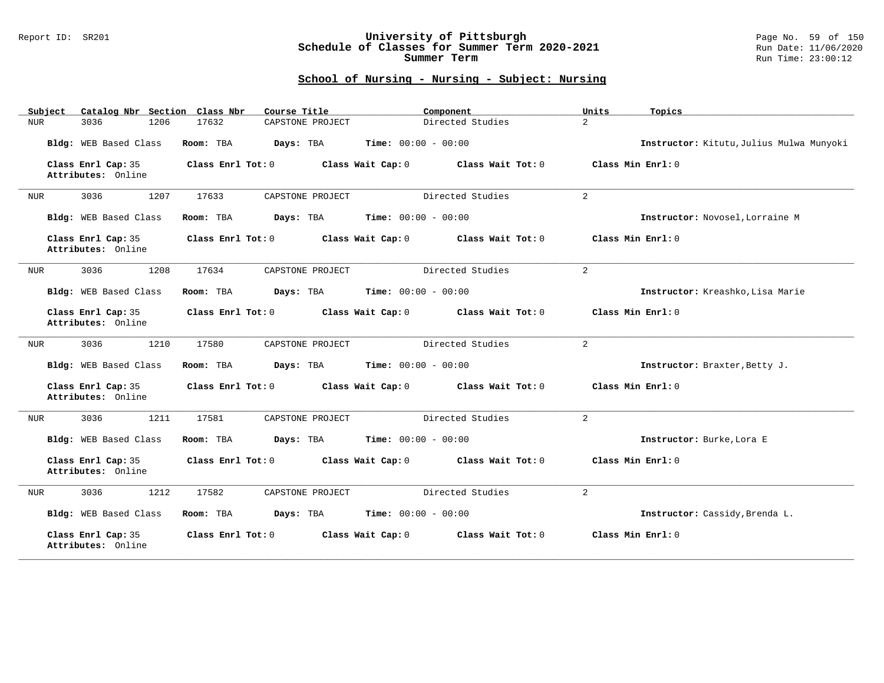## School of Nursing - Nursing - Subject: Nursing

| Subject | Catalog Nbr | Section | Class Nbr | Course Title | Component | Units | Topics |
|---|---|---|---|---|---|---|---|
| NUR | 3036 | 1206 | 17632 | CAPSTONE PROJECT | Directed Studies | 2 | |

**Bldg:** WEB Based Class **Room:** TBA **Days:** TBA **Time:** 00:00 - 00:00 **Instructor:** Kitutu,Julius Mulwa Munyoki

**Class Enrl Cap:** 35 **Class Enrl Tot:** 0 **Class Wait Cap:** 0 **Class Wait Tot:** 0 **Class Min Enrl:** 0
**Attributes:** Online

---

| Subject | Catalog Nbr | Section | Class Nbr | Course Title | Component | Units | Topics |
|---|---|---|---|---|---|---|---|
| NUR | 3036 | 1207 | 17633 | CAPSTONE PROJECT | Directed Studies | 2 | |

**Bldg:** WEB Based Class **Room:** TBA **Days:** TBA **Time:** 00:00 - 00:00 **Instructor:** Novosel,Lorraine M

**Class Enrl Cap:** 35 **Class Enrl Tot:** 0 **Class Wait Cap:** 0 **Class Wait Tot:** 0 **Class Min Enrl:** 0
**Attributes:** Online

---

| Subject | Catalog Nbr | Section | Class Nbr | Course Title | Component | Units | Topics |
|---|---|---|---|---|---|---|---|
| NUR | 3036 | 1208 | 17634 | CAPSTONE PROJECT | Directed Studies | 2 | |

**Bldg:** WEB Based Class **Room:** TBA **Days:** TBA **Time:** 00:00 - 00:00 **Instructor:** Kreashko,Lisa Marie

**Class Enrl Cap:** 35 **Class Enrl Tot:** 0 **Class Wait Cap:** 0 **Class Wait Tot:** 0 **Class Min Enrl:** 0
**Attributes:** Online

---

| Subject | Catalog Nbr | Section | Class Nbr | Course Title | Component | Units | Topics |
|---|---|---|---|---|---|---|---|
| NUR | 3036 | 1210 | 17580 | CAPSTONE PROJECT | Directed Studies | 2 | |

**Bldg:** WEB Based Class **Room:** TBA **Days:** TBA **Time:** 00:00 - 00:00 **Instructor:** Braxter,Betty J.

**Class Enrl Cap:** 35 **Class Enrl Tot:** 0 **Class Wait Cap:** 0 **Class Wait Tot:** 0 **Class Min Enrl:** 0
**Attributes:** Online

---

| Subject | Catalog Nbr | Section | Class Nbr | Course Title | Component | Units | Topics |
|---|---|---|---|---|---|---|---|
| NUR | 3036 | 1211 | 17581 | CAPSTONE PROJECT | Directed Studies | 2 | |

**Bldg:** WEB Based Class **Room:** TBA **Days:** TBA **Time:** 00:00 - 00:00 **Instructor:** Burke,Lora E

**Class Enrl Cap:** 35 **Class Enrl Tot:** 0 **Class Wait Cap:** 0 **Class Wait Tot:** 0 **Class Min Enrl:** 0
**Attributes:** Online

---

| Subject | Catalog Nbr | Section | Class Nbr | Course Title | Component | Units | Topics |
|---|---|---|---|---|---|---|---|
| NUR | 3036 | 1212 | 17582 | CAPSTONE PROJECT | Directed Studies | 2 | |

**Bldg:** WEB Based Class **Room:** TBA **Days:** TBA **Time:** 00:00 - 00:00 **Instructor:** Cassidy,Brenda L.

**Class Enrl Cap:** 35 **Class Enrl Tot:** 0 **Class Wait Cap:** 0 **Class Wait Tot:** 0 **Class Min Enrl:** 0
**Attributes:** Online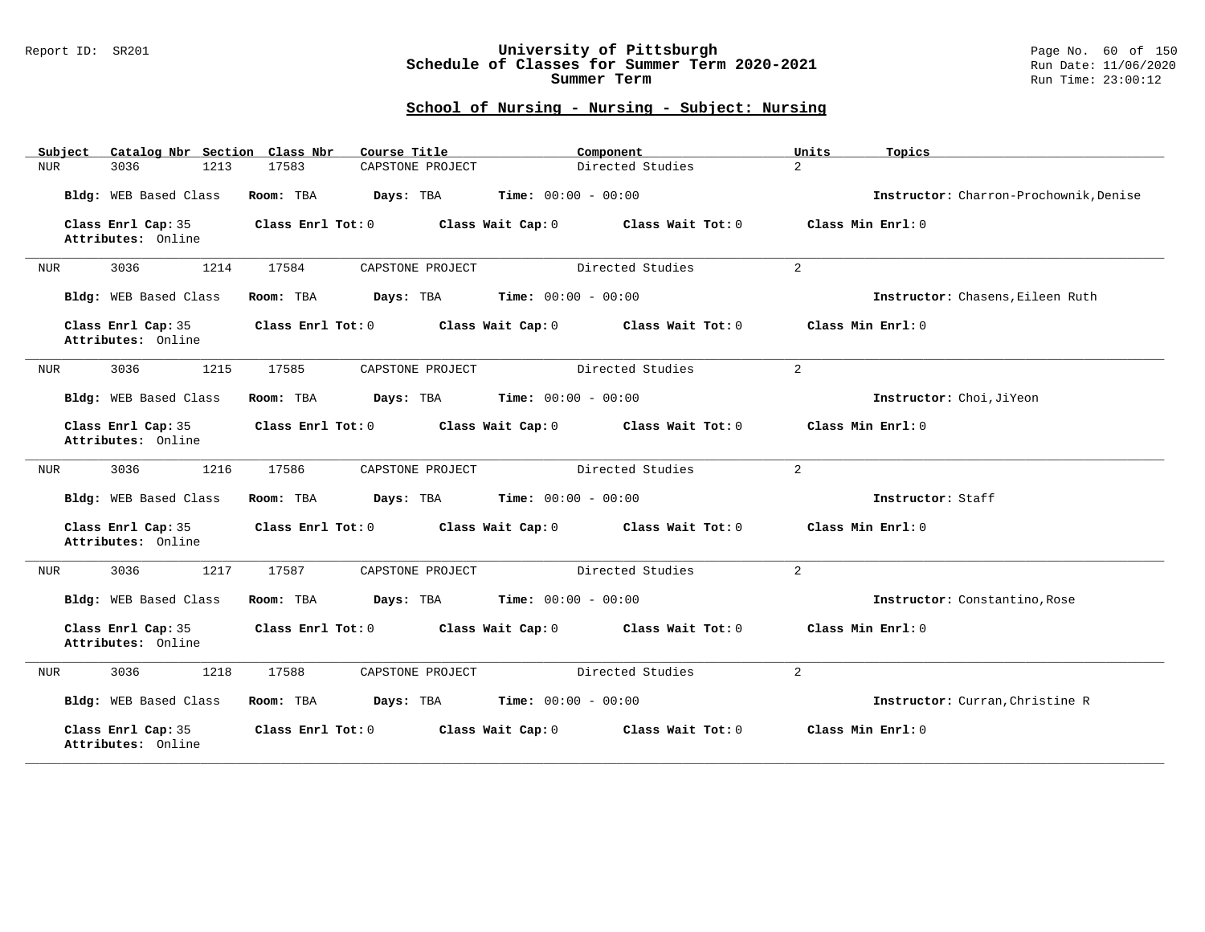## School of Nursing - Nursing - Subject: Nursing

| Subject | Catalog Nbr | Section | Class Nbr | Course Title | Component | Units | Topics |
|---|---|---|---|---|---|---|---|
| NUR | 3036 | 1213 | 17583 | CAPSTONE PROJECT | Directed Studies | 2 | |

**Bldg:** WEB Based Class **Room:** TBA **Days:** TBA **Time:** 00:00 - 00:00 **Instructor:** Charron-Prochownik,Denise

**Class Enrl Cap:** 35 **Class Enrl Tot:** 0 **Class Wait Cap:** 0 **Class Wait Tot:** 0 **Class Min Enrl:** 0
**Attributes:** Online

---

| Subject | Catalog Nbr | Section | Class Nbr | Course Title | Component | Units | Topics |
|---|---|---|---|---|---|---|---|
| NUR | 3036 | 1214 | 17584 | CAPSTONE PROJECT | Directed Studies | 2 | |

**Bldg:** WEB Based Class **Room:** TBA **Days:** TBA **Time:** 00:00 - 00:00 **Instructor:** Chasens,Eileen Ruth

**Class Enrl Cap:** 35 **Class Enrl Tot:** 0 **Class Wait Cap:** 0 **Class Wait Tot:** 0 **Class Min Enrl:** 0
**Attributes:** Online

---

| Subject | Catalog Nbr | Section | Class Nbr | Course Title | Component | Units | Topics |
|---|---|---|---|---|---|---|---|
| NUR | 3036 | 1215 | 17585 | CAPSTONE PROJECT | Directed Studies | 2 | |

**Bldg:** WEB Based Class **Room:** TBA **Days:** TBA **Time:** 00:00 - 00:00 **Instructor:** Choi,JiYeon

**Class Enrl Cap:** 35 **Class Enrl Tot:** 0 **Class Wait Cap:** 0 **Class Wait Tot:** 0 **Class Min Enrl:** 0
**Attributes:** Online

---

| Subject | Catalog Nbr | Section | Class Nbr | Course Title | Component | Units | Topics |
|---|---|---|---|---|---|---|---|
| NUR | 3036 | 1216 | 17586 | CAPSTONE PROJECT | Directed Studies | 2 | |

**Bldg:** WEB Based Class **Room:** TBA **Days:** TBA **Time:** 00:00 - 00:00 **Instructor:** Staff

**Class Enrl Cap:** 35 **Class Enrl Tot:** 0 **Class Wait Cap:** 0 **Class Wait Tot:** 0 **Class Min Enrl:** 0
**Attributes:** Online

---

| Subject | Catalog Nbr | Section | Class Nbr | Course Title | Component | Units | Topics |
|---|---|---|---|---|---|---|---|
| NUR | 3036 | 1217 | 17587 | CAPSTONE PROJECT | Directed Studies | 2 | |

**Bldg:** WEB Based Class **Room:** TBA **Days:** TBA **Time:** 00:00 - 00:00 **Instructor:** Constantino,Rose

**Class Enrl Cap:** 35 **Class Enrl Tot:** 0 **Class Wait Cap:** 0 **Class Wait Tot:** 0 **Class Min Enrl:** 0
**Attributes:** Online

---

| Subject | Catalog Nbr | Section | Class Nbr | Course Title | Component | Units | Topics |
|---|---|---|---|---|---|---|---|
| NUR | 3036 | 1218 | 17588 | CAPSTONE PROJECT | Directed Studies | 2 | |

**Bldg:** WEB Based Class **Room:** TBA **Days:** TBA **Time:** 00:00 - 00:00 **Instructor:** Curran,Christine R

**Class Enrl Cap:** 35 **Class Enrl Tot:** 0 **Class Wait Cap:** 0 **Class Wait Tot:** 0 **Class Min Enrl:** 0
**Attributes:** Online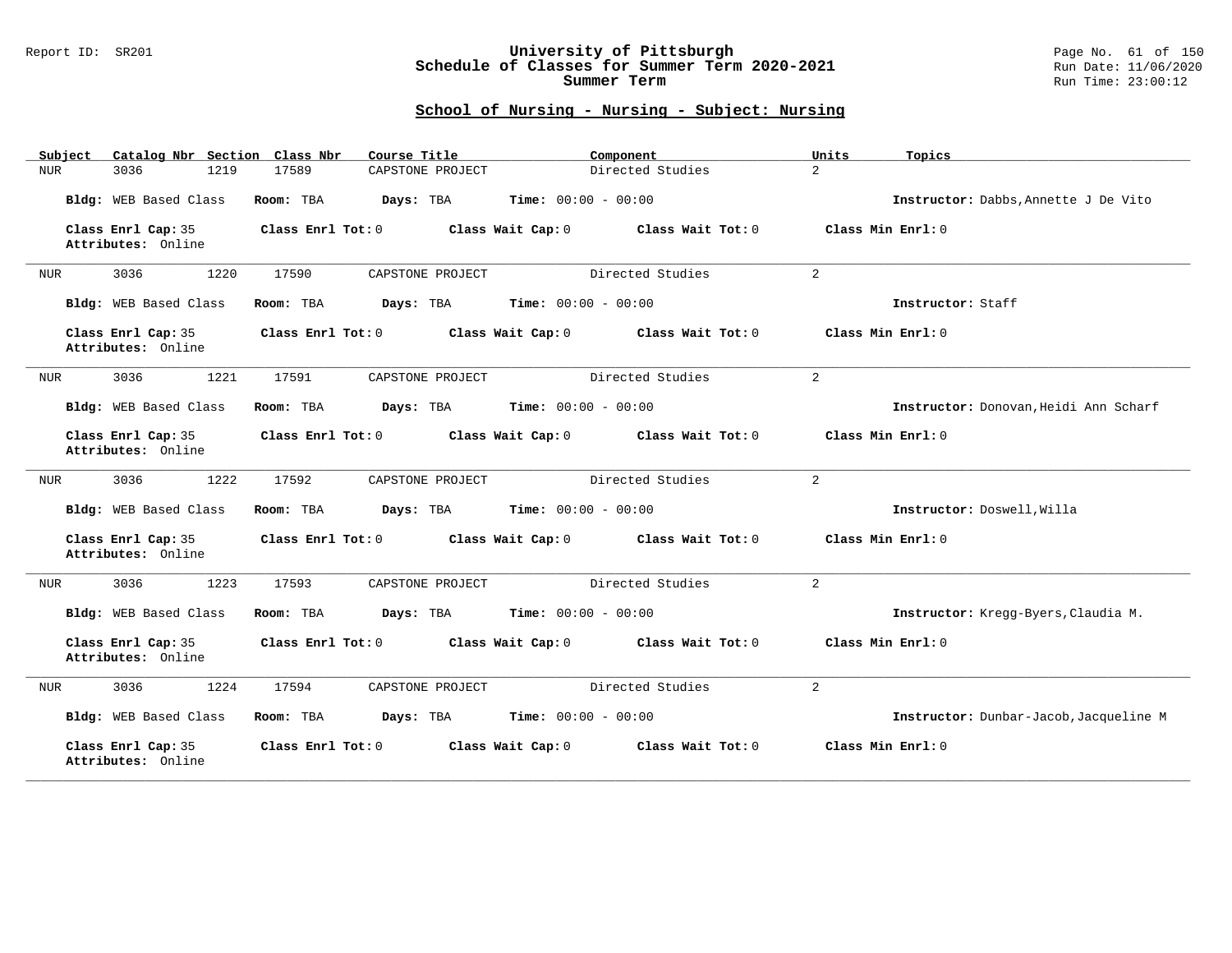## School of Nursing - Nursing - Subject: Nursing

| Subject | Catalog Nbr | Section | Class Nbr | Course Title | Component | Units | Topics |
|---|---|---|---|---|---|---|---|
| NUR | 3036 | 1219 | 17589 | CAPSTONE PROJECT | Directed Studies | 2 | |

**Bldg:** WEB Based Class **Room:** TBA **Days:** TBA **Time:** 00:00 - 00:00 **Instructor:** Dabbs,Annette J De Vito

**Class Enrl Cap:** 35 **Class Enrl Tot:** 0 **Class Wait Cap:** 0 **Class Wait Tot:** 0 **Class Min Enrl:** 0
**Attributes:** Online

---

| Subject | Catalog Nbr | Section | Class Nbr | Course Title | Component | Units | Topics |
|---|---|---|---|---|---|---|---|
| NUR | 3036 | 1220 | 17590 | CAPSTONE PROJECT | Directed Studies | 2 | |

**Bldg:** WEB Based Class **Room:** TBA **Days:** TBA **Time:** 00:00 - 00:00 **Instructor:** Staff

**Class Enrl Cap:** 35 **Class Enrl Tot:** 0 **Class Wait Cap:** 0 **Class Wait Tot:** 0 **Class Min Enrl:** 0
**Attributes:** Online

---

| Subject | Catalog Nbr | Section | Class Nbr | Course Title | Component | Units | Topics |
|---|---|---|---|---|---|---|---|
| NUR | 3036 | 1221 | 17591 | CAPSTONE PROJECT | Directed Studies | 2 | |

**Bldg:** WEB Based Class **Room:** TBA **Days:** TBA **Time:** 00:00 - 00:00 **Instructor:** Donovan,Heidi Ann Scharf

**Class Enrl Cap:** 35 **Class Enrl Tot:** 0 **Class Wait Cap:** 0 **Class Wait Tot:** 0 **Class Min Enrl:** 0
**Attributes:** Online

---

| Subject | Catalog Nbr | Section | Class Nbr | Course Title | Component | Units | Topics |
|---|---|---|---|---|---|---|---|
| NUR | 3036 | 1222 | 17592 | CAPSTONE PROJECT | Directed Studies | 2 | |

**Bldg:** WEB Based Class **Room:** TBA **Days:** TBA **Time:** 00:00 - 00:00 **Instructor:** Doswell,Willa

**Class Enrl Cap:** 35 **Class Enrl Tot:** 0 **Class Wait Cap:** 0 **Class Wait Tot:** 0 **Class Min Enrl:** 0
**Attributes:** Online

---

| Subject | Catalog Nbr | Section | Class Nbr | Course Title | Component | Units | Topics |
|---|---|---|---|---|---|---|---|
| NUR | 3036 | 1223 | 17593 | CAPSTONE PROJECT | Directed Studies | 2 | |

**Bldg:** WEB Based Class **Room:** TBA **Days:** TBA **Time:** 00:00 - 00:00 **Instructor:** Kregg-Byers,Claudia M.

**Class Enrl Cap:** 35 **Class Enrl Tot:** 0 **Class Wait Cap:** 0 **Class Wait Tot:** 0 **Class Min Enrl:** 0
**Attributes:** Online

---

| Subject | Catalog Nbr | Section | Class Nbr | Course Title | Component | Units | Topics |
|---|---|---|---|---|---|---|---|
| NUR | 3036 | 1224 | 17594 | CAPSTONE PROJECT | Directed Studies | 2 | |

**Bldg:** WEB Based Class **Room:** TBA **Days:** TBA **Time:** 00:00 - 00:00 **Instructor:** Dunbar-Jacob,Jacqueline M

**Class Enrl Cap:** 35 **Class Enrl Tot:** 0 **Class Wait Cap:** 0 **Class Wait Tot:** 0 **Class Min Enrl:** 0
**Attributes:** Online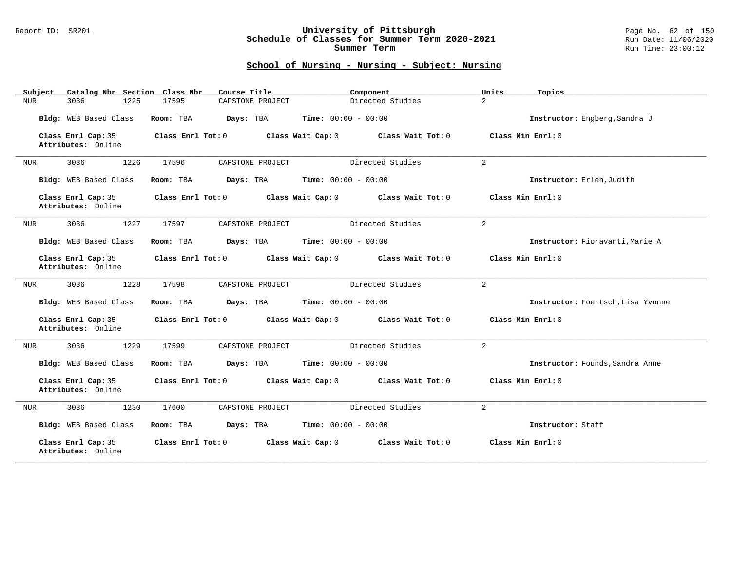## School of Nursing - Nursing - Subject: Nursing

| Subject | Catalog Nbr | Section | Class Nbr | Course Title | Component | Units | Topics |
|---|---|---|---|---|---|---|---|
| NUR | 3036 | 1225 | 17595 | CAPSTONE PROJECT | Directed Studies | 2 | |

**Bldg:** WEB Based Class **Room:** TBA **Days:** TBA **Time:** 00:00 - 00:00 **Instructor:** Engberg,Sandra J

**Class Enrl Cap:** 35 **Class Enrl Tot:** 0 **Class Wait Cap:** 0 **Class Wait Tot:** 0 **Class Min Enrl:** 0
**Attributes:** Online

---

| Subject | Catalog Nbr | Section | Class Nbr | Course Title | Component | Units | Topics |
|---|---|---|---|---|---|---|---|
| NUR | 3036 | 1226 | 17596 | CAPSTONE PROJECT | Directed Studies | 2 | |

**Bldg:** WEB Based Class **Room:** TBA **Days:** TBA **Time:** 00:00 - 00:00 **Instructor:** Erlen,Judith

**Class Enrl Cap:** 35 **Class Enrl Tot:** 0 **Class Wait Cap:** 0 **Class Wait Tot:** 0 **Class Min Enrl:** 0
**Attributes:** Online

---

| Subject | Catalog Nbr | Section | Class Nbr | Course Title | Component | Units | Topics |
|---|---|---|---|---|---|---|---|
| NUR | 3036 | 1227 | 17597 | CAPSTONE PROJECT | Directed Studies | 2 | |

**Bldg:** WEB Based Class **Room:** TBA **Days:** TBA **Time:** 00:00 - 00:00 **Instructor:** Fioravanti,Marie A

**Class Enrl Cap:** 35 **Class Enrl Tot:** 0 **Class Wait Cap:** 0 **Class Wait Tot:** 0 **Class Min Enrl:** 0
**Attributes:** Online

---

| Subject | Catalog Nbr | Section | Class Nbr | Course Title | Component | Units | Topics |
|---|---|---|---|---|---|---|---|
| NUR | 3036 | 1228 | 17598 | CAPSTONE PROJECT | Directed Studies | 2 | |

**Bldg:** WEB Based Class **Room:** TBA **Days:** TBA **Time:** 00:00 - 00:00 **Instructor:** Foertsch,Lisa Yvonne

**Class Enrl Cap:** 35 **Class Enrl Tot:** 0 **Class Wait Cap:** 0 **Class Wait Tot:** 0 **Class Min Enrl:** 0
**Attributes:** Online

---

| Subject | Catalog Nbr | Section | Class Nbr | Course Title | Component | Units | Topics |
|---|---|---|---|---|---|---|---|
| NUR | 3036 | 1229 | 17599 | CAPSTONE PROJECT | Directed Studies | 2 | |

**Bldg:** WEB Based Class **Room:** TBA **Days:** TBA **Time:** 00:00 - 00:00 **Instructor:** Founds,Sandra Anne

**Class Enrl Cap:** 35 **Class Enrl Tot:** 0 **Class Wait Cap:** 0 **Class Wait Tot:** 0 **Class Min Enrl:** 0
**Attributes:** Online

---

| Subject | Catalog Nbr | Section | Class Nbr | Course Title | Component | Units | Topics |
|---|---|---|---|---|---|---|---|
| NUR | 3036 | 1230 | 17600 | CAPSTONE PROJECT | Directed Studies | 2 | |

**Bldg:** WEB Based Class **Room:** TBA **Days:** TBA **Time:** 00:00 - 00:00 **Instructor:** Staff

**Class Enrl Cap:** 35 **Class Enrl Tot:** 0 **Class Wait Cap:** 0 **Class Wait Tot:** 0 **Class Min Enrl:** 0
**Attributes:** Online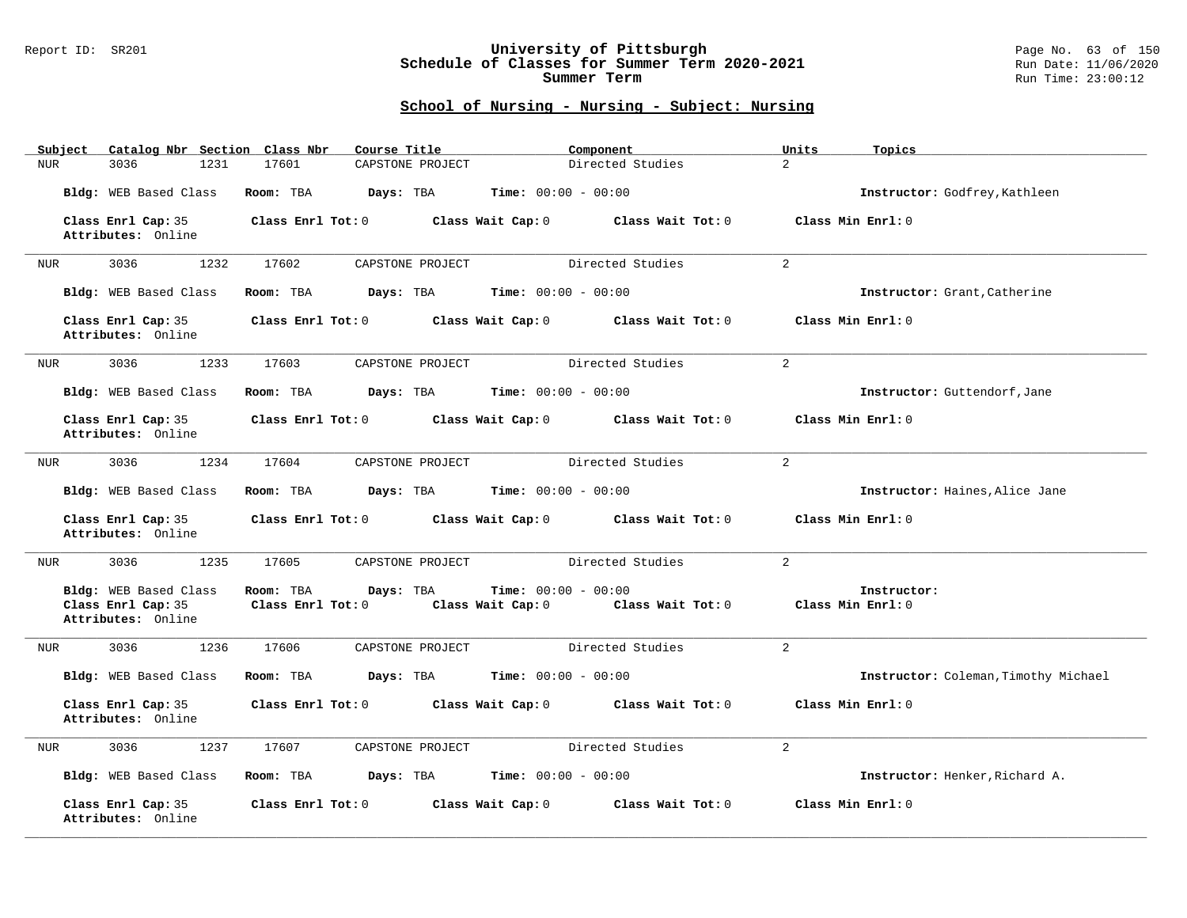## School of Nursing - Nursing - Subject: Nursing

| Subject | Catalog Nbr | Section | Class Nbr | Course Title | Component | Units | Topics |
|---|---|---|---|---|---|---|---|
| NUR | 3036 | 1231 | 17601 | CAPSTONE PROJECT | Directed Studies | 2 | |

**Bldg:** WEB Based Class **Room:** TBA **Days:** TBA **Time:** 00:00 - 00:00 **Instructor:** Godfrey,Kathleen

**Class Enrl Cap:** 35 **Class Enrl Tot:** 0 **Class Wait Cap:** 0 **Class Wait Tot:** 0 **Class Min Enrl:** 0
**Attributes:** Online

---

| Subject | Catalog Nbr | Section | Class Nbr | Course Title | Component | Units | Topics |
|---|---|---|---|---|---|---|---|
| NUR | 3036 | 1232 | 17602 | CAPSTONE PROJECT | Directed Studies | 2 | |

**Bldg:** WEB Based Class **Room:** TBA **Days:** TBA **Time:** 00:00 - 00:00 **Instructor:** Grant,Catherine

**Class Enrl Cap:** 35 **Class Enrl Tot:** 0 **Class Wait Cap:** 0 **Class Wait Tot:** 0 **Class Min Enrl:** 0
**Attributes:** Online

---

| Subject | Catalog Nbr | Section | Class Nbr | Course Title | Component | Units | Topics |
|---|---|---|---|---|---|---|---|
| NUR | 3036 | 1233 | 17603 | CAPSTONE PROJECT | Directed Studies | 2 | |

**Bldg:** WEB Based Class **Room:** TBA **Days:** TBA **Time:** 00:00 - 00:00 **Instructor:** Guttendorf,Jane

**Class Enrl Cap:** 35 **Class Enrl Tot:** 0 **Class Wait Cap:** 0 **Class Wait Tot:** 0 **Class Min Enrl:** 0
**Attributes:** Online

---

| Subject | Catalog Nbr | Section | Class Nbr | Course Title | Component | Units | Topics |
|---|---|---|---|---|---|---|---|
| NUR | 3036 | 1234 | 17604 | CAPSTONE PROJECT | Directed Studies | 2 | |

**Bldg:** WEB Based Class **Room:** TBA **Days:** TBA **Time:** 00:00 - 00:00 **Instructor:** Haines,Alice Jane

**Class Enrl Cap:** 35 **Class Enrl Tot:** 0 **Class Wait Cap:** 0 **Class Wait Tot:** 0 **Class Min Enrl:** 0
**Attributes:** Online

---

| Subject | Catalog Nbr | Section | Class Nbr | Course Title | Component | Units | Topics |
|---|---|---|---|---|---|---|---|
| NUR | 3036 | 1235 | 17605 | CAPSTONE PROJECT | Directed Studies | 2 | |

**Bldg:** WEB Based Class **Room:** TBA **Days:** TBA **Time:** 00:00 - 00:00 **Instructor:**
**Class Enrl Cap:** 35 **Class Enrl Tot:** 0 **Class Wait Cap:** 0 **Class Wait Tot:** 0 **Class Min Enrl:** 0
**Attributes:** Online

---

| Subject | Catalog Nbr | Section | Class Nbr | Course Title | Component | Units | Topics |
|---|---|---|---|---|---|---|---|
| NUR | 3036 | 1236 | 17606 | CAPSTONE PROJECT | Directed Studies | 2 | |

**Bldg:** WEB Based Class **Room:** TBA **Days:** TBA **Time:** 00:00 - 00:00 **Instructor:** Coleman,Timothy Michael

**Class Enrl Cap:** 35 **Class Enrl Tot:** 0 **Class Wait Cap:** 0 **Class Wait Tot:** 0 **Class Min Enrl:** 0
**Attributes:** Online

---

| Subject | Catalog Nbr | Section | Class Nbr | Course Title | Component | Units | Topics |
|---|---|---|---|---|---|---|---|
| NUR | 3036 | 1237 | 17607 | CAPSTONE PROJECT | Directed Studies | 2 | |

**Bldg:** WEB Based Class **Room:** TBA **Days:** TBA **Time:** 00:00 - 00:00 **Instructor:** Henker,Richard A.

**Class Enrl Cap:** 35 **Class Enrl Tot:** 0 **Class Wait Cap:** 0 **Class Wait Tot:** 0 **Class Min Enrl:** 0
**Attributes:** Online

---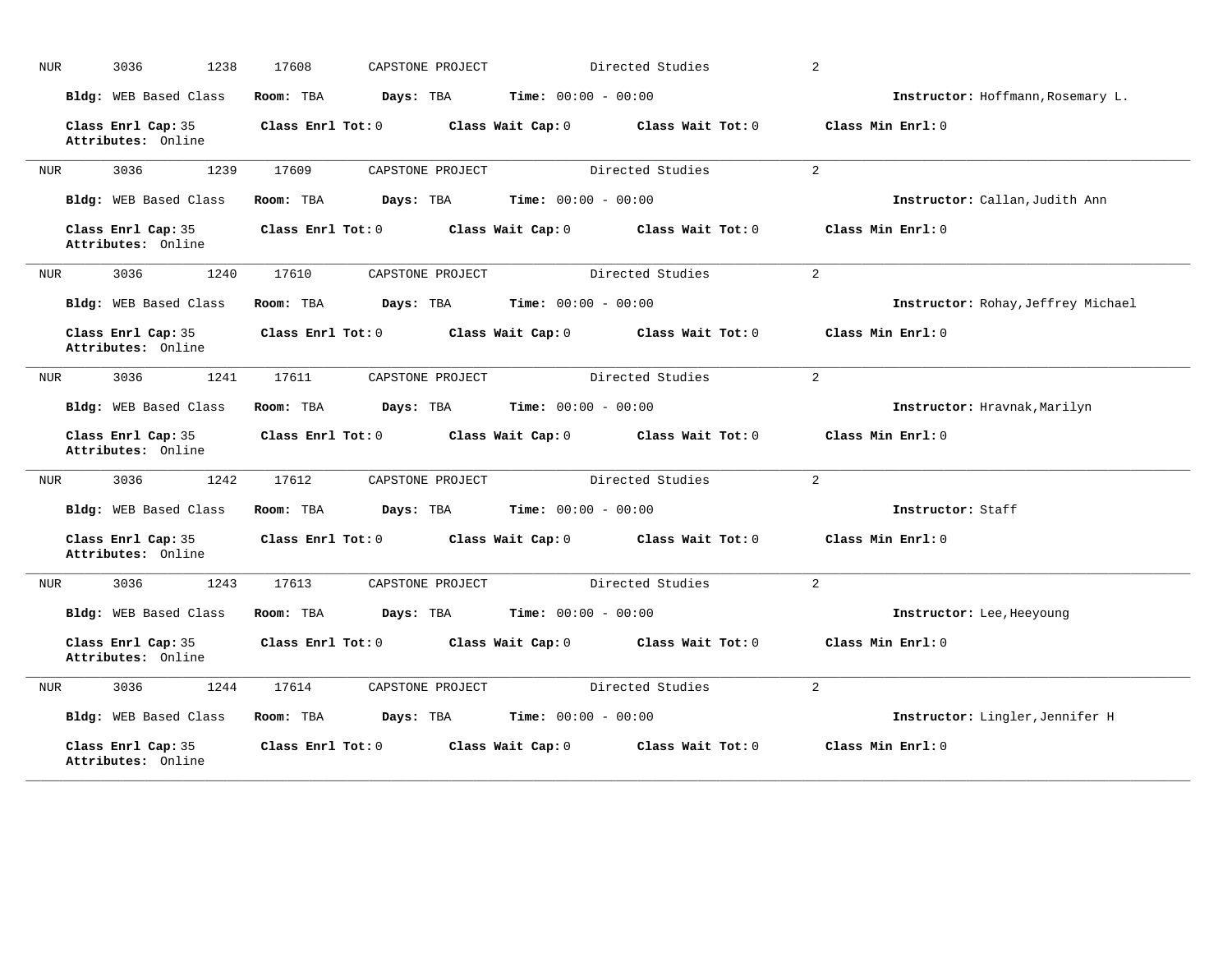NUR 3036 1238 17608 CAPSTONE PROJECT Directed Studies 2

**Bldg:** WEB Based Class **Room:** TBA **Days:** TBA **Time:** 00:00 - 00:00 **Instructor:** Hoffmann,Rosemary L.

**Class Enrl Cap:** 35 **Class Enrl Tot:** 0 **Class Wait Cap:** 0 **Class Wait Tot:** 0 **Class Min Enrl:** 0
**Attributes:** Online

---

NUR 3036 1239 17609 CAPSTONE PROJECT Directed Studies 2

**Bldg:** WEB Based Class **Room:** TBA **Days:** TBA **Time:** 00:00 - 00:00 **Instructor:** Callan,Judith Ann

**Class Enrl Cap:** 35 **Class Enrl Tot:** 0 **Class Wait Cap:** 0 **Class Wait Tot:** 0 **Class Min Enrl:** 0
**Attributes:** Online

---

NUR 3036 1240 17610 CAPSTONE PROJECT Directed Studies 2

**Bldg:** WEB Based Class **Room:** TBA **Days:** TBA **Time:** 00:00 - 00:00 **Instructor:** Rohay,Jeffrey Michael

**Class Enrl Cap:** 35 **Class Enrl Tot:** 0 **Class Wait Cap:** 0 **Class Wait Tot:** 0 **Class Min Enrl:** 0
**Attributes:** Online

---

NUR 3036 1241 17611 CAPSTONE PROJECT Directed Studies 2

**Bldg:** WEB Based Class **Room:** TBA **Days:** TBA **Time:** 00:00 - 00:00 **Instructor:** Hravnak,Marilyn

**Class Enrl Cap:** 35 **Class Enrl Tot:** 0 **Class Wait Cap:** 0 **Class Wait Tot:** 0 **Class Min Enrl:** 0
**Attributes:** Online

---

NUR 3036 1242 17612 CAPSTONE PROJECT Directed Studies 2

**Bldg:** WEB Based Class **Room:** TBA **Days:** TBA **Time:** 00:00 - 00:00 **Instructor:** Staff

**Class Enrl Cap:** 35 **Class Enrl Tot:** 0 **Class Wait Cap:** 0 **Class Wait Tot:** 0 **Class Min Enrl:** 0
**Attributes:** Online

---

NUR 3036 1243 17613 CAPSTONE PROJECT Directed Studies 2

**Bldg:** WEB Based Class **Room:** TBA **Days:** TBA **Time:** 00:00 - 00:00 **Instructor:** Lee,Heeyoung

**Class Enrl Cap:** 35 **Class Enrl Tot:** 0 **Class Wait Cap:** 0 **Class Wait Tot:** 0 **Class Min Enrl:** 0
**Attributes:** Online

---

NUR 3036 1244 17614 CAPSTONE PROJECT Directed Studies 2

**Bldg:** WEB Based Class **Room:** TBA **Days:** TBA **Time:** 00:00 - 00:00 **Instructor:** Lingler,Jennifer H

**Class Enrl Cap:** 35 **Class Enrl Tot:** 0 **Class Wait Cap:** 0 **Class Wait Tot:** 0 **Class Min Enrl:** 0
**Attributes:** Online

---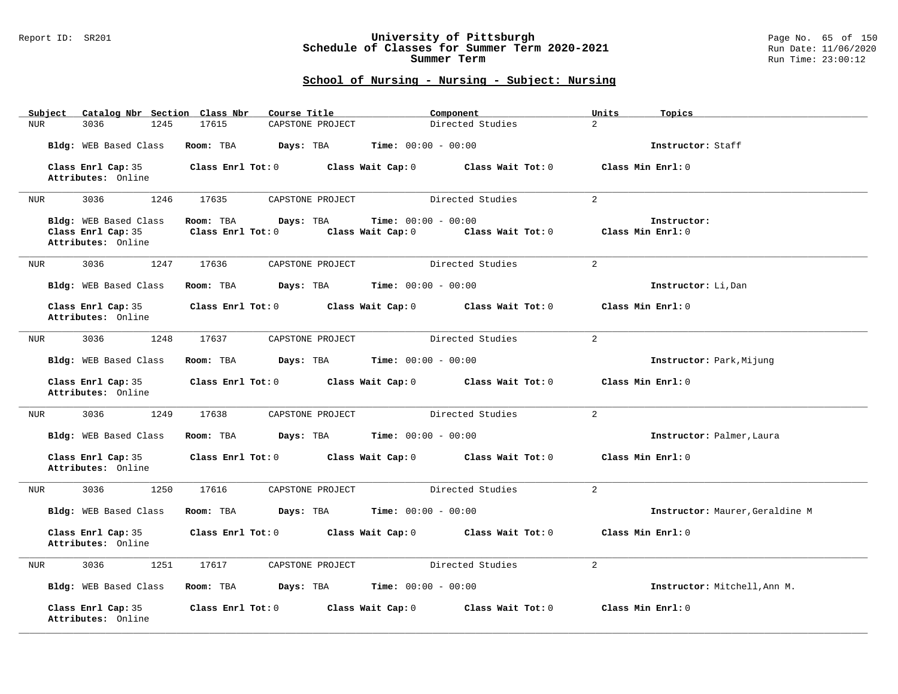## School of Nursing - Nursing - Subject: Nursing

| Subject | Catalog Nbr | Section | Class Nbr | Course Title | Component | Units | Topics |
|---|---|---|---|---|---|---|---|
| NUR | 3036 | 1245 | 17615 | CAPSTONE PROJECT | Directed Studies | 2 | |

**Bldg:** WEB Based Class **Room:** TBA **Days:** TBA **Time:** 00:00 - 00:00 **Instructor:** Staff

**Class Enrl Cap:** 35 **Class Enrl Tot:** 0 **Class Wait Cap:** 0 **Class Wait Tot:** 0 **Class Min Enrl:** 0
**Attributes:** Online

---

| Subject | Catalog Nbr | Section | Class Nbr | Course Title | Component | Units | Topics |
|---|---|---|---|---|---|---|---|
| NUR | 3036 | 1246 | 17635 | CAPSTONE PROJECT | Directed Studies | 2 | |

**Bldg:** WEB Based Class **Room:** TBA **Days:** TBA **Time:** 00:00 - 00:00 **Instructor:**
**Class Enrl Cap:** 35 **Class Enrl Tot:** 0 **Class Wait Cap:** 0 **Class Wait Tot:** 0 **Class Min Enrl:** 0
**Attributes:** Online

---

| Subject | Catalog Nbr | Section | Class Nbr | Course Title | Component | Units | Topics |
|---|---|---|---|---|---|---|---|
| NUR | 3036 | 1247 | 17636 | CAPSTONE PROJECT | Directed Studies | 2 | |

**Bldg:** WEB Based Class **Room:** TBA **Days:** TBA **Time:** 00:00 - 00:00 **Instructor:** Li,Dan

**Class Enrl Cap:** 35 **Class Enrl Tot:** 0 **Class Wait Cap:** 0 **Class Wait Tot:** 0 **Class Min Enrl:** 0
**Attributes:** Online

---

| Subject | Catalog Nbr | Section | Class Nbr | Course Title | Component | Units | Topics |
|---|---|---|---|---|---|---|---|
| NUR | 3036 | 1248 | 17637 | CAPSTONE PROJECT | Directed Studies | 2 | |

**Bldg:** WEB Based Class **Room:** TBA **Days:** TBA **Time:** 00:00 - 00:00 **Instructor:** Park,Mijung

**Class Enrl Cap:** 35 **Class Enrl Tot:** 0 **Class Wait Cap:** 0 **Class Wait Tot:** 0 **Class Min Enrl:** 0
**Attributes:** Online

---

| Subject | Catalog Nbr | Section | Class Nbr | Course Title | Component | Units | Topics |
|---|---|---|---|---|---|---|---|
| NUR | 3036 | 1249 | 17638 | CAPSTONE PROJECT | Directed Studies | 2 | |

**Bldg:** WEB Based Class **Room:** TBA **Days:** TBA **Time:** 00:00 - 00:00 **Instructor:** Palmer,Laura

**Class Enrl Cap:** 35 **Class Enrl Tot:** 0 **Class Wait Cap:** 0 **Class Wait Tot:** 0 **Class Min Enrl:** 0
**Attributes:** Online

---

| Subject | Catalog Nbr | Section | Class Nbr | Course Title | Component | Units | Topics |
|---|---|---|---|---|---|---|---|
| NUR | 3036 | 1250 | 17616 | CAPSTONE PROJECT | Directed Studies | 2 | |

**Bldg:** WEB Based Class **Room:** TBA **Days:** TBA **Time:** 00:00 - 00:00 **Instructor:** Maurer,Geraldine M

**Class Enrl Cap:** 35 **Class Enrl Tot:** 0 **Class Wait Cap:** 0 **Class Wait Tot:** 0 **Class Min Enrl:** 0
**Attributes:** Online

---

| Subject | Catalog Nbr | Section | Class Nbr | Course Title | Component | Units | Topics |
|---|---|---|---|---|---|---|---|
| NUR | 3036 | 1251 | 17617 | CAPSTONE PROJECT | Directed Studies | 2 | |

**Bldg:** WEB Based Class **Room:** TBA **Days:** TBA **Time:** 00:00 - 00:00 **Instructor:** Mitchell,Ann M.

**Class Enrl Cap:** 35 **Class Enrl Tot:** 0 **Class Wait Cap:** 0 **Class Wait Tot:** 0 **Class Min Enrl:** 0
**Attributes:** Online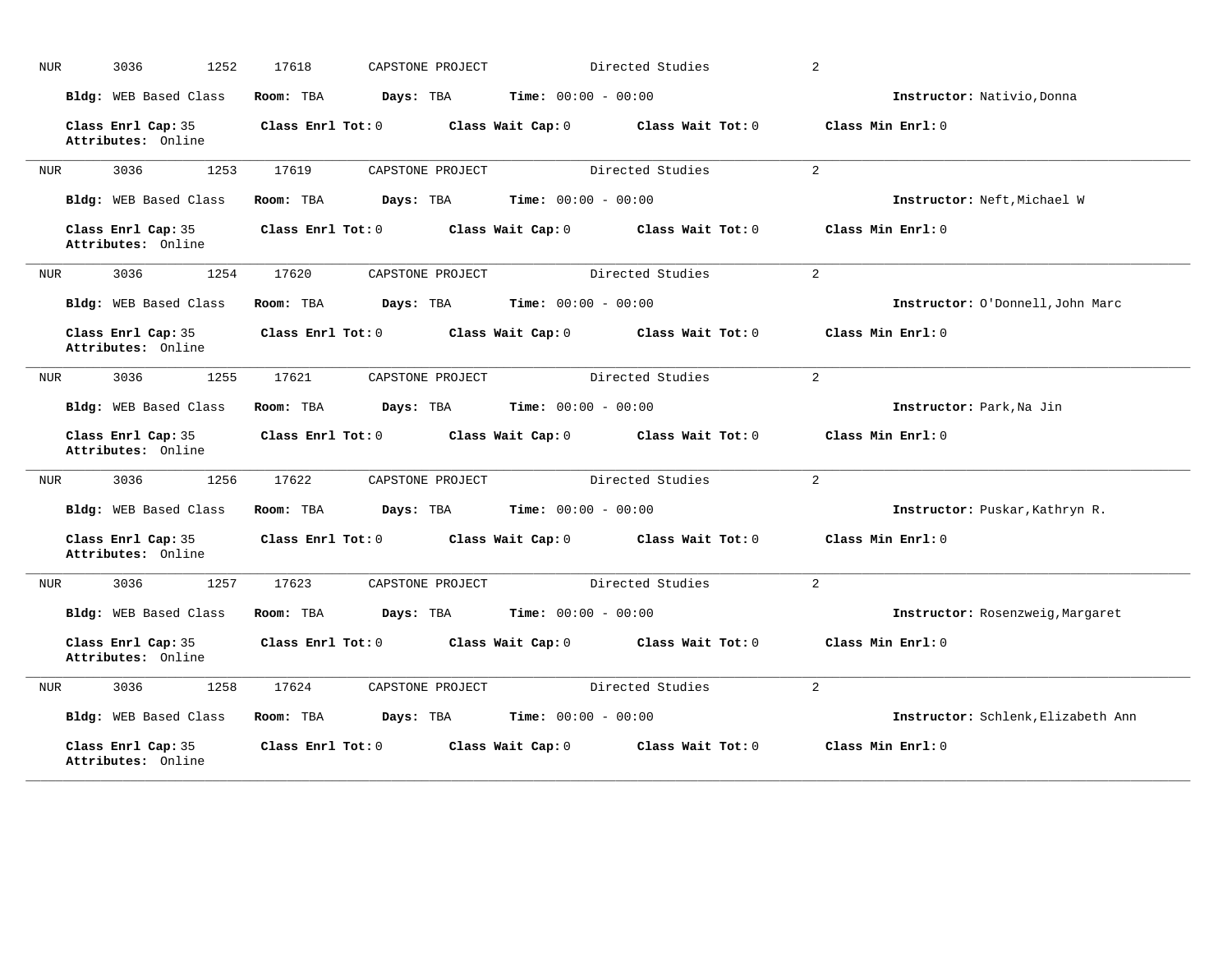NUR 3036 1252 17618 CAPSTONE PROJECT Directed Studies 2

**Bldg:** WEB Based Class **Room:** TBA **Days:** TBA **Time:** 00:00 - 00:00 **Instructor:** Nativio,Donna

**Class Enrl Cap:** 35 **Class Enrl Tot:** 0 **Class Wait Cap:** 0 **Class Wait Tot:** 0 **Class Min Enrl:** 0
**Attributes:** Online

---

NUR 3036 1253 17619 CAPSTONE PROJECT Directed Studies 2

**Bldg:** WEB Based Class **Room:** TBA **Days:** TBA **Time:** 00:00 - 00:00 **Instructor:** Neft,Michael W

**Class Enrl Cap:** 35 **Class Enrl Tot:** 0 **Class Wait Cap:** 0 **Class Wait Tot:** 0 **Class Min Enrl:** 0
**Attributes:** Online

---

NUR 3036 1254 17620 CAPSTONE PROJECT Directed Studies 2

**Bldg:** WEB Based Class **Room:** TBA **Days:** TBA **Time:** 00:00 - 00:00 **Instructor:** O'Donnell,John Marc

**Class Enrl Cap:** 35 **Class Enrl Tot:** 0 **Class Wait Cap:** 0 **Class Wait Tot:** 0 **Class Min Enrl:** 0
**Attributes:** Online

---

NUR 3036 1255 17621 CAPSTONE PROJECT Directed Studies 2

**Bldg:** WEB Based Class **Room:** TBA **Days:** TBA **Time:** 00:00 - 00:00 **Instructor:** Park,Na Jin

**Class Enrl Cap:** 35 **Class Enrl Tot:** 0 **Class Wait Cap:** 0 **Class Wait Tot:** 0 **Class Min Enrl:** 0
**Attributes:** Online

---

NUR 3036 1256 17622 CAPSTONE PROJECT Directed Studies 2

**Bldg:** WEB Based Class **Room:** TBA **Days:** TBA **Time:** 00:00 - 00:00 **Instructor:** Puskar,Kathryn R.

**Class Enrl Cap:** 35 **Class Enrl Tot:** 0 **Class Wait Cap:** 0 **Class Wait Tot:** 0 **Class Min Enrl:** 0
**Attributes:** Online

---

NUR 3036 1257 17623 CAPSTONE PROJECT Directed Studies 2

**Bldg:** WEB Based Class **Room:** TBA **Days:** TBA **Time:** 00:00 - 00:00 **Instructor:** Rosenzweig,Margaret

**Class Enrl Cap:** 35 **Class Enrl Tot:** 0 **Class Wait Cap:** 0 **Class Wait Tot:** 0 **Class Min Enrl:** 0
**Attributes:** Online

---

NUR 3036 1258 17624 CAPSTONE PROJECT Directed Studies 2

**Bldg:** WEB Based Class **Room:** TBA **Days:** TBA **Time:** 00:00 - 00:00 **Instructor:** Schlenk,Elizabeth Ann

**Class Enrl Cap:** 35 **Class Enrl Tot:** 0 **Class Wait Cap:** 0 **Class Wait Tot:** 0 **Class Min Enrl:** 0
**Attributes:** Online

---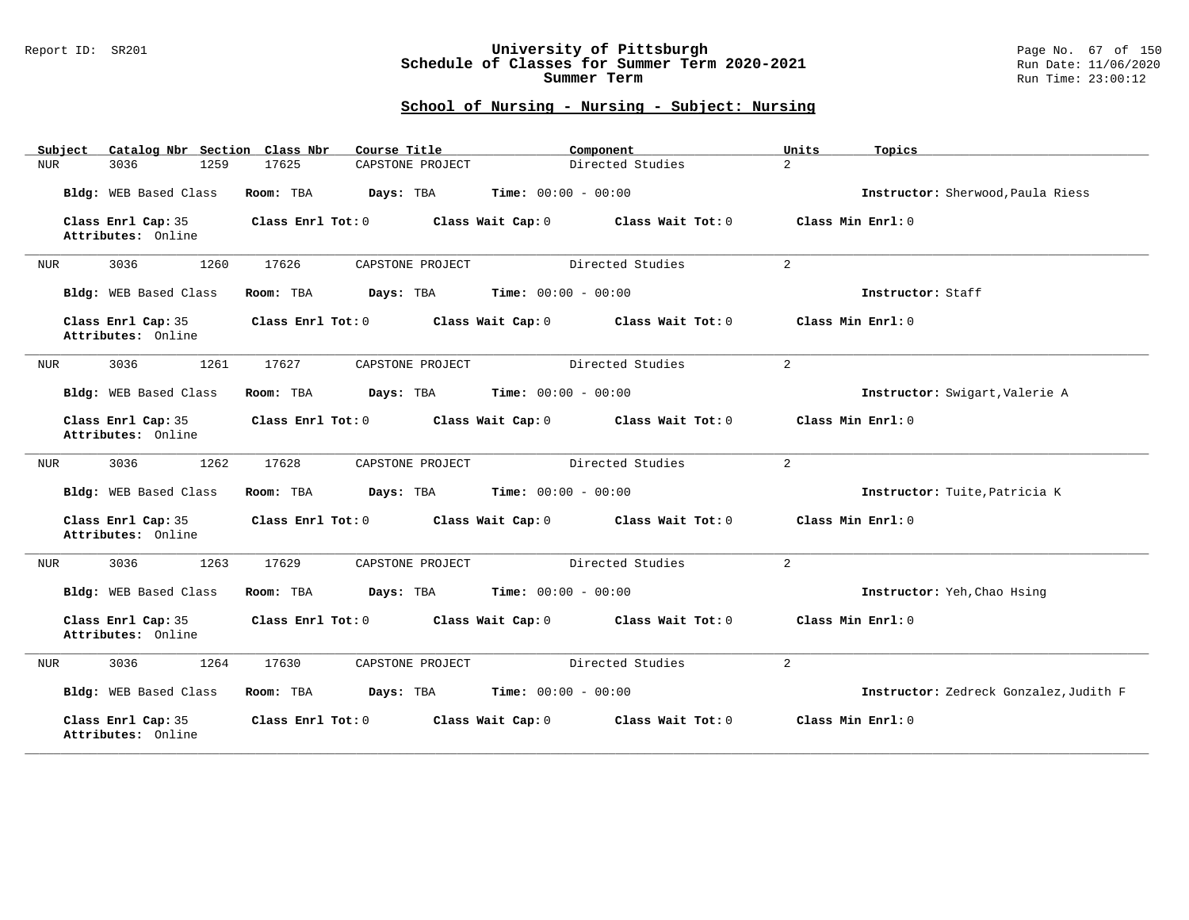## School of Nursing - Nursing - Subject: Nursing

| Subject | Catalog Nbr | Section | Class Nbr | Course Title | Component | Units | Topics |
|---|---|---|---|---|---|---|---|
| NUR | 3036 | 1259 | 17625 | CAPSTONE PROJECT | Directed Studies | 2 | |

**Bldg:** WEB Based Class **Room:** TBA **Days:** TBA **Time:** 00:00 - 00:00 **Instructor:** Sherwood,Paula Riess

**Class Enrl Cap:** 35 **Class Enrl Tot:** 0 **Class Wait Cap:** 0 **Class Wait Tot:** 0 **Class Min Enrl:** 0
**Attributes:** Online

---

| Subject | Catalog Nbr | Section | Class Nbr | Course Title | Component | Units | Topics |
|---|---|---|---|---|---|---|---|
| NUR | 3036 | 1260 | 17626 | CAPSTONE PROJECT | Directed Studies | 2 | |

**Bldg:** WEB Based Class **Room:** TBA **Days:** TBA **Time:** 00:00 - 00:00 **Instructor:** Staff

**Class Enrl Cap:** 35 **Class Enrl Tot:** 0 **Class Wait Cap:** 0 **Class Wait Tot:** 0 **Class Min Enrl:** 0
**Attributes:** Online

---

| Subject | Catalog Nbr | Section | Class Nbr | Course Title | Component | Units | Topics |
|---|---|---|---|---|---|---|---|
| NUR | 3036 | 1261 | 17627 | CAPSTONE PROJECT | Directed Studies | 2 | |

**Bldg:** WEB Based Class **Room:** TBA **Days:** TBA **Time:** 00:00 - 00:00 **Instructor:** Swigart,Valerie A

**Class Enrl Cap:** 35 **Class Enrl Tot:** 0 **Class Wait Cap:** 0 **Class Wait Tot:** 0 **Class Min Enrl:** 0
**Attributes:** Online

---

| Subject | Catalog Nbr | Section | Class Nbr | Course Title | Component | Units | Topics |
|---|---|---|---|---|---|---|---|
| NUR | 3036 | 1262 | 17628 | CAPSTONE PROJECT | Directed Studies | 2 | |

**Bldg:** WEB Based Class **Room:** TBA **Days:** TBA **Time:** 00:00 - 00:00 **Instructor:** Tuite,Patricia K

**Class Enrl Cap:** 35 **Class Enrl Tot:** 0 **Class Wait Cap:** 0 **Class Wait Tot:** 0 **Class Min Enrl:** 0
**Attributes:** Online

---

| Subject | Catalog Nbr | Section | Class Nbr | Course Title | Component | Units | Topics |
|---|---|---|---|---|---|---|---|
| NUR | 3036 | 1263 | 17629 | CAPSTONE PROJECT | Directed Studies | 2 | |

**Bldg:** WEB Based Class **Room:** TBA **Days:** TBA **Time:** 00:00 - 00:00 **Instructor:** Yeh,Chao Hsing

**Class Enrl Cap:** 35 **Class Enrl Tot:** 0 **Class Wait Cap:** 0 **Class Wait Tot:** 0 **Class Min Enrl:** 0
**Attributes:** Online

---

| Subject | Catalog Nbr | Section | Class Nbr | Course Title | Component | Units | Topics |
|---|---|---|---|---|---|---|---|
| NUR | 3036 | 1264 | 17630 | CAPSTONE PROJECT | Directed Studies | 2 | |

**Bldg:** WEB Based Class **Room:** TBA **Days:** TBA **Time:** 00:00 - 00:00 **Instructor:** Zedreck Gonzalez,Judith F

**Class Enrl Cap:** 35 **Class Enrl Tot:** 0 **Class Wait Cap:** 0 **Class Wait Tot:** 0 **Class Min Enrl:** 0
**Attributes:** Online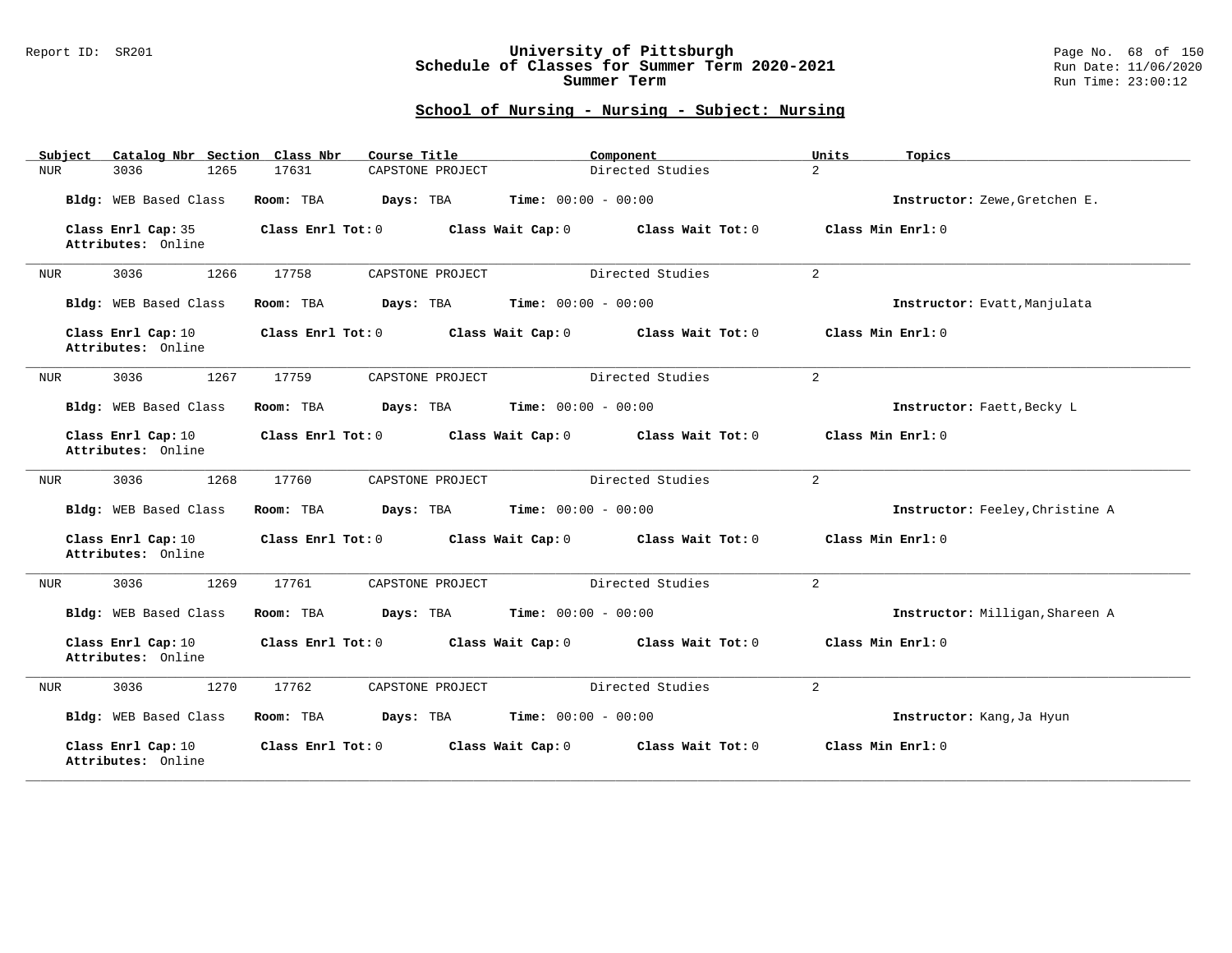## School of Nursing - Nursing - Subject: Nursing

| Subject | Catalog Nbr | Section | Class Nbr | Course Title | Component | Units | Topics |
|---|---|---|---|---|---|---|---|
| NUR | 3036 | 1265 | 17631 | CAPSTONE PROJECT | Directed Studies | 2 | |

**Bldg:** WEB Based Class **Room:** TBA **Days:** TBA **Time:** 00:00 - 00:00 **Instructor:** Zewe,Gretchen E.

**Class Enrl Cap:** 35 **Class Enrl Tot:** 0 **Class Wait Cap:** 0 **Class Wait Tot:** 0 **Class Min Enrl:** 0
**Attributes:** Online

---

| Subject | Catalog Nbr | Section | Class Nbr | Course Title | Component | Units | Topics |
|---|---|---|---|---|---|---|---|
| NUR | 3036 | 1266 | 17758 | CAPSTONE PROJECT | Directed Studies | 2 | |

**Bldg:** WEB Based Class **Room:** TBA **Days:** TBA **Time:** 00:00 - 00:00 **Instructor:** Evatt,Manjulata

**Class Enrl Cap:** 10 **Class Enrl Tot:** 0 **Class Wait Cap:** 0 **Class Wait Tot:** 0 **Class Min Enrl:** 0
**Attributes:** Online

---

| Subject | Catalog Nbr | Section | Class Nbr | Course Title | Component | Units | Topics |
|---|---|---|---|---|---|---|---|
| NUR | 3036 | 1267 | 17759 | CAPSTONE PROJECT | Directed Studies | 2 | |

**Bldg:** WEB Based Class **Room:** TBA **Days:** TBA **Time:** 00:00 - 00:00 **Instructor:** Faett,Becky L

**Class Enrl Cap:** 10 **Class Enrl Tot:** 0 **Class Wait Cap:** 0 **Class Wait Tot:** 0 **Class Min Enrl:** 0
**Attributes:** Online

---

| Subject | Catalog Nbr | Section | Class Nbr | Course Title | Component | Units | Topics |
|---|---|---|---|---|---|---|---|
| NUR | 3036 | 1268 | 17760 | CAPSTONE PROJECT | Directed Studies | 2 | |

**Bldg:** WEB Based Class **Room:** TBA **Days:** TBA **Time:** 00:00 - 00:00 **Instructor:** Feeley,Christine A

**Class Enrl Cap:** 10 **Class Enrl Tot:** 0 **Class Wait Cap:** 0 **Class Wait Tot:** 0 **Class Min Enrl:** 0
**Attributes:** Online

---

| Subject | Catalog Nbr | Section | Class Nbr | Course Title | Component | Units | Topics |
|---|---|---|---|---|---|---|---|
| NUR | 3036 | 1269 | 17761 | CAPSTONE PROJECT | Directed Studies | 2 | |

**Bldg:** WEB Based Class **Room:** TBA **Days:** TBA **Time:** 00:00 - 00:00 **Instructor:** Milligan,Shareen A

**Class Enrl Cap:** 10 **Class Enrl Tot:** 0 **Class Wait Cap:** 0 **Class Wait Tot:** 0 **Class Min Enrl:** 0
**Attributes:** Online

---

| Subject | Catalog Nbr | Section | Class Nbr | Course Title | Component | Units | Topics |
|---|---|---|---|---|---|---|---|
| NUR | 3036 | 1270 | 17762 | CAPSTONE PROJECT | Directed Studies | 2 | |

**Bldg:** WEB Based Class **Room:** TBA **Days:** TBA **Time:** 00:00 - 00:00 **Instructor:** Kang,Ja Hyun

**Class Enrl Cap:** 10 **Class Enrl Tot:** 0 **Class Wait Cap:** 0 **Class Wait Tot:** 0 **Class Min Enrl:** 0
**Attributes:** Online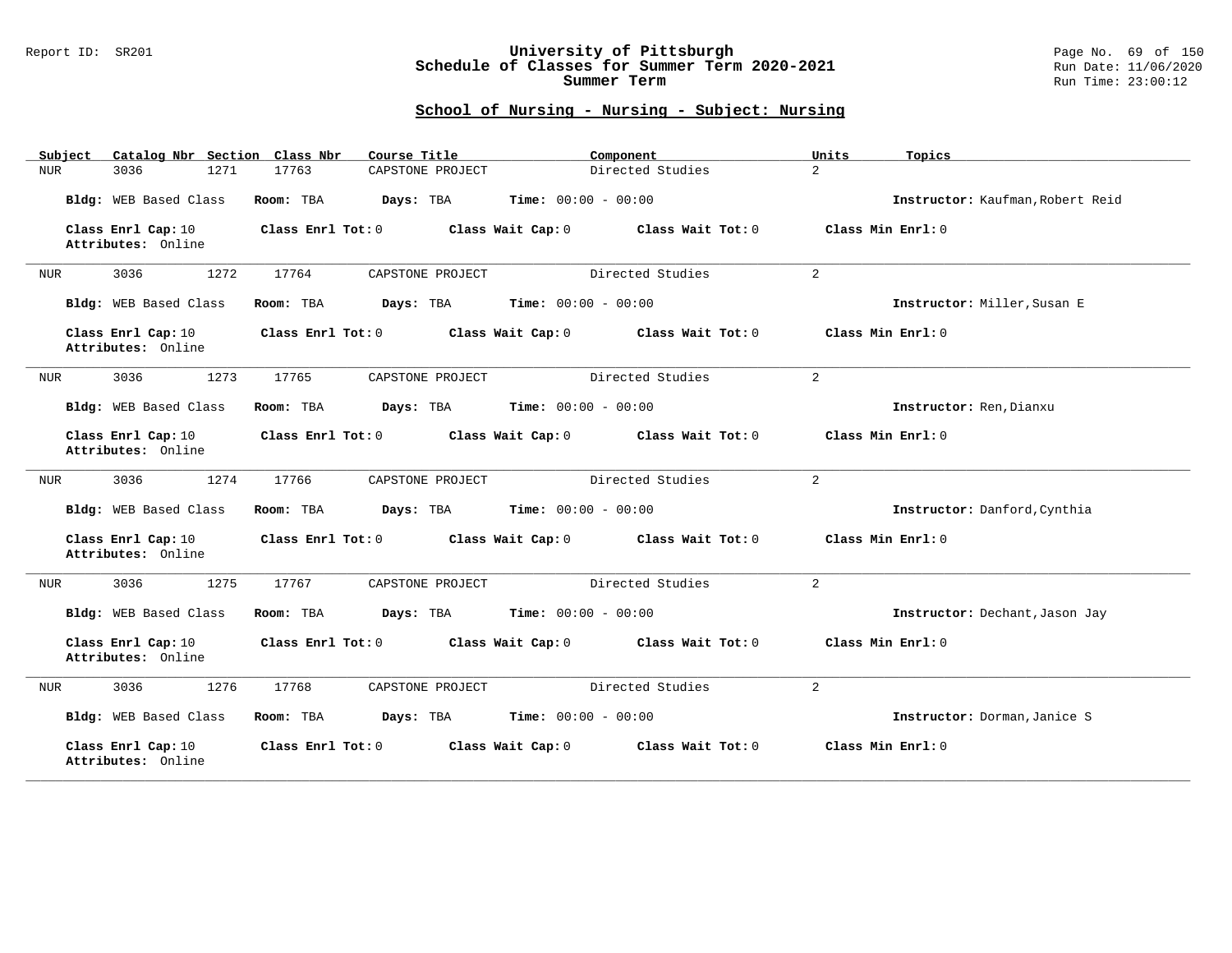## School of Nursing - Nursing - Subject: Nursing

| Subject | Catalog Nbr | Section | Class Nbr | Course Title | Component | Units | Topics |
|---|---|---|---|---|---|---|---|
| NUR | 3036 | 1271 | 17763 | CAPSTONE PROJECT | Directed Studies | 2 | |

**Bldg:** WEB Based Class **Room:** TBA **Days:** TBA **Time:** 00:00 - 00:00 **Instructor:** Kaufman,Robert Reid

**Class Enrl Cap:** 10 **Class Enrl Tot:** 0 **Class Wait Cap:** 0 **Class Wait Tot:** 0 **Class Min Enrl:** 0
**Attributes:** Online

---

| Subject | Catalog Nbr | Section | Class Nbr | Course Title | Component | Units | Topics |
|---|---|---|---|---|---|---|---|
| NUR | 3036 | 1272 | 17764 | CAPSTONE PROJECT | Directed Studies | 2 | |

**Bldg:** WEB Based Class **Room:** TBA **Days:** TBA **Time:** 00:00 - 00:00 **Instructor:** Miller,Susan E

**Class Enrl Cap:** 10 **Class Enrl Tot:** 0 **Class Wait Cap:** 0 **Class Wait Tot:** 0 **Class Min Enrl:** 0
**Attributes:** Online

---

| Subject | Catalog Nbr | Section | Class Nbr | Course Title | Component | Units | Topics |
|---|---|---|---|---|---|---|---|
| NUR | 3036 | 1273 | 17765 | CAPSTONE PROJECT | Directed Studies | 2 | |

**Bldg:** WEB Based Class **Room:** TBA **Days:** TBA **Time:** 00:00 - 00:00 **Instructor:** Ren,Dianxu

**Class Enrl Cap:** 10 **Class Enrl Tot:** 0 **Class Wait Cap:** 0 **Class Wait Tot:** 0 **Class Min Enrl:** 0
**Attributes:** Online

---

| Subject | Catalog Nbr | Section | Class Nbr | Course Title | Component | Units | Topics |
|---|---|---|---|---|---|---|---|
| NUR | 3036 | 1274 | 17766 | CAPSTONE PROJECT | Directed Studies | 2 | |

**Bldg:** WEB Based Class **Room:** TBA **Days:** TBA **Time:** 00:00 - 00:00 **Instructor:** Danford,Cynthia

**Class Enrl Cap:** 10 **Class Enrl Tot:** 0 **Class Wait Cap:** 0 **Class Wait Tot:** 0 **Class Min Enrl:** 0
**Attributes:** Online

---

| Subject | Catalog Nbr | Section | Class Nbr | Course Title | Component | Units | Topics |
|---|---|---|---|---|---|---|---|
| NUR | 3036 | 1275 | 17767 | CAPSTONE PROJECT | Directed Studies | 2 | |

**Bldg:** WEB Based Class **Room:** TBA **Days:** TBA **Time:** 00:00 - 00:00 **Instructor:** Dechant,Jason Jay

**Class Enrl Cap:** 10 **Class Enrl Tot:** 0 **Class Wait Cap:** 0 **Class Wait Tot:** 0 **Class Min Enrl:** 0
**Attributes:** Online

---

| Subject | Catalog Nbr | Section | Class Nbr | Course Title | Component | Units | Topics |
|---|---|---|---|---|---|---|---|
| NUR | 3036 | 1276 | 17768 | CAPSTONE PROJECT | Directed Studies | 2 | |

**Bldg:** WEB Based Class **Room:** TBA **Days:** TBA **Time:** 00:00 - 00:00 **Instructor:** Dorman,Janice S

**Class Enrl Cap:** 10 **Class Enrl Tot:** 0 **Class Wait Cap:** 0 **Class Wait Tot:** 0 **Class Min Enrl:** 0
**Attributes:** Online

---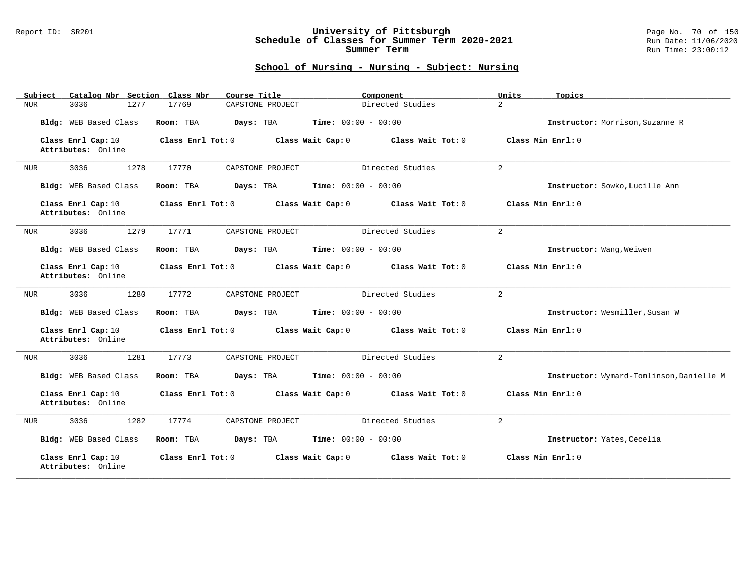## School of Nursing - Nursing - Subject: Nursing

| Subject | Catalog Nbr | Section | Class Nbr | Course Title | Component | Units | Topics |
|---|---|---|---|---|---|---|---|
| NUR | 3036 | 1277 | 17769 | CAPSTONE PROJECT | Directed Studies | 2 | |

**Bldg:** WEB Based Class **Room:** TBA **Days:** TBA **Time:** 00:00 - 00:00 **Instructor:** Morrison,Suzanne R

**Class Enrl Cap:** 10 **Class Enrl Tot:** 0 **Class Wait Cap:** 0 **Class Wait Tot:** 0 **Class Min Enrl:** 0
**Attributes:** Online

---

| Subject | Catalog Nbr | Section | Class Nbr | Course Title | Component | Units | Topics |
|---|---|---|---|---|---|---|---|
| NUR | 3036 | 1278 | 17770 | CAPSTONE PROJECT | Directed Studies | 2 | |

**Bldg:** WEB Based Class **Room:** TBA **Days:** TBA **Time:** 00:00 - 00:00 **Instructor:** Sowko,Lucille Ann

**Class Enrl Cap:** 10 **Class Enrl Tot:** 0 **Class Wait Cap:** 0 **Class Wait Tot:** 0 **Class Min Enrl:** 0
**Attributes:** Online

---

| Subject | Catalog Nbr | Section | Class Nbr | Course Title | Component | Units | Topics |
|---|---|---|---|---|---|---|---|
| NUR | 3036 | 1279 | 17771 | CAPSTONE PROJECT | Directed Studies | 2 | |

**Bldg:** WEB Based Class **Room:** TBA **Days:** TBA **Time:** 00:00 - 00:00 **Instructor:** Wang,Weiwen

**Class Enrl Cap:** 10 **Class Enrl Tot:** 0 **Class Wait Cap:** 0 **Class Wait Tot:** 0 **Class Min Enrl:** 0
**Attributes:** Online

---

| Subject | Catalog Nbr | Section | Class Nbr | Course Title | Component | Units | Topics |
|---|---|---|---|---|---|---|---|
| NUR | 3036 | 1280 | 17772 | CAPSTONE PROJECT | Directed Studies | 2 | |

**Bldg:** WEB Based Class **Room:** TBA **Days:** TBA **Time:** 00:00 - 00:00 **Instructor:** Wesmiller,Susan W

**Class Enrl Cap:** 10 **Class Enrl Tot:** 0 **Class Wait Cap:** 0 **Class Wait Tot:** 0 **Class Min Enrl:** 0
**Attributes:** Online

---

| Subject | Catalog Nbr | Section | Class Nbr | Course Title | Component | Units | Topics |
|---|---|---|---|---|---|---|---|
| NUR | 3036 | 1281 | 17773 | CAPSTONE PROJECT | Directed Studies | 2 | |

**Bldg:** WEB Based Class **Room:** TBA **Days:** TBA **Time:** 00:00 - 00:00 **Instructor:** Wymard-Tomlinson,Danielle M

**Class Enrl Cap:** 10 **Class Enrl Tot:** 0 **Class Wait Cap:** 0 **Class Wait Tot:** 0 **Class Min Enrl:** 0
**Attributes:** Online

---

| Subject | Catalog Nbr | Section | Class Nbr | Course Title | Component | Units | Topics |
|---|---|---|---|---|---|---|---|
| NUR | 3036 | 1282 | 17774 | CAPSTONE PROJECT | Directed Studies | 2 | |

**Bldg:** WEB Based Class **Room:** TBA **Days:** TBA **Time:** 00:00 - 00:00 **Instructor:** Yates,Cecelia

**Class Enrl Cap:** 10 **Class Enrl Tot:** 0 **Class Wait Cap:** 0 **Class Wait Tot:** 0 **Class Min Enrl:** 0
**Attributes:** Online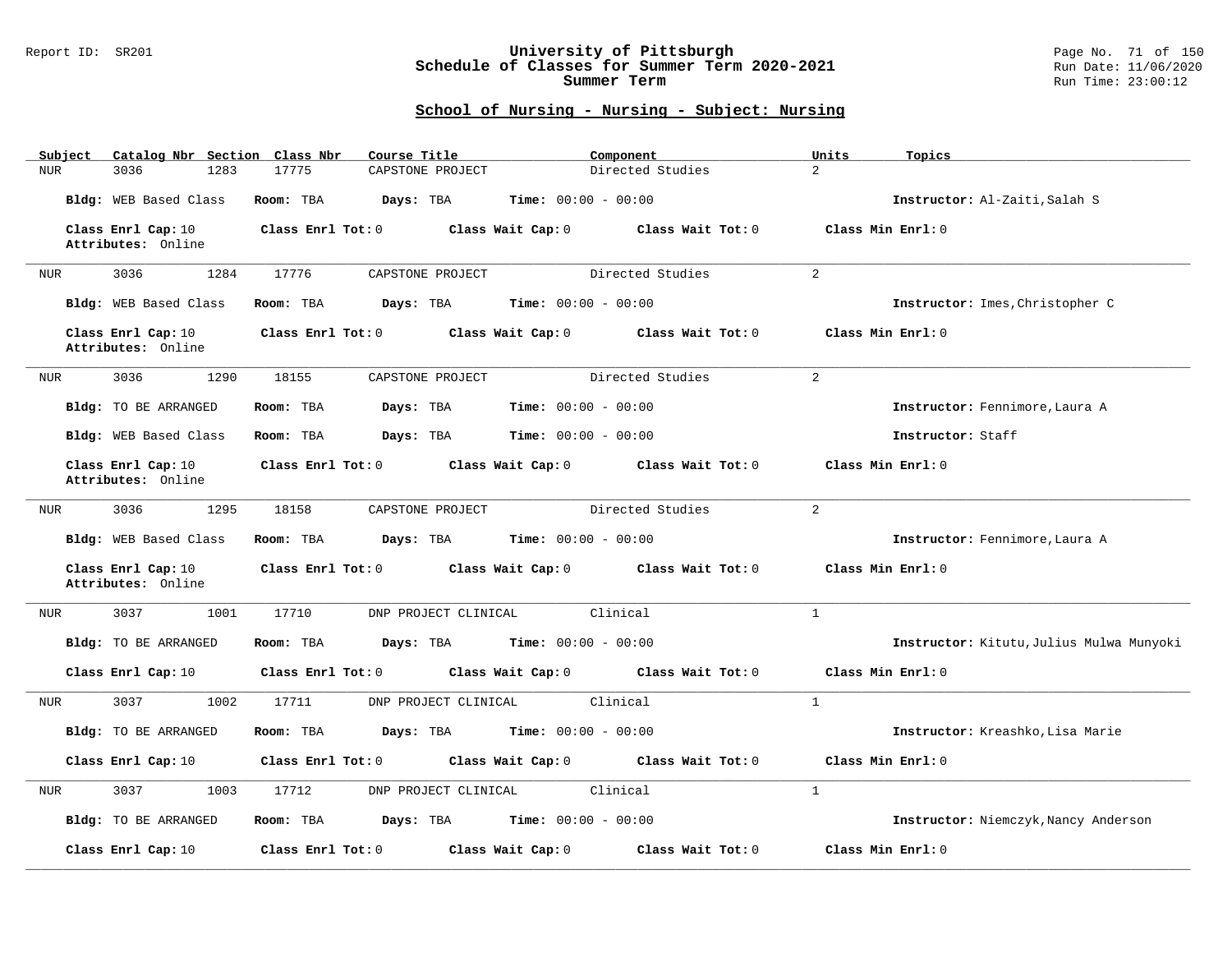## School of Nursing - Nursing - Subject: Nursing

| Subject | Catalog Nbr | Section | Class Nbr | Course Title | Component | Units | Topics |
|---|---|---|---|---|---|---|---|
| NUR | 3036 | 1283 | 17775 | CAPSTONE PROJECT | Directed Studies | 2 | |

**Bldg:** WEB Based Class **Room:** TBA **Days:** TBA **Time:** 00:00 - 00:00 **Instructor:** Al-Zaiti,Salah S

**Class Enrl Cap:** 10 **Class Enrl Tot:** 0 **Class Wait Cap:** 0 **Class Wait Tot:** 0 **Class Min Enrl:** 0
**Attributes:** Online

---

| Subject | Catalog Nbr | Section | Class Nbr | Course Title | Component | Units | Topics |
|---|---|---|---|---|---|---|---|
| NUR | 3036 | 1284 | 17776 | CAPSTONE PROJECT | Directed Studies | 2 | |

**Bldg:** WEB Based Class **Room:** TBA **Days:** TBA **Time:** 00:00 - 00:00 **Instructor:** Imes,Christopher C

**Class Enrl Cap:** 10 **Class Enrl Tot:** 0 **Class Wait Cap:** 0 **Class Wait Tot:** 0 **Class Min Enrl:** 0
**Attributes:** Online

---

| Subject | Catalog Nbr | Section | Class Nbr | Course Title | Component | Units | Topics |
|---|---|---|---|---|---|---|---|
| NUR | 3036 | 1290 | 18155 | CAPSTONE PROJECT | Directed Studies | 2 | |

**Bldg:** TO BE ARRANGED **Room:** TBA **Days:** TBA **Time:** 00:00 - 00:00 **Instructor:** Fennimore,Laura A

**Bldg:** WEB Based Class **Room:** TBA **Days:** TBA **Time:** 00:00 - 00:00 **Instructor:** Staff

**Class Enrl Cap:** 10 **Class Enrl Tot:** 0 **Class Wait Cap:** 0 **Class Wait Tot:** 0 **Class Min Enrl:** 0
**Attributes:** Online

---

| Subject | Catalog Nbr | Section | Class Nbr | Course Title | Component | Units | Topics |
|---|---|---|---|---|---|---|---|
| NUR | 3036 | 1295 | 18158 | CAPSTONE PROJECT | Directed Studies | 2 | |

**Bldg:** WEB Based Class **Room:** TBA **Days:** TBA **Time:** 00:00 - 00:00 **Instructor:** Fennimore,Laura A

**Class Enrl Cap:** 10 **Class Enrl Tot:** 0 **Class Wait Cap:** 0 **Class Wait Tot:** 0 **Class Min Enrl:** 0
**Attributes:** Online

---

| Subject | Catalog Nbr | Section | Class Nbr | Course Title | Component | Units | Topics |
|---|---|---|---|---|---|---|---|
| NUR | 3037 | 1001 | 17710 | DNP PROJECT CLINICAL | Clinical | 1 | |

**Bldg:** TO BE ARRANGED **Room:** TBA **Days:** TBA **Time:** 00:00 - 00:00 **Instructor:** Kitutu,Julius Mulwa Munyoki

**Class Enrl Cap:** 10 **Class Enrl Tot:** 0 **Class Wait Cap:** 0 **Class Wait Tot:** 0 **Class Min Enrl:** 0

---

| Subject | Catalog Nbr | Section | Class Nbr | Course Title | Component | Units | Topics |
|---|---|---|---|---|---|---|---|
| NUR | 3037 | 1002 | 17711 | DNP PROJECT CLINICAL | Clinical | 1 | |

**Bldg:** TO BE ARRANGED **Room:** TBA **Days:** TBA **Time:** 00:00 - 00:00 **Instructor:** Kreashko,Lisa Marie

**Class Enrl Cap:** 10 **Class Enrl Tot:** 0 **Class Wait Cap:** 0 **Class Wait Tot:** 0 **Class Min Enrl:** 0

---

| Subject | Catalog Nbr | Section | Class Nbr | Course Title | Component | Units | Topics |
|---|---|---|---|---|---|---|---|
| NUR | 3037 | 1003 | 17712 | DNP PROJECT CLINICAL | Clinical | 1 | |

**Bldg:** TO BE ARRANGED **Room:** TBA **Days:** TBA **Time:** 00:00 - 00:00 **Instructor:** Niemczyk,Nancy Anderson

**Class Enrl Cap:** 10 **Class Enrl Tot:** 0 **Class Wait Cap:** 0 **Class Wait Tot:** 0 **Class Min Enrl:** 0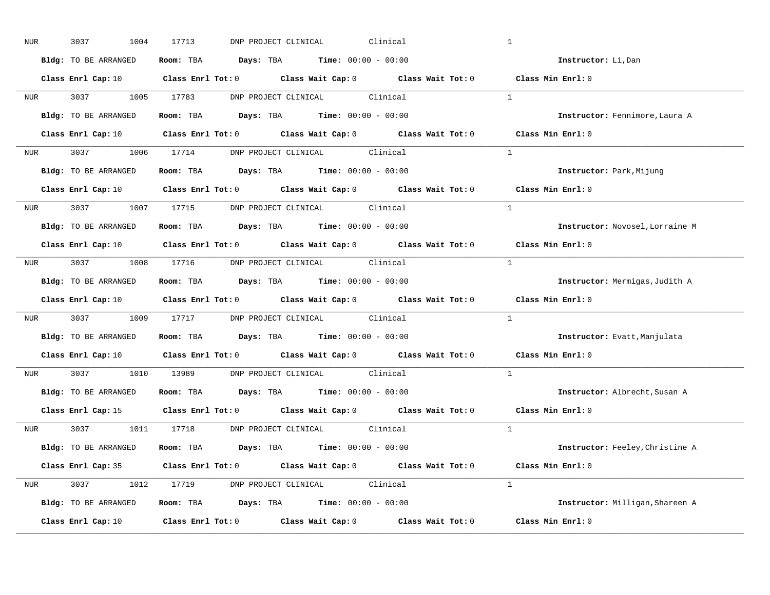NUR 3037 1004 17713 DNP PROJECT CLINICAL Clinical 1

**Bldg:** TO BE ARRANGED **Room:** TBA **Days:** TBA **Time:** 00:00 - 00:00 **Instructor:** Li,Dan

**Class Enrl Cap:** 10 **Class Enrl Tot:** 0 **Class Wait Cap:** 0 **Class Wait Tot:** 0 **Class Min Enrl:** 0

---

NUR 3037 1005 17783 DNP PROJECT CLINICAL Clinical 1

**Bldg:** TO BE ARRANGED **Room:** TBA **Days:** TBA **Time:** 00:00 - 00:00 **Instructor:** Fennimore,Laura A

**Class Enrl Cap:** 10 **Class Enrl Tot:** 0 **Class Wait Cap:** 0 **Class Wait Tot:** 0 **Class Min Enrl:** 0

---

NUR 3037 1006 17714 DNP PROJECT CLINICAL Clinical 1

**Bldg:** TO BE ARRANGED **Room:** TBA **Days:** TBA **Time:** 00:00 - 00:00 **Instructor:** Park,Mijung

**Class Enrl Cap:** 10 **Class Enrl Tot:** 0 **Class Wait Cap:** 0 **Class Wait Tot:** 0 **Class Min Enrl:** 0

---

NUR 3037 1007 17715 DNP PROJECT CLINICAL Clinical 1

**Bldg:** TO BE ARRANGED **Room:** TBA **Days:** TBA **Time:** 00:00 - 00:00 **Instructor:** Novosel,Lorraine M

**Class Enrl Cap:** 10 **Class Enrl Tot:** 0 **Class Wait Cap:** 0 **Class Wait Tot:** 0 **Class Min Enrl:** 0

---

NUR 3037 1008 17716 DNP PROJECT CLINICAL Clinical 1

**Bldg:** TO BE ARRANGED **Room:** TBA **Days:** TBA **Time:** 00:00 - 00:00 **Instructor:** Mermigas,Judith A

**Class Enrl Cap:** 10 **Class Enrl Tot:** 0 **Class Wait Cap:** 0 **Class Wait Tot:** 0 **Class Min Enrl:** 0

---

NUR 3037 1009 17717 DNP PROJECT CLINICAL Clinical 1

**Bldg:** TO BE ARRANGED **Room:** TBA **Days:** TBA **Time:** 00:00 - 00:00 **Instructor:** Evatt,Manjulata

**Class Enrl Cap:** 10 **Class Enrl Tot:** 0 **Class Wait Cap:** 0 **Class Wait Tot:** 0 **Class Min Enrl:** 0

---

NUR 3037 1010 13989 DNP PROJECT CLINICAL Clinical 1

**Bldg:** TO BE ARRANGED **Room:** TBA **Days:** TBA **Time:** 00:00 - 00:00 **Instructor:** Albrecht,Susan A

**Class Enrl Cap:** 15 **Class Enrl Tot:** 0 **Class Wait Cap:** 0 **Class Wait Tot:** 0 **Class Min Enrl:** 0

---

NUR 3037 1011 17718 DNP PROJECT CLINICAL Clinical 1

**Bldg:** TO BE ARRANGED **Room:** TBA **Days:** TBA **Time:** 00:00 - 00:00 **Instructor:** Feeley,Christine A

**Class Enrl Cap:** 35 **Class Enrl Tot:** 0 **Class Wait Cap:** 0 **Class Wait Tot:** 0 **Class Min Enrl:** 0

---

NUR 3037 1012 17719 DNP PROJECT CLINICAL Clinical 1

**Bldg:** TO BE ARRANGED **Room:** TBA **Days:** TBA **Time:** 00:00 - 00:00 **Instructor:** Milligan,Shareen A

**Class Enrl Cap:** 10 **Class Enrl Tot:** 0 **Class Wait Cap:** 0 **Class Wait Tot:** 0 **Class Min Enrl:** 0

---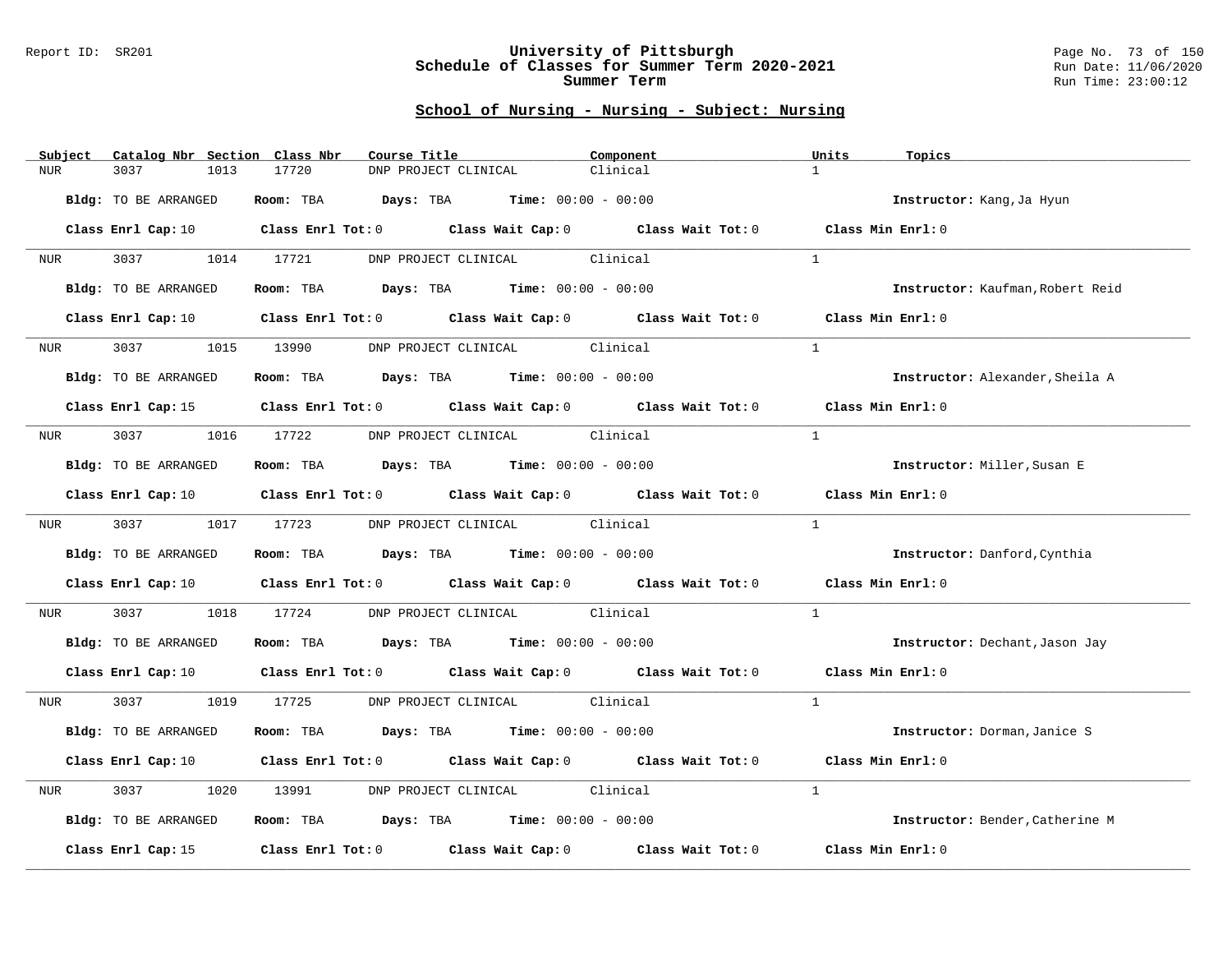## School of Nursing - Nursing - Subject: Nursing

| Subject | Catalog Nbr | Section | Class Nbr | Course Title | Component | Units | Topics |
|---|---|---|---|---|---|---|---|
| NUR | 3037 | 1013 | 17720 | DNP PROJECT CLINICAL | Clinical | 1 | |

**Bldg:** TO BE ARRANGED **Room:** TBA **Days:** TBA **Time:** 00:00 - 00:00 **Instructor:** Kang,Ja Hyun

**Class Enrl Cap:** 10 **Class Enrl Tot:** 0 **Class Wait Cap:** 0 **Class Wait Tot:** 0 **Class Min Enrl:** 0

---

| Subject | Catalog Nbr | Section | Class Nbr | Course Title | Component | Units | Topics |
|---|---|---|---|---|---|---|---|
| NUR | 3037 | 1014 | 17721 | DNP PROJECT CLINICAL | Clinical | 1 | |

**Bldg:** TO BE ARRANGED **Room:** TBA **Days:** TBA **Time:** 00:00 - 00:00 **Instructor:** Kaufman,Robert Reid

**Class Enrl Cap:** 10 **Class Enrl Tot:** 0 **Class Wait Cap:** 0 **Class Wait Tot:** 0 **Class Min Enrl:** 0

---

| Subject | Catalog Nbr | Section | Class Nbr | Course Title | Component | Units | Topics |
|---|---|---|---|---|---|---|---|
| NUR | 3037 | 1015 | 13990 | DNP PROJECT CLINICAL | Clinical | 1 | |

**Bldg:** TO BE ARRANGED **Room:** TBA **Days:** TBA **Time:** 00:00 - 00:00 **Instructor:** Alexander,Sheila A

**Class Enrl Cap:** 15 **Class Enrl Tot:** 0 **Class Wait Cap:** 0 **Class Wait Tot:** 0 **Class Min Enrl:** 0

---

| Subject | Catalog Nbr | Section | Class Nbr | Course Title | Component | Units | Topics |
|---|---|---|---|---|---|---|---|
| NUR | 3037 | 1016 | 17722 | DNP PROJECT CLINICAL | Clinical | 1 | |

**Bldg:** TO BE ARRANGED **Room:** TBA **Days:** TBA **Time:** 00:00 - 00:00 **Instructor:** Miller,Susan E

**Class Enrl Cap:** 10 **Class Enrl Tot:** 0 **Class Wait Cap:** 0 **Class Wait Tot:** 0 **Class Min Enrl:** 0

---

| Subject | Catalog Nbr | Section | Class Nbr | Course Title | Component | Units | Topics |
|---|---|---|---|---|---|---|---|
| NUR | 3037 | 1017 | 17723 | DNP PROJECT CLINICAL | Clinical | 1 | |

**Bldg:** TO BE ARRANGED **Room:** TBA **Days:** TBA **Time:** 00:00 - 00:00 **Instructor:** Danford,Cynthia

**Class Enrl Cap:** 10 **Class Enrl Tot:** 0 **Class Wait Cap:** 0 **Class Wait Tot:** 0 **Class Min Enrl:** 0

---

| Subject | Catalog Nbr | Section | Class Nbr | Course Title | Component | Units | Topics |
|---|---|---|---|---|---|---|---|
| NUR | 3037 | 1018 | 17724 | DNP PROJECT CLINICAL | Clinical | 1 | |

**Bldg:** TO BE ARRANGED **Room:** TBA **Days:** TBA **Time:** 00:00 - 00:00 **Instructor:** Dechant,Jason Jay

**Class Enrl Cap:** 10 **Class Enrl Tot:** 0 **Class Wait Cap:** 0 **Class Wait Tot:** 0 **Class Min Enrl:** 0

---

| Subject | Catalog Nbr | Section | Class Nbr | Course Title | Component | Units | Topics |
|---|---|---|---|---|---|---|---|
| NUR | 3037 | 1019 | 17725 | DNP PROJECT CLINICAL | Clinical | 1 | |

**Bldg:** TO BE ARRANGED **Room:** TBA **Days:** TBA **Time:** 00:00 - 00:00 **Instructor:** Dorman,Janice S

**Class Enrl Cap:** 10 **Class Enrl Tot:** 0 **Class Wait Cap:** 0 **Class Wait Tot:** 0 **Class Min Enrl:** 0

---

| Subject | Catalog Nbr | Section | Class Nbr | Course Title | Component | Units | Topics |
|---|---|---|---|---|---|---|---|
| NUR | 3037 | 1020 | 13991 | DNP PROJECT CLINICAL | Clinical | 1 | |

**Bldg:** TO BE ARRANGED **Room:** TBA **Days:** TBA **Time:** 00:00 - 00:00 **Instructor:** Bender,Catherine M

**Class Enrl Cap:** 15 **Class Enrl Tot:** 0 **Class Wait Cap:** 0 **Class Wait Tot:** 0 **Class Min Enrl:** 0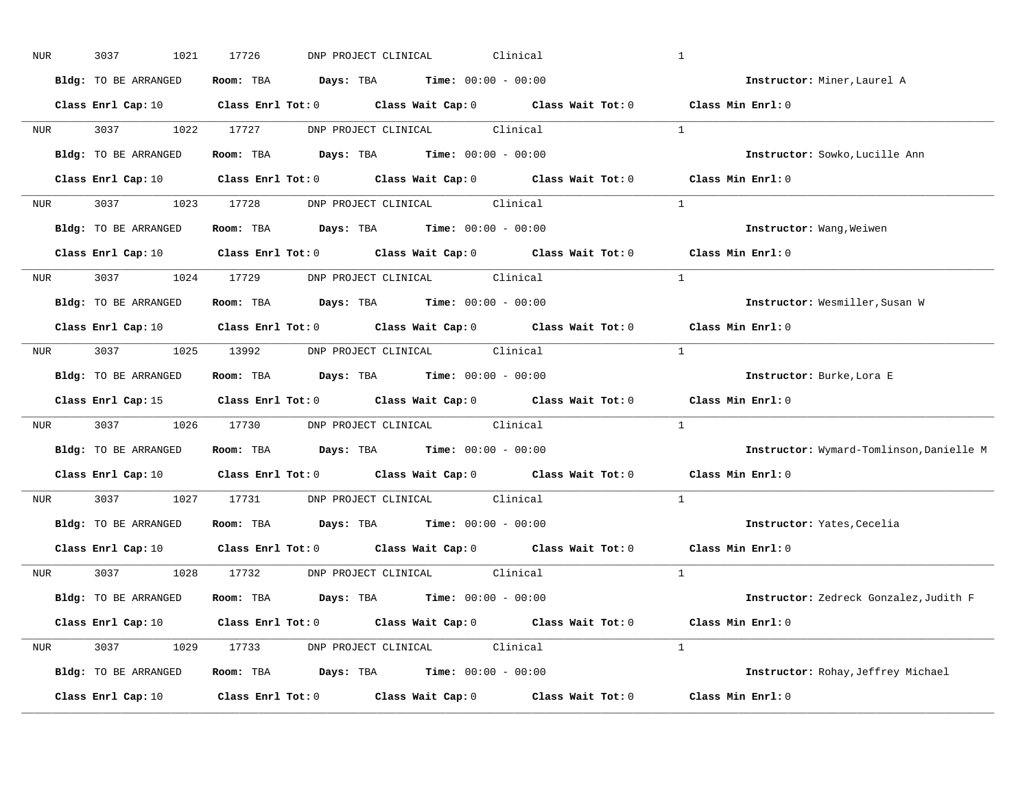NUR 3037 1021 17726 DNP PROJECT CLINICAL Clinical 1

**Bldg:** TO BE ARRANGED **Room:** TBA **Days:** TBA **Time:** 00:00 - 00:00 **Instructor:** Miner,Laurel A

**Class Enrl Cap:** 10 **Class Enrl Tot:** 0 **Class Wait Cap:** 0 **Class Wait Tot:** 0 **Class Min Enrl:** 0

---

NUR 3037 1022 17727 DNP PROJECT CLINICAL Clinical 1

**Bldg:** TO BE ARRANGED **Room:** TBA **Days:** TBA **Time:** 00:00 - 00:00 **Instructor:** Sowko,Lucille Ann

**Class Enrl Cap:** 10 **Class Enrl Tot:** 0 **Class Wait Cap:** 0 **Class Wait Tot:** 0 **Class Min Enrl:** 0

---

NUR 3037 1023 17728 DNP PROJECT CLINICAL Clinical 1

**Bldg:** TO BE ARRANGED **Room:** TBA **Days:** TBA **Time:** 00:00 - 00:00 **Instructor:** Wang,Weiwen

**Class Enrl Cap:** 10 **Class Enrl Tot:** 0 **Class Wait Cap:** 0 **Class Wait Tot:** 0 **Class Min Enrl:** 0

---

NUR 3037 1024 17729 DNP PROJECT CLINICAL Clinical 1

**Bldg:** TO BE ARRANGED **Room:** TBA **Days:** TBA **Time:** 00:00 - 00:00 **Instructor:** Wesmiller,Susan W

**Class Enrl Cap:** 10 **Class Enrl Tot:** 0 **Class Wait Cap:** 0 **Class Wait Tot:** 0 **Class Min Enrl:** 0

---

NUR 3037 1025 13992 DNP PROJECT CLINICAL Clinical 1

**Bldg:** TO BE ARRANGED **Room:** TBA **Days:** TBA **Time:** 00:00 - 00:00 **Instructor:** Burke,Lora E

**Class Enrl Cap:** 15 **Class Enrl Tot:** 0 **Class Wait Cap:** 0 **Class Wait Tot:** 0 **Class Min Enrl:** 0

---

NUR 3037 1026 17730 DNP PROJECT CLINICAL Clinical 1

**Bldg:** TO BE ARRANGED **Room:** TBA **Days:** TBA **Time:** 00:00 - 00:00 **Instructor:** Wymard-Tomlinson,Danielle M

**Class Enrl Cap:** 10 **Class Enrl Tot:** 0 **Class Wait Cap:** 0 **Class Wait Tot:** 0 **Class Min Enrl:** 0

---

NUR 3037 1027 17731 DNP PROJECT CLINICAL Clinical 1

**Bldg:** TO BE ARRANGED **Room:** TBA **Days:** TBA **Time:** 00:00 - 00:00 **Instructor:** Yates,Cecelia

**Class Enrl Cap:** 10 **Class Enrl Tot:** 0 **Class Wait Cap:** 0 **Class Wait Tot:** 0 **Class Min Enrl:** 0

---

NUR 3037 1028 17732 DNP PROJECT CLINICAL Clinical 1

**Bldg:** TO BE ARRANGED **Room:** TBA **Days:** TBA **Time:** 00:00 - 00:00 **Instructor:** Zedreck Gonzalez,Judith F

**Class Enrl Cap:** 10 **Class Enrl Tot:** 0 **Class Wait Cap:** 0 **Class Wait Tot:** 0 **Class Min Enrl:** 0

---

NUR 3037 1029 17733 DNP PROJECT CLINICAL Clinical 1

**Bldg:** TO BE ARRANGED **Room:** TBA **Days:** TBA **Time:** 00:00 - 00:00 **Instructor:** Rohay,Jeffrey Michael

**Class Enrl Cap:** 10 **Class Enrl Tot:** 0 **Class Wait Cap:** 0 **Class Wait Tot:** 0 **Class Min Enrl:** 0

---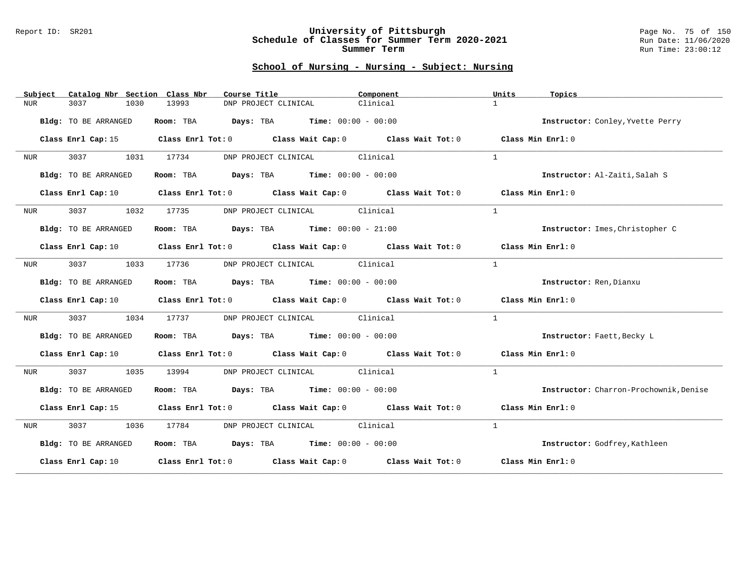## School of Nursing - Nursing - Subject: Nursing

| Subject | Catalog Nbr | Section | Class Nbr | Course Title | Component | Units | Topics |
|---|---|---|---|---|---|---|---|
| NUR | 3037 | 1030 | 13993 | DNP PROJECT CLINICAL | Clinical | 1 | |

**Bldg:** TO BE ARRANGED **Room:** TBA **Days:** TBA **Time:** 00:00 - 00:00 **Instructor:** Conley,Yvette Perry

**Class Enrl Cap:** 15 **Class Enrl Tot:** 0 **Class Wait Cap:** 0 **Class Wait Tot:** 0 **Class Min Enrl:** 0

---

| Subject | Catalog Nbr | Section | Class Nbr | Course Title | Component | Units | Topics |
|---|---|---|---|---|---|---|---|
| NUR | 3037 | 1031 | 17734 | DNP PROJECT CLINICAL | Clinical | 1 | |

**Bldg:** TO BE ARRANGED **Room:** TBA **Days:** TBA **Time:** 00:00 - 00:00 **Instructor:** Al-Zaiti,Salah S

**Class Enrl Cap:** 10 **Class Enrl Tot:** 0 **Class Wait Cap:** 0 **Class Wait Tot:** 0 **Class Min Enrl:** 0

---

| Subject | Catalog Nbr | Section | Class Nbr | Course Title | Component | Units | Topics |
|---|---|---|---|---|---|---|---|
| NUR | 3037 | 1032 | 17735 | DNP PROJECT CLINICAL | Clinical | 1 | |

**Bldg:** TO BE ARRANGED **Room:** TBA **Days:** TBA **Time:** 00:00 - 21:00 **Instructor:** Imes,Christopher C

**Class Enrl Cap:** 10 **Class Enrl Tot:** 0 **Class Wait Cap:** 0 **Class Wait Tot:** 0 **Class Min Enrl:** 0

---

| Subject | Catalog Nbr | Section | Class Nbr | Course Title | Component | Units | Topics |
|---|---|---|---|---|---|---|---|
| NUR | 3037 | 1033 | 17736 | DNP PROJECT CLINICAL | Clinical | 1 | |

**Bldg:** TO BE ARRANGED **Room:** TBA **Days:** TBA **Time:** 00:00 - 00:00 **Instructor:** Ren,Dianxu

**Class Enrl Cap:** 10 **Class Enrl Tot:** 0 **Class Wait Cap:** 0 **Class Wait Tot:** 0 **Class Min Enrl:** 0

---

| Subject | Catalog Nbr | Section | Class Nbr | Course Title | Component | Units | Topics |
|---|---|---|---|---|---|---|---|
| NUR | 3037 | 1034 | 17737 | DNP PROJECT CLINICAL | Clinical | 1 | |

**Bldg:** TO BE ARRANGED **Room:** TBA **Days:** TBA **Time:** 00:00 - 00:00 **Instructor:** Faett,Becky L

**Class Enrl Cap:** 10 **Class Enrl Tot:** 0 **Class Wait Cap:** 0 **Class Wait Tot:** 0 **Class Min Enrl:** 0

---

| Subject | Catalog Nbr | Section | Class Nbr | Course Title | Component | Units | Topics |
|---|---|---|---|---|---|---|---|
| NUR | 3037 | 1035 | 13994 | DNP PROJECT CLINICAL | Clinical | 1 | |

**Bldg:** TO BE ARRANGED **Room:** TBA **Days:** TBA **Time:** 00:00 - 00:00 **Instructor:** Charron-Prochownik,Denise

**Class Enrl Cap:** 15 **Class Enrl Tot:** 0 **Class Wait Cap:** 0 **Class Wait Tot:** 0 **Class Min Enrl:** 0

---

| Subject | Catalog Nbr | Section | Class Nbr | Course Title | Component | Units | Topics |
|---|---|---|---|---|---|---|---|
| NUR | 3037 | 1036 | 17784 | DNP PROJECT CLINICAL | Clinical | 1 | |

**Bldg:** TO BE ARRANGED **Room:** TBA **Days:** TBA **Time:** 00:00 - 00:00 **Instructor:** Godfrey,Kathleen

**Class Enrl Cap:** 10 **Class Enrl Tot:** 0 **Class Wait Cap:** 0 **Class Wait Tot:** 0 **Class Min Enrl:** 0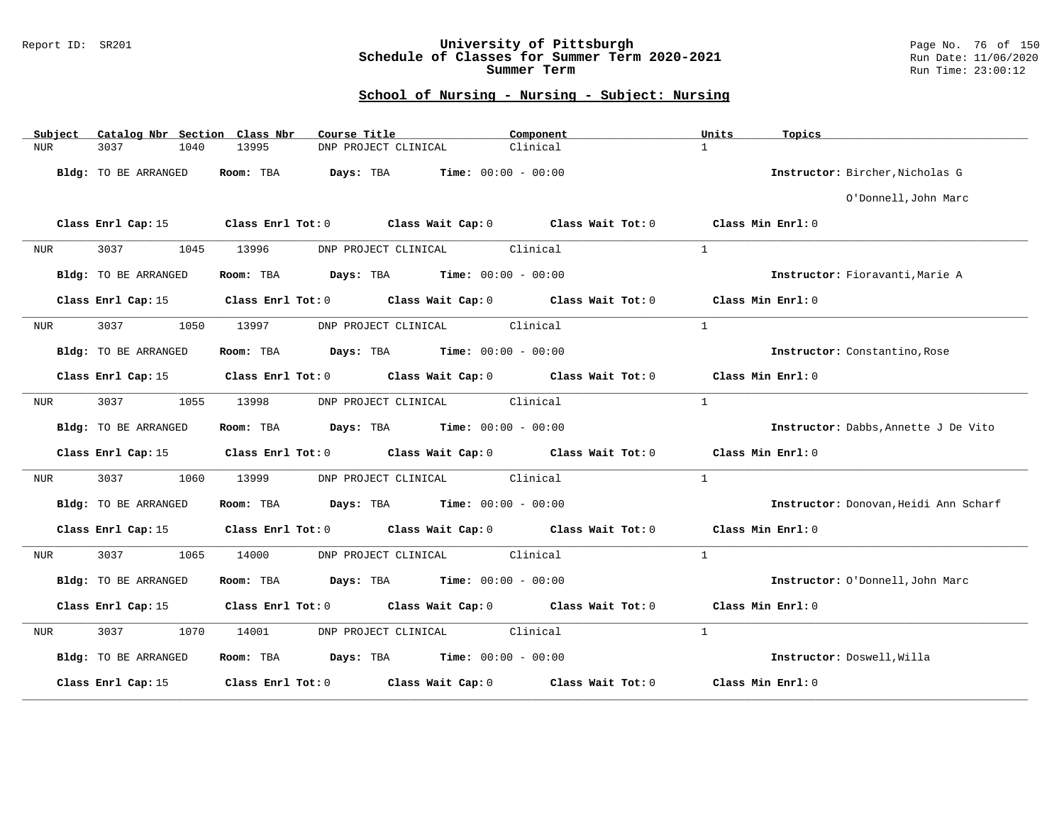## School of Nursing - Nursing - Subject: Nursing

| Subject | Catalog Nbr | Section | Class Nbr | Course Title | Component | Units | Topics |
|---|---|---|---|---|---|---|---|
| NUR | 3037 | 1040 | 13995 | DNP PROJECT CLINICAL | Clinical | 1 | |

**Bldg:** TO BE ARRANGED **Room:** TBA **Days:** TBA **Time:** 00:00 - 00:00 **Instructor:** Bircher,Nicholas G; O'Donnell,John Marc

**Class Enrl Cap:** 15 **Class Enrl Tot:** 0 **Class Wait Cap:** 0 **Class Wait Tot:** 0 **Class Min Enrl:** 0

---

| Subject | Catalog Nbr | Section | Class Nbr | Course Title | Component | Units | Topics |
|---|---|---|---|---|---|---|---|
| NUR | 3037 | 1045 | 13996 | DNP PROJECT CLINICAL | Clinical | 1 | |

**Bldg:** TO BE ARRANGED **Room:** TBA **Days:** TBA **Time:** 00:00 - 00:00 **Instructor:** Fioravanti,Marie A

**Class Enrl Cap:** 15 **Class Enrl Tot:** 0 **Class Wait Cap:** 0 **Class Wait Tot:** 0 **Class Min Enrl:** 0

---

| Subject | Catalog Nbr | Section | Class Nbr | Course Title | Component | Units | Topics |
|---|---|---|---|---|---|---|---|
| NUR | 3037 | 1050 | 13997 | DNP PROJECT CLINICAL | Clinical | 1 | |

**Bldg:** TO BE ARRANGED **Room:** TBA **Days:** TBA **Time:** 00:00 - 00:00 **Instructor:** Constantino,Rose

**Class Enrl Cap:** 15 **Class Enrl Tot:** 0 **Class Wait Cap:** 0 **Class Wait Tot:** 0 **Class Min Enrl:** 0

---

| Subject | Catalog Nbr | Section | Class Nbr | Course Title | Component | Units | Topics |
|---|---|---|---|---|---|---|---|
| NUR | 3037 | 1055 | 13998 | DNP PROJECT CLINICAL | Clinical | 1 | |

**Bldg:** TO BE ARRANGED **Room:** TBA **Days:** TBA **Time:** 00:00 - 00:00 **Instructor:** Dabbs,Annette J De Vito

**Class Enrl Cap:** 15 **Class Enrl Tot:** 0 **Class Wait Cap:** 0 **Class Wait Tot:** 0 **Class Min Enrl:** 0

---

| Subject | Catalog Nbr | Section | Class Nbr | Course Title | Component | Units | Topics |
|---|---|---|---|---|---|---|---|
| NUR | 3037 | 1060 | 13999 | DNP PROJECT CLINICAL | Clinical | 1 | |

**Bldg:** TO BE ARRANGED **Room:** TBA **Days:** TBA **Time:** 00:00 - 00:00 **Instructor:** Donovan,Heidi Ann Scharf

**Class Enrl Cap:** 15 **Class Enrl Tot:** 0 **Class Wait Cap:** 0 **Class Wait Tot:** 0 **Class Min Enrl:** 0

---

| Subject | Catalog Nbr | Section | Class Nbr | Course Title | Component | Units | Topics |
|---|---|---|---|---|---|---|---|
| NUR | 3037 | 1065 | 14000 | DNP PROJECT CLINICAL | Clinical | 1 | |

**Bldg:** TO BE ARRANGED **Room:** TBA **Days:** TBA **Time:** 00:00 - 00:00 **Instructor:** O'Donnell,John Marc

**Class Enrl Cap:** 15 **Class Enrl Tot:** 0 **Class Wait Cap:** 0 **Class Wait Tot:** 0 **Class Min Enrl:** 0

---

| Subject | Catalog Nbr | Section | Class Nbr | Course Title | Component | Units | Topics |
|---|---|---|---|---|---|---|---|
| NUR | 3037 | 1070 | 14001 | DNP PROJECT CLINICAL | Clinical | 1 | |

**Bldg:** TO BE ARRANGED **Room:** TBA **Days:** TBA **Time:** 00:00 - 00:00 **Instructor:** Doswell,Willa

**Class Enrl Cap:** 15 **Class Enrl Tot:** 0 **Class Wait Cap:** 0 **Class Wait Tot:** 0 **Class Min Enrl:** 0

---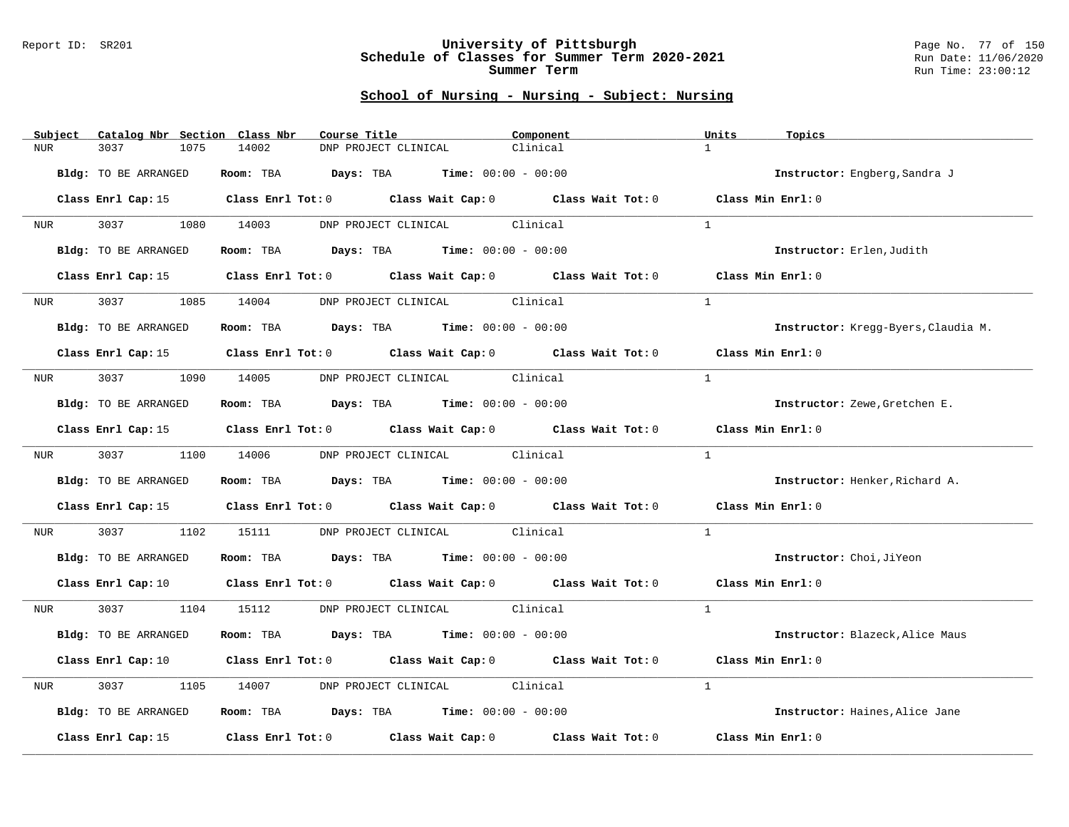## School of Nursing - Nursing - Subject: Nursing

| Subject | Catalog Nbr | Section | Class Nbr | Course Title | Component | Units | Topics |
|---|---|---|---|---|---|---|---|
| NUR | 3037 | 1075 | 14002 | DNP PROJECT CLINICAL | Clinical | 1 | |

**Bldg:** TO BE ARRANGED **Room:** TBA **Days:** TBA **Time:** 00:00 - 00:00 **Instructor:** Engberg,Sandra J

**Class Enrl Cap:** 15 **Class Enrl Tot:** 0 **Class Wait Cap:** 0 **Class Wait Tot:** 0 **Class Min Enrl:** 0

| Subject | Catalog Nbr | Section | Class Nbr | Course Title | Component | Units | Topics |
|---|---|---|---|---|---|---|---|
| NUR | 3037 | 1080 | 14003 | DNP PROJECT CLINICAL | Clinical | 1 | |

**Bldg:** TO BE ARRANGED **Room:** TBA **Days:** TBA **Time:** 00:00 - 00:00 **Instructor:** Erlen,Judith

**Class Enrl Cap:** 15 **Class Enrl Tot:** 0 **Class Wait Cap:** 0 **Class Wait Tot:** 0 **Class Min Enrl:** 0

| Subject | Catalog Nbr | Section | Class Nbr | Course Title | Component | Units | Topics |
|---|---|---|---|---|---|---|---|
| NUR | 3037 | 1085 | 14004 | DNP PROJECT CLINICAL | Clinical | 1 | |

**Bldg:** TO BE ARRANGED **Room:** TBA **Days:** TBA **Time:** 00:00 - 00:00 **Instructor:** Kregg-Byers,Claudia M.

**Class Enrl Cap:** 15 **Class Enrl Tot:** 0 **Class Wait Cap:** 0 **Class Wait Tot:** 0 **Class Min Enrl:** 0

| Subject | Catalog Nbr | Section | Class Nbr | Course Title | Component | Units | Topics |
|---|---|---|---|---|---|---|---|
| NUR | 3037 | 1090 | 14005 | DNP PROJECT CLINICAL | Clinical | 1 | |

**Bldg:** TO BE ARRANGED **Room:** TBA **Days:** TBA **Time:** 00:00 - 00:00 **Instructor:** Zewe,Gretchen E.

**Class Enrl Cap:** 15 **Class Enrl Tot:** 0 **Class Wait Cap:** 0 **Class Wait Tot:** 0 **Class Min Enrl:** 0

| Subject | Catalog Nbr | Section | Class Nbr | Course Title | Component | Units | Topics |
|---|---|---|---|---|---|---|---|
| NUR | 3037 | 1100 | 14006 | DNP PROJECT CLINICAL | Clinical | 1 | |

**Bldg:** TO BE ARRANGED **Room:** TBA **Days:** TBA **Time:** 00:00 - 00:00 **Instructor:** Henker,Richard A.

**Class Enrl Cap:** 15 **Class Enrl Tot:** 0 **Class Wait Cap:** 0 **Class Wait Tot:** 0 **Class Min Enrl:** 0

| Subject | Catalog Nbr | Section | Class Nbr | Course Title | Component | Units | Topics |
|---|---|---|---|---|---|---|---|
| NUR | 3037 | 1102 | 15111 | DNP PROJECT CLINICAL | Clinical | 1 | |

**Bldg:** TO BE ARRANGED **Room:** TBA **Days:** TBA **Time:** 00:00 - 00:00 **Instructor:** Choi,JiYeon

**Class Enrl Cap:** 10 **Class Enrl Tot:** 0 **Class Wait Cap:** 0 **Class Wait Tot:** 0 **Class Min Enrl:** 0

| Subject | Catalog Nbr | Section | Class Nbr | Course Title | Component | Units | Topics |
|---|---|---|---|---|---|---|---|
| NUR | 3037 | 1104 | 15112 | DNP PROJECT CLINICAL | Clinical | 1 | |

**Bldg:** TO BE ARRANGED **Room:** TBA **Days:** TBA **Time:** 00:00 - 00:00 **Instructor:** Blazeck,Alice Maus

**Class Enrl Cap:** 10 **Class Enrl Tot:** 0 **Class Wait Cap:** 0 **Class Wait Tot:** 0 **Class Min Enrl:** 0

| Subject | Catalog Nbr | Section | Class Nbr | Course Title | Component | Units | Topics |
|---|---|---|---|---|---|---|---|
| NUR | 3037 | 1105 | 14007 | DNP PROJECT CLINICAL | Clinical | 1 | |

**Bldg:** TO BE ARRANGED **Room:** TBA **Days:** TBA **Time:** 00:00 - 00:00 **Instructor:** Haines,Alice Jane

**Class Enrl Cap:** 15 **Class Enrl Tot:** 0 **Class Wait Cap:** 0 **Class Wait Tot:** 0 **Class Min Enrl:** 0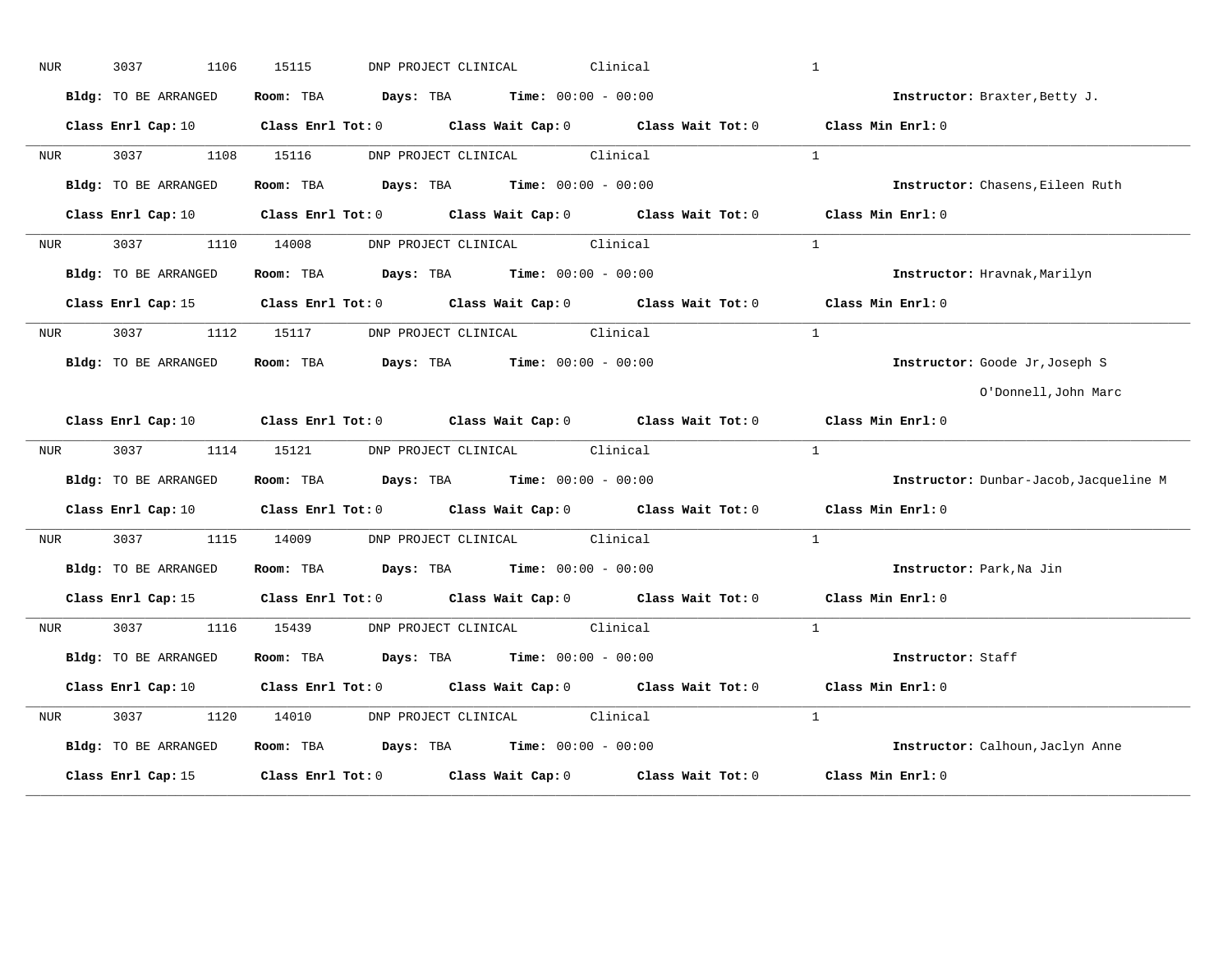NUR 3037 1106 15115 DNP PROJECT CLINICAL Clinical 1

**Bldg:** TO BE ARRANGED **Room:** TBA **Days:** TBA **Time:** 00:00 - 00:00 **Instructor:** Braxter,Betty J.

**Class Enrl Cap:** 10 **Class Enrl Tot:** 0 **Class Wait Cap:** 0 **Class Wait Tot:** 0 **Class Min Enrl:** 0

---

NUR 3037 1108 15116 DNP PROJECT CLINICAL Clinical 1

**Bldg:** TO BE ARRANGED **Room:** TBA **Days:** TBA **Time:** 00:00 - 00:00 **Instructor:** Chasens,Eileen Ruth

**Class Enrl Cap:** 10 **Class Enrl Tot:** 0 **Class Wait Cap:** 0 **Class Wait Tot:** 0 **Class Min Enrl:** 0

---

NUR 3037 1110 14008 DNP PROJECT CLINICAL Clinical 1

**Bldg:** TO BE ARRANGED **Room:** TBA **Days:** TBA **Time:** 00:00 - 00:00 **Instructor:** Hravnak,Marilyn

**Class Enrl Cap:** 15 **Class Enrl Tot:** 0 **Class Wait Cap:** 0 **Class Wait Tot:** 0 **Class Min Enrl:** 0

---

NUR 3037 1112 15117 DNP PROJECT CLINICAL Clinical 1

**Bldg:** TO BE ARRANGED **Room:** TBA **Days:** TBA **Time:** 00:00 - 00:00 **Instructor:** Goode Jr,Joseph S

O'Donnell,John Marc

**Class Enrl Cap:** 10 **Class Enrl Tot:** 0 **Class Wait Cap:** 0 **Class Wait Tot:** 0 **Class Min Enrl:** 0

---

NUR 3037 1114 15121 DNP PROJECT CLINICAL Clinical 1

**Bldg:** TO BE ARRANGED **Room:** TBA **Days:** TBA **Time:** 00:00 - 00:00 **Instructor:** Dunbar-Jacob,Jacqueline M

**Class Enrl Cap:** 10 **Class Enrl Tot:** 0 **Class Wait Cap:** 0 **Class Wait Tot:** 0 **Class Min Enrl:** 0

---

NUR 3037 1115 14009 DNP PROJECT CLINICAL Clinical 1

**Bldg:** TO BE ARRANGED **Room:** TBA **Days:** TBA **Time:** 00:00 - 00:00 **Instructor:** Park,Na Jin

**Class Enrl Cap:** 15 **Class Enrl Tot:** 0 **Class Wait Cap:** 0 **Class Wait Tot:** 0 **Class Min Enrl:** 0

---

NUR 3037 1116 15439 DNP PROJECT CLINICAL Clinical 1

**Bldg:** TO BE ARRANGED **Room:** TBA **Days:** TBA **Time:** 00:00 - 00:00 **Instructor:** Staff

**Class Enrl Cap:** 10 **Class Enrl Tot:** 0 **Class Wait Cap:** 0 **Class Wait Tot:** 0 **Class Min Enrl:** 0

---

NUR 3037 1120 14010 DNP PROJECT CLINICAL Clinical 1

**Bldg:** TO BE ARRANGED **Room:** TBA **Days:** TBA **Time:** 00:00 - 00:00 **Instructor:** Calhoun,Jaclyn Anne

**Class Enrl Cap:** 15 **Class Enrl Tot:** 0 **Class Wait Cap:** 0 **Class Wait Tot:** 0 **Class Min Enrl:** 0

---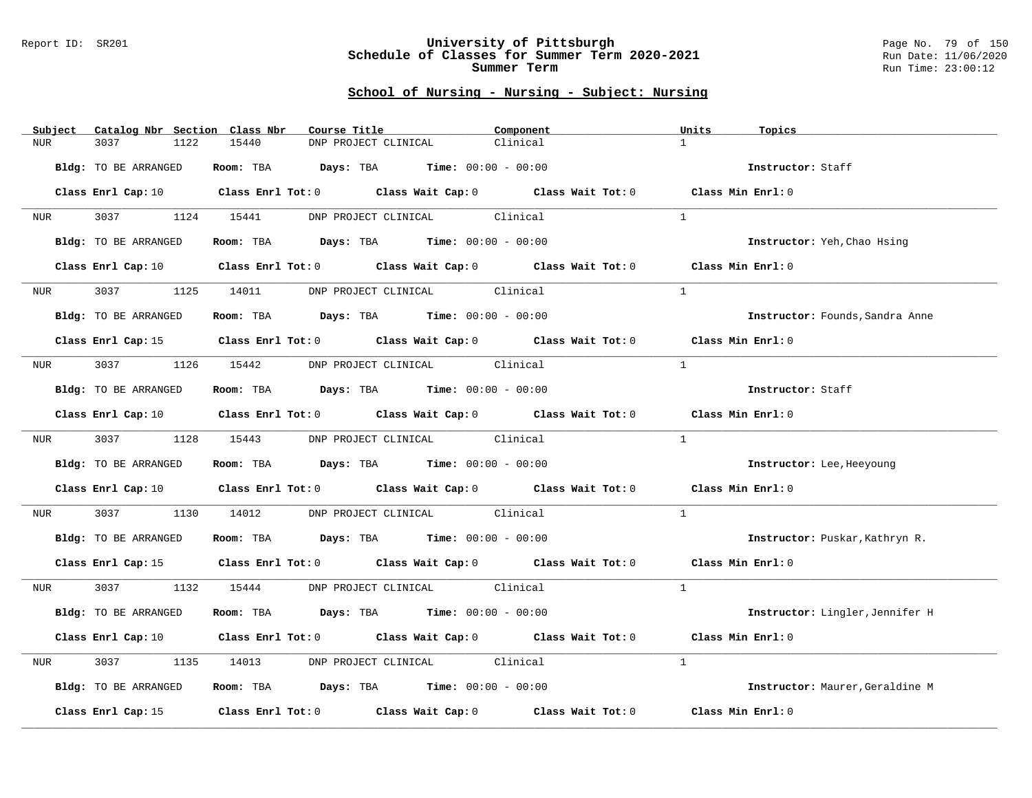## School of Nursing - Nursing - Subject: Nursing

| Subject | Catalog Nbr | Section | Class Nbr | Course Title | Component | Units | Topics |
|---|---|---|---|---|---|---|---|
| NUR | 3037 | 1122 | 15440 | DNP PROJECT CLINICAL | Clinical | 1 | |

**Bldg:** TO BE ARRANGED **Room:** TBA **Days:** TBA **Time:** 00:00 - 00:00 **Instructor:** Staff

**Class Enrl Cap:** 10 **Class Enrl Tot:** 0 **Class Wait Cap:** 0 **Class Wait Tot:** 0 **Class Min Enrl:** 0

| Subject | Catalog Nbr | Section | Class Nbr | Course Title | Component | Units | Topics |
|---|---|---|---|---|---|---|---|
| NUR | 3037 | 1124 | 15441 | DNP PROJECT CLINICAL | Clinical | 1 | |

**Bldg:** TO BE ARRANGED **Room:** TBA **Days:** TBA **Time:** 00:00 - 00:00 **Instructor:** Yeh,Chao Hsing

**Class Enrl Cap:** 10 **Class Enrl Tot:** 0 **Class Wait Cap:** 0 **Class Wait Tot:** 0 **Class Min Enrl:** 0

| Subject | Catalog Nbr | Section | Class Nbr | Course Title | Component | Units | Topics |
|---|---|---|---|---|---|---|---|
| NUR | 3037 | 1125 | 14011 | DNP PROJECT CLINICAL | Clinical | 1 | |

**Bldg:** TO BE ARRANGED **Room:** TBA **Days:** TBA **Time:** 00:00 - 00:00 **Instructor:** Founds,Sandra Anne

**Class Enrl Cap:** 15 **Class Enrl Tot:** 0 **Class Wait Cap:** 0 **Class Wait Tot:** 0 **Class Min Enrl:** 0

| Subject | Catalog Nbr | Section | Class Nbr | Course Title | Component | Units | Topics |
|---|---|---|---|---|---|---|---|
| NUR | 3037 | 1126 | 15442 | DNP PROJECT CLINICAL | Clinical | 1 | |

**Bldg:** TO BE ARRANGED **Room:** TBA **Days:** TBA **Time:** 00:00 - 00:00 **Instructor:** Staff

**Class Enrl Cap:** 10 **Class Enrl Tot:** 0 **Class Wait Cap:** 0 **Class Wait Tot:** 0 **Class Min Enrl:** 0

| Subject | Catalog Nbr | Section | Class Nbr | Course Title | Component | Units | Topics |
|---|---|---|---|---|---|---|---|
| NUR | 3037 | 1128 | 15443 | DNP PROJECT CLINICAL | Clinical | 1 | |

**Bldg:** TO BE ARRANGED **Room:** TBA **Days:** TBA **Time:** 00:00 - 00:00 **Instructor:** Lee,Heeyoung

**Class Enrl Cap:** 10 **Class Enrl Tot:** 0 **Class Wait Cap:** 0 **Class Wait Tot:** 0 **Class Min Enrl:** 0

| Subject | Catalog Nbr | Section | Class Nbr | Course Title | Component | Units | Topics |
|---|---|---|---|---|---|---|---|
| NUR | 3037 | 1130 | 14012 | DNP PROJECT CLINICAL | Clinical | 1 | |

**Bldg:** TO BE ARRANGED **Room:** TBA **Days:** TBA **Time:** 00:00 - 00:00 **Instructor:** Puskar,Kathryn R.

**Class Enrl Cap:** 15 **Class Enrl Tot:** 0 **Class Wait Cap:** 0 **Class Wait Tot:** 0 **Class Min Enrl:** 0

| Subject | Catalog Nbr | Section | Class Nbr | Course Title | Component | Units | Topics |
|---|---|---|---|---|---|---|---|
| NUR | 3037 | 1132 | 15444 | DNP PROJECT CLINICAL | Clinical | 1 | |

**Bldg:** TO BE ARRANGED **Room:** TBA **Days:** TBA **Time:** 00:00 - 00:00 **Instructor:** Lingler,Jennifer H

**Class Enrl Cap:** 10 **Class Enrl Tot:** 0 **Class Wait Cap:** 0 **Class Wait Tot:** 0 **Class Min Enrl:** 0

| Subject | Catalog Nbr | Section | Class Nbr | Course Title | Component | Units | Topics |
|---|---|---|---|---|---|---|---|
| NUR | 3037 | 1135 | 14013 | DNP PROJECT CLINICAL | Clinical | 1 | |

**Bldg:** TO BE ARRANGED **Room:** TBA **Days:** TBA **Time:** 00:00 - 00:00 **Instructor:** Maurer,Geraldine M

**Class Enrl Cap:** 15 **Class Enrl Tot:** 0 **Class Wait Cap:** 0 **Class Wait Tot:** 0 **Class Min Enrl:** 0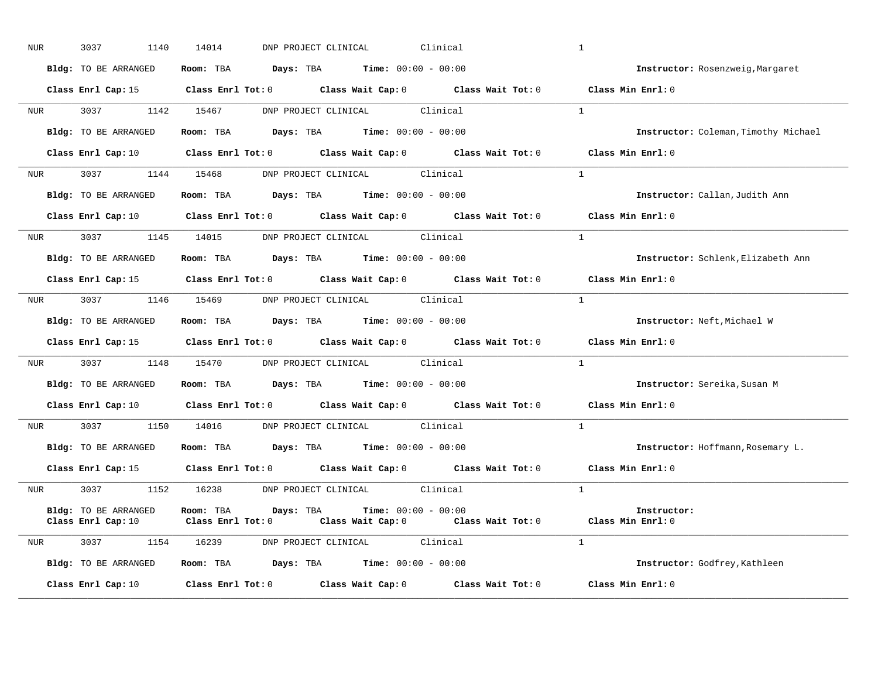NUR 3037 1140 14014 DNP PROJECT CLINICAL Clinical 1

**Bldg:** TO BE ARRANGED **Room:** TBA **Days:** TBA **Time:** 00:00 - 00:00 **Instructor:** Rosenzweig,Margaret

**Class Enrl Cap:** 15 **Class Enrl Tot:** 0 **Class Wait Cap:** 0 **Class Wait Tot:** 0 **Class Min Enrl:** 0

---

NUR 3037 1142 15467 DNP PROJECT CLINICAL Clinical 1

**Bldg:** TO BE ARRANGED **Room:** TBA **Days:** TBA **Time:** 00:00 - 00:00 **Instructor:** Coleman,Timothy Michael

**Class Enrl Cap:** 10 **Class Enrl Tot:** 0 **Class Wait Cap:** 0 **Class Wait Tot:** 0 **Class Min Enrl:** 0

---

NUR 3037 1144 15468 DNP PROJECT CLINICAL Clinical 1

**Bldg:** TO BE ARRANGED **Room:** TBA **Days:** TBA **Time:** 00:00 - 00:00 **Instructor:** Callan,Judith Ann

**Class Enrl Cap:** 10 **Class Enrl Tot:** 0 **Class Wait Cap:** 0 **Class Wait Tot:** 0 **Class Min Enrl:** 0

---

NUR 3037 1145 14015 DNP PROJECT CLINICAL Clinical 1

**Bldg:** TO BE ARRANGED **Room:** TBA **Days:** TBA **Time:** 00:00 - 00:00 **Instructor:** Schlenk,Elizabeth Ann

**Class Enrl Cap:** 15 **Class Enrl Tot:** 0 **Class Wait Cap:** 0 **Class Wait Tot:** 0 **Class Min Enrl:** 0

---

NUR 3037 1146 15469 DNP PROJECT CLINICAL Clinical 1

**Bldg:** TO BE ARRANGED **Room:** TBA **Days:** TBA **Time:** 00:00 - 00:00 **Instructor:** Neft,Michael W

**Class Enrl Cap:** 15 **Class Enrl Tot:** 0 **Class Wait Cap:** 0 **Class Wait Tot:** 0 **Class Min Enrl:** 0

---

NUR 3037 1148 15470 DNP PROJECT CLINICAL Clinical 1

**Bldg:** TO BE ARRANGED **Room:** TBA **Days:** TBA **Time:** 00:00 - 00:00 **Instructor:** Sereika,Susan M

**Class Enrl Cap:** 10 **Class Enrl Tot:** 0 **Class Wait Cap:** 0 **Class Wait Tot:** 0 **Class Min Enrl:** 0

---

NUR 3037 1150 14016 DNP PROJECT CLINICAL Clinical 1

**Bldg:** TO BE ARRANGED **Room:** TBA **Days:** TBA **Time:** 00:00 - 00:00 **Instructor:** Hoffmann,Rosemary L.

**Class Enrl Cap:** 15 **Class Enrl Tot:** 0 **Class Wait Cap:** 0 **Class Wait Tot:** 0 **Class Min Enrl:** 0

---

NUR 3037 1152 16238 DNP PROJECT CLINICAL Clinical 1

**Bldg:** TO BE ARRANGED **Room:** TBA **Days:** TBA **Time:** 00:00 - 00:00 **Instructor:**

**Class Enrl Cap:** 10 **Class Enrl Tot:** 0 **Class Wait Cap:** 0 **Class Wait Tot:** 0 **Class Min Enrl:** 0

---

NUR 3037 1154 16239 DNP PROJECT CLINICAL Clinical 1

**Bldg:** TO BE ARRANGED **Room:** TBA **Days:** TBA **Time:** 00:00 - 00:00 **Instructor:** Godfrey,Kathleen

**Class Enrl Cap:** 10 **Class Enrl Tot:** 0 **Class Wait Cap:** 0 **Class Wait Tot:** 0 **Class Min Enrl:** 0

---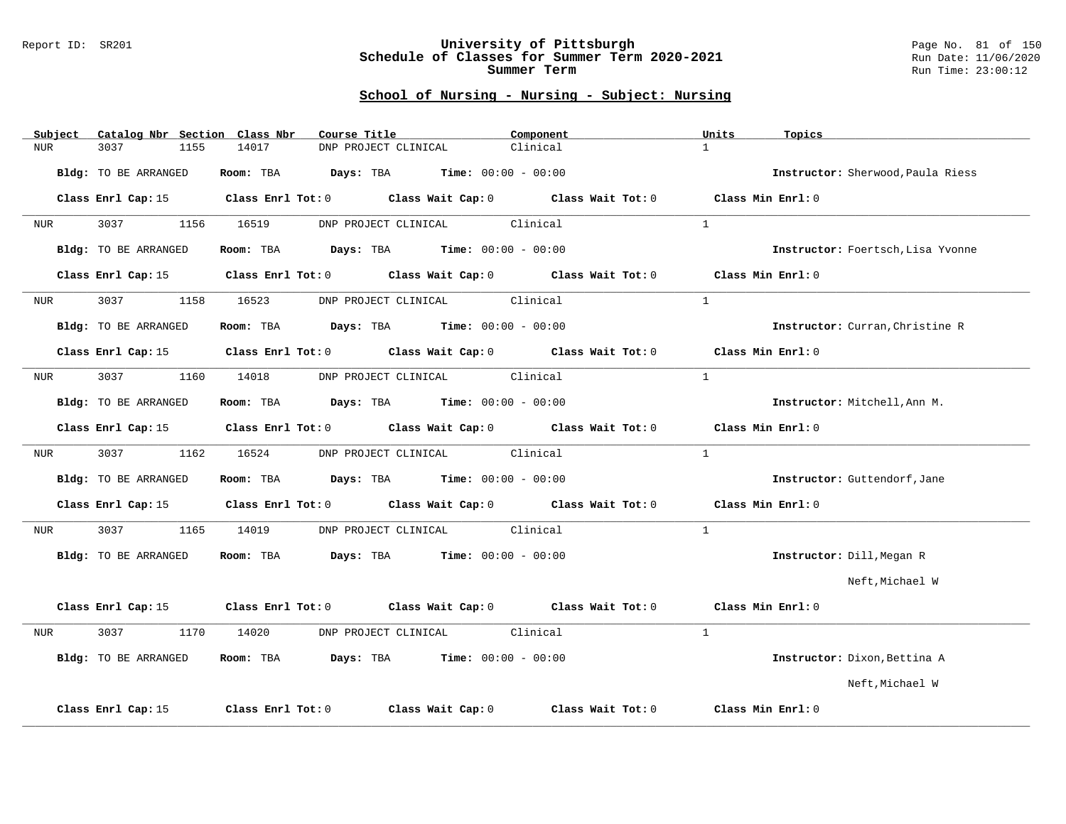## School of Nursing - Nursing - Subject: Nursing

| Subject | Catalog Nbr | Section | Class Nbr | Course Title | Component | Units | Topics |
|---|---|---|---|---|---|---|---|
| NUR | 3037 | 1155 | 14017 | DNP PROJECT CLINICAL | Clinical | 1 | |

**Bldg:** TO BE ARRANGED **Room:** TBA **Days:** TBA **Time:** 00:00 - 00:00 **Instructor:** Sherwood,Paula Riess

**Class Enrl Cap:** 15 **Class Enrl Tot:** 0 **Class Wait Cap:** 0 **Class Wait Tot:** 0 **Class Min Enrl:** 0

---

| Subject | Catalog Nbr | Section | Class Nbr | Course Title | Component | Units | Topics |
|---|---|---|---|---|---|---|---|
| NUR | 3037 | 1156 | 16519 | DNP PROJECT CLINICAL | Clinical | 1 | |

**Bldg:** TO BE ARRANGED **Room:** TBA **Days:** TBA **Time:** 00:00 - 00:00 **Instructor:** Foertsch,Lisa Yvonne

**Class Enrl Cap:** 15 **Class Enrl Tot:** 0 **Class Wait Cap:** 0 **Class Wait Tot:** 0 **Class Min Enrl:** 0

---

| Subject | Catalog Nbr | Section | Class Nbr | Course Title | Component | Units | Topics |
|---|---|---|---|---|---|---|---|
| NUR | 3037 | 1158 | 16523 | DNP PROJECT CLINICAL | Clinical | 1 | |

**Bldg:** TO BE ARRANGED **Room:** TBA **Days:** TBA **Time:** 00:00 - 00:00 **Instructor:** Curran,Christine R

**Class Enrl Cap:** 15 **Class Enrl Tot:** 0 **Class Wait Cap:** 0 **Class Wait Tot:** 0 **Class Min Enrl:** 0

---

| Subject | Catalog Nbr | Section | Class Nbr | Course Title | Component | Units | Topics |
|---|---|---|---|---|---|---|---|
| NUR | 3037 | 1160 | 14018 | DNP PROJECT CLINICAL | Clinical | 1 | |

**Bldg:** TO BE ARRANGED **Room:** TBA **Days:** TBA **Time:** 00:00 - 00:00 **Instructor:** Mitchell,Ann M.

**Class Enrl Cap:** 15 **Class Enrl Tot:** 0 **Class Wait Cap:** 0 **Class Wait Tot:** 0 **Class Min Enrl:** 0

---

| Subject | Catalog Nbr | Section | Class Nbr | Course Title | Component | Units | Topics |
|---|---|---|---|---|---|---|---|
| NUR | 3037 | 1162 | 16524 | DNP PROJECT CLINICAL | Clinical | 1 | |

**Bldg:** TO BE ARRANGED **Room:** TBA **Days:** TBA **Time:** 00:00 - 00:00 **Instructor:** Guttendorf,Jane

**Class Enrl Cap:** 15 **Class Enrl Tot:** 0 **Class Wait Cap:** 0 **Class Wait Tot:** 0 **Class Min Enrl:** 0

---

| Subject | Catalog Nbr | Section | Class Nbr | Course Title | Component | Units | Topics |
|---|---|---|---|---|---|---|---|
| NUR | 3037 | 1165 | 14019 | DNP PROJECT CLINICAL | Clinical | 1 | |

**Bldg:** TO BE ARRANGED **Room:** TBA **Days:** TBA **Time:** 00:00 - 00:00 **Instructor:** Dill,Megan R
Neft,Michael W

**Class Enrl Cap:** 15 **Class Enrl Tot:** 0 **Class Wait Cap:** 0 **Class Wait Tot:** 0 **Class Min Enrl:** 0

---

| Subject | Catalog Nbr | Section | Class Nbr | Course Title | Component | Units | Topics |
|---|---|---|---|---|---|---|---|
| NUR | 3037 | 1170 | 14020 | DNP PROJECT CLINICAL | Clinical | 1 | |

**Bldg:** TO BE ARRANGED **Room:** TBA **Days:** TBA **Time:** 00:00 - 00:00 **Instructor:** Dixon,Bettina A
Neft,Michael W

**Class Enrl Cap:** 15 **Class Enrl Tot:** 0 **Class Wait Cap:** 0 **Class Wait Tot:** 0 **Class Min Enrl:** 0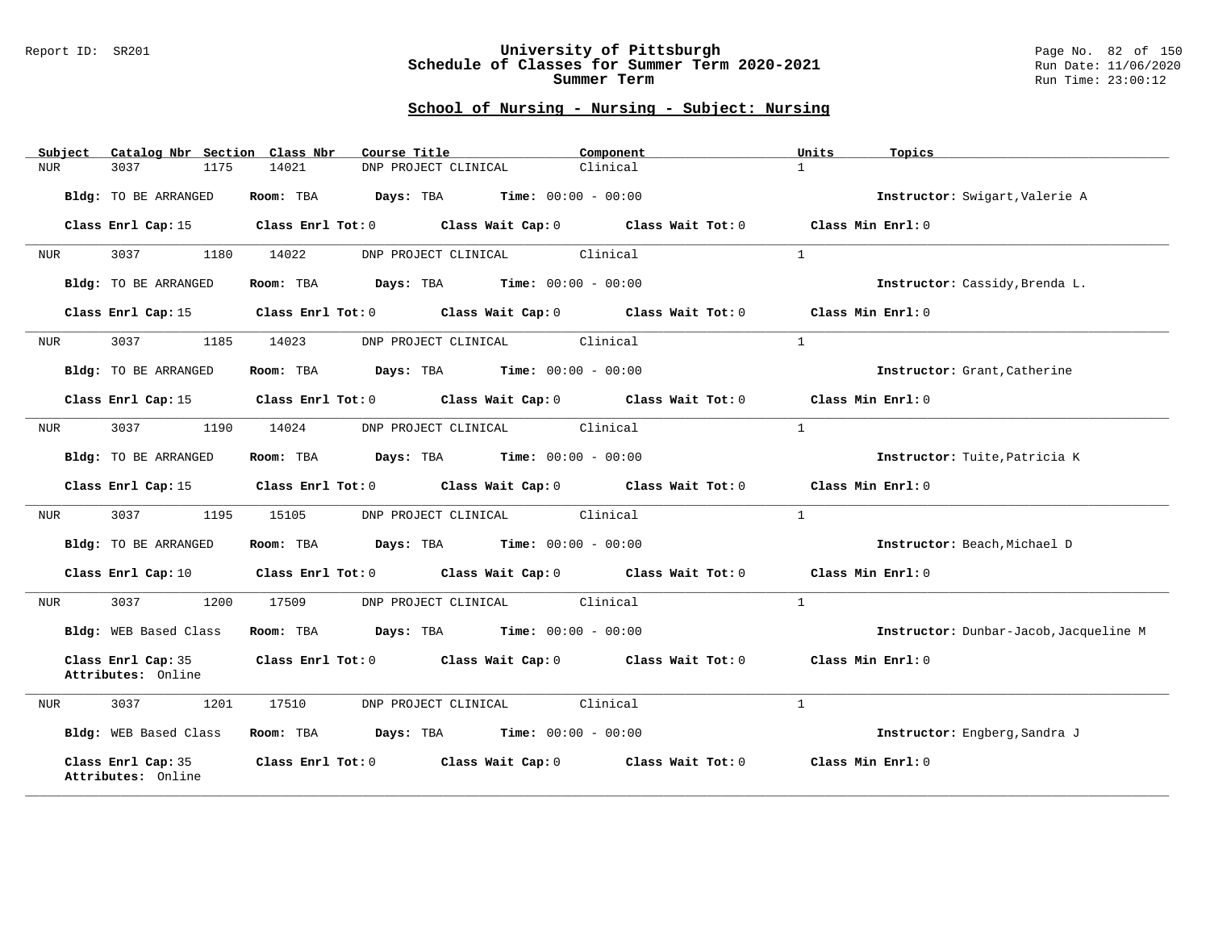# University of Pittsburgh
## Schedule of Classes for Summer Term 2020-2021
### Summer Term

Report ID: SR201

Run Date: 11/06/2020
Run Time: 23:00:12

## School of Nursing - Nursing - Subject: Nursing

| Subject | Catalog Nbr | Section | Class Nbr | Course Title | Component | Units | Topics |
|---|---|---|---|---|---|---|---|
| NUR | 3037 | 1175 | 14021 | DNP PROJECT CLINICAL | Clinical | 1 | |

**Bldg:** TO BE ARRANGED **Room:** TBA **Days:** TBA **Time:** 00:00 - 00:00 **Instructor:** Swigart,Valerie A

**Class Enrl Cap:** 15 **Class Enrl Tot:** 0 **Class Wait Cap:** 0 **Class Wait Tot:** 0 **Class Min Enrl:** 0

| Subject | Catalog Nbr | Section | Class Nbr | Course Title | Component | Units | Topics |
|---|---|---|---|---|---|---|---|
| NUR | 3037 | 1180 | 14022 | DNP PROJECT CLINICAL | Clinical | 1 | |

**Bldg:** TO BE ARRANGED **Room:** TBA **Days:** TBA **Time:** 00:00 - 00:00 **Instructor:** Cassidy,Brenda L.

**Class Enrl Cap:** 15 **Class Enrl Tot:** 0 **Class Wait Cap:** 0 **Class Wait Tot:** 0 **Class Min Enrl:** 0

| Subject | Catalog Nbr | Section | Class Nbr | Course Title | Component | Units | Topics |
|---|---|---|---|---|---|---|---|
| NUR | 3037 | 1185 | 14023 | DNP PROJECT CLINICAL | Clinical | 1 | |

**Bldg:** TO BE ARRANGED **Room:** TBA **Days:** TBA **Time:** 00:00 - 00:00 **Instructor:** Grant,Catherine

**Class Enrl Cap:** 15 **Class Enrl Tot:** 0 **Class Wait Cap:** 0 **Class Wait Tot:** 0 **Class Min Enrl:** 0

| Subject | Catalog Nbr | Section | Class Nbr | Course Title | Component | Units | Topics |
|---|---|---|---|---|---|---|---|
| NUR | 3037 | 1190 | 14024 | DNP PROJECT CLINICAL | Clinical | 1 | |

**Bldg:** TO BE ARRANGED **Room:** TBA **Days:** TBA **Time:** 00:00 - 00:00 **Instructor:** Tuite,Patricia K

**Class Enrl Cap:** 15 **Class Enrl Tot:** 0 **Class Wait Cap:** 0 **Class Wait Tot:** 0 **Class Min Enrl:** 0

| Subject | Catalog Nbr | Section | Class Nbr | Course Title | Component | Units | Topics |
|---|---|---|---|---|---|---|---|
| NUR | 3037 | 1195 | 15105 | DNP PROJECT CLINICAL | Clinical | 1 | |

**Bldg:** TO BE ARRANGED **Room:** TBA **Days:** TBA **Time:** 00:00 - 00:00 **Instructor:** Beach,Michael D

**Class Enrl Cap:** 10 **Class Enrl Tot:** 0 **Class Wait Cap:** 0 **Class Wait Tot:** 0 **Class Min Enrl:** 0

| Subject | Catalog Nbr | Section | Class Nbr | Course Title | Component | Units | Topics |
|---|---|---|---|---|---|---|---|
| NUR | 3037 | 1200 | 17509 | DNP PROJECT CLINICAL | Clinical | 1 | |

**Bldg:** WEB Based Class **Room:** TBA **Days:** TBA **Time:** 00:00 - 00:00 **Instructor:** Dunbar-Jacob,Jacqueline M

**Class Enrl Cap:** 35 **Class Enrl Tot:** 0 **Class Wait Cap:** 0 **Class Wait Tot:** 0 **Class Min Enrl:** 0
**Attributes:** Online

| Subject | Catalog Nbr | Section | Class Nbr | Course Title | Component | Units | Topics |
|---|---|---|---|---|---|---|---|
| NUR | 3037 | 1201 | 17510 | DNP PROJECT CLINICAL | Clinical | 1 | |

**Bldg:** WEB Based Class **Room:** TBA **Days:** TBA **Time:** 00:00 - 00:00 **Instructor:** Engberg,Sandra J

**Class Enrl Cap:** 35 **Class Enrl Tot:** 0 **Class Wait Cap:** 0 **Class Wait Tot:** 0 **Class Min Enrl:** 0
**Attributes:** Online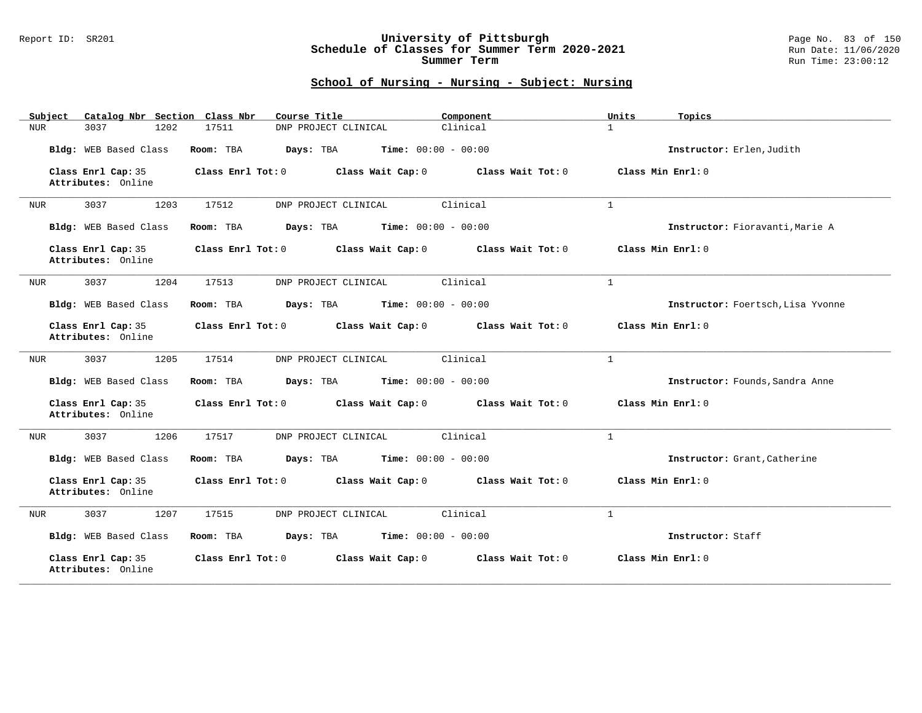## School of Nursing - Nursing - Subject: Nursing

| Subject | Catalog Nbr | Section | Class Nbr | Course Title | Component | Units | Topics |
|---|---|---|---|---|---|---|---|
| NUR | 3037 | 1202 | 17511 | DNP PROJECT CLINICAL | Clinical | 1 | |

**Bldg:** WEB Based Class **Room:** TBA **Days:** TBA **Time:** 00:00 - 00:00 **Instructor:** Erlen,Judith

**Class Enrl Cap:** 35 **Class Enrl Tot:** 0 **Class Wait Cap:** 0 **Class Wait Tot:** 0 **Class Min Enrl:** 0
**Attributes:** Online

---

| Subject | Catalog Nbr | Section | Class Nbr | Course Title | Component | Units | Topics |
|---|---|---|---|---|---|---|---|
| NUR | 3037 | 1203 | 17512 | DNP PROJECT CLINICAL | Clinical | 1 | |

**Bldg:** WEB Based Class **Room:** TBA **Days:** TBA **Time:** 00:00 - 00:00 **Instructor:** Fioravanti,Marie A

**Class Enrl Cap:** 35 **Class Enrl Tot:** 0 **Class Wait Cap:** 0 **Class Wait Tot:** 0 **Class Min Enrl:** 0
**Attributes:** Online

---

| Subject | Catalog Nbr | Section | Class Nbr | Course Title | Component | Units | Topics |
|---|---|---|---|---|---|---|---|
| NUR | 3037 | 1204 | 17513 | DNP PROJECT CLINICAL | Clinical | 1 | |

**Bldg:** WEB Based Class **Room:** TBA **Days:** TBA **Time:** 00:00 - 00:00 **Instructor:** Foertsch,Lisa Yvonne

**Class Enrl Cap:** 35 **Class Enrl Tot:** 0 **Class Wait Cap:** 0 **Class Wait Tot:** 0 **Class Min Enrl:** 0
**Attributes:** Online

---

| Subject | Catalog Nbr | Section | Class Nbr | Course Title | Component | Units | Topics |
|---|---|---|---|---|---|---|---|
| NUR | 3037 | 1205 | 17514 | DNP PROJECT CLINICAL | Clinical | 1 | |

**Bldg:** WEB Based Class **Room:** TBA **Days:** TBA **Time:** 00:00 - 00:00 **Instructor:** Founds,Sandra Anne

**Class Enrl Cap:** 35 **Class Enrl Tot:** 0 **Class Wait Cap:** 0 **Class Wait Tot:** 0 **Class Min Enrl:** 0
**Attributes:** Online

---

| Subject | Catalog Nbr | Section | Class Nbr | Course Title | Component | Units | Topics |
|---|---|---|---|---|---|---|---|
| NUR | 3037 | 1206 | 17517 | DNP PROJECT CLINICAL | Clinical | 1 | |

**Bldg:** WEB Based Class **Room:** TBA **Days:** TBA **Time:** 00:00 - 00:00 **Instructor:** Grant,Catherine

**Class Enrl Cap:** 35 **Class Enrl Tot:** 0 **Class Wait Cap:** 0 **Class Wait Tot:** 0 **Class Min Enrl:** 0
**Attributes:** Online

---

| Subject | Catalog Nbr | Section | Class Nbr | Course Title | Component | Units | Topics |
|---|---|---|---|---|---|---|---|
| NUR | 3037 | 1207 | 17515 | DNP PROJECT CLINICAL | Clinical | 1 | |

**Bldg:** WEB Based Class **Room:** TBA **Days:** TBA **Time:** 00:00 - 00:00 **Instructor:** Staff

**Class Enrl Cap:** 35 **Class Enrl Tot:** 0 **Class Wait Cap:** 0 **Class Wait Tot:** 0 **Class Min Enrl:** 0
**Attributes:** Online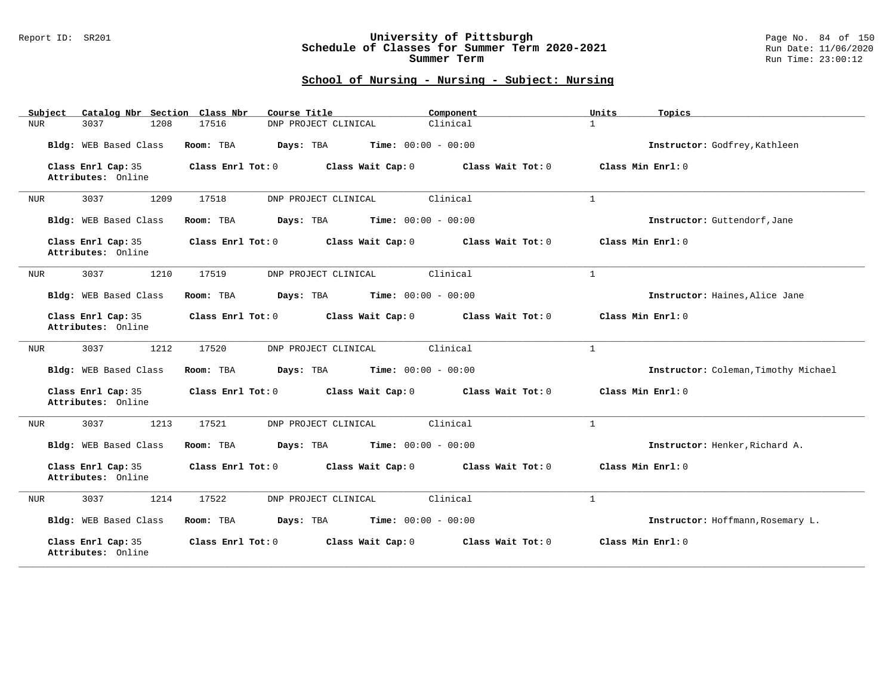## School of Nursing - Nursing - Subject: Nursing

| Subject | Catalog Nbr | Section | Class Nbr | Course Title | Component | Units | Topics |
|---|---|---|---|---|---|---|---|
| NUR | 3037 | 1208 | 17516 | DNP PROJECT CLINICAL | Clinical | 1 | |

**Bldg:** WEB Based Class **Room:** TBA **Days:** TBA **Time:** 00:00 - 00:00 **Instructor:** Godfrey,Kathleen

**Class Enrl Cap:** 35 **Class Enrl Tot:** 0 **Class Wait Cap:** 0 **Class Wait Tot:** 0 **Class Min Enrl:** 0
**Attributes:** Online

| Subject | Catalog Nbr | Section | Class Nbr | Course Title | Component | Units | Topics |
|---|---|---|---|---|---|---|---|
| NUR | 3037 | 1209 | 17518 | DNP PROJECT CLINICAL | Clinical | 1 | |

**Bldg:** WEB Based Class **Room:** TBA **Days:** TBA **Time:** 00:00 - 00:00 **Instructor:** Guttendorf,Jane

**Class Enrl Cap:** 35 **Class Enrl Tot:** 0 **Class Wait Cap:** 0 **Class Wait Tot:** 0 **Class Min Enrl:** 0
**Attributes:** Online

| Subject | Catalog Nbr | Section | Class Nbr | Course Title | Component | Units | Topics |
|---|---|---|---|---|---|---|---|
| NUR | 3037 | 1210 | 17519 | DNP PROJECT CLINICAL | Clinical | 1 | |

**Bldg:** WEB Based Class **Room:** TBA **Days:** TBA **Time:** 00:00 - 00:00 **Instructor:** Haines,Alice Jane

**Class Enrl Cap:** 35 **Class Enrl Tot:** 0 **Class Wait Cap:** 0 **Class Wait Tot:** 0 **Class Min Enrl:** 0
**Attributes:** Online

| Subject | Catalog Nbr | Section | Class Nbr | Course Title | Component | Units | Topics |
|---|---|---|---|---|---|---|---|
| NUR | 3037 | 1212 | 17520 | DNP PROJECT CLINICAL | Clinical | 1 | |

**Bldg:** WEB Based Class **Room:** TBA **Days:** TBA **Time:** 00:00 - 00:00 **Instructor:** Coleman,Timothy Michael

**Class Enrl Cap:** 35 **Class Enrl Tot:** 0 **Class Wait Cap:** 0 **Class Wait Tot:** 0 **Class Min Enrl:** 0
**Attributes:** Online

| Subject | Catalog Nbr | Section | Class Nbr | Course Title | Component | Units | Topics |
|---|---|---|---|---|---|---|---|
| NUR | 3037 | 1213 | 17521 | DNP PROJECT CLINICAL | Clinical | 1 | |

**Bldg:** WEB Based Class **Room:** TBA **Days:** TBA **Time:** 00:00 - 00:00 **Instructor:** Henker,Richard A.

**Class Enrl Cap:** 35 **Class Enrl Tot:** 0 **Class Wait Cap:** 0 **Class Wait Tot:** 0 **Class Min Enrl:** 0
**Attributes:** Online

| Subject | Catalog Nbr | Section | Class Nbr | Course Title | Component | Units | Topics |
|---|---|---|---|---|---|---|---|
| NUR | 3037 | 1214 | 17522 | DNP PROJECT CLINICAL | Clinical | 1 | |

**Bldg:** WEB Based Class **Room:** TBA **Days:** TBA **Time:** 00:00 - 00:00 **Instructor:** Hoffmann,Rosemary L.

**Class Enrl Cap:** 35 **Class Enrl Tot:** 0 **Class Wait Cap:** 0 **Class Wait Tot:** 0 **Class Min Enrl:** 0
**Attributes:** Online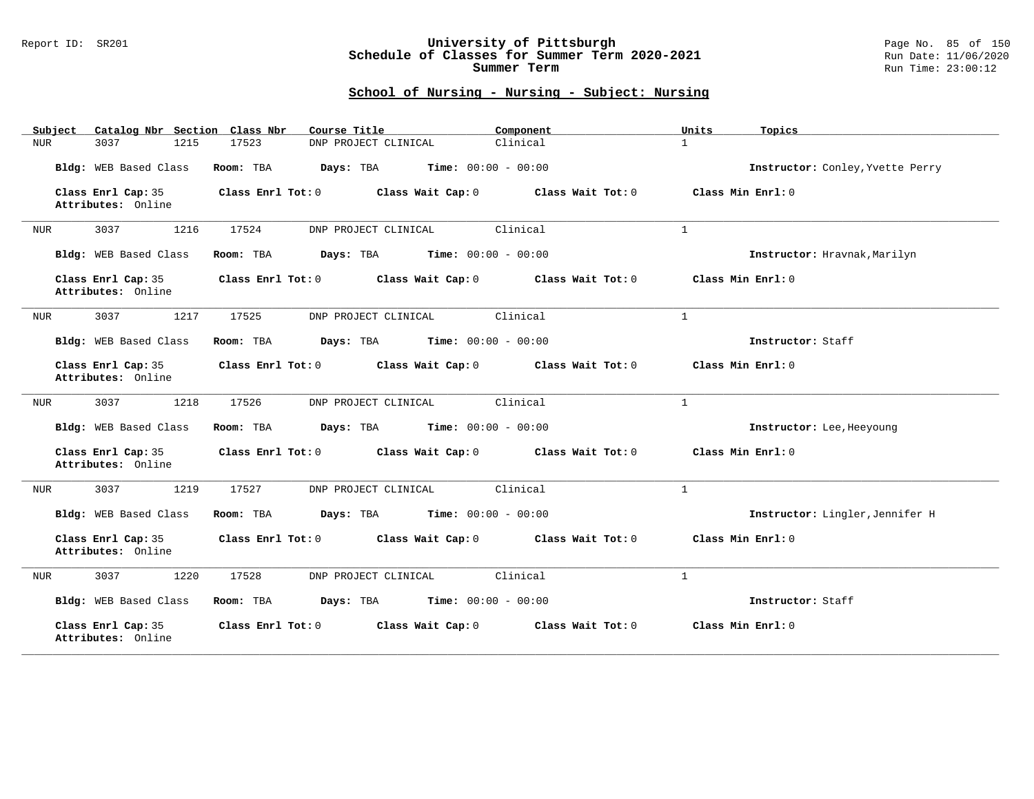## School of Nursing - Nursing - Subject: Nursing

| Subject | Catalog Nbr | Section | Class Nbr | Course Title | Component | Units | Topics |
|---|---|---|---|---|---|---|---|
| NUR | 3037 | 1215 | 17523 | DNP PROJECT CLINICAL | Clinical | 1 | |

**Bldg:** WEB Based Class **Room:** TBA **Days:** TBA **Time:** 00:00 - 00:00 **Instructor:** Conley,Yvette Perry

**Class Enrl Cap:** 35 **Class Enrl Tot:** 0 **Class Wait Cap:** 0 **Class Wait Tot:** 0 **Class Min Enrl:** 0
**Attributes:** Online

---

| Subject | Catalog Nbr | Section | Class Nbr | Course Title | Component | Units | Topics |
|---|---|---|---|---|---|---|---|
| NUR | 3037 | 1216 | 17524 | DNP PROJECT CLINICAL | Clinical | 1 | |

**Bldg:** WEB Based Class **Room:** TBA **Days:** TBA **Time:** 00:00 - 00:00 **Instructor:** Hravnak,Marilyn

**Class Enrl Cap:** 35 **Class Enrl Tot:** 0 **Class Wait Cap:** 0 **Class Wait Tot:** 0 **Class Min Enrl:** 0
**Attributes:** Online

---

| Subject | Catalog Nbr | Section | Class Nbr | Course Title | Component | Units | Topics |
|---|---|---|---|---|---|---|---|
| NUR | 3037 | 1217 | 17525 | DNP PROJECT CLINICAL | Clinical | 1 | |

**Bldg:** WEB Based Class **Room:** TBA **Days:** TBA **Time:** 00:00 - 00:00 **Instructor:** Staff

**Class Enrl Cap:** 35 **Class Enrl Tot:** 0 **Class Wait Cap:** 0 **Class Wait Tot:** 0 **Class Min Enrl:** 0
**Attributes:** Online

---

| Subject | Catalog Nbr | Section | Class Nbr | Course Title | Component | Units | Topics |
|---|---|---|---|---|---|---|---|
| NUR | 3037 | 1218 | 17526 | DNP PROJECT CLINICAL | Clinical | 1 | |

**Bldg:** WEB Based Class **Room:** TBA **Days:** TBA **Time:** 00:00 - 00:00 **Instructor:** Lee,Heeyoung

**Class Enrl Cap:** 35 **Class Enrl Tot:** 0 **Class Wait Cap:** 0 **Class Wait Tot:** 0 **Class Min Enrl:** 0
**Attributes:** Online

---

| Subject | Catalog Nbr | Section | Class Nbr | Course Title | Component | Units | Topics |
|---|---|---|---|---|---|---|---|
| NUR | 3037 | 1219 | 17527 | DNP PROJECT CLINICAL | Clinical | 1 | |

**Bldg:** WEB Based Class **Room:** TBA **Days:** TBA **Time:** 00:00 - 00:00 **Instructor:** Lingler,Jennifer H

**Class Enrl Cap:** 35 **Class Enrl Tot:** 0 **Class Wait Cap:** 0 **Class Wait Tot:** 0 **Class Min Enrl:** 0
**Attributes:** Online

---

| Subject | Catalog Nbr | Section | Class Nbr | Course Title | Component | Units | Topics |
|---|---|---|---|---|---|---|---|
| NUR | 3037 | 1220 | 17528 | DNP PROJECT CLINICAL | Clinical | 1 | |

**Bldg:** WEB Based Class **Room:** TBA **Days:** TBA **Time:** 00:00 - 00:00 **Instructor:** Staff

**Class Enrl Cap:** 35 **Class Enrl Tot:** 0 **Class Wait Cap:** 0 **Class Wait Tot:** 0 **Class Min Enrl:** 0
**Attributes:** Online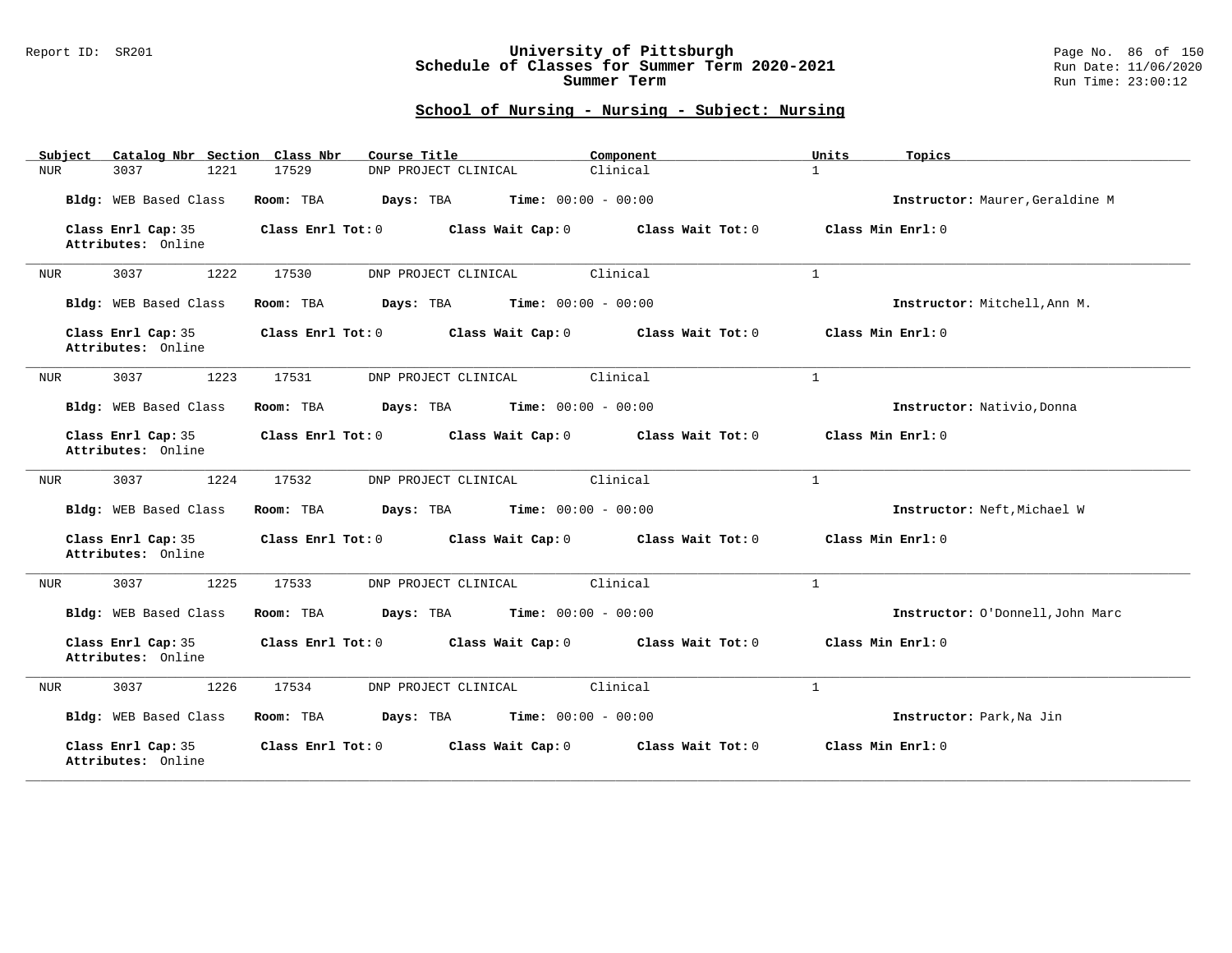## School of Nursing - Nursing - Subject: Nursing

| Subject | Catalog Nbr | Section | Class Nbr | Course Title | Component | Units | Topics |
|---|---|---|---|---|---|---|---|
| NUR | 3037 | 1221 | 17529 | DNP PROJECT CLINICAL | Clinical | 1 | |

**Bldg:** WEB Based Class **Room:** TBA **Days:** TBA **Time:** 00:00 - 00:00 **Instructor:** Maurer,Geraldine M

**Class Enrl Cap:** 35 **Class Enrl Tot:** 0 **Class Wait Cap:** 0 **Class Wait Tot:** 0 **Class Min Enrl:** 0
**Attributes:** Online

---

| Subject | Catalog Nbr | Section | Class Nbr | Course Title | Component | Units | Topics |
|---|---|---|---|---|---|---|---|
| NUR | 3037 | 1222 | 17530 | DNP PROJECT CLINICAL | Clinical | 1 | |

**Bldg:** WEB Based Class **Room:** TBA **Days:** TBA **Time:** 00:00 - 00:00 **Instructor:** Mitchell,Ann M.

**Class Enrl Cap:** 35 **Class Enrl Tot:** 0 **Class Wait Cap:** 0 **Class Wait Tot:** 0 **Class Min Enrl:** 0
**Attributes:** Online

---

| Subject | Catalog Nbr | Section | Class Nbr | Course Title | Component | Units | Topics |
|---|---|---|---|---|---|---|---|
| NUR | 3037 | 1223 | 17531 | DNP PROJECT CLINICAL | Clinical | 1 | |

**Bldg:** WEB Based Class **Room:** TBA **Days:** TBA **Time:** 00:00 - 00:00 **Instructor:** Nativio,Donna

**Class Enrl Cap:** 35 **Class Enrl Tot:** 0 **Class Wait Cap:** 0 **Class Wait Tot:** 0 **Class Min Enrl:** 0
**Attributes:** Online

---

| Subject | Catalog Nbr | Section | Class Nbr | Course Title | Component | Units | Topics |
|---|---|---|---|---|---|---|---|
| NUR | 3037 | 1224 | 17532 | DNP PROJECT CLINICAL | Clinical | 1 | |

**Bldg:** WEB Based Class **Room:** TBA **Days:** TBA **Time:** 00:00 - 00:00 **Instructor:** Neft,Michael W

**Class Enrl Cap:** 35 **Class Enrl Tot:** 0 **Class Wait Cap:** 0 **Class Wait Tot:** 0 **Class Min Enrl:** 0
**Attributes:** Online

---

| Subject | Catalog Nbr | Section | Class Nbr | Course Title | Component | Units | Topics |
|---|---|---|---|---|---|---|---|
| NUR | 3037 | 1225 | 17533 | DNP PROJECT CLINICAL | Clinical | 1 | |

**Bldg:** WEB Based Class **Room:** TBA **Days:** TBA **Time:** 00:00 - 00:00 **Instructor:** O'Donnell,John Marc

**Class Enrl Cap:** 35 **Class Enrl Tot:** 0 **Class Wait Cap:** 0 **Class Wait Tot:** 0 **Class Min Enrl:** 0
**Attributes:** Online

---

| Subject | Catalog Nbr | Section | Class Nbr | Course Title | Component | Units | Topics |
|---|---|---|---|---|---|---|---|
| NUR | 3037 | 1226 | 17534 | DNP PROJECT CLINICAL | Clinical | 1 | |

**Bldg:** WEB Based Class **Room:** TBA **Days:** TBA **Time:** 00:00 - 00:00 **Instructor:** Park,Na Jin

**Class Enrl Cap:** 35 **Class Enrl Tot:** 0 **Class Wait Cap:** 0 **Class Wait Tot:** 0 **Class Min Enrl:** 0
**Attributes:** Online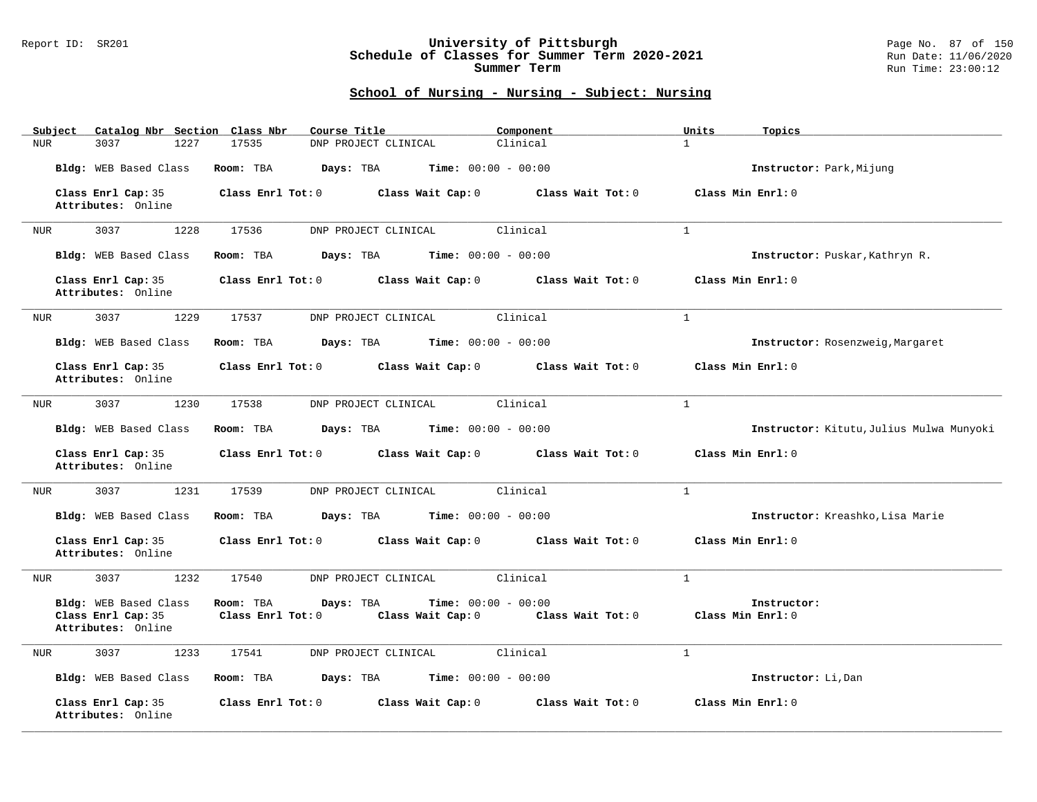## School of Nursing - Nursing - Subject: Nursing

| Subject | Catalog Nbr | Section | Class Nbr | Course Title | Component | Units | Topics |
|---|---|---|---|---|---|---|---|
| NUR | 3037 | 1227 | 17535 | DNP PROJECT CLINICAL | Clinical | 1 | |

**Bldg:** WEB Based Class **Room:** TBA **Days:** TBA **Time:** 00:00 - 00:00 **Instructor:** Park,Mijung

**Class Enrl Cap:** 35 **Class Enrl Tot:** 0 **Class Wait Cap:** 0 **Class Wait Tot:** 0 **Class Min Enrl:** 0
**Attributes:** Online

---

| Subject | Catalog Nbr | Section | Class Nbr | Course Title | Component | Units | Topics |
|---|---|---|---|---|---|---|---|
| NUR | 3037 | 1228 | 17536 | DNP PROJECT CLINICAL | Clinical | 1 | |

**Bldg:** WEB Based Class **Room:** TBA **Days:** TBA **Time:** 00:00 - 00:00 **Instructor:** Puskar,Kathryn R.

**Class Enrl Cap:** 35 **Class Enrl Tot:** 0 **Class Wait Cap:** 0 **Class Wait Tot:** 0 **Class Min Enrl:** 0
**Attributes:** Online

---

| Subject | Catalog Nbr | Section | Class Nbr | Course Title | Component | Units | Topics |
|---|---|---|---|---|---|---|---|
| NUR | 3037 | 1229 | 17537 | DNP PROJECT CLINICAL | Clinical | 1 | |

**Bldg:** WEB Based Class **Room:** TBA **Days:** TBA **Time:** 00:00 - 00:00 **Instructor:** Rosenzweig,Margaret

**Class Enrl Cap:** 35 **Class Enrl Tot:** 0 **Class Wait Cap:** 0 **Class Wait Tot:** 0 **Class Min Enrl:** 0
**Attributes:** Online

---

| Subject | Catalog Nbr | Section | Class Nbr | Course Title | Component | Units | Topics |
|---|---|---|---|---|---|---|---|
| NUR | 3037 | 1230 | 17538 | DNP PROJECT CLINICAL | Clinical | 1 | |

**Bldg:** WEB Based Class **Room:** TBA **Days:** TBA **Time:** 00:00 - 00:00 **Instructor:** Kitutu,Julius Mulwa Munyoki

**Class Enrl Cap:** 35 **Class Enrl Tot:** 0 **Class Wait Cap:** 0 **Class Wait Tot:** 0 **Class Min Enrl:** 0
**Attributes:** Online

---

| Subject | Catalog Nbr | Section | Class Nbr | Course Title | Component | Units | Topics |
|---|---|---|---|---|---|---|---|
| NUR | 3037 | 1231 | 17539 | DNP PROJECT CLINICAL | Clinical | 1 | |

**Bldg:** WEB Based Class **Room:** TBA **Days:** TBA **Time:** 00:00 - 00:00 **Instructor:** Kreashko,Lisa Marie

**Class Enrl Cap:** 35 **Class Enrl Tot:** 0 **Class Wait Cap:** 0 **Class Wait Tot:** 0 **Class Min Enrl:** 0
**Attributes:** Online

---

| Subject | Catalog Nbr | Section | Class Nbr | Course Title | Component | Units | Topics |
|---|---|---|---|---|---|---|---|
| NUR | 3037 | 1232 | 17540 | DNP PROJECT CLINICAL | Clinical | 1 | |

**Bldg:** WEB Based Class **Room:** TBA **Days:** TBA **Time:** 00:00 - 00:00 **Instructor:**
**Class Enrl Cap:** 35 **Class Enrl Tot:** 0 **Class Wait Cap:** 0 **Class Wait Tot:** 0 **Class Min Enrl:** 0
**Attributes:** Online

---

| Subject | Catalog Nbr | Section | Class Nbr | Course Title | Component | Units | Topics |
|---|---|---|---|---|---|---|---|
| NUR | 3037 | 1233 | 17541 | DNP PROJECT CLINICAL | Clinical | 1 | |

**Bldg:** WEB Based Class **Room:** TBA **Days:** TBA **Time:** 00:00 - 00:00 **Instructor:** Li,Dan

**Class Enrl Cap:** 35 **Class Enrl Tot:** 0 **Class Wait Cap:** 0 **Class Wait Tot:** 0 **Class Min Enrl:** 0
**Attributes:** Online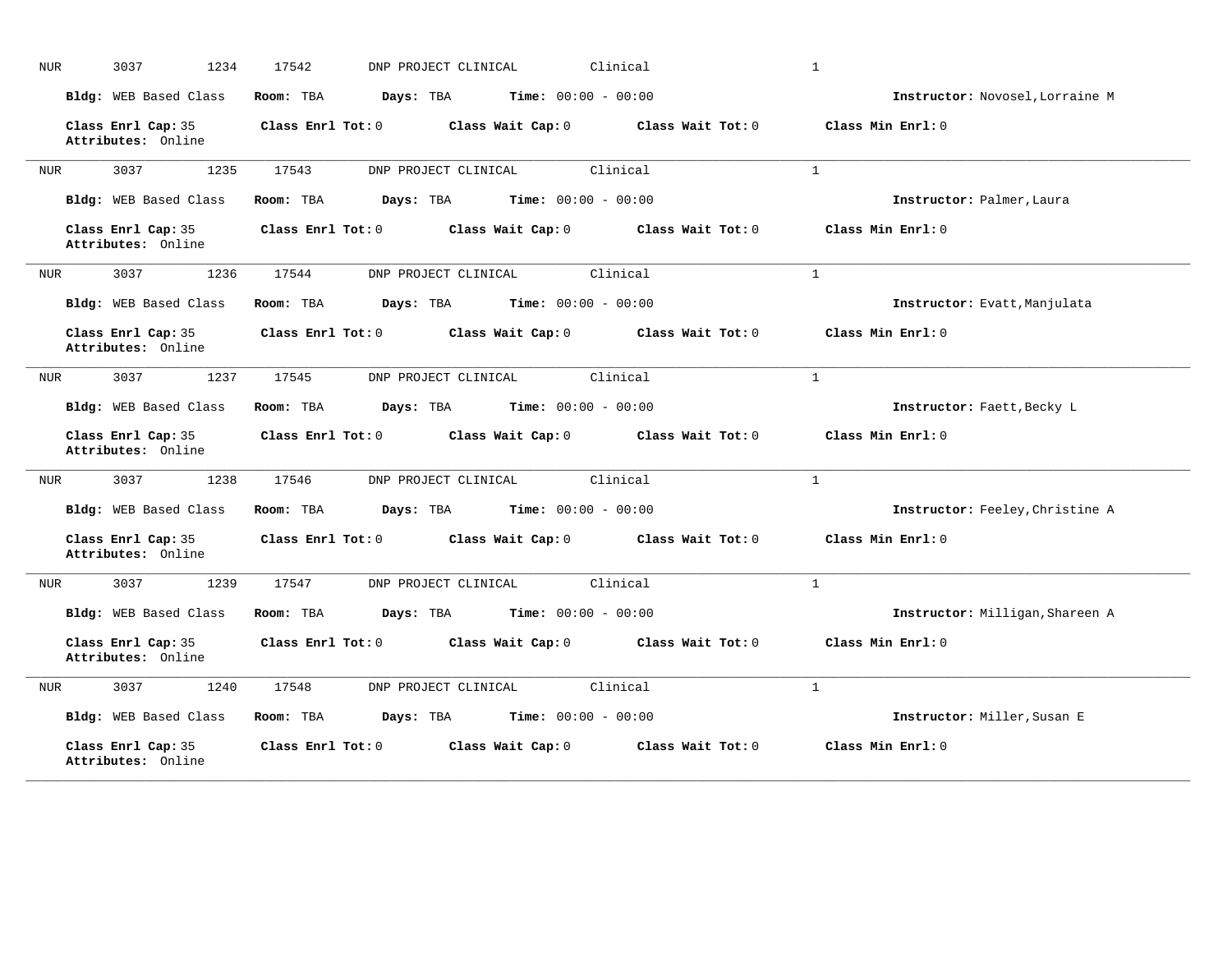NUR 3037 1234 17542 DNP PROJECT CLINICAL Clinical 1

**Bldg:** WEB Based Class **Room:** TBA **Days:** TBA **Time:** 00:00 - 00:00 **Instructor:** Novosel,Lorraine M

**Class Enrl Cap:** 35 **Class Enrl Tot:** 0 **Class Wait Cap:** 0 **Class Wait Tot:** 0 **Class Min Enrl:** 0
**Attributes:** Online

---

NUR 3037 1235 17543 DNP PROJECT CLINICAL Clinical 1

**Bldg:** WEB Based Class **Room:** TBA **Days:** TBA **Time:** 00:00 - 00:00 **Instructor:** Palmer,Laura

**Class Enrl Cap:** 35 **Class Enrl Tot:** 0 **Class Wait Cap:** 0 **Class Wait Tot:** 0 **Class Min Enrl:** 0
**Attributes:** Online

---

NUR 3037 1236 17544 DNP PROJECT CLINICAL Clinical 1

**Bldg:** WEB Based Class **Room:** TBA **Days:** TBA **Time:** 00:00 - 00:00 **Instructor:** Evatt,Manjulata

**Class Enrl Cap:** 35 **Class Enrl Tot:** 0 **Class Wait Cap:** 0 **Class Wait Tot:** 0 **Class Min Enrl:** 0
**Attributes:** Online

---

NUR 3037 1237 17545 DNP PROJECT CLINICAL Clinical 1

**Bldg:** WEB Based Class **Room:** TBA **Days:** TBA **Time:** 00:00 - 00:00 **Instructor:** Faett,Becky L

**Class Enrl Cap:** 35 **Class Enrl Tot:** 0 **Class Wait Cap:** 0 **Class Wait Tot:** 0 **Class Min Enrl:** 0
**Attributes:** Online

---

NUR 3037 1238 17546 DNP PROJECT CLINICAL Clinical 1

**Bldg:** WEB Based Class **Room:** TBA **Days:** TBA **Time:** 00:00 - 00:00 **Instructor:** Feeley,Christine A

**Class Enrl Cap:** 35 **Class Enrl Tot:** 0 **Class Wait Cap:** 0 **Class Wait Tot:** 0 **Class Min Enrl:** 0
**Attributes:** Online

---

NUR 3037 1239 17547 DNP PROJECT CLINICAL Clinical 1

**Bldg:** WEB Based Class **Room:** TBA **Days:** TBA **Time:** 00:00 - 00:00 **Instructor:** Milligan,Shareen A

**Class Enrl Cap:** 35 **Class Enrl Tot:** 0 **Class Wait Cap:** 0 **Class Wait Tot:** 0 **Class Min Enrl:** 0
**Attributes:** Online

---

NUR 3037 1240 17548 DNP PROJECT CLINICAL Clinical 1

**Bldg:** WEB Based Class **Room:** TBA **Days:** TBA **Time:** 00:00 - 00:00 **Instructor:** Miller,Susan E

**Class Enrl Cap:** 35 **Class Enrl Tot:** 0 **Class Wait Cap:** 0 **Class Wait Tot:** 0 **Class Min Enrl:** 0
**Attributes:** Online

---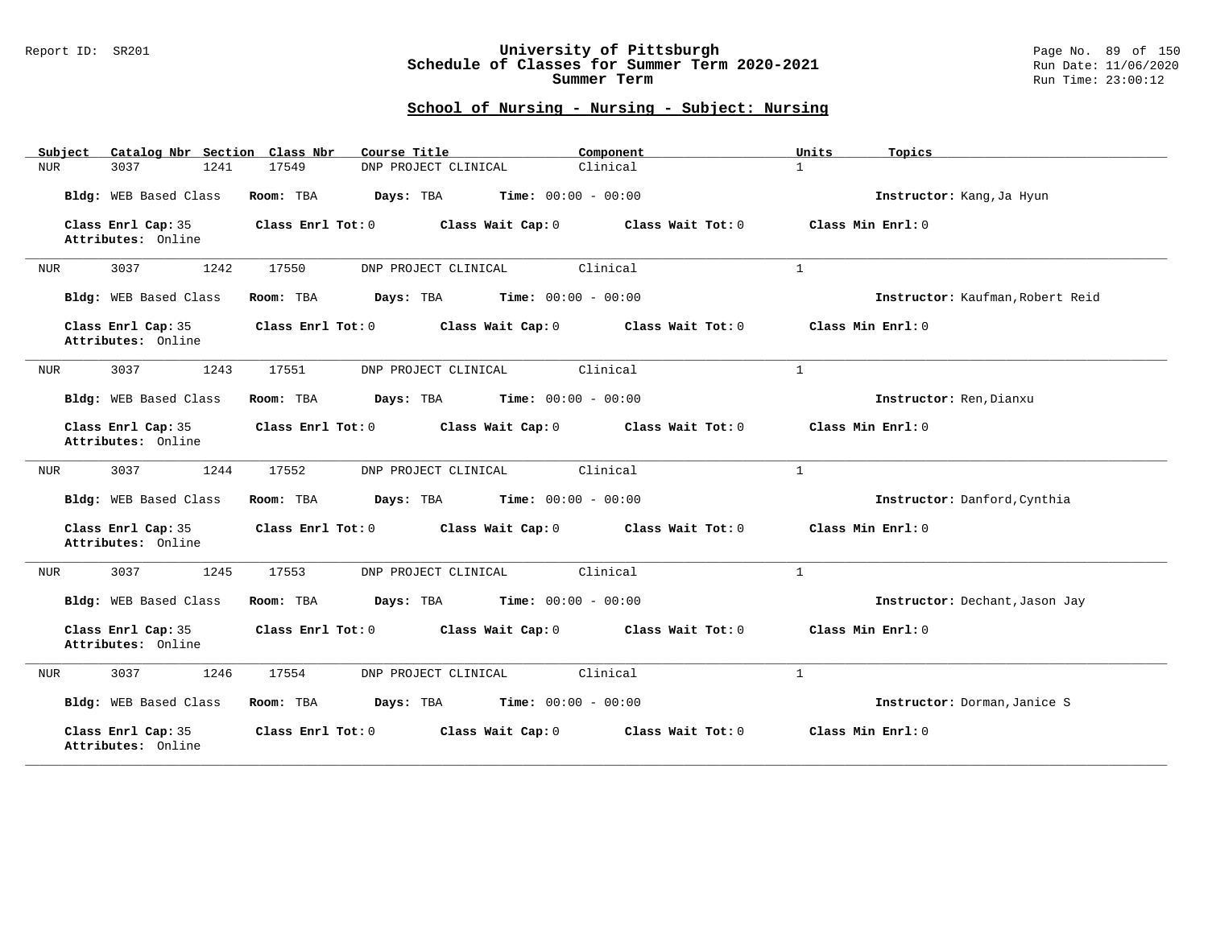## School of Nursing - Nursing - Subject: Nursing

| Subject | Catalog Nbr | Section | Class Nbr | Course Title | Component | Units | Topics |
|---|---|---|---|---|---|---|---|
| NUR | 3037 | 1241 | 17549 | DNP PROJECT CLINICAL | Clinical | 1 | |

**Bldg:** WEB Based Class **Room:** TBA **Days:** TBA **Time:** 00:00 - 00:00 **Instructor:** Kang,Ja Hyun

**Class Enrl Cap:** 35 **Class Enrl Tot:** 0 **Class Wait Cap:** 0 **Class Wait Tot:** 0 **Class Min Enrl:** 0
**Attributes:** Online

---

| Subject | Catalog Nbr | Section | Class Nbr | Course Title | Component | Units | Topics |
|---|---|---|---|---|---|---|---|
| NUR | 3037 | 1242 | 17550 | DNP PROJECT CLINICAL | Clinical | 1 | |

**Bldg:** WEB Based Class **Room:** TBA **Days:** TBA **Time:** 00:00 - 00:00 **Instructor:** Kaufman,Robert Reid

**Class Enrl Cap:** 35 **Class Enrl Tot:** 0 **Class Wait Cap:** 0 **Class Wait Tot:** 0 **Class Min Enrl:** 0
**Attributes:** Online

---

| Subject | Catalog Nbr | Section | Class Nbr | Course Title | Component | Units | Topics |
|---|---|---|---|---|---|---|---|
| NUR | 3037 | 1243 | 17551 | DNP PROJECT CLINICAL | Clinical | 1 | |

**Bldg:** WEB Based Class **Room:** TBA **Days:** TBA **Time:** 00:00 - 00:00 **Instructor:** Ren,Dianxu

**Class Enrl Cap:** 35 **Class Enrl Tot:** 0 **Class Wait Cap:** 0 **Class Wait Tot:** 0 **Class Min Enrl:** 0
**Attributes:** Online

---

| Subject | Catalog Nbr | Section | Class Nbr | Course Title | Component | Units | Topics |
|---|---|---|---|---|---|---|---|
| NUR | 3037 | 1244 | 17552 | DNP PROJECT CLINICAL | Clinical | 1 | |

**Bldg:** WEB Based Class **Room:** TBA **Days:** TBA **Time:** 00:00 - 00:00 **Instructor:** Danford,Cynthia

**Class Enrl Cap:** 35 **Class Enrl Tot:** 0 **Class Wait Cap:** 0 **Class Wait Tot:** 0 **Class Min Enrl:** 0
**Attributes:** Online

---

| Subject | Catalog Nbr | Section | Class Nbr | Course Title | Component | Units | Topics |
|---|---|---|---|---|---|---|---|
| NUR | 3037 | 1245 | 17553 | DNP PROJECT CLINICAL | Clinical | 1 | |

**Bldg:** WEB Based Class **Room:** TBA **Days:** TBA **Time:** 00:00 - 00:00 **Instructor:** Dechant,Jason Jay

**Class Enrl Cap:** 35 **Class Enrl Tot:** 0 **Class Wait Cap:** 0 **Class Wait Tot:** 0 **Class Min Enrl:** 0
**Attributes:** Online

---

| Subject | Catalog Nbr | Section | Class Nbr | Course Title | Component | Units | Topics |
|---|---|---|---|---|---|---|---|
| NUR | 3037 | 1246 | 17554 | DNP PROJECT CLINICAL | Clinical | 1 | |

**Bldg:** WEB Based Class **Room:** TBA **Days:** TBA **Time:** 00:00 - 00:00 **Instructor:** Dorman,Janice S

**Class Enrl Cap:** 35 **Class Enrl Tot:** 0 **Class Wait Cap:** 0 **Class Wait Tot:** 0 **Class Min Enrl:** 0
**Attributes:** Online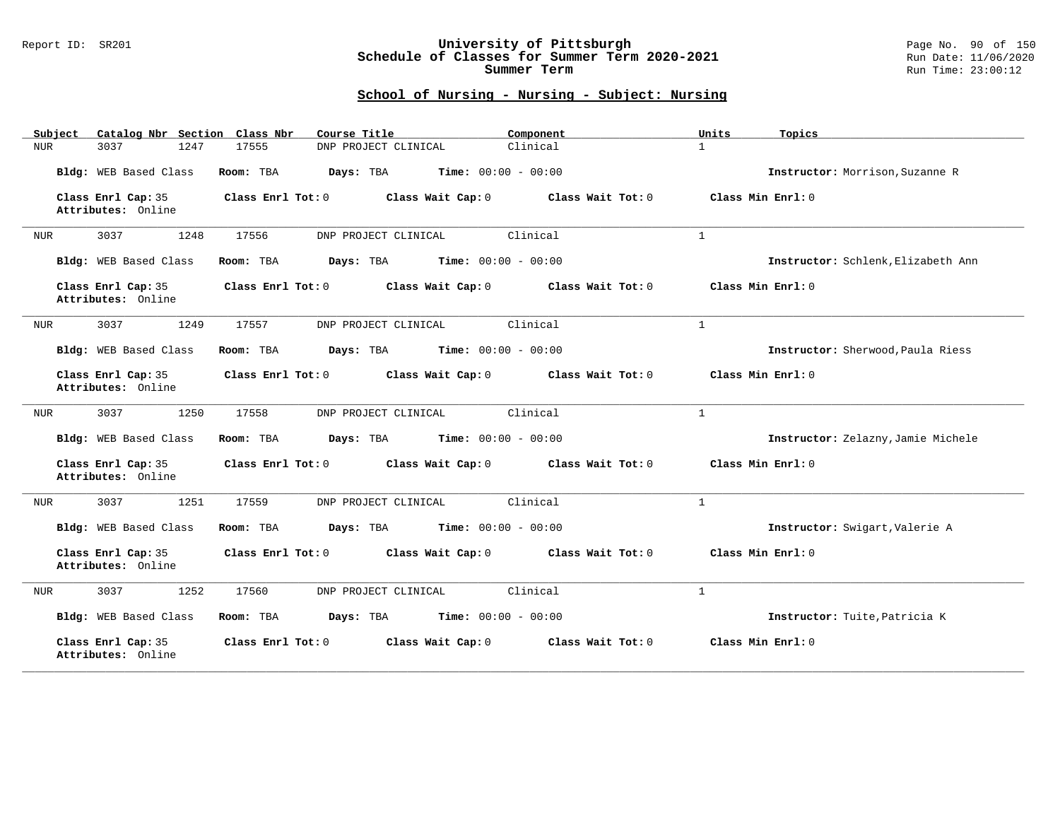## School of Nursing - Nursing - Subject: Nursing

| Subject | Catalog Nbr | Section | Class Nbr | Course Title | Component | Units | Topics |
|---|---|---|---|---|---|---|---|
| NUR | 3037 | 1247 | 17555 | DNP PROJECT CLINICAL | Clinical | 1 | |

**Bldg:** WEB Based Class **Room:** TBA **Days:** TBA **Time:** 00:00 - 00:00 **Instructor:** Morrison,Suzanne R

**Class Enrl Cap:** 35 **Class Enrl Tot:** 0 **Class Wait Cap:** 0 **Class Wait Tot:** 0 **Class Min Enrl:** 0
**Attributes:** Online

---

| Subject | Catalog Nbr | Section | Class Nbr | Course Title | Component | Units | Topics |
|---|---|---|---|---|---|---|---|
| NUR | 3037 | 1248 | 17556 | DNP PROJECT CLINICAL | Clinical | 1 | |

**Bldg:** WEB Based Class **Room:** TBA **Days:** TBA **Time:** 00:00 - 00:00 **Instructor:** Schlenk,Elizabeth Ann

**Class Enrl Cap:** 35 **Class Enrl Tot:** 0 **Class Wait Cap:** 0 **Class Wait Tot:** 0 **Class Min Enrl:** 0
**Attributes:** Online

---

| Subject | Catalog Nbr | Section | Class Nbr | Course Title | Component | Units | Topics |
|---|---|---|---|---|---|---|---|
| NUR | 3037 | 1249 | 17557 | DNP PROJECT CLINICAL | Clinical | 1 | |

**Bldg:** WEB Based Class **Room:** TBA **Days:** TBA **Time:** 00:00 - 00:00 **Instructor:** Sherwood,Paula Riess

**Class Enrl Cap:** 35 **Class Enrl Tot:** 0 **Class Wait Cap:** 0 **Class Wait Tot:** 0 **Class Min Enrl:** 0
**Attributes:** Online

---

| Subject | Catalog Nbr | Section | Class Nbr | Course Title | Component | Units | Topics |
|---|---|---|---|---|---|---|---|
| NUR | 3037 | 1250 | 17558 | DNP PROJECT CLINICAL | Clinical | 1 | |

**Bldg:** WEB Based Class **Room:** TBA **Days:** TBA **Time:** 00:00 - 00:00 **Instructor:** Zelazny,Jamie Michele

**Class Enrl Cap:** 35 **Class Enrl Tot:** 0 **Class Wait Cap:** 0 **Class Wait Tot:** 0 **Class Min Enrl:** 0
**Attributes:** Online

---

| Subject | Catalog Nbr | Section | Class Nbr | Course Title | Component | Units | Topics |
|---|---|---|---|---|---|---|---|
| NUR | 3037 | 1251 | 17559 | DNP PROJECT CLINICAL | Clinical | 1 | |

**Bldg:** WEB Based Class **Room:** TBA **Days:** TBA **Time:** 00:00 - 00:00 **Instructor:** Swigart,Valerie A

**Class Enrl Cap:** 35 **Class Enrl Tot:** 0 **Class Wait Cap:** 0 **Class Wait Tot:** 0 **Class Min Enrl:** 0
**Attributes:** Online

---

| Subject | Catalog Nbr | Section | Class Nbr | Course Title | Component | Units | Topics |
|---|---|---|---|---|---|---|---|
| NUR | 3037 | 1252 | 17560 | DNP PROJECT CLINICAL | Clinical | 1 | |

**Bldg:** WEB Based Class **Room:** TBA **Days:** TBA **Time:** 00:00 - 00:00 **Instructor:** Tuite,Patricia K

**Class Enrl Cap:** 35 **Class Enrl Tot:** 0 **Class Wait Cap:** 0 **Class Wait Tot:** 0 **Class Min Enrl:** 0
**Attributes:** Online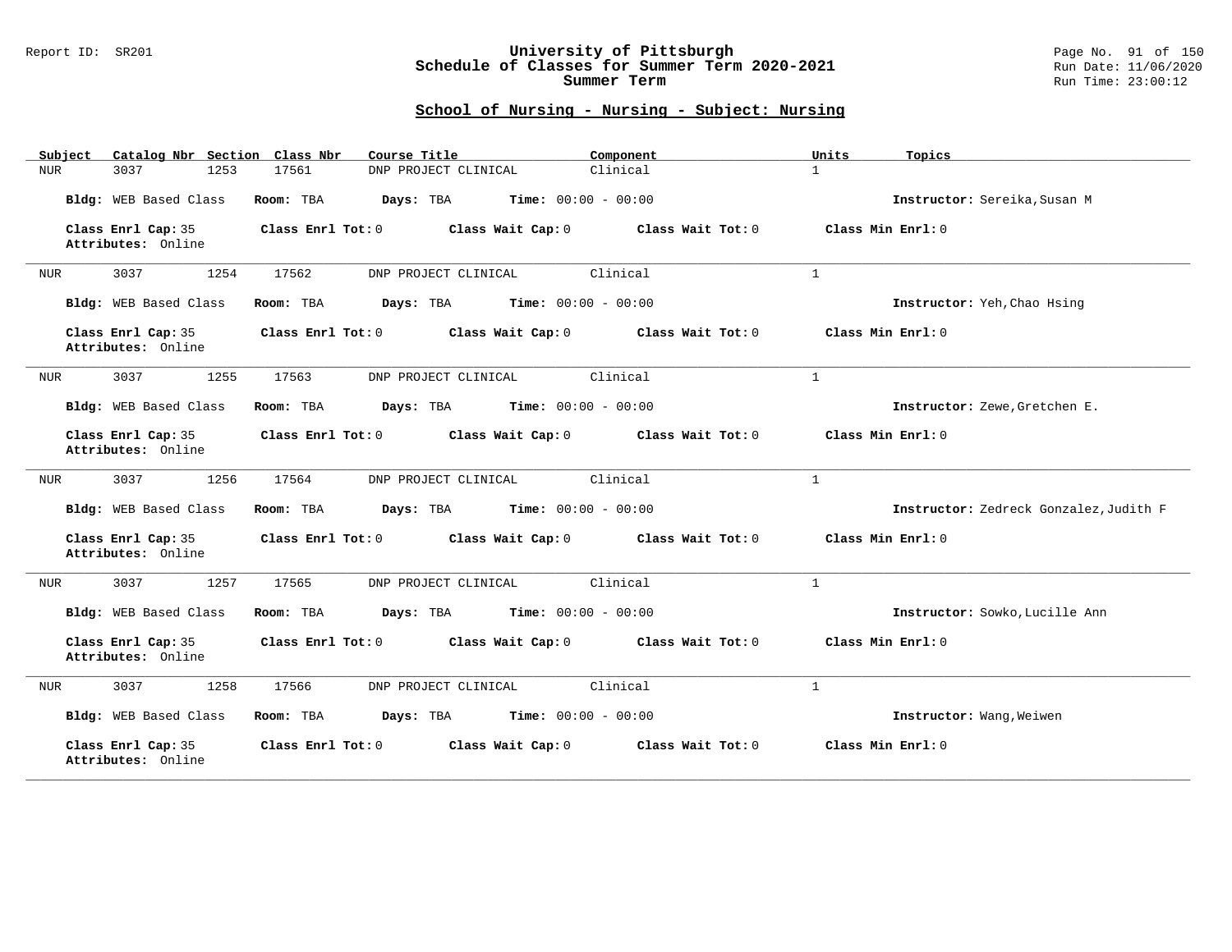## School of Nursing - Nursing - Subject: Nursing

| Subject | Catalog Nbr | Section | Class Nbr | Course Title | Component | Units | Topics |
|---|---|---|---|---|---|---|---|
| NUR | 3037 | 1253 | 17561 | DNP PROJECT CLINICAL | Clinical | 1 | |

**Bldg:** WEB Based Class **Room:** TBA **Days:** TBA **Time:** 00:00 - 00:00 **Instructor:** Sereika,Susan M

**Class Enrl Cap:** 35 **Class Enrl Tot:** 0 **Class Wait Cap:** 0 **Class Wait Tot:** 0 **Class Min Enrl:** 0
**Attributes:** Online

---

| Subject | Catalog Nbr | Section | Class Nbr | Course Title | Component | Units | Topics |
|---|---|---|---|---|---|---|---|
| NUR | 3037 | 1254 | 17562 | DNP PROJECT CLINICAL | Clinical | 1 | |

**Bldg:** WEB Based Class **Room:** TBA **Days:** TBA **Time:** 00:00 - 00:00 **Instructor:** Yeh,Chao Hsing

**Class Enrl Cap:** 35 **Class Enrl Tot:** 0 **Class Wait Cap:** 0 **Class Wait Tot:** 0 **Class Min Enrl:** 0
**Attributes:** Online

---

| Subject | Catalog Nbr | Section | Class Nbr | Course Title | Component | Units | Topics |
|---|---|---|---|---|---|---|---|
| NUR | 3037 | 1255 | 17563 | DNP PROJECT CLINICAL | Clinical | 1 | |

**Bldg:** WEB Based Class **Room:** TBA **Days:** TBA **Time:** 00:00 - 00:00 **Instructor:** Zewe,Gretchen E.

**Class Enrl Cap:** 35 **Class Enrl Tot:** 0 **Class Wait Cap:** 0 **Class Wait Tot:** 0 **Class Min Enrl:** 0
**Attributes:** Online

---

| Subject | Catalog Nbr | Section | Class Nbr | Course Title | Component | Units | Topics |
|---|---|---|---|---|---|---|---|
| NUR | 3037 | 1256 | 17564 | DNP PROJECT CLINICAL | Clinical | 1 | |

**Bldg:** WEB Based Class **Room:** TBA **Days:** TBA **Time:** 00:00 - 00:00 **Instructor:** Zedreck Gonzalez,Judith F

**Class Enrl Cap:** 35 **Class Enrl Tot:** 0 **Class Wait Cap:** 0 **Class Wait Tot:** 0 **Class Min Enrl:** 0
**Attributes:** Online

---

| Subject | Catalog Nbr | Section | Class Nbr | Course Title | Component | Units | Topics |
|---|---|---|---|---|---|---|---|
| NUR | 3037 | 1257 | 17565 | DNP PROJECT CLINICAL | Clinical | 1 | |

**Bldg:** WEB Based Class **Room:** TBA **Days:** TBA **Time:** 00:00 - 00:00 **Instructor:** Sowko,Lucille Ann

**Class Enrl Cap:** 35 **Class Enrl Tot:** 0 **Class Wait Cap:** 0 **Class Wait Tot:** 0 **Class Min Enrl:** 0
**Attributes:** Online

---

| Subject | Catalog Nbr | Section | Class Nbr | Course Title | Component | Units | Topics |
|---|---|---|---|---|---|---|---|
| NUR | 3037 | 1258 | 17566 | DNP PROJECT CLINICAL | Clinical | 1 | |

**Bldg:** WEB Based Class **Room:** TBA **Days:** TBA **Time:** 00:00 - 00:00 **Instructor:** Wang,Weiwen

**Class Enrl Cap:** 35 **Class Enrl Tot:** 0 **Class Wait Cap:** 0 **Class Wait Tot:** 0 **Class Min Enrl:** 0
**Attributes:** Online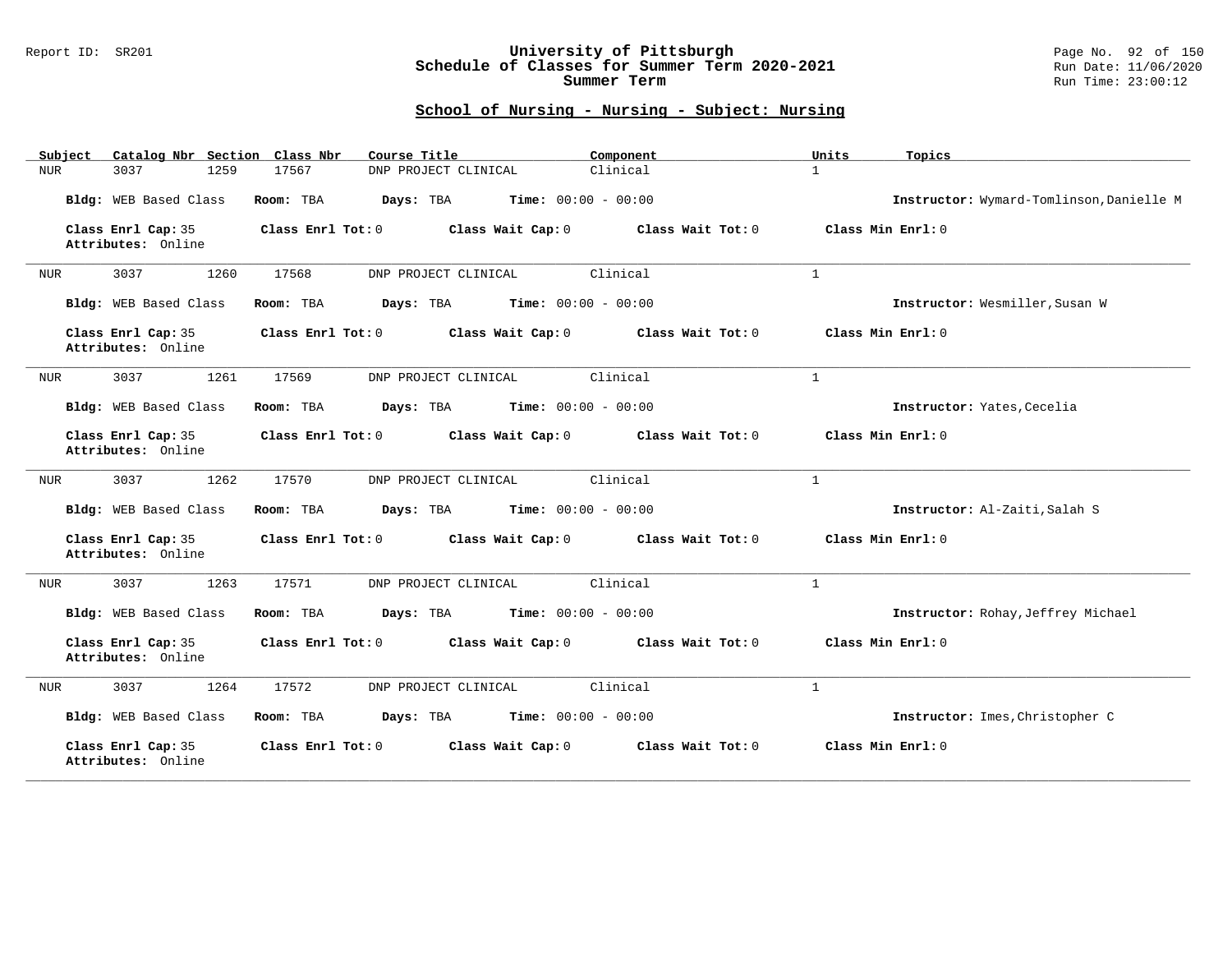## School of Nursing - Nursing - Subject: Nursing

| Subject | Catalog Nbr | Section | Class Nbr | Course Title | Component | Units | Topics |
|---|---|---|---|---|---|---|---|
| NUR | 3037 | 1259 | 17567 | DNP PROJECT CLINICAL | Clinical | 1 | |

**Bldg:** WEB Based Class **Room:** TBA **Days:** TBA **Time:** 00:00 - 00:00 **Instructor:** Wymard-Tomlinson,Danielle M

**Class Enrl Cap:** 35 **Class Enrl Tot:** 0 **Class Wait Cap:** 0 **Class Wait Tot:** 0 **Class Min Enrl:** 0
**Attributes:** Online

---

| Subject | Catalog Nbr | Section | Class Nbr | Course Title | Component | Units | Topics |
|---|---|---|---|---|---|---|---|
| NUR | 3037 | 1260 | 17568 | DNP PROJECT CLINICAL | Clinical | 1 | |

**Bldg:** WEB Based Class **Room:** TBA **Days:** TBA **Time:** 00:00 - 00:00 **Instructor:** Wesmiller,Susan W

**Class Enrl Cap:** 35 **Class Enrl Tot:** 0 **Class Wait Cap:** 0 **Class Wait Tot:** 0 **Class Min Enrl:** 0
**Attributes:** Online

---

| Subject | Catalog Nbr | Section | Class Nbr | Course Title | Component | Units | Topics |
|---|---|---|---|---|---|---|---|
| NUR | 3037 | 1261 | 17569 | DNP PROJECT CLINICAL | Clinical | 1 | |

**Bldg:** WEB Based Class **Room:** TBA **Days:** TBA **Time:** 00:00 - 00:00 **Instructor:** Yates,Cecelia

**Class Enrl Cap:** 35 **Class Enrl Tot:** 0 **Class Wait Cap:** 0 **Class Wait Tot:** 0 **Class Min Enrl:** 0
**Attributes:** Online

---

| Subject | Catalog Nbr | Section | Class Nbr | Course Title | Component | Units | Topics |
|---|---|---|---|---|---|---|---|
| NUR | 3037 | 1262 | 17570 | DNP PROJECT CLINICAL | Clinical | 1 | |

**Bldg:** WEB Based Class **Room:** TBA **Days:** TBA **Time:** 00:00 - 00:00 **Instructor:** Al-Zaiti,Salah S

**Class Enrl Cap:** 35 **Class Enrl Tot:** 0 **Class Wait Cap:** 0 **Class Wait Tot:** 0 **Class Min Enrl:** 0
**Attributes:** Online

---

| Subject | Catalog Nbr | Section | Class Nbr | Course Title | Component | Units | Topics |
|---|---|---|---|---|---|---|---|
| NUR | 3037 | 1263 | 17571 | DNP PROJECT CLINICAL | Clinical | 1 | |

**Bldg:** WEB Based Class **Room:** TBA **Days:** TBA **Time:** 00:00 - 00:00 **Instructor:** Rohay,Jeffrey Michael

**Class Enrl Cap:** 35 **Class Enrl Tot:** 0 **Class Wait Cap:** 0 **Class Wait Tot:** 0 **Class Min Enrl:** 0
**Attributes:** Online

---

| Subject | Catalog Nbr | Section | Class Nbr | Course Title | Component | Units | Topics |
|---|---|---|---|---|---|---|---|
| NUR | 3037 | 1264 | 17572 | DNP PROJECT CLINICAL | Clinical | 1 | |

**Bldg:** WEB Based Class **Room:** TBA **Days:** TBA **Time:** 00:00 - 00:00 **Instructor:** Imes,Christopher C

**Class Enrl Cap:** 35 **Class Enrl Tot:** 0 **Class Wait Cap:** 0 **Class Wait Tot:** 0 **Class Min Enrl:** 0
**Attributes:** Online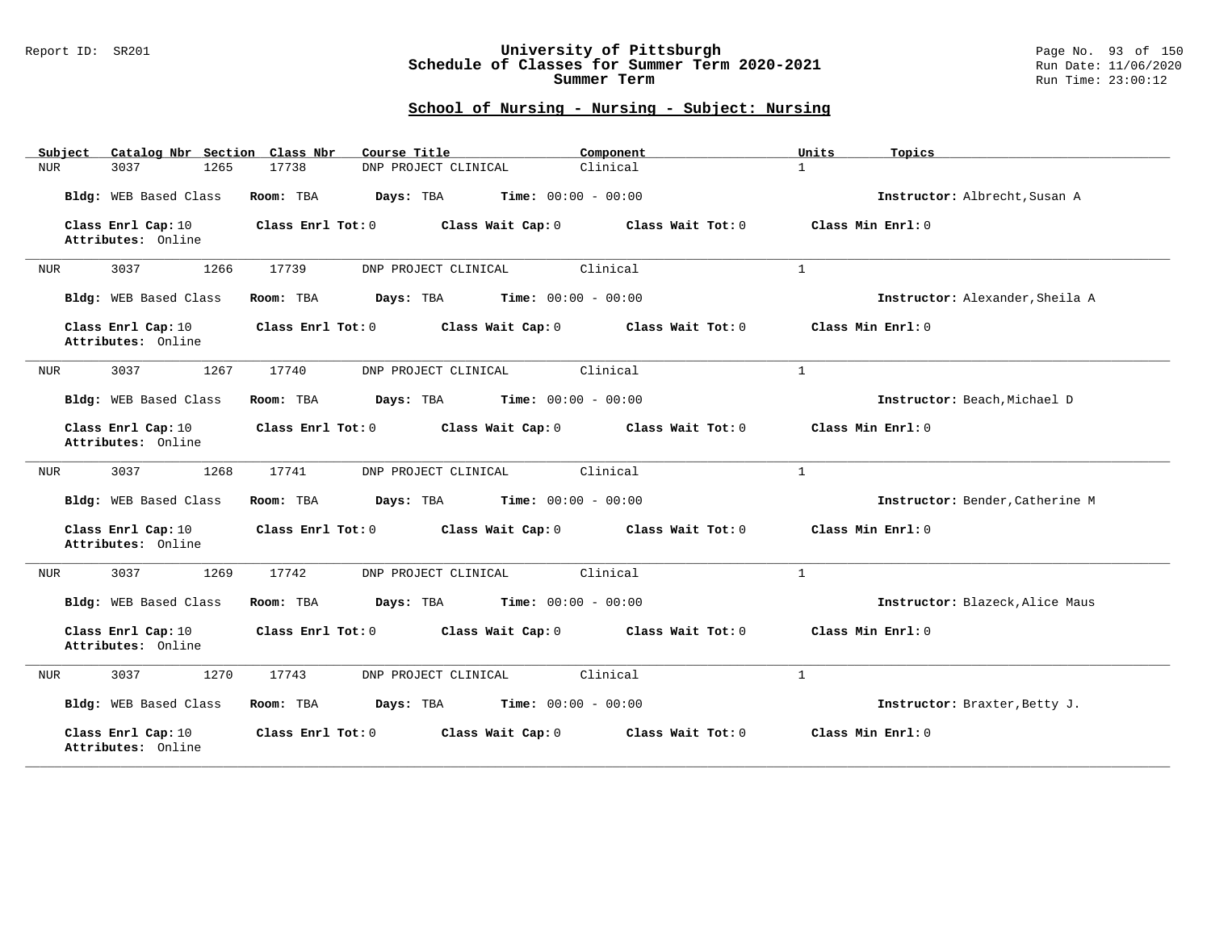## School of Nursing - Nursing - Subject: Nursing

| Subject | Catalog Nbr | Section | Class Nbr | Course Title | Component | Units | Topics |
|---|---|---|---|---|---|---|---|
| NUR | 3037 | 1265 | 17738 | DNP PROJECT CLINICAL | Clinical | 1 | |

**Bldg:** WEB Based Class **Room:** TBA **Days:** TBA **Time:** 00:00 - 00:00 **Instructor:** Albrecht,Susan A

**Class Enrl Cap:** 10 **Class Enrl Tot:** 0 **Class Wait Cap:** 0 **Class Wait Tot:** 0 **Class Min Enrl:** 0
**Attributes:** Online

| Subject | Catalog Nbr | Section | Class Nbr | Course Title | Component | Units | Topics |
|---|---|---|---|---|---|---|---|
| NUR | 3037 | 1266 | 17739 | DNP PROJECT CLINICAL | Clinical | 1 | |

**Bldg:** WEB Based Class **Room:** TBA **Days:** TBA **Time:** 00:00 - 00:00 **Instructor:** Alexander,Sheila A

**Class Enrl Cap:** 10 **Class Enrl Tot:** 0 **Class Wait Cap:** 0 **Class Wait Tot:** 0 **Class Min Enrl:** 0
**Attributes:** Online

| Subject | Catalog Nbr | Section | Class Nbr | Course Title | Component | Units | Topics |
|---|---|---|---|---|---|---|---|
| NUR | 3037 | 1267 | 17740 | DNP PROJECT CLINICAL | Clinical | 1 | |

**Bldg:** WEB Based Class **Room:** TBA **Days:** TBA **Time:** 00:00 - 00:00 **Instructor:** Beach,Michael D

**Class Enrl Cap:** 10 **Class Enrl Tot:** 0 **Class Wait Cap:** 0 **Class Wait Tot:** 0 **Class Min Enrl:** 0
**Attributes:** Online

| Subject | Catalog Nbr | Section | Class Nbr | Course Title | Component | Units | Topics |
|---|---|---|---|---|---|---|---|
| NUR | 3037 | 1268 | 17741 | DNP PROJECT CLINICAL | Clinical | 1 | |

**Bldg:** WEB Based Class **Room:** TBA **Days:** TBA **Time:** 00:00 - 00:00 **Instructor:** Bender,Catherine M

**Class Enrl Cap:** 10 **Class Enrl Tot:** 0 **Class Wait Cap:** 0 **Class Wait Tot:** 0 **Class Min Enrl:** 0
**Attributes:** Online

| Subject | Catalog Nbr | Section | Class Nbr | Course Title | Component | Units | Topics |
|---|---|---|---|---|---|---|---|
| NUR | 3037 | 1269 | 17742 | DNP PROJECT CLINICAL | Clinical | 1 | |

**Bldg:** WEB Based Class **Room:** TBA **Days:** TBA **Time:** 00:00 - 00:00 **Instructor:** Blazeck,Alice Maus

**Class Enrl Cap:** 10 **Class Enrl Tot:** 0 **Class Wait Cap:** 0 **Class Wait Tot:** 0 **Class Min Enrl:** 0
**Attributes:** Online

| Subject | Catalog Nbr | Section | Class Nbr | Course Title | Component | Units | Topics |
|---|---|---|---|---|---|---|---|
| NUR | 3037 | 1270 | 17743 | DNP PROJECT CLINICAL | Clinical | 1 | |

**Bldg:** WEB Based Class **Room:** TBA **Days:** TBA **Time:** 00:00 - 00:00 **Instructor:** Braxter,Betty J.

**Class Enrl Cap:** 10 **Class Enrl Tot:** 0 **Class Wait Cap:** 0 **Class Wait Tot:** 0 **Class Min Enrl:** 0
**Attributes:** Online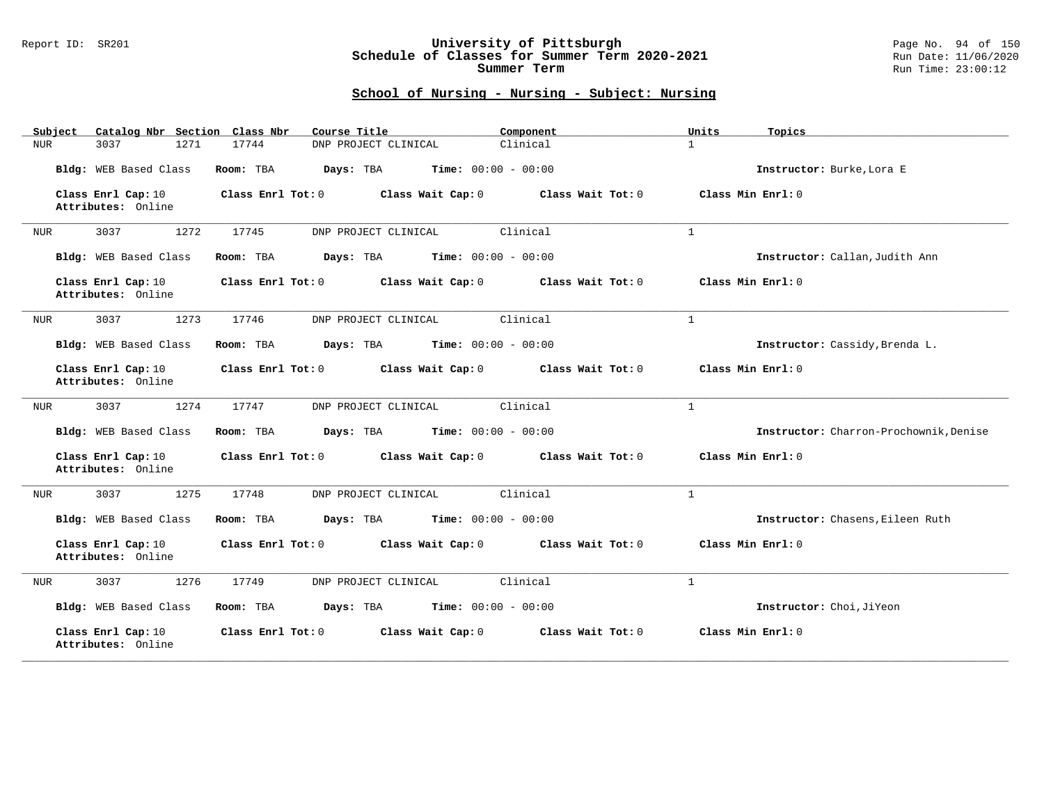## School of Nursing - Nursing - Subject: Nursing

| Subject | Catalog Nbr | Section | Class Nbr | Course Title | Component | Units | Topics |
|---|---|---|---|---|---|---|---|
| NUR | 3037 | 1271 | 17744 | DNP PROJECT CLINICAL | Clinical | 1 | |

**Bldg:** WEB Based Class **Room:** TBA **Days:** TBA **Time:** 00:00 - 00:00 **Instructor:** Burke,Lora E

**Class Enrl Cap:** 10 **Class Enrl Tot:** 0 **Class Wait Cap:** 0 **Class Wait Tot:** 0 **Class Min Enrl:** 0
**Attributes:** Online

---

| Subject | Catalog Nbr | Section | Class Nbr | Course Title | Component | Units | Topics |
|---|---|---|---|---|---|---|---|
| NUR | 3037 | 1272 | 17745 | DNP PROJECT CLINICAL | Clinical | 1 | |

**Bldg:** WEB Based Class **Room:** TBA **Days:** TBA **Time:** 00:00 - 00:00 **Instructor:** Callan,Judith Ann

**Class Enrl Cap:** 10 **Class Enrl Tot:** 0 **Class Wait Cap:** 0 **Class Wait Tot:** 0 **Class Min Enrl:** 0
**Attributes:** Online

---

| Subject | Catalog Nbr | Section | Class Nbr | Course Title | Component | Units | Topics |
|---|---|---|---|---|---|---|---|
| NUR | 3037 | 1273 | 17746 | DNP PROJECT CLINICAL | Clinical | 1 | |

**Bldg:** WEB Based Class **Room:** TBA **Days:** TBA **Time:** 00:00 - 00:00 **Instructor:** Cassidy,Brenda L.

**Class Enrl Cap:** 10 **Class Enrl Tot:** 0 **Class Wait Cap:** 0 **Class Wait Tot:** 0 **Class Min Enrl:** 0
**Attributes:** Online

---

| Subject | Catalog Nbr | Section | Class Nbr | Course Title | Component | Units | Topics |
|---|---|---|---|---|---|---|---|
| NUR | 3037 | 1274 | 17747 | DNP PROJECT CLINICAL | Clinical | 1 | |

**Bldg:** WEB Based Class **Room:** TBA **Days:** TBA **Time:** 00:00 - 00:00 **Instructor:** Charron-Prochownik,Denise

**Class Enrl Cap:** 10 **Class Enrl Tot:** 0 **Class Wait Cap:** 0 **Class Wait Tot:** 0 **Class Min Enrl:** 0
**Attributes:** Online

---

| Subject | Catalog Nbr | Section | Class Nbr | Course Title | Component | Units | Topics |
|---|---|---|---|---|---|---|---|
| NUR | 3037 | 1275 | 17748 | DNP PROJECT CLINICAL | Clinical | 1 | |

**Bldg:** WEB Based Class **Room:** TBA **Days:** TBA **Time:** 00:00 - 00:00 **Instructor:** Chasens,Eileen Ruth

**Class Enrl Cap:** 10 **Class Enrl Tot:** 0 **Class Wait Cap:** 0 **Class Wait Tot:** 0 **Class Min Enrl:** 0
**Attributes:** Online

---

| Subject | Catalog Nbr | Section | Class Nbr | Course Title | Component | Units | Topics |
|---|---|---|---|---|---|---|---|
| NUR | 3037 | 1276 | 17749 | DNP PROJECT CLINICAL | Clinical | 1 | |

**Bldg:** WEB Based Class **Room:** TBA **Days:** TBA **Time:** 00:00 - 00:00 **Instructor:** Choi,JiYeon

**Class Enrl Cap:** 10 **Class Enrl Tot:** 0 **Class Wait Cap:** 0 **Class Wait Tot:** 0 **Class Min Enrl:** 0
**Attributes:** Online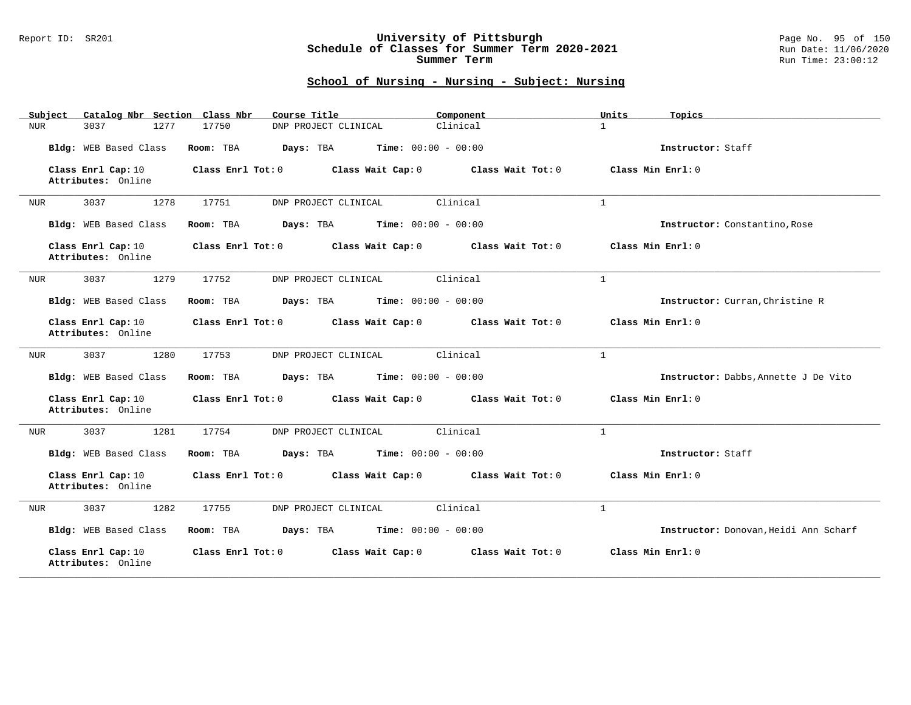## School of Nursing - Nursing - Subject: Nursing

| Subject | Catalog Nbr | Section | Class Nbr | Course Title | Component | Units | Topics |
|---|---|---|---|---|---|---|---|
| NUR | 3037 | 1277 | 17750 | DNP PROJECT CLINICAL | Clinical | 1 | |

**Bldg:** WEB Based Class **Room:** TBA **Days:** TBA **Time:** 00:00 - 00:00 **Instructor:** Staff

**Class Enrl Cap:** 10 **Class Enrl Tot:** 0 **Class Wait Cap:** 0 **Class Wait Tot:** 0 **Class Min Enrl:** 0
**Attributes:** Online

---

| Subject | Catalog Nbr | Section | Class Nbr | Course Title | Component | Units | Topics |
|---|---|---|---|---|---|---|---|
| NUR | 3037 | 1278 | 17751 | DNP PROJECT CLINICAL | Clinical | 1 | |

**Bldg:** WEB Based Class **Room:** TBA **Days:** TBA **Time:** 00:00 - 00:00 **Instructor:** Constantino,Rose

**Class Enrl Cap:** 10 **Class Enrl Tot:** 0 **Class Wait Cap:** 0 **Class Wait Tot:** 0 **Class Min Enrl:** 0
**Attributes:** Online

---

| Subject | Catalog Nbr | Section | Class Nbr | Course Title | Component | Units | Topics |
|---|---|---|---|---|---|---|---|
| NUR | 3037 | 1279 | 17752 | DNP PROJECT CLINICAL | Clinical | 1 | |

**Bldg:** WEB Based Class **Room:** TBA **Days:** TBA **Time:** 00:00 - 00:00 **Instructor:** Curran,Christine R

**Class Enrl Cap:** 10 **Class Enrl Tot:** 0 **Class Wait Cap:** 0 **Class Wait Tot:** 0 **Class Min Enrl:** 0
**Attributes:** Online

---

| Subject | Catalog Nbr | Section | Class Nbr | Course Title | Component | Units | Topics |
|---|---|---|---|---|---|---|---|
| NUR | 3037 | 1280 | 17753 | DNP PROJECT CLINICAL | Clinical | 1 | |

**Bldg:** WEB Based Class **Room:** TBA **Days:** TBA **Time:** 00:00 - 00:00 **Instructor:** Dabbs,Annette J De Vito

**Class Enrl Cap:** 10 **Class Enrl Tot:** 0 **Class Wait Cap:** 0 **Class Wait Tot:** 0 **Class Min Enrl:** 0
**Attributes:** Online

---

| Subject | Catalog Nbr | Section | Class Nbr | Course Title | Component | Units | Topics |
|---|---|---|---|---|---|---|---|
| NUR | 3037 | 1281 | 17754 | DNP PROJECT CLINICAL | Clinical | 1 | |

**Bldg:** WEB Based Class **Room:** TBA **Days:** TBA **Time:** 00:00 - 00:00 **Instructor:** Staff

**Class Enrl Cap:** 10 **Class Enrl Tot:** 0 **Class Wait Cap:** 0 **Class Wait Tot:** 0 **Class Min Enrl:** 0
**Attributes:** Online

---

| Subject | Catalog Nbr | Section | Class Nbr | Course Title | Component | Units | Topics |
|---|---|---|---|---|---|---|---|
| NUR | 3037 | 1282 | 17755 | DNP PROJECT CLINICAL | Clinical | 1 | |

**Bldg:** WEB Based Class **Room:** TBA **Days:** TBA **Time:** 00:00 - 00:00 **Instructor:** Donovan,Heidi Ann Scharf

**Class Enrl Cap:** 10 **Class Enrl Tot:** 0 **Class Wait Cap:** 0 **Class Wait Tot:** 0 **Class Min Enrl:** 0
**Attributes:** Online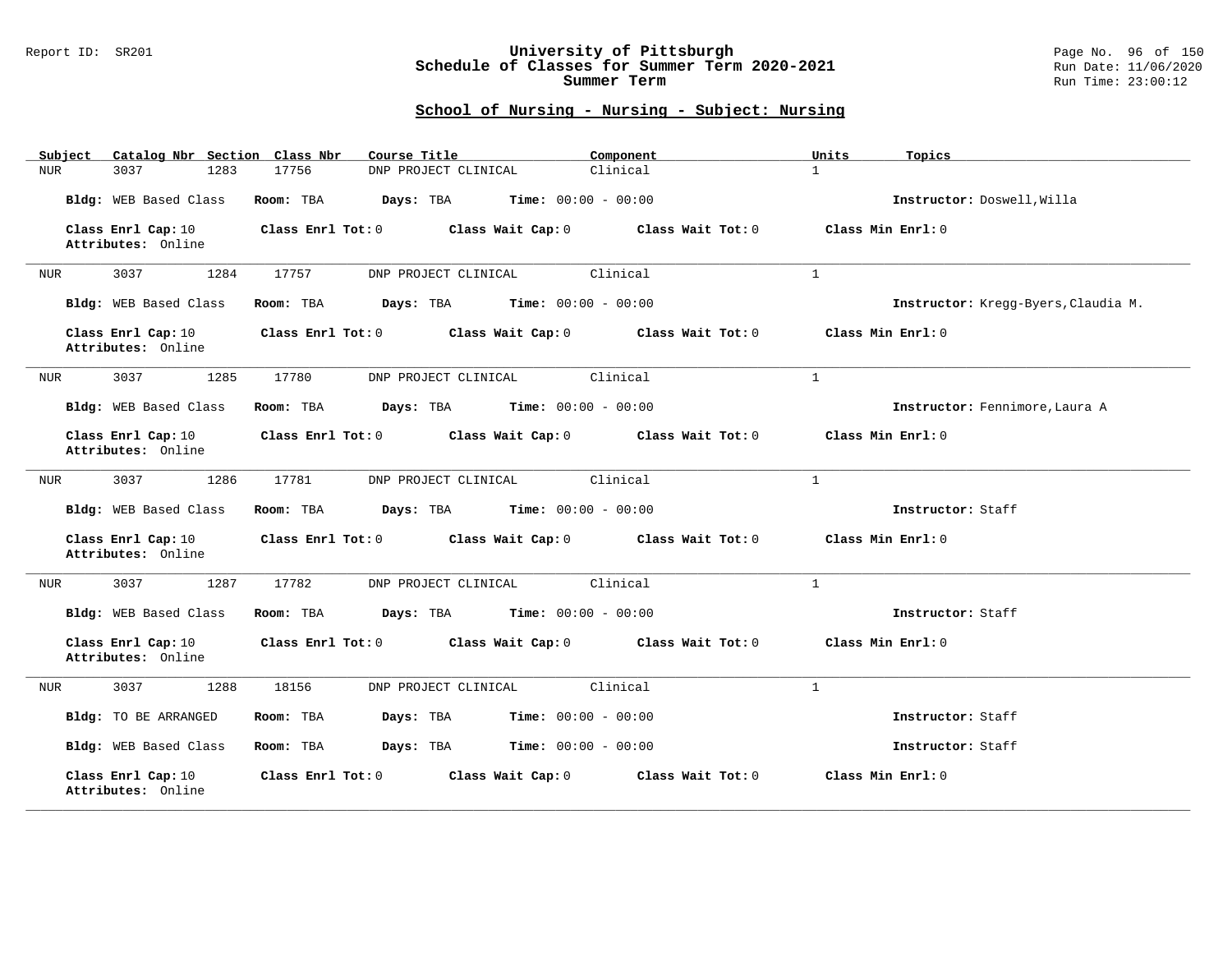## University of Pittsburgh
## Schedule of Classes for Summer Term 2020-2021
## Summer Term

Report ID: SR201

Run Date: 11/06/2020
Run Time: 23:00:12

### School of Nursing - Nursing - Subject: Nursing

| Subject | Catalog Nbr | Section | Class Nbr | Course Title | Component | Units | Topics |
|---|---|---|---|---|---|---|---|
| NUR | 3037 | 1283 | 17756 | DNP PROJECT CLINICAL | Clinical | 1 | |

**Bldg:** WEB Based Class **Room:** TBA **Days:** TBA **Time:** 00:00 - 00:00 **Instructor:** Doswell,Willa

**Class Enrl Cap:** 10 **Class Enrl Tot:** 0 **Class Wait Cap:** 0 **Class Wait Tot:** 0 **Class Min Enrl:** 0
**Attributes:** Online

---

| Subject | Catalog Nbr | Section | Class Nbr | Course Title | Component | Units | Topics |
|---|---|---|---|---|---|---|---|
| NUR | 3037 | 1284 | 17757 | DNP PROJECT CLINICAL | Clinical | 1 | |

**Bldg:** WEB Based Class **Room:** TBA **Days:** TBA **Time:** 00:00 - 00:00 **Instructor:** Kregg-Byers,Claudia M.

**Class Enrl Cap:** 10 **Class Enrl Tot:** 0 **Class Wait Cap:** 0 **Class Wait Tot:** 0 **Class Min Enrl:** 0
**Attributes:** Online

---

| Subject | Catalog Nbr | Section | Class Nbr | Course Title | Component | Units | Topics |
|---|---|---|---|---|---|---|---|
| NUR | 3037 | 1285 | 17780 | DNP PROJECT CLINICAL | Clinical | 1 | |

**Bldg:** WEB Based Class **Room:** TBA **Days:** TBA **Time:** 00:00 - 00:00 **Instructor:** Fennimore,Laura A

**Class Enrl Cap:** 10 **Class Enrl Tot:** 0 **Class Wait Cap:** 0 **Class Wait Tot:** 0 **Class Min Enrl:** 0
**Attributes:** Online

---

| Subject | Catalog Nbr | Section | Class Nbr | Course Title | Component | Units | Topics |
|---|---|---|---|---|---|---|---|
| NUR | 3037 | 1286 | 17781 | DNP PROJECT CLINICAL | Clinical | 1 | |

**Bldg:** WEB Based Class **Room:** TBA **Days:** TBA **Time:** 00:00 - 00:00 **Instructor:** Staff

**Class Enrl Cap:** 10 **Class Enrl Tot:** 0 **Class Wait Cap:** 0 **Class Wait Tot:** 0 **Class Min Enrl:** 0
**Attributes:** Online

---

| Subject | Catalog Nbr | Section | Class Nbr | Course Title | Component | Units | Topics |
|---|---|---|---|---|---|---|---|
| NUR | 3037 | 1287 | 17782 | DNP PROJECT CLINICAL | Clinical | 1 | |

**Bldg:** WEB Based Class **Room:** TBA **Days:** TBA **Time:** 00:00 - 00:00 **Instructor:** Staff

**Class Enrl Cap:** 10 **Class Enrl Tot:** 0 **Class Wait Cap:** 0 **Class Wait Tot:** 0 **Class Min Enrl:** 0
**Attributes:** Online

---

| Subject | Catalog Nbr | Section | Class Nbr | Course Title | Component | Units | Topics |
|---|---|---|---|---|---|---|---|
| NUR | 3037 | 1288 | 18156 | DNP PROJECT CLINICAL | Clinical | 1 | |

**Bldg:** TO BE ARRANGED **Room:** TBA **Days:** TBA **Time:** 00:00 - 00:00 **Instructor:** Staff

**Bldg:** WEB Based Class **Room:** TBA **Days:** TBA **Time:** 00:00 - 00:00 **Instructor:** Staff

**Class Enrl Cap:** 10 **Class Enrl Tot:** 0 **Class Wait Cap:** 0 **Class Wait Tot:** 0 **Class Min Enrl:** 0
**Attributes:** Online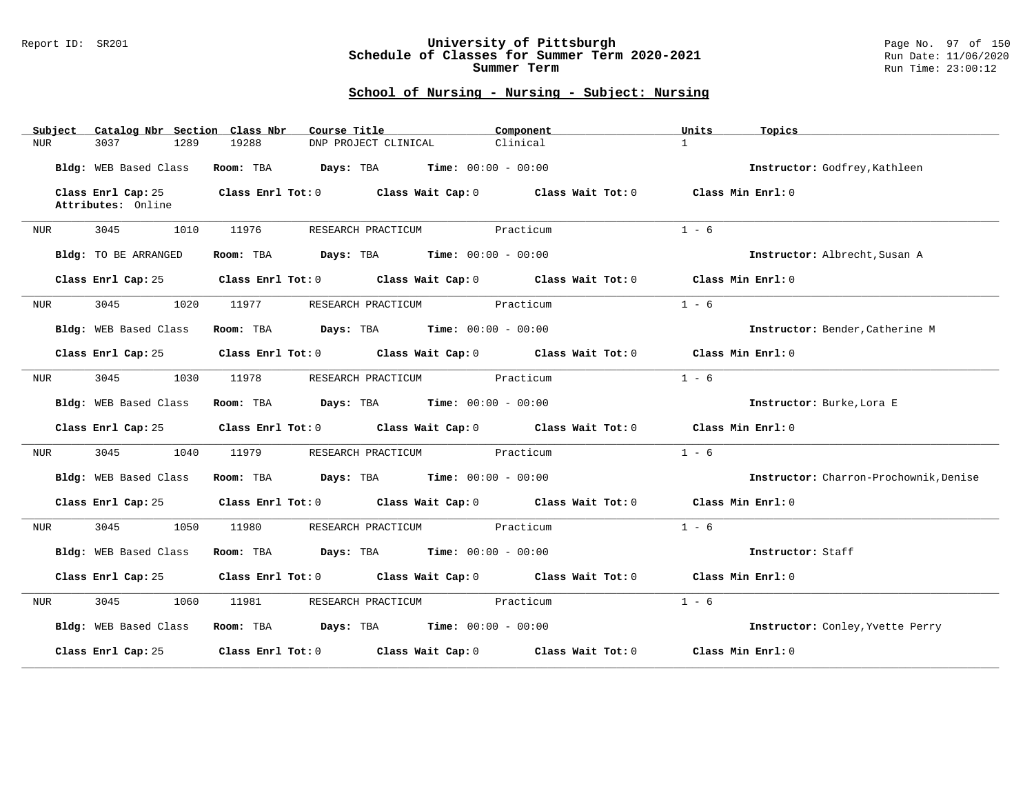## School of Nursing - Nursing - Subject: Nursing

| Subject | Catalog Nbr | Section | Class Nbr | Course Title | Component | Units | Topics |
|---|---|---|---|---|---|---|---|
| NUR | 3037 | 1289 | 19288 | DNP PROJECT CLINICAL | Clinical | 1 | |

**Bldg:** WEB Based Class **Room:** TBA **Days:** TBA **Time:** 00:00 - 00:00 **Instructor:** Godfrey,Kathleen

**Class Enrl Cap:** 25 **Class Enrl Tot:** 0 **Class Wait Cap:** 0 **Class Wait Tot:** 0 **Class Min Enrl:** 0
**Attributes:** Online

---

| Subject | Catalog Nbr | Section | Class Nbr | Course Title | Component | Units | Topics |
|---|---|---|---|---|---|---|---|
| NUR | 3045 | 1010 | 11976 | RESEARCH PRACTICUM | Practicum | 1 - 6 | |

**Bldg:** TO BE ARRANGED **Room:** TBA **Days:** TBA **Time:** 00:00 - 00:00 **Instructor:** Albrecht,Susan A

**Class Enrl Cap:** 25 **Class Enrl Tot:** 0 **Class Wait Cap:** 0 **Class Wait Tot:** 0 **Class Min Enrl:** 0

---

| Subject | Catalog Nbr | Section | Class Nbr | Course Title | Component | Units | Topics |
|---|---|---|---|---|---|---|---|
| NUR | 3045 | 1020 | 11977 | RESEARCH PRACTICUM | Practicum | 1 - 6 | |

**Bldg:** WEB Based Class **Room:** TBA **Days:** TBA **Time:** 00:00 - 00:00 **Instructor:** Bender,Catherine M

**Class Enrl Cap:** 25 **Class Enrl Tot:** 0 **Class Wait Cap:** 0 **Class Wait Tot:** 0 **Class Min Enrl:** 0

---

| Subject | Catalog Nbr | Section | Class Nbr | Course Title | Component | Units | Topics |
|---|---|---|---|---|---|---|---|
| NUR | 3045 | 1030 | 11978 | RESEARCH PRACTICUM | Practicum | 1 - 6 | |

**Bldg:** WEB Based Class **Room:** TBA **Days:** TBA **Time:** 00:00 - 00:00 **Instructor:** Burke,Lora E

**Class Enrl Cap:** 25 **Class Enrl Tot:** 0 **Class Wait Cap:** 0 **Class Wait Tot:** 0 **Class Min Enrl:** 0

---

| Subject | Catalog Nbr | Section | Class Nbr | Course Title | Component | Units | Topics |
|---|---|---|---|---|---|---|---|
| NUR | 3045 | 1040 | 11979 | RESEARCH PRACTICUM | Practicum | 1 - 6 | |

**Bldg:** WEB Based Class **Room:** TBA **Days:** TBA **Time:** 00:00 - 00:00 **Instructor:** Charron-Prochownik,Denise

**Class Enrl Cap:** 25 **Class Enrl Tot:** 0 **Class Wait Cap:** 0 **Class Wait Tot:** 0 **Class Min Enrl:** 0

---

| Subject | Catalog Nbr | Section | Class Nbr | Course Title | Component | Units | Topics |
|---|---|---|---|---|---|---|---|
| NUR | 3045 | 1050 | 11980 | RESEARCH PRACTICUM | Practicum | 1 - 6 | |

**Bldg:** WEB Based Class **Room:** TBA **Days:** TBA **Time:** 00:00 - 00:00 **Instructor:** Staff

**Class Enrl Cap:** 25 **Class Enrl Tot:** 0 **Class Wait Cap:** 0 **Class Wait Tot:** 0 **Class Min Enrl:** 0

---

| Subject | Catalog Nbr | Section | Class Nbr | Course Title | Component | Units | Topics |
|---|---|---|---|---|---|---|---|
| NUR | 3045 | 1060 | 11981 | RESEARCH PRACTICUM | Practicum | 1 - 6 | |

**Bldg:** WEB Based Class **Room:** TBA **Days:** TBA **Time:** 00:00 - 00:00 **Instructor:** Conley,Yvette Perry

**Class Enrl Cap:** 25 **Class Enrl Tot:** 0 **Class Wait Cap:** 0 **Class Wait Tot:** 0 **Class Min Enrl:** 0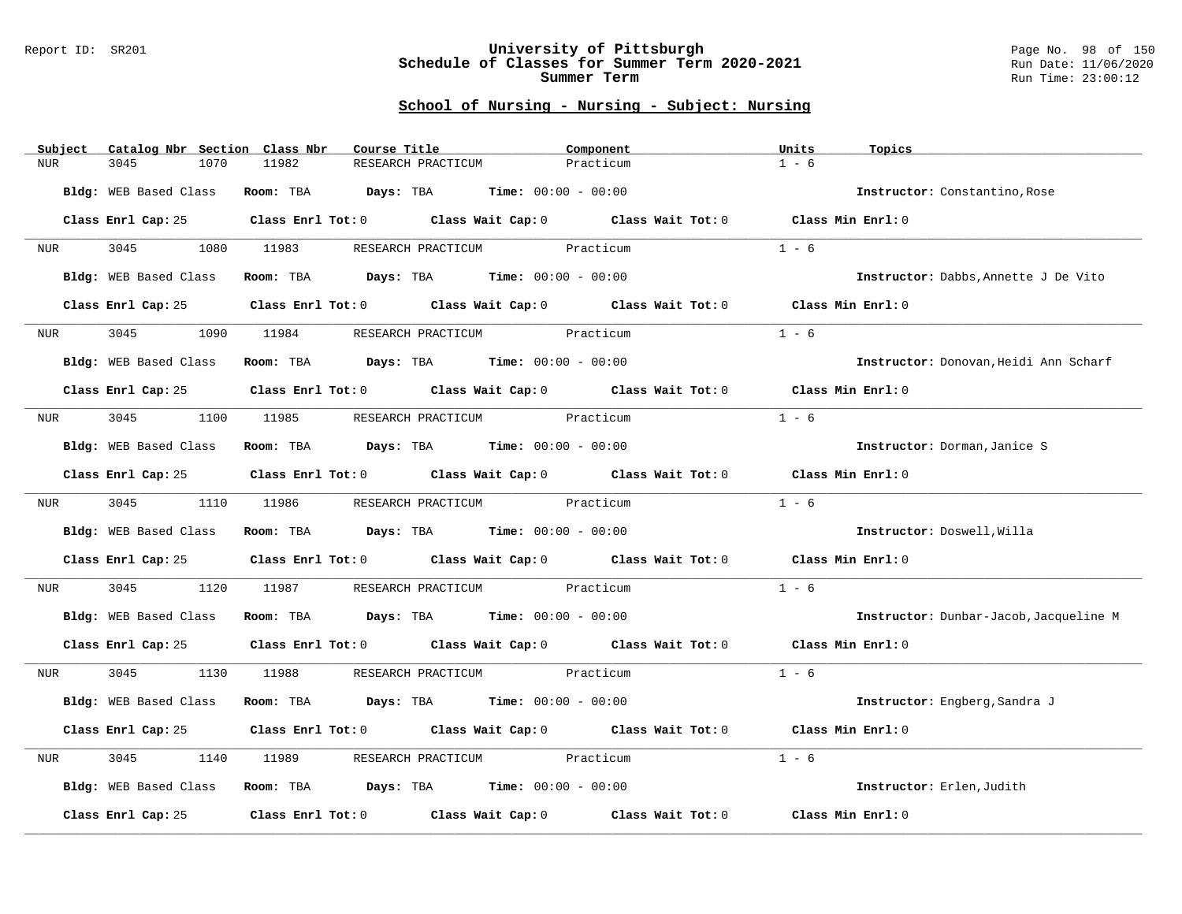## School of Nursing - Nursing - Subject: Nursing

| Subject | Catalog Nbr | Section | Class Nbr | Course Title | Component | Units | Topics |
|---|---|---|---|---|---|---|---|
| NUR | 3045 | 1070 | 11982 | RESEARCH PRACTICUM | Practicum | 1 - 6 | |

**Bldg:** WEB Based Class **Room:** TBA **Days:** TBA **Time:** 00:00 - 00:00 **Instructor:** Constantino,Rose

**Class Enrl Cap:** 25 **Class Enrl Tot:** 0 **Class Wait Cap:** 0 **Class Wait Tot:** 0 **Class Min Enrl:** 0

---

| Subject | Catalog Nbr | Section | Class Nbr | Course Title | Component | Units | Topics |
|---|---|---|---|---|---|---|---|
| NUR | 3045 | 1080 | 11983 | RESEARCH PRACTICUM | Practicum | 1 - 6 | |

**Bldg:** WEB Based Class **Room:** TBA **Days:** TBA **Time:** 00:00 - 00:00 **Instructor:** Dabbs,Annette J De Vito

**Class Enrl Cap:** 25 **Class Enrl Tot:** 0 **Class Wait Cap:** 0 **Class Wait Tot:** 0 **Class Min Enrl:** 0

---

| Subject | Catalog Nbr | Section | Class Nbr | Course Title | Component | Units | Topics |
|---|---|---|---|---|---|---|---|
| NUR | 3045 | 1090 | 11984 | RESEARCH PRACTICUM | Practicum | 1 - 6 | |

**Bldg:** WEB Based Class **Room:** TBA **Days:** TBA **Time:** 00:00 - 00:00 **Instructor:** Donovan,Heidi Ann Scharf

**Class Enrl Cap:** 25 **Class Enrl Tot:** 0 **Class Wait Cap:** 0 **Class Wait Tot:** 0 **Class Min Enrl:** 0

---

| Subject | Catalog Nbr | Section | Class Nbr | Course Title | Component | Units | Topics |
|---|---|---|---|---|---|---|---|
| NUR | 3045 | 1100 | 11985 | RESEARCH PRACTICUM | Practicum | 1 - 6 | |

**Bldg:** WEB Based Class **Room:** TBA **Days:** TBA **Time:** 00:00 - 00:00 **Instructor:** Dorman,Janice S

**Class Enrl Cap:** 25 **Class Enrl Tot:** 0 **Class Wait Cap:** 0 **Class Wait Tot:** 0 **Class Min Enrl:** 0

---

| Subject | Catalog Nbr | Section | Class Nbr | Course Title | Component | Units | Topics |
|---|---|---|---|---|---|---|---|
| NUR | 3045 | 1110 | 11986 | RESEARCH PRACTICUM | Practicum | 1 - 6 | |

**Bldg:** WEB Based Class **Room:** TBA **Days:** TBA **Time:** 00:00 - 00:00 **Instructor:** Doswell,Willa

**Class Enrl Cap:** 25 **Class Enrl Tot:** 0 **Class Wait Cap:** 0 **Class Wait Tot:** 0 **Class Min Enrl:** 0

---

| Subject | Catalog Nbr | Section | Class Nbr | Course Title | Component | Units | Topics |
|---|---|---|---|---|---|---|---|
| NUR | 3045 | 1120 | 11987 | RESEARCH PRACTICUM | Practicum | 1 - 6 | |

**Bldg:** WEB Based Class **Room:** TBA **Days:** TBA **Time:** 00:00 - 00:00 **Instructor:** Dunbar-Jacob,Jacqueline M

**Class Enrl Cap:** 25 **Class Enrl Tot:** 0 **Class Wait Cap:** 0 **Class Wait Tot:** 0 **Class Min Enrl:** 0

---

| Subject | Catalog Nbr | Section | Class Nbr | Course Title | Component | Units | Topics |
|---|---|---|---|---|---|---|---|
| NUR | 3045 | 1130 | 11988 | RESEARCH PRACTICUM | Practicum | 1 - 6 | |

**Bldg:** WEB Based Class **Room:** TBA **Days:** TBA **Time:** 00:00 - 00:00 **Instructor:** Engberg,Sandra J

**Class Enrl Cap:** 25 **Class Enrl Tot:** 0 **Class Wait Cap:** 0 **Class Wait Tot:** 0 **Class Min Enrl:** 0

---

| Subject | Catalog Nbr | Section | Class Nbr | Course Title | Component | Units | Topics |
|---|---|---|---|---|---|---|---|
| NUR | 3045 | 1140 | 11989 | RESEARCH PRACTICUM | Practicum | 1 - 6 | |

**Bldg:** WEB Based Class **Room:** TBA **Days:** TBA **Time:** 00:00 - 00:00 **Instructor:** Erlen,Judith

**Class Enrl Cap:** 25 **Class Enrl Tot:** 0 **Class Wait Cap:** 0 **Class Wait Tot:** 0 **Class Min Enrl:** 0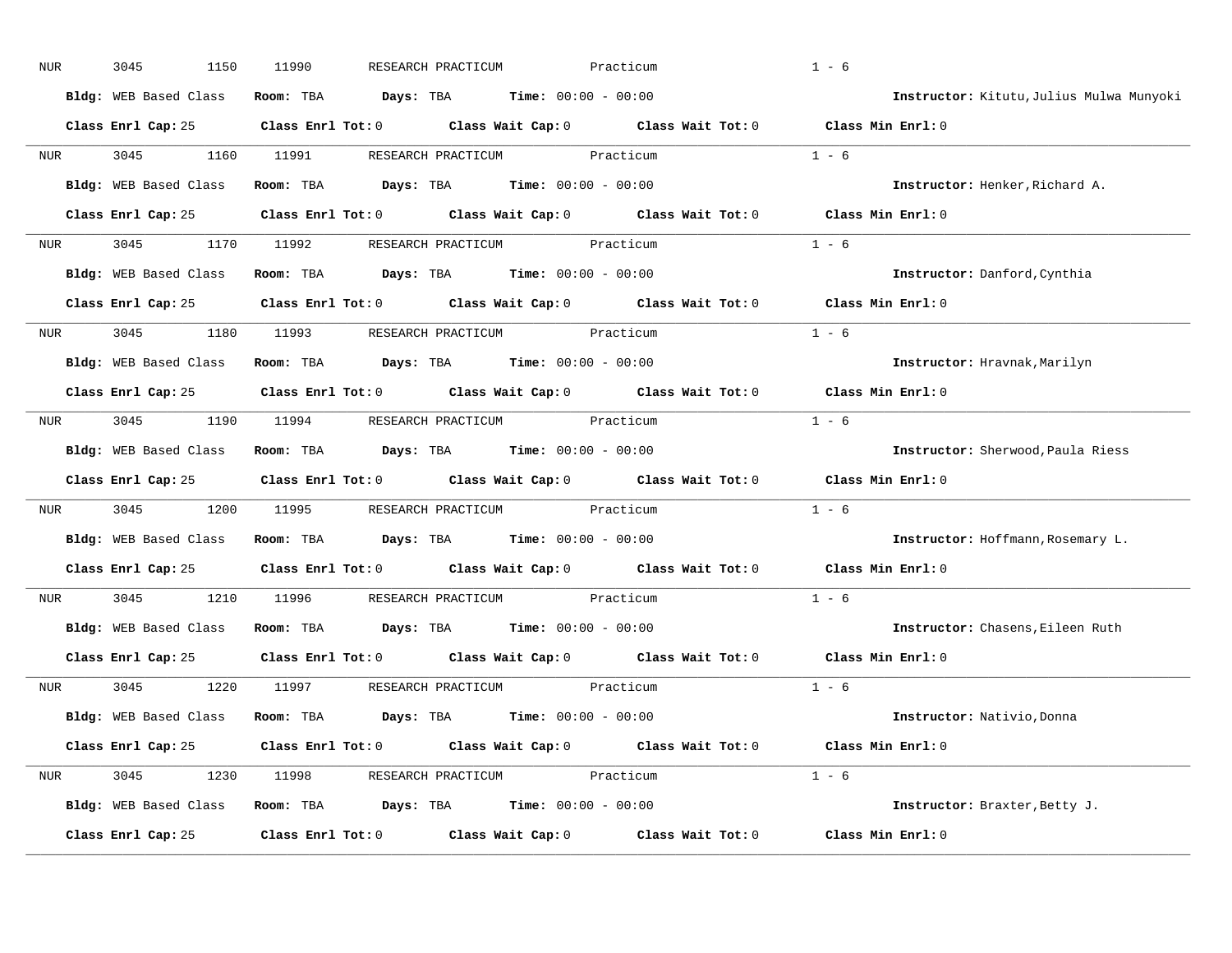NUR 3045 1150 11990 RESEARCH PRACTICUM Practicum 1 - 6

**Bldg:** WEB Based Class **Room:** TBA **Days:** TBA **Time:** 00:00 - 00:00 **Instructor:** Kitutu,Julius Mulwa Munyoki

**Class Enrl Cap:** 25 **Class Enrl Tot:** 0 **Class Wait Cap:** 0 **Class Wait Tot:** 0 **Class Min Enrl:** 0

---

NUR 3045 1160 11991 RESEARCH PRACTICUM Practicum 1 - 6

**Bldg:** WEB Based Class **Room:** TBA **Days:** TBA **Time:** 00:00 - 00:00 **Instructor:** Henker,Richard A.

**Class Enrl Cap:** 25 **Class Enrl Tot:** 0 **Class Wait Cap:** 0 **Class Wait Tot:** 0 **Class Min Enrl:** 0

---

NUR 3045 1170 11992 RESEARCH PRACTICUM Practicum 1 - 6

**Bldg:** WEB Based Class **Room:** TBA **Days:** TBA **Time:** 00:00 - 00:00 **Instructor:** Danford,Cynthia

**Class Enrl Cap:** 25 **Class Enrl Tot:** 0 **Class Wait Cap:** 0 **Class Wait Tot:** 0 **Class Min Enrl:** 0

---

NUR 3045 1180 11993 RESEARCH PRACTICUM Practicum 1 - 6

**Bldg:** WEB Based Class **Room:** TBA **Days:** TBA **Time:** 00:00 - 00:00 **Instructor:** Hravnak,Marilyn

**Class Enrl Cap:** 25 **Class Enrl Tot:** 0 **Class Wait Cap:** 0 **Class Wait Tot:** 0 **Class Min Enrl:** 0

---

NUR 3045 1190 11994 RESEARCH PRACTICUM Practicum 1 - 6

**Bldg:** WEB Based Class **Room:** TBA **Days:** TBA **Time:** 00:00 - 00:00 **Instructor:** Sherwood,Paula Riess

**Class Enrl Cap:** 25 **Class Enrl Tot:** 0 **Class Wait Cap:** 0 **Class Wait Tot:** 0 **Class Min Enrl:** 0

---

NUR 3045 1200 11995 RESEARCH PRACTICUM Practicum 1 - 6

**Bldg:** WEB Based Class **Room:** TBA **Days:** TBA **Time:** 00:00 - 00:00 **Instructor:** Hoffmann,Rosemary L.

**Class Enrl Cap:** 25 **Class Enrl Tot:** 0 **Class Wait Cap:** 0 **Class Wait Tot:** 0 **Class Min Enrl:** 0

---

NUR 3045 1210 11996 RESEARCH PRACTICUM Practicum 1 - 6

**Bldg:** WEB Based Class **Room:** TBA **Days:** TBA **Time:** 00:00 - 00:00 **Instructor:** Chasens,Eileen Ruth

**Class Enrl Cap:** 25 **Class Enrl Tot:** 0 **Class Wait Cap:** 0 **Class Wait Tot:** 0 **Class Min Enrl:** 0

---

NUR 3045 1220 11997 RESEARCH PRACTICUM Practicum 1 - 6

**Bldg:** WEB Based Class **Room:** TBA **Days:** TBA **Time:** 00:00 - 00:00 **Instructor:** Nativio,Donna

**Class Enrl Cap:** 25 **Class Enrl Tot:** 0 **Class Wait Cap:** 0 **Class Wait Tot:** 0 **Class Min Enrl:** 0

---

NUR 3045 1230 11998 RESEARCH PRACTICUM Practicum 1 - 6

**Bldg:** WEB Based Class **Room:** TBA **Days:** TBA **Time:** 00:00 - 00:00 **Instructor:** Braxter,Betty J.

**Class Enrl Cap:** 25 **Class Enrl Tot:** 0 **Class Wait Cap:** 0 **Class Wait Tot:** 0 **Class Min Enrl:** 0

---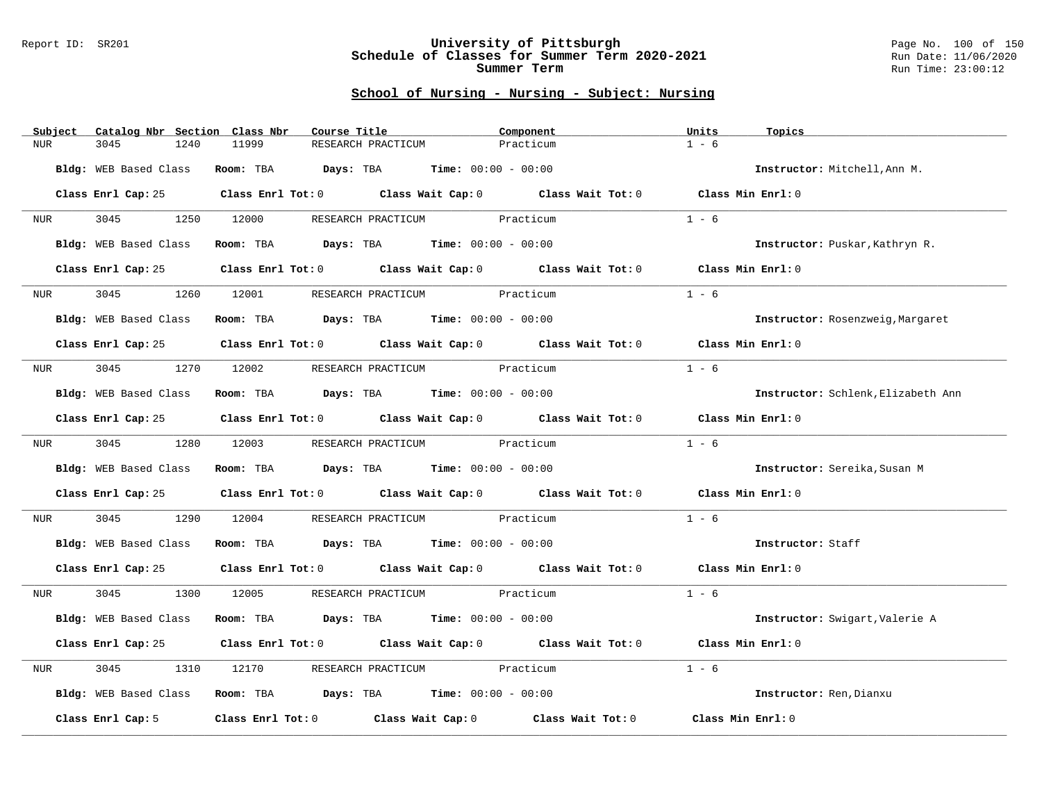## School of Nursing - Nursing - Subject: Nursing

| Subject | Catalog Nbr | Section | Class Nbr | Course Title | Component | Units | Topics |
|---|---|---|---|---|---|---|---|
| NUR | 3045 | 1240 | 11999 | RESEARCH PRACTICUM | Practicum | 1 - 6 | |

**Bldg:** WEB Based Class **Room:** TBA **Days:** TBA **Time:** 00:00 - 00:00 **Instructor:** Mitchell,Ann M.

**Class Enrl Cap:** 25 **Class Enrl Tot:** 0 **Class Wait Cap:** 0 **Class Wait Tot:** 0 **Class Min Enrl:** 0

---

| Subject | Catalog Nbr | Section | Class Nbr | Course Title | Component | Units | Topics |
|---|---|---|---|---|---|---|---|
| NUR | 3045 | 1250 | 12000 | RESEARCH PRACTICUM | Practicum | 1 - 6 | |

**Bldg:** WEB Based Class **Room:** TBA **Days:** TBA **Time:** 00:00 - 00:00 **Instructor:** Puskar,Kathryn R.

**Class Enrl Cap:** 25 **Class Enrl Tot:** 0 **Class Wait Cap:** 0 **Class Wait Tot:** 0 **Class Min Enrl:** 0

---

| Subject | Catalog Nbr | Section | Class Nbr | Course Title | Component | Units | Topics |
|---|---|---|---|---|---|---|---|
| NUR | 3045 | 1260 | 12001 | RESEARCH PRACTICUM | Practicum | 1 - 6 | |

**Bldg:** WEB Based Class **Room:** TBA **Days:** TBA **Time:** 00:00 - 00:00 **Instructor:** Rosenzweig,Margaret

**Class Enrl Cap:** 25 **Class Enrl Tot:** 0 **Class Wait Cap:** 0 **Class Wait Tot:** 0 **Class Min Enrl:** 0

---

| Subject | Catalog Nbr | Section | Class Nbr | Course Title | Component | Units | Topics |
|---|---|---|---|---|---|---|---|
| NUR | 3045 | 1270 | 12002 | RESEARCH PRACTICUM | Practicum | 1 - 6 | |

**Bldg:** WEB Based Class **Room:** TBA **Days:** TBA **Time:** 00:00 - 00:00 **Instructor:** Schlenk,Elizabeth Ann

**Class Enrl Cap:** 25 **Class Enrl Tot:** 0 **Class Wait Cap:** 0 **Class Wait Tot:** 0 **Class Min Enrl:** 0

---

| Subject | Catalog Nbr | Section | Class Nbr | Course Title | Component | Units | Topics |
|---|---|---|---|---|---|---|---|
| NUR | 3045 | 1280 | 12003 | RESEARCH PRACTICUM | Practicum | 1 - 6 | |

**Bldg:** WEB Based Class **Room:** TBA **Days:** TBA **Time:** 00:00 - 00:00 **Instructor:** Sereika,Susan M

**Class Enrl Cap:** 25 **Class Enrl Tot:** 0 **Class Wait Cap:** 0 **Class Wait Tot:** 0 **Class Min Enrl:** 0

---

| Subject | Catalog Nbr | Section | Class Nbr | Course Title | Component | Units | Topics |
|---|---|---|---|---|---|---|---|
| NUR | 3045 | 1290 | 12004 | RESEARCH PRACTICUM | Practicum | 1 - 6 | |

**Bldg:** WEB Based Class **Room:** TBA **Days:** TBA **Time:** 00:00 - 00:00 **Instructor:** Staff

**Class Enrl Cap:** 25 **Class Enrl Tot:** 0 **Class Wait Cap:** 0 **Class Wait Tot:** 0 **Class Min Enrl:** 0

---

| Subject | Catalog Nbr | Section | Class Nbr | Course Title | Component | Units | Topics |
|---|---|---|---|---|---|---|---|
| NUR | 3045 | 1300 | 12005 | RESEARCH PRACTICUM | Practicum | 1 - 6 | |

**Bldg:** WEB Based Class **Room:** TBA **Days:** TBA **Time:** 00:00 - 00:00 **Instructor:** Swigart,Valerie A

**Class Enrl Cap:** 25 **Class Enrl Tot:** 0 **Class Wait Cap:** 0 **Class Wait Tot:** 0 **Class Min Enrl:** 0

---

| Subject | Catalog Nbr | Section | Class Nbr | Course Title | Component | Units | Topics |
|---|---|---|---|---|---|---|---|
| NUR | 3045 | 1310 | 12170 | RESEARCH PRACTICUM | Practicum | 1 - 6 | |

**Bldg:** WEB Based Class **Room:** TBA **Days:** TBA **Time:** 00:00 - 00:00 **Instructor:** Ren,Dianxu

**Class Enrl Cap:** 5 **Class Enrl Tot:** 0 **Class Wait Cap:** 0 **Class Wait Tot:** 0 **Class Min Enrl:** 0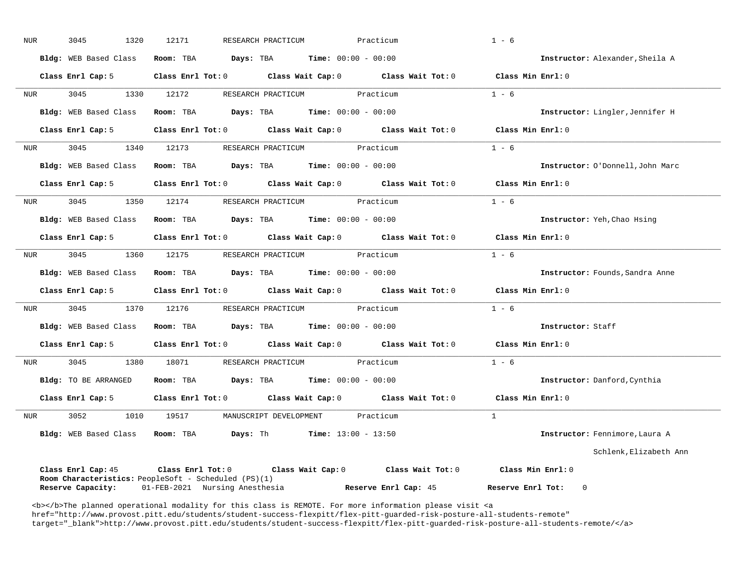NUR 3045 1320 12171 RESEARCH PRACTICUM Practicum 1 - 6

**Bldg:** WEB Based Class **Room:** TBA **Days:** TBA **Time:** 00:00 - 00:00 **Instructor:** Alexander,Sheila A

**Class Enrl Cap:** 5 **Class Enrl Tot:** 0 **Class Wait Cap:** 0 **Class Wait Tot:** 0 **Class Min Enrl:** 0

---

NUR 3045 1330 12172 RESEARCH PRACTICUM Practicum 1 - 6

**Bldg:** WEB Based Class **Room:** TBA **Days:** TBA **Time:** 00:00 - 00:00 **Instructor:** Lingler,Jennifer H

**Class Enrl Cap:** 5 **Class Enrl Tot:** 0 **Class Wait Cap:** 0 **Class Wait Tot:** 0 **Class Min Enrl:** 0

---

NUR 3045 1340 12173 RESEARCH PRACTICUM Practicum 1 - 6

**Bldg:** WEB Based Class **Room:** TBA **Days:** TBA **Time:** 00:00 - 00:00 **Instructor:** O'Donnell,John Marc

**Class Enrl Cap:** 5 **Class Enrl Tot:** 0 **Class Wait Cap:** 0 **Class Wait Tot:** 0 **Class Min Enrl:** 0

---

NUR 3045 1350 12174 RESEARCH PRACTICUM Practicum 1 - 6

**Bldg:** WEB Based Class **Room:** TBA **Days:** TBA **Time:** 00:00 - 00:00 **Instructor:** Yeh,Chao Hsing

**Class Enrl Cap:** 5 **Class Enrl Tot:** 0 **Class Wait Cap:** 0 **Class Wait Tot:** 0 **Class Min Enrl:** 0

---

NUR 3045 1360 12175 RESEARCH PRACTICUM Practicum 1 - 6

**Bldg:** WEB Based Class **Room:** TBA **Days:** TBA **Time:** 00:00 - 00:00 **Instructor:** Founds,Sandra Anne

**Class Enrl Cap:** 5 **Class Enrl Tot:** 0 **Class Wait Cap:** 0 **Class Wait Tot:** 0 **Class Min Enrl:** 0

---

NUR 3045 1370 12176 RESEARCH PRACTICUM Practicum 1 - 6

**Bldg:** WEB Based Class **Room:** TBA **Days:** TBA **Time:** 00:00 - 00:00 **Instructor:** Staff

**Class Enrl Cap:** 5 **Class Enrl Tot:** 0 **Class Wait Cap:** 0 **Class Wait Tot:** 0 **Class Min Enrl:** 0

---

NUR 3045 1380 18071 RESEARCH PRACTICUM Practicum 1 - 6

**Bldg:** TO BE ARRANGED **Room:** TBA **Days:** TBA **Time:** 00:00 - 00:00 **Instructor:** Danford,Cynthia

**Class Enrl Cap:** 5 **Class Enrl Tot:** 0 **Class Wait Cap:** 0 **Class Wait Tot:** 0 **Class Min Enrl:** 0

---

NUR 3052 1010 19517 MANUSCRIPT DEVELOPMENT Practicum 1

**Bldg:** WEB Based Class **Room:** TBA **Days:** Th **Time:** 13:00 - 13:50 **Instructor:** Fennimore,Laura A
Schlenk,Elizabeth Ann

**Class Enrl Cap:** 45 **Class Enrl Tot:** 0 **Class Wait Cap:** 0 **Class Wait Tot:** 0 **Class Min Enrl:** 0
**Room Characteristics:** PeopleSoft - Scheduled (PS)(1)
**Reserve Capacity:** 01-FEB-2021 Nursing Anesthesia **Reserve Enrl Cap:** 45 **Reserve Enrl Tot:** 0

<b></b>The planned operational modality for this class is REMOTE. For more information please visit <a href="http://www.provost.pitt.edu/students/student-success-flexpitt/flex-pitt-guarded-risk-posture-all-students-remote" target="_blank">http://www.provost.pitt.edu/students/student-success-flexpitt/flex-pitt-guarded-risk-posture-all-students-remote/</a>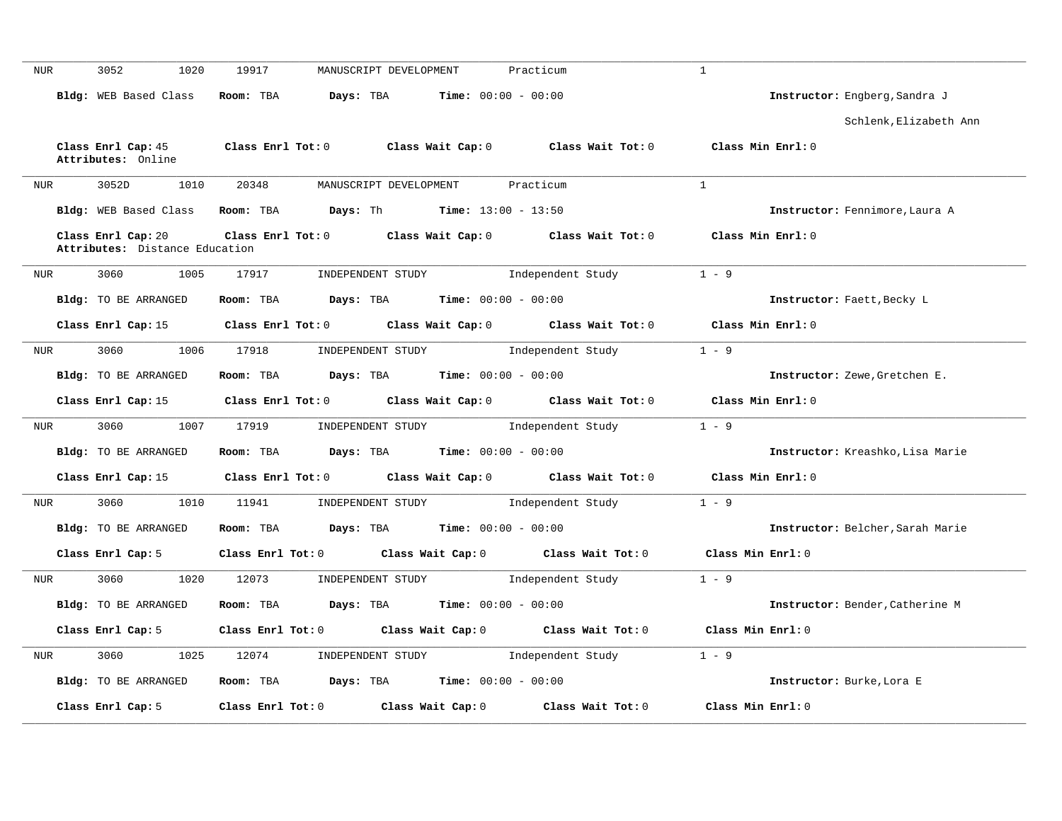NUR 3052 1020 19917 MANUSCRIPT DEVELOPMENT Practicum 1

**Bldg:** WEB Based Class **Room:** TBA **Days:** TBA **Time:** 00:00 - 00:00 **Instructor:** Engberg,Sandra J

Schlenk,Elizabeth Ann

**Class Enrl Cap:** 45 **Class Enrl Tot:** 0 **Class Wait Cap:** 0 **Class Wait Tot:** 0 **Class Min Enrl:** 0
**Attributes:** Online

---

NUR 3052D 1010 20348 MANUSCRIPT DEVELOPMENT Practicum 1

**Bldg:** WEB Based Class **Room:** TBA **Days:** Th **Time:** 13:00 - 13:50 **Instructor:** Fennimore,Laura A

**Class Enrl Cap:** 20 **Class Enrl Tot:** 0 **Class Wait Cap:** 0 **Class Wait Tot:** 0 **Class Min Enrl:** 0
**Attributes:** Distance Education

---

NUR 3060 1005 17917 INDEPENDENT STUDY Independent Study 1 - 9

**Bldg:** TO BE ARRANGED **Room:** TBA **Days:** TBA **Time:** 00:00 - 00:00 **Instructor:** Faett,Becky L

**Class Enrl Cap:** 15 **Class Enrl Tot:** 0 **Class Wait Cap:** 0 **Class Wait Tot:** 0 **Class Min Enrl:** 0

---

NUR 3060 1006 17918 INDEPENDENT STUDY Independent Study 1 - 9

**Bldg:** TO BE ARRANGED **Room:** TBA **Days:** TBA **Time:** 00:00 - 00:00 **Instructor:** Zewe,Gretchen E.

**Class Enrl Cap:** 15 **Class Enrl Tot:** 0 **Class Wait Cap:** 0 **Class Wait Tot:** 0 **Class Min Enrl:** 0

---

NUR 3060 1007 17919 INDEPENDENT STUDY Independent Study 1 - 9

**Bldg:** TO BE ARRANGED **Room:** TBA **Days:** TBA **Time:** 00:00 - 00:00 **Instructor:** Kreashko,Lisa Marie

**Class Enrl Cap:** 15 **Class Enrl Tot:** 0 **Class Wait Cap:** 0 **Class Wait Tot:** 0 **Class Min Enrl:** 0

---

NUR 3060 1010 11941 INDEPENDENT STUDY Independent Study 1 - 9

**Bldg:** TO BE ARRANGED **Room:** TBA **Days:** TBA **Time:** 00:00 - 00:00 **Instructor:** Belcher,Sarah Marie

**Class Enrl Cap:** 5 **Class Enrl Tot:** 0 **Class Wait Cap:** 0 **Class Wait Tot:** 0 **Class Min Enrl:** 0

---

NUR 3060 1020 12073 INDEPENDENT STUDY Independent Study 1 - 9

**Bldg:** TO BE ARRANGED **Room:** TBA **Days:** TBA **Time:** 00:00 - 00:00 **Instructor:** Bender,Catherine M

**Class Enrl Cap:** 5 **Class Enrl Tot:** 0 **Class Wait Cap:** 0 **Class Wait Tot:** 0 **Class Min Enrl:** 0

---

NUR 3060 1025 12074 INDEPENDENT STUDY Independent Study 1 - 9

**Bldg:** TO BE ARRANGED **Room:** TBA **Days:** TBA **Time:** 00:00 - 00:00 **Instructor:** Burke,Lora E

**Class Enrl Cap:** 5 **Class Enrl Tot:** 0 **Class Wait Cap:** 0 **Class Wait Tot:** 0 **Class Min Enrl:** 0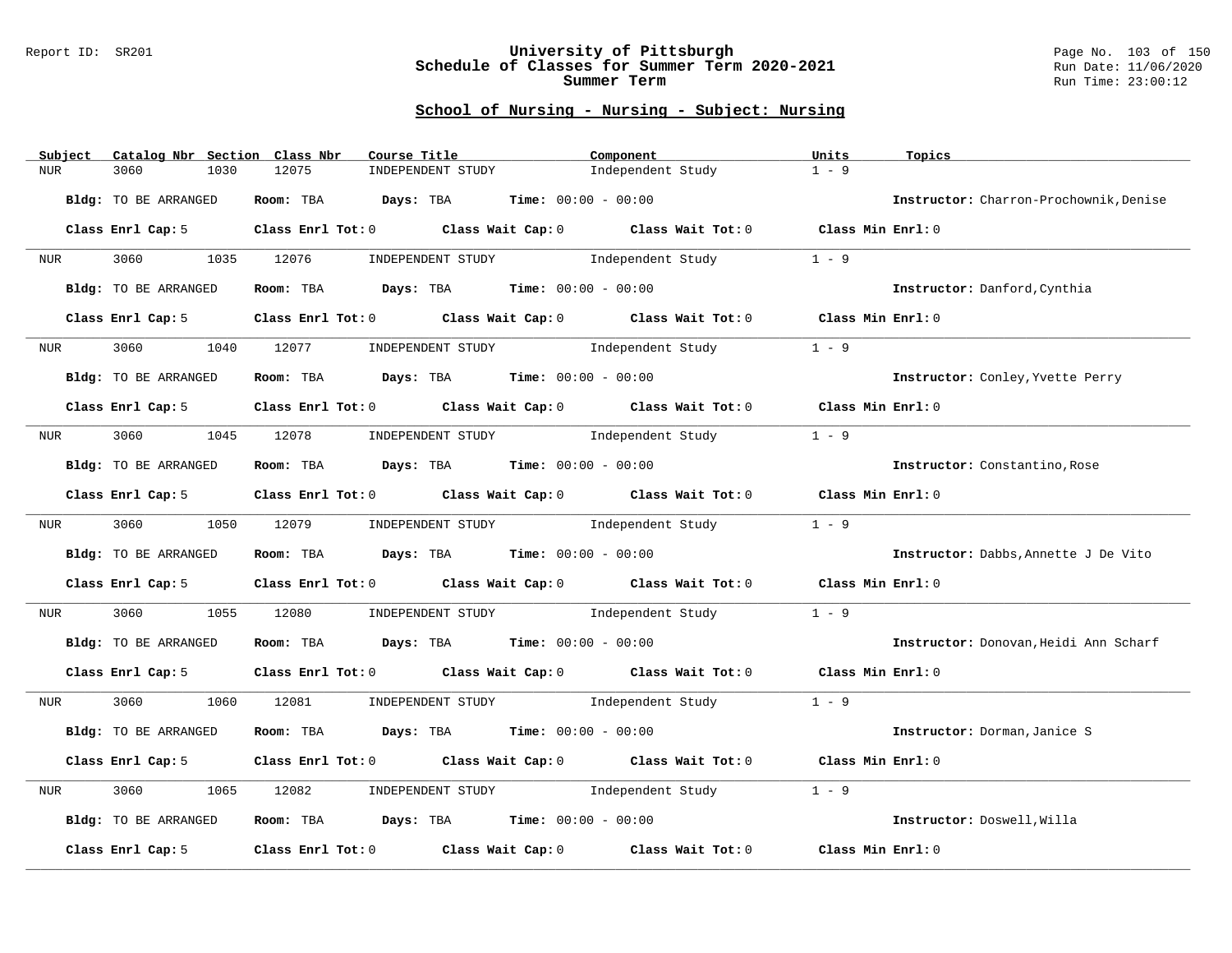## School of Nursing - Nursing - Subject: Nursing

| Subject | Catalog Nbr | Section | Class Nbr | Course Title | Component | Units | Topics |
|---|---|---|---|---|---|---|---|
| NUR | 3060 | 1030 | 12075 | INDEPENDENT STUDY | Independent Study | 1 - 9 | |

**Bldg:** TO BE ARRANGED **Room:** TBA **Days:** TBA **Time:** 00:00 - 00:00 **Instructor:** Charron-Prochownik,Denise

**Class Enrl Cap:** 5 **Class Enrl Tot:** 0 **Class Wait Cap:** 0 **Class Wait Tot:** 0 **Class Min Enrl:** 0

---

| Subject | Catalog Nbr | Section | Class Nbr | Course Title | Component | Units | Topics |
|---|---|---|---|---|---|---|---|
| NUR | 3060 | 1035 | 12076 | INDEPENDENT STUDY | Independent Study | 1 - 9 | |

**Bldg:** TO BE ARRANGED **Room:** TBA **Days:** TBA **Time:** 00:00 - 00:00 **Instructor:** Danford,Cynthia

**Class Enrl Cap:** 5 **Class Enrl Tot:** 0 **Class Wait Cap:** 0 **Class Wait Tot:** 0 **Class Min Enrl:** 0

---

| Subject | Catalog Nbr | Section | Class Nbr | Course Title | Component | Units | Topics |
|---|---|---|---|---|---|---|---|
| NUR | 3060 | 1040 | 12077 | INDEPENDENT STUDY | Independent Study | 1 - 9 | |

**Bldg:** TO BE ARRANGED **Room:** TBA **Days:** TBA **Time:** 00:00 - 00:00 **Instructor:** Conley,Yvette Perry

**Class Enrl Cap:** 5 **Class Enrl Tot:** 0 **Class Wait Cap:** 0 **Class Wait Tot:** 0 **Class Min Enrl:** 0

---

| Subject | Catalog Nbr | Section | Class Nbr | Course Title | Component | Units | Topics |
|---|---|---|---|---|---|---|---|
| NUR | 3060 | 1045 | 12078 | INDEPENDENT STUDY | Independent Study | 1 - 9 | |

**Bldg:** TO BE ARRANGED **Room:** TBA **Days:** TBA **Time:** 00:00 - 00:00 **Instructor:** Constantino,Rose

**Class Enrl Cap:** 5 **Class Enrl Tot:** 0 **Class Wait Cap:** 0 **Class Wait Tot:** 0 **Class Min Enrl:** 0

---

| Subject | Catalog Nbr | Section | Class Nbr | Course Title | Component | Units | Topics |
|---|---|---|---|---|---|---|---|
| NUR | 3060 | 1050 | 12079 | INDEPENDENT STUDY | Independent Study | 1 - 9 | |

**Bldg:** TO BE ARRANGED **Room:** TBA **Days:** TBA **Time:** 00:00 - 00:00 **Instructor:** Dabbs,Annette J De Vito

**Class Enrl Cap:** 5 **Class Enrl Tot:** 0 **Class Wait Cap:** 0 **Class Wait Tot:** 0 **Class Min Enrl:** 0

---

| Subject | Catalog Nbr | Section | Class Nbr | Course Title | Component | Units | Topics |
|---|---|---|---|---|---|---|---|
| NUR | 3060 | 1055 | 12080 | INDEPENDENT STUDY | Independent Study | 1 - 9 | |

**Bldg:** TO BE ARRANGED **Room:** TBA **Days:** TBA **Time:** 00:00 - 00:00 **Instructor:** Donovan,Heidi Ann Scharf

**Class Enrl Cap:** 5 **Class Enrl Tot:** 0 **Class Wait Cap:** 0 **Class Wait Tot:** 0 **Class Min Enrl:** 0

---

| Subject | Catalog Nbr | Section | Class Nbr | Course Title | Component | Units | Topics |
|---|---|---|---|---|---|---|---|
| NUR | 3060 | 1060 | 12081 | INDEPENDENT STUDY | Independent Study | 1 - 9 | |

**Bldg:** TO BE ARRANGED **Room:** TBA **Days:** TBA **Time:** 00:00 - 00:00 **Instructor:** Dorman,Janice S

**Class Enrl Cap:** 5 **Class Enrl Tot:** 0 **Class Wait Cap:** 0 **Class Wait Tot:** 0 **Class Min Enrl:** 0

---

| Subject | Catalog Nbr | Section | Class Nbr | Course Title | Component | Units | Topics |
|---|---|---|---|---|---|---|---|
| NUR | 3060 | 1065 | 12082 | INDEPENDENT STUDY | Independent Study | 1 - 9 | |

**Bldg:** TO BE ARRANGED **Room:** TBA **Days:** TBA **Time:** 00:00 - 00:00 **Instructor:** Doswell,Willa

**Class Enrl Cap:** 5 **Class Enrl Tot:** 0 **Class Wait Cap:** 0 **Class Wait Tot:** 0 **Class Min Enrl:** 0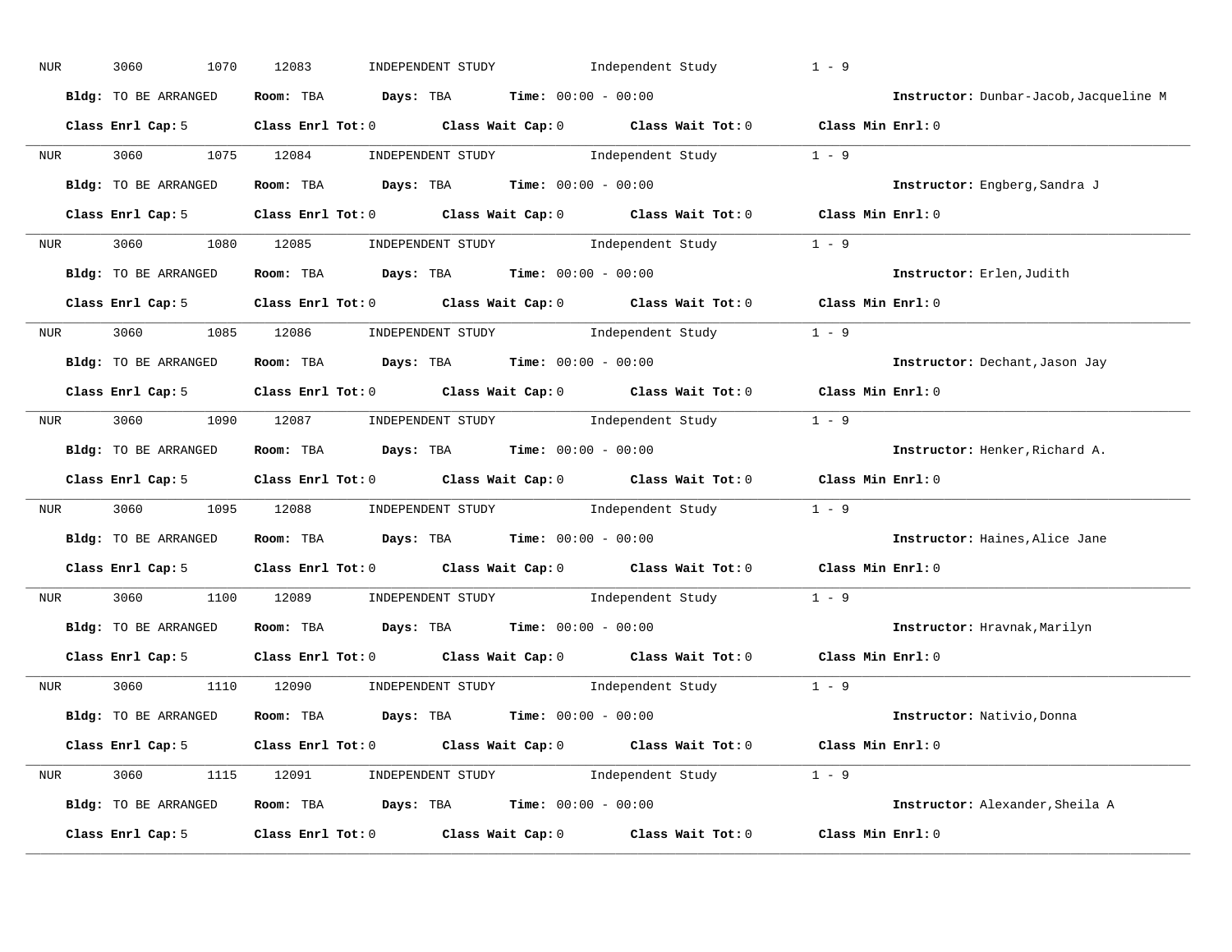NUR 3060 1070 12083 INDEPENDENT STUDY Independent Study 1 - 9

**Bldg:** TO BE ARRANGED **Room:** TBA **Days:** TBA **Time:** 00:00 - 00:00 **Instructor:** Dunbar-Jacob,Jacqueline M

**Class Enrl Cap:** 5 **Class Enrl Tot:** 0 **Class Wait Cap:** 0 **Class Wait Tot:** 0 **Class Min Enrl:** 0

---

NUR 3060 1075 12084 INDEPENDENT STUDY Independent Study 1 - 9

**Bldg:** TO BE ARRANGED **Room:** TBA **Days:** TBA **Time:** 00:00 - 00:00 **Instructor:** Engberg,Sandra J

**Class Enrl Cap:** 5 **Class Enrl Tot:** 0 **Class Wait Cap:** 0 **Class Wait Tot:** 0 **Class Min Enrl:** 0

---

NUR 3060 1080 12085 INDEPENDENT STUDY Independent Study 1 - 9

**Bldg:** TO BE ARRANGED **Room:** TBA **Days:** TBA **Time:** 00:00 - 00:00 **Instructor:** Erlen,Judith

**Class Enrl Cap:** 5 **Class Enrl Tot:** 0 **Class Wait Cap:** 0 **Class Wait Tot:** 0 **Class Min Enrl:** 0

---

NUR 3060 1085 12086 INDEPENDENT STUDY Independent Study 1 - 9

**Bldg:** TO BE ARRANGED **Room:** TBA **Days:** TBA **Time:** 00:00 - 00:00 **Instructor:** Dechant,Jason Jay

**Class Enrl Cap:** 5 **Class Enrl Tot:** 0 **Class Wait Cap:** 0 **Class Wait Tot:** 0 **Class Min Enrl:** 0

---

NUR 3060 1090 12087 INDEPENDENT STUDY Independent Study 1 - 9

**Bldg:** TO BE ARRANGED **Room:** TBA **Days:** TBA **Time:** 00:00 - 00:00 **Instructor:** Henker,Richard A.

**Class Enrl Cap:** 5 **Class Enrl Tot:** 0 **Class Wait Cap:** 0 **Class Wait Tot:** 0 **Class Min Enrl:** 0

---

NUR 3060 1095 12088 INDEPENDENT STUDY Independent Study 1 - 9

**Bldg:** TO BE ARRANGED **Room:** TBA **Days:** TBA **Time:** 00:00 - 00:00 **Instructor:** Haines,Alice Jane

**Class Enrl Cap:** 5 **Class Enrl Tot:** 0 **Class Wait Cap:** 0 **Class Wait Tot:** 0 **Class Min Enrl:** 0

---

NUR 3060 1100 12089 INDEPENDENT STUDY Independent Study 1 - 9

**Bldg:** TO BE ARRANGED **Room:** TBA **Days:** TBA **Time:** 00:00 - 00:00 **Instructor:** Hravnak,Marilyn

**Class Enrl Cap:** 5 **Class Enrl Tot:** 0 **Class Wait Cap:** 0 **Class Wait Tot:** 0 **Class Min Enrl:** 0

---

NUR 3060 1110 12090 INDEPENDENT STUDY Independent Study 1 - 9

**Bldg:** TO BE ARRANGED **Room:** TBA **Days:** TBA **Time:** 00:00 - 00:00 **Instructor:** Nativio,Donna

**Class Enrl Cap:** 5 **Class Enrl Tot:** 0 **Class Wait Cap:** 0 **Class Wait Tot:** 0 **Class Min Enrl:** 0

---

NUR 3060 1115 12091 INDEPENDENT STUDY Independent Study 1 - 9

**Bldg:** TO BE ARRANGED **Room:** TBA **Days:** TBA **Time:** 00:00 - 00:00 **Instructor:** Alexander,Sheila A

**Class Enrl Cap:** 5 **Class Enrl Tot:** 0 **Class Wait Cap:** 0 **Class Wait Tot:** 0 **Class Min Enrl:** 0

---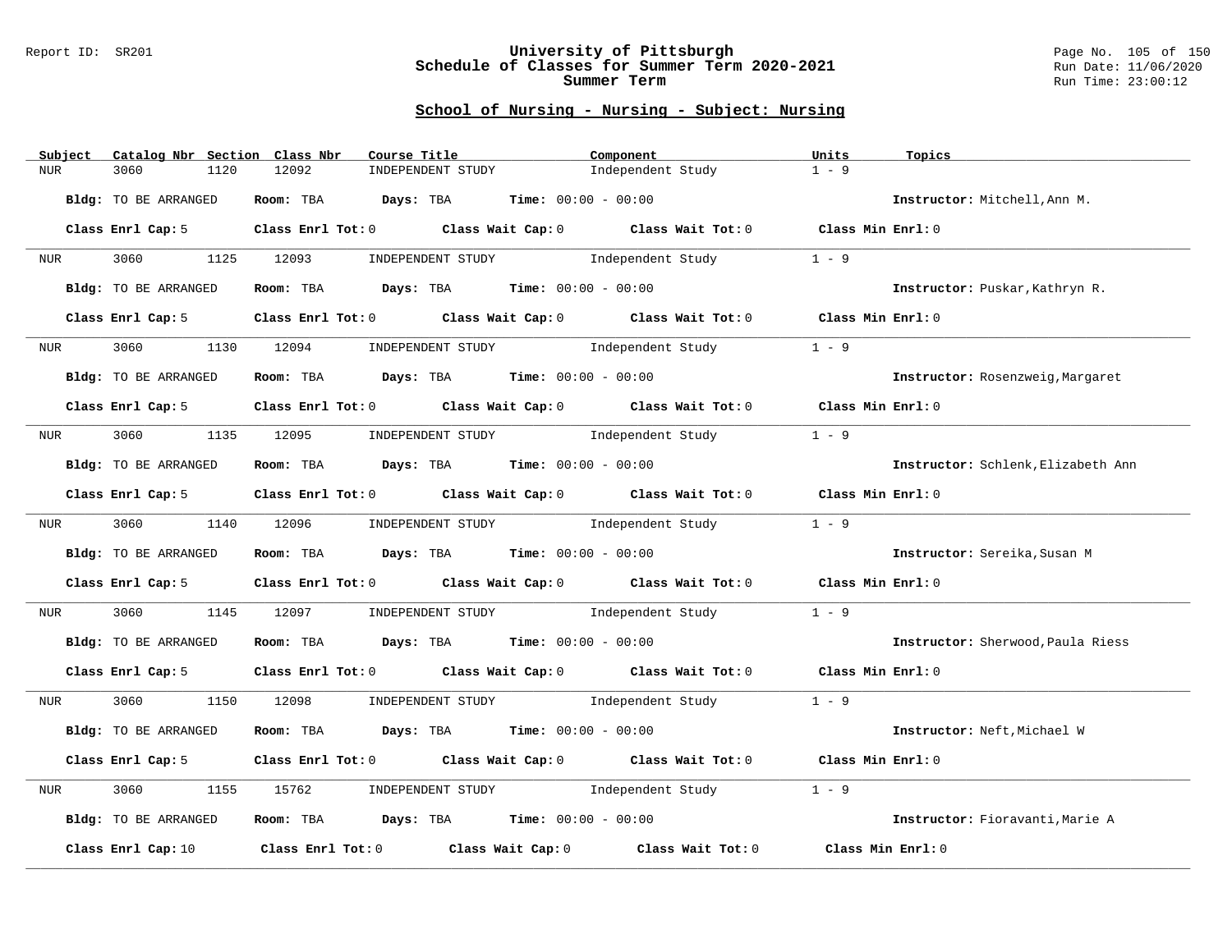## School of Nursing - Nursing - Subject: Nursing

| Subject | Catalog Nbr | Section | Class Nbr | Course Title | Component | Units | Topics |
|---|---|---|---|---|---|---|---|
| NUR | 3060 | 1120 | 12092 | INDEPENDENT STUDY | Independent Study | 1 - 9 | |

**Bldg:** TO BE ARRANGED **Room:** TBA **Days:** TBA **Time:** 00:00 - 00:00 **Instructor:** Mitchell,Ann M.

**Class Enrl Cap:** 5 **Class Enrl Tot:** 0 **Class Wait Cap:** 0 **Class Wait Tot:** 0 **Class Min Enrl:** 0

---

| Subject | Catalog Nbr | Section | Class Nbr | Course Title | Component | Units | Topics |
|---|---|---|---|---|---|---|---|
| NUR | 3060 | 1125 | 12093 | INDEPENDENT STUDY | Independent Study | 1 - 9 | |

**Bldg:** TO BE ARRANGED **Room:** TBA **Days:** TBA **Time:** 00:00 - 00:00 **Instructor:** Puskar,Kathryn R.

**Class Enrl Cap:** 5 **Class Enrl Tot:** 0 **Class Wait Cap:** 0 **Class Wait Tot:** 0 **Class Min Enrl:** 0

---

| Subject | Catalog Nbr | Section | Class Nbr | Course Title | Component | Units | Topics |
|---|---|---|---|---|---|---|---|
| NUR | 3060 | 1130 | 12094 | INDEPENDENT STUDY | Independent Study | 1 - 9 | |

**Bldg:** TO BE ARRANGED **Room:** TBA **Days:** TBA **Time:** 00:00 - 00:00 **Instructor:** Rosenzweig,Margaret

**Class Enrl Cap:** 5 **Class Enrl Tot:** 0 **Class Wait Cap:** 0 **Class Wait Tot:** 0 **Class Min Enrl:** 0

---

| Subject | Catalog Nbr | Section | Class Nbr | Course Title | Component | Units | Topics |
|---|---|---|---|---|---|---|---|
| NUR | 3060 | 1135 | 12095 | INDEPENDENT STUDY | Independent Study | 1 - 9 | |

**Bldg:** TO BE ARRANGED **Room:** TBA **Days:** TBA **Time:** 00:00 - 00:00 **Instructor:** Schlenk,Elizabeth Ann

**Class Enrl Cap:** 5 **Class Enrl Tot:** 0 **Class Wait Cap:** 0 **Class Wait Tot:** 0 **Class Min Enrl:** 0

---

| Subject | Catalog Nbr | Section | Class Nbr | Course Title | Component | Units | Topics |
|---|---|---|---|---|---|---|---|
| NUR | 3060 | 1140 | 12096 | INDEPENDENT STUDY | Independent Study | 1 - 9 | |

**Bldg:** TO BE ARRANGED **Room:** TBA **Days:** TBA **Time:** 00:00 - 00:00 **Instructor:** Sereika,Susan M

**Class Enrl Cap:** 5 **Class Enrl Tot:** 0 **Class Wait Cap:** 0 **Class Wait Tot:** 0 **Class Min Enrl:** 0

---

| Subject | Catalog Nbr | Section | Class Nbr | Course Title | Component | Units | Topics |
|---|---|---|---|---|---|---|---|
| NUR | 3060 | 1145 | 12097 | INDEPENDENT STUDY | Independent Study | 1 - 9 | |

**Bldg:** TO BE ARRANGED **Room:** TBA **Days:** TBA **Time:** 00:00 - 00:00 **Instructor:** Sherwood,Paula Riess

**Class Enrl Cap:** 5 **Class Enrl Tot:** 0 **Class Wait Cap:** 0 **Class Wait Tot:** 0 **Class Min Enrl:** 0

---

| Subject | Catalog Nbr | Section | Class Nbr | Course Title | Component | Units | Topics |
|---|---|---|---|---|---|---|---|
| NUR | 3060 | 1150 | 12098 | INDEPENDENT STUDY | Independent Study | 1 - 9 | |

**Bldg:** TO BE ARRANGED **Room:** TBA **Days:** TBA **Time:** 00:00 - 00:00 **Instructor:** Neft,Michael W

**Class Enrl Cap:** 5 **Class Enrl Tot:** 0 **Class Wait Cap:** 0 **Class Wait Tot:** 0 **Class Min Enrl:** 0

---

| Subject | Catalog Nbr | Section | Class Nbr | Course Title | Component | Units | Topics |
|---|---|---|---|---|---|---|---|
| NUR | 3060 | 1155 | 15762 | INDEPENDENT STUDY | Independent Study | 1 - 9 | |

**Bldg:** TO BE ARRANGED **Room:** TBA **Days:** TBA **Time:** 00:00 - 00:00 **Instructor:** Fioravanti,Marie A

**Class Enrl Cap:** 10 **Class Enrl Tot:** 0 **Class Wait Cap:** 0 **Class Wait Tot:** 0 **Class Min Enrl:** 0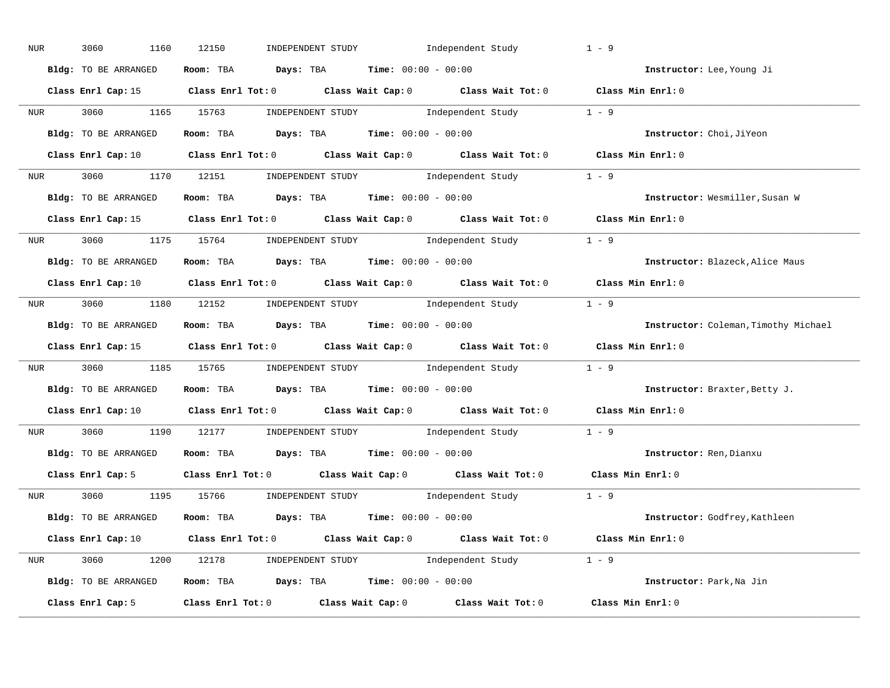NUR 3060 1160 12150 INDEPENDENT STUDY Independent Study 1 - 9

**Bldg:** TO BE ARRANGED **Room:** TBA **Days:** TBA **Time:** 00:00 - 00:00 **Instructor:** Lee,Young Ji

**Class Enrl Cap:** 15 **Class Enrl Tot:** 0 **Class Wait Cap:** 0 **Class Wait Tot:** 0 **Class Min Enrl:** 0

---

NUR 3060 1165 15763 INDEPENDENT STUDY Independent Study 1 - 9

**Bldg:** TO BE ARRANGED **Room:** TBA **Days:** TBA **Time:** 00:00 - 00:00 **Instructor:** Choi,JiYeon

**Class Enrl Cap:** 10 **Class Enrl Tot:** 0 **Class Wait Cap:** 0 **Class Wait Tot:** 0 **Class Min Enrl:** 0

---

NUR 3060 1170 12151 INDEPENDENT STUDY Independent Study 1 - 9

**Bldg:** TO BE ARRANGED **Room:** TBA **Days:** TBA **Time:** 00:00 - 00:00 **Instructor:** Wesmiller,Susan W

**Class Enrl Cap:** 15 **Class Enrl Tot:** 0 **Class Wait Cap:** 0 **Class Wait Tot:** 0 **Class Min Enrl:** 0

---

NUR 3060 1175 15764 INDEPENDENT STUDY Independent Study 1 - 9

**Bldg:** TO BE ARRANGED **Room:** TBA **Days:** TBA **Time:** 00:00 - 00:00 **Instructor:** Blazeck,Alice Maus

**Class Enrl Cap:** 10 **Class Enrl Tot:** 0 **Class Wait Cap:** 0 **Class Wait Tot:** 0 **Class Min Enrl:** 0

---

NUR 3060 1180 12152 INDEPENDENT STUDY Independent Study 1 - 9

**Bldg:** TO BE ARRANGED **Room:** TBA **Days:** TBA **Time:** 00:00 - 00:00 **Instructor:** Coleman,Timothy Michael

**Class Enrl Cap:** 15 **Class Enrl Tot:** 0 **Class Wait Cap:** 0 **Class Wait Tot:** 0 **Class Min Enrl:** 0

---

NUR 3060 1185 15765 INDEPENDENT STUDY Independent Study 1 - 9

**Bldg:** TO BE ARRANGED **Room:** TBA **Days:** TBA **Time:** 00:00 - 00:00 **Instructor:** Braxter,Betty J.

**Class Enrl Cap:** 10 **Class Enrl Tot:** 0 **Class Wait Cap:** 0 **Class Wait Tot:** 0 **Class Min Enrl:** 0

---

NUR 3060 1190 12177 INDEPENDENT STUDY Independent Study 1 - 9

**Bldg:** TO BE ARRANGED **Room:** TBA **Days:** TBA **Time:** 00:00 - 00:00 **Instructor:** Ren,Dianxu

**Class Enrl Cap:** 5 **Class Enrl Tot:** 0 **Class Wait Cap:** 0 **Class Wait Tot:** 0 **Class Min Enrl:** 0

---

NUR 3060 1195 15766 INDEPENDENT STUDY Independent Study 1 - 9

**Bldg:** TO BE ARRANGED **Room:** TBA **Days:** TBA **Time:** 00:00 - 00:00 **Instructor:** Godfrey,Kathleen

**Class Enrl Cap:** 10 **Class Enrl Tot:** 0 **Class Wait Cap:** 0 **Class Wait Tot:** 0 **Class Min Enrl:** 0

---

NUR 3060 1200 12178 INDEPENDENT STUDY Independent Study 1 - 9

**Bldg:** TO BE ARRANGED **Room:** TBA **Days:** TBA **Time:** 00:00 - 00:00 **Instructor:** Park,Na Jin

**Class Enrl Cap:** 5 **Class Enrl Tot:** 0 **Class Wait Cap:** 0 **Class Wait Tot:** 0 **Class Min Enrl:** 0

---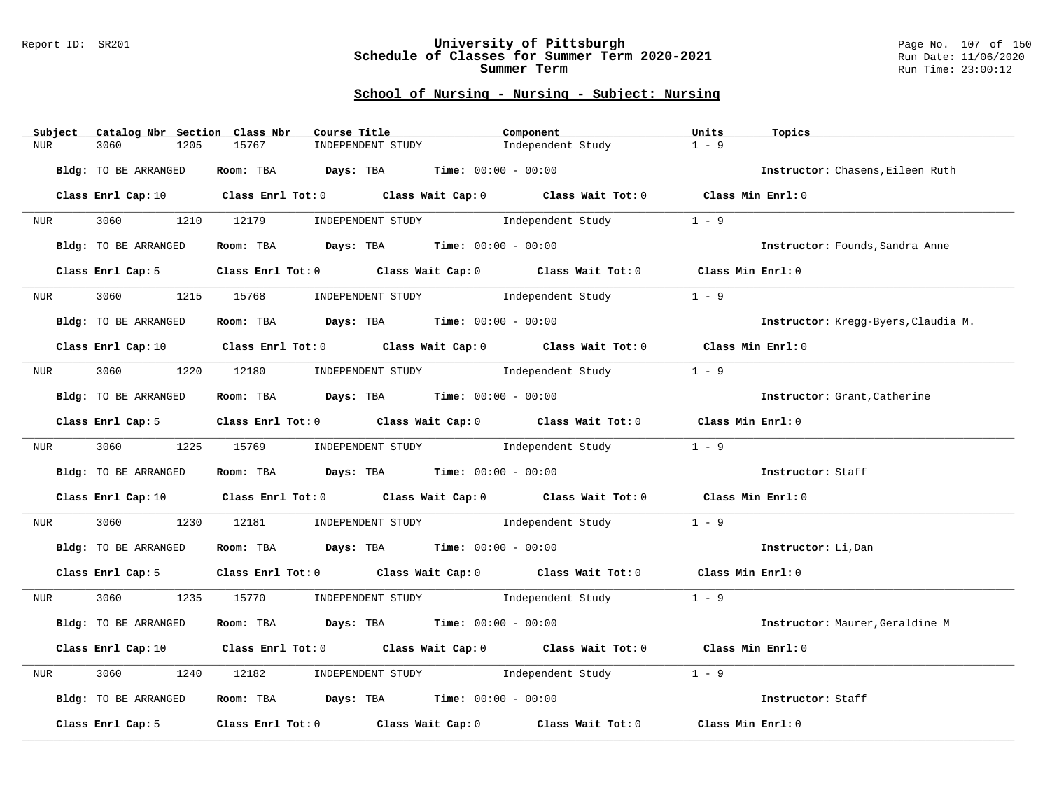## School of Nursing - Nursing - Subject: Nursing

| Subject | Catalog Nbr | Section | Class Nbr | Course Title | Component | Units | Topics |
|---|---|---|---|---|---|---|---|
| NUR | 3060 | 1205 | 15767 | INDEPENDENT STUDY | Independent Study | 1 - 9 | |

**Bldg:** TO BE ARRANGED **Room:** TBA **Days:** TBA **Time:** 00:00 - 00:00 **Instructor:** Chasens,Eileen Ruth

**Class Enrl Cap:** 10 **Class Enrl Tot:** 0 **Class Wait Cap:** 0 **Class Wait Tot:** 0 **Class Min Enrl:** 0

| Subject | Catalog Nbr | Section | Class Nbr | Course Title | Component | Units | Topics |
|---|---|---|---|---|---|---|---|
| NUR | 3060 | 1210 | 12179 | INDEPENDENT STUDY | Independent Study | 1 - 9 | |

**Bldg:** TO BE ARRANGED **Room:** TBA **Days:** TBA **Time:** 00:00 - 00:00 **Instructor:** Founds,Sandra Anne

**Class Enrl Cap:** 5 **Class Enrl Tot:** 0 **Class Wait Cap:** 0 **Class Wait Tot:** 0 **Class Min Enrl:** 0

| Subject | Catalog Nbr | Section | Class Nbr | Course Title | Component | Units | Topics |
|---|---|---|---|---|---|---|---|
| NUR | 3060 | 1215 | 15768 | INDEPENDENT STUDY | Independent Study | 1 - 9 | |

**Bldg:** TO BE ARRANGED **Room:** TBA **Days:** TBA **Time:** 00:00 - 00:00 **Instructor:** Kregg-Byers,Claudia M.

**Class Enrl Cap:** 10 **Class Enrl Tot:** 0 **Class Wait Cap:** 0 **Class Wait Tot:** 0 **Class Min Enrl:** 0

| Subject | Catalog Nbr | Section | Class Nbr | Course Title | Component | Units | Topics |
|---|---|---|---|---|---|---|---|
| NUR | 3060 | 1220 | 12180 | INDEPENDENT STUDY | Independent Study | 1 - 9 | |

**Bldg:** TO BE ARRANGED **Room:** TBA **Days:** TBA **Time:** 00:00 - 00:00 **Instructor:** Grant,Catherine

**Class Enrl Cap:** 5 **Class Enrl Tot:** 0 **Class Wait Cap:** 0 **Class Wait Tot:** 0 **Class Min Enrl:** 0

| Subject | Catalog Nbr | Section | Class Nbr | Course Title | Component | Units | Topics |
|---|---|---|---|---|---|---|---|
| NUR | 3060 | 1225 | 15769 | INDEPENDENT STUDY | Independent Study | 1 - 9 | |

**Bldg:** TO BE ARRANGED **Room:** TBA **Days:** TBA **Time:** 00:00 - 00:00 **Instructor:** Staff

**Class Enrl Cap:** 10 **Class Enrl Tot:** 0 **Class Wait Cap:** 0 **Class Wait Tot:** 0 **Class Min Enrl:** 0

| Subject | Catalog Nbr | Section | Class Nbr | Course Title | Component | Units | Topics |
|---|---|---|---|---|---|---|---|
| NUR | 3060 | 1230 | 12181 | INDEPENDENT STUDY | Independent Study | 1 - 9 | |

**Bldg:** TO BE ARRANGED **Room:** TBA **Days:** TBA **Time:** 00:00 - 00:00 **Instructor:** Li,Dan

**Class Enrl Cap:** 5 **Class Enrl Tot:** 0 **Class Wait Cap:** 0 **Class Wait Tot:** 0 **Class Min Enrl:** 0

| Subject | Catalog Nbr | Section | Class Nbr | Course Title | Component | Units | Topics |
|---|---|---|---|---|---|---|---|
| NUR | 3060 | 1235 | 15770 | INDEPENDENT STUDY | Independent Study | 1 - 9 | |

**Bldg:** TO BE ARRANGED **Room:** TBA **Days:** TBA **Time:** 00:00 - 00:00 **Instructor:** Maurer,Geraldine M

**Class Enrl Cap:** 10 **Class Enrl Tot:** 0 **Class Wait Cap:** 0 **Class Wait Tot:** 0 **Class Min Enrl:** 0

| Subject | Catalog Nbr | Section | Class Nbr | Course Title | Component | Units | Topics |
|---|---|---|---|---|---|---|---|
| NUR | 3060 | 1240 | 12182 | INDEPENDENT STUDY | Independent Study | 1 - 9 | |

**Bldg:** TO BE ARRANGED **Room:** TBA **Days:** TBA **Time:** 00:00 - 00:00 **Instructor:** Staff

**Class Enrl Cap:** 5 **Class Enrl Tot:** 0 **Class Wait Cap:** 0 **Class Wait Tot:** 0 **Class Min Enrl:** 0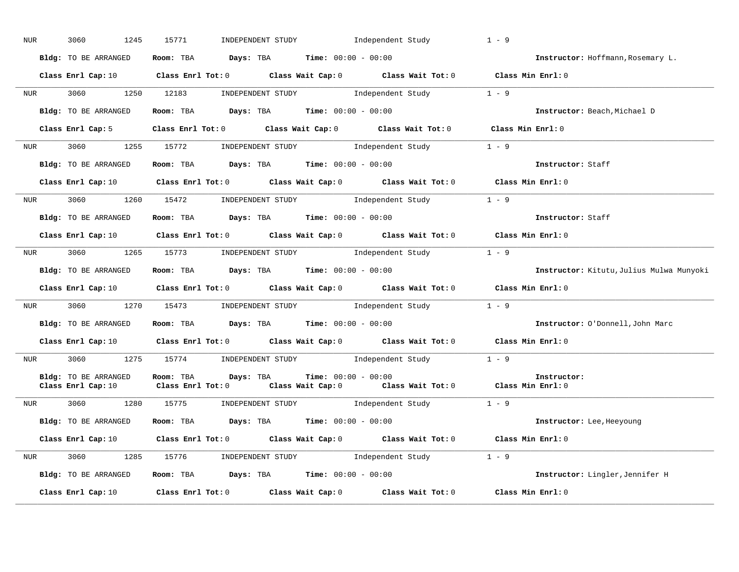NUR 3060 1245 15771 INDEPENDENT STUDY Independent Study 1 - 9

**Bldg:** TO BE ARRANGED **Room:** TBA **Days:** TBA **Time:** 00:00 - 00:00 **Instructor:** Hoffmann,Rosemary L.

**Class Enrl Cap:** 10 **Class Enrl Tot:** 0 **Class Wait Cap:** 0 **Class Wait Tot:** 0 **Class Min Enrl:** 0

---

NUR 3060 1250 12183 INDEPENDENT STUDY Independent Study 1 - 9

**Bldg:** TO BE ARRANGED **Room:** TBA **Days:** TBA **Time:** 00:00 - 00:00 **Instructor:** Beach,Michael D

**Class Enrl Cap:** 5 **Class Enrl Tot:** 0 **Class Wait Cap:** 0 **Class Wait Tot:** 0 **Class Min Enrl:** 0

---

NUR 3060 1255 15772 INDEPENDENT STUDY Independent Study 1 - 9

**Bldg:** TO BE ARRANGED **Room:** TBA **Days:** TBA **Time:** 00:00 - 00:00 **Instructor:** Staff

**Class Enrl Cap:** 10 **Class Enrl Tot:** 0 **Class Wait Cap:** 0 **Class Wait Tot:** 0 **Class Min Enrl:** 0

---

NUR 3060 1260 15472 INDEPENDENT STUDY Independent Study 1 - 9

**Bldg:** TO BE ARRANGED **Room:** TBA **Days:** TBA **Time:** 00:00 - 00:00 **Instructor:** Staff

**Class Enrl Cap:** 10 **Class Enrl Tot:** 0 **Class Wait Cap:** 0 **Class Wait Tot:** 0 **Class Min Enrl:** 0

---

NUR 3060 1265 15773 INDEPENDENT STUDY Independent Study 1 - 9

**Bldg:** TO BE ARRANGED **Room:** TBA **Days:** TBA **Time:** 00:00 - 00:00 **Instructor:** Kitutu,Julius Mulwa Munyoki

**Class Enrl Cap:** 10 **Class Enrl Tot:** 0 **Class Wait Cap:** 0 **Class Wait Tot:** 0 **Class Min Enrl:** 0

---

NUR 3060 1270 15473 INDEPENDENT STUDY Independent Study 1 - 9

**Bldg:** TO BE ARRANGED **Room:** TBA **Days:** TBA **Time:** 00:00 - 00:00 **Instructor:** O'Donnell,John Marc

**Class Enrl Cap:** 10 **Class Enrl Tot:** 0 **Class Wait Cap:** 0 **Class Wait Tot:** 0 **Class Min Enrl:** 0

---

NUR 3060 1275 15774 INDEPENDENT STUDY Independent Study 1 - 9

**Bldg:** TO BE ARRANGED **Room:** TBA **Days:** TBA **Time:** 00:00 - 00:00 **Instructor:**
**Class Enrl Cap:** 10 **Class Enrl Tot:** 0 **Class Wait Cap:** 0 **Class Wait Tot:** 0 **Class Min Enrl:** 0

---

NUR 3060 1280 15775 INDEPENDENT STUDY Independent Study 1 - 9

**Bldg:** TO BE ARRANGED **Room:** TBA **Days:** TBA **Time:** 00:00 - 00:00 **Instructor:** Lee,Heeyoung

**Class Enrl Cap:** 10 **Class Enrl Tot:** 0 **Class Wait Cap:** 0 **Class Wait Tot:** 0 **Class Min Enrl:** 0

---

NUR 3060 1285 15776 INDEPENDENT STUDY Independent Study 1 - 9

**Bldg:** TO BE ARRANGED **Room:** TBA **Days:** TBA **Time:** 00:00 - 00:00 **Instructor:** Lingler,Jennifer H

**Class Enrl Cap:** 10 **Class Enrl Tot:** 0 **Class Wait Cap:** 0 **Class Wait Tot:** 0 **Class Min Enrl:** 0

---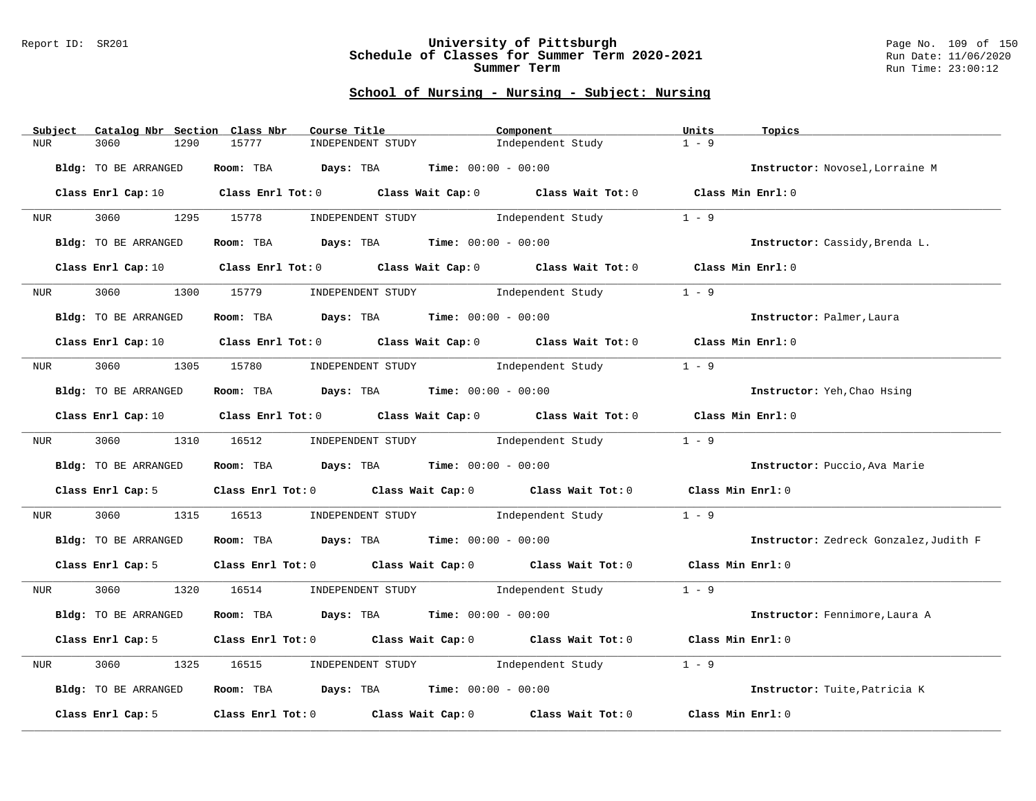# University of Pittsburgh
## Schedule of Classes for Summer Term 2020-2021
### Summer Term

Report ID: SR201

Run Date: 11/06/2020
Run Time: 23:00:12

## School of Nursing - Nursing - Subject: Nursing

| Subject | Catalog Nbr | Section | Class Nbr | Course Title | Component | Units | Topics |
|---|---|---|---|---|---|---|---|
| NUR | 3060 | 1290 | 15777 | INDEPENDENT STUDY | Independent Study | 1 - 9 | |

**Bldg:** TO BE ARRANGED **Room:** TBA **Days:** TBA **Time:** 00:00 - 00:00 **Instructor:** Novosel,Lorraine M

**Class Enrl Cap:** 10 **Class Enrl Tot:** 0 **Class Wait Cap:** 0 **Class Wait Tot:** 0 **Class Min Enrl:** 0

| Subject | Catalog Nbr | Section | Class Nbr | Course Title | Component | Units | Topics |
|---|---|---|---|---|---|---|---|
| NUR | 3060 | 1295 | 15778 | INDEPENDENT STUDY | Independent Study | 1 - 9 | |

**Bldg:** TO BE ARRANGED **Room:** TBA **Days:** TBA **Time:** 00:00 - 00:00 **Instructor:** Cassidy,Brenda L.

**Class Enrl Cap:** 10 **Class Enrl Tot:** 0 **Class Wait Cap:** 0 **Class Wait Tot:** 0 **Class Min Enrl:** 0

| Subject | Catalog Nbr | Section | Class Nbr | Course Title | Component | Units | Topics |
|---|---|---|---|---|---|---|---|
| NUR | 3060 | 1300 | 15779 | INDEPENDENT STUDY | Independent Study | 1 - 9 | |

**Bldg:** TO BE ARRANGED **Room:** TBA **Days:** TBA **Time:** 00:00 - 00:00 **Instructor:** Palmer,Laura

**Class Enrl Cap:** 10 **Class Enrl Tot:** 0 **Class Wait Cap:** 0 **Class Wait Tot:** 0 **Class Min Enrl:** 0

| Subject | Catalog Nbr | Section | Class Nbr | Course Title | Component | Units | Topics |
|---|---|---|---|---|---|---|---|
| NUR | 3060 | 1305 | 15780 | INDEPENDENT STUDY | Independent Study | 1 - 9 | |

**Bldg:** TO BE ARRANGED **Room:** TBA **Days:** TBA **Time:** 00:00 - 00:00 **Instructor:** Yeh,Chao Hsing

**Class Enrl Cap:** 10 **Class Enrl Tot:** 0 **Class Wait Cap:** 0 **Class Wait Tot:** 0 **Class Min Enrl:** 0

| Subject | Catalog Nbr | Section | Class Nbr | Course Title | Component | Units | Topics |
|---|---|---|---|---|---|---|---|
| NUR | 3060 | 1310 | 16512 | INDEPENDENT STUDY | Independent Study | 1 - 9 | |

**Bldg:** TO BE ARRANGED **Room:** TBA **Days:** TBA **Time:** 00:00 - 00:00 **Instructor:** Puccio,Ava Marie

**Class Enrl Cap:** 5 **Class Enrl Tot:** 0 **Class Wait Cap:** 0 **Class Wait Tot:** 0 **Class Min Enrl:** 0

| Subject | Catalog Nbr | Section | Class Nbr | Course Title | Component | Units | Topics |
|---|---|---|---|---|---|---|---|
| NUR | 3060 | 1315 | 16513 | INDEPENDENT STUDY | Independent Study | 1 - 9 | |

**Bldg:** TO BE ARRANGED **Room:** TBA **Days:** TBA **Time:** 00:00 - 00:00 **Instructor:** Zedreck Gonzalez,Judith F

**Class Enrl Cap:** 5 **Class Enrl Tot:** 0 **Class Wait Cap:** 0 **Class Wait Tot:** 0 **Class Min Enrl:** 0

| Subject | Catalog Nbr | Section | Class Nbr | Course Title | Component | Units | Topics |
|---|---|---|---|---|---|---|---|
| NUR | 3060 | 1320 | 16514 | INDEPENDENT STUDY | Independent Study | 1 - 9 | |

**Bldg:** TO BE ARRANGED **Room:** TBA **Days:** TBA **Time:** 00:00 - 00:00 **Instructor:** Fennimore,Laura A

**Class Enrl Cap:** 5 **Class Enrl Tot:** 0 **Class Wait Cap:** 0 **Class Wait Tot:** 0 **Class Min Enrl:** 0

| Subject | Catalog Nbr | Section | Class Nbr | Course Title | Component | Units | Topics |
|---|---|---|---|---|---|---|---|
| NUR | 3060 | 1325 | 16515 | INDEPENDENT STUDY | Independent Study | 1 - 9 | |

**Bldg:** TO BE ARRANGED **Room:** TBA **Days:** TBA **Time:** 00:00 - 00:00 **Instructor:** Tuite,Patricia K

**Class Enrl Cap:** 5 **Class Enrl Tot:** 0 **Class Wait Cap:** 0 **Class Wait Tot:** 0 **Class Min Enrl:** 0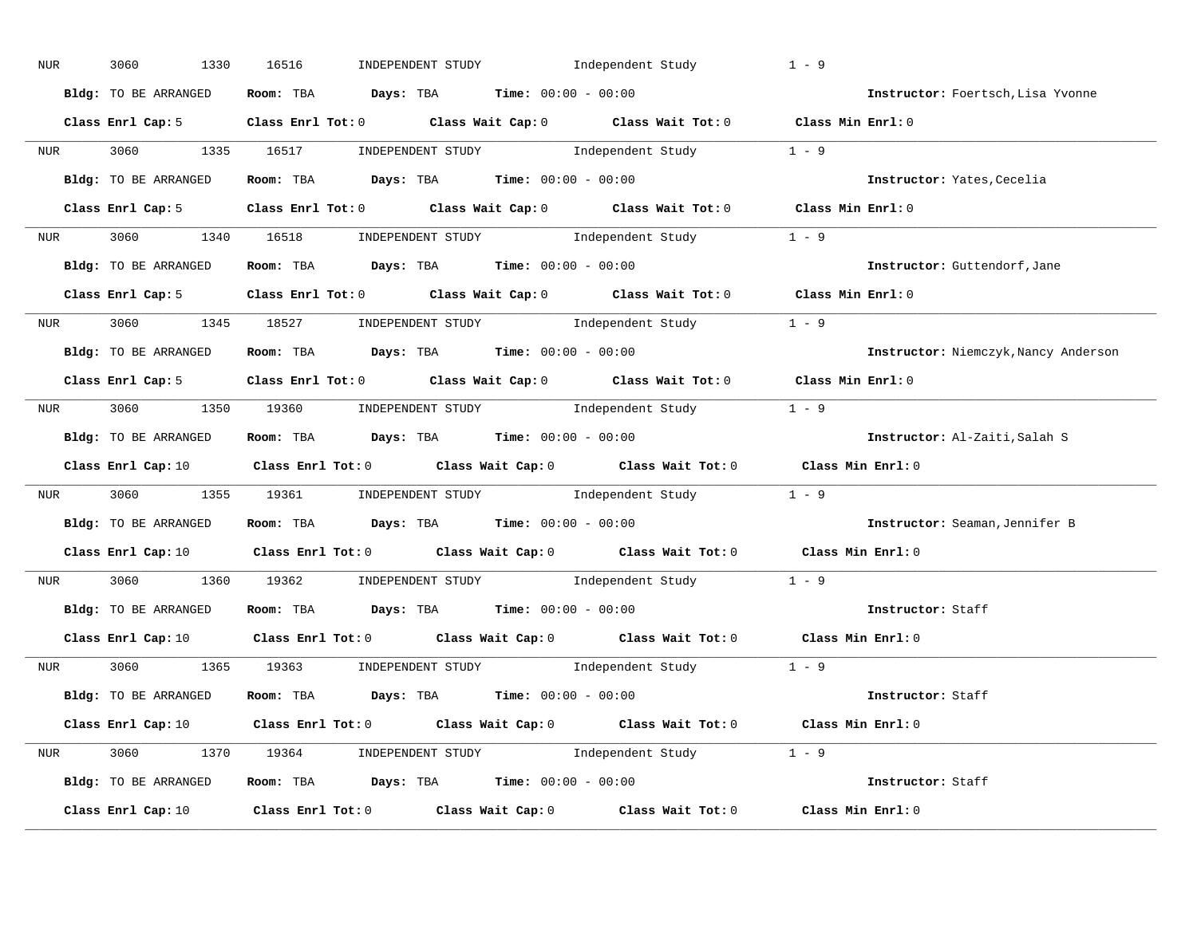NUR 3060 1330 16516 INDEPENDENT STUDY Independent Study 1 - 9

**Bldg:** TO BE ARRANGED **Room:** TBA **Days:** TBA **Time:** 00:00 - 00:00 **Instructor:** Foertsch,Lisa Yvonne

**Class Enrl Cap:** 5 **Class Enrl Tot:** 0 **Class Wait Cap:** 0 **Class Wait Tot:** 0 **Class Min Enrl:** 0

---

NUR 3060 1335 16517 INDEPENDENT STUDY Independent Study 1 - 9

**Bldg:** TO BE ARRANGED **Room:** TBA **Days:** TBA **Time:** 00:00 - 00:00 **Instructor:** Yates,Cecelia

**Class Enrl Cap:** 5 **Class Enrl Tot:** 0 **Class Wait Cap:** 0 **Class Wait Tot:** 0 **Class Min Enrl:** 0

---

NUR 3060 1340 16518 INDEPENDENT STUDY Independent Study 1 - 9

**Bldg:** TO BE ARRANGED **Room:** TBA **Days:** TBA **Time:** 00:00 - 00:00 **Instructor:** Guttendorf,Jane

**Class Enrl Cap:** 5 **Class Enrl Tot:** 0 **Class Wait Cap:** 0 **Class Wait Tot:** 0 **Class Min Enrl:** 0

---

NUR 3060 1345 18527 INDEPENDENT STUDY Independent Study 1 - 9

**Bldg:** TO BE ARRANGED **Room:** TBA **Days:** TBA **Time:** 00:00 - 00:00 **Instructor:** Niemczyk,Nancy Anderson

**Class Enrl Cap:** 5 **Class Enrl Tot:** 0 **Class Wait Cap:** 0 **Class Wait Tot:** 0 **Class Min Enrl:** 0

---

NUR 3060 1350 19360 INDEPENDENT STUDY Independent Study 1 - 9

**Bldg:** TO BE ARRANGED **Room:** TBA **Days:** TBA **Time:** 00:00 - 00:00 **Instructor:** Al-Zaiti,Salah S

**Class Enrl Cap:** 10 **Class Enrl Tot:** 0 **Class Wait Cap:** 0 **Class Wait Tot:** 0 **Class Min Enrl:** 0

---

NUR 3060 1355 19361 INDEPENDENT STUDY Independent Study 1 - 9

**Bldg:** TO BE ARRANGED **Room:** TBA **Days:** TBA **Time:** 00:00 - 00:00 **Instructor:** Seaman,Jennifer B

**Class Enrl Cap:** 10 **Class Enrl Tot:** 0 **Class Wait Cap:** 0 **Class Wait Tot:** 0 **Class Min Enrl:** 0

---

NUR 3060 1360 19362 INDEPENDENT STUDY Independent Study 1 - 9

**Bldg:** TO BE ARRANGED **Room:** TBA **Days:** TBA **Time:** 00:00 - 00:00 **Instructor:** Staff

**Class Enrl Cap:** 10 **Class Enrl Tot:** 0 **Class Wait Cap:** 0 **Class Wait Tot:** 0 **Class Min Enrl:** 0

---

NUR 3060 1365 19363 INDEPENDENT STUDY Independent Study 1 - 9

**Bldg:** TO BE ARRANGED **Room:** TBA **Days:** TBA **Time:** 00:00 - 00:00 **Instructor:** Staff

**Class Enrl Cap:** 10 **Class Enrl Tot:** 0 **Class Wait Cap:** 0 **Class Wait Tot:** 0 **Class Min Enrl:** 0

---

NUR 3060 1370 19364 INDEPENDENT STUDY Independent Study 1 - 9

**Bldg:** TO BE ARRANGED **Room:** TBA **Days:** TBA **Time:** 00:00 - 00:00 **Instructor:** Staff

**Class Enrl Cap:** 10 **Class Enrl Tot:** 0 **Class Wait Cap:** 0 **Class Wait Tot:** 0 **Class Min Enrl:** 0

---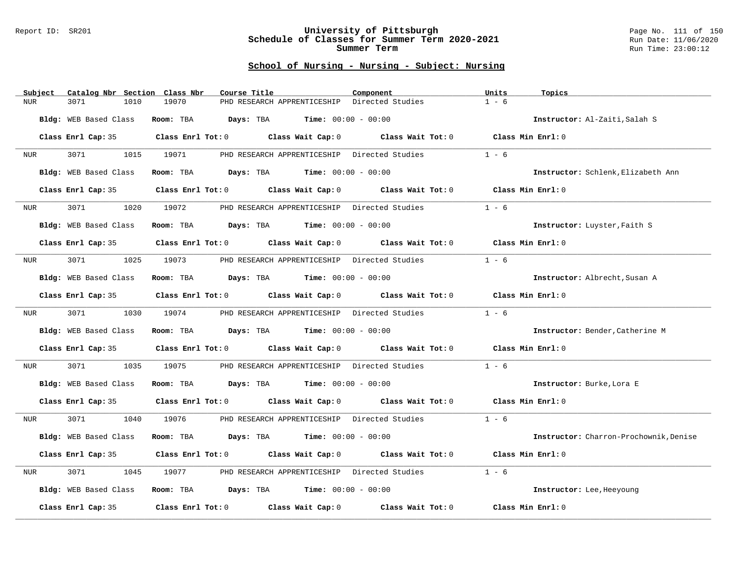## School of Nursing - Nursing - Subject: Nursing

| Subject | Catalog Nbr | Section | Class Nbr | Course Title | Component | Units | Topics |
|---|---|---|---|---|---|---|---|
| NUR | 3071 | 1010 | 19070 | PHD RESEARCH APPRENTICESHIP | Directed Studies | 1 - 6 | |

**Bldg:** WEB Based Class **Room:** TBA **Days:** TBA **Time:** 00:00 - 00:00 **Instructor:** Al-Zaiti,Salah S

**Class Enrl Cap:** 35 **Class Enrl Tot:** 0 **Class Wait Cap:** 0 **Class Wait Tot:** 0 **Class Min Enrl:** 0

| Subject | Catalog Nbr | Section | Class Nbr | Course Title | Component | Units | Topics |
|---|---|---|---|---|---|---|---|
| NUR | 3071 | 1015 | 19071 | PHD RESEARCH APPRENTICESHIP | Directed Studies | 1 - 6 | |

**Bldg:** WEB Based Class **Room:** TBA **Days:** TBA **Time:** 00:00 - 00:00 **Instructor:** Schlenk,Elizabeth Ann

**Class Enrl Cap:** 35 **Class Enrl Tot:** 0 **Class Wait Cap:** 0 **Class Wait Tot:** 0 **Class Min Enrl:** 0

| Subject | Catalog Nbr | Section | Class Nbr | Course Title | Component | Units | Topics |
|---|---|---|---|---|---|---|---|
| NUR | 3071 | 1020 | 19072 | PHD RESEARCH APPRENTICESHIP | Directed Studies | 1 - 6 | |

**Bldg:** WEB Based Class **Room:** TBA **Days:** TBA **Time:** 00:00 - 00:00 **Instructor:** Luyster,Faith S

**Class Enrl Cap:** 35 **Class Enrl Tot:** 0 **Class Wait Cap:** 0 **Class Wait Tot:** 0 **Class Min Enrl:** 0

| Subject | Catalog Nbr | Section | Class Nbr | Course Title | Component | Units | Topics |
|---|---|---|---|---|---|---|---|
| NUR | 3071 | 1025 | 19073 | PHD RESEARCH APPRENTICESHIP | Directed Studies | 1 - 6 | |

**Bldg:** WEB Based Class **Room:** TBA **Days:** TBA **Time:** 00:00 - 00:00 **Instructor:** Albrecht,Susan A

**Class Enrl Cap:** 35 **Class Enrl Tot:** 0 **Class Wait Cap:** 0 **Class Wait Tot:** 0 **Class Min Enrl:** 0

| Subject | Catalog Nbr | Section | Class Nbr | Course Title | Component | Units | Topics |
|---|---|---|---|---|---|---|---|
| NUR | 3071 | 1030 | 19074 | PHD RESEARCH APPRENTICESHIP | Directed Studies | 1 - 6 | |

**Bldg:** WEB Based Class **Room:** TBA **Days:** TBA **Time:** 00:00 - 00:00 **Instructor:** Bender,Catherine M

**Class Enrl Cap:** 35 **Class Enrl Tot:** 0 **Class Wait Cap:** 0 **Class Wait Tot:** 0 **Class Min Enrl:** 0

| Subject | Catalog Nbr | Section | Class Nbr | Course Title | Component | Units | Topics |
|---|---|---|---|---|---|---|---|
| NUR | 3071 | 1035 | 19075 | PHD RESEARCH APPRENTICESHIP | Directed Studies | 1 - 6 | |

**Bldg:** WEB Based Class **Room:** TBA **Days:** TBA **Time:** 00:00 - 00:00 **Instructor:** Burke,Lora E

**Class Enrl Cap:** 35 **Class Enrl Tot:** 0 **Class Wait Cap:** 0 **Class Wait Tot:** 0 **Class Min Enrl:** 0

| Subject | Catalog Nbr | Section | Class Nbr | Course Title | Component | Units | Topics |
|---|---|---|---|---|---|---|---|
| NUR | 3071 | 1040 | 19076 | PHD RESEARCH APPRENTICESHIP | Directed Studies | 1 - 6 | |

**Bldg:** WEB Based Class **Room:** TBA **Days:** TBA **Time:** 00:00 - 00:00 **Instructor:** Charron-Prochownik,Denise

**Class Enrl Cap:** 35 **Class Enrl Tot:** 0 **Class Wait Cap:** 0 **Class Wait Tot:** 0 **Class Min Enrl:** 0

| Subject | Catalog Nbr | Section | Class Nbr | Course Title | Component | Units | Topics |
|---|---|---|---|---|---|---|---|
| NUR | 3071 | 1045 | 19077 | PHD RESEARCH APPRENTICESHIP | Directed Studies | 1 - 6 | |

**Bldg:** WEB Based Class **Room:** TBA **Days:** TBA **Time:** 00:00 - 00:00 **Instructor:** Lee,Heeyoung

**Class Enrl Cap:** 35 **Class Enrl Tot:** 0 **Class Wait Cap:** 0 **Class Wait Tot:** 0 **Class Min Enrl:** 0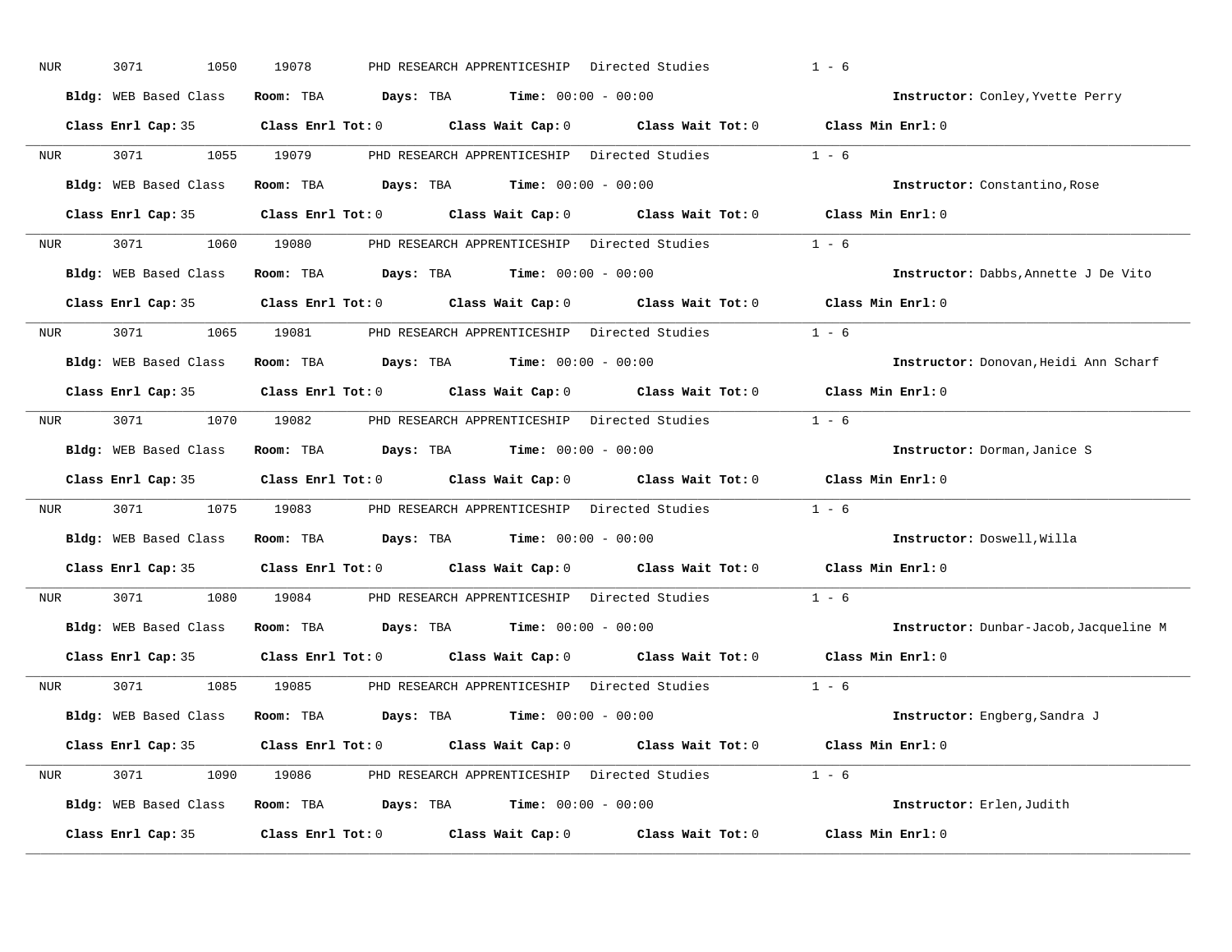NUR 3071 1050 19078 PHD RESEARCH APPRENTICESHIP Directed Studies 1 - 6

**Bldg:** WEB Based Class **Room:** TBA **Days:** TBA **Time:** 00:00 - 00:00 **Instructor:** Conley,Yvette Perry

**Class Enrl Cap:** 35 **Class Enrl Tot:** 0 **Class Wait Cap:** 0 **Class Wait Tot:** 0 **Class Min Enrl:** 0

---

NUR 3071 1055 19079 PHD RESEARCH APPRENTICESHIP Directed Studies 1 - 6

**Bldg:** WEB Based Class **Room:** TBA **Days:** TBA **Time:** 00:00 - 00:00 **Instructor:** Constantino,Rose

**Class Enrl Cap:** 35 **Class Enrl Tot:** 0 **Class Wait Cap:** 0 **Class Wait Tot:** 0 **Class Min Enrl:** 0

---

NUR 3071 1060 19080 PHD RESEARCH APPRENTICESHIP Directed Studies 1 - 6

**Bldg:** WEB Based Class **Room:** TBA **Days:** TBA **Time:** 00:00 - 00:00 **Instructor:** Dabbs,Annette J De Vito

**Class Enrl Cap:** 35 **Class Enrl Tot:** 0 **Class Wait Cap:** 0 **Class Wait Tot:** 0 **Class Min Enrl:** 0

---

NUR 3071 1065 19081 PHD RESEARCH APPRENTICESHIP Directed Studies 1 - 6

**Bldg:** WEB Based Class **Room:** TBA **Days:** TBA **Time:** 00:00 - 00:00 **Instructor:** Donovan,Heidi Ann Scharf

**Class Enrl Cap:** 35 **Class Enrl Tot:** 0 **Class Wait Cap:** 0 **Class Wait Tot:** 0 **Class Min Enrl:** 0

---

NUR 3071 1070 19082 PHD RESEARCH APPRENTICESHIP Directed Studies 1 - 6

**Bldg:** WEB Based Class **Room:** TBA **Days:** TBA **Time:** 00:00 - 00:00 **Instructor:** Dorman,Janice S

**Class Enrl Cap:** 35 **Class Enrl Tot:** 0 **Class Wait Cap:** 0 **Class Wait Tot:** 0 **Class Min Enrl:** 0

---

NUR 3071 1075 19083 PHD RESEARCH APPRENTICESHIP Directed Studies 1 - 6

**Bldg:** WEB Based Class **Room:** TBA **Days:** TBA **Time:** 00:00 - 00:00 **Instructor:** Doswell,Willa

**Class Enrl Cap:** 35 **Class Enrl Tot:** 0 **Class Wait Cap:** 0 **Class Wait Tot:** 0 **Class Min Enrl:** 0

---

NUR 3071 1080 19084 PHD RESEARCH APPRENTICESHIP Directed Studies 1 - 6

**Bldg:** WEB Based Class **Room:** TBA **Days:** TBA **Time:** 00:00 - 00:00 **Instructor:** Dunbar-Jacob,Jacqueline M

**Class Enrl Cap:** 35 **Class Enrl Tot:** 0 **Class Wait Cap:** 0 **Class Wait Tot:** 0 **Class Min Enrl:** 0

---

NUR 3071 1085 19085 PHD RESEARCH APPRENTICESHIP Directed Studies 1 - 6

**Bldg:** WEB Based Class **Room:** TBA **Days:** TBA **Time:** 00:00 - 00:00 **Instructor:** Engberg,Sandra J

**Class Enrl Cap:** 35 **Class Enrl Tot:** 0 **Class Wait Cap:** 0 **Class Wait Tot:** 0 **Class Min Enrl:** 0

---

NUR 3071 1090 19086 PHD RESEARCH APPRENTICESHIP Directed Studies 1 - 6

**Bldg:** WEB Based Class **Room:** TBA **Days:** TBA **Time:** 00:00 - 00:00 **Instructor:** Erlen,Judith

**Class Enrl Cap:** 35 **Class Enrl Tot:** 0 **Class Wait Cap:** 0 **Class Wait Tot:** 0 **Class Min Enrl:** 0

---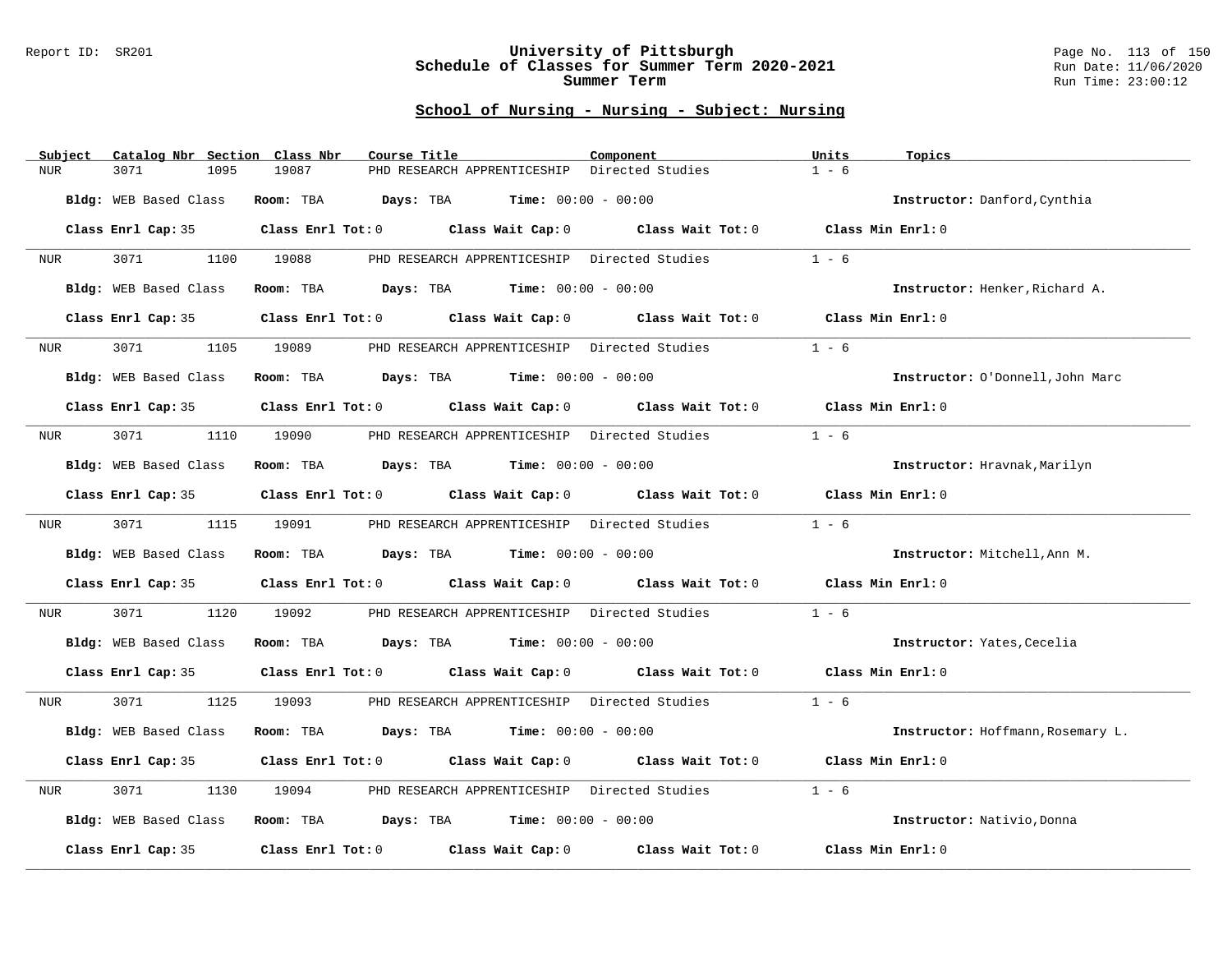## School of Nursing - Nursing - Subject: Nursing

| Subject | Catalog Nbr | Section | Class Nbr | Course Title | Component | Units | Topics |
|---|---|---|---|---|---|---|---|
| NUR | 3071 | 1095 | 19087 | PHD RESEARCH APPRENTICESHIP | Directed Studies | 1 - 6 | |

**Bldg:** WEB Based Class **Room:** TBA **Days:** TBA **Time:** 00:00 - 00:00 **Instructor:** Danford,Cynthia

**Class Enrl Cap:** 35 **Class Enrl Tot:** 0 **Class Wait Cap:** 0 **Class Wait Tot:** 0 **Class Min Enrl:** 0

---

| Subject | Catalog Nbr | Section | Class Nbr | Course Title | Component | Units | Topics |
|---|---|---|---|---|---|---|---|
| NUR | 3071 | 1100 | 19088 | PHD RESEARCH APPRENTICESHIP | Directed Studies | 1 - 6 | |

**Bldg:** WEB Based Class **Room:** TBA **Days:** TBA **Time:** 00:00 - 00:00 **Instructor:** Henker,Richard A.

**Class Enrl Cap:** 35 **Class Enrl Tot:** 0 **Class Wait Cap:** 0 **Class Wait Tot:** 0 **Class Min Enrl:** 0

---

| Subject | Catalog Nbr | Section | Class Nbr | Course Title | Component | Units | Topics |
|---|---|---|---|---|---|---|---|
| NUR | 3071 | 1105 | 19089 | PHD RESEARCH APPRENTICESHIP | Directed Studies | 1 - 6 | |

**Bldg:** WEB Based Class **Room:** TBA **Days:** TBA **Time:** 00:00 - 00:00 **Instructor:** O'Donnell,John Marc

**Class Enrl Cap:** 35 **Class Enrl Tot:** 0 **Class Wait Cap:** 0 **Class Wait Tot:** 0 **Class Min Enrl:** 0

---

| Subject | Catalog Nbr | Section | Class Nbr | Course Title | Component | Units | Topics |
|---|---|---|---|---|---|---|---|
| NUR | 3071 | 1110 | 19090 | PHD RESEARCH APPRENTICESHIP | Directed Studies | 1 - 6 | |

**Bldg:** WEB Based Class **Room:** TBA **Days:** TBA **Time:** 00:00 - 00:00 **Instructor:** Hravnak,Marilyn

**Class Enrl Cap:** 35 **Class Enrl Tot:** 0 **Class Wait Cap:** 0 **Class Wait Tot:** 0 **Class Min Enrl:** 0

---

| Subject | Catalog Nbr | Section | Class Nbr | Course Title | Component | Units | Topics |
|---|---|---|---|---|---|---|---|
| NUR | 3071 | 1115 | 19091 | PHD RESEARCH APPRENTICESHIP | Directed Studies | 1 - 6 | |

**Bldg:** WEB Based Class **Room:** TBA **Days:** TBA **Time:** 00:00 - 00:00 **Instructor:** Mitchell,Ann M.

**Class Enrl Cap:** 35 **Class Enrl Tot:** 0 **Class Wait Cap:** 0 **Class Wait Tot:** 0 **Class Min Enrl:** 0

---

| Subject | Catalog Nbr | Section | Class Nbr | Course Title | Component | Units | Topics |
|---|---|---|---|---|---|---|---|
| NUR | 3071 | 1120 | 19092 | PHD RESEARCH APPRENTICESHIP | Directed Studies | 1 - 6 | |

**Bldg:** WEB Based Class **Room:** TBA **Days:** TBA **Time:** 00:00 - 00:00 **Instructor:** Yates,Cecelia

**Class Enrl Cap:** 35 **Class Enrl Tot:** 0 **Class Wait Cap:** 0 **Class Wait Tot:** 0 **Class Min Enrl:** 0

---

| Subject | Catalog Nbr | Section | Class Nbr | Course Title | Component | Units | Topics |
|---|---|---|---|---|---|---|---|
| NUR | 3071 | 1125 | 19093 | PHD RESEARCH APPRENTICESHIP | Directed Studies | 1 - 6 | |

**Bldg:** WEB Based Class **Room:** TBA **Days:** TBA **Time:** 00:00 - 00:00 **Instructor:** Hoffmann,Rosemary L.

**Class Enrl Cap:** 35 **Class Enrl Tot:** 0 **Class Wait Cap:** 0 **Class Wait Tot:** 0 **Class Min Enrl:** 0

---

| Subject | Catalog Nbr | Section | Class Nbr | Course Title | Component | Units | Topics |
|---|---|---|---|---|---|---|---|
| NUR | 3071 | 1130 | 19094 | PHD RESEARCH APPRENTICESHIP | Directed Studies | 1 - 6 | |

**Bldg:** WEB Based Class **Room:** TBA **Days:** TBA **Time:** 00:00 - 00:00 **Instructor:** Nativio,Donna

**Class Enrl Cap:** 35 **Class Enrl Tot:** 0 **Class Wait Cap:** 0 **Class Wait Tot:** 0 **Class Min Enrl:** 0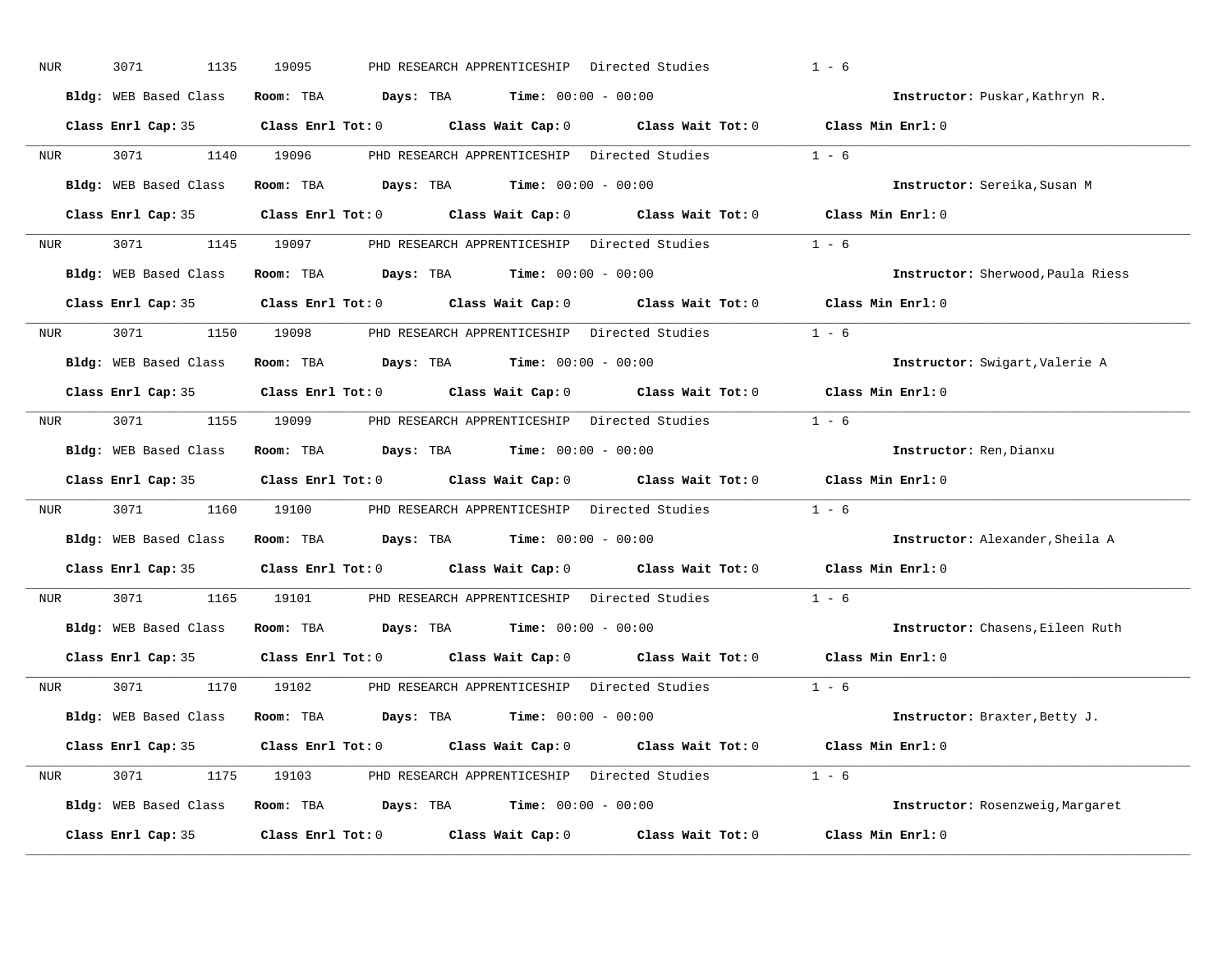NUR 3071 1135 19095 PHD RESEARCH APPRENTICESHIP Directed Studies 1 - 6

**Bldg:** WEB Based Class **Room:** TBA **Days:** TBA **Time:** 00:00 - 00:00 **Instructor:** Puskar,Kathryn R.

**Class Enrl Cap:** 35 **Class Enrl Tot:** 0 **Class Wait Cap:** 0 **Class Wait Tot:** 0 **Class Min Enrl:** 0

---

NUR 3071 1140 19096 PHD RESEARCH APPRENTICESHIP Directed Studies 1 - 6

**Bldg:** WEB Based Class **Room:** TBA **Days:** TBA **Time:** 00:00 - 00:00 **Instructor:** Sereika,Susan M

**Class Enrl Cap:** 35 **Class Enrl Tot:** 0 **Class Wait Cap:** 0 **Class Wait Tot:** 0 **Class Min Enrl:** 0

---

NUR 3071 1145 19097 PHD RESEARCH APPRENTICESHIP Directed Studies 1 - 6

**Bldg:** WEB Based Class **Room:** TBA **Days:** TBA **Time:** 00:00 - 00:00 **Instructor:** Sherwood,Paula Riess

**Class Enrl Cap:** 35 **Class Enrl Tot:** 0 **Class Wait Cap:** 0 **Class Wait Tot:** 0 **Class Min Enrl:** 0

---

NUR 3071 1150 19098 PHD RESEARCH APPRENTICESHIP Directed Studies 1 - 6

**Bldg:** WEB Based Class **Room:** TBA **Days:** TBA **Time:** 00:00 - 00:00 **Instructor:** Swigart,Valerie A

**Class Enrl Cap:** 35 **Class Enrl Tot:** 0 **Class Wait Cap:** 0 **Class Wait Tot:** 0 **Class Min Enrl:** 0

---

NUR 3071 1155 19099 PHD RESEARCH APPRENTICESHIP Directed Studies 1 - 6

**Bldg:** WEB Based Class **Room:** TBA **Days:** TBA **Time:** 00:00 - 00:00 **Instructor:** Ren,Dianxu

**Class Enrl Cap:** 35 **Class Enrl Tot:** 0 **Class Wait Cap:** 0 **Class Wait Tot:** 0 **Class Min Enrl:** 0

---

NUR 3071 1160 19100 PHD RESEARCH APPRENTICESHIP Directed Studies 1 - 6

**Bldg:** WEB Based Class **Room:** TBA **Days:** TBA **Time:** 00:00 - 00:00 **Instructor:** Alexander,Sheila A

**Class Enrl Cap:** 35 **Class Enrl Tot:** 0 **Class Wait Cap:** 0 **Class Wait Tot:** 0 **Class Min Enrl:** 0

---

NUR 3071 1165 19101 PHD RESEARCH APPRENTICESHIP Directed Studies 1 - 6

**Bldg:** WEB Based Class **Room:** TBA **Days:** TBA **Time:** 00:00 - 00:00 **Instructor:** Chasens,Eileen Ruth

**Class Enrl Cap:** 35 **Class Enrl Tot:** 0 **Class Wait Cap:** 0 **Class Wait Tot:** 0 **Class Min Enrl:** 0

---

NUR 3071 1170 19102 PHD RESEARCH APPRENTICESHIP Directed Studies 1 - 6

**Bldg:** WEB Based Class **Room:** TBA **Days:** TBA **Time:** 00:00 - 00:00 **Instructor:** Braxter,Betty J.

**Class Enrl Cap:** 35 **Class Enrl Tot:** 0 **Class Wait Cap:** 0 **Class Wait Tot:** 0 **Class Min Enrl:** 0

---

NUR 3071 1175 19103 PHD RESEARCH APPRENTICESHIP Directed Studies 1 - 6

**Bldg:** WEB Based Class **Room:** TBA **Days:** TBA **Time:** 00:00 - 00:00 **Instructor:** Rosenzweig,Margaret

**Class Enrl Cap:** 35 **Class Enrl Tot:** 0 **Class Wait Cap:** 0 **Class Wait Tot:** 0 **Class Min Enrl:** 0

---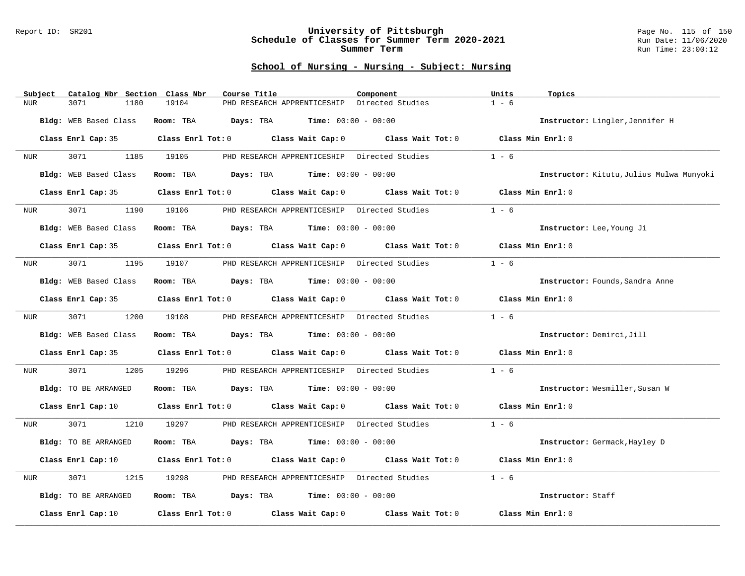**University of Pittsburgh**
**Schedule of Classes for Summer Term 2020-2021**
**Summer Term**

Report ID: SR201

Run Date: 11/06/2020
Run Time: 23:00:12

## School of Nursing - Nursing - Subject: Nursing

| Subject | Catalog Nbr | Section | Class Nbr | Course Title | Component | Units | Topics |
|---|---|---|---|---|---|---|---|
| NUR | 3071 | 1180 | 19104 | PHD RESEARCH APPRENTICESHIP | Directed Studies | 1 - 6 | |

**Bldg:** WEB Based Class **Room:** TBA **Days:** TBA **Time:** 00:00 - 00:00 **Instructor:** Lingler,Jennifer H

**Class Enrl Cap:** 35 **Class Enrl Tot:** 0 **Class Wait Cap:** 0 **Class Wait Tot:** 0 **Class Min Enrl:** 0

| Subject | Catalog Nbr | Section | Class Nbr | Course Title | Component | Units | Topics |
|---|---|---|---|---|---|---|---|
| NUR | 3071 | 1185 | 19105 | PHD RESEARCH APPRENTICESHIP | Directed Studies | 1 - 6 | |

**Bldg:** WEB Based Class **Room:** TBA **Days:** TBA **Time:** 00:00 - 00:00 **Instructor:** Kitutu,Julius Mulwa Munyoki

**Class Enrl Cap:** 35 **Class Enrl Tot:** 0 **Class Wait Cap:** 0 **Class Wait Tot:** 0 **Class Min Enrl:** 0

| Subject | Catalog Nbr | Section | Class Nbr | Course Title | Component | Units | Topics |
|---|---|---|---|---|---|---|---|
| NUR | 3071 | 1190 | 19106 | PHD RESEARCH APPRENTICESHIP | Directed Studies | 1 - 6 | |

**Bldg:** WEB Based Class **Room:** TBA **Days:** TBA **Time:** 00:00 - 00:00 **Instructor:** Lee,Young Ji

**Class Enrl Cap:** 35 **Class Enrl Tot:** 0 **Class Wait Cap:** 0 **Class Wait Tot:** 0 **Class Min Enrl:** 0

| Subject | Catalog Nbr | Section | Class Nbr | Course Title | Component | Units | Topics |
|---|---|---|---|---|---|---|---|
| NUR | 3071 | 1195 | 19107 | PHD RESEARCH APPRENTICESHIP | Directed Studies | 1 - 6 | |

**Bldg:** WEB Based Class **Room:** TBA **Days:** TBA **Time:** 00:00 - 00:00 **Instructor:** Founds,Sandra Anne

**Class Enrl Cap:** 35 **Class Enrl Tot:** 0 **Class Wait Cap:** 0 **Class Wait Tot:** 0 **Class Min Enrl:** 0

| Subject | Catalog Nbr | Section | Class Nbr | Course Title | Component | Units | Topics |
|---|---|---|---|---|---|---|---|
| NUR | 3071 | 1200 | 19108 | PHD RESEARCH APPRENTICESHIP | Directed Studies | 1 - 6 | |

**Bldg:** WEB Based Class **Room:** TBA **Days:** TBA **Time:** 00:00 - 00:00 **Instructor:** Demirci,Jill

**Class Enrl Cap:** 35 **Class Enrl Tot:** 0 **Class Wait Cap:** 0 **Class Wait Tot:** 0 **Class Min Enrl:** 0

| Subject | Catalog Nbr | Section | Class Nbr | Course Title | Component | Units | Topics |
|---|---|---|---|---|---|---|---|
| NUR | 3071 | 1205 | 19296 | PHD RESEARCH APPRENTICESHIP | Directed Studies | 1 - 6 | |

**Bldg:** TO BE ARRANGED **Room:** TBA **Days:** TBA **Time:** 00:00 - 00:00 **Instructor:** Wesmiller,Susan W

**Class Enrl Cap:** 10 **Class Enrl Tot:** 0 **Class Wait Cap:** 0 **Class Wait Tot:** 0 **Class Min Enrl:** 0

| Subject | Catalog Nbr | Section | Class Nbr | Course Title | Component | Units | Topics |
|---|---|---|---|---|---|---|---|
| NUR | 3071 | 1210 | 19297 | PHD RESEARCH APPRENTICESHIP | Directed Studies | 1 - 6 | |

**Bldg:** TO BE ARRANGED **Room:** TBA **Days:** TBA **Time:** 00:00 - 00:00 **Instructor:** Germack,Hayley D

**Class Enrl Cap:** 10 **Class Enrl Tot:** 0 **Class Wait Cap:** 0 **Class Wait Tot:** 0 **Class Min Enrl:** 0

| Subject | Catalog Nbr | Section | Class Nbr | Course Title | Component | Units | Topics |
|---|---|---|---|---|---|---|---|
| NUR | 3071 | 1215 | 19298 | PHD RESEARCH APPRENTICESHIP | Directed Studies | 1 - 6 | |

**Bldg:** TO BE ARRANGED **Room:** TBA **Days:** TBA **Time:** 00:00 - 00:00 **Instructor:** Staff

**Class Enrl Cap:** 10 **Class Enrl Tot:** 0 **Class Wait Cap:** 0 **Class Wait Tot:** 0 **Class Min Enrl:** 0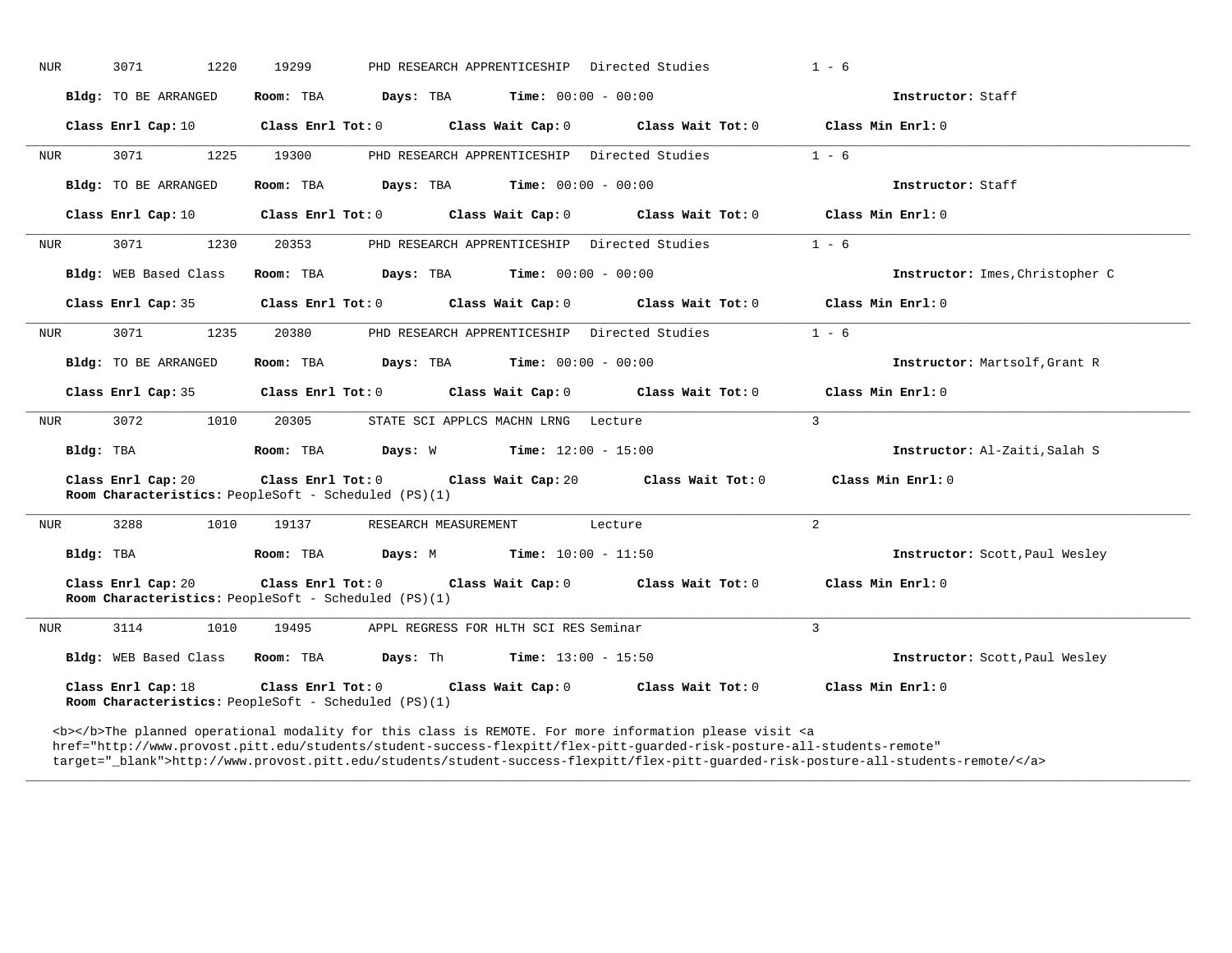NUR 3071 1220 19299 PHD RESEARCH APPRENTICESHIP Directed Studies 1 - 6

**Bldg:** TO BE ARRANGED **Room:** TBA **Days:** TBA **Time:** 00:00 - 00:00 **Instructor:** Staff

**Class Enrl Cap:** 10 **Class Enrl Tot:** 0 **Class Wait Cap:** 0 **Class Wait Tot:** 0 **Class Min Enrl:** 0

---

NUR 3071 1225 19300 PHD RESEARCH APPRENTICESHIP Directed Studies 1 - 6

**Bldg:** TO BE ARRANGED **Room:** TBA **Days:** TBA **Time:** 00:00 - 00:00 **Instructor:** Staff

**Class Enrl Cap:** 10 **Class Enrl Tot:** 0 **Class Wait Cap:** 0 **Class Wait Tot:** 0 **Class Min Enrl:** 0

---

NUR 3071 1230 20353 PHD RESEARCH APPRENTICESHIP Directed Studies 1 - 6

**Bldg:** WEB Based Class **Room:** TBA **Days:** TBA **Time:** 00:00 - 00:00 **Instructor:** Imes,Christopher C

**Class Enrl Cap:** 35 **Class Enrl Tot:** 0 **Class Wait Cap:** 0 **Class Wait Tot:** 0 **Class Min Enrl:** 0

---

NUR 3071 1235 20380 PHD RESEARCH APPRENTICESHIP Directed Studies 1 - 6

**Bldg:** TO BE ARRANGED **Room:** TBA **Days:** TBA **Time:** 00:00 - 00:00 **Instructor:** Martsolf,Grant R

**Class Enrl Cap:** 35 **Class Enrl Tot:** 0 **Class Wait Cap:** 0 **Class Wait Tot:** 0 **Class Min Enrl:** 0

---

NUR 3072 1010 20305 STATE SCI APPLCS MACHN LRNG Lecture 3

**Bldg:** TBA **Room:** TBA **Days:** W **Time:** 12:00 - 15:00 **Instructor:** Al-Zaiti,Salah S

**Class Enrl Cap:** 20 **Class Enrl Tot:** 0 **Class Wait Cap:** 20 **Class Wait Tot:** 0 **Class Min Enrl:** 0
**Room Characteristics:** PeopleSoft - Scheduled (PS)(1)

---

NUR 3288 1010 19137 RESEARCH MEASUREMENT Lecture 2

**Bldg:** TBA **Room:** TBA **Days:** M **Time:** 10:00 - 11:50 **Instructor:** Scott,Paul Wesley

**Class Enrl Cap:** 20 **Class Enrl Tot:** 0 **Class Wait Cap:** 0 **Class Wait Tot:** 0 **Class Min Enrl:** 0
**Room Characteristics:** PeopleSoft - Scheduled (PS)(1)

---

NUR 3114 1010 19495 APPL REGRESS FOR HLTH SCI RES Seminar 3

**Bldg:** WEB Based Class **Room:** TBA **Days:** Th **Time:** 13:00 - 15:50 **Instructor:** Scott,Paul Wesley

**Class Enrl Cap:** 18 **Class Enrl Tot:** 0 **Class Wait Cap:** 0 **Class Wait Tot:** 0 **Class Min Enrl:** 0
**Room Characteristics:** PeopleSoft - Scheduled (PS)(1)

<b></b>The planned operational modality for this class is REMOTE. For more information please visit <a href="http://www.provost.pitt.edu/students/student-success-flexpitt/flex-pitt-guarded-risk-posture-all-students-remote" target="_blank">http://www.provost.pitt.edu/students/student-success-flexpitt/flex-pitt-guarded-risk-posture-all-students-remote/</a>

---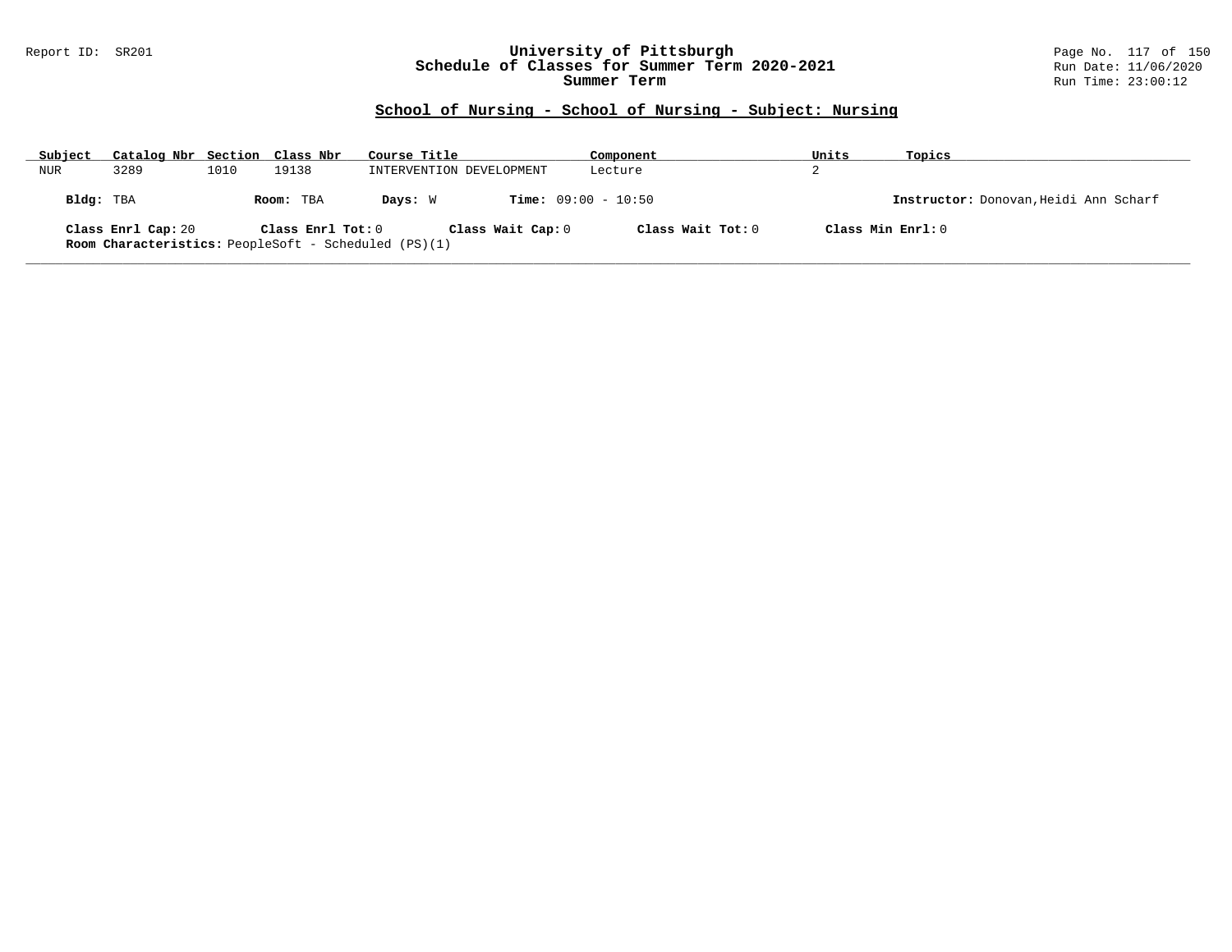## School of Nursing - School of Nursing - Subject: Nursing

| Subject | Catalog Nbr | Section | Class Nbr | Course Title | Component | Units | Topics |
|---|---|---|---|---|---|---|---|
| NUR | 3289 | 1010 | 19138 | INTERVENTION DEVELOPMENT | Lecture | 2 | |

**Bldg:** TBA **Room:** TBA **Days:** W **Time:** 09:00 - 10:50 **Instructor:** Donovan,Heidi Ann Scharf

**Class Enrl Cap:** 20 **Class Enrl Tot:** 0 **Class Wait Cap:** 0 **Class Wait Tot:** 0 **Class Min Enrl:** 0

**Room Characteristics:** PeopleSoft - Scheduled (PS)(1)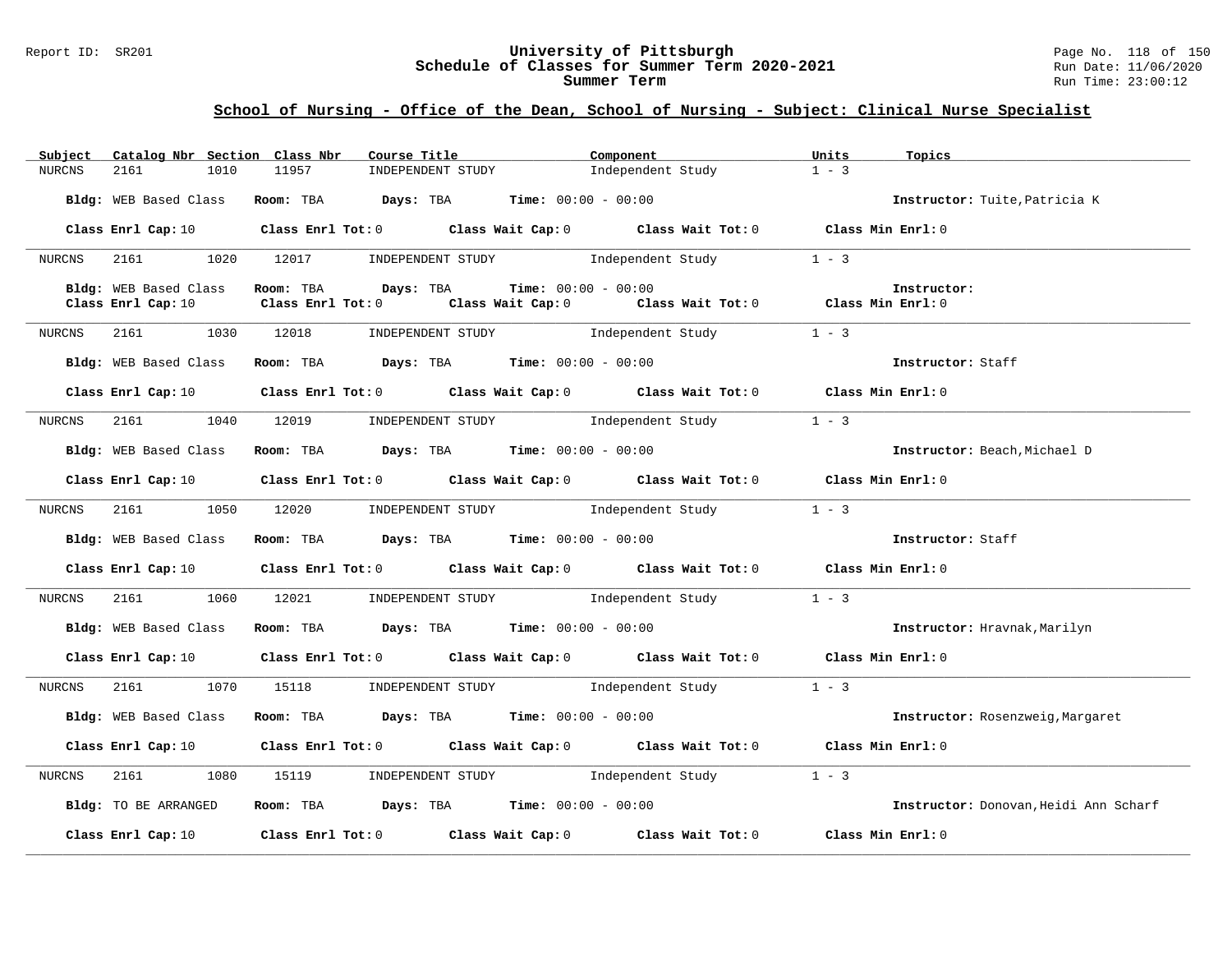## School of Nursing - Office of the Dean, School of Nursing - Subject: Clinical Nurse Specialist

| Subject | Catalog Nbr | Section | Class Nbr | Course Title | Component | Units | Topics |
|---|---|---|---|---|---|---|---|
| NURCNS | 2161 | 1010 | 11957 | INDEPENDENT STUDY | Independent Study | 1 - 3 | |

**Bldg:** WEB Based Class **Room:** TBA **Days:** TBA **Time:** 00:00 - 00:00 **Instructor:** Tuite,Patricia K

**Class Enrl Cap:** 10 **Class Enrl Tot:** 0 **Class Wait Cap:** 0 **Class Wait Tot:** 0 **Class Min Enrl:** 0

| Subject | Catalog Nbr | Section | Class Nbr | Course Title | Component | Units | Topics |
|---|---|---|---|---|---|---|---|
| NURCNS | 2161 | 1020 | 12017 | INDEPENDENT STUDY | Independent Study | 1 - 3 | |

**Bldg:** WEB Based Class **Room:** TBA **Days:** TBA **Time:** 00:00 - 00:00 **Instructor:**

**Class Enrl Cap:** 10 **Class Enrl Tot:** 0 **Class Wait Cap:** 0 **Class Wait Tot:** 0 **Class Min Enrl:** 0

| Subject | Catalog Nbr | Section | Class Nbr | Course Title | Component | Units | Topics |
|---|---|---|---|---|---|---|---|
| NURCNS | 2161 | 1030 | 12018 | INDEPENDENT STUDY | Independent Study | 1 - 3 | |

**Bldg:** WEB Based Class **Room:** TBA **Days:** TBA **Time:** 00:00 - 00:00 **Instructor:** Staff

**Class Enrl Cap:** 10 **Class Enrl Tot:** 0 **Class Wait Cap:** 0 **Class Wait Tot:** 0 **Class Min Enrl:** 0

| Subject | Catalog Nbr | Section | Class Nbr | Course Title | Component | Units | Topics |
|---|---|---|---|---|---|---|---|
| NURCNS | 2161 | 1040 | 12019 | INDEPENDENT STUDY | Independent Study | 1 - 3 | |

**Bldg:** WEB Based Class **Room:** TBA **Days:** TBA **Time:** 00:00 - 00:00 **Instructor:** Beach,Michael D

**Class Enrl Cap:** 10 **Class Enrl Tot:** 0 **Class Wait Cap:** 0 **Class Wait Tot:** 0 **Class Min Enrl:** 0

| Subject | Catalog Nbr | Section | Class Nbr | Course Title | Component | Units | Topics |
|---|---|---|---|---|---|---|---|
| NURCNS | 2161 | 1050 | 12020 | INDEPENDENT STUDY | Independent Study | 1 - 3 | |

**Bldg:** WEB Based Class **Room:** TBA **Days:** TBA **Time:** 00:00 - 00:00 **Instructor:** Staff

**Class Enrl Cap:** 10 **Class Enrl Tot:** 0 **Class Wait Cap:** 0 **Class Wait Tot:** 0 **Class Min Enrl:** 0

| Subject | Catalog Nbr | Section | Class Nbr | Course Title | Component | Units | Topics |
|---|---|---|---|---|---|---|---|
| NURCNS | 2161 | 1060 | 12021 | INDEPENDENT STUDY | Independent Study | 1 - 3 | |

**Bldg:** WEB Based Class **Room:** TBA **Days:** TBA **Time:** 00:00 - 00:00 **Instructor:** Hravnak,Marilyn

**Class Enrl Cap:** 10 **Class Enrl Tot:** 0 **Class Wait Cap:** 0 **Class Wait Tot:** 0 **Class Min Enrl:** 0

| Subject | Catalog Nbr | Section | Class Nbr | Course Title | Component | Units | Topics |
|---|---|---|---|---|---|---|---|
| NURCNS | 2161 | 1070 | 15118 | INDEPENDENT STUDY | Independent Study | 1 - 3 | |

**Bldg:** WEB Based Class **Room:** TBA **Days:** TBA **Time:** 00:00 - 00:00 **Instructor:** Rosenzweig,Margaret

**Class Enrl Cap:** 10 **Class Enrl Tot:** 0 **Class Wait Cap:** 0 **Class Wait Tot:** 0 **Class Min Enrl:** 0

| Subject | Catalog Nbr | Section | Class Nbr | Course Title | Component | Units | Topics |
|---|---|---|---|---|---|---|---|
| NURCNS | 2161 | 1080 | 15119 | INDEPENDENT STUDY | Independent Study | 1 - 3 | |

**Bldg:** TO BE ARRANGED **Room:** TBA **Days:** TBA **Time:** 00:00 - 00:00 **Instructor:** Donovan,Heidi Ann Scharf

**Class Enrl Cap:** 10 **Class Enrl Tot:** 0 **Class Wait Cap:** 0 **Class Wait Tot:** 0 **Class Min Enrl:** 0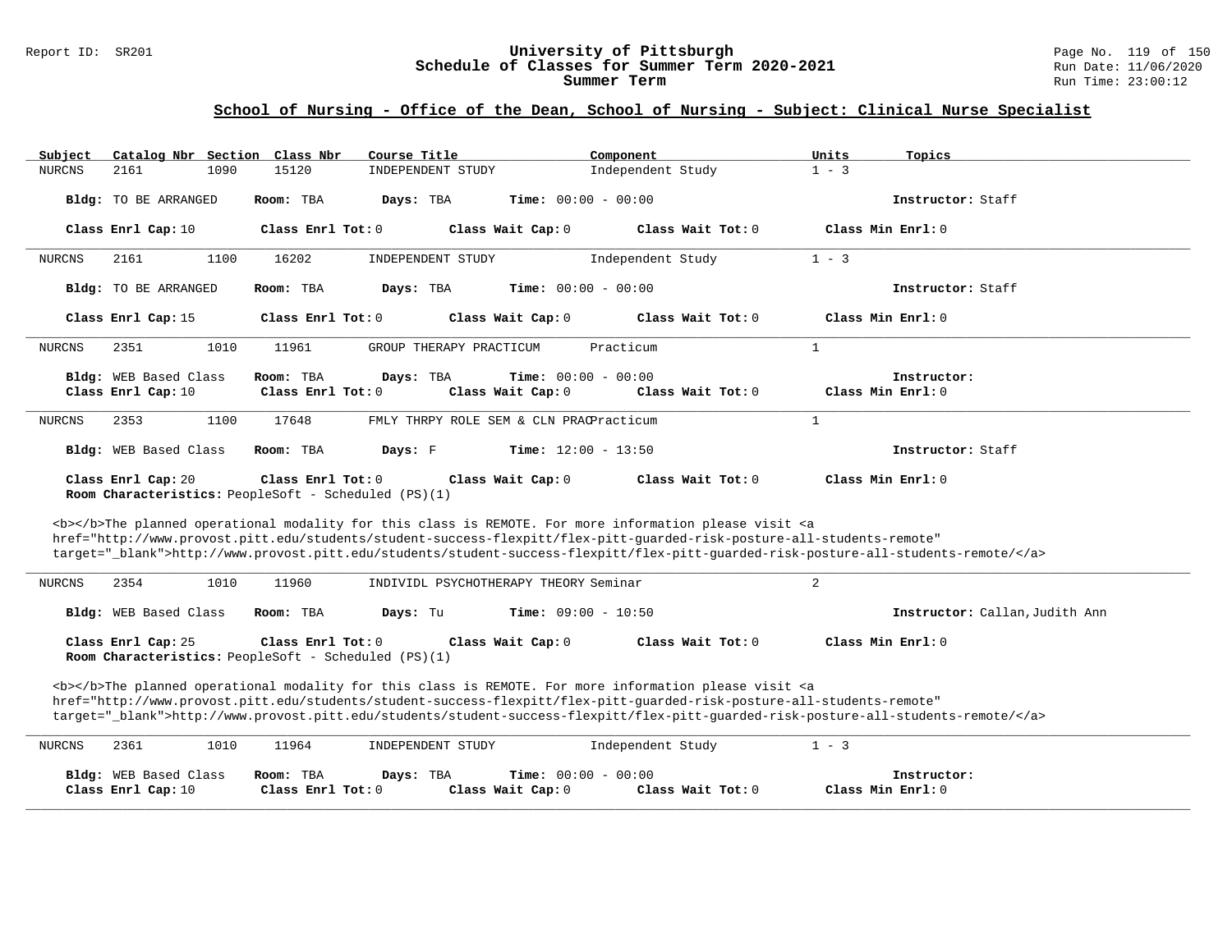## School of Nursing - Office of the Dean, School of Nursing - Subject: Clinical Nurse Specialist

| Subject | Catalog Nbr | Section | Class Nbr | Course Title | Component | Units | Topics |
|---|---|---|---|---|---|---|---|
| NURCNS | 2161 | 1090 | 15120 | INDEPENDENT STUDY | Independent Study | 1 - 3 | |

**Bldg:** TO BE ARRANGED **Room:** TBA **Days:** TBA **Time:** 00:00 - 00:00 **Instructor:** Staff

**Class Enrl Cap:** 10 **Class Enrl Tot:** 0 **Class Wait Cap:** 0 **Class Wait Tot:** 0 **Class Min Enrl:** 0

---

| Subject | Catalog Nbr | Section | Class Nbr | Course Title | Component | Units | Topics |
|---|---|---|---|---|---|---|---|
| NURCNS | 2161 | 1100 | 16202 | INDEPENDENT STUDY | Independent Study | 1 - 3 | |

**Bldg:** TO BE ARRANGED **Room:** TBA **Days:** TBA **Time:** 00:00 - 00:00 **Instructor:** Staff

**Class Enrl Cap:** 15 **Class Enrl Tot:** 0 **Class Wait Cap:** 0 **Class Wait Tot:** 0 **Class Min Enrl:** 0

---

| Subject | Catalog Nbr | Section | Class Nbr | Course Title | Component | Units | Topics |
|---|---|---|---|---|---|---|---|
| NURCNS | 2351 | 1010 | 11961 | GROUP THERAPY PRACTICUM | Practicum | 1 | |

**Bldg:** WEB Based Class **Room:** TBA **Days:** TBA **Time:** 00:00 - 00:00 **Instructor:**
**Class Enrl Cap:** 10 **Class Enrl Tot:** 0 **Class Wait Cap:** 0 **Class Wait Tot:** 0 **Class Min Enrl:** 0

---

| Subject | Catalog Nbr | Section | Class Nbr | Course Title | Component | Units | Topics |
|---|---|---|---|---|---|---|---|
| NURCNS | 2353 | 1100 | 17648 | FMLY THRPY ROLE SEM & CLN PRAC | Practicum | 1 | |

**Bldg:** WEB Based Class **Room:** TBA **Days:** F **Time:** 12:00 - 13:50 **Instructor:** Staff

**Class Enrl Cap:** 20 **Class Enrl Tot:** 0 **Class Wait Cap:** 0 **Class Wait Tot:** 0 **Class Min Enrl:** 0
**Room Characteristics:** PeopleSoft - Scheduled (PS)(1)

<b></b>The planned operational modality for this class is REMOTE. For more information please visit <a href="http://www.provost.pitt.edu/students/student-success-flexpitt/flex-pitt-guarded-risk-posture-all-students-remote" target="_blank">http://www.provost.pitt.edu/students/student-success-flexpitt/flex-pitt-guarded-risk-posture-all-students-remote/</a>

---

| Subject | Catalog Nbr | Section | Class Nbr | Course Title | Component | Units | Topics |
|---|---|---|---|---|---|---|---|
| NURCNS | 2354 | 1010 | 11960 | INDIVIDL PSYCHOTHERAPY THEORY | Seminar | 2 | |

**Bldg:** WEB Based Class **Room:** TBA **Days:** Tu **Time:** 09:00 - 10:50 **Instructor:** Callan,Judith Ann

**Class Enrl Cap:** 25 **Class Enrl Tot:** 0 **Class Wait Cap:** 0 **Class Wait Tot:** 0 **Class Min Enrl:** 0
**Room Characteristics:** PeopleSoft - Scheduled (PS)(1)

<b></b>The planned operational modality for this class is REMOTE. For more information please visit <a href="http://www.provost.pitt.edu/students/student-success-flexpitt/flex-pitt-guarded-risk-posture-all-students-remote" target="_blank">http://www.provost.pitt.edu/students/student-success-flexpitt/flex-pitt-guarded-risk-posture-all-students-remote/</a>

---

| Subject | Catalog Nbr | Section | Class Nbr | Course Title | Component | Units | Topics |
|---|---|---|---|---|---|---|---|
| NURCNS | 2361 | 1010 | 11964 | INDEPENDENT STUDY | Independent Study | 1 - 3 | |

**Bldg:** WEB Based Class **Room:** TBA **Days:** TBA **Time:** 00:00 - 00:00 **Instructor:**
**Class Enrl Cap:** 10 **Class Enrl Tot:** 0 **Class Wait Cap:** 0 **Class Wait Tot:** 0 **Class Min Enrl:** 0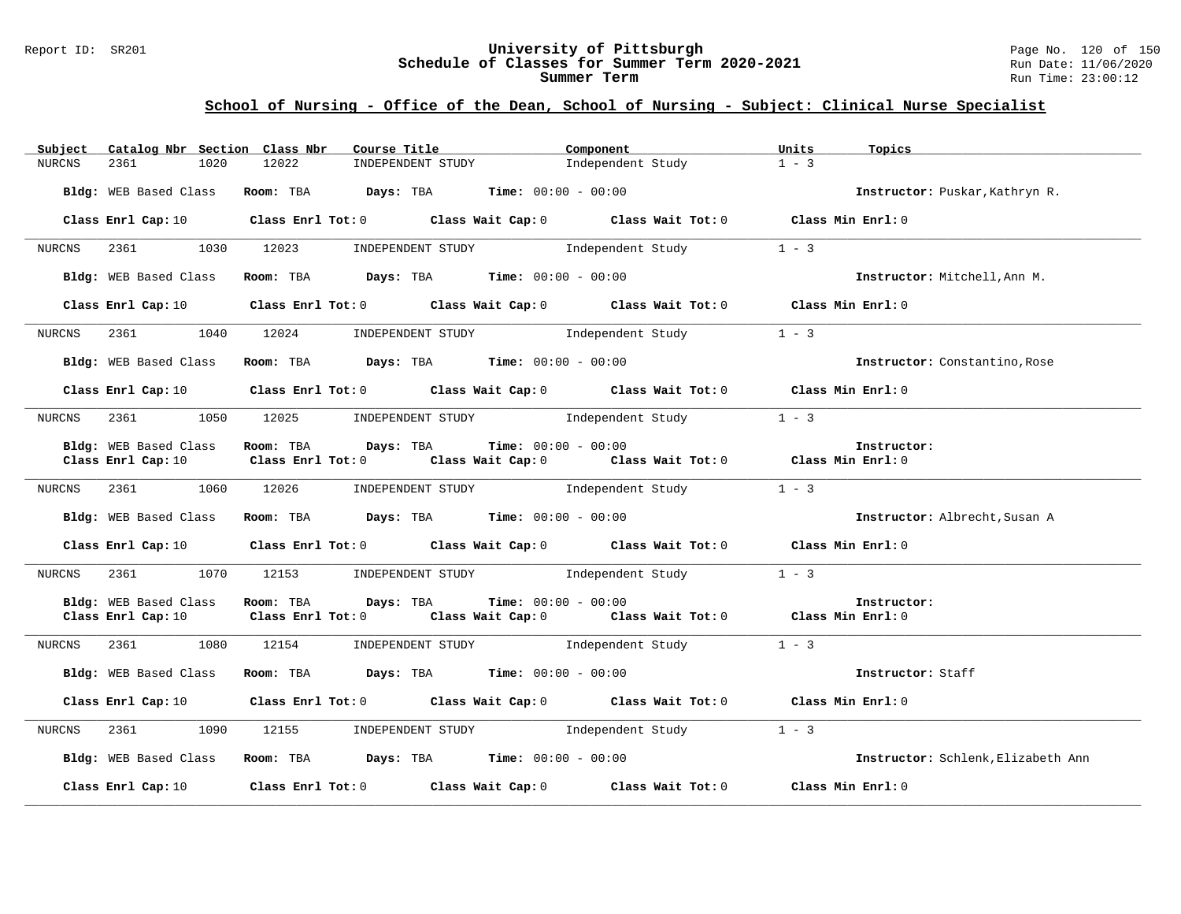# University of Pittsburgh
## Schedule of Classes for Summer Term 2020-2021
### Summer Term

Report ID: SR201

Run Date: 11/06/2020
Run Time: 23:00:12

## School of Nursing - Office of the Dean, School of Nursing - Subject: Clinical Nurse Specialist

| Subject | Catalog Nbr | Section | Class Nbr | Course Title | Component | Units | Topics |
|---|---|---|---|---|---|---|---|
| NURCNS | 2361 | 1020 | 12022 | INDEPENDENT STUDY | Independent Study | 1 - 3 | |

**Bldg:** WEB Based Class **Room:** TBA **Days:** TBA **Time:** 00:00 - 00:00 **Instructor:** Puskar,Kathryn R.

**Class Enrl Cap:** 10 **Class Enrl Tot:** 0 **Class Wait Cap:** 0 **Class Wait Tot:** 0 **Class Min Enrl:** 0

| Subject | Catalog Nbr | Section | Class Nbr | Course Title | Component | Units | Topics |
|---|---|---|---|---|---|---|---|
| NURCNS | 2361 | 1030 | 12023 | INDEPENDENT STUDY | Independent Study | 1 - 3 | |

**Bldg:** WEB Based Class **Room:** TBA **Days:** TBA **Time:** 00:00 - 00:00 **Instructor:** Mitchell,Ann M.

**Class Enrl Cap:** 10 **Class Enrl Tot:** 0 **Class Wait Cap:** 0 **Class Wait Tot:** 0 **Class Min Enrl:** 0

| Subject | Catalog Nbr | Section | Class Nbr | Course Title | Component | Units | Topics |
|---|---|---|---|---|---|---|---|
| NURCNS | 2361 | 1040 | 12024 | INDEPENDENT STUDY | Independent Study | 1 - 3 | |

**Bldg:** WEB Based Class **Room:** TBA **Days:** TBA **Time:** 00:00 - 00:00 **Instructor:** Constantino,Rose

**Class Enrl Cap:** 10 **Class Enrl Tot:** 0 **Class Wait Cap:** 0 **Class Wait Tot:** 0 **Class Min Enrl:** 0

| Subject | Catalog Nbr | Section | Class Nbr | Course Title | Component | Units | Topics |
|---|---|---|---|---|---|---|---|
| NURCNS | 2361 | 1050 | 12025 | INDEPENDENT STUDY | Independent Study | 1 - 3 | |

**Bldg:** WEB Based Class **Room:** TBA **Days:** TBA **Time:** 00:00 - 00:00 **Instructor:**

**Class Enrl Cap:** 10 **Class Enrl Tot:** 0 **Class Wait Cap:** 0 **Class Wait Tot:** 0 **Class Min Enrl:** 0

| Subject | Catalog Nbr | Section | Class Nbr | Course Title | Component | Units | Topics |
|---|---|---|---|---|---|---|---|
| NURCNS | 2361 | 1060 | 12026 | INDEPENDENT STUDY | Independent Study | 1 - 3 | |

**Bldg:** WEB Based Class **Room:** TBA **Days:** TBA **Time:** 00:00 - 00:00 **Instructor:** Albrecht,Susan A

**Class Enrl Cap:** 10 **Class Enrl Tot:** 0 **Class Wait Cap:** 0 **Class Wait Tot:** 0 **Class Min Enrl:** 0

| Subject | Catalog Nbr | Section | Class Nbr | Course Title | Component | Units | Topics |
|---|---|---|---|---|---|---|---|
| NURCNS | 2361 | 1070 | 12153 | INDEPENDENT STUDY | Independent Study | 1 - 3 | |

**Bldg:** WEB Based Class **Room:** TBA **Days:** TBA **Time:** 00:00 - 00:00 **Instructor:**

**Class Enrl Cap:** 10 **Class Enrl Tot:** 0 **Class Wait Cap:** 0 **Class Wait Tot:** 0 **Class Min Enrl:** 0

| Subject | Catalog Nbr | Section | Class Nbr | Course Title | Component | Units | Topics |
|---|---|---|---|---|---|---|---|
| NURCNS | 2361 | 1080 | 12154 | INDEPENDENT STUDY | Independent Study | 1 - 3 | |

**Bldg:** WEB Based Class **Room:** TBA **Days:** TBA **Time:** 00:00 - 00:00 **Instructor:** Staff

**Class Enrl Cap:** 10 **Class Enrl Tot:** 0 **Class Wait Cap:** 0 **Class Wait Tot:** 0 **Class Min Enrl:** 0

| Subject | Catalog Nbr | Section | Class Nbr | Course Title | Component | Units | Topics |
|---|---|---|---|---|---|---|---|
| NURCNS | 2361 | 1090 | 12155 | INDEPENDENT STUDY | Independent Study | 1 - 3 | |

**Bldg:** WEB Based Class **Room:** TBA **Days:** TBA **Time:** 00:00 - 00:00 **Instructor:** Schlenk,Elizabeth Ann

**Class Enrl Cap:** 10 **Class Enrl Tot:** 0 **Class Wait Cap:** 0 **Class Wait Tot:** 0 **Class Min Enrl:** 0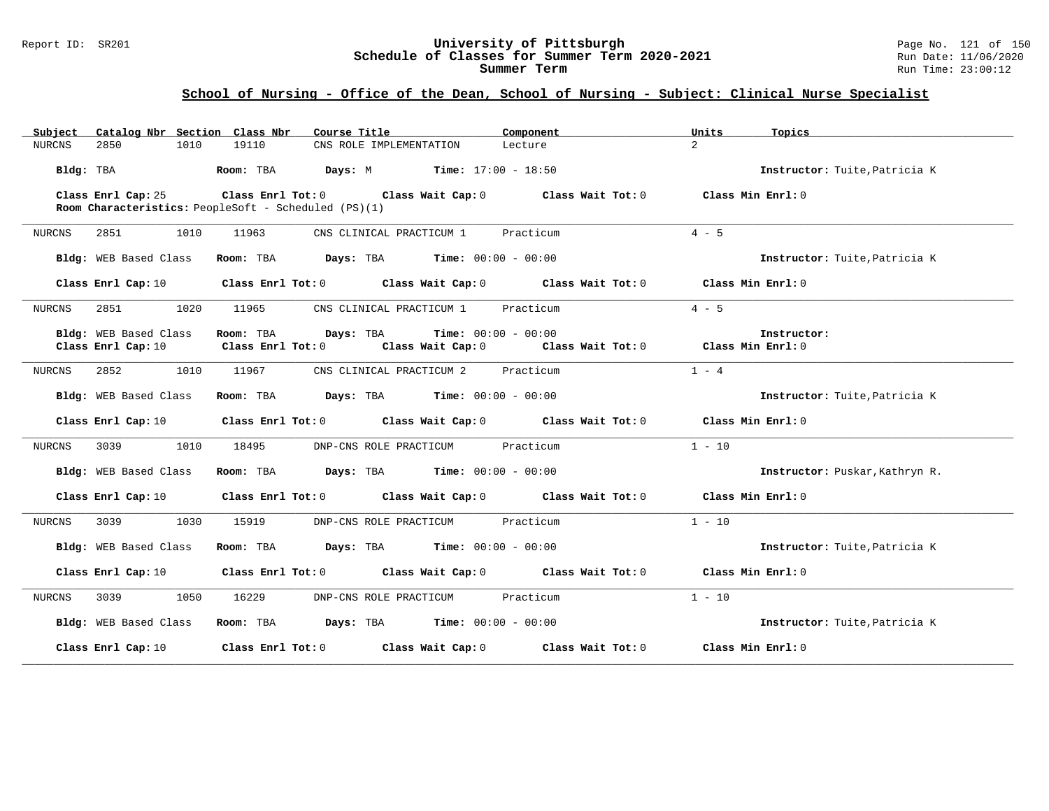## School of Nursing - Office of the Dean, School of Nursing - Subject: Clinical Nurse Specialist

| Subject | Catalog Nbr | Section | Class Nbr | Course Title | Component | Units | Topics |
|---|---|---|---|---|---|---|---|
| NURCNS | 2850 | 1010 | 19110 | CNS ROLE IMPLEMENTATION | Lecture | 2 | |

**Bldg:** TBA **Room:** TBA **Days:** M **Time:** 17:00 - 18:50 **Instructor:** Tuite,Patricia K

**Class Enrl Cap:** 25 **Class Enrl Tot:** 0 **Class Wait Cap:** 0 **Class Wait Tot:** 0 **Class Min Enrl:** 0

**Room Characteristics:** PeopleSoft - Scheduled (PS)(1)

---

| Subject | Catalog Nbr | Section | Class Nbr | Course Title | Component | Units | Topics |
|---|---|---|---|---|---|---|---|
| NURCNS | 2851 | 1010 | 11963 | CNS CLINICAL PRACTICUM 1 | Practicum | 4 - 5 | |

**Bldg:** WEB Based Class **Room:** TBA **Days:** TBA **Time:** 00:00 - 00:00 **Instructor:** Tuite,Patricia K

**Class Enrl Cap:** 10 **Class Enrl Tot:** 0 **Class Wait Cap:** 0 **Class Wait Tot:** 0 **Class Min Enrl:** 0

---

| Subject | Catalog Nbr | Section | Class Nbr | Course Title | Component | Units | Topics |
|---|---|---|---|---|---|---|---|
| NURCNS | 2851 | 1020 | 11965 | CNS CLINICAL PRACTICUM 1 | Practicum | 4 - 5 | |

**Bldg:** WEB Based Class **Room:** TBA **Days:** TBA **Time:** 00:00 - 00:00 **Instructor:**

**Class Enrl Cap:** 10 **Class Enrl Tot:** 0 **Class Wait Cap:** 0 **Class Wait Tot:** 0 **Class Min Enrl:** 0

---

| Subject | Catalog Nbr | Section | Class Nbr | Course Title | Component | Units | Topics |
|---|---|---|---|---|---|---|---|
| NURCNS | 2852 | 1010 | 11967 | CNS CLINICAL PRACTICUM 2 | Practicum | 1 - 4 | |

**Bldg:** WEB Based Class **Room:** TBA **Days:** TBA **Time:** 00:00 - 00:00 **Instructor:** Tuite,Patricia K

**Class Enrl Cap:** 10 **Class Enrl Tot:** 0 **Class Wait Cap:** 0 **Class Wait Tot:** 0 **Class Min Enrl:** 0

---

| Subject | Catalog Nbr | Section | Class Nbr | Course Title | Component | Units | Topics |
|---|---|---|---|---|---|---|---|
| NURCNS | 3039 | 1010 | 18495 | DNP-CNS ROLE PRACTICUM | Practicum | 1 - 10 | |

**Bldg:** WEB Based Class **Room:** TBA **Days:** TBA **Time:** 00:00 - 00:00 **Instructor:** Puskar,Kathryn R.

**Class Enrl Cap:** 10 **Class Enrl Tot:** 0 **Class Wait Cap:** 0 **Class Wait Tot:** 0 **Class Min Enrl:** 0

---

| Subject | Catalog Nbr | Section | Class Nbr | Course Title | Component | Units | Topics |
|---|---|---|---|---|---|---|---|
| NURCNS | 3039 | 1030 | 15919 | DNP-CNS ROLE PRACTICUM | Practicum | 1 - 10 | |

**Bldg:** WEB Based Class **Room:** TBA **Days:** TBA **Time:** 00:00 - 00:00 **Instructor:** Tuite,Patricia K

**Class Enrl Cap:** 10 **Class Enrl Tot:** 0 **Class Wait Cap:** 0 **Class Wait Tot:** 0 **Class Min Enrl:** 0

---

| Subject | Catalog Nbr | Section | Class Nbr | Course Title | Component | Units | Topics |
|---|---|---|---|---|---|---|---|
| NURCNS | 3039 | 1050 | 16229 | DNP-CNS ROLE PRACTICUM | Practicum | 1 - 10 | |

**Bldg:** WEB Based Class **Room:** TBA **Days:** TBA **Time:** 00:00 - 00:00 **Instructor:** Tuite,Patricia K

**Class Enrl Cap:** 10 **Class Enrl Tot:** 0 **Class Wait Cap:** 0 **Class Wait Tot:** 0 **Class Min Enrl:** 0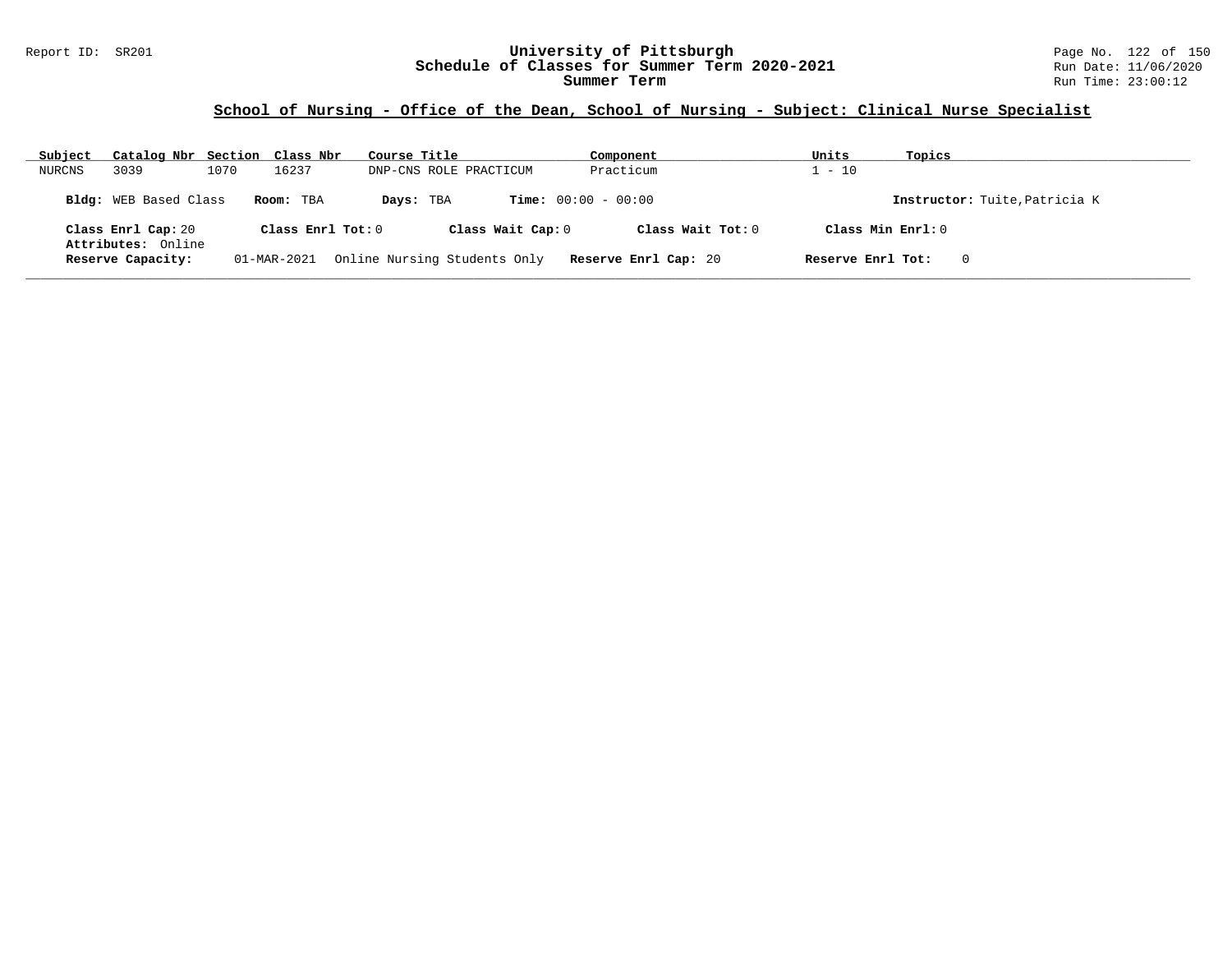## School of Nursing - Office of the Dean, School of Nursing - Subject: Clinical Nurse Specialist

| Subject | Catalog Nbr | Section | Class Nbr | Course Title | Component | Units | Topics |
|---|---|---|---|---|---|---|---|
| NURCNS | 3039 | 1070 | 16237 | DNP-CNS ROLE PRACTICUM | Practicum | 1 - 10 | |

**Bldg:** WEB Based Class **Room:** TBA **Days:** TBA **Time:** 00:00 - 00:00 **Instructor:** Tuite,Patricia K

**Class Enrl Cap:** 20 **Class Enrl Tot:** 0 **Class Wait Cap:** 0 **Class Wait Tot:** 0 **Class Min Enrl:** 0

**Attributes:** Online

**Reserve Capacity:** 01-MAR-2021 Online Nursing Students Only **Reserve Enrl Cap:** 20 **Reserve Enrl Tot:** 0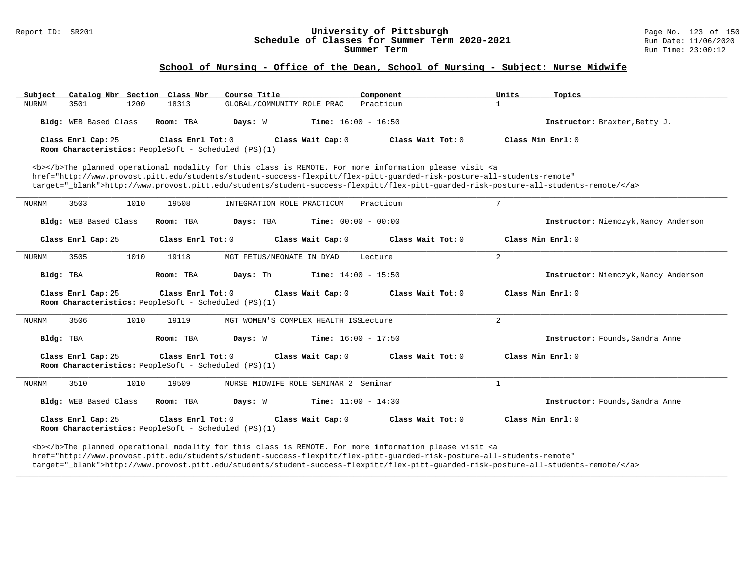## School of Nursing - Office of the Dean, School of Nursing - Subject: Nurse Midwife

| Subject | Catalog Nbr | Section | Class Nbr | Course Title | Component | Units | Topics |
|---|---|---|---|---|---|---|---|
| NURNM | 3501 | 1200 | 18313 | GLOBAL/COMMUNITY ROLE PRAC | Practicum | 1 | |

**Bldg:** WEB Based Class **Room:** TBA **Days:** W **Time:** 16:00 - 16:50 **Instructor:** Braxter,Betty J.

**Class Enrl Cap:** 25 **Class Enrl Tot:** 0 **Class Wait Cap:** 0 **Class Wait Tot:** 0 **Class Min Enrl:** 0
**Room Characteristics:** PeopleSoft - Scheduled (PS)(1)

<b></b>The planned operational modality for this class is REMOTE. For more information please visit <a href="http://www.provost.pitt.edu/students/student-success-flexpitt/flex-pitt-guarded-risk-posture-all-students-remote" target="_blank">http://www.provost.pitt.edu/students/student-success-flexpitt/flex-pitt-guarded-risk-posture-all-students-remote/</a>

---

| Subject | Catalog Nbr | Section | Class Nbr | Course Title | Component | Units | Topics |
|---|---|---|---|---|---|---|---|
| NURNM | 3503 | 1010 | 19508 | INTEGRATION ROLE PRACTICUM | Practicum | 7 | |

**Bldg:** WEB Based Class **Room:** TBA **Days:** TBA **Time:** 00:00 - 00:00 **Instructor:** Niemczyk,Nancy Anderson

**Class Enrl Cap:** 25 **Class Enrl Tot:** 0 **Class Wait Cap:** 0 **Class Wait Tot:** 0 **Class Min Enrl:** 0

---

| Subject | Catalog Nbr | Section | Class Nbr | Course Title | Component | Units | Topics |
|---|---|---|---|---|---|---|---|
| NURNM | 3505 | 1010 | 19118 | MGT FETUS/NEONATE IN DYAD | Lecture | 2 | |

**Bldg:** TBA **Room:** TBA **Days:** Th **Time:** 14:00 - 15:50 **Instructor:** Niemczyk,Nancy Anderson

**Class Enrl Cap:** 25 **Class Enrl Tot:** 0 **Class Wait Cap:** 0 **Class Wait Tot:** 0 **Class Min Enrl:** 0
**Room Characteristics:** PeopleSoft - Scheduled (PS)(1)

---

| Subject | Catalog Nbr | Section | Class Nbr | Course Title | Component | Units | Topics |
|---|---|---|---|---|---|---|---|
| NURNM | 3506 | 1010 | 19119 | MGT WOMEN'S COMPLEX HEALTH ISS | Lecture | 2 | |

**Bldg:** TBA **Room:** TBA **Days:** W **Time:** 16:00 - 17:50 **Instructor:** Founds,Sandra Anne

**Class Enrl Cap:** 25 **Class Enrl Tot:** 0 **Class Wait Cap:** 0 **Class Wait Tot:** 0 **Class Min Enrl:** 0
**Room Characteristics:** PeopleSoft - Scheduled (PS)(1)

---

| Subject | Catalog Nbr | Section | Class Nbr | Course Title | Component | Units | Topics |
|---|---|---|---|---|---|---|---|
| NURNM | 3510 | 1010 | 19509 | NURSE MIDWIFE ROLE SEMINAR 2 | Seminar | 1 | |

**Bldg:** WEB Based Class **Room:** TBA **Days:** W **Time:** 11:00 - 14:30 **Instructor:** Founds,Sandra Anne

**Class Enrl Cap:** 25 **Class Enrl Tot:** 0 **Class Wait Cap:** 0 **Class Wait Tot:** 0 **Class Min Enrl:** 0
**Room Characteristics:** PeopleSoft - Scheduled (PS)(1)

<b></b>The planned operational modality for this class is REMOTE. For more information please visit <a href="http://www.provost.pitt.edu/students/student-success-flexpitt/flex-pitt-guarded-risk-posture-all-students-remote" target="_blank">http://www.provost.pitt.edu/students/student-success-flexpitt/flex-pitt-guarded-risk-posture-all-students-remote/</a>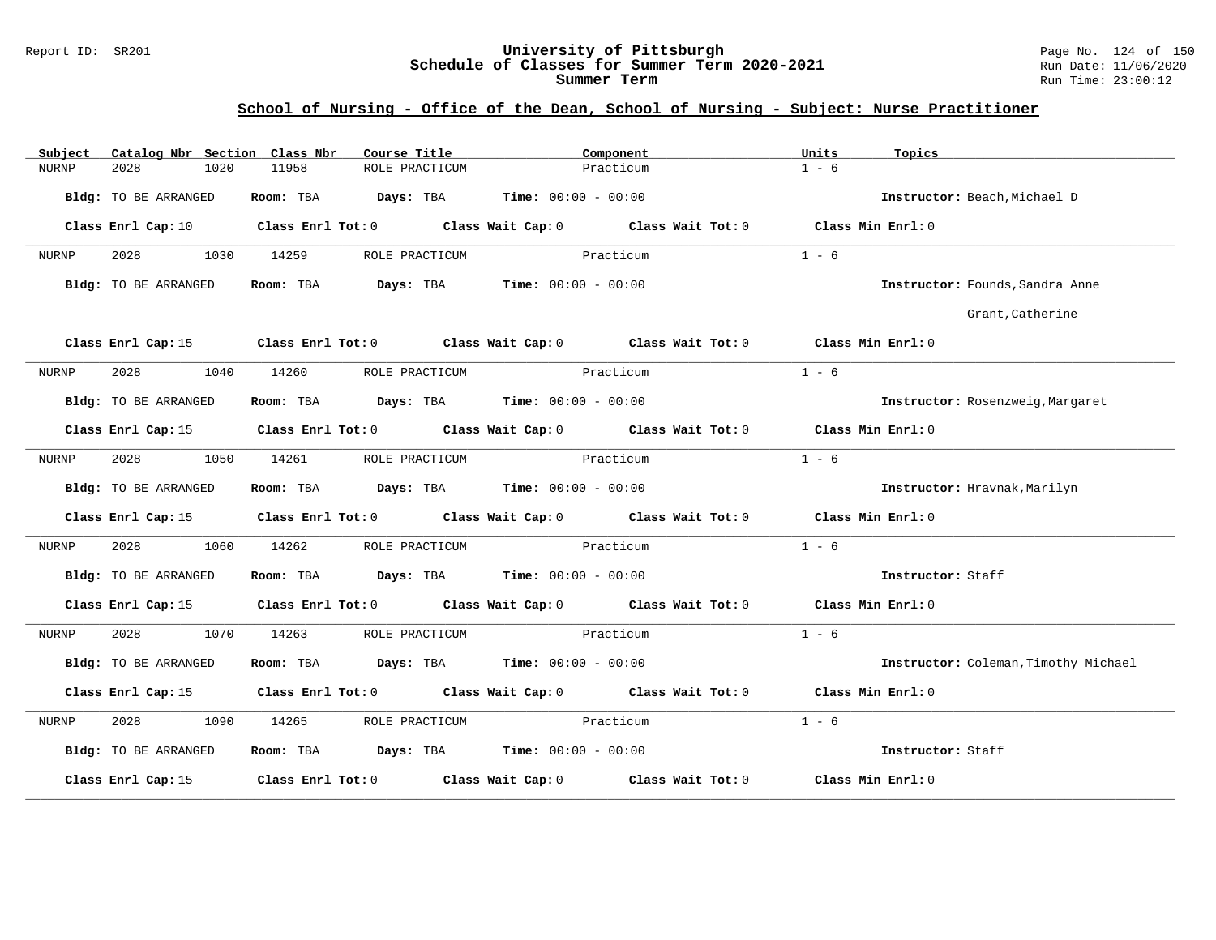## University of Pittsburgh
## Schedule of Classes for Summer Term 2020-2021
## Summer Term

Report ID: SR201

Run Date: 11/06/2020
Run Time: 23:00:12

### School of Nursing - Office of the Dean, School of Nursing - Subject: Nurse Practitioner

| Subject | Catalog Nbr | Section | Class Nbr | Course Title | Component | Units | Topics |
|---|---|---|---|---|---|---|---|
| NURNP | 2028 | 1020 | 11958 | ROLE PRACTICUM | Practicum | 1 - 6 | |

**Bldg:** TO BE ARRANGED **Room:** TBA **Days:** TBA **Time:** 00:00 - 00:00 **Instructor:** Beach,Michael D

**Class Enrl Cap:** 10 **Class Enrl Tot:** 0 **Class Wait Cap:** 0 **Class Wait Tot:** 0 **Class Min Enrl:** 0

---

| Subject | Catalog Nbr | Section | Class Nbr | Course Title | Component | Units | Topics |
|---|---|---|---|---|---|---|---|
| NURNP | 2028 | 1030 | 14259 | ROLE PRACTICUM | Practicum | 1 - 6 | |

**Bldg:** TO BE ARRANGED **Room:** TBA **Days:** TBA **Time:** 00:00 - 00:00 **Instructor:** Founds,Sandra Anne; Grant,Catherine

**Class Enrl Cap:** 15 **Class Enrl Tot:** 0 **Class Wait Cap:** 0 **Class Wait Tot:** 0 **Class Min Enrl:** 0

---

| Subject | Catalog Nbr | Section | Class Nbr | Course Title | Component | Units | Topics |
|---|---|---|---|---|---|---|---|
| NURNP | 2028 | 1040 | 14260 | ROLE PRACTICUM | Practicum | 1 - 6 | |

**Bldg:** TO BE ARRANGED **Room:** TBA **Days:** TBA **Time:** 00:00 - 00:00 **Instructor:** Rosenzweig,Margaret

**Class Enrl Cap:** 15 **Class Enrl Tot:** 0 **Class Wait Cap:** 0 **Class Wait Tot:** 0 **Class Min Enrl:** 0

---

| Subject | Catalog Nbr | Section | Class Nbr | Course Title | Component | Units | Topics |
|---|---|---|---|---|---|---|---|
| NURNP | 2028 | 1050 | 14261 | ROLE PRACTICUM | Practicum | 1 - 6 | |

**Bldg:** TO BE ARRANGED **Room:** TBA **Days:** TBA **Time:** 00:00 - 00:00 **Instructor:** Hravnak,Marilyn

**Class Enrl Cap:** 15 **Class Enrl Tot:** 0 **Class Wait Cap:** 0 **Class Wait Tot:** 0 **Class Min Enrl:** 0

---

| Subject | Catalog Nbr | Section | Class Nbr | Course Title | Component | Units | Topics |
|---|---|---|---|---|---|---|---|
| NURNP | 2028 | 1060 | 14262 | ROLE PRACTICUM | Practicum | 1 - 6 | |

**Bldg:** TO BE ARRANGED **Room:** TBA **Days:** TBA **Time:** 00:00 - 00:00 **Instructor:** Staff

**Class Enrl Cap:** 15 **Class Enrl Tot:** 0 **Class Wait Cap:** 0 **Class Wait Tot:** 0 **Class Min Enrl:** 0

---

| Subject | Catalog Nbr | Section | Class Nbr | Course Title | Component | Units | Topics |
|---|---|---|---|---|---|---|---|
| NURNP | 2028 | 1070 | 14263 | ROLE PRACTICUM | Practicum | 1 - 6 | |

**Bldg:** TO BE ARRANGED **Room:** TBA **Days:** TBA **Time:** 00:00 - 00:00 **Instructor:** Coleman,Timothy Michael

**Class Enrl Cap:** 15 **Class Enrl Tot:** 0 **Class Wait Cap:** 0 **Class Wait Tot:** 0 **Class Min Enrl:** 0

---

| Subject | Catalog Nbr | Section | Class Nbr | Course Title | Component | Units | Topics |
|---|---|---|---|---|---|---|---|
| NURNP | 2028 | 1090 | 14265 | ROLE PRACTICUM | Practicum | 1 - 6 | |

**Bldg:** TO BE ARRANGED **Room:** TBA **Days:** TBA **Time:** 00:00 - 00:00 **Instructor:** Staff

**Class Enrl Cap:** 15 **Class Enrl Tot:** 0 **Class Wait Cap:** 0 **Class Wait Tot:** 0 **Class Min Enrl:** 0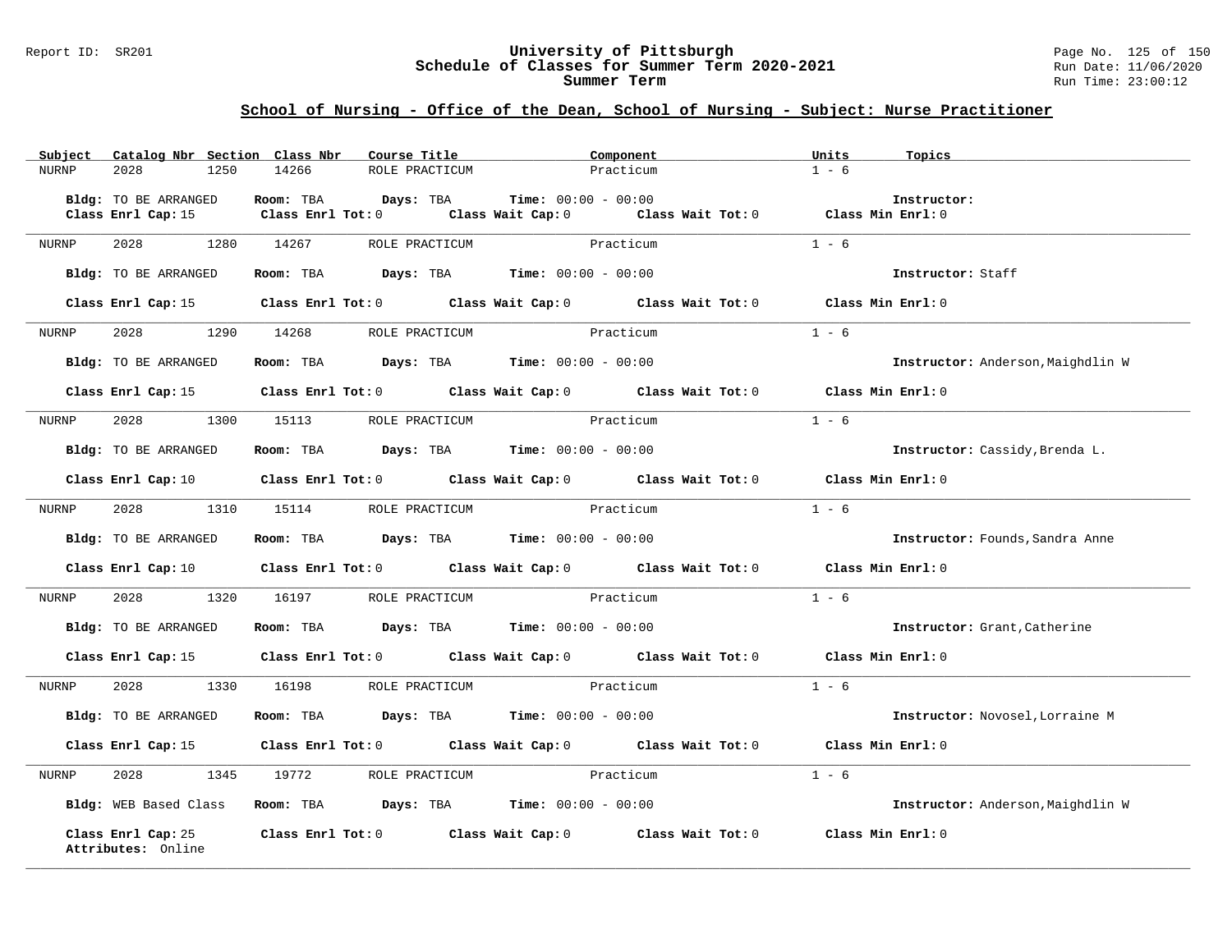## School of Nursing - Office of the Dean, School of Nursing - Subject: Nurse Practitioner

| Subject | Catalog Nbr | Section | Class Nbr | Course Title | Component | Units | Topics |
|---|---|---|---|---|---|---|---|
| NURNP | 2028 | 1250 | 14266 | ROLE PRACTICUM | Practicum | 1 - 6 | |

**Bldg:** TO BE ARRANGED **Room:** TBA **Days:** TBA **Time:** 00:00 - 00:00 **Instructor:**
**Class Enrl Cap:** 15 **Class Enrl Tot:** 0 **Class Wait Cap:** 0 **Class Wait Tot:** 0 **Class Min Enrl:** 0

---

| Subject | Catalog Nbr | Section | Class Nbr | Course Title | Component | Units | Topics |
|---|---|---|---|---|---|---|---|
| NURNP | 2028 | 1280 | 14267 | ROLE PRACTICUM | Practicum | 1 - 6 | |

**Bldg:** TO BE ARRANGED **Room:** TBA **Days:** TBA **Time:** 00:00 - 00:00 **Instructor:** Staff
**Class Enrl Cap:** 15 **Class Enrl Tot:** 0 **Class Wait Cap:** 0 **Class Wait Tot:** 0 **Class Min Enrl:** 0

---

| Subject | Catalog Nbr | Section | Class Nbr | Course Title | Component | Units | Topics |
|---|---|---|---|---|---|---|---|
| NURNP | 2028 | 1290 | 14268 | ROLE PRACTICUM | Practicum | 1 - 6 | |

**Bldg:** TO BE ARRANGED **Room:** TBA **Days:** TBA **Time:** 00:00 - 00:00 **Instructor:** Anderson,Maighdlin W
**Class Enrl Cap:** 15 **Class Enrl Tot:** 0 **Class Wait Cap:** 0 **Class Wait Tot:** 0 **Class Min Enrl:** 0

---

| Subject | Catalog Nbr | Section | Class Nbr | Course Title | Component | Units | Topics |
|---|---|---|---|---|---|---|---|
| NURNP | 2028 | 1300 | 15113 | ROLE PRACTICUM | Practicum | 1 - 6 | |

**Bldg:** TO BE ARRANGED **Room:** TBA **Days:** TBA **Time:** 00:00 - 00:00 **Instructor:** Cassidy,Brenda L.
**Class Enrl Cap:** 10 **Class Enrl Tot:** 0 **Class Wait Cap:** 0 **Class Wait Tot:** 0 **Class Min Enrl:** 0

---

| Subject | Catalog Nbr | Section | Class Nbr | Course Title | Component | Units | Topics |
|---|---|---|---|---|---|---|---|
| NURNP | 2028 | 1310 | 15114 | ROLE PRACTICUM | Practicum | 1 - 6 | |

**Bldg:** TO BE ARRANGED **Room:** TBA **Days:** TBA **Time:** 00:00 - 00:00 **Instructor:** Founds,Sandra Anne
**Class Enrl Cap:** 10 **Class Enrl Tot:** 0 **Class Wait Cap:** 0 **Class Wait Tot:** 0 **Class Min Enrl:** 0

---

| Subject | Catalog Nbr | Section | Class Nbr | Course Title | Component | Units | Topics |
|---|---|---|---|---|---|---|---|
| NURNP | 2028 | 1320 | 16197 | ROLE PRACTICUM | Practicum | 1 - 6 | |

**Bldg:** TO BE ARRANGED **Room:** TBA **Days:** TBA **Time:** 00:00 - 00:00 **Instructor:** Grant,Catherine
**Class Enrl Cap:** 15 **Class Enrl Tot:** 0 **Class Wait Cap:** 0 **Class Wait Tot:** 0 **Class Min Enrl:** 0

---

| Subject | Catalog Nbr | Section | Class Nbr | Course Title | Component | Units | Topics |
|---|---|---|---|---|---|---|---|
| NURNP | 2028 | 1330 | 16198 | ROLE PRACTICUM | Practicum | 1 - 6 | |

**Bldg:** TO BE ARRANGED **Room:** TBA **Days:** TBA **Time:** 00:00 - 00:00 **Instructor:** Novosel,Lorraine M
**Class Enrl Cap:** 15 **Class Enrl Tot:** 0 **Class Wait Cap:** 0 **Class Wait Tot:** 0 **Class Min Enrl:** 0

---

| Subject | Catalog Nbr | Section | Class Nbr | Course Title | Component | Units | Topics |
|---|---|---|---|---|---|---|---|
| NURNP | 2028 | 1345 | 19772 | ROLE PRACTICUM | Practicum | 1 - 6 | |

**Bldg:** WEB Based Class **Room:** TBA **Days:** TBA **Time:** 00:00 - 00:00 **Instructor:** Anderson,Maighdlin W
**Class Enrl Cap:** 25 **Class Enrl Tot:** 0 **Class Wait Cap:** 0 **Class Wait Tot:** 0 **Class Min Enrl:** 0
**Attributes:** Online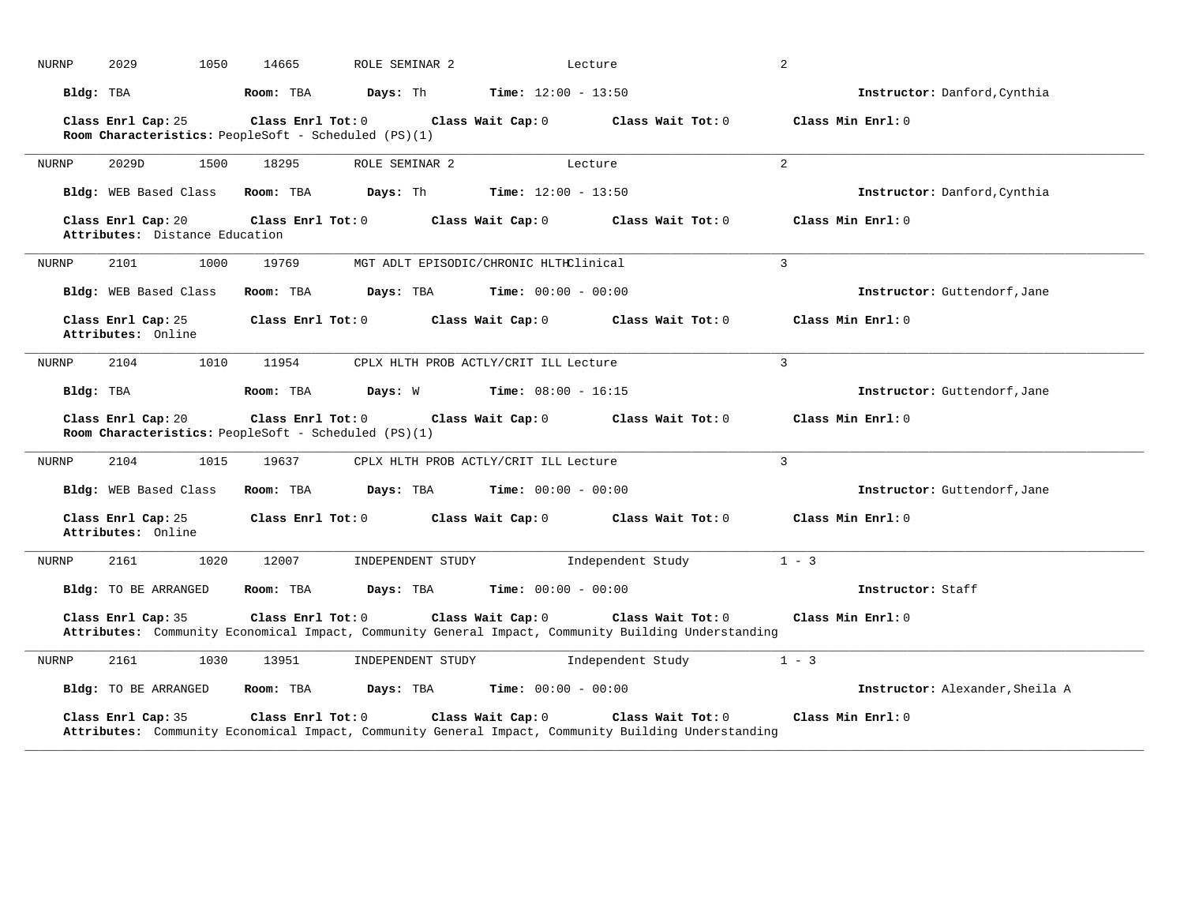NURNP 2029 1050 14665 ROLE SEMINAR 2 Lecture 2

**Bldg:** TBA **Room:** TBA **Days:** Th **Time:** 12:00 - 13:50 **Instructor:** Danford,Cynthia

**Class Enrl Cap:** 25 **Class Enrl Tot:** 0 **Class Wait Cap:** 0 **Class Wait Tot:** 0 **Class Min Enrl:** 0

**Room Characteristics:** PeopleSoft - Scheduled (PS)(1)

---

NURNP 2029D 1500 18295 ROLE SEMINAR 2 Lecture 2

**Bldg:** WEB Based Class **Room:** TBA **Days:** Th **Time:** 12:00 - 13:50 **Instructor:** Danford,Cynthia

**Class Enrl Cap:** 20 **Class Enrl Tot:** 0 **Class Wait Cap:** 0 **Class Wait Tot:** 0 **Class Min Enrl:** 0

**Attributes:** Distance Education

---

NURNP 2101 1000 19769 MGT ADLT EPISODIC/CHRONIC HLTH Clinical 3

**Bldg:** WEB Based Class **Room:** TBA **Days:** TBA **Time:** 00:00 - 00:00 **Instructor:** Guttendorf,Jane

**Class Enrl Cap:** 25 **Class Enrl Tot:** 0 **Class Wait Cap:** 0 **Class Wait Tot:** 0 **Class Min Enrl:** 0

**Attributes:** Online

---

NURNP 2104 1010 11954 CPLX HLTH PROB ACTLY/CRIT ILL Lecture 3

**Bldg:** TBA **Room:** TBA **Days:** W **Time:** 08:00 - 16:15 **Instructor:** Guttendorf,Jane

**Class Enrl Cap:** 20 **Class Enrl Tot:** 0 **Class Wait Cap:** 0 **Class Wait Tot:** 0 **Class Min Enrl:** 0

**Room Characteristics:** PeopleSoft - Scheduled (PS)(1)

---

NURNP 2104 1015 19637 CPLX HLTH PROB ACTLY/CRIT ILL Lecture 3

**Bldg:** WEB Based Class **Room:** TBA **Days:** TBA **Time:** 00:00 - 00:00 **Instructor:** Guttendorf,Jane

**Class Enrl Cap:** 25 **Class Enrl Tot:** 0 **Class Wait Cap:** 0 **Class Wait Tot:** 0 **Class Min Enrl:** 0

**Attributes:** Online

---

NURNP 2161 1020 12007 INDEPENDENT STUDY Independent Study 1 - 3

**Bldg:** TO BE ARRANGED **Room:** TBA **Days:** TBA **Time:** 00:00 - 00:00 **Instructor:** Staff

**Class Enrl Cap:** 35 **Class Enrl Tot:** 0 **Class Wait Cap:** 0 **Class Wait Tot:** 0 **Class Min Enrl:** 0

**Attributes:** Community Economical Impact, Community General Impact, Community Building Understanding

---

NURNP 2161 1030 13951 INDEPENDENT STUDY Independent Study 1 - 3

**Bldg:** TO BE ARRANGED **Room:** TBA **Days:** TBA **Time:** 00:00 - 00:00 **Instructor:** Alexander,Sheila A

**Class Enrl Cap:** 35 **Class Enrl Tot:** 0 **Class Wait Cap:** 0 **Class Wait Tot:** 0 **Class Min Enrl:** 0

**Attributes:** Community Economical Impact, Community General Impact, Community Building Understanding

---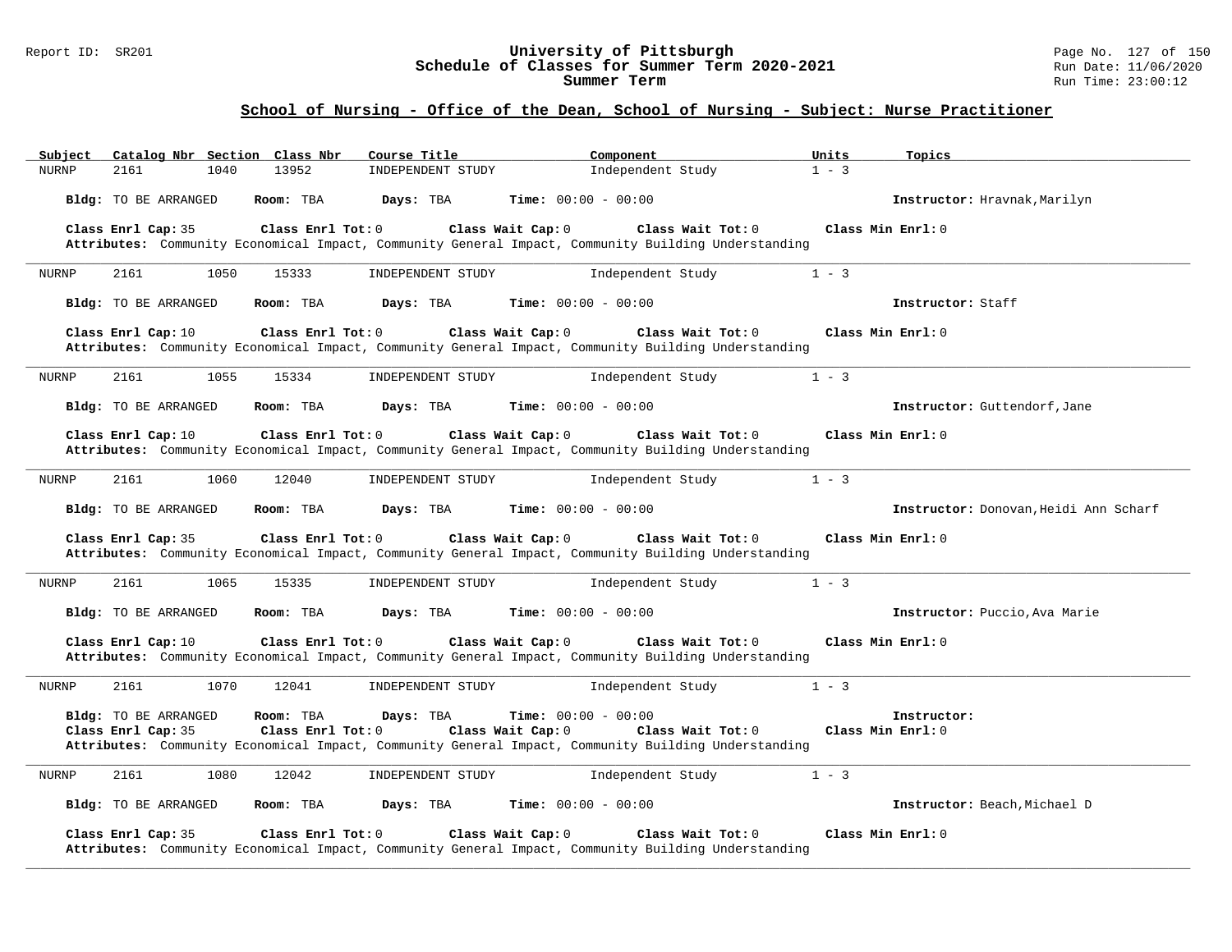Report ID: SR201

**University of Pittsburgh**
**Schedule of Classes for Summer Term 2020-2021**
**Summer Term**

Run Date: 11/06/2020
Run Time: 23:00:12

## School of Nursing - Office of the Dean, School of Nursing - Subject: Nurse Practitioner

| Subject | Catalog Nbr | Section | Class Nbr | Course Title | Component | Units | Topics |
|---|---|---|---|---|---|---|---|
| NURNP | 2161 | 1040 | 13952 | INDEPENDENT STUDY | Independent Study | 1 - 3 | |

**Bldg:** TO BE ARRANGED **Room:** TBA **Days:** TBA **Time:** 00:00 - 00:00 **Instructor:** Hravnak,Marilyn

**Class Enrl Cap:** 35 **Class Enrl Tot:** 0 **Class Wait Cap:** 0 **Class Wait Tot:** 0 **Class Min Enrl:** 0
**Attributes:** Community Economical Impact, Community General Impact, Community Building Understanding

---

| Subject | Catalog Nbr | Section | Class Nbr | Course Title | Component | Units | Topics |
|---|---|---|---|---|---|---|---|
| NURNP | 2161 | 1050 | 15333 | INDEPENDENT STUDY | Independent Study | 1 - 3 | |

**Bldg:** TO BE ARRANGED **Room:** TBA **Days:** TBA **Time:** 00:00 - 00:00 **Instructor:** Staff

**Class Enrl Cap:** 10 **Class Enrl Tot:** 0 **Class Wait Cap:** 0 **Class Wait Tot:** 0 **Class Min Enrl:** 0
**Attributes:** Community Economical Impact, Community General Impact, Community Building Understanding

---

| Subject | Catalog Nbr | Section | Class Nbr | Course Title | Component | Units | Topics |
|---|---|---|---|---|---|---|---|
| NURNP | 2161 | 1055 | 15334 | INDEPENDENT STUDY | Independent Study | 1 - 3 | |

**Bldg:** TO BE ARRANGED **Room:** TBA **Days:** TBA **Time:** 00:00 - 00:00 **Instructor:** Guttendorf,Jane

**Class Enrl Cap:** 10 **Class Enrl Tot:** 0 **Class Wait Cap:** 0 **Class Wait Tot:** 0 **Class Min Enrl:** 0
**Attributes:** Community Economical Impact, Community General Impact, Community Building Understanding

---

| Subject | Catalog Nbr | Section | Class Nbr | Course Title | Component | Units | Topics |
|---|---|---|---|---|---|---|---|
| NURNP | 2161 | 1060 | 12040 | INDEPENDENT STUDY | Independent Study | 1 - 3 | |

**Bldg:** TO BE ARRANGED **Room:** TBA **Days:** TBA **Time:** 00:00 - 00:00 **Instructor:** Donovan,Heidi Ann Scharf

**Class Enrl Cap:** 35 **Class Enrl Tot:** 0 **Class Wait Cap:** 0 **Class Wait Tot:** 0 **Class Min Enrl:** 0
**Attributes:** Community Economical Impact, Community General Impact, Community Building Understanding

---

| Subject | Catalog Nbr | Section | Class Nbr | Course Title | Component | Units | Topics |
|---|---|---|---|---|---|---|---|
| NURNP | 2161 | 1065 | 15335 | INDEPENDENT STUDY | Independent Study | 1 - 3 | |

**Bldg:** TO BE ARRANGED **Room:** TBA **Days:** TBA **Time:** 00:00 - 00:00 **Instructor:** Puccio,Ava Marie

**Class Enrl Cap:** 10 **Class Enrl Tot:** 0 **Class Wait Cap:** 0 **Class Wait Tot:** 0 **Class Min Enrl:** 0
**Attributes:** Community Economical Impact, Community General Impact, Community Building Understanding

---

| Subject | Catalog Nbr | Section | Class Nbr | Course Title | Component | Units | Topics |
|---|---|---|---|---|---|---|---|
| NURNP | 2161 | 1070 | 12041 | INDEPENDENT STUDY | Independent Study | 1 - 3 | |

**Bldg:** TO BE ARRANGED **Room:** TBA **Days:** TBA **Time:** 00:00 - 00:00 **Instructor:**
**Class Enrl Cap:** 35 **Class Enrl Tot:** 0 **Class Wait Cap:** 0 **Class Wait Tot:** 0 **Class Min Enrl:** 0
**Attributes:** Community Economical Impact, Community General Impact, Community Building Understanding

---

| Subject | Catalog Nbr | Section | Class Nbr | Course Title | Component | Units | Topics |
|---|---|---|---|---|---|---|---|
| NURNP | 2161 | 1080 | 12042 | INDEPENDENT STUDY | Independent Study | 1 - 3 | |

**Bldg:** TO BE ARRANGED **Room:** TBA **Days:** TBA **Time:** 00:00 - 00:00 **Instructor:** Beach,Michael D

**Class Enrl Cap:** 35 **Class Enrl Tot:** 0 **Class Wait Cap:** 0 **Class Wait Tot:** 0 **Class Min Enrl:** 0
**Attributes:** Community Economical Impact, Community General Impact, Community Building Understanding

---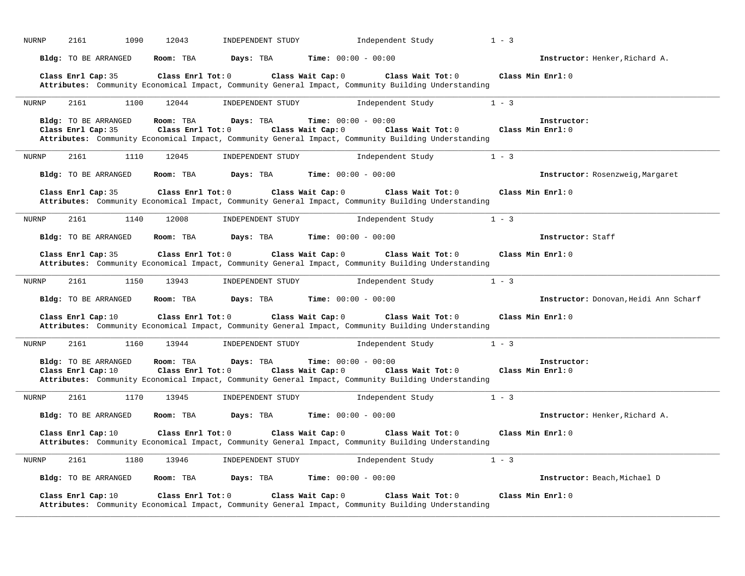NURNP 2161 1090 12043 INDEPENDENT STUDY Independent Study 1 - 3

**Bldg:** TO BE ARRANGED **Room:** TBA **Days:** TBA **Time:** 00:00 - 00:00 **Instructor:** Henker,Richard A.

**Class Enrl Cap:** 35 **Class Enrl Tot:** 0 **Class Wait Cap:** 0 **Class Wait Tot:** 0 **Class Min Enrl:** 0
**Attributes:** Community Economical Impact, Community General Impact, Community Building Understanding

---

NURNP 2161 1100 12044 INDEPENDENT STUDY Independent Study 1 - 3

**Bldg:** TO BE ARRANGED **Room:** TBA **Days:** TBA **Time:** 00:00 - 00:00 **Instructor:**
**Class Enrl Cap:** 35 **Class Enrl Tot:** 0 **Class Wait Cap:** 0 **Class Wait Tot:** 0 **Class Min Enrl:** 0
**Attributes:** Community Economical Impact, Community General Impact, Community Building Understanding

---

NURNP 2161 1110 12045 INDEPENDENT STUDY Independent Study 1 - 3

**Bldg:** TO BE ARRANGED **Room:** TBA **Days:** TBA **Time:** 00:00 - 00:00 **Instructor:** Rosenzweig,Margaret

**Class Enrl Cap:** 35 **Class Enrl Tot:** 0 **Class Wait Cap:** 0 **Class Wait Tot:** 0 **Class Min Enrl:** 0
**Attributes:** Community Economical Impact, Community General Impact, Community Building Understanding

---

NURNP 2161 1140 12008 INDEPENDENT STUDY Independent Study 1 - 3

**Bldg:** TO BE ARRANGED **Room:** TBA **Days:** TBA **Time:** 00:00 - 00:00 **Instructor:** Staff

**Class Enrl Cap:** 35 **Class Enrl Tot:** 0 **Class Wait Cap:** 0 **Class Wait Tot:** 0 **Class Min Enrl:** 0
**Attributes:** Community Economical Impact, Community General Impact, Community Building Understanding

---

NURNP 2161 1150 13943 INDEPENDENT STUDY Independent Study 1 - 3

**Bldg:** TO BE ARRANGED **Room:** TBA **Days:** TBA **Time:** 00:00 - 00:00 **Instructor:** Donovan,Heidi Ann Scharf

**Class Enrl Cap:** 10 **Class Enrl Tot:** 0 **Class Wait Cap:** 0 **Class Wait Tot:** 0 **Class Min Enrl:** 0
**Attributes:** Community Economical Impact, Community General Impact, Community Building Understanding

---

NURNP 2161 1160 13944 INDEPENDENT STUDY Independent Study 1 - 3

**Bldg:** TO BE ARRANGED **Room:** TBA **Days:** TBA **Time:** 00:00 - 00:00 **Instructor:**
**Class Enrl Cap:** 10 **Class Enrl Tot:** 0 **Class Wait Cap:** 0 **Class Wait Tot:** 0 **Class Min Enrl:** 0
**Attributes:** Community Economical Impact, Community General Impact, Community Building Understanding

---

NURNP 2161 1170 13945 INDEPENDENT STUDY Independent Study 1 - 3

**Bldg:** TO BE ARRANGED **Room:** TBA **Days:** TBA **Time:** 00:00 - 00:00 **Instructor:** Henker,Richard A.

**Class Enrl Cap:** 10 **Class Enrl Tot:** 0 **Class Wait Cap:** 0 **Class Wait Tot:** 0 **Class Min Enrl:** 0
**Attributes:** Community Economical Impact, Community General Impact, Community Building Understanding

---

NURNP 2161 1180 13946 INDEPENDENT STUDY Independent Study 1 - 3

**Bldg:** TO BE ARRANGED **Room:** TBA **Days:** TBA **Time:** 00:00 - 00:00 **Instructor:** Beach,Michael D

**Class Enrl Cap:** 10 **Class Enrl Tot:** 0 **Class Wait Cap:** 0 **Class Wait Tot:** 0 **Class Min Enrl:** 0
**Attributes:** Community Economical Impact, Community General Impact, Community Building Understanding

---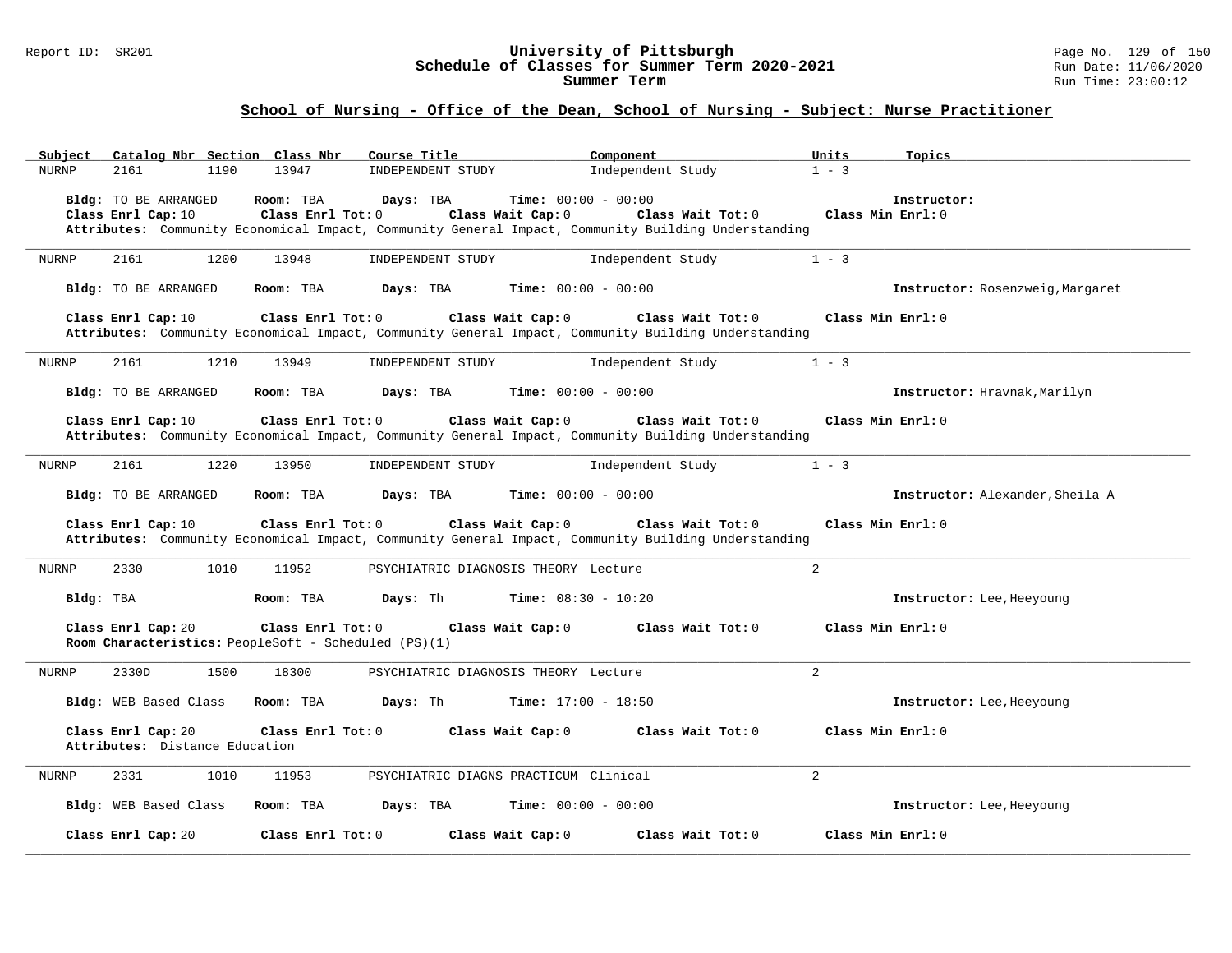## University of Pittsburgh
## Schedule of Classes for Summer Term 2020-2021
## Summer Term

### School of Nursing - Office of the Dean, School of Nursing - Subject: Nurse Practitioner

| Subject | Catalog Nbr | Section | Class Nbr | Course Title | Component | Units | Topics |
|---|---|---|---|---|---|---|---|
| NURNP | 2161 | 1190 | 13947 | INDEPENDENT STUDY | Independent Study | 1 - 3 | |

**Bldg:** TO BE ARRANGED **Room:** TBA **Days:** TBA **Time:** 00:00 - 00:00 **Instructor:**
**Class Enrl Cap:** 10 **Class Enrl Tot:** 0 **Class Wait Cap:** 0 **Class Wait Tot:** 0 **Class Min Enrl:** 0
**Attributes:** Community Economical Impact, Community General Impact, Community Building Understanding

---

| Subject | Catalog Nbr | Section | Class Nbr | Course Title | Component | Units | Topics |
|---|---|---|---|---|---|---|---|
| NURNP | 2161 | 1200 | 13948 | INDEPENDENT STUDY | Independent Study | 1 - 3 | |

**Bldg:** TO BE ARRANGED **Room:** TBA **Days:** TBA **Time:** 00:00 - 00:00 **Instructor:** Rosenzweig,Margaret
**Class Enrl Cap:** 10 **Class Enrl Tot:** 0 **Class Wait Cap:** 0 **Class Wait Tot:** 0 **Class Min Enrl:** 0
**Attributes:** Community Economical Impact, Community General Impact, Community Building Understanding

---

| Subject | Catalog Nbr | Section | Class Nbr | Course Title | Component | Units | Topics |
|---|---|---|---|---|---|---|---|
| NURNP | 2161 | 1210 | 13949 | INDEPENDENT STUDY | Independent Study | 1 - 3 | |

**Bldg:** TO BE ARRANGED **Room:** TBA **Days:** TBA **Time:** 00:00 - 00:00 **Instructor:** Hravnak,Marilyn
**Class Enrl Cap:** 10 **Class Enrl Tot:** 0 **Class Wait Cap:** 0 **Class Wait Tot:** 0 **Class Min Enrl:** 0
**Attributes:** Community Economical Impact, Community General Impact, Community Building Understanding

---

| Subject | Catalog Nbr | Section | Class Nbr | Course Title | Component | Units | Topics |
|---|---|---|---|---|---|---|---|
| NURNP | 2161 | 1220 | 13950 | INDEPENDENT STUDY | Independent Study | 1 - 3 | |

**Bldg:** TO BE ARRANGED **Room:** TBA **Days:** TBA **Time:** 00:00 - 00:00 **Instructor:** Alexander,Sheila A
**Class Enrl Cap:** 10 **Class Enrl Tot:** 0 **Class Wait Cap:** 0 **Class Wait Tot:** 0 **Class Min Enrl:** 0
**Attributes:** Community Economical Impact, Community General Impact, Community Building Understanding

---

| Subject | Catalog Nbr | Section | Class Nbr | Course Title | Component | Units | Topics |
|---|---|---|---|---|---|---|---|
| NURNP | 2330 | 1010 | 11952 | PSYCHIATRIC DIAGNOSIS THEORY | Lecture | 2 | |

**Bldg:** TBA **Room:** TBA **Days:** Th **Time:** 08:30 - 10:20 **Instructor:** Lee,Heeyoung
**Class Enrl Cap:** 20 **Class Enrl Tot:** 0 **Class Wait Cap:** 0 **Class Wait Tot:** 0 **Class Min Enrl:** 0
**Room Characteristics:** PeopleSoft - Scheduled (PS)(1)

---

| Subject | Catalog Nbr | Section | Class Nbr | Course Title | Component | Units | Topics |
|---|---|---|---|---|---|---|---|
| NURNP | 2330D | 1500 | 18300 | PSYCHIATRIC DIAGNOSIS THEORY | Lecture | 2 | |

**Bldg:** WEB Based Class **Room:** TBA **Days:** Th **Time:** 17:00 - 18:50 **Instructor:** Lee,Heeyoung
**Class Enrl Cap:** 20 **Class Enrl Tot:** 0 **Class Wait Cap:** 0 **Class Wait Tot:** 0 **Class Min Enrl:** 0
**Attributes:** Distance Education

---

| Subject | Catalog Nbr | Section | Class Nbr | Course Title | Component | Units | Topics |
|---|---|---|---|---|---|---|---|
| NURNP | 2331 | 1010 | 11953 | PSYCHIATRIC DIAGNS PRACTICUM | Clinical | 2 | |

**Bldg:** WEB Based Class **Room:** TBA **Days:** TBA **Time:** 00:00 - 00:00 **Instructor:** Lee,Heeyoung
**Class Enrl Cap:** 20 **Class Enrl Tot:** 0 **Class Wait Cap:** 0 **Class Wait Tot:** 0 **Class Min Enrl:** 0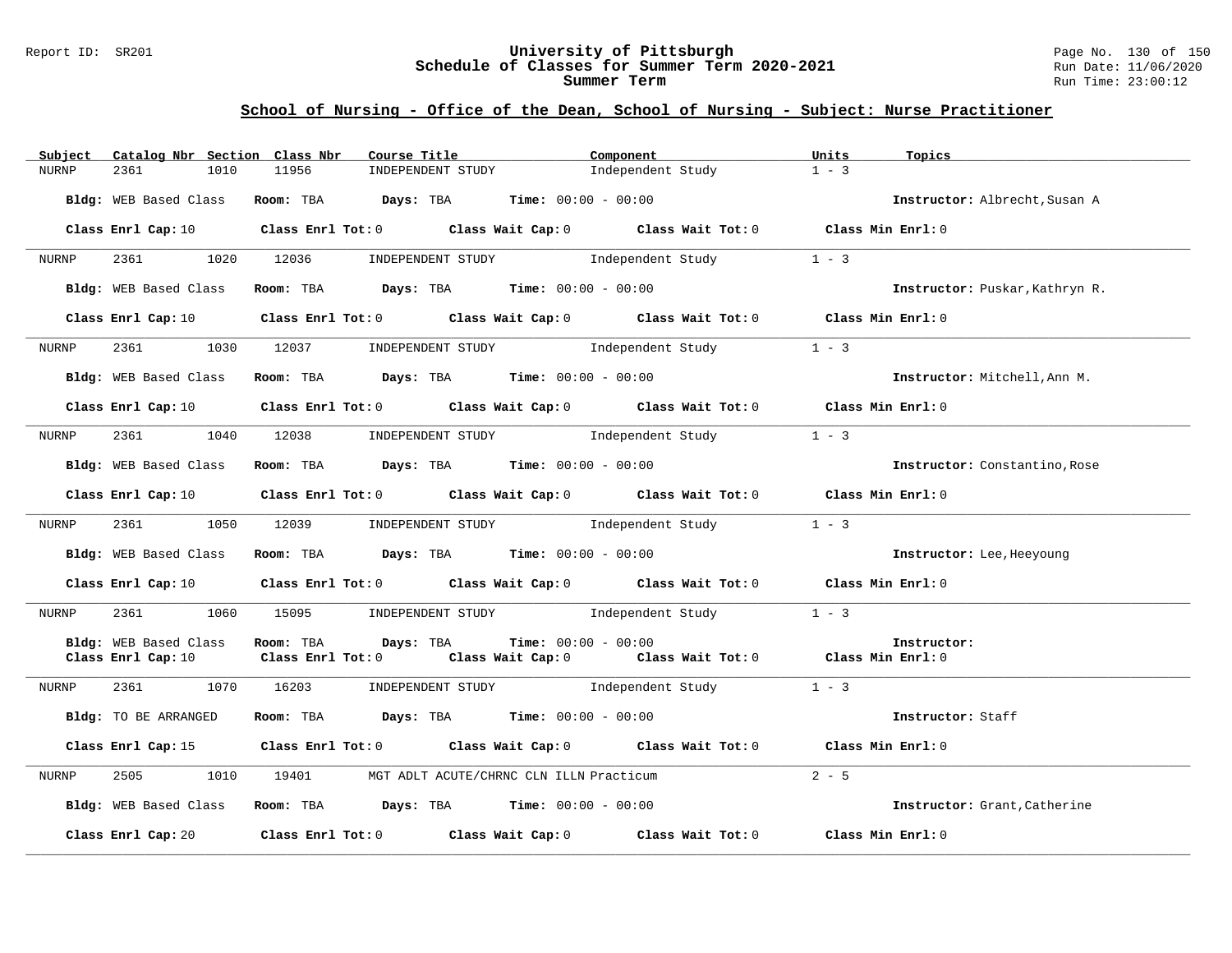## School of Nursing - Office of the Dean, School of Nursing - Subject: Nurse Practitioner

| Subject | Catalog Nbr | Section | Class Nbr | Course Title | Component | Units | Topics |
|---|---|---|---|---|---|---|---|
| NURNP | 2361 | 1010 | 11956 | INDEPENDENT STUDY | Independent Study | 1 - 3 | |

**Bldg:** WEB Based Class **Room:** TBA **Days:** TBA **Time:** 00:00 - 00:00 **Instructor:** Albrecht,Susan A

**Class Enrl Cap:** 10 **Class Enrl Tot:** 0 **Class Wait Cap:** 0 **Class Wait Tot:** 0 **Class Min Enrl:** 0

---

| Subject | Catalog Nbr | Section | Class Nbr | Course Title | Component | Units | Topics |
|---|---|---|---|---|---|---|---|
| NURNP | 2361 | 1020 | 12036 | INDEPENDENT STUDY | Independent Study | 1 - 3 | |

**Bldg:** WEB Based Class **Room:** TBA **Days:** TBA **Time:** 00:00 - 00:00 **Instructor:** Puskar,Kathryn R.

**Class Enrl Cap:** 10 **Class Enrl Tot:** 0 **Class Wait Cap:** 0 **Class Wait Tot:** 0 **Class Min Enrl:** 0

---

| Subject | Catalog Nbr | Section | Class Nbr | Course Title | Component | Units | Topics |
|---|---|---|---|---|---|---|---|
| NURNP | 2361 | 1030 | 12037 | INDEPENDENT STUDY | Independent Study | 1 - 3 | |

**Bldg:** WEB Based Class **Room:** TBA **Days:** TBA **Time:** 00:00 - 00:00 **Instructor:** Mitchell,Ann M.

**Class Enrl Cap:** 10 **Class Enrl Tot:** 0 **Class Wait Cap:** 0 **Class Wait Tot:** 0 **Class Min Enrl:** 0

---

| Subject | Catalog Nbr | Section | Class Nbr | Course Title | Component | Units | Topics |
|---|---|---|---|---|---|---|---|
| NURNP | 2361 | 1040 | 12038 | INDEPENDENT STUDY | Independent Study | 1 - 3 | |

**Bldg:** WEB Based Class **Room:** TBA **Days:** TBA **Time:** 00:00 - 00:00 **Instructor:** Constantino,Rose

**Class Enrl Cap:** 10 **Class Enrl Tot:** 0 **Class Wait Cap:** 0 **Class Wait Tot:** 0 **Class Min Enrl:** 0

---

| Subject | Catalog Nbr | Section | Class Nbr | Course Title | Component | Units | Topics |
|---|---|---|---|---|---|---|---|
| NURNP | 2361 | 1050 | 12039 | INDEPENDENT STUDY | Independent Study | 1 - 3 | |

**Bldg:** WEB Based Class **Room:** TBA **Days:** TBA **Time:** 00:00 - 00:00 **Instructor:** Lee,Heeyoung

**Class Enrl Cap:** 10 **Class Enrl Tot:** 0 **Class Wait Cap:** 0 **Class Wait Tot:** 0 **Class Min Enrl:** 0

---

| Subject | Catalog Nbr | Section | Class Nbr | Course Title | Component | Units | Topics |
|---|---|---|---|---|---|---|---|
| NURNP | 2361 | 1060 | 15095 | INDEPENDENT STUDY | Independent Study | 1 - 3 | |

**Bldg:** WEB Based Class **Room:** TBA **Days:** TBA **Time:** 00:00 - 00:00 **Instructor:**

**Class Enrl Cap:** 10 **Class Enrl Tot:** 0 **Class Wait Cap:** 0 **Class Wait Tot:** 0 **Class Min Enrl:** 0

---

| Subject | Catalog Nbr | Section | Class Nbr | Course Title | Component | Units | Topics |
|---|---|---|---|---|---|---|---|
| NURNP | 2361 | 1070 | 16203 | INDEPENDENT STUDY | Independent Study | 1 - 3 | |

**Bldg:** TO BE ARRANGED **Room:** TBA **Days:** TBA **Time:** 00:00 - 00:00 **Instructor:** Staff

**Class Enrl Cap:** 15 **Class Enrl Tot:** 0 **Class Wait Cap:** 0 **Class Wait Tot:** 0 **Class Min Enrl:** 0

---

| Subject | Catalog Nbr | Section | Class Nbr | Course Title | Component | Units | Topics |
|---|---|---|---|---|---|---|---|
| NURNP | 2505 | 1010 | 19401 | MGT ADLT ACUTE/CHRNC CLN ILLN | Practicum | 2 - 5 | |

**Bldg:** WEB Based Class **Room:** TBA **Days:** TBA **Time:** 00:00 - 00:00 **Instructor:** Grant,Catherine

**Class Enrl Cap:** 20 **Class Enrl Tot:** 0 **Class Wait Cap:** 0 **Class Wait Tot:** 0 **Class Min Enrl:** 0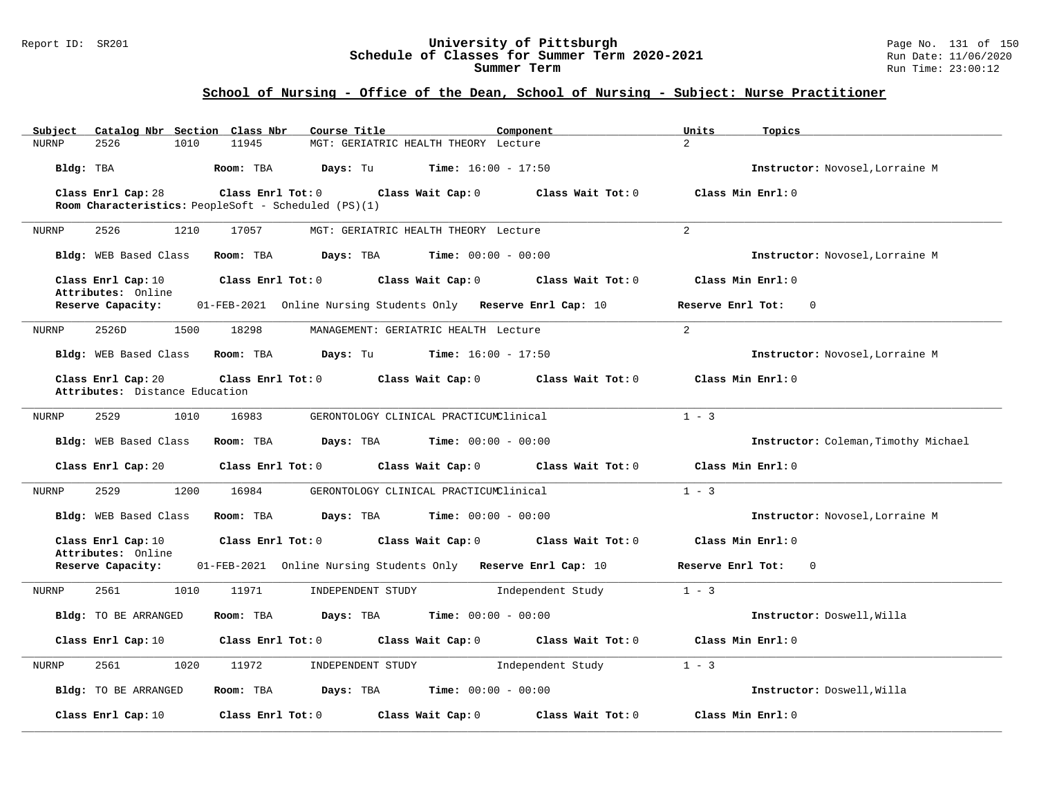## School of Nursing - Office of the Dean, School of Nursing - Subject: Nurse Practitioner

| Subject | Catalog Nbr | Section | Class Nbr | Course Title | Component | Units | Topics |
|---|---|---|---|---|---|---|---|
| NURNP | 2526 | 1010 | 11945 | MGT: GERIATRIC HEALTH THEORY | Lecture | 2 | |

**Bldg:** TBA **Room:** TBA **Days:** Tu **Time:** 16:00 - 17:50 **Instructor:** Novosel,Lorraine M

**Class Enrl Cap:** 28 **Class Enrl Tot:** 0 **Class Wait Cap:** 0 **Class Wait Tot:** 0 **Class Min Enrl:** 0

**Room Characteristics:** PeopleSoft - Scheduled (PS)(1)

---

| Subject | Catalog Nbr | Section | Class Nbr | Course Title | Component | Units | Topics |
|---|---|---|---|---|---|---|---|
| NURNP | 2526 | 1210 | 17057 | MGT: GERIATRIC HEALTH THEORY | Lecture | 2 | |

**Bldg:** WEB Based Class **Room:** TBA **Days:** TBA **Time:** 00:00 - 00:00 **Instructor:** Novosel,Lorraine M

**Class Enrl Cap:** 10 **Class Enrl Tot:** 0 **Class Wait Cap:** 0 **Class Wait Tot:** 0 **Class Min Enrl:** 0

**Attributes:** Online

**Reserve Capacity:** 01-FEB-2021 Online Nursing Students Only **Reserve Enrl Cap:** 10 **Reserve Enrl Tot:** 0

---

| Subject | Catalog Nbr | Section | Class Nbr | Course Title | Component | Units | Topics |
|---|---|---|---|---|---|---|---|
| NURNP | 2526D | 1500 | 18298 | MANAGEMENT: GERIATRIC HEALTH | Lecture | 2 | |

**Bldg:** WEB Based Class **Room:** TBA **Days:** Tu **Time:** 16:00 - 17:50 **Instructor:** Novosel,Lorraine M

**Class Enrl Cap:** 20 **Class Enrl Tot:** 0 **Class Wait Cap:** 0 **Class Wait Tot:** 0 **Class Min Enrl:** 0

**Attributes:** Distance Education

---

| Subject | Catalog Nbr | Section | Class Nbr | Course Title | Component | Units | Topics |
|---|---|---|---|---|---|---|---|
| NURNP | 2529 | 1010 | 16983 | GERONTOLOGY CLINICAL PRACTICUM | Clinical | 1 - 3 | |

**Bldg:** WEB Based Class **Room:** TBA **Days:** TBA **Time:** 00:00 - 00:00 **Instructor:** Coleman,Timothy Michael

**Class Enrl Cap:** 20 **Class Enrl Tot:** 0 **Class Wait Cap:** 0 **Class Wait Tot:** 0 **Class Min Enrl:** 0

---

| Subject | Catalog Nbr | Section | Class Nbr | Course Title | Component | Units | Topics |
|---|---|---|---|---|---|---|---|
| NURNP | 2529 | 1200 | 16984 | GERONTOLOGY CLINICAL PRACTICUM | Clinical | 1 - 3 | |

**Bldg:** WEB Based Class **Room:** TBA **Days:** TBA **Time:** 00:00 - 00:00 **Instructor:** Novosel,Lorraine M

**Class Enrl Cap:** 10 **Class Enrl Tot:** 0 **Class Wait Cap:** 0 **Class Wait Tot:** 0 **Class Min Enrl:** 0

**Attributes:** Online

**Reserve Capacity:** 01-FEB-2021 Online Nursing Students Only **Reserve Enrl Cap:** 10 **Reserve Enrl Tot:** 0

---

| Subject | Catalog Nbr | Section | Class Nbr | Course Title | Component | Units | Topics |
|---|---|---|---|---|---|---|---|
| NURNP | 2561 | 1010 | 11971 | INDEPENDENT STUDY | Independent Study | 1 - 3 | |

**Bldg:** TO BE ARRANGED **Room:** TBA **Days:** TBA **Time:** 00:00 - 00:00 **Instructor:** Doswell,Willa

**Class Enrl Cap:** 10 **Class Enrl Tot:** 0 **Class Wait Cap:** 0 **Class Wait Tot:** 0 **Class Min Enrl:** 0

---

| Subject | Catalog Nbr | Section | Class Nbr | Course Title | Component | Units | Topics |
|---|---|---|---|---|---|---|---|
| NURNP | 2561 | 1020 | 11972 | INDEPENDENT STUDY | Independent Study | 1 - 3 | |

**Bldg:** TO BE ARRANGED **Room:** TBA **Days:** TBA **Time:** 00:00 - 00:00 **Instructor:** Doswell,Willa

**Class Enrl Cap:** 10 **Class Enrl Tot:** 0 **Class Wait Cap:** 0 **Class Wait Tot:** 0 **Class Min Enrl:** 0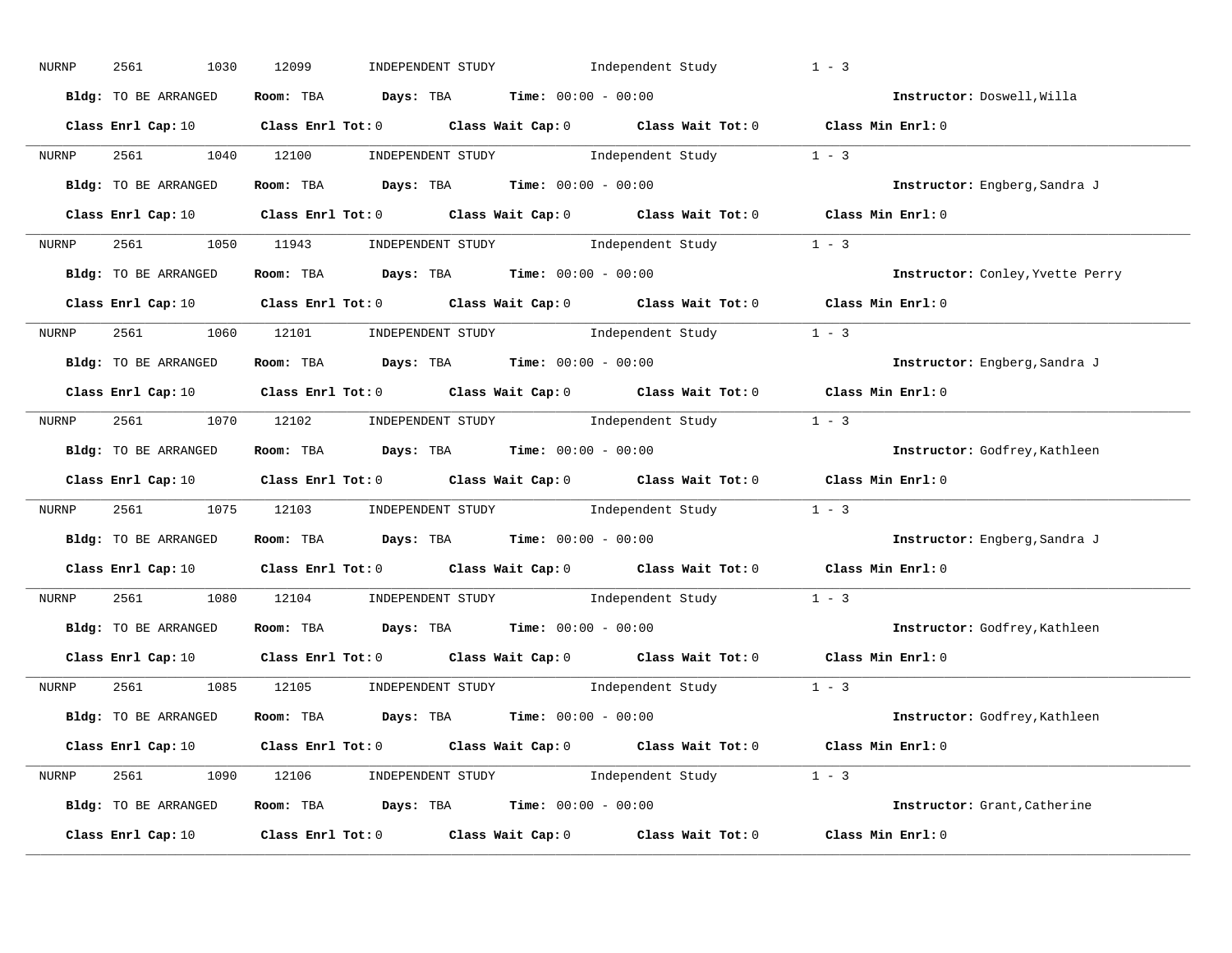NURNP 2561 1030 12099 INDEPENDENT STUDY Independent Study 1 - 3

**Bldg:** TO BE ARRANGED **Room:** TBA **Days:** TBA **Time:** 00:00 - 00:00 **Instructor:** Doswell,Willa

**Class Enrl Cap:** 10 **Class Enrl Tot:** 0 **Class Wait Cap:** 0 **Class Wait Tot:** 0 **Class Min Enrl:** 0

---

NURNP 2561 1040 12100 INDEPENDENT STUDY Independent Study 1 - 3

**Bldg:** TO BE ARRANGED **Room:** TBA **Days:** TBA **Time:** 00:00 - 00:00 **Instructor:** Engberg,Sandra J

**Class Enrl Cap:** 10 **Class Enrl Tot:** 0 **Class Wait Cap:** 0 **Class Wait Tot:** 0 **Class Min Enrl:** 0

---

NURNP 2561 1050 11943 INDEPENDENT STUDY Independent Study 1 - 3

**Bldg:** TO BE ARRANGED **Room:** TBA **Days:** TBA **Time:** 00:00 - 00:00 **Instructor:** Conley,Yvette Perry

**Class Enrl Cap:** 10 **Class Enrl Tot:** 0 **Class Wait Cap:** 0 **Class Wait Tot:** 0 **Class Min Enrl:** 0

---

NURNP 2561 1060 12101 INDEPENDENT STUDY Independent Study 1 - 3

**Bldg:** TO BE ARRANGED **Room:** TBA **Days:** TBA **Time:** 00:00 - 00:00 **Instructor:** Engberg,Sandra J

**Class Enrl Cap:** 10 **Class Enrl Tot:** 0 **Class Wait Cap:** 0 **Class Wait Tot:** 0 **Class Min Enrl:** 0

---

NURNP 2561 1070 12102 INDEPENDENT STUDY Independent Study 1 - 3

**Bldg:** TO BE ARRANGED **Room:** TBA **Days:** TBA **Time:** 00:00 - 00:00 **Instructor:** Godfrey,Kathleen

**Class Enrl Cap:** 10 **Class Enrl Tot:** 0 **Class Wait Cap:** 0 **Class Wait Tot:** 0 **Class Min Enrl:** 0

---

NURNP 2561 1075 12103 INDEPENDENT STUDY Independent Study 1 - 3

**Bldg:** TO BE ARRANGED **Room:** TBA **Days:** TBA **Time:** 00:00 - 00:00 **Instructor:** Engberg,Sandra J

**Class Enrl Cap:** 10 **Class Enrl Tot:** 0 **Class Wait Cap:** 0 **Class Wait Tot:** 0 **Class Min Enrl:** 0

---

NURNP 2561 1080 12104 INDEPENDENT STUDY Independent Study 1 - 3

**Bldg:** TO BE ARRANGED **Room:** TBA **Days:** TBA **Time:** 00:00 - 00:00 **Instructor:** Godfrey,Kathleen

**Class Enrl Cap:** 10 **Class Enrl Tot:** 0 **Class Wait Cap:** 0 **Class Wait Tot:** 0 **Class Min Enrl:** 0

---

NURNP 2561 1085 12105 INDEPENDENT STUDY Independent Study 1 - 3

**Bldg:** TO BE ARRANGED **Room:** TBA **Days:** TBA **Time:** 00:00 - 00:00 **Instructor:** Godfrey,Kathleen

**Class Enrl Cap:** 10 **Class Enrl Tot:** 0 **Class Wait Cap:** 0 **Class Wait Tot:** 0 **Class Min Enrl:** 0

---

NURNP 2561 1090 12106 INDEPENDENT STUDY Independent Study 1 - 3

**Bldg:** TO BE ARRANGED **Room:** TBA **Days:** TBA **Time:** 00:00 - 00:00 **Instructor:** Grant,Catherine

**Class Enrl Cap:** 10 **Class Enrl Tot:** 0 **Class Wait Cap:** 0 **Class Wait Tot:** 0 **Class Min Enrl:** 0

---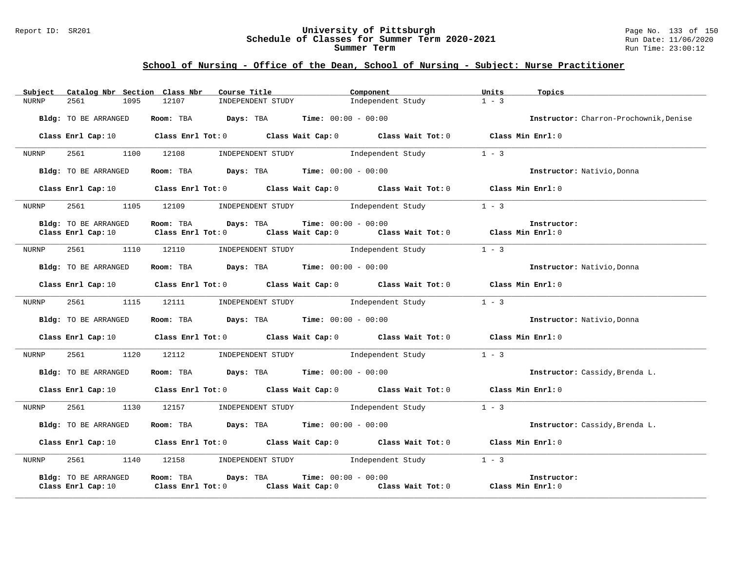## School of Nursing - Office of the Dean, School of Nursing - Subject: Nurse Practitioner

| Subject | Catalog Nbr | Section | Class Nbr | Course Title | Component | Units | Topics |
|---|---|---|---|---|---|---|---|
| NURNP | 2561 | 1095 | 12107 | INDEPENDENT STUDY | Independent Study | 1 - 3 | |

**Bldg:** TO BE ARRANGED **Room:** TBA **Days:** TBA **Time:** 00:00 - 00:00 **Instructor:** Charron-Prochownik,Denise

**Class Enrl Cap:** 10 **Class Enrl Tot:** 0 **Class Wait Cap:** 0 **Class Wait Tot:** 0 **Class Min Enrl:** 0

| Subject | Catalog Nbr | Section | Class Nbr | Course Title | Component | Units | Topics |
|---|---|---|---|---|---|---|---|
| NURNP | 2561 | 1100 | 12108 | INDEPENDENT STUDY | Independent Study | 1 - 3 | |

**Bldg:** TO BE ARRANGED **Room:** TBA **Days:** TBA **Time:** 00:00 - 00:00 **Instructor:** Nativio,Donna

**Class Enrl Cap:** 10 **Class Enrl Tot:** 0 **Class Wait Cap:** 0 **Class Wait Tot:** 0 **Class Min Enrl:** 0

| Subject | Catalog Nbr | Section | Class Nbr | Course Title | Component | Units | Topics |
|---|---|---|---|---|---|---|---|
| NURNP | 2561 | 1105 | 12109 | INDEPENDENT STUDY | Independent Study | 1 - 3 | |

**Bldg:** TO BE ARRANGED **Room:** TBA **Days:** TBA **Time:** 00:00 - 00:00 **Instructor:**
**Class Enrl Cap:** 10 **Class Enrl Tot:** 0 **Class Wait Cap:** 0 **Class Wait Tot:** 0 **Class Min Enrl:** 0

| Subject | Catalog Nbr | Section | Class Nbr | Course Title | Component | Units | Topics |
|---|---|---|---|---|---|---|---|
| NURNP | 2561 | 1110 | 12110 | INDEPENDENT STUDY | Independent Study | 1 - 3 | |

**Bldg:** TO BE ARRANGED **Room:** TBA **Days:** TBA **Time:** 00:00 - 00:00 **Instructor:** Nativio,Donna

**Class Enrl Cap:** 10 **Class Enrl Tot:** 0 **Class Wait Cap:** 0 **Class Wait Tot:** 0 **Class Min Enrl:** 0

| Subject | Catalog Nbr | Section | Class Nbr | Course Title | Component | Units | Topics |
|---|---|---|---|---|---|---|---|
| NURNP | 2561 | 1115 | 12111 | INDEPENDENT STUDY | Independent Study | 1 - 3 | |

**Bldg:** TO BE ARRANGED **Room:** TBA **Days:** TBA **Time:** 00:00 - 00:00 **Instructor:** Nativio,Donna

**Class Enrl Cap:** 10 **Class Enrl Tot:** 0 **Class Wait Cap:** 0 **Class Wait Tot:** 0 **Class Min Enrl:** 0

| Subject | Catalog Nbr | Section | Class Nbr | Course Title | Component | Units | Topics |
|---|---|---|---|---|---|---|---|
| NURNP | 2561 | 1120 | 12112 | INDEPENDENT STUDY | Independent Study | 1 - 3 | |

**Bldg:** TO BE ARRANGED **Room:** TBA **Days:** TBA **Time:** 00:00 - 00:00 **Instructor:** Cassidy,Brenda L.

**Class Enrl Cap:** 10 **Class Enrl Tot:** 0 **Class Wait Cap:** 0 **Class Wait Tot:** 0 **Class Min Enrl:** 0

| Subject | Catalog Nbr | Section | Class Nbr | Course Title | Component | Units | Topics |
|---|---|---|---|---|---|---|---|
| NURNP | 2561 | 1130 | 12157 | INDEPENDENT STUDY | Independent Study | 1 - 3 | |

**Bldg:** TO BE ARRANGED **Room:** TBA **Days:** TBA **Time:** 00:00 - 00:00 **Instructor:** Cassidy,Brenda L.

**Class Enrl Cap:** 10 **Class Enrl Tot:** 0 **Class Wait Cap:** 0 **Class Wait Tot:** 0 **Class Min Enrl:** 0

| Subject | Catalog Nbr | Section | Class Nbr | Course Title | Component | Units | Topics |
|---|---|---|---|---|---|---|---|
| NURNP | 2561 | 1140 | 12158 | INDEPENDENT STUDY | Independent Study | 1 - 3 | |

**Bldg:** TO BE ARRANGED **Room:** TBA **Days:** TBA **Time:** 00:00 - 00:00 **Instructor:**
**Class Enrl Cap:** 10 **Class Enrl Tot:** 0 **Class Wait Cap:** 0 **Class Wait Tot:** 0 **Class Min Enrl:** 0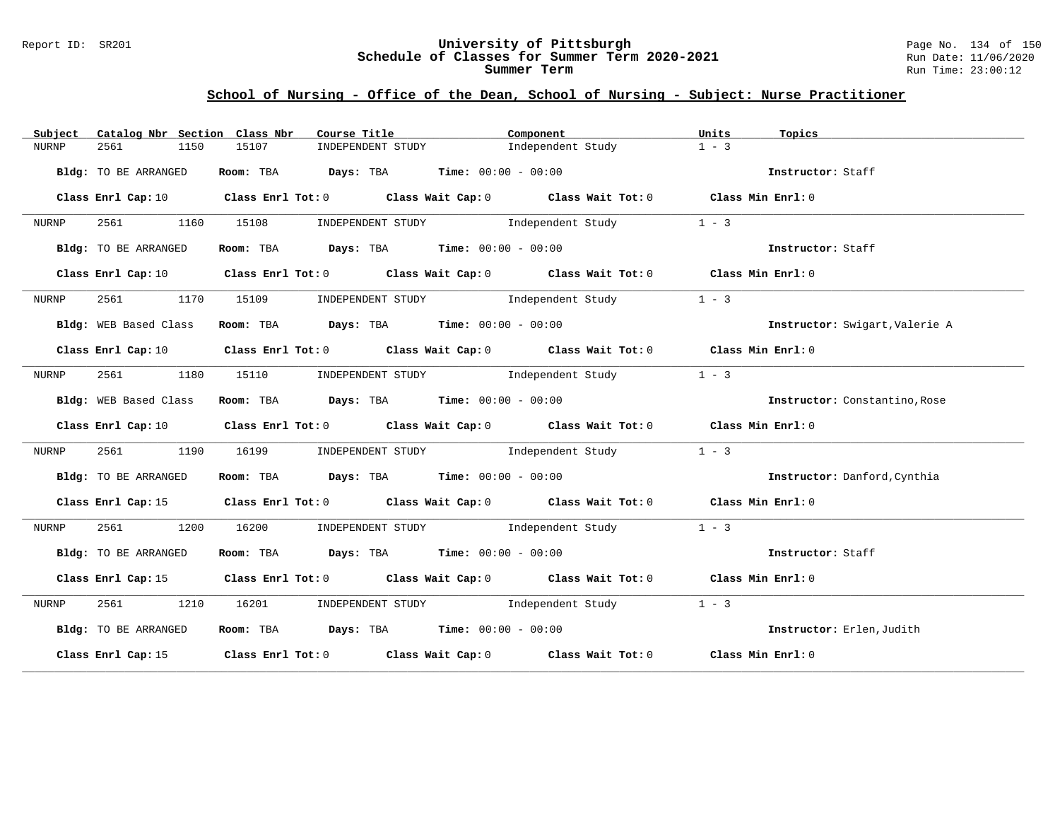## School of Nursing - Office of the Dean, School of Nursing - Subject: Nurse Practitioner

| Subject | Catalog Nbr | Section | Class Nbr | Course Title | Component | Units | Topics |
|---|---|---|---|---|---|---|---|
| NURNP | 2561 | 1150 | 15107 | INDEPENDENT STUDY | Independent Study | 1 - 3 | |

**Bldg:** TO BE ARRANGED **Room:** TBA **Days:** TBA **Time:** 00:00 - 00:00 **Instructor:** Staff

**Class Enrl Cap:** 10 **Class Enrl Tot:** 0 **Class Wait Cap:** 0 **Class Wait Tot:** 0 **Class Min Enrl:** 0

---

| Subject | Catalog Nbr | Section | Class Nbr | Course Title | Component | Units | Topics |
|---|---|---|---|---|---|---|---|
| NURNP | 2561 | 1160 | 15108 | INDEPENDENT STUDY | Independent Study | 1 - 3 | |

**Bldg:** TO BE ARRANGED **Room:** TBA **Days:** TBA **Time:** 00:00 - 00:00 **Instructor:** Staff

**Class Enrl Cap:** 10 **Class Enrl Tot:** 0 **Class Wait Cap:** 0 **Class Wait Tot:** 0 **Class Min Enrl:** 0

---

| Subject | Catalog Nbr | Section | Class Nbr | Course Title | Component | Units | Topics |
|---|---|---|---|---|---|---|---|
| NURNP | 2561 | 1170 | 15109 | INDEPENDENT STUDY | Independent Study | 1 - 3 | |

**Bldg:** WEB Based Class **Room:** TBA **Days:** TBA **Time:** 00:00 - 00:00 **Instructor:** Swigart,Valerie A

**Class Enrl Cap:** 10 **Class Enrl Tot:** 0 **Class Wait Cap:** 0 **Class Wait Tot:** 0 **Class Min Enrl:** 0

---

| Subject | Catalog Nbr | Section | Class Nbr | Course Title | Component | Units | Topics |
|---|---|---|---|---|---|---|---|
| NURNP | 2561 | 1180 | 15110 | INDEPENDENT STUDY | Independent Study | 1 - 3 | |

**Bldg:** WEB Based Class **Room:** TBA **Days:** TBA **Time:** 00:00 - 00:00 **Instructor:** Constantino,Rose

**Class Enrl Cap:** 10 **Class Enrl Tot:** 0 **Class Wait Cap:** 0 **Class Wait Tot:** 0 **Class Min Enrl:** 0

---

| Subject | Catalog Nbr | Section | Class Nbr | Course Title | Component | Units | Topics |
|---|---|---|---|---|---|---|---|
| NURNP | 2561 | 1190 | 16199 | INDEPENDENT STUDY | Independent Study | 1 - 3 | |

**Bldg:** TO BE ARRANGED **Room:** TBA **Days:** TBA **Time:** 00:00 - 00:00 **Instructor:** Danford,Cynthia

**Class Enrl Cap:** 15 **Class Enrl Tot:** 0 **Class Wait Cap:** 0 **Class Wait Tot:** 0 **Class Min Enrl:** 0

---

| Subject | Catalog Nbr | Section | Class Nbr | Course Title | Component | Units | Topics |
|---|---|---|---|---|---|---|---|
| NURNP | 2561 | 1200 | 16200 | INDEPENDENT STUDY | Independent Study | 1 - 3 | |

**Bldg:** TO BE ARRANGED **Room:** TBA **Days:** TBA **Time:** 00:00 - 00:00 **Instructor:** Staff

**Class Enrl Cap:** 15 **Class Enrl Tot:** 0 **Class Wait Cap:** 0 **Class Wait Tot:** 0 **Class Min Enrl:** 0

---

| Subject | Catalog Nbr | Section | Class Nbr | Course Title | Component | Units | Topics |
|---|---|---|---|---|---|---|---|
| NURNP | 2561 | 1210 | 16201 | INDEPENDENT STUDY | Independent Study | 1 - 3 | |

**Bldg:** TO BE ARRANGED **Room:** TBA **Days:** TBA **Time:** 00:00 - 00:00 **Instructor:** Erlen,Judith

**Class Enrl Cap:** 15 **Class Enrl Tot:** 0 **Class Wait Cap:** 0 **Class Wait Tot:** 0 **Class Min Enrl:** 0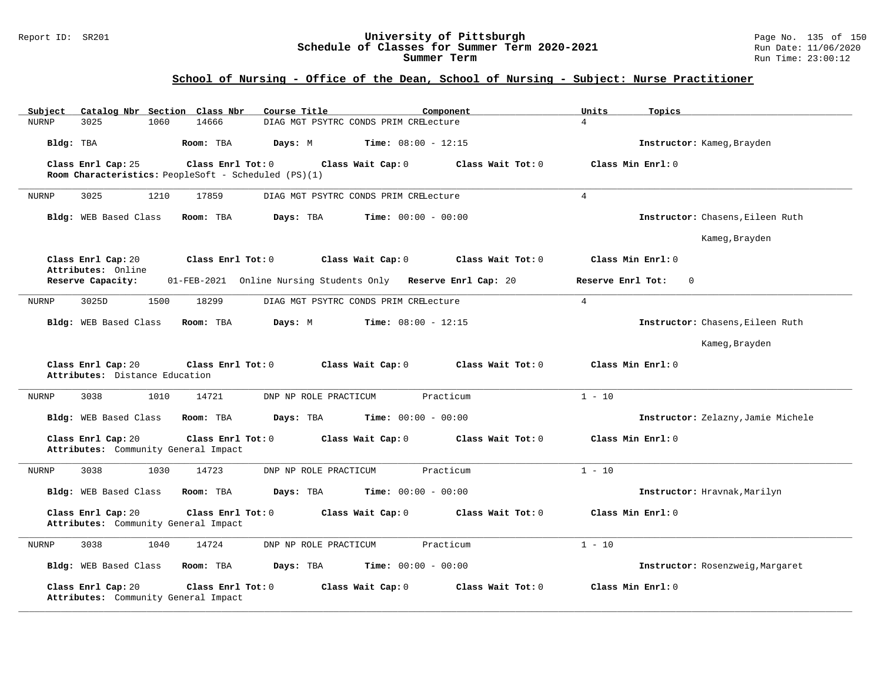## School of Nursing - Office of the Dean, School of Nursing - Subject: Nurse Practitioner

| Subject | Catalog Nbr | Section | Class Nbr | Course Title | Component | Units | Topics |
|---|---|---|---|---|---|---|---|
| NURNP | 3025 | 1060 | 14666 | DIAG MGT PSYTRC CONDS PRIM CRE | Lecture | 4 | |

**Bldg:** TBA **Room:** TBA **Days:** M **Time:** 08:00 - 12:15 **Instructor:** Kameg,Brayden

**Class Enrl Cap:** 25 **Class Enrl Tot:** 0 **Class Wait Cap:** 0 **Class Wait Tot:** 0 **Class Min Enrl:** 0

**Room Characteristics:** PeopleSoft - Scheduled (PS)(1)

---

| Subject | Catalog Nbr | Section | Class Nbr | Course Title | Component | Units | Topics |
|---|---|---|---|---|---|---|---|
| NURNP | 3025 | 1210 | 17859 | DIAG MGT PSYTRC CONDS PRIM CRE | Lecture | 4 | |

**Bldg:** WEB Based Class **Room:** TBA **Days:** TBA **Time:** 00:00 - 00:00 **Instructor:** Chasens,Eileen Ruth; Kameg,Brayden

**Class Enrl Cap:** 20 **Class Enrl Tot:** 0 **Class Wait Cap:** 0 **Class Wait Tot:** 0 **Class Min Enrl:** 0

**Attributes:** Online

**Reserve Capacity:** 01-FEB-2021 Online Nursing Students Only **Reserve Enrl Cap:** 20 **Reserve Enrl Tot:** 0

---

| Subject | Catalog Nbr | Section | Class Nbr | Course Title | Component | Units | Topics |
|---|---|---|---|---|---|---|---|
| NURNP | 3025D | 1500 | 18299 | DIAG MGT PSYTRC CONDS PRIM CRE | Lecture | 4 | |

**Bldg:** WEB Based Class **Room:** TBA **Days:** M **Time:** 08:00 - 12:15 **Instructor:** Chasens,Eileen Ruth; Kameg,Brayden

**Class Enrl Cap:** 20 **Class Enrl Tot:** 0 **Class Wait Cap:** 0 **Class Wait Tot:** 0 **Class Min Enrl:** 0

**Attributes:** Distance Education

---

| Subject | Catalog Nbr | Section | Class Nbr | Course Title | Component | Units | Topics |
|---|---|---|---|---|---|---|---|
| NURNP | 3038 | 1010 | 14721 | DNP NP ROLE PRACTICUM | Practicum | 1 - 10 | |

**Bldg:** WEB Based Class **Room:** TBA **Days:** TBA **Time:** 00:00 - 00:00 **Instructor:** Zelazny,Jamie Michele

**Class Enrl Cap:** 20 **Class Enrl Tot:** 0 **Class Wait Cap:** 0 **Class Wait Tot:** 0 **Class Min Enrl:** 0

**Attributes:** Community General Impact

---

| Subject | Catalog Nbr | Section | Class Nbr | Course Title | Component | Units | Topics |
|---|---|---|---|---|---|---|---|
| NURNP | 3038 | 1030 | 14723 | DNP NP ROLE PRACTICUM | Practicum | 1 - 10 | |

**Bldg:** WEB Based Class **Room:** TBA **Days:** TBA **Time:** 00:00 - 00:00 **Instructor:** Hravnak,Marilyn

**Class Enrl Cap:** 20 **Class Enrl Tot:** 0 **Class Wait Cap:** 0 **Class Wait Tot:** 0 **Class Min Enrl:** 0

**Attributes:** Community General Impact

---

| Subject | Catalog Nbr | Section | Class Nbr | Course Title | Component | Units | Topics |
|---|---|---|---|---|---|---|---|
| NURNP | 3038 | 1040 | 14724 | DNP NP ROLE PRACTICUM | Practicum | 1 - 10 | |

**Bldg:** WEB Based Class **Room:** TBA **Days:** TBA **Time:** 00:00 - 00:00 **Instructor:** Rosenzweig,Margaret

**Class Enrl Cap:** 20 **Class Enrl Tot:** 0 **Class Wait Cap:** 0 **Class Wait Tot:** 0 **Class Min Enrl:** 0

**Attributes:** Community General Impact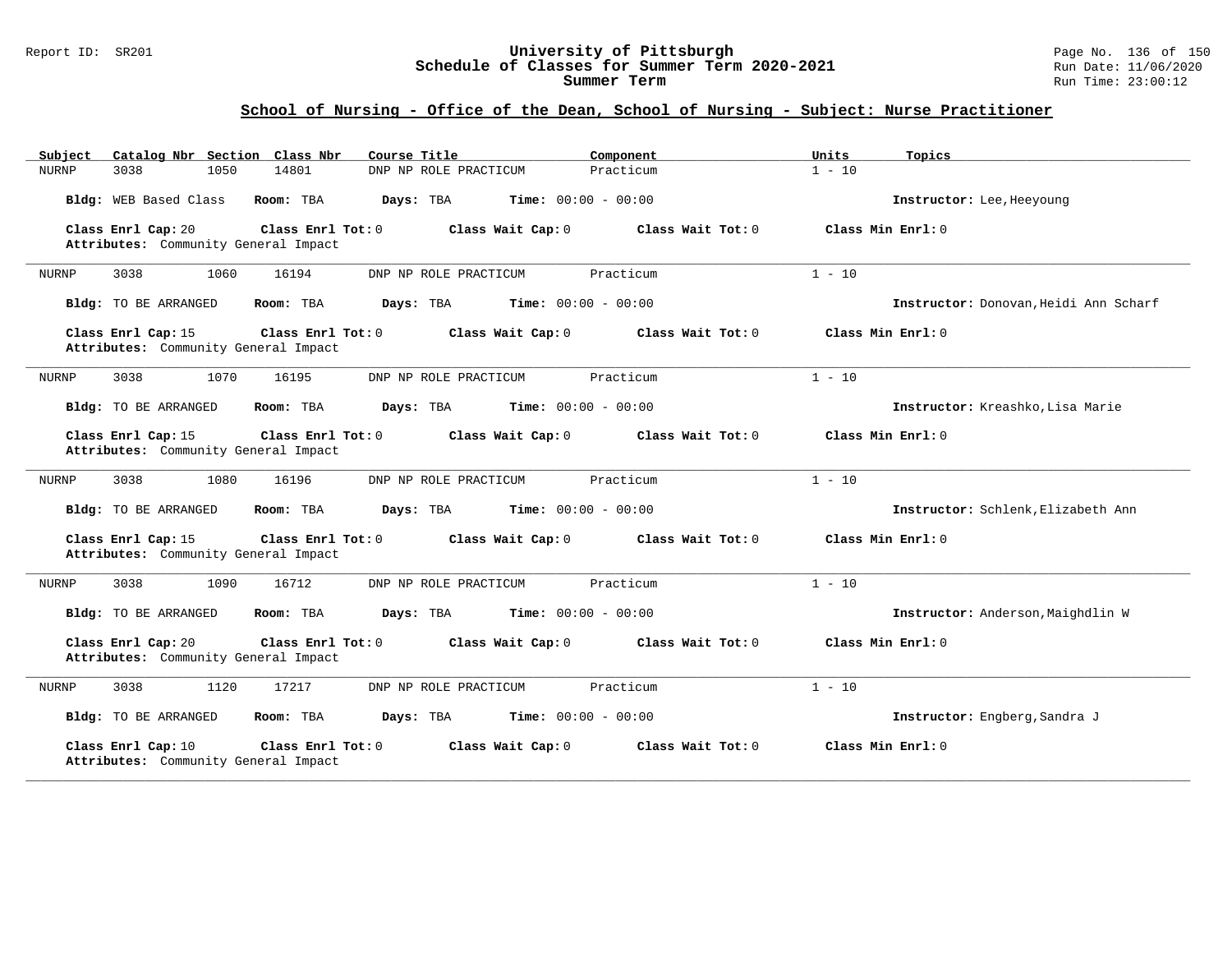## School of Nursing - Office of the Dean, School of Nursing - Subject: Nurse Practitioner

| Subject | Catalog Nbr | Section | Class Nbr | Course Title | Component | Units | Topics |
|---|---|---|---|---|---|---|---|
| NURNP | 3038 | 1050 | 14801 | DNP NP ROLE PRACTICUM | Practicum | 1 - 10 | |

**Bldg:** WEB Based Class **Room:** TBA **Days:** TBA **Time:** 00:00 - 00:00 **Instructor:** Lee,Heeyoung

**Class Enrl Cap:** 20 **Class Enrl Tot:** 0 **Class Wait Cap:** 0 **Class Wait Tot:** 0 **Class Min Enrl:** 0
**Attributes:** Community General Impact

---

| Subject | Catalog Nbr | Section | Class Nbr | Course Title | Component | Units | Topics |
|---|---|---|---|---|---|---|---|
| NURNP | 3038 | 1060 | 16194 | DNP NP ROLE PRACTICUM | Practicum | 1 - 10 | |

**Bldg:** TO BE ARRANGED **Room:** TBA **Days:** TBA **Time:** 00:00 - 00:00 **Instructor:** Donovan,Heidi Ann Scharf

**Class Enrl Cap:** 15 **Class Enrl Tot:** 0 **Class Wait Cap:** 0 **Class Wait Tot:** 0 **Class Min Enrl:** 0
**Attributes:** Community General Impact

---

| Subject | Catalog Nbr | Section | Class Nbr | Course Title | Component | Units | Topics |
|---|---|---|---|---|---|---|---|
| NURNP | 3038 | 1070 | 16195 | DNP NP ROLE PRACTICUM | Practicum | 1 - 10 | |

**Bldg:** TO BE ARRANGED **Room:** TBA **Days:** TBA **Time:** 00:00 - 00:00 **Instructor:** Kreashko,Lisa Marie

**Class Enrl Cap:** 15 **Class Enrl Tot:** 0 **Class Wait Cap:** 0 **Class Wait Tot:** 0 **Class Min Enrl:** 0
**Attributes:** Community General Impact

---

| Subject | Catalog Nbr | Section | Class Nbr | Course Title | Component | Units | Topics |
|---|---|---|---|---|---|---|---|
| NURNP | 3038 | 1080 | 16196 | DNP NP ROLE PRACTICUM | Practicum | 1 - 10 | |

**Bldg:** TO BE ARRANGED **Room:** TBA **Days:** TBA **Time:** 00:00 - 00:00 **Instructor:** Schlenk,Elizabeth Ann

**Class Enrl Cap:** 15 **Class Enrl Tot:** 0 **Class Wait Cap:** 0 **Class Wait Tot:** 0 **Class Min Enrl:** 0
**Attributes:** Community General Impact

---

| Subject | Catalog Nbr | Section | Class Nbr | Course Title | Component | Units | Topics |
|---|---|---|---|---|---|---|---|
| NURNP | 3038 | 1090 | 16712 | DNP NP ROLE PRACTICUM | Practicum | 1 - 10 | |

**Bldg:** TO BE ARRANGED **Room:** TBA **Days:** TBA **Time:** 00:00 - 00:00 **Instructor:** Anderson,Maighdlin W

**Class Enrl Cap:** 20 **Class Enrl Tot:** 0 **Class Wait Cap:** 0 **Class Wait Tot:** 0 **Class Min Enrl:** 0
**Attributes:** Community General Impact

---

| Subject | Catalog Nbr | Section | Class Nbr | Course Title | Component | Units | Topics |
|---|---|---|---|---|---|---|---|
| NURNP | 3038 | 1120 | 17217 | DNP NP ROLE PRACTICUM | Practicum | 1 - 10 | |

**Bldg:** TO BE ARRANGED **Room:** TBA **Days:** TBA **Time:** 00:00 - 00:00 **Instructor:** Engberg,Sandra J

**Class Enrl Cap:** 10 **Class Enrl Tot:** 0 **Class Wait Cap:** 0 **Class Wait Tot:** 0 **Class Min Enrl:** 0
**Attributes:** Community General Impact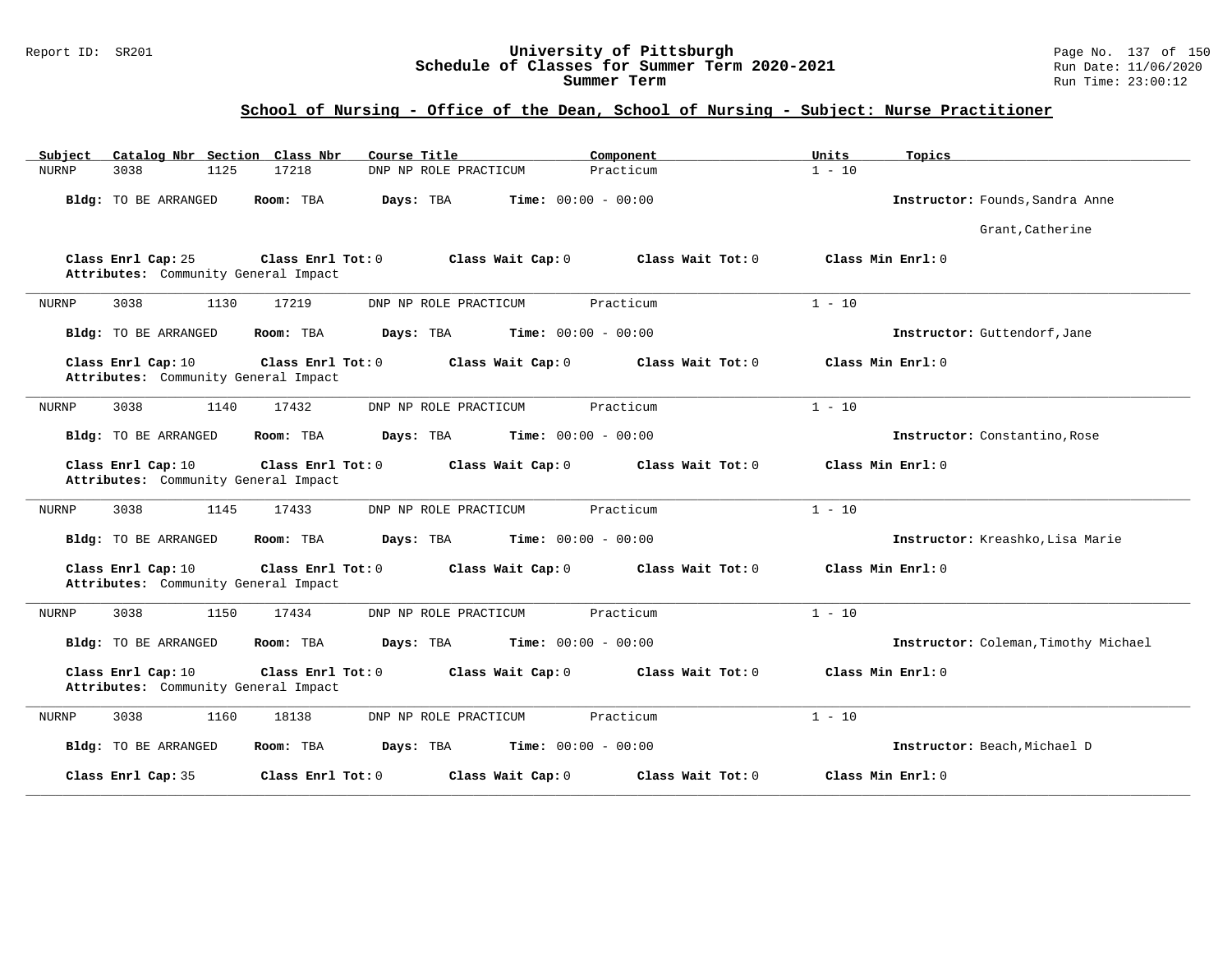## School of Nursing - Office of the Dean, School of Nursing - Subject: Nurse Practitioner

| Subject | Catalog Nbr | Section | Class Nbr | Course Title | Component | Units | Topics |
|---|---|---|---|---|---|---|---|
| NURNP | 3038 | 1125 | 17218 | DNP NP ROLE PRACTICUM | Practicum | 1 - 10 | |

**Bldg:** TO BE ARRANGED **Room:** TBA **Days:** TBA **Time:** 00:00 - 00:00 **Instructor:** Founds,Sandra Anne; Grant,Catherine

**Class Enrl Cap:** 25 **Class Enrl Tot:** 0 **Class Wait Cap:** 0 **Class Wait Tot:** 0 **Class Min Enrl:** 0

**Attributes:** Community General Impact

---

| Subject | Catalog Nbr | Section | Class Nbr | Course Title | Component | Units | Topics |
|---|---|---|---|---|---|---|---|
| NURNP | 3038 | 1130 | 17219 | DNP NP ROLE PRACTICUM | Practicum | 1 - 10 | |

**Bldg:** TO BE ARRANGED **Room:** TBA **Days:** TBA **Time:** 00:00 - 00:00 **Instructor:** Guttendorf,Jane

**Class Enrl Cap:** 10 **Class Enrl Tot:** 0 **Class Wait Cap:** 0 **Class Wait Tot:** 0 **Class Min Enrl:** 0

**Attributes:** Community General Impact

---

| Subject | Catalog Nbr | Section | Class Nbr | Course Title | Component | Units | Topics |
|---|---|---|---|---|---|---|---|
| NURNP | 3038 | 1140 | 17432 | DNP NP ROLE PRACTICUM | Practicum | 1 - 10 | |

**Bldg:** TO BE ARRANGED **Room:** TBA **Days:** TBA **Time:** 00:00 - 00:00 **Instructor:** Constantino,Rose

**Class Enrl Cap:** 10 **Class Enrl Tot:** 0 **Class Wait Cap:** 0 **Class Wait Tot:** 0 **Class Min Enrl:** 0

**Attributes:** Community General Impact

---

| Subject | Catalog Nbr | Section | Class Nbr | Course Title | Component | Units | Topics |
|---|---|---|---|---|---|---|---|
| NURNP | 3038 | 1145 | 17433 | DNP NP ROLE PRACTICUM | Practicum | 1 - 10 | |

**Bldg:** TO BE ARRANGED **Room:** TBA **Days:** TBA **Time:** 00:00 - 00:00 **Instructor:** Kreashko,Lisa Marie

**Class Enrl Cap:** 10 **Class Enrl Tot:** 0 **Class Wait Cap:** 0 **Class Wait Tot:** 0 **Class Min Enrl:** 0

**Attributes:** Community General Impact

---

| Subject | Catalog Nbr | Section | Class Nbr | Course Title | Component | Units | Topics |
|---|---|---|---|---|---|---|---|
| NURNP | 3038 | 1150 | 17434 | DNP NP ROLE PRACTICUM | Practicum | 1 - 10 | |

**Bldg:** TO BE ARRANGED **Room:** TBA **Days:** TBA **Time:** 00:00 - 00:00 **Instructor:** Coleman,Timothy Michael

**Class Enrl Cap:** 10 **Class Enrl Tot:** 0 **Class Wait Cap:** 0 **Class Wait Tot:** 0 **Class Min Enrl:** 0

**Attributes:** Community General Impact

---

| Subject | Catalog Nbr | Section | Class Nbr | Course Title | Component | Units | Topics |
|---|---|---|---|---|---|---|---|
| NURNP | 3038 | 1160 | 18138 | DNP NP ROLE PRACTICUM | Practicum | 1 - 10 | |

**Bldg:** TO BE ARRANGED **Room:** TBA **Days:** TBA **Time:** 00:00 - 00:00 **Instructor:** Beach,Michael D

**Class Enrl Cap:** 35 **Class Enrl Tot:** 0 **Class Wait Cap:** 0 **Class Wait Tot:** 0 **Class Min Enrl:** 0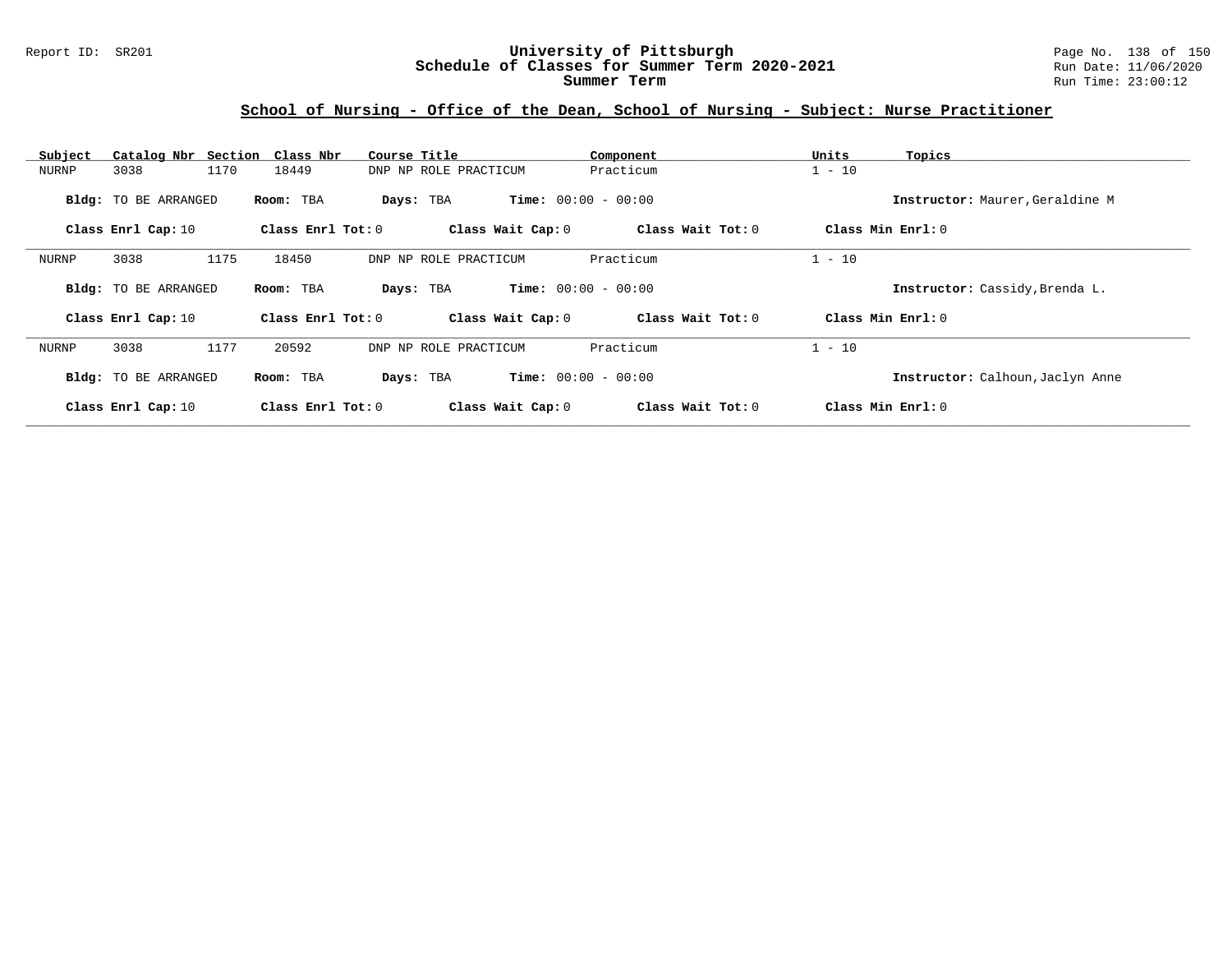## School of Nursing - Office of the Dean, School of Nursing - Subject: Nurse Practitioner

| Subject | Catalog Nbr | Section | Class Nbr | Course Title | Component | Units | Topics |
|---|---|---|---|---|---|---|---|
| NURNP | 3038 | 1170 | 18449 | DNP NP ROLE PRACTICUM | Practicum | 1 - 10 | |

**Bldg:** TO BE ARRANGED **Room:** TBA **Days:** TBA **Time:** 00:00 - 00:00 **Instructor:** Maurer,Geraldine M

**Class Enrl Cap:** 10 **Class Enrl Tot:** 0 **Class Wait Cap:** 0 **Class Wait Tot:** 0 **Class Min Enrl:** 0

| Subject | Catalog Nbr | Section | Class Nbr | Course Title | Component | Units | Topics |
|---|---|---|---|---|---|---|---|
| NURNP | 3038 | 1175 | 18450 | DNP NP ROLE PRACTICUM | Practicum | 1 - 10 | |

**Bldg:** TO BE ARRANGED **Room:** TBA **Days:** TBA **Time:** 00:00 - 00:00 **Instructor:** Cassidy,Brenda L.

**Class Enrl Cap:** 10 **Class Enrl Tot:** 0 **Class Wait Cap:** 0 **Class Wait Tot:** 0 **Class Min Enrl:** 0

| Subject | Catalog Nbr | Section | Class Nbr | Course Title | Component | Units | Topics |
|---|---|---|---|---|---|---|---|
| NURNP | 3038 | 1177 | 20592 | DNP NP ROLE PRACTICUM | Practicum | 1 - 10 | |

**Bldg:** TO BE ARRANGED **Room:** TBA **Days:** TBA **Time:** 00:00 - 00:00 **Instructor:** Calhoun,Jaclyn Anne

**Class Enrl Cap:** 10 **Class Enrl Tot:** 0 **Class Wait Cap:** 0 **Class Wait Tot:** 0 **Class Min Enrl:** 0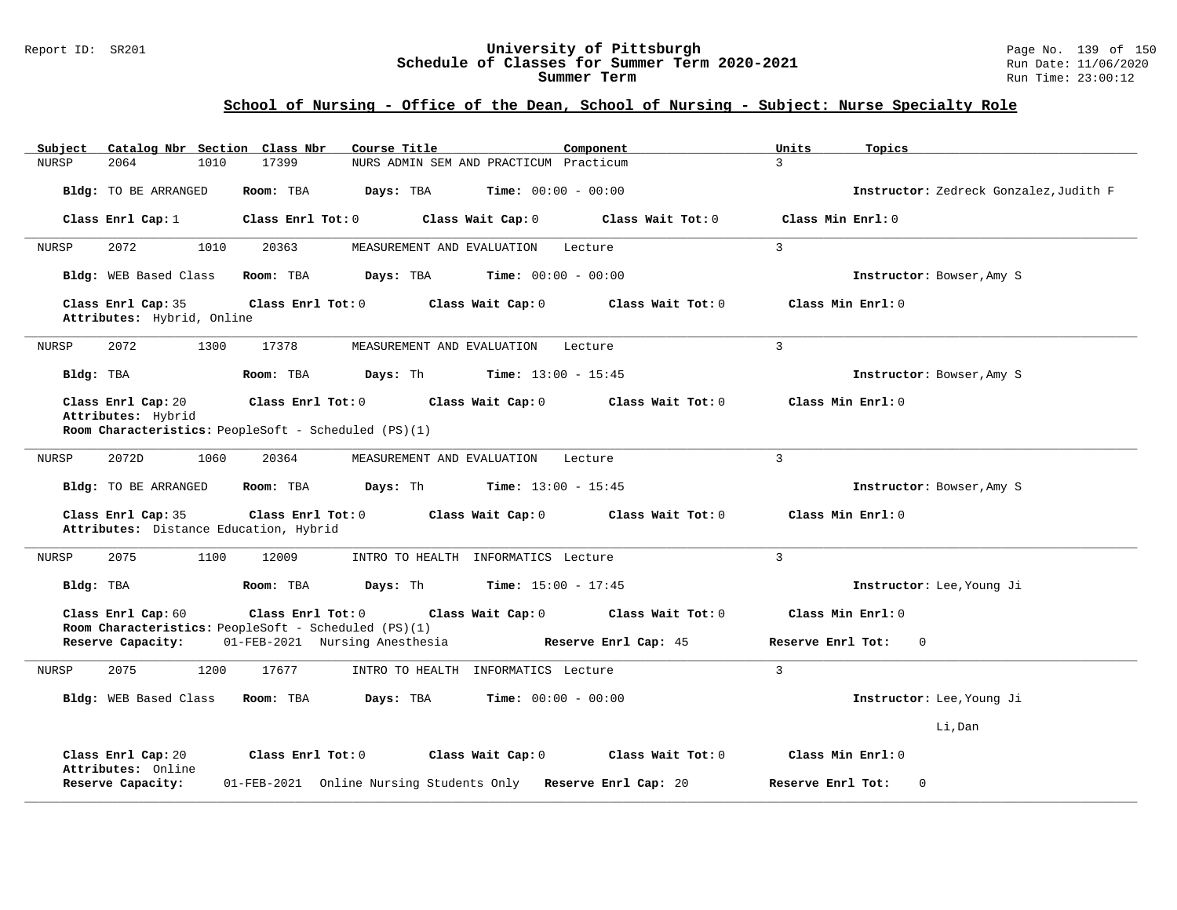University of Pittsburgh
Schedule of Classes for Summer Term 2020-2021
Summer Term

Report ID: SR201 | Run Date: 11/06/2020 | Run Time: 23:00:12

## School of Nursing - Office of the Dean, School of Nursing - Subject: Nurse Specialty Role

| Subject | Catalog Nbr | Section | Class Nbr | Course Title | Component | Units | Topics |
|---|---|---|---|---|---|---|---|
| NURSP | 2064 | 1010 | 17399 | NURS ADMIN SEM AND PRACTICUM | Practicum | 3 | |

**Bldg:** TO BE ARRANGED **Room:** TBA **Days:** TBA **Time:** 00:00 - 00:00 **Instructor:** Zedreck Gonzalez,Judith F

**Class Enrl Cap:** 1 **Class Enrl Tot:** 0 **Class Wait Cap:** 0 **Class Wait Tot:** 0 **Class Min Enrl:** 0

---

| Subject | Catalog Nbr | Section | Class Nbr | Course Title | Component | Units | Topics |
|---|---|---|---|---|---|---|---|
| NURSP | 2072 | 1010 | 20363 | MEASUREMENT AND EVALUATION | Lecture | 3 | |

**Bldg:** WEB Based Class **Room:** TBA **Days:** TBA **Time:** 00:00 - 00:00 **Instructor:** Bowser,Amy S

**Class Enrl Cap:** 35 **Class Enrl Tot:** 0 **Class Wait Cap:** 0 **Class Wait Tot:** 0 **Class Min Enrl:** 0
**Attributes:** Hybrid, Online

---

| Subject | Catalog Nbr | Section | Class Nbr | Course Title | Component | Units | Topics |
|---|---|---|---|---|---|---|---|
| NURSP | 2072 | 1300 | 17378 | MEASUREMENT AND EVALUATION | Lecture | 3 | |

**Bldg:** TBA **Room:** TBA **Days:** Th **Time:** 13:00 - 15:45 **Instructor:** Bowser,Amy S

**Class Enrl Cap:** 20 **Class Enrl Tot:** 0 **Class Wait Cap:** 0 **Class Wait Tot:** 0 **Class Min Enrl:** 0
**Attributes:** Hybrid
**Room Characteristics:** PeopleSoft - Scheduled (PS)(1)

---

| Subject | Catalog Nbr | Section | Class Nbr | Course Title | Component | Units | Topics |
|---|---|---|---|---|---|---|---|
| NURSP | 2072D | 1060 | 20364 | MEASUREMENT AND EVALUATION | Lecture | 3 | |

**Bldg:** TO BE ARRANGED **Room:** TBA **Days:** Th **Time:** 13:00 - 15:45 **Instructor:** Bowser,Amy S

**Class Enrl Cap:** 35 **Class Enrl Tot:** 0 **Class Wait Cap:** 0 **Class Wait Tot:** 0 **Class Min Enrl:** 0
**Attributes:** Distance Education, Hybrid

---

| Subject | Catalog Nbr | Section | Class Nbr | Course Title | Component | Units | Topics |
|---|---|---|---|---|---|---|---|
| NURSP | 2075 | 1100 | 12009 | INTRO TO HEALTH INFORMATICS | Lecture | 3 | |

**Bldg:** TBA **Room:** TBA **Days:** Th **Time:** 15:00 - 17:45 **Instructor:** Lee,Young Ji

**Class Enrl Cap:** 60 **Class Enrl Tot:** 0 **Class Wait Cap:** 0 **Class Wait Tot:** 0 **Class Min Enrl:** 0
**Room Characteristics:** PeopleSoft - Scheduled (PS)(1)
**Reserve Capacity:** 01-FEB-2021 Nursing Anesthesia **Reserve Enrl Cap:** 45 **Reserve Enrl Tot:** 0

---

| Subject | Catalog Nbr | Section | Class Nbr | Course Title | Component | Units | Topics |
|---|---|---|---|---|---|---|---|
| NURSP | 2075 | 1200 | 17677 | INTRO TO HEALTH INFORMATICS | Lecture | 3 | |

**Bldg:** WEB Based Class **Room:** TBA **Days:** TBA **Time:** 00:00 - 00:00 **Instructor:** Lee,Young Ji; Li,Dan

**Class Enrl Cap:** 20 **Class Enrl Tot:** 0 **Class Wait Cap:** 0 **Class Wait Tot:** 0 **Class Min Enrl:** 0
**Attributes:** Online
**Reserve Capacity:** 01-FEB-2021 Online Nursing Students Only **Reserve Enrl Cap:** 20 **Reserve Enrl Tot:** 0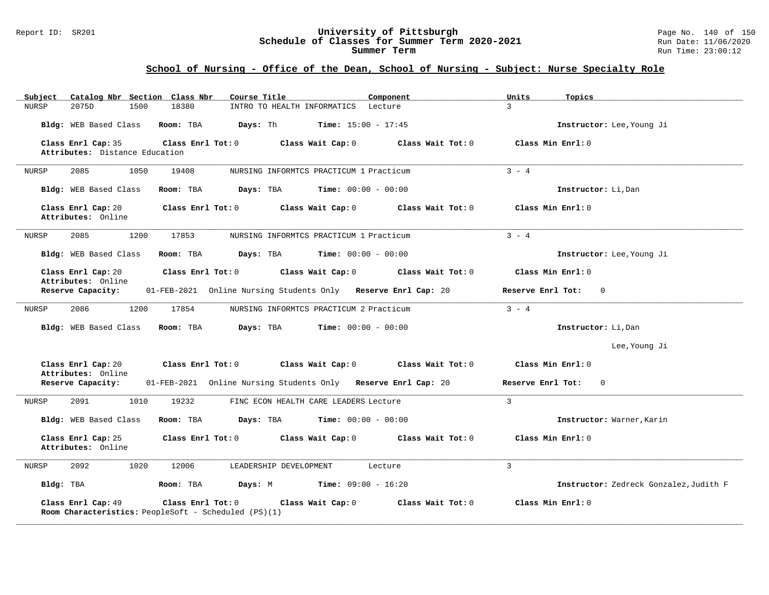# University of Pittsburgh
## Schedule of Classes for Summer Term 2020-2021
## Summer Term

Report ID: SR201

Run Date: 11/06/2020
Run Time: 23:00:12

### School of Nursing - Office of the Dean, School of Nursing - Subject: Nurse Specialty Role

| Subject | Catalog Nbr | Section | Class Nbr | Course Title | Component | Units | Topics |
|---|---|---|---|---|---|---|---|
| NURSP | 2075D | 1500 | 18380 | INTRO TO HEALTH INFORMATICS | Lecture | 3 | |

**Bldg:** WEB Based Class **Room:** TBA **Days:** Th **Time:** 15:00 - 17:45 **Instructor:** Lee,Young Ji

**Class Enrl Cap:** 35 **Class Enrl Tot:** 0 **Class Wait Cap:** 0 **Class Wait Tot:** 0 **Class Min Enrl:** 0
**Attributes:** Distance Education

---

| Subject | Catalog Nbr | Section | Class Nbr | Course Title | Component | Units | Topics |
|---|---|---|---|---|---|---|---|
| NURSP | 2085 | 1050 | 19408 | NURSING INFORMTCS PRACTICUM 1 | Practicum | 3 - 4 | |

**Bldg:** WEB Based Class **Room:** TBA **Days:** TBA **Time:** 00:00 - 00:00 **Instructor:** Li,Dan

**Class Enrl Cap:** 20 **Class Enrl Tot:** 0 **Class Wait Cap:** 0 **Class Wait Tot:** 0 **Class Min Enrl:** 0
**Attributes:** Online

---

| Subject | Catalog Nbr | Section | Class Nbr | Course Title | Component | Units | Topics |
|---|---|---|---|---|---|---|---|
| NURSP | 2085 | 1200 | 17853 | NURSING INFORMTCS PRACTICUM 1 | Practicum | 3 - 4 | |

**Bldg:** WEB Based Class **Room:** TBA **Days:** TBA **Time:** 00:00 - 00:00 **Instructor:** Lee,Young Ji

**Class Enrl Cap:** 20 **Class Enrl Tot:** 0 **Class Wait Cap:** 0 **Class Wait Tot:** 0 **Class Min Enrl:** 0
**Attributes:** Online
**Reserve Capacity:** 01-FEB-2021 Online Nursing Students Only **Reserve Enrl Cap:** 20 **Reserve Enrl Tot:** 0

---

| Subject | Catalog Nbr | Section | Class Nbr | Course Title | Component | Units | Topics |
|---|---|---|---|---|---|---|---|
| NURSP | 2086 | 1200 | 17854 | NURSING INFORMTCS PRACTICUM 2 | Practicum | 3 - 4 | |

**Bldg:** WEB Based Class **Room:** TBA **Days:** TBA **Time:** 00:00 - 00:00 **Instructor:** Li,Dan
Lee,Young Ji

**Class Enrl Cap:** 20 **Class Enrl Tot:** 0 **Class Wait Cap:** 0 **Class Wait Tot:** 0 **Class Min Enrl:** 0
**Attributes:** Online
**Reserve Capacity:** 01-FEB-2021 Online Nursing Students Only **Reserve Enrl Cap:** 20 **Reserve Enrl Tot:** 0

---

| Subject | Catalog Nbr | Section | Class Nbr | Course Title | Component | Units | Topics |
|---|---|---|---|---|---|---|---|
| NURSP | 2091 | 1010 | 19232 | FINC ECON HEALTH CARE LEADERS | Lecture | 3 | |

**Bldg:** WEB Based Class **Room:** TBA **Days:** TBA **Time:** 00:00 - 00:00 **Instructor:** Warner,Karin

**Class Enrl Cap:** 25 **Class Enrl Tot:** 0 **Class Wait Cap:** 0 **Class Wait Tot:** 0 **Class Min Enrl:** 0
**Attributes:** Online

---

| Subject | Catalog Nbr | Section | Class Nbr | Course Title | Component | Units | Topics |
|---|---|---|---|---|---|---|---|
| NURSP | 2092 | 1020 | 12006 | LEADERSHIP DEVELOPMENT | Lecture | 3 | |

**Bldg:** TBA **Room:** TBA **Days:** M **Time:** 09:00 - 16:20 **Instructor:** Zedreck Gonzalez,Judith F

**Class Enrl Cap:** 49 **Class Enrl Tot:** 0 **Class Wait Cap:** 0 **Class Wait Tot:** 0 **Class Min Enrl:** 0
**Room Characteristics:** PeopleSoft - Scheduled (PS)(1)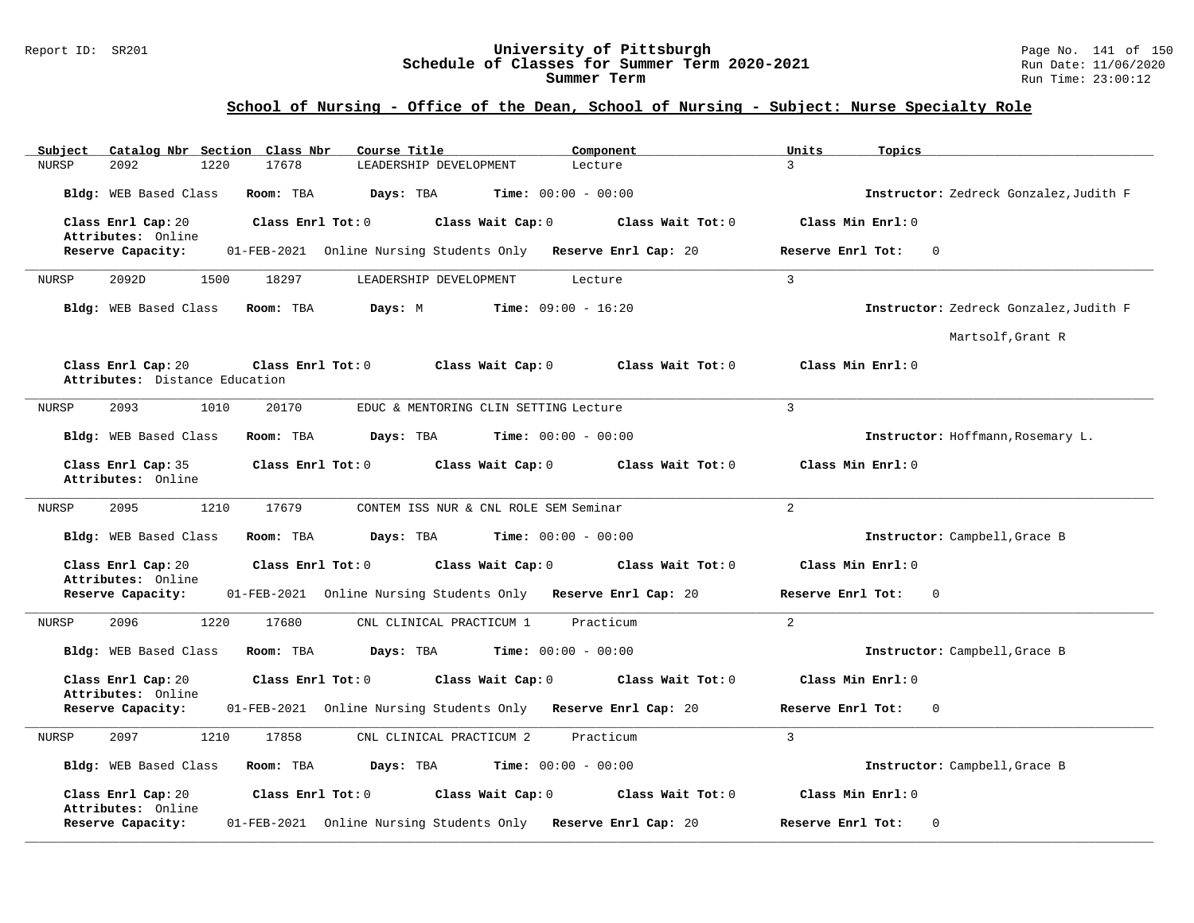## School of Nursing - Office of the Dean, School of Nursing - Subject: Nurse Specialty Role

| Subject | Catalog Nbr | Section | Class Nbr | Course Title | Component | Units | Topics |
|---|---|---|---|---|---|---|---|
| NURSP | 2092 | 1220 | 17678 | LEADERSHIP DEVELOPMENT | Lecture | 3 | |

**Bldg:** WEB Based Class **Room:** TBA **Days:** TBA **Time:** 00:00 - 00:00 **Instructor:** Zedreck Gonzalez,Judith F

**Class Enrl Cap:** 20 **Class Enrl Tot:** 0 **Class Wait Cap:** 0 **Class Wait Tot:** 0 **Class Min Enrl:** 0
**Attributes:** Online
**Reserve Capacity:** 01-FEB-2021 Online Nursing Students Only **Reserve Enrl Cap:** 20 **Reserve Enrl Tot:** 0

---

| Subject | Catalog Nbr | Section | Class Nbr | Course Title | Component | Units | Topics |
|---|---|---|---|---|---|---|---|
| NURSP | 2092D | 1500 | 18297 | LEADERSHIP DEVELOPMENT | Lecture | 3 | |

**Bldg:** WEB Based Class **Room:** TBA **Days:** M **Time:** 09:00 - 16:20 **Instructor:** Zedreck Gonzalez,Judith F
Martsolf,Grant R

**Class Enrl Cap:** 20 **Class Enrl Tot:** 0 **Class Wait Cap:** 0 **Class Wait Tot:** 0 **Class Min Enrl:** 0
**Attributes:** Distance Education

---

| Subject | Catalog Nbr | Section | Class Nbr | Course Title | Component | Units | Topics |
|---|---|---|---|---|---|---|---|
| NURSP | 2093 | 1010 | 20170 | EDUC & MENTORING CLIN SETTING | Lecture | 3 | |

**Bldg:** WEB Based Class **Room:** TBA **Days:** TBA **Time:** 00:00 - 00:00 **Instructor:** Hoffmann,Rosemary L.

**Class Enrl Cap:** 35 **Class Enrl Tot:** 0 **Class Wait Cap:** 0 **Class Wait Tot:** 0 **Class Min Enrl:** 0
**Attributes:** Online

---

| Subject | Catalog Nbr | Section | Class Nbr | Course Title | Component | Units | Topics |
|---|---|---|---|---|---|---|---|
| NURSP | 2095 | 1210 | 17679 | CONTEM ISS NUR & CNL ROLE SEM | Seminar | 2 | |

**Bldg:** WEB Based Class **Room:** TBA **Days:** TBA **Time:** 00:00 - 00:00 **Instructor:** Campbell,Grace B

**Class Enrl Cap:** 20 **Class Enrl Tot:** 0 **Class Wait Cap:** 0 **Class Wait Tot:** 0 **Class Min Enrl:** 0
**Attributes:** Online
**Reserve Capacity:** 01-FEB-2021 Online Nursing Students Only **Reserve Enrl Cap:** 20 **Reserve Enrl Tot:** 0

---

| Subject | Catalog Nbr | Section | Class Nbr | Course Title | Component | Units | Topics |
|---|---|---|---|---|---|---|---|
| NURSP | 2096 | 1220 | 17680 | CNL CLINICAL PRACTICUM 1 | Practicum | 2 | |

**Bldg:** WEB Based Class **Room:** TBA **Days:** TBA **Time:** 00:00 - 00:00 **Instructor:** Campbell,Grace B

**Class Enrl Cap:** 20 **Class Enrl Tot:** 0 **Class Wait Cap:** 0 **Class Wait Tot:** 0 **Class Min Enrl:** 0
**Attributes:** Online
**Reserve Capacity:** 01-FEB-2021 Online Nursing Students Only **Reserve Enrl Cap:** 20 **Reserve Enrl Tot:** 0

---

| Subject | Catalog Nbr | Section | Class Nbr | Course Title | Component | Units | Topics |
|---|---|---|---|---|---|---|---|
| NURSP | 2097 | 1210 | 17858 | CNL CLINICAL PRACTICUM 2 | Practicum | 3 | |

**Bldg:** WEB Based Class **Room:** TBA **Days:** TBA **Time:** 00:00 - 00:00 **Instructor:** Campbell,Grace B

**Class Enrl Cap:** 20 **Class Enrl Tot:** 0 **Class Wait Cap:** 0 **Class Wait Tot:** 0 **Class Min Enrl:** 0
**Attributes:** Online
**Reserve Capacity:** 01-FEB-2021 Online Nursing Students Only **Reserve Enrl Cap:** 20 **Reserve Enrl Tot:** 0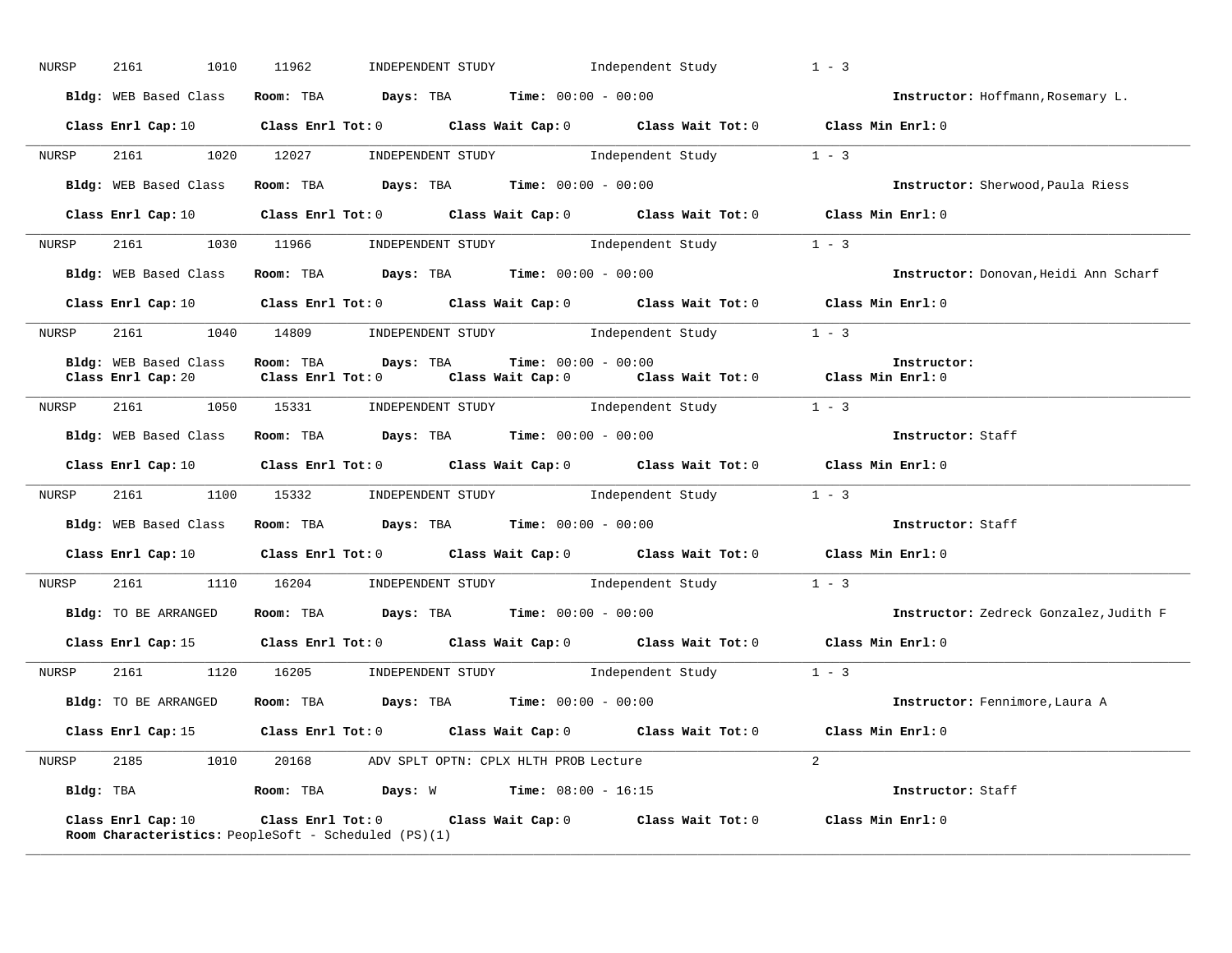NURSP 2161 1010 11962 INDEPENDENT STUDY Independent Study 1 - 3

**Bldg:** WEB Based Class **Room:** TBA **Days:** TBA **Time:** 00:00 - 00:00 **Instructor:** Hoffmann,Rosemary L.

**Class Enrl Cap:** 10 **Class Enrl Tot:** 0 **Class Wait Cap:** 0 **Class Wait Tot:** 0 **Class Min Enrl:** 0

---

NURSP 2161 1020 12027 INDEPENDENT STUDY Independent Study 1 - 3

**Bldg:** WEB Based Class **Room:** TBA **Days:** TBA **Time:** 00:00 - 00:00 **Instructor:** Sherwood,Paula Riess

**Class Enrl Cap:** 10 **Class Enrl Tot:** 0 **Class Wait Cap:** 0 **Class Wait Tot:** 0 **Class Min Enrl:** 0

---

NURSP 2161 1030 11966 INDEPENDENT STUDY Independent Study 1 - 3

**Bldg:** WEB Based Class **Room:** TBA **Days:** TBA **Time:** 00:00 - 00:00 **Instructor:** Donovan,Heidi Ann Scharf

**Class Enrl Cap:** 10 **Class Enrl Tot:** 0 **Class Wait Cap:** 0 **Class Wait Tot:** 0 **Class Min Enrl:** 0

---

NURSP 2161 1040 14809 INDEPENDENT STUDY Independent Study 1 - 3

**Bldg:** WEB Based Class **Room:** TBA **Days:** TBA **Time:** 00:00 - 00:00 **Instructor:**
**Class Enrl Cap:** 20 **Class Enrl Tot:** 0 **Class Wait Cap:** 0 **Class Wait Tot:** 0 **Class Min Enrl:** 0

---

NURSP 2161 1050 15331 INDEPENDENT STUDY Independent Study 1 - 3

**Bldg:** WEB Based Class **Room:** TBA **Days:** TBA **Time:** 00:00 - 00:00 **Instructor:** Staff

**Class Enrl Cap:** 10 **Class Enrl Tot:** 0 **Class Wait Cap:** 0 **Class Wait Tot:** 0 **Class Min Enrl:** 0

---

NURSP 2161 1100 15332 INDEPENDENT STUDY Independent Study 1 - 3

**Bldg:** WEB Based Class **Room:** TBA **Days:** TBA **Time:** 00:00 - 00:00 **Instructor:** Staff

**Class Enrl Cap:** 10 **Class Enrl Tot:** 0 **Class Wait Cap:** 0 **Class Wait Tot:** 0 **Class Min Enrl:** 0

---

NURSP 2161 1110 16204 INDEPENDENT STUDY Independent Study 1 - 3

**Bldg:** TO BE ARRANGED **Room:** TBA **Days:** TBA **Time:** 00:00 - 00:00 **Instructor:** Zedreck Gonzalez,Judith F

**Class Enrl Cap:** 15 **Class Enrl Tot:** 0 **Class Wait Cap:** 0 **Class Wait Tot:** 0 **Class Min Enrl:** 0

---

NURSP 2161 1120 16205 INDEPENDENT STUDY Independent Study 1 - 3

**Bldg:** TO BE ARRANGED **Room:** TBA **Days:** TBA **Time:** 00:00 - 00:00 **Instructor:** Fennimore,Laura A

**Class Enrl Cap:** 15 **Class Enrl Tot:** 0 **Class Wait Cap:** 0 **Class Wait Tot:** 0 **Class Min Enrl:** 0

---

NURSP 2185 1010 20168 ADV SPLT OPTN: CPLX HLTH PROB Lecture 2

**Bldg:** TBA **Room:** TBA **Days:** W **Time:** 08:00 - 16:15 **Instructor:** Staff

**Class Enrl Cap:** 10 **Class Enrl Tot:** 0 **Class Wait Cap:** 0 **Class Wait Tot:** 0 **Class Min Enrl:** 0
**Room Characteristics:** PeopleSoft - Scheduled (PS)(1)

---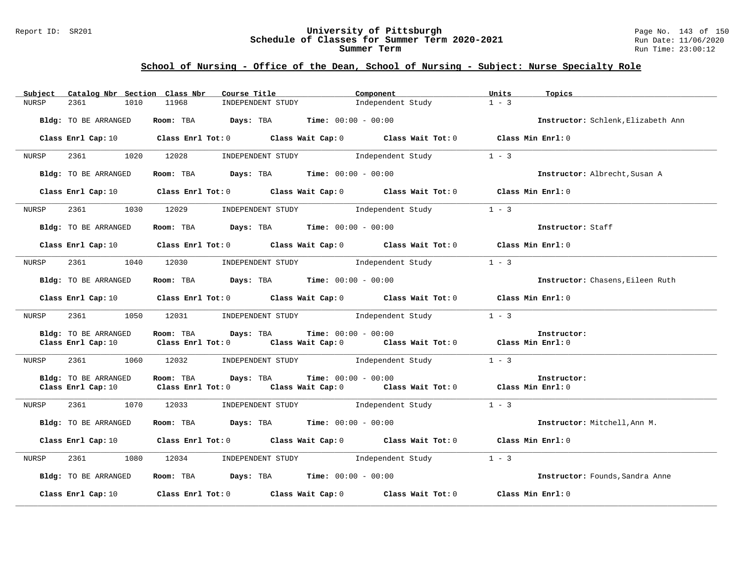## School of Nursing - Office of the Dean, School of Nursing - Subject: Nurse Specialty Role

| Subject | Catalog Nbr | Section | Class Nbr | Course Title | Component | Units | Topics |
|---|---|---|---|---|---|---|---|
| NURSP | 2361 | 1010 | 11968 | INDEPENDENT STUDY | Independent Study | 1 - 3 | |

**Bldg:** TO BE ARRANGED **Room:** TBA **Days:** TBA **Time:** 00:00 - 00:00 **Instructor:** Schlenk,Elizabeth Ann

**Class Enrl Cap:** 10 **Class Enrl Tot:** 0 **Class Wait Cap:** 0 **Class Wait Tot:** 0 **Class Min Enrl:** 0

| Subject | Catalog Nbr | Section | Class Nbr | Course Title | Component | Units | Topics |
|---|---|---|---|---|---|---|---|
| NURSP | 2361 | 1020 | 12028 | INDEPENDENT STUDY | Independent Study | 1 - 3 | |

**Bldg:** TO BE ARRANGED **Room:** TBA **Days:** TBA **Time:** 00:00 - 00:00 **Instructor:** Albrecht,Susan A

**Class Enrl Cap:** 10 **Class Enrl Tot:** 0 **Class Wait Cap:** 0 **Class Wait Tot:** 0 **Class Min Enrl:** 0

| Subject | Catalog Nbr | Section | Class Nbr | Course Title | Component | Units | Topics |
|---|---|---|---|---|---|---|---|
| NURSP | 2361 | 1030 | 12029 | INDEPENDENT STUDY | Independent Study | 1 - 3 | |

**Bldg:** TO BE ARRANGED **Room:** TBA **Days:** TBA **Time:** 00:00 - 00:00 **Instructor:** Staff

**Class Enrl Cap:** 10 **Class Enrl Tot:** 0 **Class Wait Cap:** 0 **Class Wait Tot:** 0 **Class Min Enrl:** 0

| Subject | Catalog Nbr | Section | Class Nbr | Course Title | Component | Units | Topics |
|---|---|---|---|---|---|---|---|
| NURSP | 2361 | 1040 | 12030 | INDEPENDENT STUDY | Independent Study | 1 - 3 | |

**Bldg:** TO BE ARRANGED **Room:** TBA **Days:** TBA **Time:** 00:00 - 00:00 **Instructor:** Chasens,Eileen Ruth

**Class Enrl Cap:** 10 **Class Enrl Tot:** 0 **Class Wait Cap:** 0 **Class Wait Tot:** 0 **Class Min Enrl:** 0

| Subject | Catalog Nbr | Section | Class Nbr | Course Title | Component | Units | Topics |
|---|---|---|---|---|---|---|---|
| NURSP | 2361 | 1050 | 12031 | INDEPENDENT STUDY | Independent Study | 1 - 3 | |

**Bldg:** TO BE ARRANGED **Room:** TBA **Days:** TBA **Time:** 00:00 - 00:00 **Instructor:**

**Class Enrl Cap:** 10 **Class Enrl Tot:** 0 **Class Wait Cap:** 0 **Class Wait Tot:** 0 **Class Min Enrl:** 0

| Subject | Catalog Nbr | Section | Class Nbr | Course Title | Component | Units | Topics |
|---|---|---|---|---|---|---|---|
| NURSP | 2361 | 1060 | 12032 | INDEPENDENT STUDY | Independent Study | 1 - 3 | |

**Bldg:** TO BE ARRANGED **Room:** TBA **Days:** TBA **Time:** 00:00 - 00:00 **Instructor:**

**Class Enrl Cap:** 10 **Class Enrl Tot:** 0 **Class Wait Cap:** 0 **Class Wait Tot:** 0 **Class Min Enrl:** 0

| Subject | Catalog Nbr | Section | Class Nbr | Course Title | Component | Units | Topics |
|---|---|---|---|---|---|---|---|
| NURSP | 2361 | 1070 | 12033 | INDEPENDENT STUDY | Independent Study | 1 - 3 | |

**Bldg:** TO BE ARRANGED **Room:** TBA **Days:** TBA **Time:** 00:00 - 00:00 **Instructor:** Mitchell,Ann M.

**Class Enrl Cap:** 10 **Class Enrl Tot:** 0 **Class Wait Cap:** 0 **Class Wait Tot:** 0 **Class Min Enrl:** 0

| Subject | Catalog Nbr | Section | Class Nbr | Course Title | Component | Units | Topics |
|---|---|---|---|---|---|---|---|
| NURSP | 2361 | 1080 | 12034 | INDEPENDENT STUDY | Independent Study | 1 - 3 | |

**Bldg:** TO BE ARRANGED **Room:** TBA **Days:** TBA **Time:** 00:00 - 00:00 **Instructor:** Founds,Sandra Anne

**Class Enrl Cap:** 10 **Class Enrl Tot:** 0 **Class Wait Cap:** 0 **Class Wait Tot:** 0 **Class Min Enrl:** 0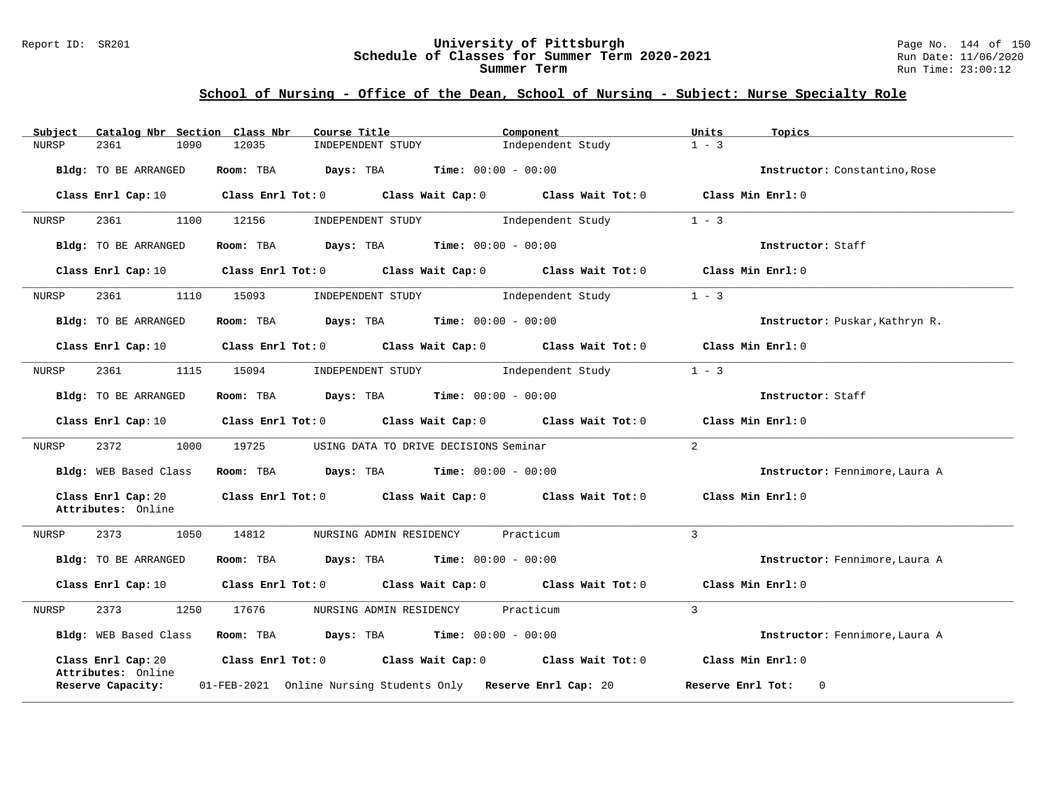## School of Nursing - Office of the Dean, School of Nursing - Subject: Nurse Specialty Role

| Subject | Catalog Nbr | Section | Class Nbr | Course Title | Component | Units | Topics |
|---|---|---|---|---|---|---|---|
| NURSP | 2361 | 1090 | 12035 | INDEPENDENT STUDY | Independent Study | 1 - 3 | |

**Bldg:** TO BE ARRANGED **Room:** TBA **Days:** TBA **Time:** 00:00 - 00:00 **Instructor:** Constantino,Rose

**Class Enrl Cap:** 10 **Class Enrl Tot:** 0 **Class Wait Cap:** 0 **Class Wait Tot:** 0 **Class Min Enrl:** 0

---

| Subject | Catalog Nbr | Section | Class Nbr | Course Title | Component | Units | Topics |
|---|---|---|---|---|---|---|---|
| NURSP | 2361 | 1100 | 12156 | INDEPENDENT STUDY | Independent Study | 1 - 3 | |

**Bldg:** TO BE ARRANGED **Room:** TBA **Days:** TBA **Time:** 00:00 - 00:00 **Instructor:** Staff

**Class Enrl Cap:** 10 **Class Enrl Tot:** 0 **Class Wait Cap:** 0 **Class Wait Tot:** 0 **Class Min Enrl:** 0

---

| Subject | Catalog Nbr | Section | Class Nbr | Course Title | Component | Units | Topics |
|---|---|---|---|---|---|---|---|
| NURSP | 2361 | 1110 | 15093 | INDEPENDENT STUDY | Independent Study | 1 - 3 | |

**Bldg:** TO BE ARRANGED **Room:** TBA **Days:** TBA **Time:** 00:00 - 00:00 **Instructor:** Puskar,Kathryn R.

**Class Enrl Cap:** 10 **Class Enrl Tot:** 0 **Class Wait Cap:** 0 **Class Wait Tot:** 0 **Class Min Enrl:** 0

---

| Subject | Catalog Nbr | Section | Class Nbr | Course Title | Component | Units | Topics |
|---|---|---|---|---|---|---|---|
| NURSP | 2361 | 1115 | 15094 | INDEPENDENT STUDY | Independent Study | 1 - 3 | |

**Bldg:** TO BE ARRANGED **Room:** TBA **Days:** TBA **Time:** 00:00 - 00:00 **Instructor:** Staff

**Class Enrl Cap:** 10 **Class Enrl Tot:** 0 **Class Wait Cap:** 0 **Class Wait Tot:** 0 **Class Min Enrl:** 0

---

| Subject | Catalog Nbr | Section | Class Nbr | Course Title | Component | Units | Topics |
|---|---|---|---|---|---|---|---|
| NURSP | 2372 | 1000 | 19725 | USING DATA TO DRIVE DECISIONS | Seminar | 2 | |

**Bldg:** WEB Based Class **Room:** TBA **Days:** TBA **Time:** 00:00 - 00:00 **Instructor:** Fennimore,Laura A

**Class Enrl Cap:** 20 **Class Enrl Tot:** 0 **Class Wait Cap:** 0 **Class Wait Tot:** 0 **Class Min Enrl:** 0
**Attributes:** Online

---

| Subject | Catalog Nbr | Section | Class Nbr | Course Title | Component | Units | Topics |
|---|---|---|---|---|---|---|---|
| NURSP | 2373 | 1050 | 14812 | NURSING ADMIN RESIDENCY | Practicum | 3 | |

**Bldg:** TO BE ARRANGED **Room:** TBA **Days:** TBA **Time:** 00:00 - 00:00 **Instructor:** Fennimore,Laura A

**Class Enrl Cap:** 10 **Class Enrl Tot:** 0 **Class Wait Cap:** 0 **Class Wait Tot:** 0 **Class Min Enrl:** 0

---

| Subject | Catalog Nbr | Section | Class Nbr | Course Title | Component | Units | Topics |
|---|---|---|---|---|---|---|---|
| NURSP | 2373 | 1250 | 17676 | NURSING ADMIN RESIDENCY | Practicum | 3 | |

**Bldg:** WEB Based Class **Room:** TBA **Days:** TBA **Time:** 00:00 - 00:00 **Instructor:** Fennimore,Laura A

**Class Enrl Cap:** 20 **Class Enrl Tot:** 0 **Class Wait Cap:** 0 **Class Wait Tot:** 0 **Class Min Enrl:** 0
**Attributes:** Online
**Reserve Capacity:** 01-FEB-2021 Online Nursing Students Only **Reserve Enrl Cap:** 20 **Reserve Enrl Tot:** 0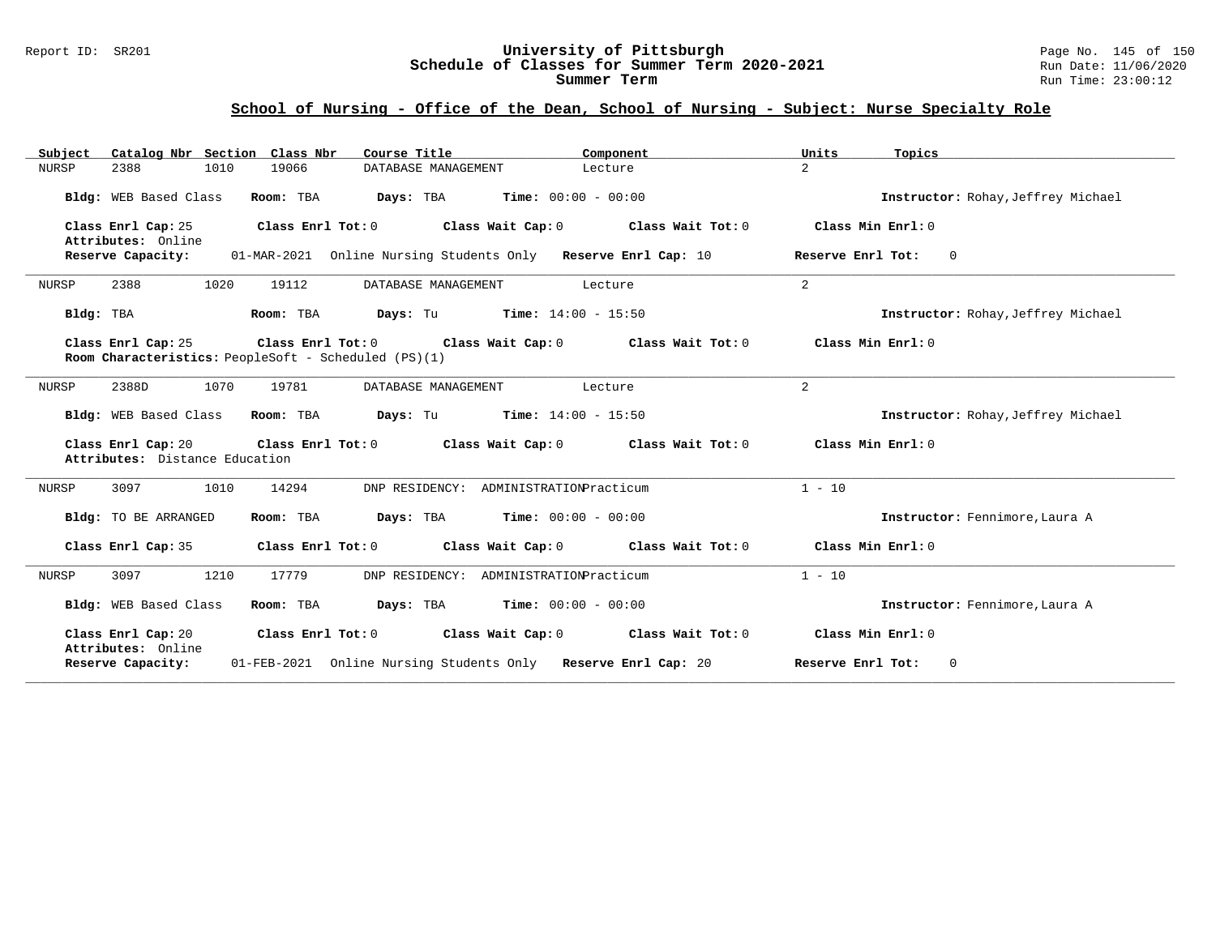## School of Nursing - Office of the Dean, School of Nursing - Subject: Nurse Specialty Role

| Subject | Catalog Nbr | Section | Class Nbr | Course Title | Component | Units | Topics |
|---|---|---|---|---|---|---|---|
| NURSP | 2388 | 1010 | 19066 | DATABASE MANAGEMENT | Lecture | 2 | |

**Bldg:** WEB Based Class **Room:** TBA **Days:** TBA **Time:** 00:00 - 00:00 **Instructor:** Rohay,Jeffrey Michael

**Class Enrl Cap:** 25 **Class Enrl Tot:** 0 **Class Wait Cap:** 0 **Class Wait Tot:** 0 **Class Min Enrl:** 0
**Attributes:** Online
**Reserve Capacity:** 01-MAR-2021 Online Nursing Students Only **Reserve Enrl Cap:** 10 **Reserve Enrl Tot:** 0

---

| Subject | Catalog Nbr | Section | Class Nbr | Course Title | Component | Units | Topics |
|---|---|---|---|---|---|---|---|
| NURSP | 2388 | 1020 | 19112 | DATABASE MANAGEMENT | Lecture | 2 | |

**Bldg:** TBA **Room:** TBA **Days:** Tu **Time:** 14:00 - 15:50 **Instructor:** Rohay,Jeffrey Michael

**Class Enrl Cap:** 25 **Class Enrl Tot:** 0 **Class Wait Cap:** 0 **Class Wait Tot:** 0 **Class Min Enrl:** 0
**Room Characteristics:** PeopleSoft - Scheduled (PS)(1)

---

| Subject | Catalog Nbr | Section | Class Nbr | Course Title | Component | Units | Topics |
|---|---|---|---|---|---|---|---|
| NURSP | 2388D | 1070 | 19781 | DATABASE MANAGEMENT | Lecture | 2 | |

**Bldg:** WEB Based Class **Room:** TBA **Days:** Tu **Time:** 14:00 - 15:50 **Instructor:** Rohay,Jeffrey Michael

**Class Enrl Cap:** 20 **Class Enrl Tot:** 0 **Class Wait Cap:** 0 **Class Wait Tot:** 0 **Class Min Enrl:** 0
**Attributes:** Distance Education

---

| Subject | Catalog Nbr | Section | Class Nbr | Course Title | Component | Units | Topics |
|---|---|---|---|---|---|---|---|
| NURSP | 3097 | 1010 | 14294 | DNP RESIDENCY: ADMINISTRATION | Practicum | 1 - 10 | |

**Bldg:** TO BE ARRANGED **Room:** TBA **Days:** TBA **Time:** 00:00 - 00:00 **Instructor:** Fennimore,Laura A

**Class Enrl Cap:** 35 **Class Enrl Tot:** 0 **Class Wait Cap:** 0 **Class Wait Tot:** 0 **Class Min Enrl:** 0

---

| Subject | Catalog Nbr | Section | Class Nbr | Course Title | Component | Units | Topics |
|---|---|---|---|---|---|---|---|
| NURSP | 3097 | 1210 | 17779 | DNP RESIDENCY: ADMINISTRATION | Practicum | 1 - 10 | |

**Bldg:** WEB Based Class **Room:** TBA **Days:** TBA **Time:** 00:00 - 00:00 **Instructor:** Fennimore,Laura A

**Class Enrl Cap:** 20 **Class Enrl Tot:** 0 **Class Wait Cap:** 0 **Class Wait Tot:** 0 **Class Min Enrl:** 0
**Attributes:** Online
**Reserve Capacity:** 01-FEB-2021 Online Nursing Students Only **Reserve Enrl Cap:** 20 **Reserve Enrl Tot:** 0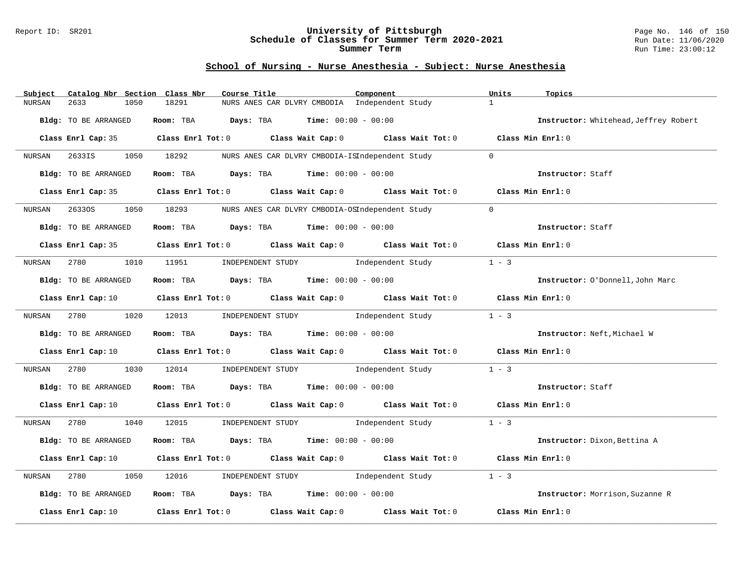## School of Nursing - Nurse Anesthesia - Subject: Nurse Anesthesia

| Subject | Catalog Nbr | Section | Class Nbr | Course Title | Component | Units | Topics |
|---|---|---|---|---|---|---|---|
| NURSAN | 2633 | 1050 | 18291 | NURS ANES CAR DLVRY CMBODIA | Independent Study | 1 | |

**Bldg:** TO BE ARRANGED **Room:** TBA **Days:** TBA **Time:** 00:00 - 00:00 **Instructor:** Whitehead,Jeffrey Robert

**Class Enrl Cap:** 35 **Class Enrl Tot:** 0 **Class Wait Cap:** 0 **Class Wait Tot:** 0 **Class Min Enrl:** 0

---

| Subject | Catalog Nbr | Section | Class Nbr | Course Title | Component | Units | Topics |
|---|---|---|---|---|---|---|---|
| NURSAN | 2633IS | 1050 | 18292 | NURS ANES CAR DLVRY CMBODIA-IS | Independent Study | 0 | |

**Bldg:** TO BE ARRANGED **Room:** TBA **Days:** TBA **Time:** 00:00 - 00:00 **Instructor:** Staff

**Class Enrl Cap:** 35 **Class Enrl Tot:** 0 **Class Wait Cap:** 0 **Class Wait Tot:** 0 **Class Min Enrl:** 0

---

| Subject | Catalog Nbr | Section | Class Nbr | Course Title | Component | Units | Topics |
|---|---|---|---|---|---|---|---|
| NURSAN | 2633OS | 1050 | 18293 | NURS ANES CAR DLVRY CMBODIA-OS | Independent Study | 0 | |

**Bldg:** TO BE ARRANGED **Room:** TBA **Days:** TBA **Time:** 00:00 - 00:00 **Instructor:** Staff

**Class Enrl Cap:** 35 **Class Enrl Tot:** 0 **Class Wait Cap:** 0 **Class Wait Tot:** 0 **Class Min Enrl:** 0

---

| Subject | Catalog Nbr | Section | Class Nbr | Course Title | Component | Units | Topics |
|---|---|---|---|---|---|---|---|
| NURSAN | 2780 | 1010 | 11951 | INDEPENDENT STUDY | Independent Study | 1 - 3 | |

**Bldg:** TO BE ARRANGED **Room:** TBA **Days:** TBA **Time:** 00:00 - 00:00 **Instructor:** O'Donnell,John Marc

**Class Enrl Cap:** 10 **Class Enrl Tot:** 0 **Class Wait Cap:** 0 **Class Wait Tot:** 0 **Class Min Enrl:** 0

---

| Subject | Catalog Nbr | Section | Class Nbr | Course Title | Component | Units | Topics |
|---|---|---|---|---|---|---|---|
| NURSAN | 2780 | 1020 | 12013 | INDEPENDENT STUDY | Independent Study | 1 - 3 | |

**Bldg:** TO BE ARRANGED **Room:** TBA **Days:** TBA **Time:** 00:00 - 00:00 **Instructor:** Neft,Michael W

**Class Enrl Cap:** 10 **Class Enrl Tot:** 0 **Class Wait Cap:** 0 **Class Wait Tot:** 0 **Class Min Enrl:** 0

---

| Subject | Catalog Nbr | Section | Class Nbr | Course Title | Component | Units | Topics |
|---|---|---|---|---|---|---|---|
| NURSAN | 2780 | 1030 | 12014 | INDEPENDENT STUDY | Independent Study | 1 - 3 | |

**Bldg:** TO BE ARRANGED **Room:** TBA **Days:** TBA **Time:** 00:00 - 00:00 **Instructor:** Staff

**Class Enrl Cap:** 10 **Class Enrl Tot:** 0 **Class Wait Cap:** 0 **Class Wait Tot:** 0 **Class Min Enrl:** 0

---

| Subject | Catalog Nbr | Section | Class Nbr | Course Title | Component | Units | Topics |
|---|---|---|---|---|---|---|---|
| NURSAN | 2780 | 1040 | 12015 | INDEPENDENT STUDY | Independent Study | 1 - 3 | |

**Bldg:** TO BE ARRANGED **Room:** TBA **Days:** TBA **Time:** 00:00 - 00:00 **Instructor:** Dixon,Bettina A

**Class Enrl Cap:** 10 **Class Enrl Tot:** 0 **Class Wait Cap:** 0 **Class Wait Tot:** 0 **Class Min Enrl:** 0

---

| Subject | Catalog Nbr | Section | Class Nbr | Course Title | Component | Units | Topics |
|---|---|---|---|---|---|---|---|
| NURSAN | 2780 | 1050 | 12016 | INDEPENDENT STUDY | Independent Study | 1 - 3 | |

**Bldg:** TO BE ARRANGED **Room:** TBA **Days:** TBA **Time:** 00:00 - 00:00 **Instructor:** Morrison,Suzanne R

**Class Enrl Cap:** 10 **Class Enrl Tot:** 0 **Class Wait Cap:** 0 **Class Wait Tot:** 0 **Class Min Enrl:** 0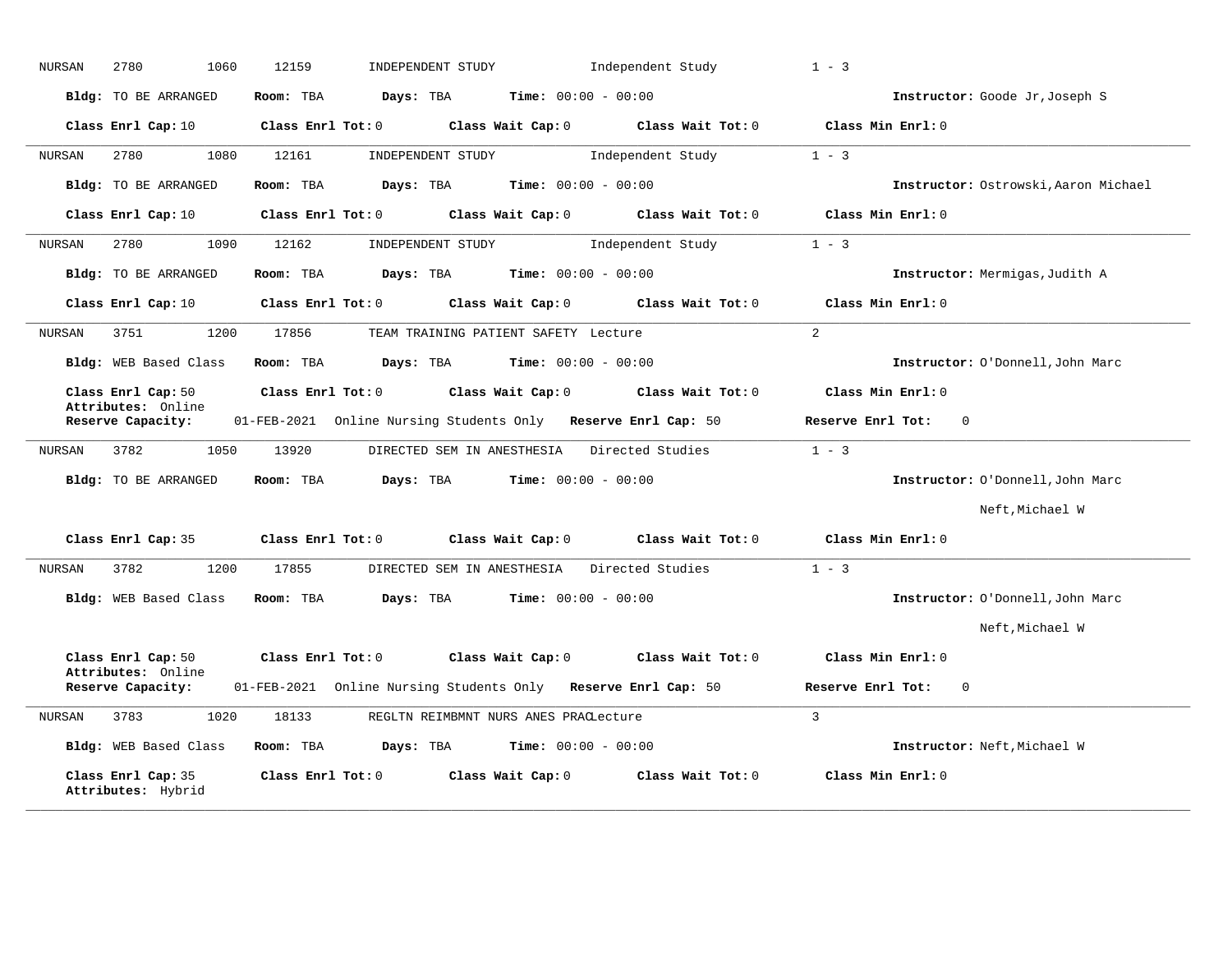NURSAN 2780 1060 12159 INDEPENDENT STUDY Independent Study 1 - 3

**Bldg:** TO BE ARRANGED **Room:** TBA **Days:** TBA **Time:** 00:00 - 00:00 **Instructor:** Goode Jr,Joseph S

**Class Enrl Cap:** 10 **Class Enrl Tot:** 0 **Class Wait Cap:** 0 **Class Wait Tot:** 0 **Class Min Enrl:** 0

---

NURSAN 2780 1080 12161 INDEPENDENT STUDY Independent Study 1 - 3

**Bldg:** TO BE ARRANGED **Room:** TBA **Days:** TBA **Time:** 00:00 - 00:00 **Instructor:** Ostrowski,Aaron Michael

**Class Enrl Cap:** 10 **Class Enrl Tot:** 0 **Class Wait Cap:** 0 **Class Wait Tot:** 0 **Class Min Enrl:** 0

---

NURSAN 2780 1090 12162 INDEPENDENT STUDY Independent Study 1 - 3

**Bldg:** TO BE ARRANGED **Room:** TBA **Days:** TBA **Time:** 00:00 - 00:00 **Instructor:** Mermigas,Judith A

**Class Enrl Cap:** 10 **Class Enrl Tot:** 0 **Class Wait Cap:** 0 **Class Wait Tot:** 0 **Class Min Enrl:** 0

---

NURSAN 3751 1200 17856 TEAM TRAINING PATIENT SAFETY Lecture 2

**Bldg:** WEB Based Class **Room:** TBA **Days:** TBA **Time:** 00:00 - 00:00 **Instructor:** O'Donnell,John Marc

**Class Enrl Cap:** 50 **Class Enrl Tot:** 0 **Class Wait Cap:** 0 **Class Wait Tot:** 0 **Class Min Enrl:** 0
**Attributes:** Online
**Reserve Capacity:** 01-FEB-2021 Online Nursing Students Only **Reserve Enrl Cap:** 50 **Reserve Enrl Tot:** 0

---

NURSAN 3782 1050 13920 DIRECTED SEM IN ANESTHESIA Directed Studies 1 - 3

**Bldg:** TO BE ARRANGED **Room:** TBA **Days:** TBA **Time:** 00:00 - 00:00 **Instructor:** O'Donnell,John Marc
Neft,Michael W

**Class Enrl Cap:** 35 **Class Enrl Tot:** 0 **Class Wait Cap:** 0 **Class Wait Tot:** 0 **Class Min Enrl:** 0

---

NURSAN 3782 1200 17855 DIRECTED SEM IN ANESTHESIA Directed Studies 1 - 3

**Bldg:** WEB Based Class **Room:** TBA **Days:** TBA **Time:** 00:00 - 00:00 **Instructor:** O'Donnell,John Marc
Neft,Michael W

**Class Enrl Cap:** 50 **Class Enrl Tot:** 0 **Class Wait Cap:** 0 **Class Wait Tot:** 0 **Class Min Enrl:** 0
**Attributes:** Online
**Reserve Capacity:** 01-FEB-2021 Online Nursing Students Only **Reserve Enrl Cap:** 50 **Reserve Enrl Tot:** 0

---

NURSAN 3783 1020 18133 REGLTN REIMBMNT NURS ANES PRAC Lecture 3

**Bldg:** WEB Based Class **Room:** TBA **Days:** TBA **Time:** 00:00 - 00:00 **Instructor:** Neft,Michael W

**Class Enrl Cap:** 35 **Class Enrl Tot:** 0 **Class Wait Cap:** 0 **Class Wait Tot:** 0 **Class Min Enrl:** 0
**Attributes:** Hybrid

---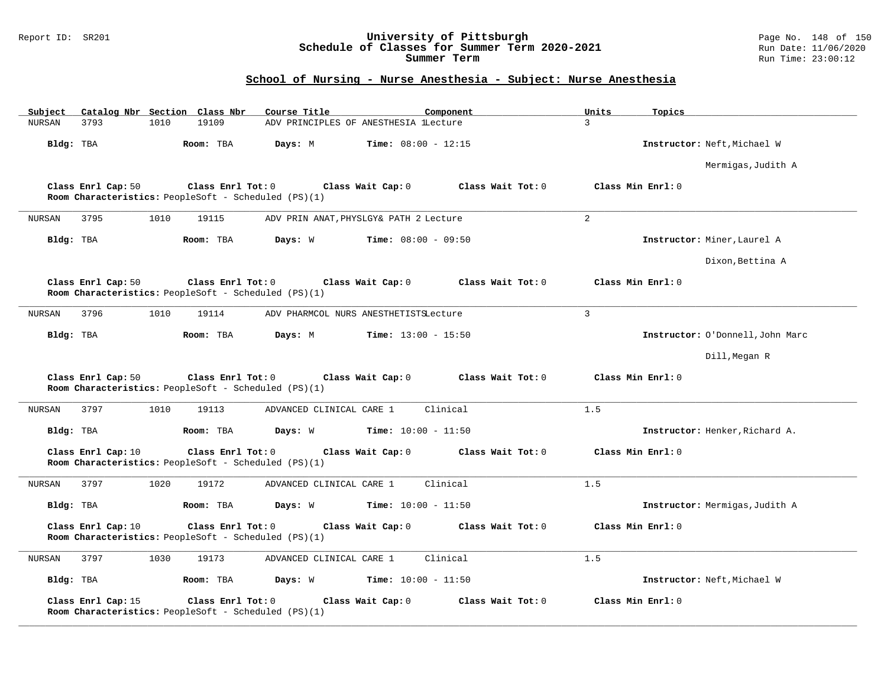University of Pittsburgh
Schedule of Classes for Summer Term 2020-2021
Summer Term

## School of Nursing - Nurse Anesthesia - Subject: Nurse Anesthesia

| Subject | Catalog Nbr | Section | Class Nbr | Course Title | Component | Units | Topics |
|---|---|---|---|---|---|---|---|
| NURSAN | 3793 | 1010 | 19109 | ADV PRINCIPLES OF ANESTHESIA 1 | Lecture | 3 | |

**Bldg:** TBA **Room:** TBA **Days:** M **Time:** 08:00 - 12:15 **Instructor:** Neft,Michael W; Mermigas,Judith A

**Class Enrl Cap:** 50 **Class Enrl Tot:** 0 **Class Wait Cap:** 0 **Class Wait Tot:** 0 **Class Min Enrl:** 0
**Room Characteristics:** PeopleSoft - Scheduled (PS)(1)

---

| Subject | Catalog Nbr | Section | Class Nbr | Course Title | Component | Units | Topics |
|---|---|---|---|---|---|---|---|
| NURSAN | 3795 | 1010 | 19115 | ADV PRIN ANAT,PHYSLGY& PATH 2 | Lecture | 2 | |

**Bldg:** TBA **Room:** TBA **Days:** W **Time:** 08:00 - 09:50 **Instructor:** Miner,Laurel A; Dixon,Bettina A

**Class Enrl Cap:** 50 **Class Enrl Tot:** 0 **Class Wait Cap:** 0 **Class Wait Tot:** 0 **Class Min Enrl:** 0
**Room Characteristics:** PeopleSoft - Scheduled (PS)(1)

---

| Subject | Catalog Nbr | Section | Class Nbr | Course Title | Component | Units | Topics |
|---|---|---|---|---|---|---|---|
| NURSAN | 3796 | 1010 | 19114 | ADV PHARMCOL NURS ANESTHETISTS | Lecture | 3 | |

**Bldg:** TBA **Room:** TBA **Days:** M **Time:** 13:00 - 15:50 **Instructor:** O'Donnell,John Marc; Dill,Megan R

**Class Enrl Cap:** 50 **Class Enrl Tot:** 0 **Class Wait Cap:** 0 **Class Wait Tot:** 0 **Class Min Enrl:** 0
**Room Characteristics:** PeopleSoft - Scheduled (PS)(1)

---

| Subject | Catalog Nbr | Section | Class Nbr | Course Title | Component | Units | Topics |
|---|---|---|---|---|---|---|---|
| NURSAN | 3797 | 1010 | 19113 | ADVANCED CLINICAL CARE 1 | Clinical | 1.5 | |

**Bldg:** TBA **Room:** TBA **Days:** W **Time:** 10:00 - 11:50 **Instructor:** Henker,Richard A.

**Class Enrl Cap:** 10 **Class Enrl Tot:** 0 **Class Wait Cap:** 0 **Class Wait Tot:** 0 **Class Min Enrl:** 0
**Room Characteristics:** PeopleSoft - Scheduled (PS)(1)

---

| Subject | Catalog Nbr | Section | Class Nbr | Course Title | Component | Units | Topics |
|---|---|---|---|---|---|---|---|
| NURSAN | 3797 | 1020 | 19172 | ADVANCED CLINICAL CARE 1 | Clinical | 1.5 | |

**Bldg:** TBA **Room:** TBA **Days:** W **Time:** 10:00 - 11:50 **Instructor:** Mermigas,Judith A

**Class Enrl Cap:** 10 **Class Enrl Tot:** 0 **Class Wait Cap:** 0 **Class Wait Tot:** 0 **Class Min Enrl:** 0
**Room Characteristics:** PeopleSoft - Scheduled (PS)(1)

---

| Subject | Catalog Nbr | Section | Class Nbr | Course Title | Component | Units | Topics |
|---|---|---|---|---|---|---|---|
| NURSAN | 3797 | 1030 | 19173 | ADVANCED CLINICAL CARE 1 | Clinical | 1.5 | |

**Bldg:** TBA **Room:** TBA **Days:** W **Time:** 10:00 - 11:50 **Instructor:** Neft,Michael W

**Class Enrl Cap:** 15 **Class Enrl Tot:** 0 **Class Wait Cap:** 0 **Class Wait Tot:** 0 **Class Min Enrl:** 0
**Room Characteristics:** PeopleSoft - Scheduled (PS)(1)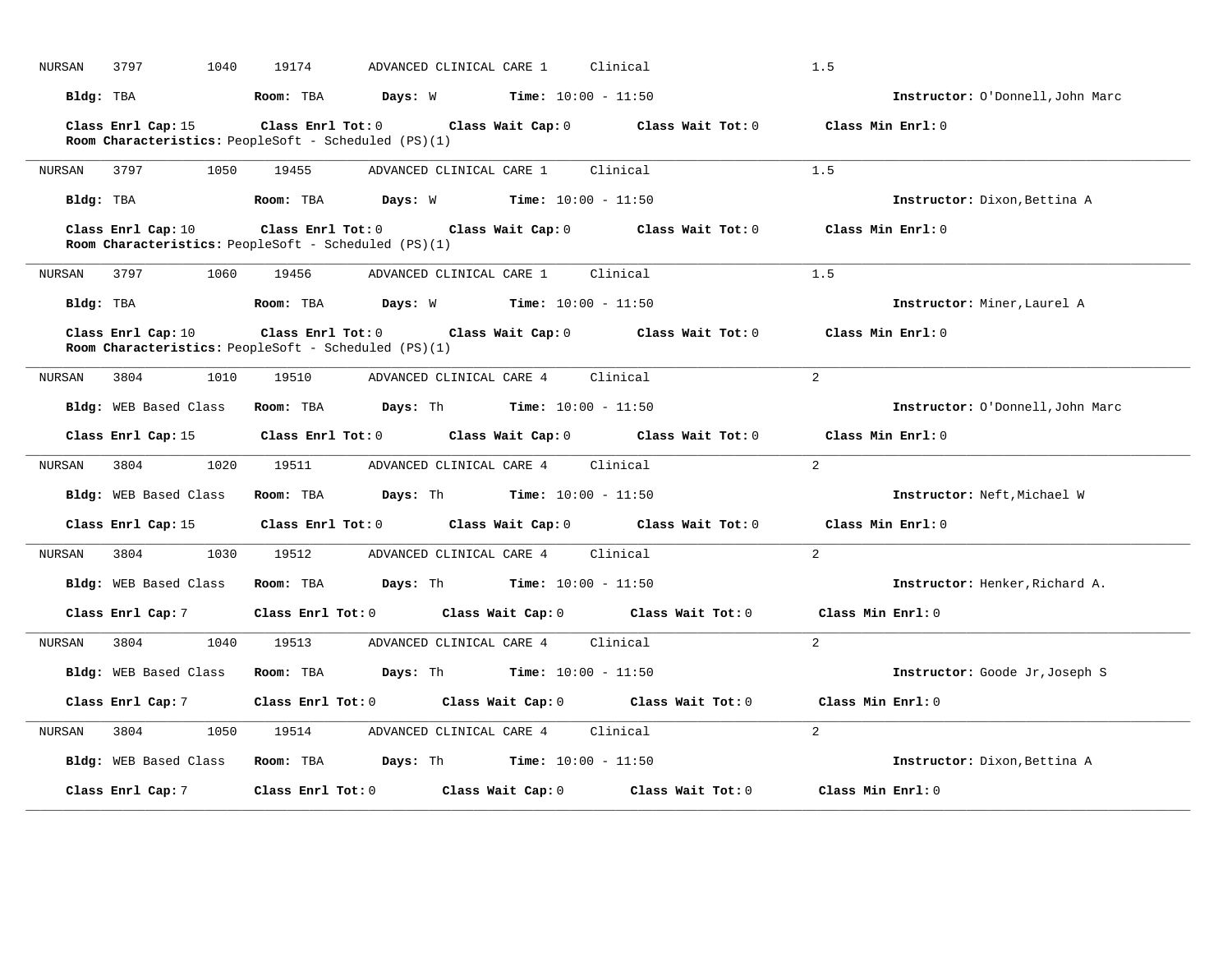NURSAN 3797 1040 19174 ADVANCED CLINICAL CARE 1 Clinical 1.5

**Bldg:** TBA **Room:** TBA **Days:** W **Time:** 10:00 - 11:50 **Instructor:** O'Donnell,John Marc

**Class Enrl Cap:** 15 **Class Enrl Tot:** 0 **Class Wait Cap:** 0 **Class Wait Tot:** 0 **Class Min Enrl:** 0
**Room Characteristics:** PeopleSoft - Scheduled (PS)(1)

---

NURSAN 3797 1050 19455 ADVANCED CLINICAL CARE 1 Clinical 1.5

**Bldg:** TBA **Room:** TBA **Days:** W **Time:** 10:00 - 11:50 **Instructor:** Dixon,Bettina A

**Class Enrl Cap:** 10 **Class Enrl Tot:** 0 **Class Wait Cap:** 0 **Class Wait Tot:** 0 **Class Min Enrl:** 0
**Room Characteristics:** PeopleSoft - Scheduled (PS)(1)

---

NURSAN 3797 1060 19456 ADVANCED CLINICAL CARE 1 Clinical 1.5

**Bldg:** TBA **Room:** TBA **Days:** W **Time:** 10:00 - 11:50 **Instructor:** Miner,Laurel A

**Class Enrl Cap:** 10 **Class Enrl Tot:** 0 **Class Wait Cap:** 0 **Class Wait Tot:** 0 **Class Min Enrl:** 0
**Room Characteristics:** PeopleSoft - Scheduled (PS)(1)

---

NURSAN 3804 1010 19510 ADVANCED CLINICAL CARE 4 Clinical 2

**Bldg:** WEB Based Class **Room:** TBA **Days:** Th **Time:** 10:00 - 11:50 **Instructor:** O'Donnell,John Marc

**Class Enrl Cap:** 15 **Class Enrl Tot:** 0 **Class Wait Cap:** 0 **Class Wait Tot:** 0 **Class Min Enrl:** 0

---

NURSAN 3804 1020 19511 ADVANCED CLINICAL CARE 4 Clinical 2

**Bldg:** WEB Based Class **Room:** TBA **Days:** Th **Time:** 10:00 - 11:50 **Instructor:** Neft,Michael W

**Class Enrl Cap:** 15 **Class Enrl Tot:** 0 **Class Wait Cap:** 0 **Class Wait Tot:** 0 **Class Min Enrl:** 0

---

NURSAN 3804 1030 19512 ADVANCED CLINICAL CARE 4 Clinical 2

**Bldg:** WEB Based Class **Room:** TBA **Days:** Th **Time:** 10:00 - 11:50 **Instructor:** Henker,Richard A.

**Class Enrl Cap:** 7 **Class Enrl Tot:** 0 **Class Wait Cap:** 0 **Class Wait Tot:** 0 **Class Min Enrl:** 0

---

NURSAN 3804 1040 19513 ADVANCED CLINICAL CARE 4 Clinical 2

**Bldg:** WEB Based Class **Room:** TBA **Days:** Th **Time:** 10:00 - 11:50 **Instructor:** Goode Jr,Joseph S

**Class Enrl Cap:** 7 **Class Enrl Tot:** 0 **Class Wait Cap:** 0 **Class Wait Tot:** 0 **Class Min Enrl:** 0

---

NURSAN 3804 1050 19514 ADVANCED CLINICAL CARE 4 Clinical 2

**Bldg:** WEB Based Class **Room:** TBA **Days:** Th **Time:** 10:00 - 11:50 **Instructor:** Dixon,Bettina A

**Class Enrl Cap:** 7 **Class Enrl Tot:** 0 **Class Wait Cap:** 0 **Class Wait Tot:** 0 **Class Min Enrl:** 0

---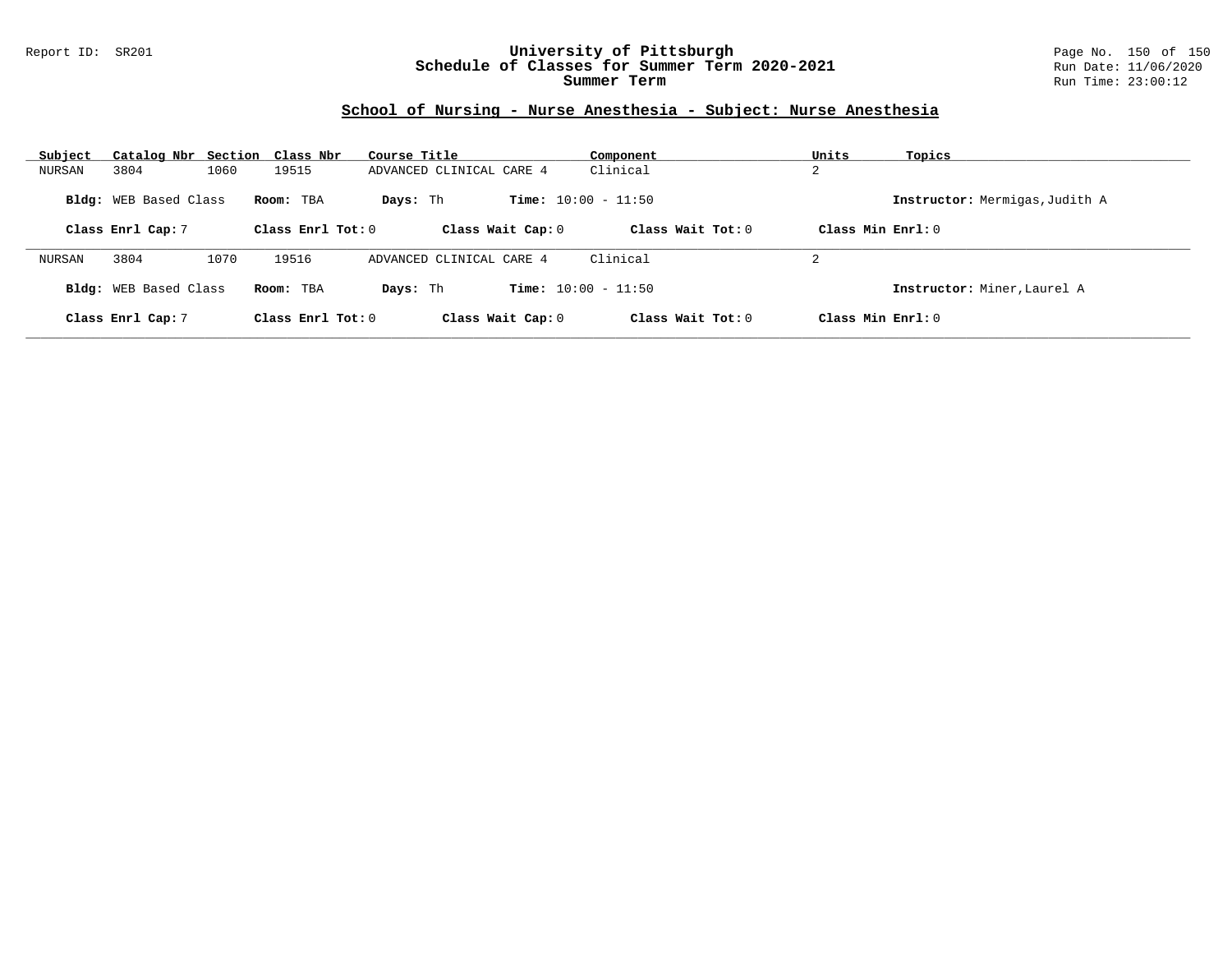## School of Nursing - Nurse Anesthesia - Subject: Nurse Anesthesia

| Subject | Catalog Nbr | Section | Class Nbr | Course Title | Component | Units | Topics |
|---|---|---|---|---|---|---|---|
| NURSAN | 3804 | 1060 | 19515 | ADVANCED CLINICAL CARE 4 | Clinical | 2 | |

**Bldg:** WEB Based Class **Room:** TBA **Days:** Th **Time:** 10:00 - 11:50 **Instructor:** Mermigas,Judith A

**Class Enrl Cap:** 7 **Class Enrl Tot:** 0 **Class Wait Cap:** 0 **Class Wait Tot:** 0 **Class Min Enrl:** 0

| Subject | Catalog Nbr | Section | Class Nbr | Course Title | Component | Units | Topics |
|---|---|---|---|---|---|---|---|
| NURSAN | 3804 | 1070 | 19516 | ADVANCED CLINICAL CARE 4 | Clinical | 2 | |

**Bldg:** WEB Based Class **Room:** TBA **Days:** Th **Time:** 10:00 - 11:50 **Instructor:** Miner,Laurel A

**Class Enrl Cap:** 7 **Class Enrl Tot:** 0 **Class Wait Cap:** 0 **Class Wait Tot:** 0 **Class Min Enrl:** 0